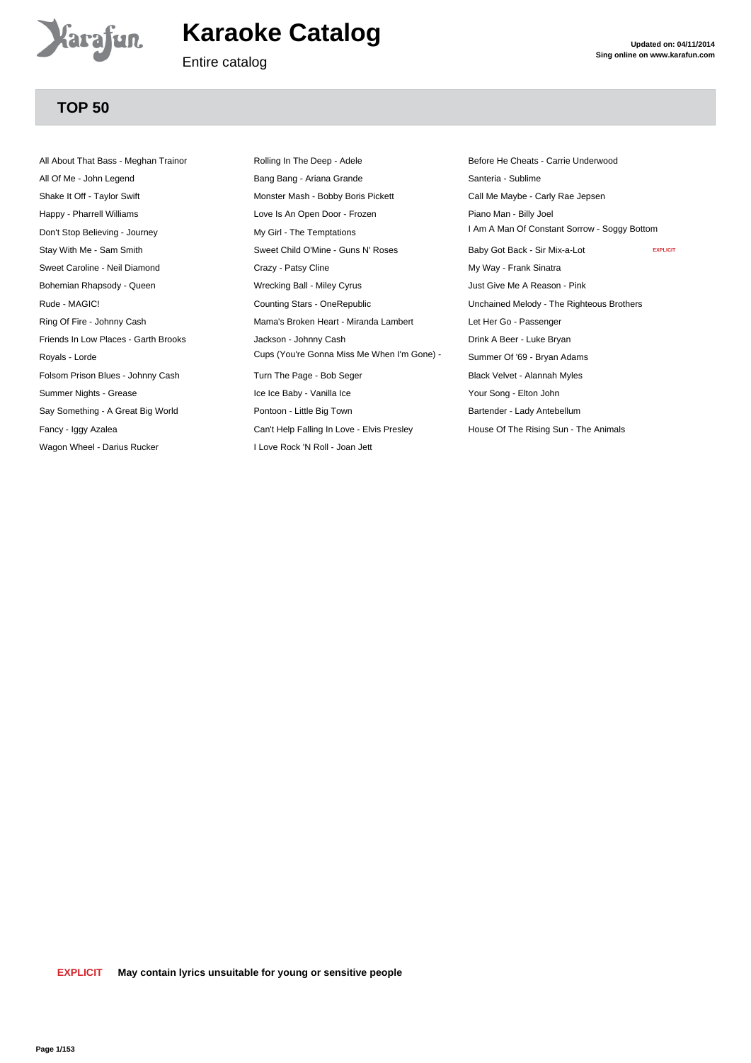# Karaoke Catalog

Entire catalog

**Updated on: 04/11/2014**
**Sing online on www.karafun.com**

## TOP 50

- All About That Bass - Meghan Trainor
- All Of Me - John Legend
- Shake It Off - Taylor Swift
- Happy - Pharrell Williams
- Don't Stop Believing - Journey
- Stay With Me - Sam Smith
- Sweet Caroline - Neil Diamond
- Bohemian Rhapsody - Queen
- Rude - MAGIC!
- Ring Of Fire - Johnny Cash
- Friends In Low Places - Garth Brooks
- Royals - Lorde
- Folsom Prison Blues - Johnny Cash
- Summer Nights - Grease
- Say Something - A Great Big World
- Fancy - Iggy Azalea
- Wagon Wheel - Darius Rucker
- Rolling In The Deep - Adele
- Bang Bang - Ariana Grande
- Monster Mash - Bobby Boris Pickett
- Love Is An Open Door - Frozen
- My Girl - The Temptations
- Sweet Child O'Mine - Guns N' Roses
- Crazy - Patsy Cline
- Wrecking Ball - Miley Cyrus
- Counting Stars - OneRepublic
- Mama's Broken Heart - Miranda Lambert
- Jackson - Johnny Cash
- Cups (You're Gonna Miss Me When I'm Gone) -
- Turn The Page - Bob Seger
- Ice Ice Baby - Vanilla Ice
- Pontoon - Little Big Town
- Can't Help Falling In Love - Elvis Presley
- I Love Rock 'N Roll - Joan Jett
- Before He Cheats - Carrie Underwood
- Santeria - Sublime
- Call Me Maybe - Carly Rae Jepsen
- Piano Man - Billy Joel
- I Am A Man Of Constant Sorrow - Soggy Bottom
- Baby Got Back - Sir Mix-a-Lot EXPLICIT
- My Way - Frank Sinatra
- Just Give Me A Reason - Pink
- Unchained Melody - The Righteous Brothers
- Let Her Go - Passenger
- Drink A Beer - Luke Bryan
- Summer Of '69 - Bryan Adams
- Black Velvet - Alannah Myles
- Your Song - Elton John
- Bartender - Lady Antebellum
- House Of The Rising Sun - The Animals

**EXPLICIT** **May contain lyrics unsuitable for young or sensitive people**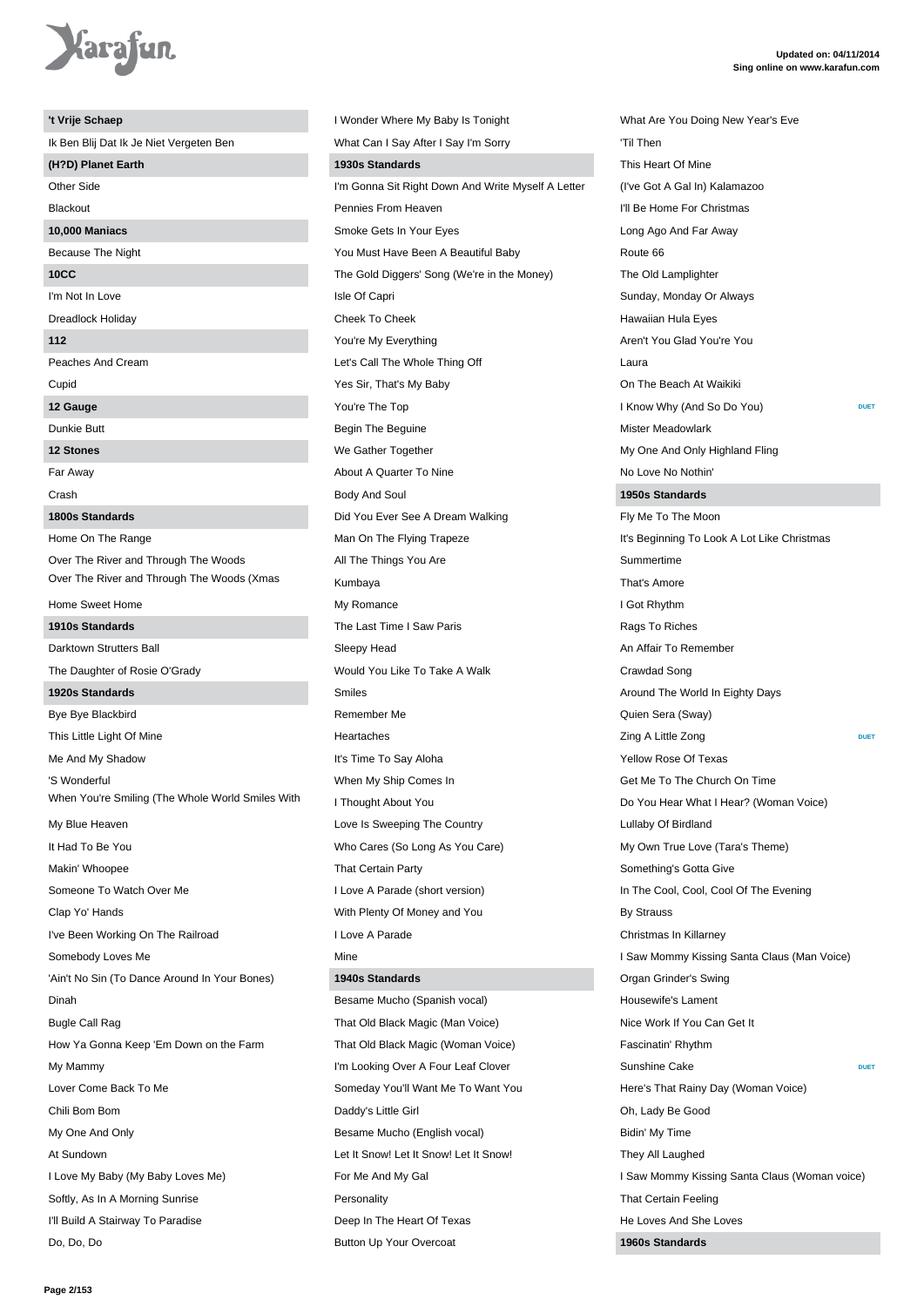**'t Vrije Schaep**

Ik Ben Blij Dat Ik Je Niet Vergeten Ben

**(H?D) Planet Earth**

Other Side

Blackout

**10,000 Maniacs**

Because The Night

**10CC**

I'm Not In Love

Dreadlock Holiday

**112**

Peaches And Cream

Cupid

**12 Gauge**

Dunkie Butt

**12 Stones**

Far Away

Crash

**1800s Standards**

Home On The Range

Over The River and Through The Woods

Over The River and Through The Woods (Xmas

Home Sweet Home

**1910s Standards**

Darktown Strutters Ball

The Daughter of Rosie O'Grady

**1920s Standards**

Bye Bye Blackbird

This Little Light Of Mine

Me And My Shadow

'S Wonderful

When You're Smiling (The Whole World Smiles With

My Blue Heaven

It Had To Be You

Makin' Whoopee

Someone To Watch Over Me

Clap Yo' Hands

I've Been Working On The Railroad

Somebody Loves Me

'Ain't No Sin (To Dance Around In Your Bones)

Dinah

Bugle Call Rag

How Ya Gonna Keep 'Em Down on the Farm

My Mammy

Lover Come Back To Me

Chili Bom Bom

My One And Only

At Sundown

I Love My Baby (My Baby Loves Me)

Softly, As In A Morning Sunrise

I'll Build A Stairway To Paradise

Do, Do, Do

I Wonder Where My Baby Is Tonight

What Can I Say After I Say I'm Sorry

**1930s Standards**

I'm Gonna Sit Right Down And Write Myself A Letter

Pennies From Heaven

Smoke Gets In Your Eyes

You Must Have Been A Beautiful Baby

The Gold Diggers' Song (We're in the Money)

Isle Of Capri

Cheek To Cheek

You're My Everything

Let's Call The Whole Thing Off

Yes Sir, That's My Baby

You're The Top

Begin The Beguine

We Gather Together

About A Quarter To Nine

Body And Soul

Did You Ever See A Dream Walking

Man On The Flying Trapeze

All The Things You Are

Kumbaya

My Romance

The Last Time I Saw Paris

Sleepy Head

Would You Like To Take A Walk

Smiles

Remember Me

Heartaches

It's Time To Say Aloha

When My Ship Comes In

I Thought About You

Love Is Sweeping The Country

Who Cares (So Long As You Care)

That Certain Party

I Love A Parade (short version)

With Plenty Of Money and You

I Love A Parade

Mine

**1940s Standards**

Besame Mucho (Spanish vocal)

That Old Black Magic (Man Voice)

That Old Black Magic (Woman Voice)

I'm Looking Over A Four Leaf Clover

Someday You'll Want Me To Want You

Daddy's Little Girl

Besame Mucho (English vocal)

Let It Snow! Let It Snow! Let It Snow!

For Me And My Gal

Personality

Deep In The Heart Of Texas

Button Up Your Overcoat

What Are You Doing New Year's Eve

'Til Then

This Heart Of Mine

(I've Got A Gal In) Kalamazoo

I'll Be Home For Christmas

Long Ago And Far Away

Route 66

The Old Lamplighter

Sunday, Monday Or Always

Hawaiian Hula Eyes

Aren't You Glad You're You

Laura

On The Beach At Waikiki

I Know Why (And So Do You) DUET

Mister Meadowlark

My One And Only Highland Fling

No Love No Nothin'

**1950s Standards**

Fly Me To The Moon

It's Beginning To Look A Lot Like Christmas

Summertime

That's Amore

I Got Rhythm

Rags To Riches

An Affair To Remember

Crawdad Song

Around The World In Eighty Days

Quien Sera (Sway)

Zing A Little Zong DUET

Yellow Rose Of Texas

Get Me To The Church On Time

Do You Hear What I Hear? (Woman Voice)

Lullaby Of Birdland

My Own True Love (Tara's Theme)

Something's Gotta Give

In The Cool, Cool, Cool Of The Evening

By Strauss

Christmas In Killarney

I Saw Mommy Kissing Santa Claus (Man Voice)

Organ Grinder's Swing

Housewife's Lament

Nice Work If You Can Get It

Fascinatin' Rhythm

Sunshine Cake DUET

Here's That Rainy Day (Woman Voice)

Oh, Lady Be Good

Bidin' My Time

They All Laughed

I Saw Mommy Kissing Santa Claus (Woman voice)

That Certain Feeling

He Loves And She Loves

**1960s Standards**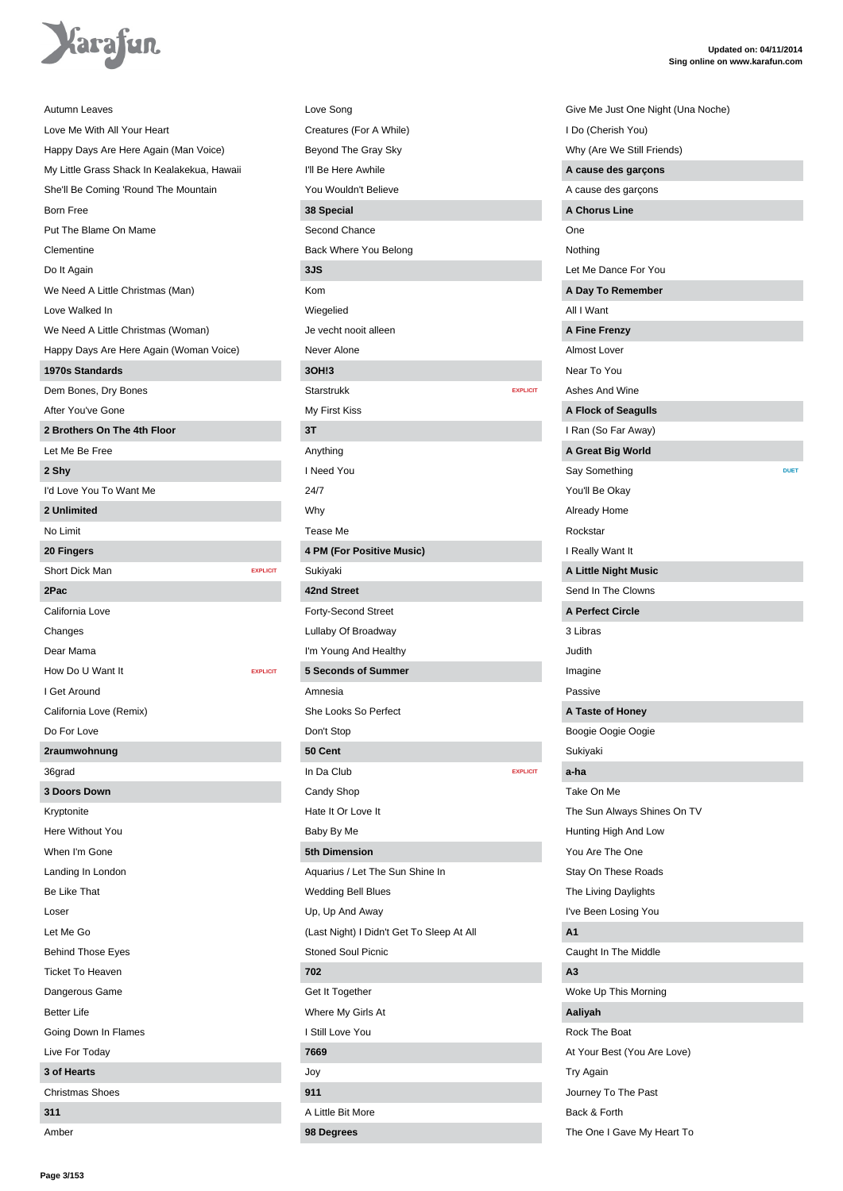Autumn Leaves
Love Me With All Your Heart
Happy Days Are Here Again (Man Voice)
My Little Grass Shack In Kealakekua, Hawaii
She'll Be Coming 'Round The Mountain
Born Free
Put The Blame On Mame
Clementine
Do It Again
We Need A Little Christmas (Man)
Love Walked In
We Need A Little Christmas (Woman)
Happy Days Are Here Again (Woman Voice)

**1970s Standards**

Dem Bones, Dry Bones
After You've Gone

**2 Brothers On The 4th Floor**

Let Me Be Free

**2 Shy**

I'd Love You To Want Me

**2 Unlimited**

No Limit

**20 Fingers**

Short Dick Man EXPLICIT

**2Pac**

California Love
Changes
Dear Mama
How Do U Want It EXPLICIT
I Get Around
California Love (Remix)
Do For Love

**2raumwohnung**

36grad

**3 Doors Down**

Kryptonite
Here Without You
When I'm Gone
Landing In London
Be Like That
Loser
Let Me Go
Behind Those Eyes
Ticket To Heaven
Dangerous Game
Better Life
Going Down In Flames
Live For Today

**3 of Hearts**

Christmas Shoes

**311**

Amber
Love Song
Creatures (For A While)
Beyond The Gray Sky
I'll Be Here Awhile
You Wouldn't Believe

**38 Special**

Second Chance
Back Where You Belong

**3JS**

Kom
Wiegelied
Je vecht nooit alleen
Never Alone

**3OH!3**

Starstrukk EXPLICIT
My First Kiss

**3T**

Anything
I Need You
24/7
Why
Tease Me

**4 PM (For Positive Music)**

Sukiyaki

**42nd Street**

Forty-Second Street
Lullaby Of Broadway
I'm Young And Healthy

**5 Seconds of Summer**

Amnesia
She Looks So Perfect
Don't Stop

**50 Cent**

In Da Club EXPLICIT
Candy Shop
Hate It Or Love It
Baby By Me

**5th Dimension**

Aquarius / Let The Sun Shine In
Wedding Bell Blues
Up, Up And Away
(Last Night) I Didn't Get To Sleep At All
Stoned Soul Picnic

**702**

Get It Together
Where My Girls At
I Still Love You

**7669**

Joy

**911**

A Little Bit More

**98 Degrees**

Give Me Just One Night (Una Noche)
I Do (Cherish You)
Why (Are We Still Friends)

**A cause des garçons**

A cause des garçons

**A Chorus Line**

One
Nothing
Let Me Dance For You

**A Day To Remember**

All I Want

**A Fine Frenzy**

Almost Lover
Near To You
Ashes And Wine

**A Flock of Seagulls**

I Ran (So Far Away)

**A Great Big World**

Say Something DUET
You'll Be Okay
Already Home
Rockstar
I Really Want It

**A Little Night Music**

Send In The Clowns

**A Perfect Circle**

3 Libras
Judith
Imagine
Passive

**A Taste of Honey**

Boogie Oogie Oogie
Sukiyaki

**a-ha**

Take On Me
The Sun Always Shines On TV
Hunting High And Low
You Are The One
Stay On These Roads
The Living Daylights
I've Been Losing You

**A1**

Caught In The Middle

**A3**

Woke Up This Morning

**Aaliyah**

Rock The Boat
At Your Best (You Are Love)
Try Again
Journey To The Past
Back & Forth
The One I Gave My Heart To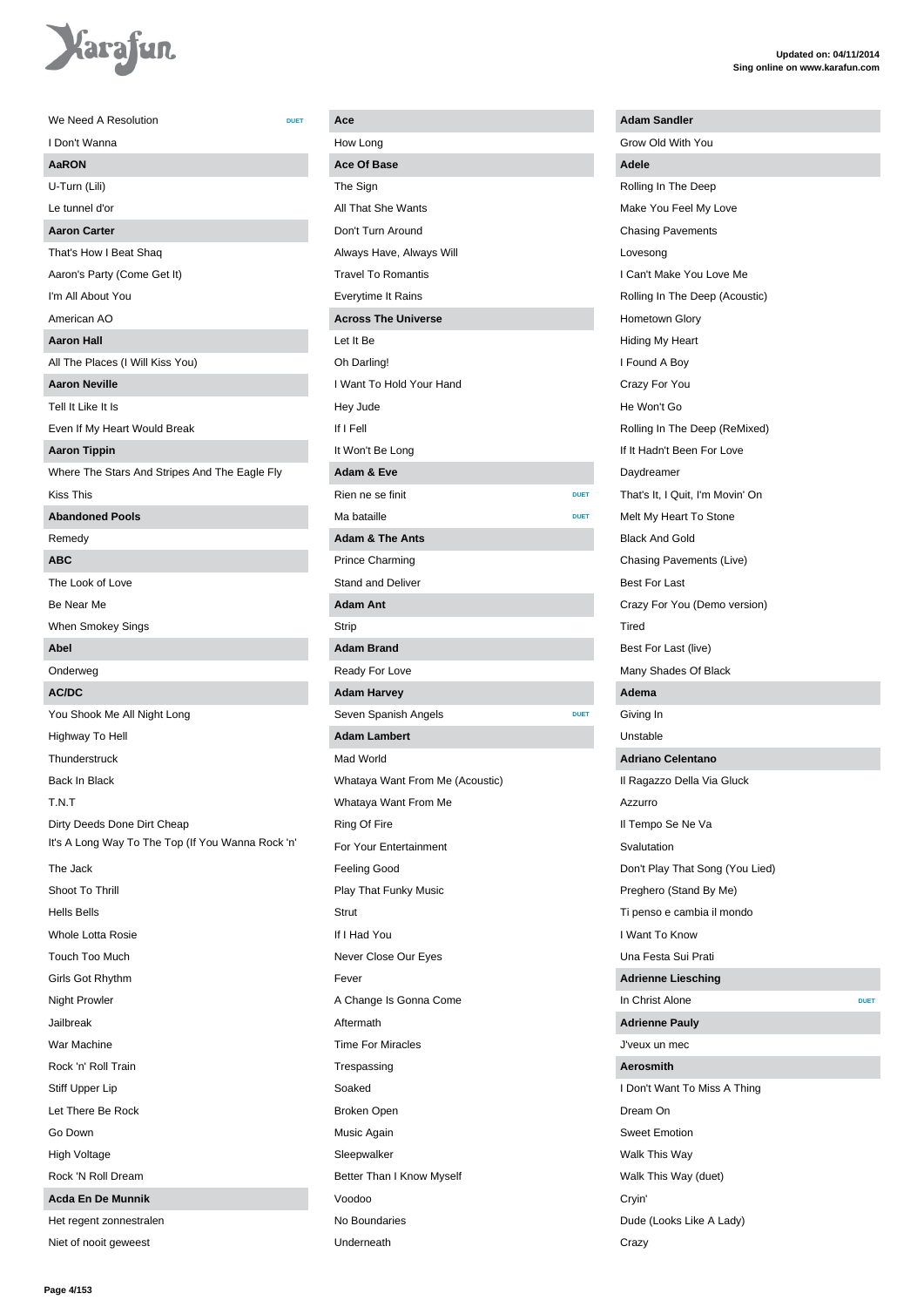We Need A Resolution DUET

I Don't Wanna

**AaRON**

U-Turn (Lili)

Le tunnel d'or

**Aaron Carter**

That's How I Beat Shaq

Aaron's Party (Come Get It)

I'm All About You

American AO

**Aaron Hall**

All The Places (I Will Kiss You)

**Aaron Neville**

Tell It Like It Is

Even If My Heart Would Break

**Aaron Tippin**

Where The Stars And Stripes And The Eagle Fly

Kiss This

**Abandoned Pools**

Remedy

**ABC**

The Look of Love

Be Near Me

When Smokey Sings

**Abel**

Onderweg

**AC/DC**

You Shook Me All Night Long

Highway To Hell

Thunderstruck

Back In Black

T.N.T

Dirty Deeds Done Dirt Cheap

It's A Long Way To The Top (If You Wanna Rock 'n'

The Jack

Shoot To Thrill

Hells Bells

Whole Lotta Rosie

Touch Too Much

Girls Got Rhythm

Night Prowler

Jailbreak

War Machine

Rock 'n' Roll Train

Stiff Upper Lip

Let There Be Rock

Go Down

High Voltage

Rock 'N Roll Dream

**Acda En De Munnik**

Het regent zonnestralen

Niet of nooit geweest

**Ace**

How Long

**Ace Of Base**

The Sign

All That She Wants

Don't Turn Around

Always Have, Always Will

Travel To Romantis

Everytime It Rains

**Across The Universe**

Let It Be

Oh Darling!

I Want To Hold Your Hand

Hey Jude

If I Fell

It Won't Be Long

**Adam & Eve**

Rien ne se finit DUET

Ma bataille DUET

**Adam & The Ants**

Prince Charming

Stand and Deliver

**Adam Ant**

Strip

**Adam Brand**

Ready For Love

**Adam Harvey**

Seven Spanish Angels DUET

**Adam Lambert**

Mad World

Whataya Want From Me (Acoustic)

Whataya Want From Me

Ring Of Fire

For Your Entertainment

Feeling Good

Play That Funky Music

Strut

If I Had You

Never Close Our Eyes

Fever

A Change Is Gonna Come

Aftermath

Time For Miracles

Trespassing

Soaked

Broken Open

Music Again

Sleepwalker

Better Than I Know Myself

Voodoo

No Boundaries

Underneath

**Adam Sandler**

Grow Old With You

**Adele**

Rolling In The Deep

Make You Feel My Love

Chasing Pavements

Lovesong

I Can't Make You Love Me

Rolling In The Deep (Acoustic)

Hometown Glory

Hiding My Heart

I Found A Boy

Crazy For You

He Won't Go

Rolling In The Deep (ReMixed)

If It Hadn't Been For Love

Daydreamer

That's It, I Quit, I'm Movin' On

Melt My Heart To Stone

Black And Gold

Chasing Pavements (Live)

Best For Last

Crazy For You (Demo version)

Tired

Best For Last (live)

Many Shades Of Black

**Adema**

Giving In

Unstable

**Adriano Celentano**

Il Ragazzo Della Via Gluck

Azzurro

Il Tempo Se Ne Va

Svalutation

Don't Play That Song (You Lied)

Preghero (Stand By Me)

Ti penso e cambia il mondo

I Want To Know

Una Festa Sui Prati

**Adrienne Liesching**

In Christ Alone DUET

**Adrienne Pauly**

J'veux un mec

**Aerosmith**

I Don't Want To Miss A Thing

Dream On

Sweet Emotion

Walk This Way

Walk This Way (duet)

Cryin'

Dude (Looks Like A Lady)

Crazy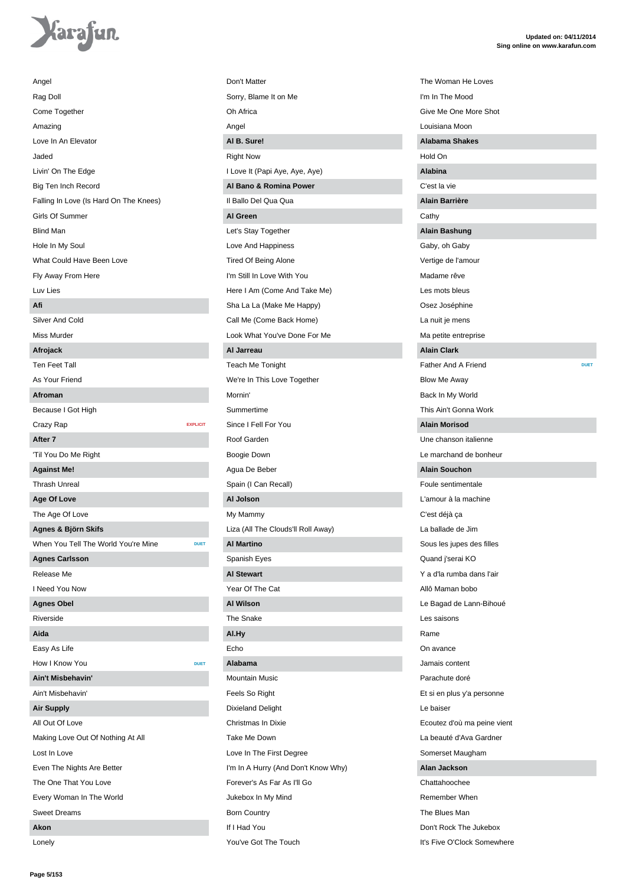Angel

Rag Doll

Come Together

Amazing

Love In An Elevator

Jaded

Livin' On The Edge

Big Ten Inch Record

Falling In Love (Is Hard On The Knees)

Girls Of Summer

Blind Man

Hole In My Soul

What Could Have Been Love

Fly Away From Here

Luv Lies

**Afi**

Silver And Cold

Miss Murder

**Afrojack**

Ten Feet Tall

As Your Friend

**Afroman**

Because I Got High

Crazy Rap — EXPLICIT

**After 7**

'Til You Do Me Right

**Against Me!**

Thrash Unreal

**Age Of Love**

The Age Of Love

**Agnes & Björn Skifs**

When You Tell The World You're Mine — DUET

**Agnes Carlsson**

Release Me

I Need You Now

**Agnes Obel**

Riverside

**Aida**

Easy As Life

How I Know You — DUET

**Ain't Misbehavin'**

Ain't Misbehavin'

**Air Supply**

All Out Of Love

Making Love Out Of Nothing At All

Lost In Love

Even The Nights Are Better

The One That You Love

Every Woman In The World

Sweet Dreams

**Akon**

Lonely

Don't Matter

Sorry, Blame It on Me

Oh Africa

Angel

**Al B. Sure!**

Right Now

I Love It (Papi Aye, Aye, Aye)

**Al Bano & Romina Power**

Il Ballo Del Qua Qua

**Al Green**

Let's Stay Together

Love And Happiness

Tired Of Being Alone

I'm Still In Love With You

Here I Am (Come And Take Me)

Sha La La (Make Me Happy)

Call Me (Come Back Home)

Look What You've Done For Me

**Al Jarreau**

Teach Me Tonight

We're In This Love Together

Mornin'

Summertime

Since I Fell For You

Roof Garden

Boogie Down

Agua De Beber

Spain (I Can Recall)

**Al Jolson**

My Mammy

Liza (All The Clouds'll Roll Away)

**Al Martino**

Spanish Eyes

**Al Stewart**

Year Of The Cat

**Al Wilson**

The Snake

**Al.Hy**

Echo

**Alabama**

Mountain Music

Feels So Right

Dixieland Delight

Christmas In Dixie

Take Me Down

Love In The First Degree

I'm In A Hurry (And Don't Know Why)

Forever's As Far As I'll Go

Jukebox In My Mind

Born Country

If I Had You

You've Got The Touch

The Woman He Loves

I'm In The Mood

Give Me One More Shot

Louisiana Moon

**Alabama Shakes**

Hold On

**Alabina**

C'est la vie

**Alain Barrière**

Cathy

**Alain Bashung**

Gaby, oh Gaby

Vertige de l'amour

Madame rêve

Les mots bleus

Osez Joséphine

La nuit je mens

Ma petite entreprise

**Alain Clark**

Father And A Friend — DUET

Blow Me Away

Back In My World

This Ain't Gonna Work

**Alain Morisod**

Une chanson italienne

Le marchand de bonheur

**Alain Souchon**

Foule sentimentale

L'amour à la machine

C'est déjà ça

La ballade de Jim

Sous les jupes des filles

Quand j'serai KO

Y a d'la rumba dans l'air

Allô Maman bobo

Le Bagad de Lann-Bihoué

Les saisons

Rame

On avance

Jamais content

Parachute doré

Et si en plus y'a personne

Le baiser

Ecoutez d'où ma peine vient

La beauté d'Ava Gardner

Somerset Maugham

**Alan Jackson**

Chattahoochee

Remember When

The Blues Man

Don't Rock The Jukebox

It's Five O'Clock Somewhere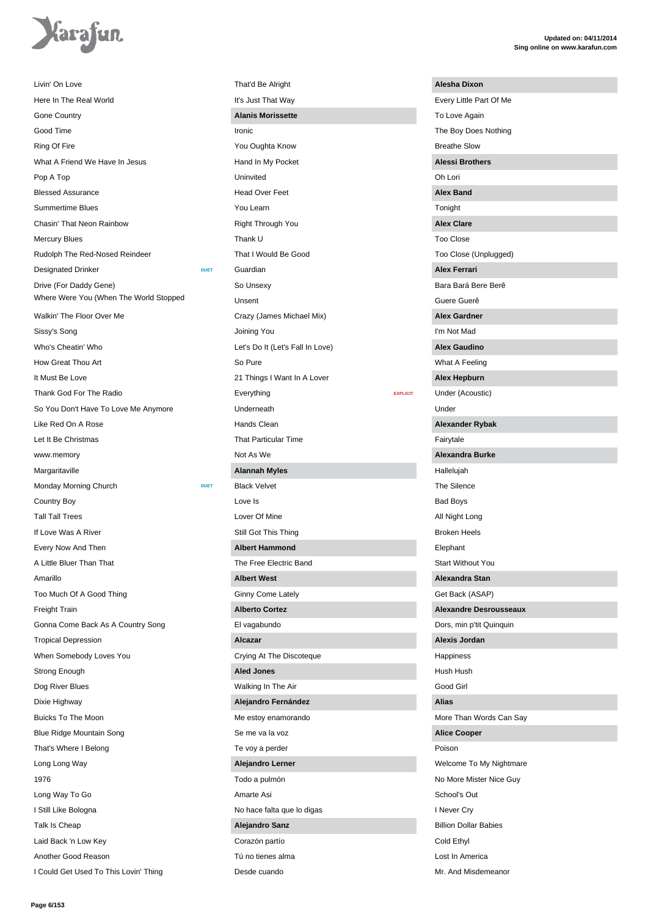Livin' On Love
Here In The Real World
Gone Country
Good Time
Ring Of Fire
What A Friend We Have In Jesus
Pop A Top
Blessed Assurance
Summertime Blues
Chasin' That Neon Rainbow
Mercury Blues
Rudolph The Red-Nosed Reindeer
Designated Drinker DUET
Drive (For Daddy Gene)
Where Were You (When The World Stopped
Walkin' The Floor Over Me
Sissy's Song
Who's Cheatin' Who
How Great Thou Art
It Must Be Love
Thank God For The Radio
So You Don't Have To Love Me Anymore
Like Red On A Rose
Let It Be Christmas
www.memory
Margaritaville
Monday Morning Church DUET
Country Boy
Tall Tall Trees
If Love Was A River
Every Now And Then
A Little Bluer Than That
Amarillo
Too Much Of A Good Thing
Freight Train
Gonna Come Back As A Country Song
Tropical Depression
When Somebody Loves You
Strong Enough
Dog River Blues
Dixie Highway
Buicks To The Moon
Blue Ridge Mountain Song
That's Where I Belong
Long Long Way
1976
Long Way To Go
I Still Like Bologna
Talk Is Cheap
Laid Back 'n Low Key
Another Good Reason
I Could Get Used To This Lovin' Thing
That'd Be Alright
It's Just That Way

**Alanis Morissette**

Ironic
You Oughta Know
Hand In My Pocket
Uninvited
Head Over Feet
You Learn
Right Through You
Thank U
That I Would Be Good
Guardian
So Unsexy
Unsent
Crazy (James Michael Mix)
Joining You
Let's Do It (Let's Fall In Love)
So Pure
21 Things I Want In A Lover
Everything EXPLICIT
Underneath
Hands Clean
That Particular Time
Not As We

**Alannah Myles**

Black Velvet
Love Is
Lover Of Mine
Still Got This Thing

**Albert Hammond**

The Free Electric Band

**Albert West**

Ginny Come Lately

**Alberto Cortez**

El vagabundo

**Alcazar**

Crying At The Discoteque

**Aled Jones**

Walking In The Air

**Alejandro Fernández**

Me estoy enamorando
Se me va la voz
Te voy a perder

**Alejandro Lerner**

Todo a pulmón
Amarte Asi
No hace falta que lo digas

**Alejandro Sanz**

Corazón partío
Tú no tienes alma
Desde cuando

**Alesha Dixon**

Every Little Part Of Me
To Love Again
The Boy Does Nothing
Breathe Slow

**Alessi Brothers**

Oh Lori

**Alex Band**

Tonight

**Alex Clare**

Too Close
Too Close (Unplugged)

**Alex Ferrari**

Bara Bará Bere Berê
Guere Guerê

**Alex Gardner**

I'm Not Mad

**Alex Gaudino**

What A Feeling

**Alex Hepburn**

Under (Acoustic)
Under

**Alexander Rybak**

Fairytale

**Alexandra Burke**

Hallelujah
The Silence
Bad Boys
All Night Long
Broken Heels
Elephant
Start Without You

**Alexandra Stan**

Get Back (ASAP)

**Alexandre Desrousseaux**

Dors, min p'tit Quinquin

**Alexis Jordan**

Happiness
Hush Hush
Good Girl

**Alias**

More Than Words Can Say

**Alice Cooper**

Poison
Welcome To My Nightmare
No More Mister Nice Guy
School's Out
I Never Cry
Billion Dollar Babies
Cold Ethyl
Lost In America
Mr. And Misdemeanor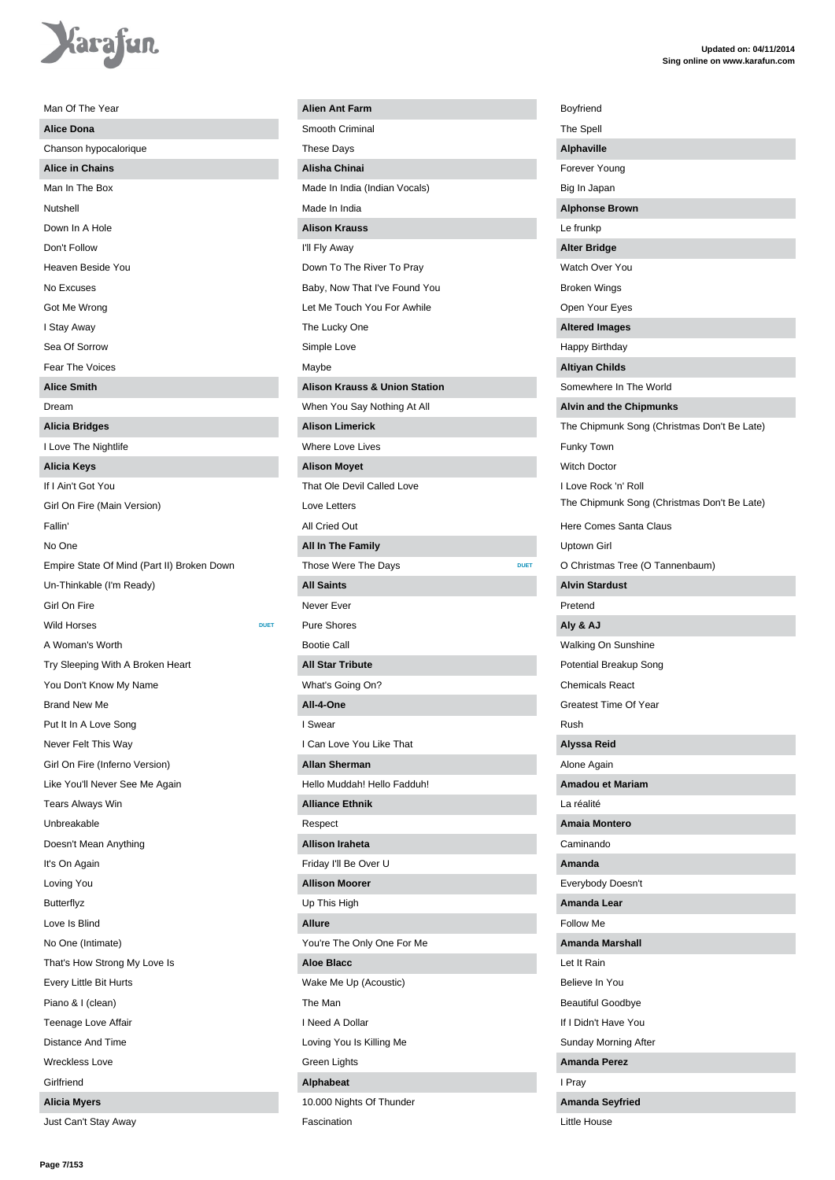Man Of The Year

**Alice Dona**

Chanson hypocalorique

**Alice in Chains**

Man In The Box

Nutshell

Down In A Hole

Don't Follow

Heaven Beside You

No Excuses

Got Me Wrong

I Stay Away

Sea Of Sorrow

Fear The Voices

**Alice Smith**

Dream

**Alicia Bridges**

I Love The Nightlife

**Alicia Keys**

If I Ain't Got You

Girl On Fire (Main Version)

Fallin'

No One

Empire State Of Mind (Part II) Broken Down

Un-Thinkable (I'm Ready)

Girl On Fire

Wild Horses DUET

A Woman's Worth

Try Sleeping With A Broken Heart

You Don't Know My Name

Brand New Me

Put It In A Love Song

Never Felt This Way

Girl On Fire (Inferno Version)

Like You'll Never See Me Again

Tears Always Win

Unbreakable

Doesn't Mean Anything

It's On Again

Loving You

Butterflyz

Love Is Blind

No One (Intimate)

That's How Strong My Love Is

Every Little Bit Hurts

Piano & I (clean)

Teenage Love Affair

Distance And Time

Wreckless Love

Girlfriend

**Alicia Myers**

Just Can't Stay Away

**Alien Ant Farm**

Smooth Criminal

These Days

**Alisha Chinai**

Made In India (Indian Vocals)

Made In India

**Alison Krauss**

I'll Fly Away

Down To The River To Pray

Baby, Now That I've Found You

Let Me Touch You For Awhile

The Lucky One

Simple Love

Maybe

**Alison Krauss & Union Station**

When You Say Nothing At All

**Alison Limerick**

Where Love Lives

**Alison Moyet**

That Ole Devil Called Love

Love Letters

All Cried Out

**All In The Family**

Those Were The Days DUET

**All Saints**

Never Ever

Pure Shores

Bootie Call

**All Star Tribute**

What's Going On?

**All-4-One**

I Swear

I Can Love You Like That

**Allan Sherman**

Hello Muddah! Hello Fadduh!

**Alliance Ethnik**

Respect

**Allison Iraheta**

Friday I'll Be Over U

**Allison Moorer**

Up This High

**Allure**

You're The Only One For Me

**Aloe Blacc**

Wake Me Up (Acoustic)

The Man

I Need A Dollar

Loving You Is Killing Me

Green Lights

**Alphabeat**

10.000 Nights Of Thunder

Fascination

Boyfriend

The Spell

**Alphaville**

Forever Young

Big In Japan

**Alphonse Brown**

Le frunkp

**Alter Bridge**

Watch Over You

Broken Wings

Open Your Eyes

**Altered Images**

Happy Birthday

**Altiyan Childs**

Somewhere In The World

**Alvin and the Chipmunks**

The Chipmunk Song (Christmas Don't Be Late)

Funky Town

Witch Doctor

I Love Rock 'n' Roll

The Chipmunk Song (Christmas Don't Be Late)

Here Comes Santa Claus

Uptown Girl

O Christmas Tree (O Tannenbaum)

**Alvin Stardust**

Pretend

**Aly & AJ**

Walking On Sunshine

Potential Breakup Song

Chemicals React

Greatest Time Of Year

Rush

**Alyssa Reid**

Alone Again

**Amadou et Mariam**

La réalité

**Amaia Montero**

Caminando

**Amanda**

Everybody Doesn't

**Amanda Lear**

Follow Me

**Amanda Marshall**

Let It Rain

Believe In You

Beautiful Goodbye

If I Didn't Have You

Sunday Morning After

**Amanda Perez**

I Pray

**Amanda Seyfried**

Little House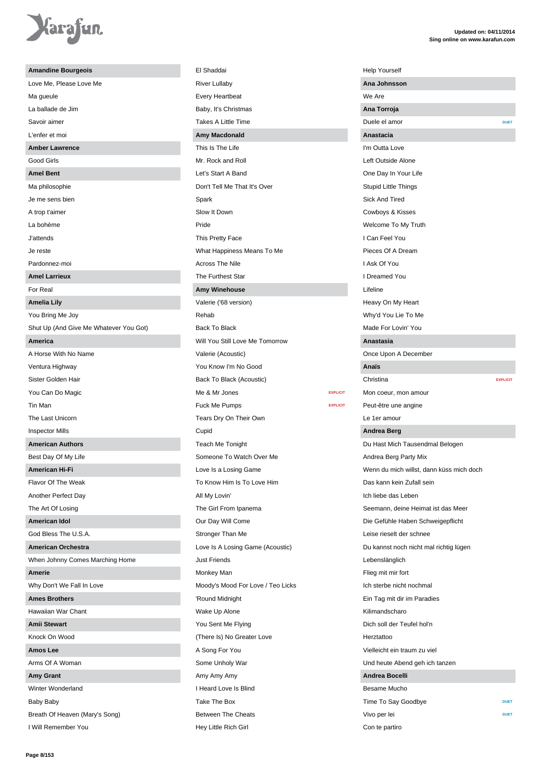**Amandine Bourgeois**

Love Me, Please Love Me
Ma gueule
La ballade de Jim
Savoir aimer
L'enfer et moi

**Amber Lawrence**

Good Girls

**Amel Bent**

Ma philosophie
Je me sens bien
A trop t'aimer
La bohème
J'attends
Je reste
Pardonnez-moi

**Amel Larrieux**

For Real

**Amelia Lily**

You Bring Me Joy
Shut Up (And Give Me Whatever You Got)

**America**

A Horse With No Name
Ventura Highway
Sister Golden Hair
You Can Do Magic
Tin Man
The Last Unicorn
Inspector Mills

**American Authors**

Best Day Of My Life

**American Hi-Fi**

Flavor Of The Weak
Another Perfect Day
The Art Of Losing

**American Idol**

God Bless The U.S.A.

**American Orchestra**

When Johnny Comes Marching Home

**Amerie**

Why Don't We Fall In Love

**Ames Brothers**

Hawaiian War Chant

**Amii Stewart**

Knock On Wood

**Amos Lee**

Arms Of A Woman

**Amy Grant**

Winter Wonderland
Baby Baby
Breath Of Heaven (Mary's Song)
I Will Remember You
El Shaddai
River Lullaby
Every Heartbeat
Baby, It's Christmas
Takes A Little Time

**Amy Macdonald**

This Is The Life
Mr. Rock and Roll
Let's Start A Band
Don't Tell Me That It's Over
Spark
Slow It Down
Pride
This Pretty Face
What Happiness Means To Me
Across The Nile
The Furthest Star

**Amy Winehouse**

Valerie ('68 version)
Rehab
Back To Black
Will You Still Love Me Tomorrow
Valerie (Acoustic)
You Know I'm No Good
Back To Black (Acoustic)
Me & Mr Jones EXPLICIT
Fuck Me Pumps EXPLICIT
Tears Dry On Their Own
Cupid
Teach Me Tonight
Someone To Watch Over Me
Love Is a Losing Game
To Know Him Is To Love Him
All My Lovin'
The Girl From Ipanema
Our Day Will Come
Stronger Than Me
Love Is A Losing Game (Acoustic)
Just Friends
Monkey Man
Moody's Mood For Love / Teo Licks
'Round Midnight
Wake Up Alone
You Sent Me Flying
(There Is) No Greater Love
A Song For You
Some Unholy War
Amy Amy Amy
I Heard Love Is Blind
Take The Box
Between The Cheats
Hey Little Rich Girl
Help Yourself

**Ana Johnsson**

We Are

**Ana Torroja**

Duele el amor DUET

**Anastacia**

I'm Outta Love
Left Outside Alone
One Day In Your Life
Stupid Little Things
Sick And Tired
Cowboys & Kisses
Welcome To My Truth
I Can Feel You
Pieces Of A Dream
I Ask Of You
I Dreamed You
Lifeline
Heavy On My Heart
Why'd You Lie To Me
Made For Lovin' You

**Anastasia**

Once Upon A December

**Anaïs**

Christina EXPLICIT
Mon coeur, mon amour
Peut-être une angine
Le 1er amour

**Andrea Berg**

Du Hast Mich Tausendmal Belogen
Andrea Berg Party Mix
Wenn du mich willst, dann küss mich doch
Das kann kein Zufall sein
Ich liebe das Leben
Seemann, deine Heimat ist das Meer
Die Gefühle Haben Schweigepflicht
Leise rieselt der schnee
Du kannst noch nicht mal richtig lügen
Lebenslänglich
Flieg mit mir fort
Ich sterbe nicht nochmal
Ein Tag mit dir im Paradies
Kilimandscharo
Dich soll der Teufel hol'n
Herztattoo
Vielleicht ein traum zu viel
Und heute Abend geh ich tanzen

**Andrea Bocelli**

Besame Mucho
Time To Say Goodbye DUET
Vivo per lei DUET
Con te partiro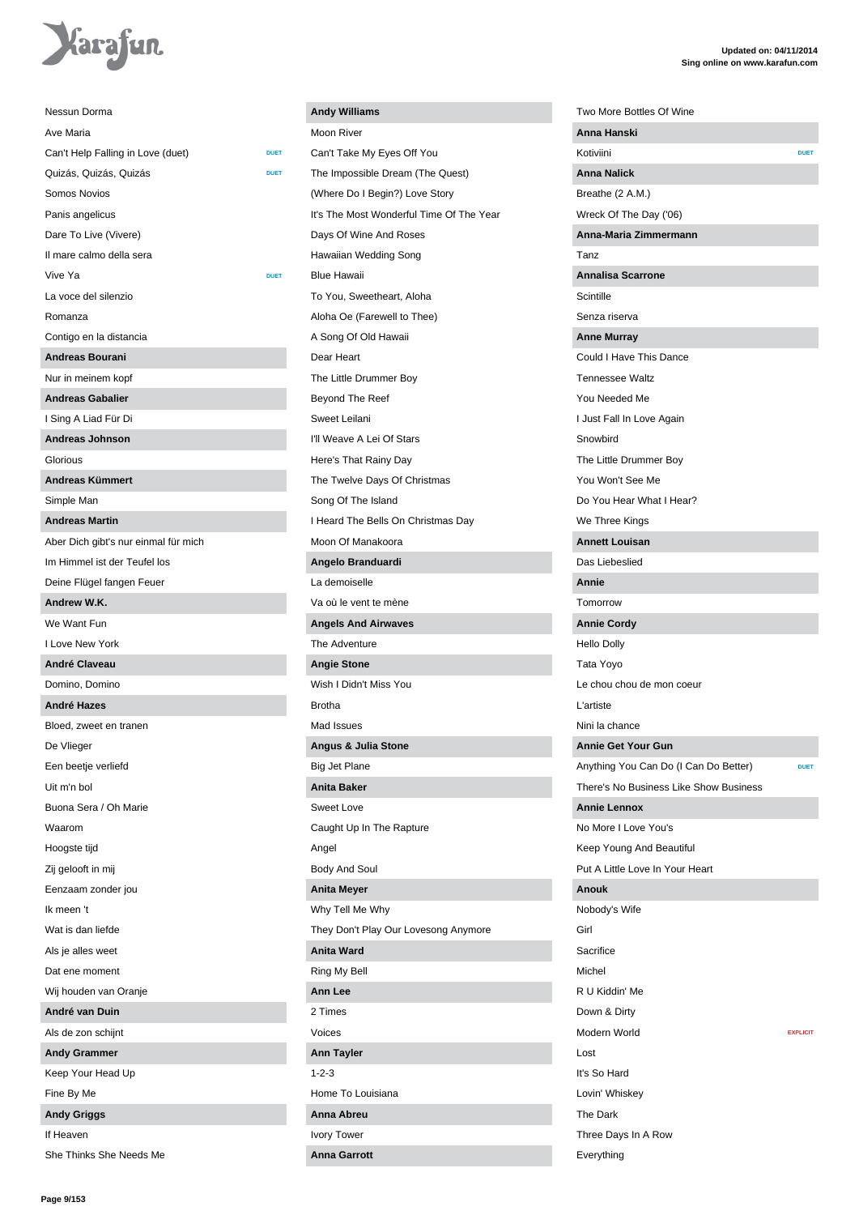Nessun Dorma
Ave Maria
Can't Help Falling in Love (duet) DUET
Quizás, Quizás, Quizás DUET
Somos Novios
Panis angelicus
Dare To Live (Vivere)
Il mare calmo della sera
Vive Ya DUET
La voce del silenzio
Romanza
Contigo en la distancia

**Andreas Bourani**

Nur in meinem kopf

**Andreas Gabalier**

I Sing A Liad Für Di

**Andreas Johnson**

Glorious

**Andreas Kümmert**

Simple Man

**Andreas Martin**

Aber Dich gibt's nur einmal für mich
Im Himmel ist der Teufel los
Deine Flügel fangen Feuer

**Andrew W.K.**

We Want Fun
I Love New York

**André Claveau**

Domino, Domino

**André Hazes**

Bloed, zweet en tranen
De Vlieger
Een beetje verliefd
Uit m'n bol
Buona Sera / Oh Marie
Waarom
Hoogste tijd
Zij gelooft in mij
Eenzaam zonder jou
Ik meen 't
Wat is dan liefde
Als je alles weet
Dat ene moment
Wij houden van Oranje

**André van Duin**

Als de zon schijnt

**Andy Grammer**

Keep Your Head Up
Fine By Me

**Andy Griggs**

If Heaven
She Thinks She Needs Me

**Andy Williams**

Moon River
Can't Take My Eyes Off You
The Impossible Dream (The Quest)
(Where Do I Begin?) Love Story
It's The Most Wonderful Time Of The Year
Days Of Wine And Roses
Hawaiian Wedding Song
Blue Hawaii
To You, Sweetheart, Aloha
Aloha Oe (Farewell to Thee)
A Song Of Old Hawaii
Dear Heart
The Little Drummer Boy
Beyond The Reef
Sweet Leilani
I'll Weave A Lei Of Stars
Here's That Rainy Day
The Twelve Days Of Christmas
Song Of The Island
I Heard The Bells On Christmas Day
Moon Of Manakoora

**Angelo Branduardi**

La demoiselle
Va où le vent te mène

**Angels And Airwaves**

The Adventure

**Angie Stone**

Wish I Didn't Miss You
Brotha
Mad Issues

**Angus & Julia Stone**

Big Jet Plane

**Anita Baker**

Sweet Love
Caught Up In The Rapture
Angel
Body And Soul

**Anita Meyer**

Why Tell Me Why
They Don't Play Our Lovesong Anymore

**Anita Ward**

Ring My Bell

**Ann Lee**

2 Times
Voices

**Ann Tayler**

1-2-3
Home To Louisiana

**Anna Abreu**

Ivory Tower

**Anna Garrott**

Two More Bottles Of Wine

**Anna Hanski**

Kotiviini DUET

**Anna Nalick**

Breathe (2 A.M.)
Wreck Of The Day ('06)

**Anna-Maria Zimmermann**

Tanz

**Annalisa Scarrone**

Scintille
Senza riserva

**Anne Murray**

Could I Have This Dance
Tennessee Waltz
You Needed Me
I Just Fall In Love Again
Snowbird
The Little Drummer Boy
You Won't See Me
Do You Hear What I Hear?
We Three Kings

**Annett Louisan**

Das Liebeslied

**Annie**

Tomorrow

**Annie Cordy**

Hello Dolly
Tata Yoyo
Le chou chou de mon coeur
L'artiste
Nini la chance

**Annie Get Your Gun**

Anything You Can Do (I Can Do Better) DUET
There's No Business Like Show Business

**Annie Lennox**

No More I Love You's
Keep Young And Beautiful
Put A Little Love In Your Heart

**Anouk**

Nobody's Wife
Girl
Sacrifice
Michel
R U Kiddin' Me
Down & Dirty
Modern World EXPLICIT
Lost
It's So Hard
Lovin' Whiskey
The Dark
Three Days In A Row
Everything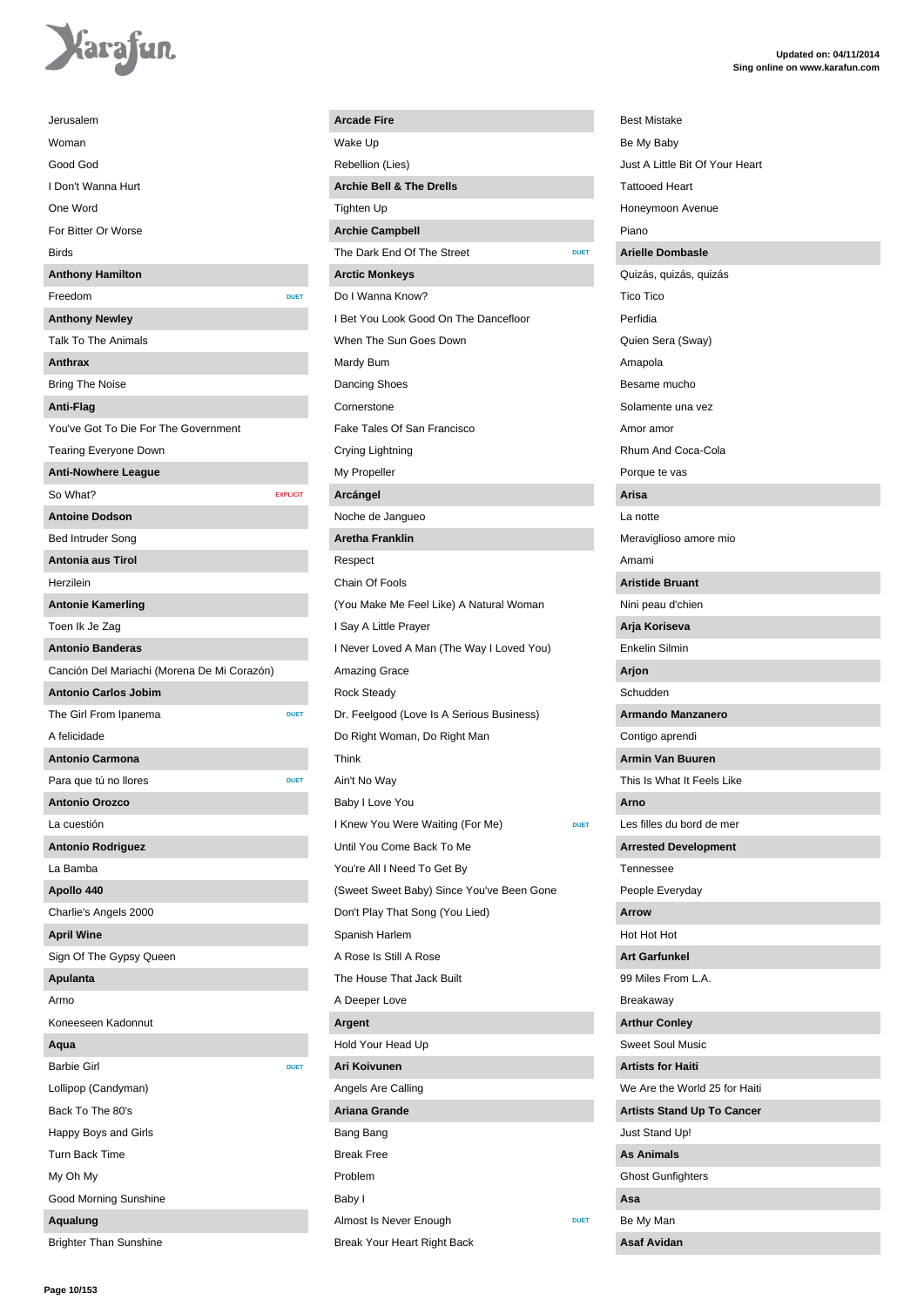Jerusalem
Woman
Good God
I Don't Wanna Hurt
One Word
For Bitter Or Worse
Birds

**Anthony Hamilton**

Freedom DUET

**Anthony Newley**

Talk To The Animals

**Anthrax**

Bring The Noise

**Anti-Flag**

You've Got To Die For The Government
Tearing Everyone Down

**Anti-Nowhere League**

So What? EXPLICIT

**Antoine Dodson**

Bed Intruder Song

**Antonia aus Tirol**

Herzilein

**Antonie Kamerling**

Toen Ik Je Zag

**Antonio Banderas**

Canción Del Mariachi (Morena De Mi Corazón)

**Antonio Carlos Jobim**

The Girl From Ipanema DUET
A felicidade

**Antonio Carmona**

Para que tú no llores DUET

**Antonio Orozco**

La cuestión

**Antonio Rodriguez**

La Bamba

**Apollo 440**

Charlie's Angels 2000

**April Wine**

Sign Of The Gypsy Queen

**Apulanta**

Armo
Koneeseen Kadonnut

**Aqua**

Barbie Girl DUET
Lollipop (Candyman)
Back To The 80's
Happy Boys and Girls
Turn Back Time
My Oh My
Good Morning Sunshine

**Aqualung**

Brighter Than Sunshine

**Arcade Fire**

Wake Up
Rebellion (Lies)

**Archie Bell & The Drells**

Tighten Up

**Archie Campbell**

The Dark End Of The Street DUET

**Arctic Monkeys**

Do I Wanna Know?
I Bet You Look Good On The Dancefloor
When The Sun Goes Down
Mardy Bum
Dancing Shoes
Cornerstone
Fake Tales Of San Francisco
Crying Lightning
My Propeller

**Arcángel**

Noche de Jangueo

**Aretha Franklin**

Respect
Chain Of Fools
(You Make Me Feel Like) A Natural Woman
I Say A Little Prayer
I Never Loved A Man (The Way I Loved You)
Amazing Grace
Rock Steady
Dr. Feelgood (Love Is A Serious Business)
Do Right Woman, Do Right Man
Think
Ain't No Way
Baby I Love You
I Knew You Were Waiting (For Me) DUET
Until You Come Back To Me
You're All I Need To Get By
(Sweet Sweet Baby) Since You've Been Gone
Don't Play That Song (You Lied)
Spanish Harlem
A Rose Is Still A Rose
The House That Jack Built
A Deeper Love

**Argent**

Hold Your Head Up

**Ari Koivunen**

Angels Are Calling

**Ariana Grande**

Bang Bang
Break Free
Problem
Baby I
Almost Is Never Enough DUET
Break Your Heart Right Back
Best Mistake
Be My Baby
Just A Little Bit Of Your Heart
Tattooed Heart
Honeymoon Avenue
Piano

**Arielle Dombasle**

Quizás, quizás, quizás
Tico Tico
Perfidia
Quien Sera (Sway)
Amapola
Besame mucho
Solamente una vez
Amor amor
Rhum And Coca-Cola
Porque te vas

**Arisa**

La notte
Meraviglioso amore mio
Amami

**Aristide Bruant**

Nini peau d'chien

**Arja Koriseva**

Enkelin Silmin

**Arjon**

Schudden

**Armando Manzanero**

Contigo aprendi

**Armin Van Buuren**

This Is What It Feels Like

**Arno**

Les filles du bord de mer

**Arrested Development**

Tennessee
People Everyday

**Arrow**

Hot Hot Hot

**Art Garfunkel**

99 Miles From L.A.
Breakaway

**Arthur Conley**

Sweet Soul Music

**Artists for Haiti**

We Are the World 25 for Haiti

**Artists Stand Up To Cancer**

Just Stand Up!

**As Animals**

Ghost Gunfighters

**Asa**

Be My Man

**Asaf Avidan**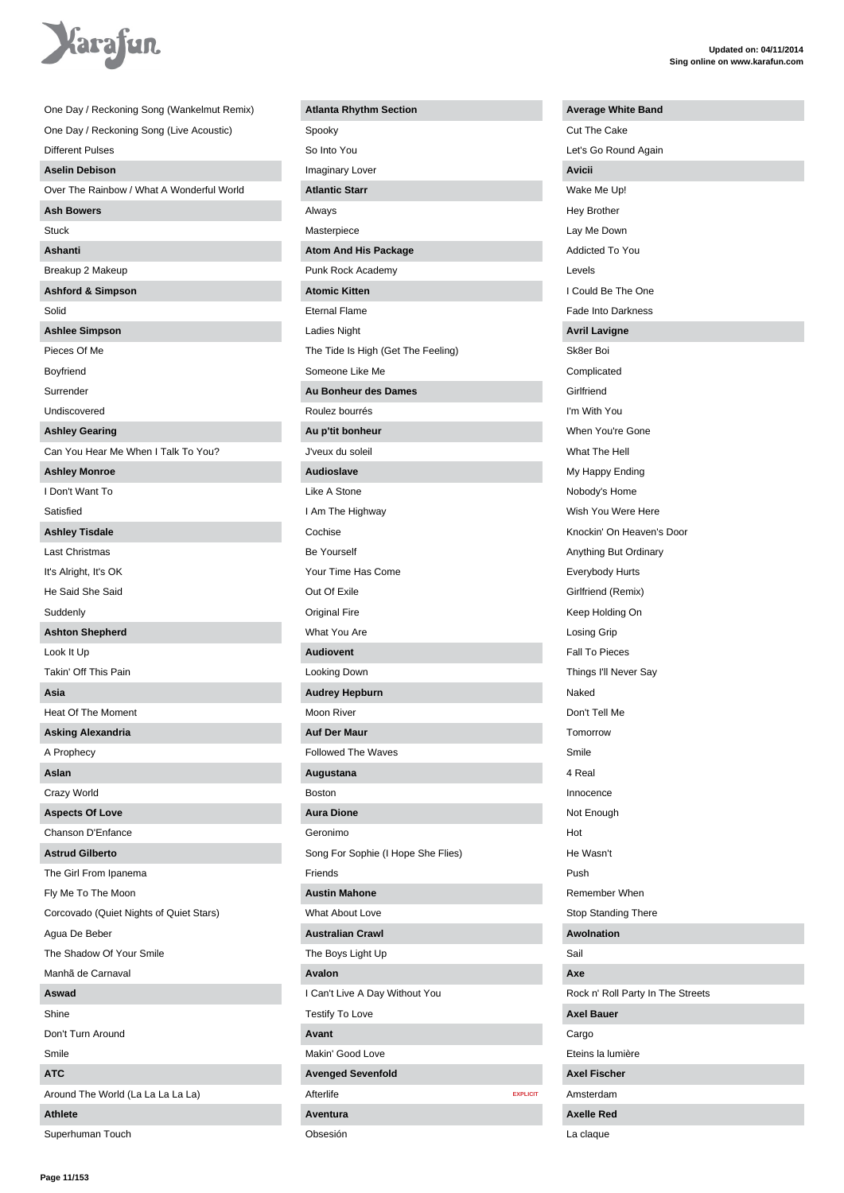One Day / Reckoning Song (Wankelmut Remix)

One Day / Reckoning Song (Live Acoustic)

Different Pulses

**Aselin Debison**

Over The Rainbow / What A Wonderful World

**Ash Bowers**

Stuck

**Ashanti**

Breakup 2 Makeup

**Ashford & Simpson**

Solid

**Ashlee Simpson**

Pieces Of Me

Boyfriend

Surrender

Undiscovered

**Ashley Gearing**

Can You Hear Me When I Talk To You?

**Ashley Monroe**

I Don't Want To

Satisfied

**Ashley Tisdale**

Last Christmas

It's Alright, It's OK

He Said She Said

Suddenly

**Ashton Shepherd**

Look It Up

Takin' Off This Pain

**Asia**

Heat Of The Moment

**Asking Alexandria**

A Prophecy

**Aslan**

Crazy World

**Aspects Of Love**

Chanson D'Enfance

**Astrud Gilberto**

The Girl From Ipanema

Fly Me To The Moon

Corcovado (Quiet Nights of Quiet Stars)

Agua De Beber

The Shadow Of Your Smile

Manhã de Carnaval

**Aswad**

Shine

Don't Turn Around

Smile

**ATC**

Around The World (La La La La La)

**Athlete**

Superhuman Touch

**Atlanta Rhythm Section**

Spooky

So Into You

Imaginary Lover

**Atlantic Starr**

Always

Masterpiece

**Atom And His Package**

Punk Rock Academy

**Atomic Kitten**

Eternal Flame

Ladies Night

The Tide Is High (Get The Feeling)

Someone Like Me

**Au Bonheur des Dames**

Roulez bourrés

**Au p'tit bonheur**

J'veux du soleil

**Audioslave**

Like A Stone

I Am The Highway

Cochise

Be Yourself

Your Time Has Come

Out Of Exile

Original Fire

What You Are

**Audiovent**

Looking Down

**Audrey Hepburn**

Moon River

**Auf Der Maur**

Followed The Waves

**Augustana**

Boston

**Aura Dione**

Geronimo

Song For Sophie (I Hope She Flies)

Friends

**Austin Mahone**

What About Love

**Australian Crawl**

The Boys Light Up

**Avalon**

I Can't Live A Day Without You

Testify To Love

**Avant**

Makin' Good Love

**Avenged Sevenfold**

Afterlife EXPLICIT

**Aventura**

Obsesión

**Average White Band**

Cut The Cake

Let's Go Round Again

**Avicii**

Wake Me Up!

Hey Brother

Lay Me Down

Addicted To You

Levels

I Could Be The One

Fade Into Darkness

**Avril Lavigne**

Sk8er Boi

Complicated

Girlfriend

I'm With You

When You're Gone

What The Hell

My Happy Ending

Nobody's Home

Wish You Were Here

Knockin' On Heaven's Door

Anything But Ordinary

Everybody Hurts

Girlfriend (Remix)

Keep Holding On

Losing Grip

Fall To Pieces

Things I'll Never Say

Naked

Don't Tell Me

Tomorrow

Smile

4 Real

Innocence

Not Enough

Hot

He Wasn't

Push

Remember When

Stop Standing There

**Awolnation**

Sail

**Axe**

Rock n' Roll Party In The Streets

**Axel Bauer**

Cargo

Eteins la lumière

**Axel Fischer**

Amsterdam

**Axelle Red**

La claque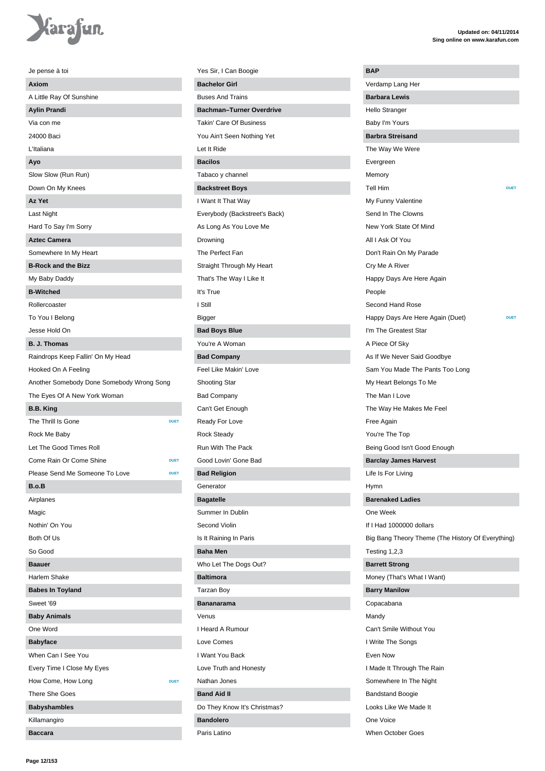Je pense à toi

**Axiom**

A Little Ray Of Sunshine

**Aylin Prandi**

Via con me

24000 Baci

L'Italiana

**Ayo**

Slow Slow (Run Run)

Down On My Knees

**Az Yet**

Last Night

Hard To Say I'm Sorry

**Aztec Camera**

Somewhere In My Heart

**B-Rock and the Bizz**

My Baby Daddy

**B-Witched**

Rollercoaster

To You I Belong

Jesse Hold On

**B. J. Thomas**

Raindrops Keep Fallin' On My Head

Hooked On A Feeling

Another Somebody Done Somebody Wrong Song

The Eyes Of A New York Woman

**B.B. King**

The Thrill Is Gone DUET

Rock Me Baby

Let The Good Times Roll

Come Rain Or Come Shine DUET

Please Send Me Someone To Love DUET

**B.o.B**

Airplanes

Magic

Nothin' On You

Both Of Us

So Good

**Baauer**

Harlem Shake

**Babes In Toyland**

Sweet '69

**Baby Animals**

One Word

**Babyface**

When Can I See You

Every Time I Close My Eyes

How Come, How Long DUET

There She Goes

**Babyshambles**

Killamangiro

**Baccara**

Yes Sir, I Can Boogie

**Bachelor Girl**

Buses And Trains

**Bachman–Turner Overdrive**

Takin' Care Of Business

You Ain't Seen Nothing Yet

Let It Ride

**Bacilos**

Tabaco y channel

**Backstreet Boys**

I Want It That Way

Everybody (Backstreet's Back)

As Long As You Love Me

Drowning

The Perfect Fan

Straight Through My Heart

That's The Way I Like It

It's True

I Still

Bigger

**Bad Boys Blue**

You're A Woman

**Bad Company**

Feel Like Makin' Love

Shooting Star

Bad Company

Can't Get Enough

Ready For Love

Rock Steady

Run With The Pack

Good Lovin' Gone Bad

**Bad Religion**

Generator

**Bagatelle**

Summer In Dublin

Second Violin

Is It Raining In Paris

**Baha Men**

Who Let The Dogs Out?

**Baltimora**

Tarzan Boy

**Bananarama**

Venus

I Heard A Rumour

Love Comes

I Want You Back

Love Truth and Honesty

Nathan Jones

**Band Aid II**

Do They Know It's Christmas?

**Bandolero**

Paris Latino

**BAP**

Verdamp Lang Her

**Barbara Lewis**

Hello Stranger

Baby I'm Yours

**Barbra Streisand**

The Way We Were

Evergreen

Memory

Tell Him DUET

My Funny Valentine

Send In The Clowns

New York State Of Mind

All I Ask Of You

Don't Rain On My Parade

Cry Me A River

Happy Days Are Here Again

People

Second Hand Rose

Happy Days Are Here Again (Duet) DUET

I'm The Greatest Star

A Piece Of Sky

As If We Never Said Goodbye

Sam You Made The Pants Too Long

My Heart Belongs To Me

The Man I Love

The Way He Makes Me Feel

Free Again

You're The Top

Being Good Isn't Good Enough

**Barclay James Harvest**

Life Is For Living

Hymn

**Barenaked Ladies**

One Week

If I Had 1000000 dollars

Big Bang Theory Theme (The History Of Everything)

Testing 1,2,3

**Barrett Strong**

Money (That's What I Want)

**Barry Manilow**

Copacabana

Mandy

Can't Smile Without You

I Write The Songs

Even Now

I Made It Through The Rain

Somewhere In The Night

Bandstand Boogie

Looks Like We Made It

One Voice

When October Goes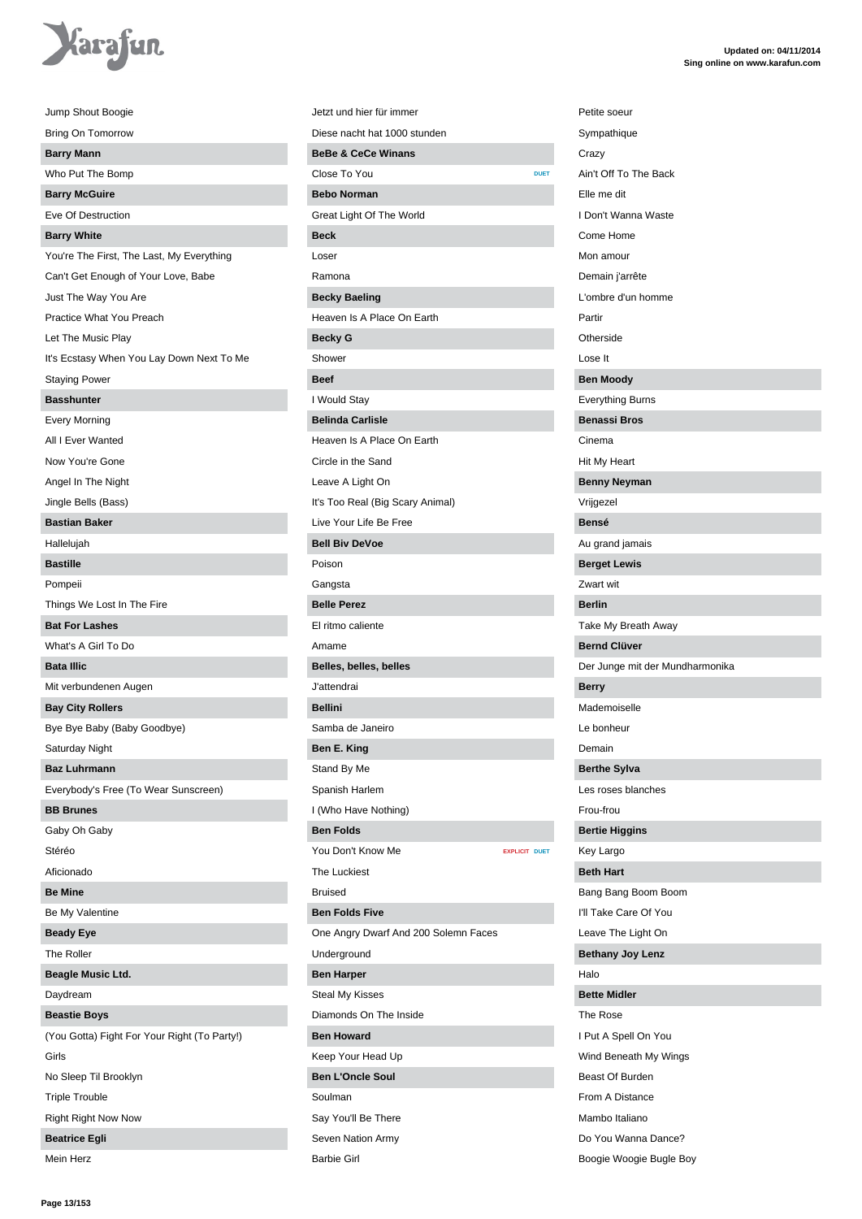Jump Shout Boogie

Bring On Tomorrow

**Barry Mann**

Who Put The Bomp

**Barry McGuire**

Eve Of Destruction

**Barry White**

You're The First, The Last, My Everything

Can't Get Enough of Your Love, Babe

Just The Way You Are

Practice What You Preach

Let The Music Play

It's Ecstasy When You Lay Down Next To Me

Staying Power

**Basshunter**

Every Morning

All I Ever Wanted

Now You're Gone

Angel In The Night

Jingle Bells (Bass)

**Bastian Baker**

Hallelujah

**Bastille**

Pompeii

Things We Lost In The Fire

**Bat For Lashes**

What's A Girl To Do

**Bata Illic**

Mit verbundenen Augen

**Bay City Rollers**

Bye Bye Baby (Baby Goodbye)

Saturday Night

**Baz Luhrmann**

Everybody's Free (To Wear Sunscreen)

**BB Brunes**

Gaby Oh Gaby

Stéréo

Aficionado

**Be Mine**

Be My Valentine

**Beady Eye**

The Roller

**Beagle Music Ltd.**

Daydream

**Beastie Boys**

(You Gotta) Fight For Your Right (To Party!)

Girls

No Sleep Til Brooklyn

Triple Trouble

Right Now Now

**Beatrice Egli**

Mein Herz

Jetzt und hier für immer

Diese nacht hat 1000 stunden

**BeBe & CeCe Winans**

Close To You DUET

**Bebo Norman**

Great Light Of The World

**Beck**

Loser

Ramona

**Becky Baeling**

Heaven Is A Place On Earth

**Becky G**

Shower

**Beef**

I Would Stay

**Belinda Carlisle**

Heaven Is A Place On Earth

Circle in the Sand

Leave A Light On

It's Too Real (Big Scary Animal)

Live Your Life Be Free

**Bell Biv DeVoe**

Poison

Gangsta

**Belle Perez**

El ritmo caliente

Amame

**Belles, belles, belles**

J'attendrai

**Bellini**

Samba de Janeiro

**Ben E. King**

Stand By Me

Spanish Harlem

I (Who Have Nothing)

**Ben Folds**

You Don't Know Me EXPLICIT DUET

The Luckiest

Bruised

**Ben Folds Five**

One Angry Dwarf And 200 Solemn Faces

Underground

**Ben Harper**

Steal My Kisses

Diamonds On The Inside

**Ben Howard**

Keep Your Head Up

**Ben L'Oncle Soul**

Soulman

Say You'll Be There

Seven Nation Army

Barbie Girl

Petite soeur

Sympathique

Crazy

Ain't Off To The Back

Elle me dit

I Don't Wanna Waste

Come Home

Mon amour

Demain j'arrête

L'ombre d'un homme

Partir

Otherside

Lose It

**Ben Moody**

Everything Burns

**Benassi Bros**

Cinema

Hit My Heart

**Benny Neyman**

Vrijgezel

**Bensé**

Au grand jamais

**Berget Lewis**

Zwart wit

**Berlin**

Take My Breath Away

**Bernd Clüver**

Der Junge mit der Mundharmonika

**Berry**

Mademoiselle

Le bonheur

Demain

**Berthe Sylva**

Les roses blanches

Frou-frou

**Bertie Higgins**

Key Largo

**Beth Hart**

Bang Bang Boom Boom

I'll Take Care Of You

Leave The Light On

**Bethany Joy Lenz**

Halo

**Bette Midler**

The Rose

I Put A Spell On You

Wind Beneath My Wings

Beast Of Burden

From A Distance

Mambo Italiano

Do You Wanna Dance?

Boogie Woogie Bugle Boy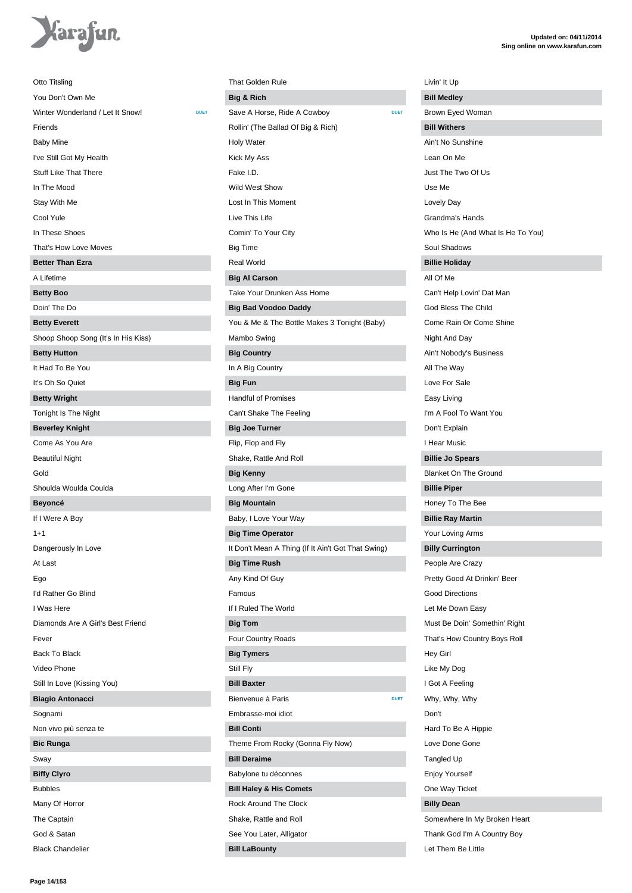Otto Titsling

You Don't Own Me

Winter Wonderland / Let It Snow! DUET

Friends

Baby Mine

I've Still Got My Health

Stuff Like That There

In The Mood

Stay With Me

Cool Yule

In These Shoes

That's How Love Moves

**Better Than Ezra**

A Lifetime

**Betty Boo**

Doin' The Do

**Betty Everett**

Shoop Shoop Song (It's In His Kiss)

**Betty Hutton**

It Had To Be You

It's Oh So Quiet

**Betty Wright**

Tonight Is The Night

**Beverley Knight**

Come As You Are

Beautiful Night

Gold

Shoulda Woulda Coulda

**Beyoncé**

If I Were A Boy

1+1

Dangerously In Love

At Last

Ego

I'd Rather Go Blind

I Was Here

Diamonds Are A Girl's Best Friend

Fever

Back To Black

Video Phone

Still In Love (Kissing You)

**Biagio Antonacci**

Sognami

Non vivo più senza te

**Bic Runga**

Sway

**Biffy Clyro**

Bubbles

Many Of Horror

The Captain

God & Satan

Black Chandelier

That Golden Rule

**Big & Rich**

Save A Horse, Ride A Cowboy DUET

Rollin' (The Ballad Of Big & Rich)

Holy Water

Kick My Ass

Fake I.D.

Wild West Show

Lost In This Moment

Live This Life

Comin' To Your City

Big Time

Real World

**Big Al Carson**

Take Your Drunken Ass Home

**Big Bad Voodoo Daddy**

You & Me & The Bottle Makes 3 Tonight (Baby)

Mambo Swing

**Big Country**

In A Big Country

**Big Fun**

Handful of Promises

Can't Shake The Feeling

**Big Joe Turner**

Flip, Flop and Fly

Shake, Rattle And Roll

**Big Kenny**

Long After I'm Gone

**Big Mountain**

Baby, I Love Your Way

**Big Time Operator**

It Don't Mean A Thing (If It Ain't Got That Swing)

**Big Time Rush**

Any Kind Of Guy

Famous

If I Ruled The World

**Big Tom**

Four Country Roads

**Big Tymers**

Still Fly

**Bill Baxter**

Bienvenue à Paris DUET

Embrasse-moi idiot

**Bill Conti**

Theme From Rocky (Gonna Fly Now)

**Bill Deraime**

Babylone tu déconnes

**Bill Haley & His Comets**

Rock Around The Clock

Shake, Rattle and Roll

See You Later, Alligator

**Bill LaBounty**

Livin' It Up

**Bill Medley**

Brown Eyed Woman

**Bill Withers**

Ain't No Sunshine

Lean On Me

Just The Two Of Us

Use Me

Lovely Day

Grandma's Hands

Who Is He (And What Is He To You)

Soul Shadows

**Billie Holiday**

All Of Me

Can't Help Lovin' Dat Man

God Bless The Child

Come Rain Or Come Shine

Night And Day

Ain't Nobody's Business

All The Way

Love For Sale

Easy Living

I'm A Fool To Want You

Don't Explain

I Hear Music

**Billie Jo Spears**

Blanket On The Ground

**Billie Piper**

Honey To The Bee

**Billie Ray Martin**

Your Loving Arms

**Billy Currington**

People Are Crazy

Pretty Good At Drinkin' Beer

Good Directions

Let Me Down Easy

Must Be Doin' Somethin' Right

That's How Country Boys Roll

Hey Girl

Like My Dog

I Got A Feeling

Why, Why, Why

Don't

Hard To Be A Hippie

Love Done Gone

Tangled Up

Enjoy Yourself

One Way Ticket

**Billy Dean**

Somewhere In My Broken Heart

Thank God I'm A Country Boy

Let Them Be Little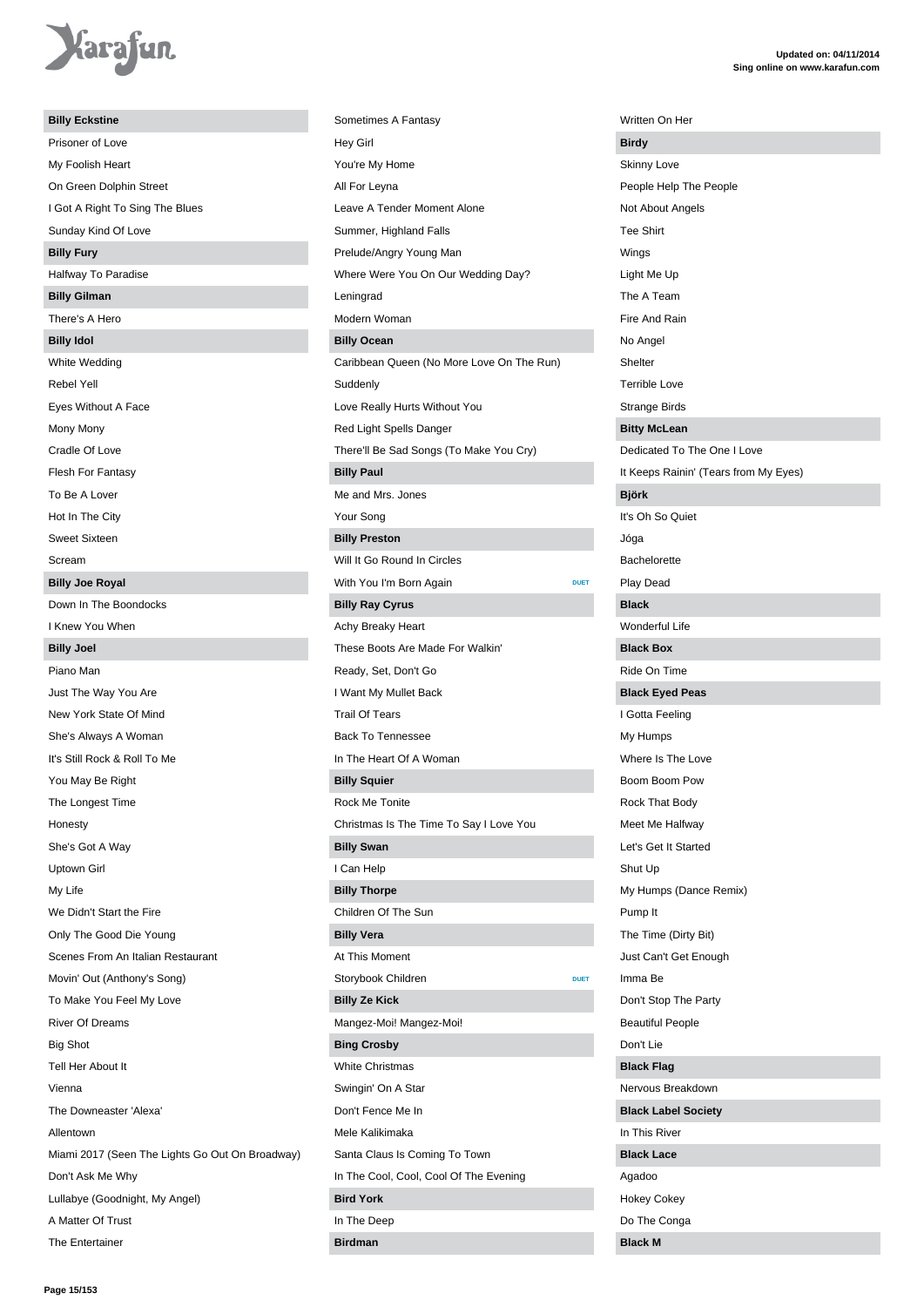**Billy Eckstine**

Prisoner of Love

My Foolish Heart

On Green Dolphin Street

I Got A Right To Sing The Blues

Sunday Kind Of Love

**Billy Fury**

Halfway To Paradise

**Billy Gilman**

There's A Hero

**Billy Idol**

White Wedding

Rebel Yell

Eyes Without A Face

Mony Mony

Cradle Of Love

Flesh For Fantasy

To Be A Lover

Hot In The City

Sweet Sixteen

Scream

**Billy Joe Royal**

Down In The Boondocks

I Knew You When

**Billy Joel**

Piano Man

Just The Way You Are

New York State Of Mind

She's Always A Woman

It's Still Rock & Roll To Me

You May Be Right

The Longest Time

Honesty

She's Got A Way

Uptown Girl

My Life

We Didn't Start the Fire

Only The Good Die Young

Scenes From An Italian Restaurant

Movin' Out (Anthony's Song)

To Make You Feel My Love

River Of Dreams

Big Shot

Tell Her About It

Vienna

The Downeaster 'Alexa'

Allentown

Miami 2017 (Seen The Lights Go Out On Broadway)

Don't Ask Me Why

Lullabye (Goodnight, My Angel)

A Matter Of Trust

The Entertainer

Sometimes A Fantasy

Hey Girl

You're My Home

All For Leyna

Leave A Tender Moment Alone

Summer, Highland Falls

Prelude/Angry Young Man

Where Were You On Our Wedding Day?

Leningrad

Modern Woman

**Billy Ocean**

Caribbean Queen (No More Love On The Run)

Suddenly

Love Really Hurts Without You

Red Light Spells Danger

There'll Be Sad Songs (To Make You Cry)

**Billy Paul**

Me and Mrs. Jones

Your Song

**Billy Preston**

Will It Go Round In Circles

With You I'm Born Again DUET

**Billy Ray Cyrus**

Achy Breaky Heart

These Boots Are Made For Walkin'

Ready, Set, Don't Go

I Want My Mullet Back

Trail Of Tears

Back To Tennessee

In The Heart Of A Woman

**Billy Squier**

Rock Me Tonite

Christmas Is The Time To Say I Love You

**Billy Swan**

I Can Help

**Billy Thorpe**

Children Of The Sun

**Billy Vera**

At This Moment

Storybook Children DUET

**Billy Ze Kick**

Mangez-Moi! Mangez-Moi!

**Bing Crosby**

White Christmas

Swingin' On A Star

Don't Fence Me In

Mele Kalikimaka

Santa Claus Is Coming To Town

In The Cool, Cool, Cool Of The Evening

**Bird York**

In The Deep

**Birdman**

Written On Her

**Birdy**

Skinny Love

People Help The People

Not About Angels

Tee Shirt

Wings

Light Me Up

The A Team

Fire And Rain

No Angel

Shelter

Terrible Love

Strange Birds

**Bitty McLean**

Dedicated To The One I Love

It Keeps Rainin' (Tears from My Eyes)

**Björk**

It's Oh So Quiet

Jóga

Bachelorette

Play Dead

**Black**

Wonderful Life

**Black Box**

Ride On Time

**Black Eyed Peas**

I Gotta Feeling

My Humps

Where Is The Love

Boom Boom Pow

Rock That Body

Meet Me Halfway

Let's Get It Started

Shut Up

My Humps (Dance Remix)

Pump It

The Time (Dirty Bit)

Just Can't Get Enough

Imma Be

Don't Stop The Party

Beautiful People

Don't Lie

**Black Flag**

Nervous Breakdown

**Black Label Society**

In This River

**Black Lace**

Agadoo

Hokey Cokey

Do The Conga

**Black M**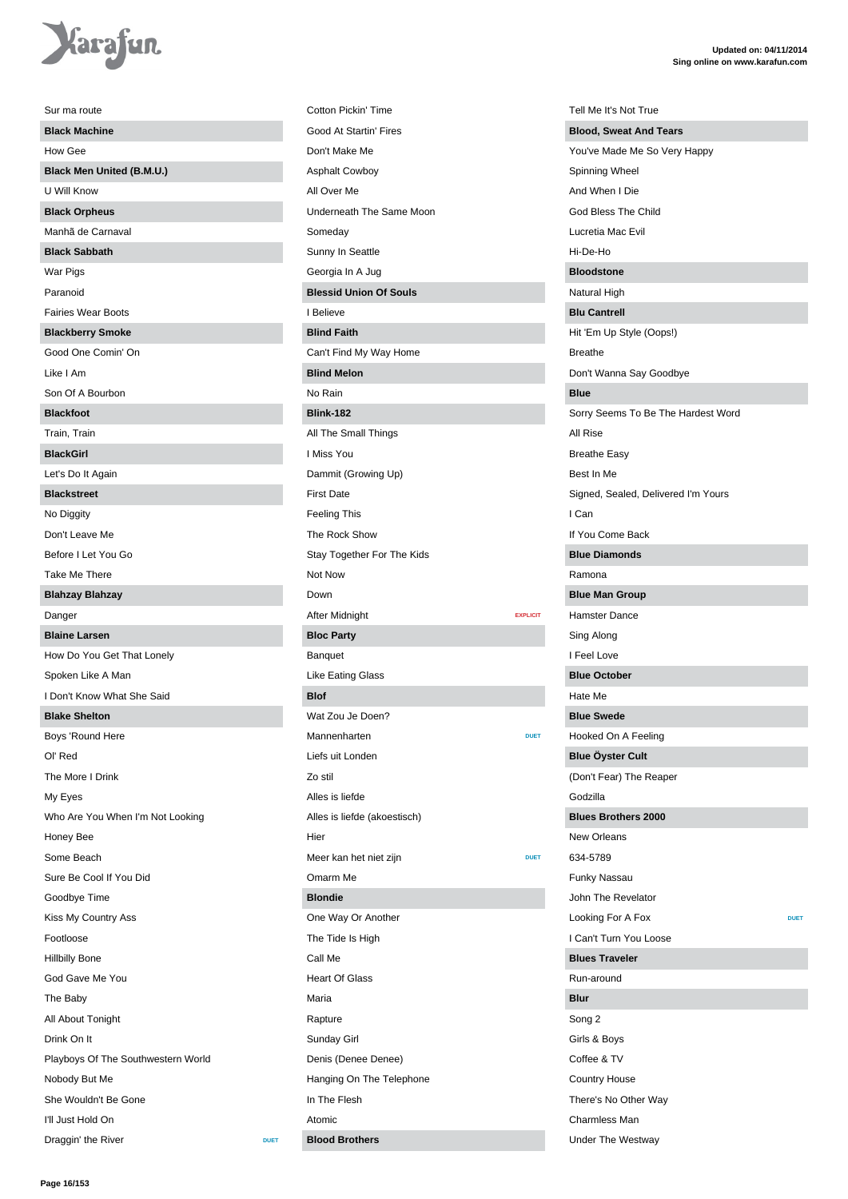Sur ma route

**Black Machine**

How Gee

**Black Men United (B.M.U.)**

U Will Know

**Black Orpheus**

Manhã de Carnaval

**Black Sabbath**

War Pigs

Paranoid

Fairies Wear Boots

**Blackberry Smoke**

Good One Comin' On

Like I Am

Son Of A Bourbon

**Blackfoot**

Train, Train

**BlackGirl**

Let's Do It Again

**Blackstreet**

No Diggity

Don't Leave Me

Before I Let You Go

Take Me There

**Blahzay Blahzay**

Danger

**Blaine Larsen**

How Do You Get That Lonely

Spoken Like A Man

I Don't Know What She Said

**Blake Shelton**

Boys 'Round Here

Ol' Red

The More I Drink

My Eyes

Who Are You When I'm Not Looking

Honey Bee

Some Beach

Sure Be Cool If You Did

Goodbye Time

Kiss My Country Ass

Footloose

Hillbilly Bone

God Gave Me You

The Baby

All About Tonight

Drink On It

Playboys Of The Southwestern World

Nobody But Me

She Wouldn't Be Gone

I'll Just Hold On

Draggin' the River DUET

Cotton Pickin' Time

Good At Startin' Fires

Don't Make Me

Asphalt Cowboy

All Over Me

Underneath The Same Moon

Someday

Sunny In Seattle

Georgia In A Jug

**Blessid Union Of Souls**

I Believe

**Blind Faith**

Can't Find My Way Home

**Blind Melon**

No Rain

**Blink-182**

All The Small Things

I Miss You

Dammit (Growing Up)

First Date

Feeling This

The Rock Show

Stay Together For The Kids

Not Now

Down

After Midnight EXPLICIT

**Bloc Party**

Banquet

Like Eating Glass

**Blof**

Wat Zou Je Doen?

Mannenharten DUET

Liefs uit Londen

Zo stil

Alles is liefde

Alles is liefde (akoestisch)

Hier

Meer kan het niet zijn DUET

Omarm Me

**Blondie**

One Way Or Another

The Tide Is High

Call Me

Heart Of Glass

Maria

Rapture

Sunday Girl

Denis (Denee Denee)

Hanging On The Telephone

In The Flesh

Atomic

**Blood Brothers**

Tell Me It's Not True

**Blood, Sweat And Tears**

You've Made Me So Very Happy

Spinning Wheel

And When I Die

God Bless The Child

Lucretia Mac Evil

Hi-De-Ho

**Bloodstone**

Natural High

**Blu Cantrell**

Hit 'Em Up Style (Oops!)

Breathe

Don't Wanna Say Goodbye

**Blue**

Sorry Seems To Be The Hardest Word

All Rise

Breathe Easy

Best In Me

Signed, Sealed, Delivered I'm Yours

I Can

If You Come Back

**Blue Diamonds**

Ramona

**Blue Man Group**

Hamster Dance

Sing Along

I Feel Love

**Blue October**

Hate Me

**Blue Swede**

Hooked On A Feeling

**Blue Öyster Cult**

(Don't Fear) The Reaper

Godzilla

**Blues Brothers 2000**

New Orleans

634-5789

Funky Nassau

John The Revelator

Looking For A Fox DUET

I Can't Turn You Loose

**Blues Traveler**

Run-around

**Blur**

Song 2

Girls & Boys

Coffee & TV

Country House

There's No Other Way

Charmless Man

Under The Westway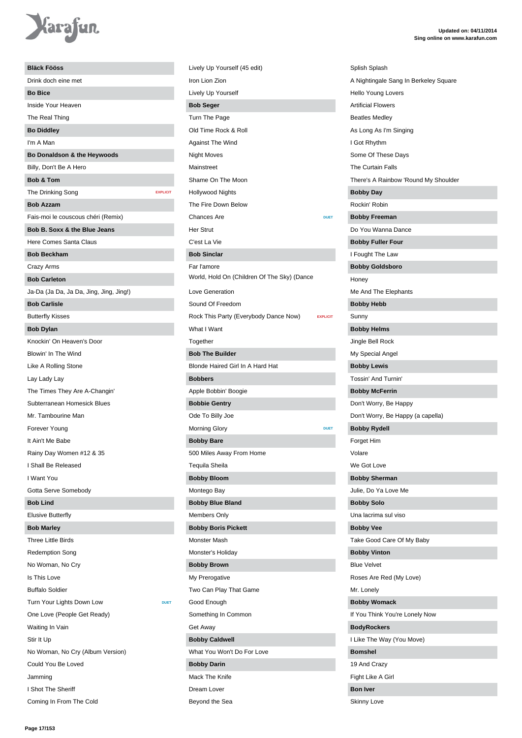**Bläck Fööss**

Drink doch eine met

**Bo Bice**

Inside Your Heaven

The Real Thing

**Bo Diddley**

I'm A Man

**Bo Donaldson & the Heywoods**

Billy, Don't Be A Hero

**Bob & Tom**

The Drinking Song EXPLICIT

**Bob Azzam**

Fais-moi le couscous chéri (Remix)

**Bob B. Soxx & the Blue Jeans**

Here Comes Santa Claus

**Bob Beckham**

Crazy Arms

**Bob Carleton**

Ja-Da (Ja Da, Ja Da, Jing, Jing, Jing!)

**Bob Carlisle**

Butterfly Kisses

**Bob Dylan**

Knockin' On Heaven's Door

Blowin' In The Wind

Like A Rolling Stone

Lay Lady Lay

The Times They Are A-Changin'

Subterranean Homesick Blues

Mr. Tambourine Man

Forever Young

It Ain't Me Babe

Rainy Day Women #12 & 35

I Shall Be Released

I Want You

Gotta Serve Somebody

**Bob Lind**

Elusive Butterfly

**Bob Marley**

Three Little Birds

Redemption Song

No Woman, No Cry

Is This Love

Buffalo Soldier

Turn Your Lights Down Low DUET

One Love (People Get Ready)

Waiting In Vain

Stir It Up

No Woman, No Cry (Album Version)

Could You Be Loved

Jamming

I Shot The Sheriff

Coming In From The Cold

Lively Up Yourself (45 edit)

Iron Lion Zion

Lively Up Yourself

**Bob Seger**

Turn The Page

Old Time Rock & Roll

Against The Wind

Night Moves

Mainstreet

Shame On The Moon

Hollywood Nights

The Fire Down Below

Chances Are DUET

Her Strut

C'est La Vie

**Bob Sinclar**

Far l'amore

World, Hold On (Children Of The Sky) (Dance

Love Generation

Sound Of Freedom

Rock This Party (Everybody Dance Now) EXPLICIT

What I Want

Together

**Bob The Builder**

Blonde Haired Girl In A Hard Hat

**Bobbers**

Apple Bobbin' Boogie

**Bobbie Gentry**

Ode To Billy Joe

Morning Glory DUET

**Bobby Bare**

500 Miles Away From Home

Tequila Sheila

**Bobby Bloom**

Montego Bay

**Bobby Blue Bland**

Members Only

**Bobby Boris Pickett**

Monster Mash

Monster's Holiday

**Bobby Brown**

My Prerogative

Two Can Play That Game

Good Enough

Something In Common

Get Away

**Bobby Caldwell**

What You Won't Do For Love

**Bobby Darin**

Mack The Knife

Dream Lover

Beyond the Sea

Splish Splash

A Nightingale Sang In Berkeley Square

Hello Young Lovers

Artificial Flowers

Beatles Medley

As Long As I'm Singing

I Got Rhythm

Some Of These Days

The Curtain Falls

There's A Rainbow 'Round My Shoulder

**Bobby Day**

Rockin' Robin

**Bobby Freeman**

Do You Wanna Dance

**Bobby Fuller Four**

I Fought The Law

**Bobby Goldsboro**

Honey

Me And The Elephants

**Bobby Hebb**

Sunny

**Bobby Helms**

Jingle Bell Rock

My Special Angel

**Bobby Lewis**

Tossin' And Turnin'

**Bobby McFerrin**

Don't Worry, Be Happy

Don't Worry, Be Happy (a capella)

**Bobby Rydell**

Forget Him

Volare

We Got Love

**Bobby Sherman**

Julie, Do Ya Love Me

**Bobby Solo**

Una lacrima sul viso

**Bobby Vee**

Take Good Care Of My Baby

**Bobby Vinton**

Blue Velvet

Roses Are Red (My Love)

Mr. Lonely

**Bobby Womack**

If You Think You're Lonely Now

**BodyRockers**

I Like The Way (You Move)

**Bomshel**

19 And Crazy

Fight Like A Girl

**Bon Iver**

Skinny Love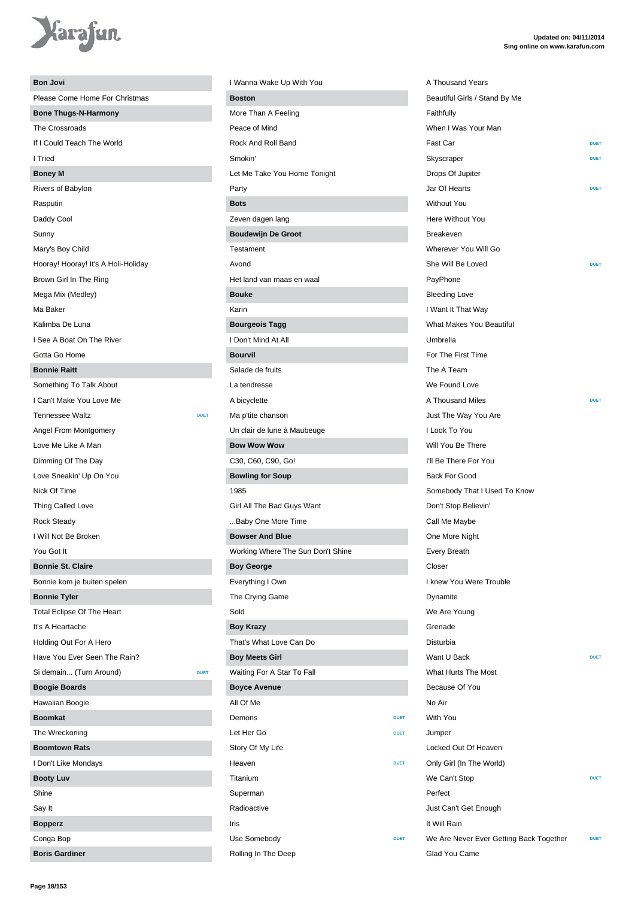Updated on: 04/11/2014
Sing online on www.karafun.com

## Bon Jovi

Please Come Home For Christmas

## Bone Thugs-N-Harmony

The Crossroads
If I Could Teach The World
I Tried

## Boney M

Rivers of Babylon
Rasputin
Daddy Cool
Sunny
Mary's Boy Child
Hooray! Hooray! It's A Holi-Holiday
Brown Girl In The Ring
Mega Mix (Medley)
Ma Baker
Kalimba De Luna
I See A Boat On The River
Gotta Go Home

## Bonnie Raitt

Something To Talk About
I Can't Make You Love Me
Tennessee Waltz — DUET
Angel From Montgomery
Love Me Like A Man
Dimming Of The Day
Love Sneakin' Up On You
Nick Of Time
Thing Called Love
Rock Steady
I Will Not Be Broken
You Got It

## Bonnie St. Claire

Bonnie kom je buiten spelen

## Bonnie Tyler

Total Eclipse Of The Heart
It's A Heartache
Holding Out For A Hero
Have You Ever Seen The Rain?
Si demain... (Turn Around) — DUET

## Boogie Boards

Hawaiian Boogie

## Boomkat

The Wreckoning

## Boomtown Rats

I Don't Like Mondays

## Booty Luv

Shine
Say It

## Bopperz

Conga Bop

## Boris Gardiner

I Wanna Wake Up With You

## Boston

More Than A Feeling
Peace of Mind
Rock And Roll Band
Smokin'
Let Me Take You Home Tonight
Party

## Bots

Zeven dagen lang

## Boudewijn De Groot

Testament
Avond
Het land van maas en waal

## Bouke

Karin

## Bourgeois Tagg

I Don't Mind At All

## Bourvil

Salade de fruits
La tendresse
A bicyclette
Ma p'tite chanson
Un clair de lune à Maubeuge

## Bow Wow Wow

C30, C60, C90, Go!

## Bowling for Soup

1985
Girl All The Bad Guys Want
...Baby One More Time

## Bowser And Blue

Working Where The Sun Don't Shine

## Boy George

Everything I Own
The Crying Game
Sold

## Boy Krazy

That's What Love Can Do

## Boy Meets Girl

Waiting For A Star To Fall

## Boyce Avenue

All Of Me
Demons — DUET
Let Her Go — DUET
Story Of My Life
Heaven — DUET
Titanium
Superman
Radioactive
Iris
Use Somebody — DUET
Rolling In The Deep
A Thousand Years
Beautiful Girls / Stand By Me
Faithfully
When I Was Your Man
Fast Car — DUET
Skyscraper — DUET
Drops Of Jupiter
Jar Of Hearts — DUET
Without You
Here Without You
Breakeven
Wherever You Will Go
She Will Be Loved — DUET
PayPhone
Bleeding Love
I Want It That Way
What Makes You Beautiful
Umbrella
For The First Time
The A Team
We Found Love
A Thousand Miles — DUET
Just The Way You Are
I Look To You
Will You Be There
I'll Be There For You
Back For Good
Somebody That I Used To Know
Don't Stop Believin'
Call Me Maybe
One More Night
Every Breath
Closer
I knew You Were Trouble
Dynamite
We Are Young
Grenade
Disturbia
Want U Back — DUET
What Hurts The Most
Because Of You
No Air
With You
Jumper
Locked Out Of Heaven
Only Girl (In The World)
We Can't Stop — DUET
Perfect
Just Can't Get Enough
It Will Rain
We Are Never Ever Getting Back Together — DUET
Glad You Came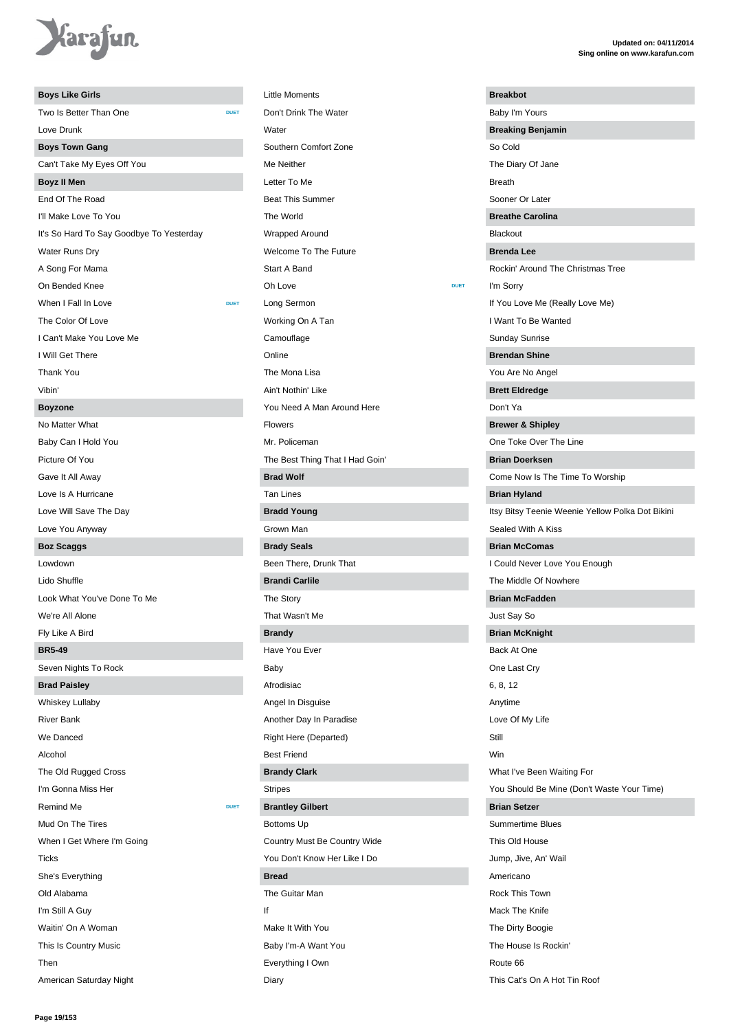**Boys Like Girls**

- Two Is Better Than One DUET
- Love Drunk

**Boys Town Gang**

- Can't Take My Eyes Off You

**Boyz II Men**

- End Of The Road
- I'll Make Love To You
- It's So Hard To Say Goodbye To Yesterday
- Water Runs Dry
- A Song For Mama
- On Bended Knee
- When I Fall In Love DUET
- The Color Of Love
- I Can't Make You Love Me
- I Will Get There
- Thank You
- Vibin'

**Boyzone**

- No Matter What
- Baby Can I Hold You
- Picture Of You
- Gave It All Away
- Love Is A Hurricane
- Love Will Save The Day
- Love You Anyway

**Boz Scaggs**

- Lowdown
- Lido Shuffle
- Look What You've Done To Me
- We're All Alone
- Fly Like A Bird

**BR5-49**

- Seven Nights To Rock

**Brad Paisley**

- Whiskey Lullaby
- River Bank
- We Danced
- Alcohol
- The Old Rugged Cross
- I'm Gonna Miss Her
- Remind Me DUET
- Mud On The Tires
- When I Get Where I'm Going
- Ticks
- She's Everything
- Old Alabama
- I'm Still A Guy
- Waitin' On A Woman
- This Is Country Music
- Then
- American Saturday Night
- Little Moments
- Don't Drink The Water
- Water
- Southern Comfort Zone
- Me Neither
- Letter To Me
- Beat This Summer
- The World
- Wrapped Around
- Welcome To The Future
- Start A Band
- Oh Love DUET
- Long Sermon
- Working On A Tan
- Camouflage
- Online
- The Mona Lisa
- Ain't Nothin' Like
- You Need A Man Around Here
- Flowers
- Mr. Policeman
- The Best Thing That I Had Goin'

**Brad Wolf**

- Tan Lines

**Bradd Young**

- Grown Man

**Brady Seals**

- Been There, Drunk That

**Brandi Carlile**

- The Story
- That Wasn't Me

**Brandy**

- Have You Ever
- Baby
- Afrodisiac
- Angel In Disguise
- Another Day In Paradise
- Right Here (Departed)
- Best Friend

**Brandy Clark**

- Stripes

**Brantley Gilbert**

- Bottoms Up
- Country Must Be Country Wide
- You Don't Know Her Like I Do

**Bread**

- The Guitar Man
- If
- Make It With You
- Baby I'm-A Want You
- Everything I Own
- Diary

**Breakbot**

- Baby I'm Yours

**Breaking Benjamin**

- So Cold
- The Diary Of Jane
- Breath
- Sooner Or Later

**Breathe Carolina**

- Blackout

**Brenda Lee**

- Rockin' Around The Christmas Tree
- I'm Sorry
- If You Love Me (Really Love Me)
- I Want To Be Wanted
- Sunday Sunrise

**Brendan Shine**

- You Are No Angel

**Brett Eldredge**

- Don't Ya

**Brewer & Shipley**

- One Toke Over The Line

**Brian Doerksen**

- Come Now Is The Time To Worship

**Brian Hyland**

- Itsy Bitsy Teenie Weenie Yellow Polka Dot Bikini
- Sealed With A Kiss

**Brian McComas**

- I Could Never Love You Enough
- The Middle Of Nowhere

**Brian McFadden**

- Just Say So

**Brian McKnight**

- Back At One
- One Last Cry
- 6, 8, 12
- Anytime
- Love Of My Life
- Still
- Win
- What I've Been Waiting For
- You Should Be Mine (Don't Waste Your Time)

**Brian Setzer**

- Summertime Blues
- This Old House
- Jump, Jive, An' Wail
- Americano
- Rock This Town
- Mack The Knife
- The Dirty Boogie
- The House Is Rockin'
- Route 66
- This Cat's On A Hot Tin Roof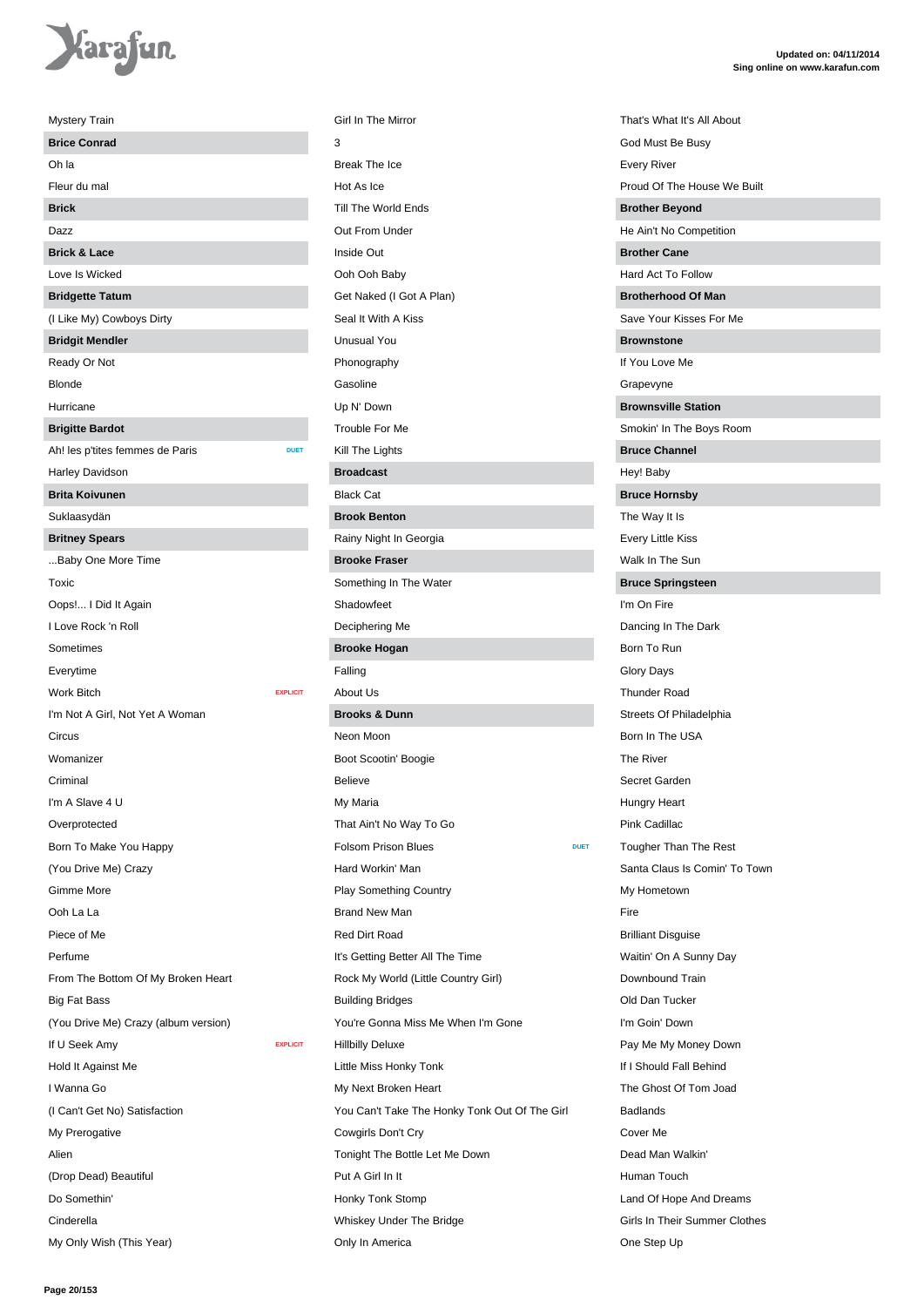Mystery Train

**Brice Conrad**

Oh la

Fleur du mal

**Brick**

Dazz

**Brick & Lace**

Love Is Wicked

**Bridgette Tatum**

(I Like My) Cowboys Dirty

**Bridgit Mendler**

Ready Or Not

Blonde

Hurricane

**Brigitte Bardot**

Ah! les p'tites femmes de Paris DUET

Harley Davidson

**Brita Koivunen**

Suklaasydän

**Britney Spears**

...Baby One More Time

Toxic

Oops!... I Did It Again

I Love Rock 'n Roll

Sometimes

Everytime

Work Bitch EXPLICIT

I'm Not A Girl, Not Yet A Woman

Circus

Womanizer

Criminal

I'm A Slave 4 U

Overprotected

Born To Make You Happy

(You Drive Me) Crazy

Gimme More

Ooh La La

Piece of Me

Perfume

From The Bottom Of My Broken Heart

Big Fat Bass

(You Drive Me) Crazy (album version)

If U Seek Amy EXPLICIT

Hold It Against Me

I Wanna Go

(I Can't Get No) Satisfaction

My Prerogative

Alien

(Drop Dead) Beautiful

Do Somethin'

Cinderella

My Only Wish (This Year)

Girl In The Mirror

3

Break The Ice

Hot As Ice

Till The World Ends

Out From Under

Inside Out

Ooh Ooh Baby

Get Naked (I Got A Plan)

Seal It With A Kiss

Unusual You

Phonography

Gasoline

Up N' Down

Trouble For Me

Kill The Lights

**Broadcast**

Black Cat

**Brook Benton**

Rainy Night In Georgia

**Brooke Fraser**

Something In The Water

Shadowfeet

Deciphering Me

**Brooke Hogan**

Falling

About Us

**Brooks & Dunn**

Neon Moon

Boot Scootin' Boogie

Believe

My Maria

That Ain't No Way To Go

Folsom Prison Blues DUET

Hard Workin' Man

Play Something Country

Brand New Man

Red Dirt Road

It's Getting Better All The Time

Rock My World (Little Country Girl)

Building Bridges

You're Gonna Miss Me When I'm Gone

Hillbilly Deluxe

Little Miss Honky Tonk

My Next Broken Heart

You Can't Take The Honky Tonk Out Of The Girl

Cowgirls Don't Cry

Tonight The Bottle Let Me Down

Put A Girl In It

Honky Tonk Stomp

Whiskey Under The Bridge

Only In America

That's What It's All About

God Must Be Busy

Every River

Proud Of The House We Built

**Brother Beyond**

He Ain't No Competition

**Brother Cane**

Hard Act To Follow

**Brotherhood Of Man**

Save Your Kisses For Me

**Brownstone**

If You Love Me

Grapevyne

**Brownsville Station**

Smokin' In The Boys Room

**Bruce Channel**

Hey! Baby

**Bruce Hornsby**

The Way It Is

Every Little Kiss

Walk In The Sun

**Bruce Springsteen**

I'm On Fire

Dancing In The Dark

Born To Run

Glory Days

Thunder Road

Streets Of Philadelphia

Born In The USA

The River

Secret Garden

Hungry Heart

Pink Cadillac

Tougher Than The Rest

Santa Claus Is Comin' To Town

My Hometown

Fire

Brilliant Disguise

Waitin' On A Sunny Day

Downbound Train

Old Dan Tucker

I'm Goin' Down

Pay Me My Money Down

If I Should Fall Behind

The Ghost Of Tom Joad

Badlands

Cover Me

Dead Man Walkin'

Human Touch

Land Of Hope And Dreams

Girls In Their Summer Clothes

One Step Up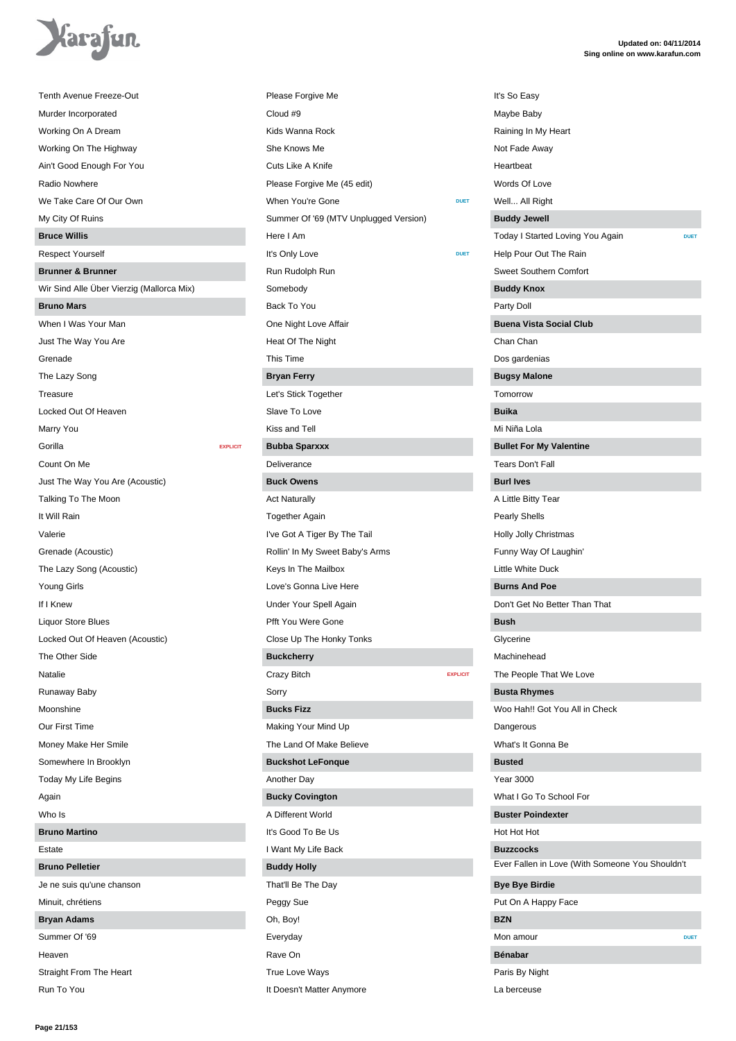Tenth Avenue Freeze-Out
Murder Incorporated
Working On A Dream
Working On The Highway
Ain't Good Enough For You
Radio Nowhere
We Take Care Of Our Own
My City Of Ruins

**Bruce Willis**

Respect Yourself

**Brunner & Brunner**

Wir Sind Alle Über Vierzig (Mallorca Mix)

**Bruno Mars**

When I Was Your Man
Just The Way You Are
Grenade
The Lazy Song
Treasure
Locked Out Of Heaven
Marry You
Gorilla EXPLICIT
Count On Me
Just The Way You Are (Acoustic)
Talking To The Moon
It Will Rain
Valerie
Grenade (Acoustic)
The Lazy Song (Acoustic)
Young Girls
If I Knew
Liquor Store Blues
Locked Out Of Heaven (Acoustic)
The Other Side
Natalie
Runaway Baby
Moonshine
Our First Time
Money Make Her Smile
Somewhere In Brooklyn
Today My Life Begins
Again
Who Is

**Bruno Martino**

Estate

**Bruno Pelletier**

Je ne suis qu'une chanson
Minuit, chrétiens

**Bryan Adams**

Summer Of '69
Heaven
Straight From The Heart
Run To You
Please Forgive Me
Cloud #9
Kids Wanna Rock
She Knows Me
Cuts Like A Knife
Please Forgive Me (45 edit)
When You're Gone DUET
Summer Of '69 (MTV Unplugged Version)
Here I Am
It's Only Love DUET
Run Rudolph Run
Somebody
Back To You
One Night Love Affair
Heat Of The Night
This Time

**Bryan Ferry**

Let's Stick Together
Slave To Love
Kiss and Tell

**Bubba Sparxxx**

Deliverance

**Buck Owens**

Act Naturally
Together Again
I've Got A Tiger By The Tail
Rollin' In My Sweet Baby's Arms
Keys In The Mailbox
Love's Gonna Live Here
Under Your Spell Again
Pfft You Were Gone
Close Up The Honky Tonks

**Buckcherry**

Crazy Bitch EXPLICIT
Sorry

**Bucks Fizz**

Making Your Mind Up
The Land Of Make Believe

**Buckshot LeFonque**

Another Day

**Bucky Covington**

A Different World
It's Good To Be Us
I Want My Life Back

**Buddy Holly**

That'll Be The Day
Peggy Sue
Oh, Boy!
Everyday
Rave On
True Love Ways
It Doesn't Matter Anymore
It's So Easy
Maybe Baby
Raining In My Heart
Not Fade Away
Heartbeat
Words Of Love
Well... All Right

**Buddy Jewell**

Today I Started Loving You Again DUET
Help Pour Out The Rain
Sweet Southern Comfort

**Buddy Knox**

Party Doll

**Buena Vista Social Club**

Chan Chan
Dos gardenias

**Bugsy Malone**

Tomorrow

**Buika**

Mi Niña Lola

**Bullet For My Valentine**

Tears Don't Fall

**Burl Ives**

A Little Bitty Tear
Pearly Shells
Holly Jolly Christmas
Funny Way Of Laughin'
Little White Duck

**Burns And Poe**

Don't Get No Better Than That

**Bush**

Glycerine
Machinehead
The People That We Love

**Busta Rhymes**

Woo Hah!! Got You All in Check
Dangerous
What's It Gonna Be

**Busted**

Year 3000
What I Go To School For

**Buster Poindexter**

Hot Hot Hot

**Buzzcocks**

Ever Fallen in Love (With Someone You Shouldn't

**Bye Bye Birdie**

Put On A Happy Face

**BZN**

Mon amour DUET

**Bénabar**

Paris By Night
La berceuse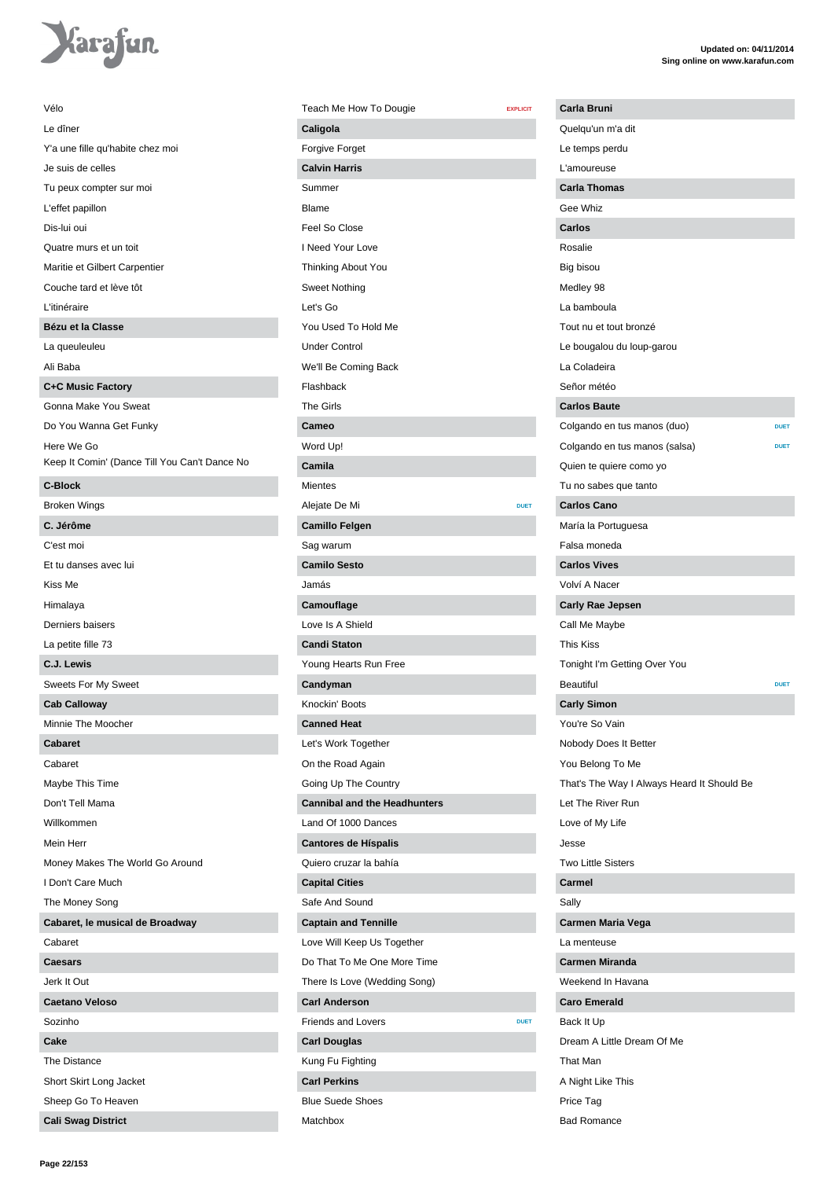Vélo
Le dîner
Y'a une fille qu'habite chez moi
Je suis de celles
Tu peux compter sur moi
L'effet papillon
Dis-lui oui
Quatre murs et un toit
Maritie et Gilbert Carpentier
Couche tard et lève tôt
L'itinéraire

**Bézu et la Classe**

La queuleuleu
Ali Baba

**C+C Music Factory**

Gonna Make You Sweat
Do You Wanna Get Funky
Here We Go
Keep It Comin' (Dance Till You Can't Dance No

**C-Block**

Broken Wings

**C. Jérôme**

C'est moi
Et tu danses avec lui
Kiss Me
Himalaya
Derniers baisers
La petite fille 73

**C.J. Lewis**

Sweets For My Sweet

**Cab Calloway**

Minnie The Moocher

**Cabaret**

Cabaret
Maybe This Time
Don't Tell Mama
Willkommen
Mein Herr
Money Makes The World Go Around
I Don't Care Much
The Money Song

**Cabaret, le musical de Broadway**

Cabaret

**Caesars**

Jerk It Out

**Caetano Veloso**

Sozinho

**Cake**

The Distance
Short Skirt Long Jacket
Sheep Go To Heaven

**Cali Swag District**

Teach Me How To Dougie EXPLICIT

**Caligola**

Forgive Forget

**Calvin Harris**

Summer
Blame
Feel So Close
I Need Your Love
Thinking About You
Sweet Nothing
Let's Go
You Used To Hold Me
Under Control
We'll Be Coming Back
Flashback
The Girls

**Cameo**

Word Up!

**Camila**

Mientes
Alejate De Mi DUET

**Camillo Felgen**

Sag warum

**Camilo Sesto**

Jamás

**Camouflage**

Love Is A Shield

**Candi Staton**

Young Hearts Run Free

**Candyman**

Knockin' Boots

**Canned Heat**

Let's Work Together
On the Road Again
Going Up The Country

**Cannibal and the Headhunters**

Land Of 1000 Dances

**Cantores de Híspalis**

Quiero cruzar la bahía

**Capital Cities**

Safe And Sound

**Captain and Tennille**

Love Will Keep Us Together
Do That To Me One More Time
There Is Love (Wedding Song)

**Carl Anderson**

Friends and Lovers DUET

**Carl Douglas**

Kung Fu Fighting

**Carl Perkins**

Blue Suede Shoes
Matchbox

**Carla Bruni**

Quelqu'un m'a dit
Le temps perdu
L'amoureuse

**Carla Thomas**

Gee Whiz

**Carlos**

Rosalie
Big bisou
Medley 98
La bamboula
Tout nu et tout bronzé
Le bougalou du loup-garou
La Coladeira
Señor météo

**Carlos Baute**

Colgando en tus manos (duo) DUET
Colgando en tus manos (salsa) DUET
Quien te quiere como yo
Tu no sabes que tanto

**Carlos Cano**

María la Portuguesa
Falsa moneda

**Carlos Vives**

Volví A Nacer

**Carly Rae Jepsen**

Call Me Maybe
This Kiss
Tonight I'm Getting Over You
Beautiful DUET

**Carly Simon**

You're So Vain
Nobody Does It Better
You Belong To Me
That's The Way I Always Heard It Should Be
Let The River Run
Love of My Life
Jesse
Two Little Sisters

**Carmel**

Sally

**Carmen Maria Vega**

La menteuse

**Carmen Miranda**

Weekend In Havana

**Caro Emerald**

Back It Up
Dream A Little Dream Of Me
That Man
A Night Like This
Price Tag
Bad Romance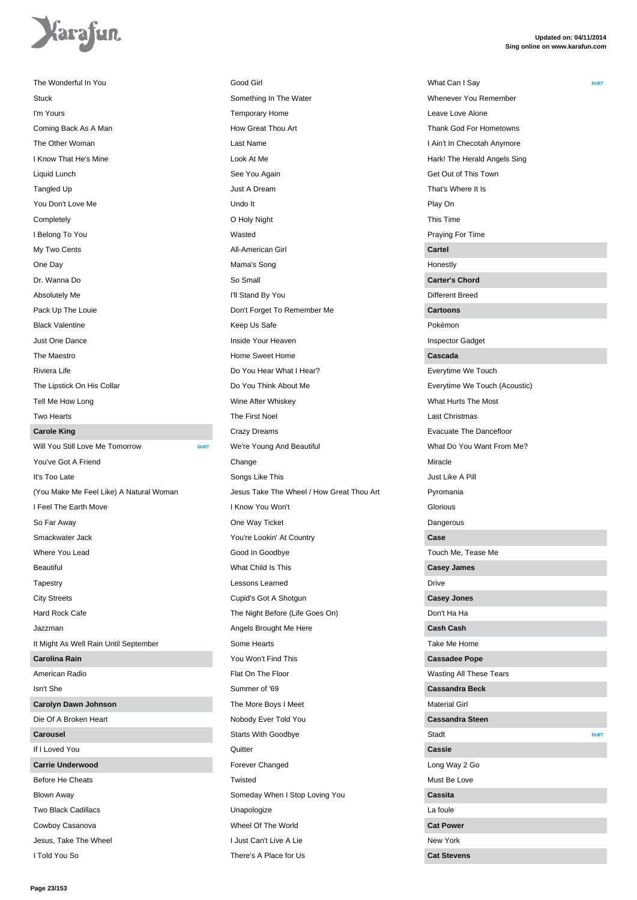The Wonderful In You
Stuck
I'm Yours
Coming Back As A Man
The Other Woman
I Know That He's Mine
Liquid Lunch
Tangled Up
You Don't Love Me
Completely
I Belong To You
My Two Cents
One Day
Dr. Wanna Do
Absolutely Me
Pack Up The Louie
Black Valentine
Just One Dance
The Maestro
Riviera Life
The Lipstick On His Collar
Tell Me How Long
Two Hearts

**Carole King**

Will You Still Love Me Tomorrow — DUET
You've Got A Friend
It's Too Late
(You Make Me Feel Like) A Natural Woman
I Feel The Earth Move
So Far Away
Smackwater Jack
Where You Lead
Beautiful
Tapestry
City Streets
Hard Rock Cafe
Jazzman
It Might As Well Rain Until September

**Carolina Rain**

American Radio
Isn't She

**Carolyn Dawn Johnson**

Die Of A Broken Heart

**Carousel**

If I Loved You

**Carrie Underwood**

Before He Cheats
Blown Away
Two Black Cadillacs
Cowboy Casanova
Jesus, Take The Wheel
I Told You So
Good Girl
Something In The Water
Temporary Home
How Great Thou Art
Last Name
Look At Me
See You Again
Just A Dream
Undo It
O Holy Night
Wasted
All-American Girl
Mama's Song
So Small
I'll Stand By You
Don't Forget To Remember Me
Keep Us Safe
Inside Your Heaven
Home Sweet Home
Do You Hear What I Hear?
Do You Think About Me
Wine After Whiskey
The First Noel
Crazy Dreams
We're Young And Beautiful
Change
Songs Like This
Jesus Take The Wheel / How Great Thou Art
I Know You Won't
One Way Ticket
You're Lookin' At Country
Good In Goodbye
What Child Is This
Lessons Learned
Cupid's Got A Shotgun
The Night Before (Life Goes On)
Angels Brought Me Here
Some Hearts
You Won't Find This
Flat On The Floor
Summer of '69
The More Boys I Meet
Nobody Ever Told You
Starts With Goodbye
Quitter
Forever Changed
Twisted
Someday When I Stop Loving You
Unapologize
Wheel Of The World
I Just Can't Live A Lie
There's A Place for Us
What Can I Say — DUET
Whenever You Remember
Leave Love Alone
Thank God For Hometowns
I Ain't In Checotah Anymore
Hark! The Herald Angels Sing
Get Out of This Town
That's Where It Is
Play On
This Time
Praying For Time

**Cartel**

Honestly

**Carter's Chord**

Different Breed

**Cartoons**

Pokémon
Inspector Gadget

**Cascada**

Everytime We Touch
Everytime We Touch (Acoustic)
What Hurts The Most
Last Christmas
Evacuate The Dancefloor
What Do You Want From Me?
Miracle
Just Like A Pill
Pyromania
Glorious
Dangerous

**Case**

Touch Me, Tease Me

**Casey James**

Drive

**Casey Jones**

Don't Ha Ha

**Cash Cash**

Take Me Home

**Cassadee Pope**

Wasting All These Tears

**Cassandra Beck**

Material Girl

**Cassandra Steen**

Stadt — DUET

**Cassie**

Long Way 2 Go
Must Be Love

**Cassita**

La foule

**Cat Power**

New York

**Cat Stevens**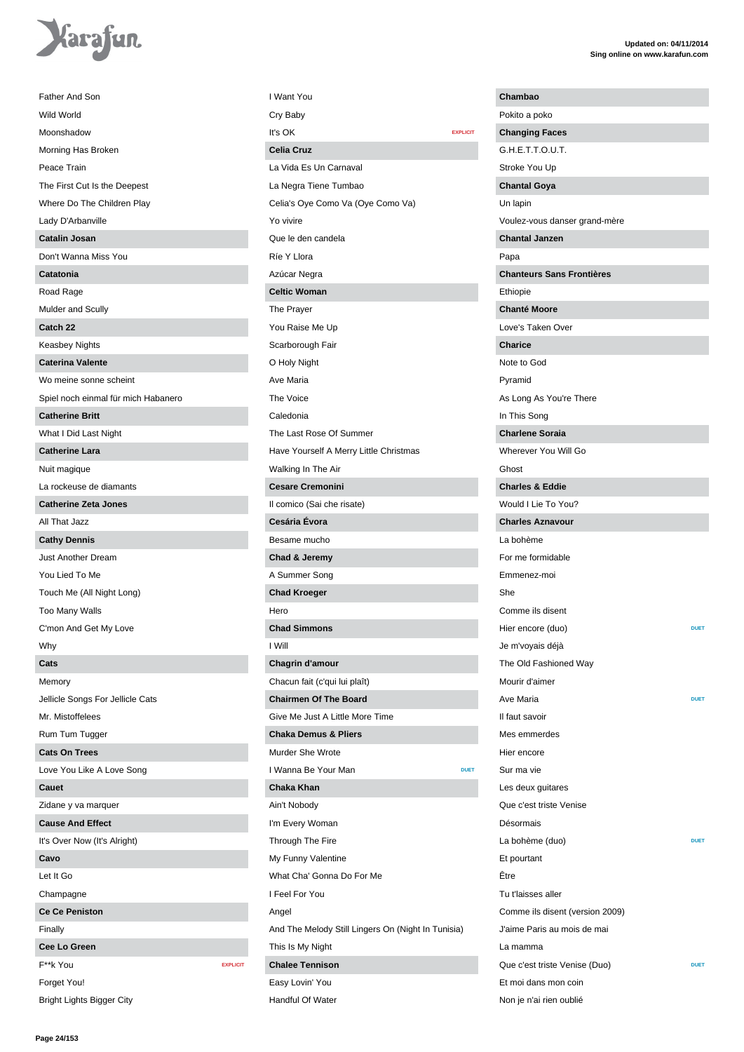Father And Son
Wild World
Moonshadow
Morning Has Broken
Peace Train
The First Cut Is the Deepest
Where Do The Children Play
Lady D'Arbanville

**Catalin Josan**

Don't Wanna Miss You

**Catatonia**

Road Rage
Mulder and Scully

**Catch 22**

Keasbey Nights

**Caterina Valente**

Wo meine sonne scheint
Spiel noch einmal für mich Habanero

**Catherine Britt**

What I Did Last Night

**Catherine Lara**

Nuit magique
La rockeuse de diamants

**Catherine Zeta Jones**

All That Jazz

**Cathy Dennis**

Just Another Dream
You Lied To Me
Touch Me (All Night Long)
Too Many Walls
C'mon And Get My Love
Why

**Cats**

Memory
Jellicle Songs For Jellicle Cats
Mr. Mistoffelees
Rum Tum Tugger

**Cats On Trees**

Love You Like A Love Song

**Cauet**

Zidane y va marquer

**Cause And Effect**

It's Over Now (It's Alright)

**Cavo**

Let It Go
Champagne

**Ce Ce Peniston**

Finally

**Cee Lo Green**

F**k You — EXPLICIT
Forget You!
Bright Lights Bigger City
I Want You
Cry Baby
It's OK — EXPLICIT

**Celia Cruz**

La Vida Es Un Carnaval
La Negra Tiene Tumbao
Celia's Oye Como Va (Oye Como Va)
Yo vivire
Que le den candela
Ríe Y Llora
Azúcar Negra

**Celtic Woman**

The Prayer
You Raise Me Up
Scarborough Fair
O Holy Night
Ave Maria
The Voice
Caledonia
The Last Rose Of Summer
Have Yourself A Merry Little Christmas
Walking In The Air

**Cesare Cremonini**

Il comico (Sai che risate)

**Cesária Évora**

Besame mucho

**Chad & Jeremy**

A Summer Song

**Chad Kroeger**

Hero

**Chad Simmons**

I Will

**Chagrin d'amour**

Chacun fait (c'qui lui plaît)

**Chairmen Of The Board**

Give Me Just A Little More Time

**Chaka Demus & Pliers**

Murder She Wrote
I Wanna Be Your Man — DUET

**Chaka Khan**

Ain't Nobody
I'm Every Woman
Through The Fire
My Funny Valentine
What Cha' Gonna Do For Me
I Feel For You
Angel
And The Melody Still Lingers On (Night In Tunisia)
This Is My Night

**Chalee Tennison**

Easy Lovin' You
Handful Of Water

**Chambao**

Pokito a poko

**Changing Faces**

G.H.E.T.T.O.U.T.
Stroke You Up

**Chantal Goya**

Un lapin
Voulez-vous danser grand-mère

**Chantal Janzen**

Papa

**Chanteurs Sans Frontières**

Ethiopie

**Chanté Moore**

Love's Taken Over

**Charice**

Note to God
Pyramid
As Long As You're There
In This Song

**Charlene Soraia**

Wherever You Will Go
Ghost

**Charles & Eddie**

Would I Lie To You?

**Charles Aznavour**

La bohème
For me formidable
Emmenez-moi
She
Comme ils disent
Hier encore (duo) — DUET
Je m'voyais déjà
The Old Fashioned Way
Mourir d'aimer
Ave Maria — DUET
Il faut savoir
Mes emmerdes
Hier encore
Sur ma vie
Les deux guitares
Que c'est triste Venise
Désormais
La bohème (duo) — DUET
Et pourtant
Être
Tu t'laisses aller
Comme ils disent (version 2009)
J'aime Paris au mois de mai
La mamma
Que c'est triste Venise (Duo) — DUET
Et moi dans mon coin
Non je n'ai rien oublié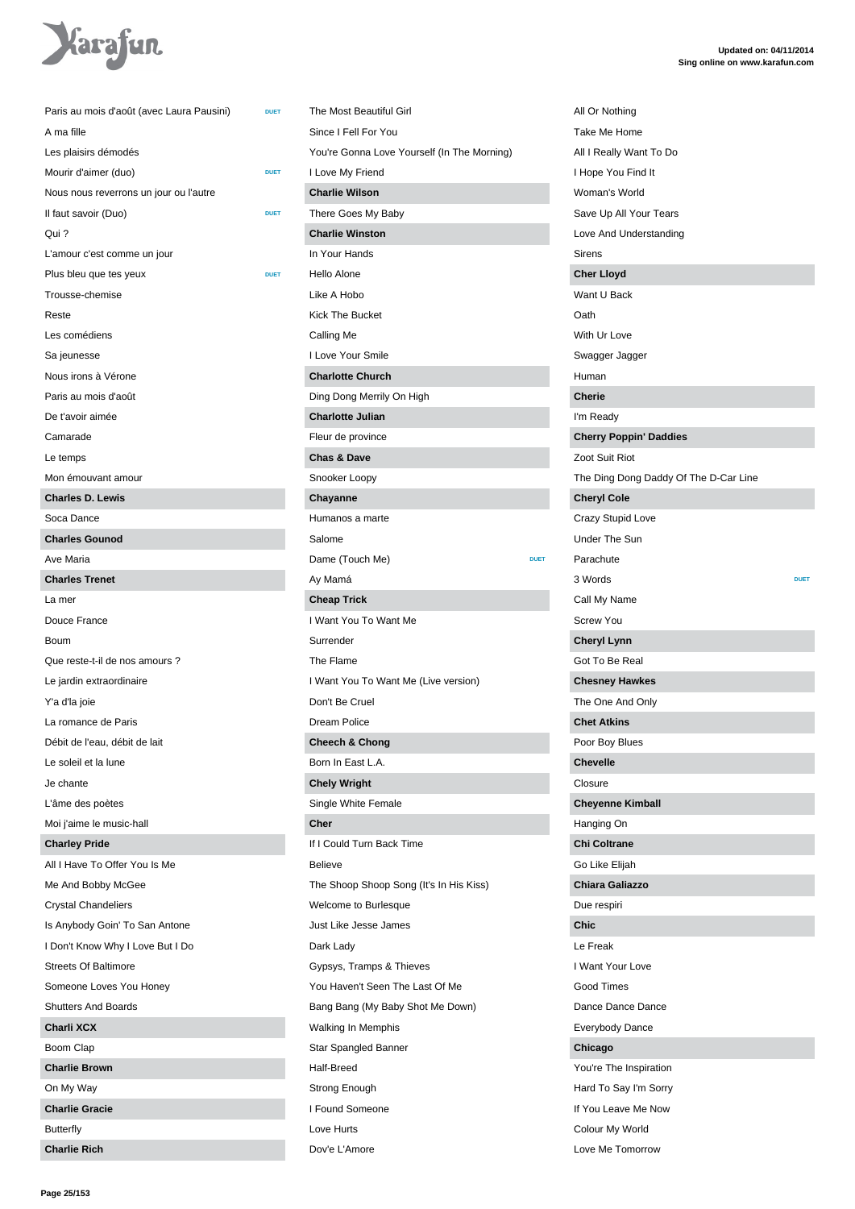Paris au mois d'août (avec Laura Pausini) DUET

A ma fille

Les plaisirs démodés

Mourir d'aimer (duo) DUET

Nous nous reverrons un jour ou l'autre

Il faut savoir (Duo) DUET

Qui ?

L'amour c'est comme un jour

Plus bleu que tes yeux DUET

Trousse-chemise

Reste

Les comédiens

Sa jeunesse

Nous irons à Vérone

Paris au mois d'août

De t'avoir aimée

Camarade

Le temps

Mon émouvant amour

**Charles D. Lewis**

Soca Dance

**Charles Gounod**

Ave Maria

**Charles Trenet**

La mer

Douce France

Boum

Que reste-t-il de nos amours ?

Le jardin extraordinaire

Y'a d'la joie

La romance de Paris

Débit de l'eau, débit de lait

Le soleil et la lune

Je chante

L'âme des poètes

Moi j'aime le music-hall

**Charley Pride**

All I Have To Offer You Is Me

Me And Bobby McGee

Crystal Chandeliers

Is Anybody Goin' To San Antone

I Don't Know Why I Love But I Do

Streets Of Baltimore

Someone Loves You Honey

Shutters And Boards

**Charli XCX**

Boom Clap

**Charlie Brown**

On My Way

**Charlie Gracie**

Butterfly

**Charlie Rich**

The Most Beautiful Girl

Since I Fell For You

You're Gonna Love Yourself (In The Morning)

I Love My Friend

**Charlie Wilson**

There Goes My Baby

**Charlie Winston**

In Your Hands

Hello Alone

Like A Hobo

Kick The Bucket

Calling Me

I Love Your Smile

**Charlotte Church**

Ding Dong Merrily On High

**Charlotte Julian**

Fleur de province

**Chas & Dave**

Snooker Loopy

**Chayanne**

Humanos a marte

Salome

Dame (Touch Me) DUET

Ay Mamá

**Cheap Trick**

I Want You To Want Me

Surrender

The Flame

I Want You To Want Me (Live version)

Don't Be Cruel

Dream Police

**Cheech & Chong**

Born In East L.A.

**Chely Wright**

Single White Female

**Cher**

If I Could Turn Back Time

Believe

The Shoop Shoop Song (It's In His Kiss)

Welcome to Burlesque

Just Like Jesse James

Dark Lady

Gypsys, Tramps & Thieves

You Haven't Seen The Last Of Me

Bang Bang (My Baby Shot Me Down)

Walking In Memphis

Star Spangled Banner

Half-Breed

Strong Enough

I Found Someone

Love Hurts

Dov'e L'Amore

All Or Nothing

Take Me Home

All I Really Want To Do

I Hope You Find It

Woman's World

Save Up All Your Tears

Love And Understanding

Sirens

**Cher Lloyd**

Want U Back

Oath

With Ur Love

Swagger Jagger

Human

**Cherie**

I'm Ready

**Cherry Poppin' Daddies**

Zoot Suit Riot

The Ding Dong Daddy Of The D-Car Line

**Cheryl Cole**

Crazy Stupid Love

Under The Sun

Parachute

3 Words DUET

Call My Name

Screw You

**Cheryl Lynn**

Got To Be Real

**Chesney Hawkes**

The One And Only

**Chet Atkins**

Poor Boy Blues

**Chevelle**

Closure

**Cheyenne Kimball**

Hanging On

**Chi Coltrane**

Go Like Elijah

**Chiara Galiazzo**

Due respiri

**Chic**

Le Freak

I Want Your Love

Good Times

Dance Dance Dance

Everybody Dance

**Chicago**

You're The Inspiration

Hard To Say I'm Sorry

If You Leave Me Now

Colour My World

Love Me Tomorrow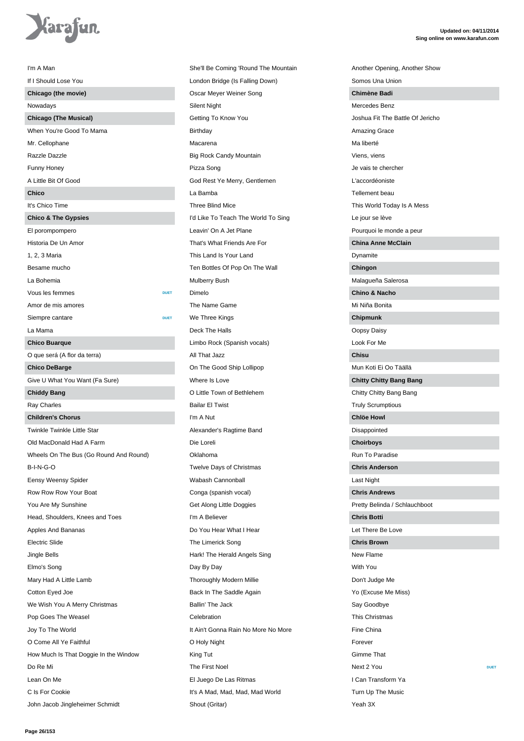I'm A Man

If I Should Lose You

**Chicago (the movie)**

Nowadays

**Chicago (The Musical)**

When You're Good To Mama

Mr. Cellophane

Razzle Dazzle

Funny Honey

A Little Bit Of Good

**Chico**

It's Chico Time

**Chico & The Gypsies**

El porompompero

Historia De Un Amor

1, 2, 3 Maria

Besame mucho

La Bohemia

Vous les femmes DUET

Amor de mis amores

Siempre cantare DUET

La Mama

**Chico Buarque**

O que será (A flor da terra)

**Chico DeBarge**

Give U What You Want (Fa Sure)

**Chiddy Bang**

Ray Charles

**Children's Chorus**

Twinkle Twinkle Little Star

Old MacDonald Had A Farm

Wheels On The Bus (Go Round And Round)

B-I-N-G-O

Eensy Weensy Spider

Row Row Row Your Boat

You Are My Sunshine

Head, Shoulders, Knees and Toes

Apples And Bananas

Electric Slide

Jingle Bells

Elmo's Song

Mary Had A Little Lamb

Cotton Eyed Joe

We Wish You A Merry Christmas

Pop Goes The Weasel

Joy To The World

O Come All Ye Faithful

How Much Is That Doggie In the Window

Do Re Mi

Lean On Me

C Is For Cookie

John Jacob Jingleheimer Schmidt

She'll Be Coming 'Round The Mountain

London Bridge (Is Falling Down)

Oscar Meyer Weiner Song

Silent Night

Getting To Know You

Birthday

Macarena

Big Rock Candy Mountain

Pizza Song

God Rest Ye Merry, Gentlemen

La Bamba

Three Blind Mice

I'd Like To Teach The World To Sing

Leavin' On A Jet Plane

That's What Friends Are For

This Land Is Your Land

Ten Bottles Of Pop On The Wall

Mulberry Bush

Dimelo

The Name Game

We Three Kings

Deck The Halls

Limbo Rock (Spanish vocals)

All That Jazz

On The Good Ship Lollipop

Where Is Love

O Little Town of Bethlehem

Bailar El Twist

I'm A Nut

Alexander's Ragtime Band

Die Loreli

Oklahoma

Twelve Days of Christmas

Wabash Cannonball

Conga (spanish vocal)

Get Along Little Doggies

I'm A Believer

Do You Hear What I Hear

The Limerick Song

Hark! The Herald Angels Sing

Day By Day

Thoroughly Modern Millie

Back In The Saddle Again

Ballin' The Jack

Celebration

It Ain't Gonna Rain No More No More

O Holy Night

King Tut

The First Noel

El Juego De Las Ritmas

It's A Mad, Mad, Mad, Mad World

Shout (Gritar)

Another Opening, Another Show

Somos Una Union

**Chimène Badi**

Mercedes Benz

Joshua Fit The Battle Of Jericho

Amazing Grace

Ma liberté

Viens, viens

Je vais te chercher

L'accordéoniste

Tellement beau

This World Today Is A Mess

Le jour se lève

Pourquoi le monde a peur

**China Anne McClain**

Dynamite

**Chingon**

Malagueña Salerosa

**Chino & Nacho**

Mi Niña Bonita

**Chipmunk**

Oopsy Daisy

Look For Me

**Chisu**

Mun Koti Ei Oo Täällä

**Chitty Chitty Bang Bang**

Chitty Chitty Bang Bang

Truly Scrumptious

**Chlöe Howl**

Disappointed

**Choirboys**

Run To Paradise

**Chris Anderson**

Last Night

**Chris Andrews**

Pretty Belinda / Schlauchboot

**Chris Botti**

Let There Be Love

**Chris Brown**

New Flame

With You

Don't Judge Me

Yo (Excuse Me Miss)

Say Goodbye

This Christmas

Fine China

Forever

Gimme That

Next 2 You DUET

I Can Transform Ya

Turn Up The Music

Yeah 3X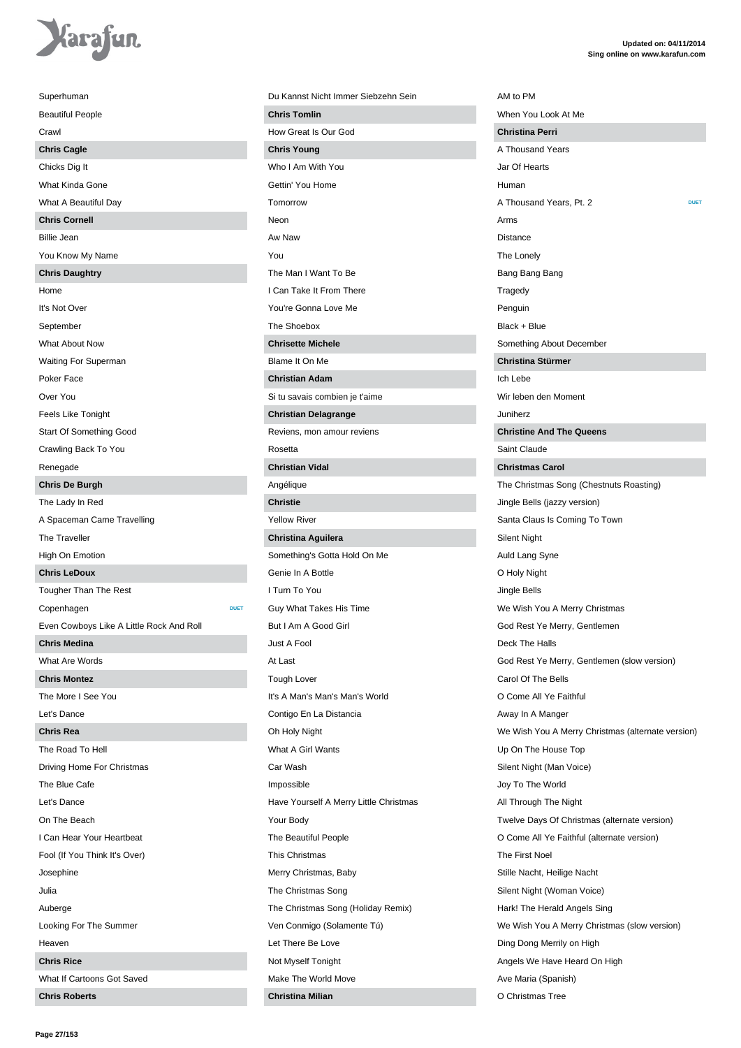Superhuman

Beautiful People

Crawl

**Chris Cagle**

Chicks Dig It

What Kinda Gone

What A Beautiful Day

**Chris Cornell**

Billie Jean

You Know My Name

**Chris Daughtry**

Home

It's Not Over

September

What About Now

Waiting For Superman

Poker Face

Over You

Feels Like Tonight

Start Of Something Good

Crawling Back To You

Renegade

**Chris De Burgh**

The Lady In Red

A Spaceman Came Travelling

The Traveller

High On Emotion

**Chris LeDoux**

Tougher Than The Rest

Copenhagen DUET

Even Cowboys Like A Little Rock And Roll

**Chris Medina**

What Are Words

**Chris Montez**

The More I See You

Let's Dance

**Chris Rea**

The Road To Hell

Driving Home For Christmas

The Blue Cafe

Let's Dance

On The Beach

I Can Hear Your Heartbeat

Fool (If You Think It's Over)

Josephine

Julia

Auberge

Looking For The Summer

Heaven

**Chris Rice**

What If Cartoons Got Saved

**Chris Roberts**

Du Kannst Nicht Immer Siebzehn Sein

**Chris Tomlin**

How Great Is Our God

**Chris Young**

Who I Am With You

Gettin' You Home

Tomorrow

Neon

Aw Naw

You

The Man I Want To Be

I Can Take It From There

You're Gonna Love Me

The Shoebox

**Chrisette Michele**

Blame It On Me

**Christian Adam**

Si tu savais combien je t'aime

**Christian Delagrange**

Reviens, mon amour reviens

Rosetta

**Christian Vidal**

Angélique

**Christie**

Yellow River

**Christina Aguilera**

Something's Gotta Hold On Me

Genie In A Bottle

I Turn To You

Guy What Takes His Time

But I Am A Good Girl

Just A Fool

At Last

Tough Lover

It's A Man's Man's Man's World

Contigo En La Distancia

Oh Holy Night

What A Girl Wants

Car Wash

Impossible

Have Yourself A Merry Little Christmas

Your Body

The Beautiful People

This Christmas

Merry Christmas, Baby

The Christmas Song

The Christmas Song (Holiday Remix)

Ven Conmigo (Solamente Tú)

Let There Be Love

Not Myself Tonight

Make The World Move

**Christina Milian**

AM to PM

When You Look At Me

**Christina Perri**

A Thousand Years

Jar Of Hearts

Human

A Thousand Years, Pt. 2 DUET

Arms

Distance

The Lonely

Bang Bang Bang

Tragedy

Penguin

Black + Blue

Something About December

**Christina Stürmer**

Ich Lebe

Wir leben den Moment

Juniherz

**Christine And The Queens**

Saint Claude

**Christmas Carol**

The Christmas Song (Chestnuts Roasting)

Jingle Bells (jazzy version)

Santa Claus Is Coming To Town

Silent Night

Auld Lang Syne

O Holy Night

Jingle Bells

We Wish You A Merry Christmas

God Rest Ye Merry, Gentlemen

Deck The Halls

God Rest Ye Merry, Gentlemen (slow version)

Carol Of The Bells

O Come All Ye Faithful

Away In A Manger

We Wish You A Merry Christmas (alternate version)

Up On The House Top

Silent Night (Man Voice)

Joy To The World

All Through The Night

Twelve Days Of Christmas (alternate version)

O Come All Ye Faithful (alternate version)

The First Noel

Stille Nacht, Heilige Nacht

Silent Night (Woman Voice)

Hark! The Herald Angels Sing

We Wish You A Merry Christmas (slow version)

Ding Dong Merrily on High

Angels We Have Heard On High

Ave Maria (Spanish)

O Christmas Tree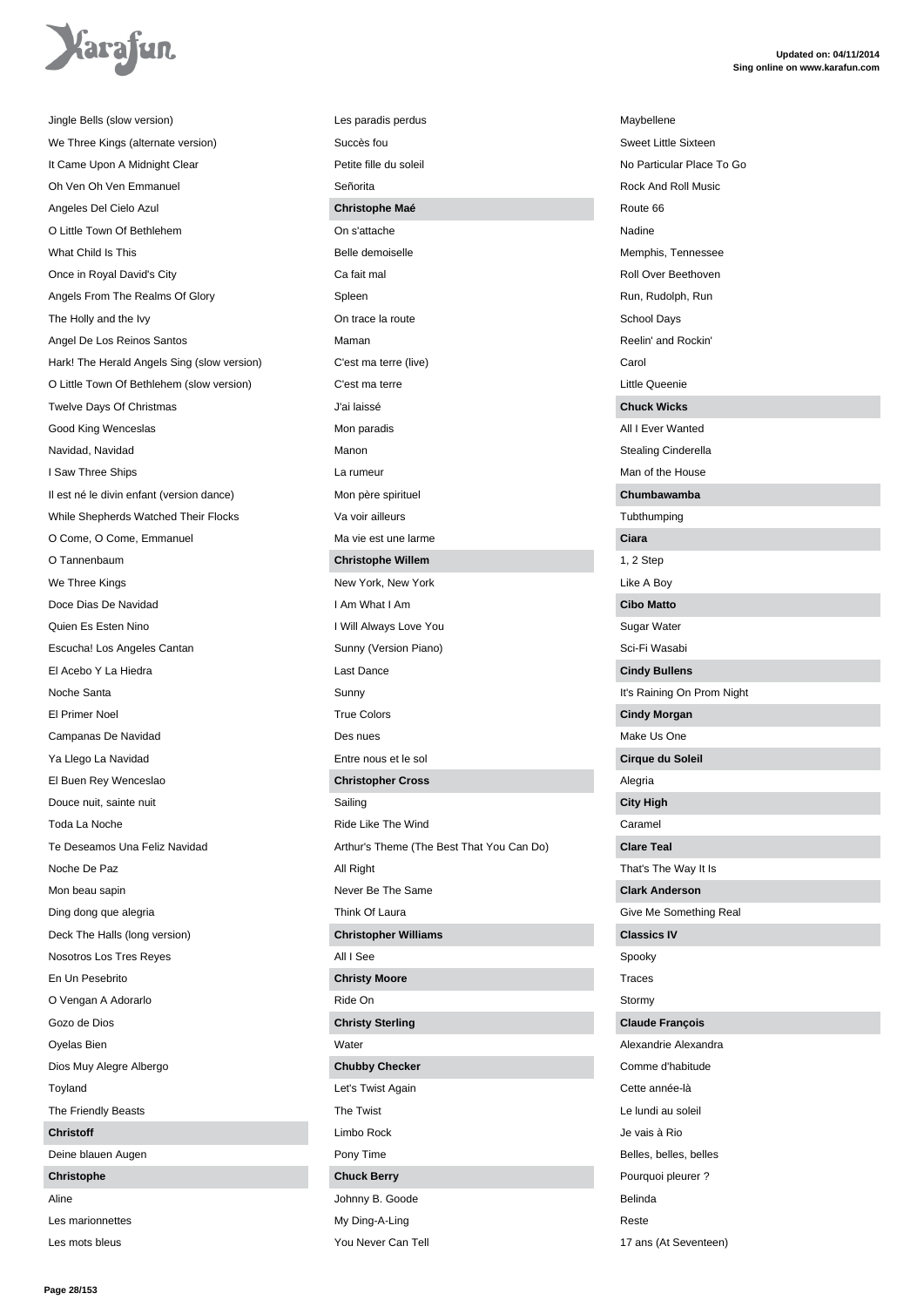Jingle Bells (slow version)
We Three Kings (alternate version)
It Came Upon A Midnight Clear
Oh Ven Oh Ven Emmanuel
Angeles Del Cielo Azul
O Little Town Of Bethlehem
What Child Is This
Once in Royal David's City
Angels From The Realms Of Glory
The Holly and the Ivy
Angel De Los Reinos Santos
Hark! The Herald Angels Sing (slow version)
O Little Town Of Bethlehem (slow version)
Twelve Days Of Christmas
Good King Wenceslas
Navidad, Navidad
I Saw Three Ships
Il est né le divin enfant (version dance)
While Shepherds Watched Their Flocks
O Come, O Come, Emmanuel
O Tannenbaum
We Three Kings
Doce Dias De Navidad
Quien Es Esten Nino
Escucha! Los Angeles Cantan
El Acebo Y La Hiedra
Noche Santa
El Primer Noel
Campanas De Navidad
Ya Llego La Navidad
El Buen Rey Wenceslao
Douce nuit, sainte nuit
Toda La Noche
Te Deseamos Una Feliz Navidad
Noche De Paz
Mon beau sapin
Ding dong que alegria
Deck The Halls (long version)
Nosotros Los Tres Reyes
En Un Pesebrito
O Vengan A Adorarlo
Gozo de Dios
Oyelas Bien
Dios Muy Alegre Albergo
Toyland
The Friendly Beasts

**Christoff**

Deine blauen Augen

**Christophe**

Aline
Les marionnettes
Les mots bleus
Les paradis perdus
Succès fou
Petite fille du soleil
Señorita

**Christophe Maé**

On s'attache
Belle demoiselle
Ca fait mal
Spleen
On trace la route
Maman
C'est ma terre (live)
C'est ma terre
J'ai laissé
Mon paradis
Manon
La rumeur
Mon père spirituel
Va voir ailleurs
Ma vie est une larme

**Christophe Willem**

New York, New York
I Am What I Am
I Will Always Love You
Sunny (Version Piano)
Last Dance
Sunny
True Colors
Des nues
Entre nous et le sol

**Christopher Cross**

Sailing
Ride Like The Wind
Arthur's Theme (The Best That You Can Do)
All Right
Never Be The Same
Think Of Laura

**Christopher Williams**

All I See

**Christy Moore**

Ride On

**Christy Sterling**

Water

**Chubby Checker**

Let's Twist Again
The Twist
Limbo Rock
Pony Time

**Chuck Berry**

Johnny B. Goode
My Ding-A-Ling
You Never Can Tell
Maybellene
Sweet Little Sixteen
No Particular Place To Go
Rock And Roll Music
Route 66
Nadine
Memphis, Tennessee
Roll Over Beethoven
Run, Rudolph, Run
School Days
Reelin' and Rockin'
Carol
Little Queenie

**Chuck Wicks**

All I Ever Wanted
Stealing Cinderella
Man of the House

**Chumbawamba**

Tubthumping

**Ciara**

1, 2 Step
Like A Boy

**Cibo Matto**

Sugar Water
Sci-Fi Wasabi

**Cindy Bullens**

It's Raining On Prom Night

**Cindy Morgan**

Make Us One

**Cirque du Soleil**

Alegria

**City High**

Caramel

**Clare Teal**

That's The Way It Is

**Clark Anderson**

Give Me Something Real

**Classics IV**

Spooky
Traces
Stormy

**Claude François**

Alexandrie Alexandra
Comme d'habitude
Cette année-là
Le lundi au soleil
Je vais à Rio
Belles, belles, belles
Pourquoi pleurer ?
Belinda
Reste
17 ans (At Seventeen)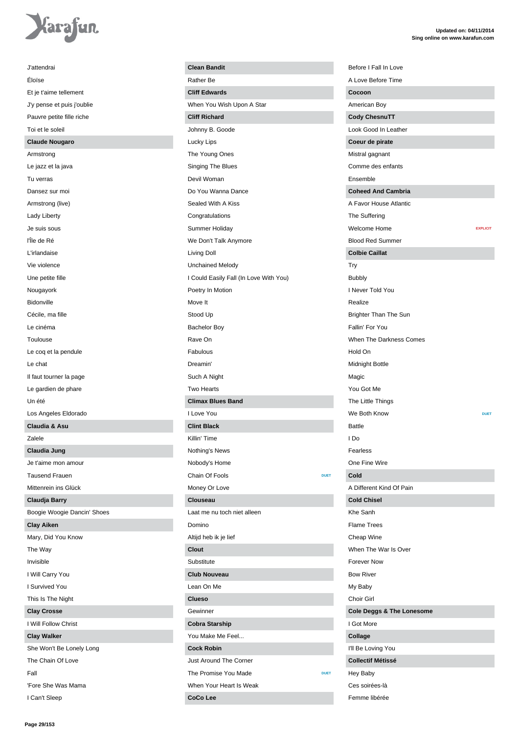J'attendrai

Éloïse

Et je t'aime tellement

J'y pense et puis j'oublie

Pauvre petite fille riche

Toi et le soleil

**Claude Nougaro**

Armstrong

Le jazz et la java

Tu verras

Dansez sur moi

Armstrong (live)

Lady Liberty

Je suis sous

l'Île de Ré

L'irlandaise

Vie violence

Une petite fille

Nougayork

Bidonville

Cécile, ma fille

Le cinéma

Toulouse

Le coq et la pendule

Le chat

Il faut tourner la page

Le gardien de phare

Un été

Los Angeles Eldorado

**Claudia & Asu**

Zalele

**Claudia Jung**

Je t'aime mon amour

Tausend Frauen

Mittenrein ins Glück

**Claudja Barry**

Boogie Woogie Dancin' Shoes

**Clay Aiken**

Mary, Did You Know

The Way

Invisible

I Will Carry You

I Survived You

This Is The Night

**Clay Crosse**

I Will Follow Christ

**Clay Walker**

She Won't Be Lonely Long

The Chain Of Love

Fall

'Fore She Was Mama

I Can't Sleep

**Clean Bandit**

Rather Be

**Cliff Edwards**

When You Wish Upon A Star

**Cliff Richard**

Johnny B. Goode

Lucky Lips

The Young Ones

Singing The Blues

Devil Woman

Do You Wanna Dance

Sealed With A Kiss

Congratulations

Summer Holiday

We Don't Talk Anymore

Living Doll

Unchained Melody

I Could Easily Fall (In Love With You)

Poetry In Motion

Move It

Stood Up

Bachelor Boy

Rave On

Fabulous

Dreamin'

Such A Night

Two Hearts

**Climax Blues Band**

I Love You

**Clint Black**

Killin' Time

Nothing's News

Nobody's Home

Chain Of Fools DUET

Money Or Love

**Clouseau**

Laat me nu toch niet alleen

Domino

Altijd heb ik je lief

**Clout**

Substitute

**Club Nouveau**

Lean On Me

**Clueso**

Gewinner

**Cobra Starship**

You Make Me Feel...

**Cock Robin**

Just Around The Corner

The Promise You Made DUET

When Your Heart Is Weak

**CoCo Lee**

Before I Fall In Love

A Love Before Time

**Cocoon**

American Boy

**Cody ChesnuTT**

Look Good In Leather

**Coeur de pirate**

Mistral gagnant

Comme des enfants

Ensemble

**Coheed And Cambria**

A Favor House Atlantic

The Suffering

Welcome Home EXPLICIT

Blood Red Summer

**Colbie Caillat**

Try

Bubbly

I Never Told You

Realize

Brighter Than The Sun

Fallin' For You

When The Darkness Comes

Hold On

Midnight Bottle

Magic

You Got Me

The Little Things

We Both Know DUET

Battle

I Do

Fearless

One Fine Wire

**Cold**

A Different Kind Of Pain

**Cold Chisel**

Khe Sanh

Flame Trees

Cheap Wine

When The War Is Over

Forever Now

Bow River

My Baby

Choir Girl

**Cole Deggs & The Lonesome**

I Got More

**Collage**

I'll Be Loving You

**Collectif Métissé**

Hey Baby

Ces soirées-là

Femme libérée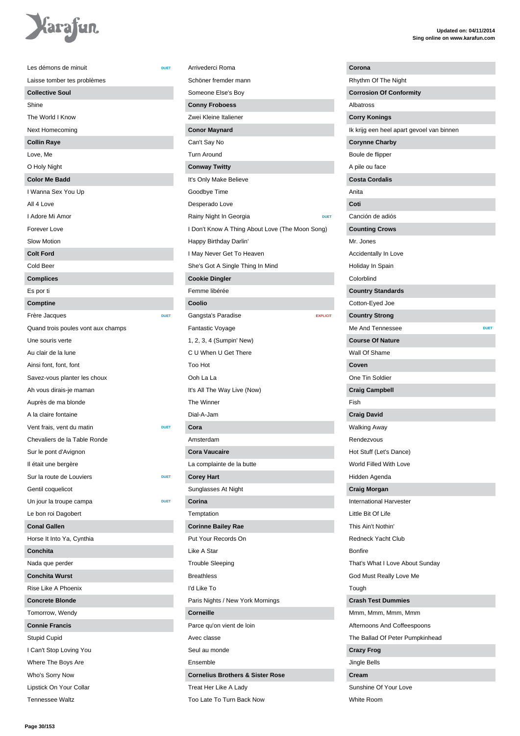Les démons de minuit DUET
Laisse tomber tes problèmes

**Collective Soul**

Shine
The World I Know
Next Homecoming

**Collin Raye**

Love, Me
O Holy Night

**Color Me Badd**

I Wanna Sex You Up
All 4 Love
I Adore Mi Amor
Forever Love
Slow Motion

**Colt Ford**

Cold Beer

**Complices**

Es por ti

**Comptine**

Frère Jacques DUET
Quand trois poules vont aux champs
Une souris verte
Au clair de la lune
Ainsi font, font, font
Savez-vous planter les choux
Ah vous dirais-je maman
Auprès de ma blonde
A la claire fontaine
Vent frais, vent du matin DUET
Chevaliers de la Table Ronde
Sur le pont d'Avignon
Il était une bergère
Sur la route de Louviers DUET
Gentil coquelicot
Un jour la troupe campa DUET
Le bon roi Dagobert

**Conal Gallen**

Horse It Into Ya, Cynthia

**Conchita**

Nada que perder

**Conchita Wurst**

Rise Like A Phoenix

**Concrete Blonde**

Tomorrow, Wendy

**Connie Francis**

Stupid Cupid
I Can't Stop Loving You
Where The Boys Are
Who's Sorry Now
Lipstick On Your Collar
Tennessee Waltz
Arrivederci Roma
Schöner fremder mann
Someone Else's Boy

**Conny Froboess**

Zwei Kleine Italiener

**Conor Maynard**

Can't Say No
Turn Around

**Conway Twitty**

It's Only Make Believe
Goodbye Time
Desperado Love
Rainy Night In Georgia DUET
I Don't Know A Thing About Love (The Moon Song)
Happy Birthday Darlin'
I May Never Get To Heaven
She's Got A Single Thing In Mind

**Cookie Dingler**

Femme libérée

**Coolio**

Gangsta's Paradise EXPLICIT
Fantastic Voyage
1, 2, 3, 4 (Sumpin' New)
C U When U Get There
Too Hot
Ooh La La
It's All The Way Live (Now)
The Winner
Dial-A-Jam

**Cora**

Amsterdam

**Cora Vaucaire**

La complainte de la butte

**Corey Hart**

Sunglasses At Night

**Corina**

Temptation

**Corinne Bailey Rae**

Put Your Records On
Like A Star
Trouble Sleeping
Breathless
I'd Like To
Paris Nights / New York Mornings

**Corneille**

Parce qu'on vient de loin
Avec classe
Seul au monde
Ensemble

**Cornelius Brothers & Sister Rose**

Treat Her Like A Lady
Too Late To Turn Back Now

**Corona**

Rhythm Of The Night

**Corrosion Of Conformity**

Albatross

**Corry Konings**

Ik krijg een heel apart gevoel van binnen

**Corynne Charby**

Boule de flipper
A pile ou face

**Costa Cordalis**

Anita

**Coti**

Canción de adiós

**Counting Crows**

Mr. Jones
Accidentally In Love
Holiday In Spain
Colorblind

**Country Standards**

Cotton-Eyed Joe

**Country Strong**

Me And Tennessee DUET

**Course Of Nature**

Wall Of Shame

**Coven**

One Tin Soldier

**Craig Campbell**

Fish

**Craig David**

Walking Away
Rendezvous
Hot Stuff (Let's Dance)
World Filled With Love
Hidden Agenda

**Craig Morgan**

International Harvester
Little Bit Of Life
This Ain't Nothin'
Redneck Yacht Club
Bonfire
That's What I Love About Sunday
God Must Really Love Me
Tough

**Crash Test Dummies**

Mmm, Mmm, Mmm, Mmm
Afternoons And Coffeespoons
The Ballad Of Peter Pumpkinhead

**Crazy Frog**

Jingle Bells

**Cream**

Sunshine Of Your Love
White Room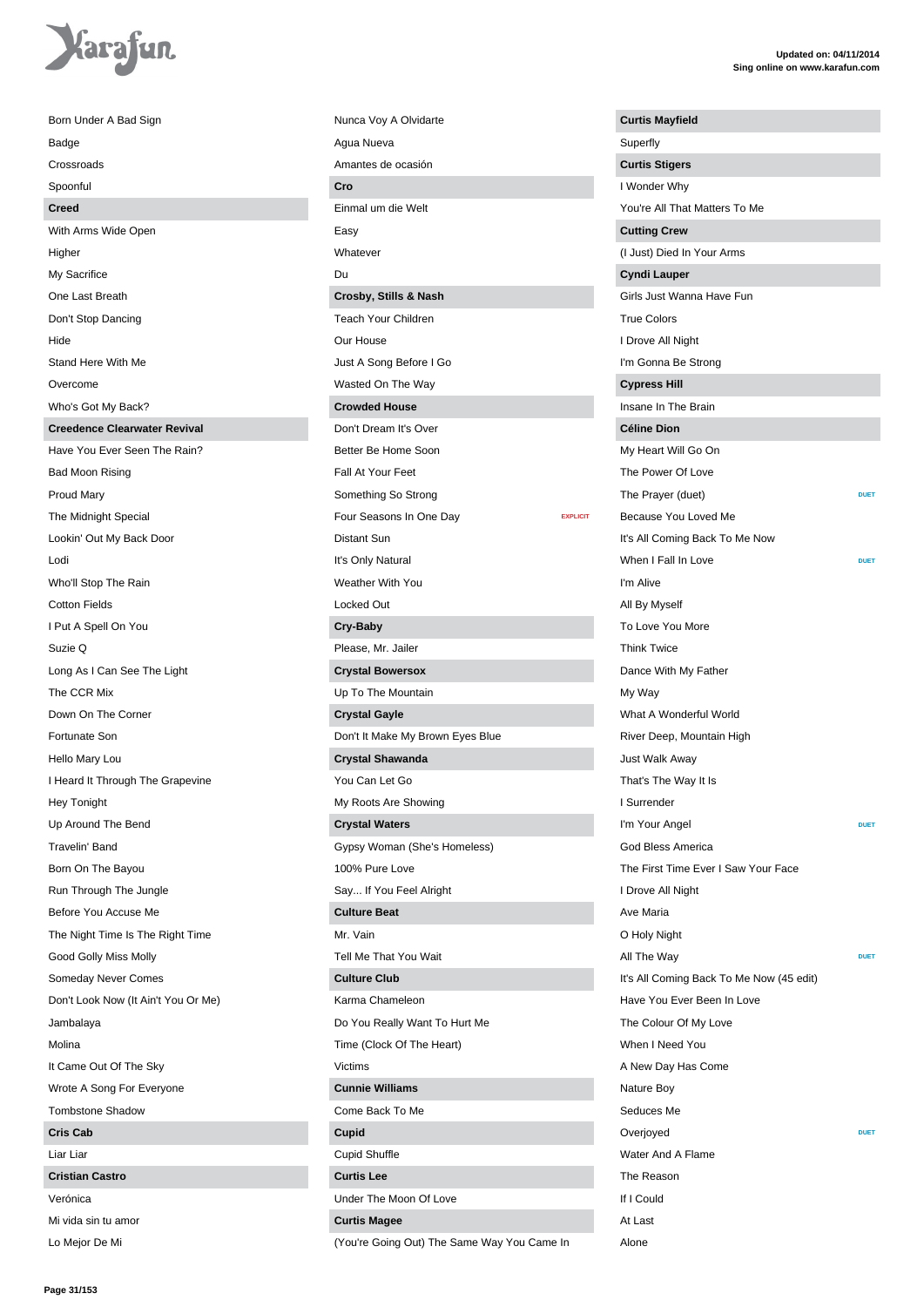Born Under A Bad Sign
Badge
Crossroads
Spoonful

**Creed**

With Arms Wide Open
Higher
My Sacrifice
One Last Breath
Don't Stop Dancing
Hide
Stand Here With Me
Overcome
Who's Got My Back?

**Creedence Clearwater Revival**

Have You Ever Seen The Rain?
Bad Moon Rising
Proud Mary
The Midnight Special
Lookin' Out My Back Door
Lodi
Who'll Stop The Rain
Cotton Fields
I Put A Spell On You
Suzie Q
Long As I Can See The Light
The CCR Mix
Down On The Corner
Fortunate Son
Hello Mary Lou
I Heard It Through The Grapevine
Hey Tonight
Up Around The Bend
Travelin' Band
Born On The Bayou
Run Through The Jungle
Before You Accuse Me
The Night Time Is The Right Time
Good Golly Miss Molly
Someday Never Comes
Don't Look Now (It Ain't You Or Me)
Jambalaya
Molina
It Came Out Of The Sky
Wrote A Song For Everyone
Tombstone Shadow

**Cris Cab**

Liar Liar

**Cristian Castro**

Verónica
Mi vida sin tu amor
Lo Mejor De Mi
Nunca Voy A Olvidarte
Agua Nueva
Amantes de ocasión

**Cro**

Einmal um die Welt
Easy
Whatever
Du

**Crosby, Stills & Nash**

Teach Your Children
Our House
Just A Song Before I Go
Wasted On The Way

**Crowded House**

Don't Dream It's Over
Better Be Home Soon
Fall At Your Feet
Something So Strong
Four Seasons In One Day — EXPLICIT
Distant Sun
It's Only Natural
Weather With You
Locked Out

**Cry-Baby**

Please, Mr. Jailer

**Crystal Bowersox**

Up To The Mountain

**Crystal Gayle**

Don't It Make My Brown Eyes Blue

**Crystal Shawanda**

You Can Let Go
My Roots Are Showing

**Crystal Waters**

Gypsy Woman (She's Homeless)
100% Pure Love
Say... If You Feel Alright

**Culture Beat**

Mr. Vain
Tell Me That You Wait

**Culture Club**

Karma Chameleon
Do You Really Want To Hurt Me
Time (Clock Of The Heart)
Victims

**Cunnie Williams**

Come Back To Me

**Cupid**

Cupid Shuffle

**Curtis Lee**

Under The Moon Of Love

**Curtis Magee**

(You're Going Out) The Same Way You Came In

**Curtis Mayfield**

Superfly

**Curtis Stigers**

I Wonder Why
You're All That Matters To Me

**Cutting Crew**

(I Just) Died In Your Arms

**Cyndi Lauper**

Girls Just Wanna Have Fun
True Colors
I Drove All Night
I'm Gonna Be Strong

**Cypress Hill**

Insane In The Brain

**Céline Dion**

My Heart Will Go On
The Power Of Love
The Prayer (duet) — DUET
Because You Loved Me
It's All Coming Back To Me Now
When I Fall In Love — DUET
I'm Alive
All By Myself
To Love You More
Think Twice
Dance With My Father
My Way
What A Wonderful World
River Deep, Mountain High
Just Walk Away
That's The Way It Is
I Surrender
I'm Your Angel — DUET
God Bless America
The First Time Ever I Saw Your Face
I Drove All Night
Ave Maria
O Holy Night
All The Way — DUET
It's All Coming Back To Me Now (45 edit)
Have You Ever Been In Love
The Colour Of My Love
When I Need You
A New Day Has Come
Nature Boy
Seduces Me
Overjoyed — DUET
Water And A Flame
The Reason
If I Could
At Last
Alone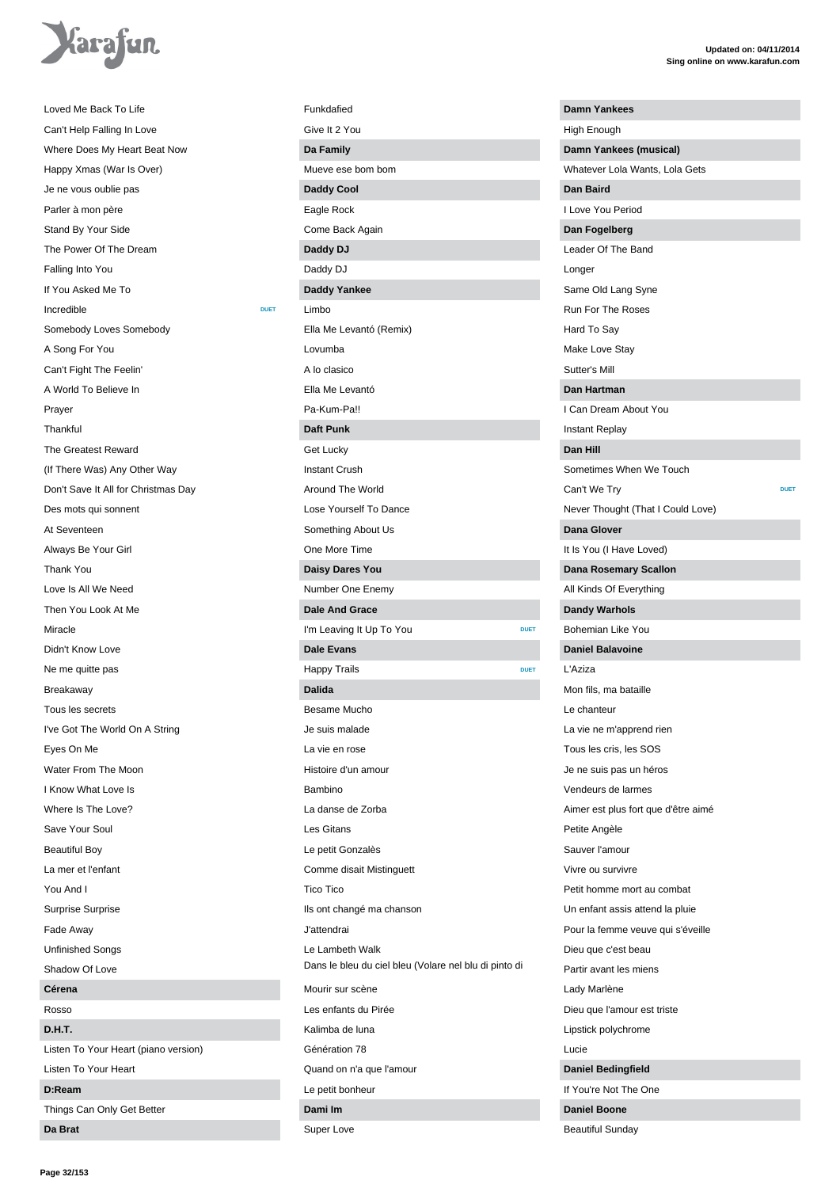Loved Me Back To Life
Can't Help Falling In Love
Where Does My Heart Beat Now
Happy Xmas (War Is Over)
Je ne vous oublie pas
Parler à mon père
Stand By Your Side
The Power Of The Dream
Falling Into You
If You Asked Me To
Incredible — DUET
Somebody Loves Somebody
A Song For You
Can't Fight The Feelin'
A World To Believe In
Prayer
Thankful
The Greatest Reward
(If There Was) Any Other Way
Don't Save It All for Christmas Day
Des mots qui sonnent
At Seventeen
Always Be Your Girl
Thank You
Love Is All We Need
Then You Look At Me
Miracle
Didn't Know Love
Ne me quitte pas
Breakaway
Tous les secrets
I've Got The World On A String
Eyes On Me
Water From The Moon
I Know What Love Is
Where Is The Love?
Save Your Soul
Beautiful Boy
La mer et l'enfant
You And I
Surprise Surprise
Fade Away
Unfinished Songs
Shadow Of Love

**Céréna**

Rosso

**D.H.T.**

Listen To Your Heart (piano version)
Listen To Your Heart

**D:Ream**

Things Can Only Get Better

**Da Brat**

Funkdafied
Give It 2 You

**Da Family**

Mueve ese bom bom

**Daddy Cool**

Eagle Rock
Come Back Again

**Daddy DJ**

Daddy DJ

**Daddy Yankee**

Limbo
Ella Me Levantó (Remix)
Lovumba
A lo clasico
Ella Me Levantó
Pa-Kum-Pa!!

**Daft Punk**

Get Lucky
Instant Crush
Around The World
Lose Yourself To Dance
Something About Us
One More Time

**Daisy Dares You**

Number One Enemy

**Dale And Grace**

I'm Leaving It Up To You — DUET

**Dale Evans**

Happy Trails — DUET

**Dalida**

Besame Mucho
Je suis malade
La vie en rose
Histoire d'un amour
Bambino
La danse de Zorba
Les Gitans
Le petit Gonzalès
Comme disait Mistinguett
Tico Tico
Ils ont changé ma chanson
J'attendrai
Le Lambeth Walk
Dans le bleu du ciel bleu (Volare nel blu di pinto di
Mourir sur scène
Les enfants du Pirée
Kalimba de luna
Génération 78
Quand on n'a que l'amour
Le petit bonheur

**Dami Im**

Super Love

**Damn Yankees**

High Enough

**Damn Yankees (musical)**

Whatever Lola Wants, Lola Gets

**Dan Baird**

I Love You Period

**Dan Fogelberg**

Leader Of The Band
Longer
Same Old Lang Syne
Run For The Roses
Hard To Say
Make Love Stay
Sutter's Mill

**Dan Hartman**

I Can Dream About You
Instant Replay

**Dan Hill**

Sometimes When We Touch
Can't We Try — DUET
Never Thought (That I Could Love)

**Dana Glover**

It Is You (I Have Loved)

**Dana Rosemary Scallon**

All Kinds Of Everything

**Dandy Warhols**

Bohemian Like You

**Daniel Balavoine**

L'Aziza
Mon fils, ma bataille
Le chanteur
La vie ne m'apprend rien
Tous les cris, les SOS
Je ne suis pas un héros
Vendeurs de larmes
Aimer est plus fort que d'être aimé
Petite Angèle
Sauver l'amour
Vivre ou survivre
Petit homme mort au combat
Un enfant assis attend la pluie
Pour la femme veuve qui s'éveille
Dieu que c'est beau
Partir avant les miens
Lady Marlène
Dieu que l'amour est triste
Lipstick polychrome
Lucie

**Daniel Bedingfield**

If You're Not The One

**Daniel Boone**

Beautiful Sunday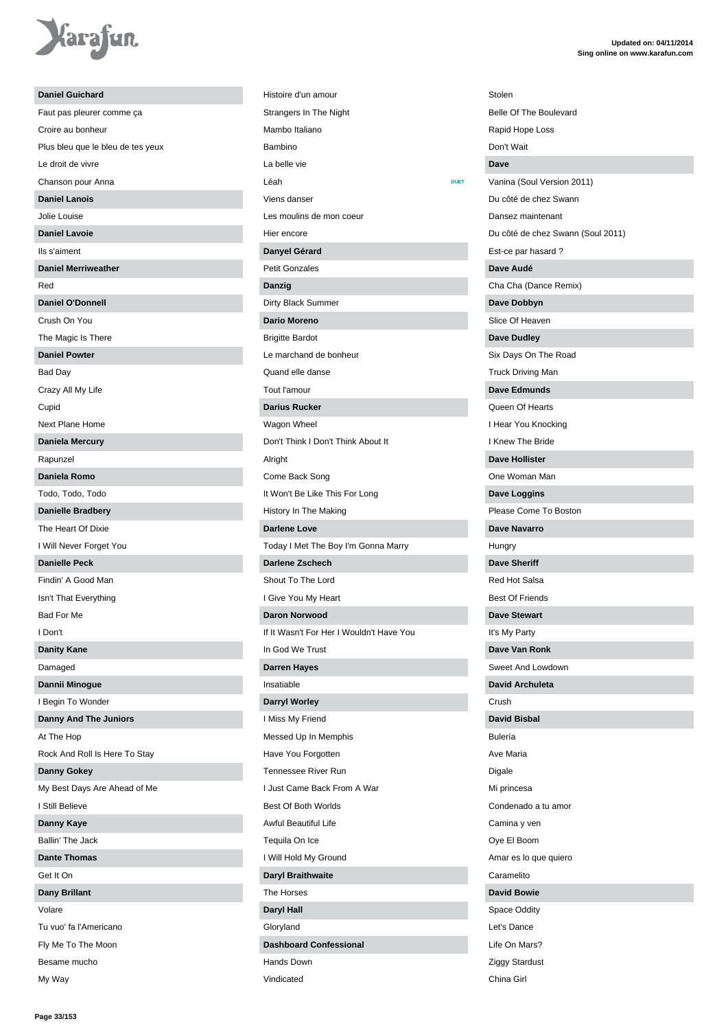**Daniel Guichard**

Faut pas pleurer comme ça

Croire au bonheur

Plus bleu que le bleu de tes yeux

Le droit de vivre

Chanson pour Anna

**Daniel Lanois**

Jolie Louise

**Daniel Lavoie**

Ils s'aiment

**Daniel Merriweather**

Red

**Daniel O'Donnell**

Crush On You

The Magic Is There

**Daniel Powter**

Bad Day

Crazy All My Life

Cupid

Next Plane Home

**Daniela Mercury**

Rapunzel

**Daniela Romo**

Todo, Todo, Todo

**Danielle Bradbery**

The Heart Of Dixie

I Will Never Forget You

**Danielle Peck**

Findin' A Good Man

Isn't That Everything

Bad For Me

I Don't

**Danity Kane**

Damaged

**Dannii Minogue**

I Begin To Wonder

**Danny And The Juniors**

At The Hop

Rock And Roll Is Here To Stay

**Danny Gokey**

My Best Days Are Ahead of Me

I Still Believe

**Danny Kaye**

Ballin' The Jack

**Dante Thomas**

Get It On

**Dany Brillant**

Volare

Tu vuo' fa l'Americano

Fly Me To The Moon

Besame mucho

My Way

Histoire d'un amour

Strangers In The Night

Mambo Italiano

Bambino

La belle vie

Léah DUET

Viens danser

Les moulins de mon coeur

Hier encore

**Danyel Gérard**

Petit Gonzales

**Danzig**

Dirty Black Summer

**Dario Moreno**

Brigitte Bardot

Le marchand de bonheur

Quand elle danse

Tout l'amour

**Darius Rucker**

Wagon Wheel

Don't Think I Don't Think About It

Alright

Come Back Song

It Won't Be Like This For Long

History In The Making

**Darlene Love**

Today I Met The Boy I'm Gonna Marry

**Darlene Zschech**

Shout To The Lord

I Give You My Heart

**Daron Norwood**

If It Wasn't For Her I Wouldn't Have You

In God We Trust

**Darren Hayes**

Insatiable

**Darryl Worley**

I Miss My Friend

Messed Up In Memphis

Have You Forgotten

Tennessee River Run

I Just Came Back From A War

Best Of Both Worlds

Awful Beautiful Life

Tequila On Ice

I Will Hold My Ground

**Daryl Braithwaite**

The Horses

**Daryl Hall**

Gloryland

**Dashboard Confessional**

Hands Down

Vindicated

Stolen

Belle Of The Boulevard

Rapid Hope Loss

Don't Wait

**Dave**

Vanina (Soul Version 2011)

Du côté de chez Swann

Dansez maintenant

Du côté de chez Swann (Soul 2011)

Est-ce par hasard ?

**Dave Audé**

Cha Cha (Dance Remix)

**Dave Dobbyn**

Slice Of Heaven

**Dave Dudley**

Six Days On The Road

Truck Driving Man

**Dave Edmunds**

Queen Of Hearts

I Hear You Knocking

I Knew The Bride

**Dave Hollister**

One Woman Man

**Dave Loggins**

Please Come To Boston

**Dave Navarro**

Hungry

**Dave Sheriff**

Red Hot Salsa

Best Of Friends

**Dave Stewart**

It's My Party

**Dave Van Ronk**

Sweet And Lowdown

**David Archuleta**

Crush

**David Bisbal**

Bulería

Ave Maria

Digale

Mi princesa

Condenado a tu amor

Camina y ven

Oye El Boom

Amar es lo que quiero

Caramelito

**David Bowie**

Space Oddity

Let's Dance

Life On Mars?

Ziggy Stardust

China Girl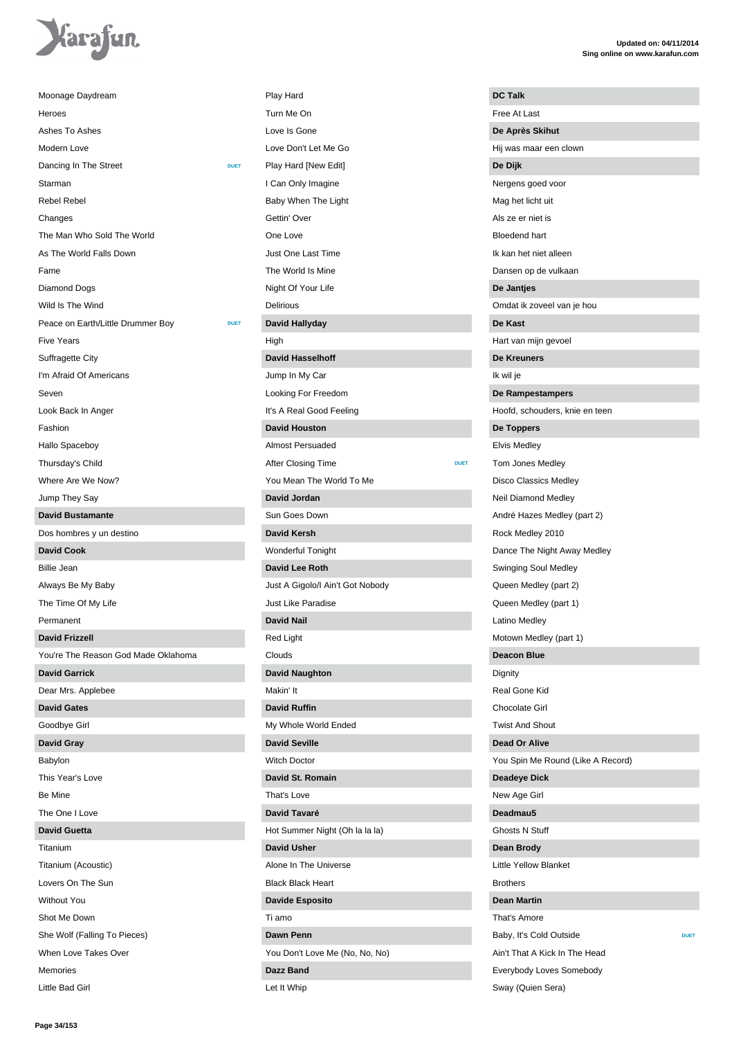Moonage Daydream
Heroes
Ashes To Ashes
Modern Love
Dancing In The Street DUET
Starman
Rebel Rebel
Changes
The Man Who Sold The World
As The World Falls Down
Fame
Diamond Dogs
Wild Is The Wind
Peace on Earth/Little Drummer Boy DUET
Five Years
Suffragette City
I'm Afraid Of Americans
Seven
Look Back In Anger
Fashion
Hallo Spaceboy
Thursday's Child
Where Are We Now?
Jump They Say

**David Bustamante**

Dos hombres y un destino

**David Cook**

Billie Jean
Always Be My Baby
The Time Of My Life
Permanent

**David Frizzell**

You're The Reason God Made Oklahoma

**David Garrick**

Dear Mrs. Applebee

**David Gates**

Goodbye Girl

**David Gray**

Babylon
This Year's Love
Be Mine
The One I Love

**David Guetta**

Titanium
Titanium (Acoustic)
Lovers On The Sun
Without You
Shot Me Down
She Wolf (Falling To Pieces)
When Love Takes Over
Memories
Little Bad Girl
Play Hard
Turn Me On
Love Is Gone
Love Don't Let Me Go
Play Hard [New Edit]
I Can Only Imagine
Baby When The Light
Gettin' Over
One Love
Just One Last Time
The World Is Mine
Night Of Your Life
Delirious

**David Hallyday**

High

**David Hasselhoff**

Jump In My Car
Looking For Freedom
It's A Real Good Feeling

**David Houston**

Almost Persuaded
After Closing Time DUET
You Mean The World To Me

**David Jordan**

Sun Goes Down

**David Kersh**

Wonderful Tonight

**David Lee Roth**

Just A Gigolo/I Ain't Got Nobody
Just Like Paradise

**David Nail**

Red Light
Clouds

**David Naughton**

Makin' It

**David Ruffin**

My Whole World Ended

**David Seville**

Witch Doctor

**David St. Romain**

That's Love

**David Tavaré**

Hot Summer Night (Oh la la la)

**David Usher**

Alone In The Universe
Black Black Heart

**Davide Esposito**

Ti amo

**Dawn Penn**

You Don't Love Me (No, No, No)

**Dazz Band**

Let It Whip

**DC Talk**

Free At Last

**De Après Skihut**

Hij was maar een clown

**De Dijk**

Nergens goed voor
Mag het licht uit
Als ze er niet is
Bloedend hart
Ik kan het niet alleen
Dansen op de vulkaan

**De Jantjes**

Omdat ik zoveel van je hou

**De Kast**

Hart van mijn gevoel

**De Kreuners**

Ik wil je

**De Rampestampers**

Hoofd, schouders, knie en teen

**De Toppers**

Elvis Medley
Tom Jones Medley
Disco Classics Medley
Neil Diamond Medley
André Hazes Medley (part 2)
Rock Medley 2010
Dance The Night Away Medley
Swinging Soul Medley
Queen Medley (part 2)
Queen Medley (part 1)
Latino Medley
Motown Medley (part 1)

**Deacon Blue**

Dignity
Real Gone Kid
Chocolate Girl
Twist And Shout

**Dead Or Alive**

You Spin Me Round (Like A Record)

**Deadeye Dick**

New Age Girl

**Deadmau5**

Ghosts N Stuff

**Dean Brody**

Little Yellow Blanket
Brothers

**Dean Martin**

That's Amore
Baby, It's Cold Outside DUET
Ain't That A Kick In The Head
Everybody Loves Somebody
Sway (Quien Sera)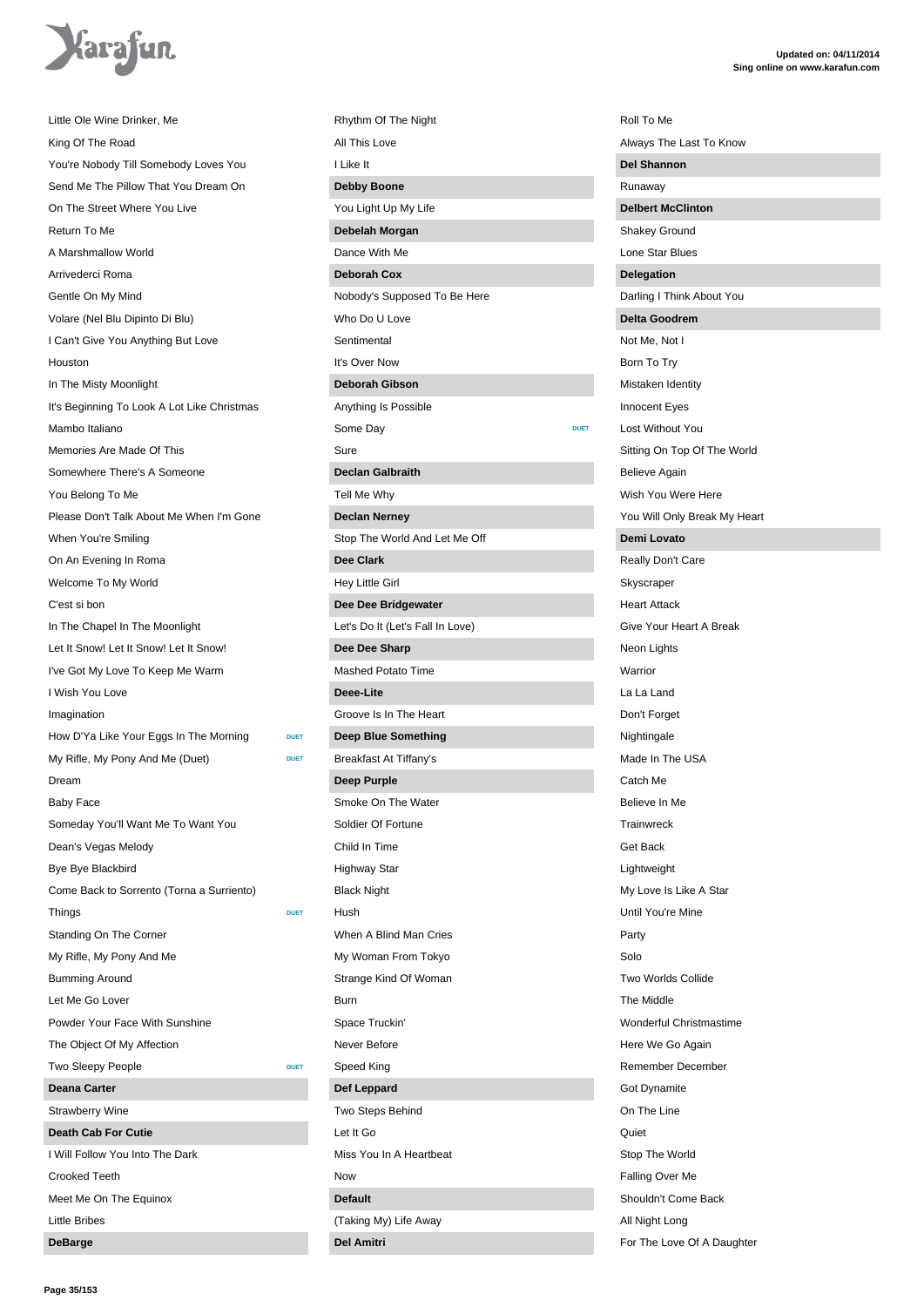Little Ole Wine Drinker, Me
King Of The Road
You're Nobody Till Somebody Loves You
Send Me The Pillow That You Dream On
On The Street Where You Live
Return To Me
A Marshmallow World
Arrivederci Roma
Gentle On My Mind
Volare (Nel Blu Dipinto Di Blu)
I Can't Give You Anything But Love
Houston
In The Misty Moonlight
It's Beginning To Look A Lot Like Christmas
Mambo Italiano
Memories Are Made Of This
Somewhere There's A Someone
You Belong To Me
Please Don't Talk About Me When I'm Gone
When You're Smiling
On An Evening In Roma
Welcome To My World
C'est si bon
In The Chapel In The Moonlight
Let It Snow! Let It Snow! Let It Snow!
I've Got My Love To Keep Me Warm
I Wish You Love
Imagination
How D'Ya Like Your Eggs In The Morning DUET
My Rifle, My Pony And Me (Duet) DUET
Dream
Baby Face
Someday You'll Want Me To Want You
Dean's Vegas Melody
Bye Bye Blackbird
Come Back to Sorrento (Torna a Surriento)
Things DUET
Standing On The Corner
My Rifle, My Pony And Me
Bumming Around
Let Me Go Lover
Powder Your Face With Sunshine
The Object Of My Affection
Two Sleepy People DUET

**Deana Carter**

Strawberry Wine

**Death Cab For Cutie**

I Will Follow You Into The Dark
Crooked Teeth
Meet Me On The Equinox
Little Bribes

**DeBarge**

Rhythm Of The Night
All This Love
I Like It

**Debby Boone**

You Light Up My Life

**Debelah Morgan**

Dance With Me

**Deborah Cox**

Nobody's Supposed To Be Here
Who Do U Love
Sentimental
It's Over Now

**Deborah Gibson**

Anything Is Possible
Some Day DUET
Sure

**Declan Galbraith**

Tell Me Why

**Declan Nerney**

Stop The World And Let Me Off

**Dee Clark**

Hey Little Girl

**Dee Dee Bridgewater**

Let's Do It (Let's Fall In Love)

**Dee Dee Sharp**

Mashed Potato Time

**Deee-Lite**

Groove Is In The Heart

**Deep Blue Something**

Breakfast At Tiffany's

**Deep Purple**

Smoke On The Water
Soldier Of Fortune
Child In Time
Highway Star
Black Night
Hush
When A Blind Man Cries
My Woman From Tokyo
Strange Kind Of Woman
Burn
Space Truckin'
Never Before
Speed King

**Def Leppard**

Two Steps Behind
Let It Go
Miss You In A Heartbeat
Now

**Default**

(Taking My) Life Away

**Del Amitri**

Roll To Me
Always The Last To Know

**Del Shannon**

Runaway

**Delbert McClinton**

Shakey Ground
Lone Star Blues

**Delegation**

Darling I Think About You

**Delta Goodrem**

Not Me, Not I
Born To Try
Mistaken Identity
Innocent Eyes
Lost Without You
Sitting On Top Of The World
Believe Again
Wish You Were Here
You Will Only Break My Heart

**Demi Lovato**

Really Don't Care
Skyscraper
Heart Attack
Give Your Heart A Break
Neon Lights
Warrior
La La Land
Don't Forget
Nightingale
Made In The USA
Catch Me
Believe In Me
Trainwreck
Get Back
Lightweight
My Love Is Like A Star
Until You're Mine
Party
Solo
Two Worlds Collide
The Middle
Wonderful Christmastime
Here We Go Again
Remember December
Got Dynamite
On The Line
Quiet
Stop The World
Falling Over Me
Shouldn't Come Back
All Night Long
For The Love Of A Daughter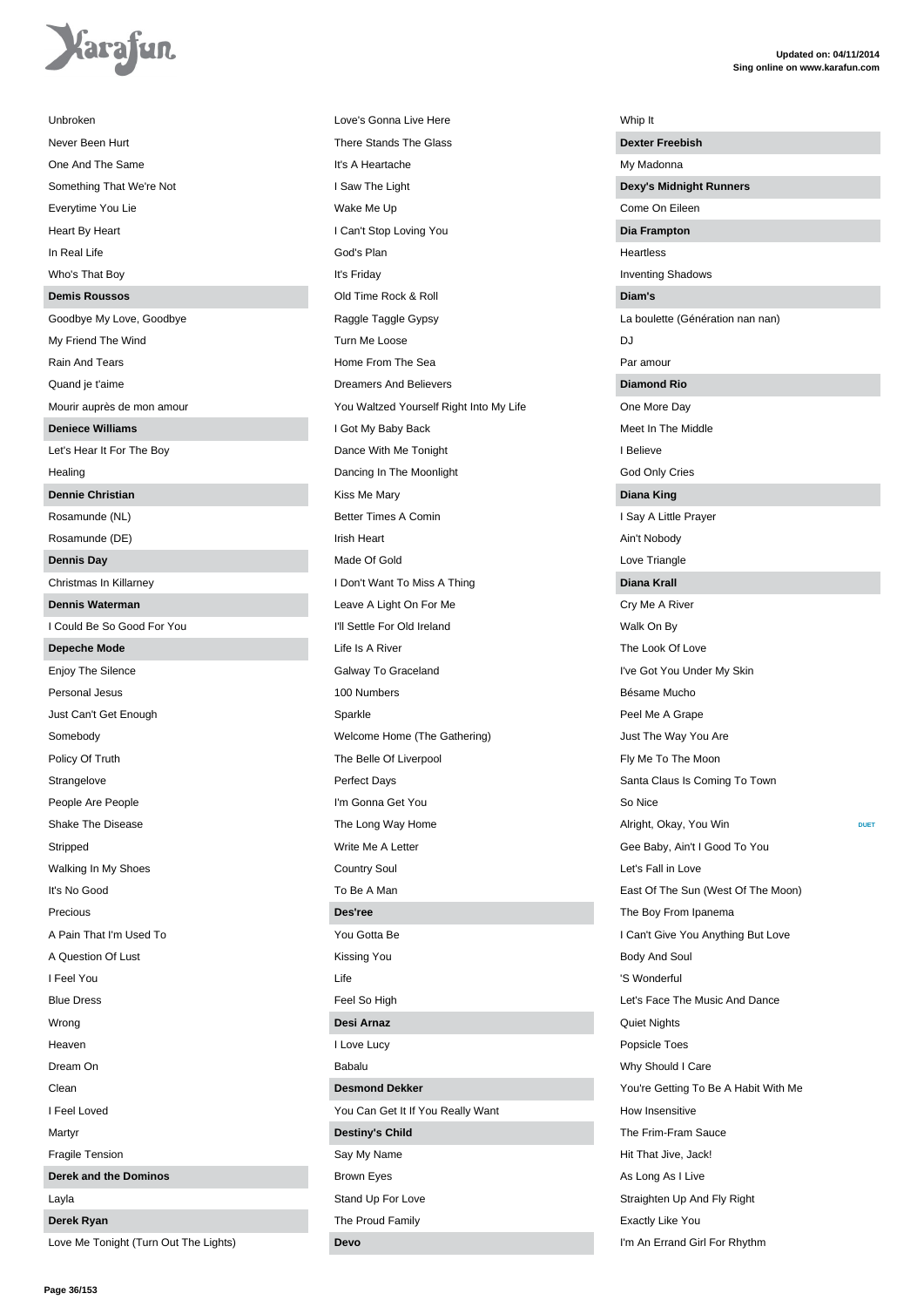Unbroken

Never Been Hurt

One And The Same

Something That We're Not

Everytime You Lie

Heart By Heart

In Real Life

Who's That Boy

**Demis Roussos**

Goodbye My Love, Goodbye

My Friend The Wind

Rain And Tears

Quand je t'aime

Mourir auprès de mon amour

**Deniece Williams**

Let's Hear It For The Boy

Healing

**Dennie Christian**

Rosamunde (NL)

Rosamunde (DE)

**Dennis Day**

Christmas In Killarney

**Dennis Waterman**

I Could Be So Good For You

**Depeche Mode**

Enjoy The Silence

Personal Jesus

Just Can't Get Enough

Somebody

Policy Of Truth

Strangelove

People Are People

Shake The Disease

Stripped

Walking In My Shoes

It's No Good

Precious

A Pain That I'm Used To

A Question Of Lust

I Feel You

Blue Dress

Wrong

Heaven

Dream On

Clean

I Feel Loved

Martyr

Fragile Tension

**Derek and the Dominos**

Layla

**Derek Ryan**

Love Me Tonight (Turn Out The Lights)

Love's Gonna Live Here

There Stands The Glass

It's A Heartache

I Saw The Light

Wake Me Up

I Can't Stop Loving You

God's Plan

It's Friday

Old Time Rock & Roll

Raggle Taggle Gypsy

Turn Me Loose

Home From The Sea

Dreamers And Believers

You Waltzed Yourself Right Into My Life

I Got My Baby Back

Dance With Me Tonight

Dancing In The Moonlight

Kiss Me Mary

Better Times A Comin

Irish Heart

Made Of Gold

I Don't Want To Miss A Thing

Leave A Light On For Me

I'll Settle For Old Ireland

Life Is A River

Galway To Graceland

100 Numbers

Sparkle

Welcome Home (The Gathering)

The Belle Of Liverpool

Perfect Days

I'm Gonna Get You

The Long Way Home

Write Me A Letter

Country Soul

To Be A Man

**Des'ree**

You Gotta Be

Kissing You

Life

Feel So High

**Desi Arnaz**

I Love Lucy

Babalu

**Desmond Dekker**

You Can Get It If You Really Want

**Destiny's Child**

Say My Name

Brown Eyes

Stand Up For Love

The Proud Family

**Devo**

Whip It

**Dexter Freebish**

My Madonna

**Dexy's Midnight Runners**

Come On Eileen

**Dia Frampton**

Heartless

Inventing Shadows

**Diam's**

La boulette (Génération nan nan)

DJ

Par amour

**Diamond Rio**

One More Day

Meet In The Middle

I Believe

God Only Cries

**Diana King**

I Say A Little Prayer

Ain't Nobody

Love Triangle

**Diana Krall**

Cry Me A River

Walk On By

The Look Of Love

I've Got You Under My Skin

Bésame Mucho

Peel Me A Grape

Just The Way You Are

Fly Me To The Moon

Santa Claus Is Coming To Town

So Nice

Alright, Okay, You Win — DUET

Gee Baby, Ain't I Good To You

Let's Fall in Love

East Of The Sun (West Of The Moon)

The Boy From Ipanema

I Can't Give You Anything But Love

Body And Soul

'S Wonderful

Let's Face The Music And Dance

Quiet Nights

Popsicle Toes

Why Should I Care

You're Getting To Be A Habit With Me

How Insensitive

The Frim-Fram Sauce

Hit That Jive, Jack!

As Long As I Live

Straighten Up And Fly Right

Exactly Like You

I'm An Errand Girl For Rhythm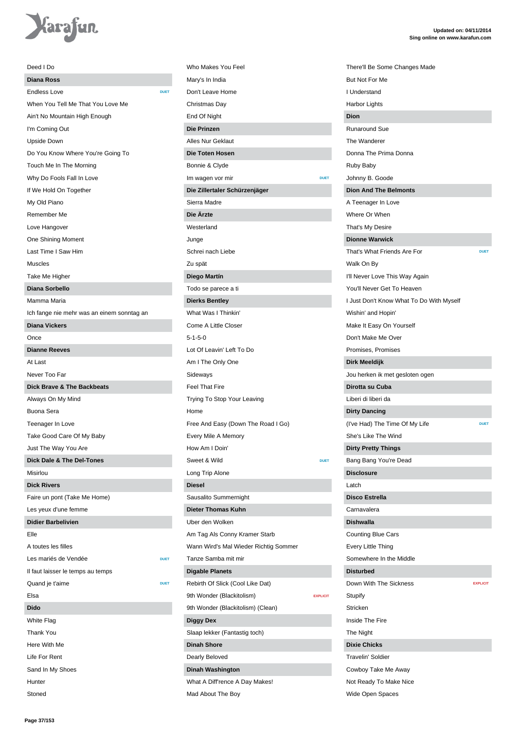Deed I Do

## Diana Ross

- Endless Love DUET
- When You Tell Me That You Love Me
- Ain't No Mountain High Enough
- I'm Coming Out
- Upside Down
- Do You Know Where You're Going To
- Touch Me In The Morning
- Why Do Fools Fall In Love
- If We Hold On Together
- My Old Piano
- Remember Me
- Love Hangover
- One Shining Moment
- Last Time I Saw Him
- Muscles
- Take Me Higher

## Diana Sorbello

- Mamma Maria
- Ich fange nie mehr was an einem sonntag an

## Diana Vickers

- Once

## Dianne Reeves

- At Last
- Never Too Far

## Dick Brave & The Backbeats

- Always On My Mind
- Buona Sera
- Teenager In Love
- Take Good Care Of My Baby
- Just The Way You Are

## Dick Dale & The Del-Tones

- Misirlou

## Dick Rivers

- Faire un pont (Take Me Home)
- Les yeux d'une femme

## Didier Barbelivien

- Elle
- A toutes les filles
- Les mariés de Vendée DUET
- Il faut laisser le temps au temps
- Quand je t'aime DUET
- Elsa

## Dido

- White Flag
- Thank You
- Here With Me
- Life For Rent
- Sand In My Shoes
- Hunter
- Stoned
- Who Makes You Feel
- Mary's In India
- Don't Leave Home
- Christmas Day
- End Of Night

## Die Prinzen

- Alles Nur Geklaut

## Die Toten Hosen

- Bonnie & Clyde
- Im wagen vor mir DUET

## Die Zillertaler Schürzenjäger

- Sierra Madre

## Die Ärzte

- Westerland
- Junge
- Schrei nach Liebe
- Zu spät

## Diego Martín

- Todo se parece a ti

## Dierks Bentley

- What Was I Thinkin'
- Come A Little Closer
- 5-1-5-0
- Lot Of Leavin' Left To Do
- Am I The Only One
- Sideways
- Feel That Fire
- Trying To Stop Your Leaving
- Home
- Free And Easy (Down The Road I Go)
- Every Mile A Memory
- How Am I Doin'
- Sweet & Wild DUET
- Long Trip Alone

## Diesel

- Sausalito Summernight

## Dieter Thomas Kuhn

- Uber den Wolken
- Am Tag Als Conny Kramer Starb
- Wann Wird's Mal Wieder Richtig Sommer
- Tanze Samba mit mir

## Digable Planets

- Rebirth Of Slick (Cool Like Dat)
- 9th Wonder (Blackitolism) EXPLICIT
- 9th Wonder (Blackitolism) (Clean)

## Diggy Dex

- Slaap lekker (Fantastig toch)

## Dinah Shore

- Dearly Beloved

## Dinah Washington

- What A Diff'rence A Day Makes!
- Mad About The Boy
- There'll Be Some Changes Made
- But Not For Me
- I Understand
- Harbor Lights

## Dion

- Runaround Sue
- The Wanderer
- Donna The Prima Donna
- Ruby Baby
- Johnny B. Goode

## Dion And The Belmonts

- A Teenager In Love
- Where Or When
- That's My Desire

## Dionne Warwick

- That's What Friends Are For DUET
- Walk On By
- I'll Never Love This Way Again
- You'll Never Get To Heaven
- I Just Don't Know What To Do With Myself
- Wishin' and Hopin'
- Make It Easy On Yourself
- Don't Make Me Over
- Promises, Promises

## Dirk Meeldijk

- Jou herken ik met gesloten ogen

## Dirotta su Cuba

- Liberi di liberi da

## Dirty Dancing

- (I've Had) The Time Of My Life DUET
- She's Like The Wind

## Dirty Pretty Things

- Bang Bang You're Dead

## Disclosure

- Latch

## Disco Estrella

- Carnavalera

## Dishwalla

- Counting Blue Cars
- Every Little Thing
- Somewhere In the Middle

## Disturbed

- Down With The Sickness EXPLICIT
- Stupify
- Stricken
- Inside The Fire
- The Night

## Dixie Chicks

- Travelin' Soldier
- Cowboy Take Me Away
- Not Ready To Make Nice
- Wide Open Spaces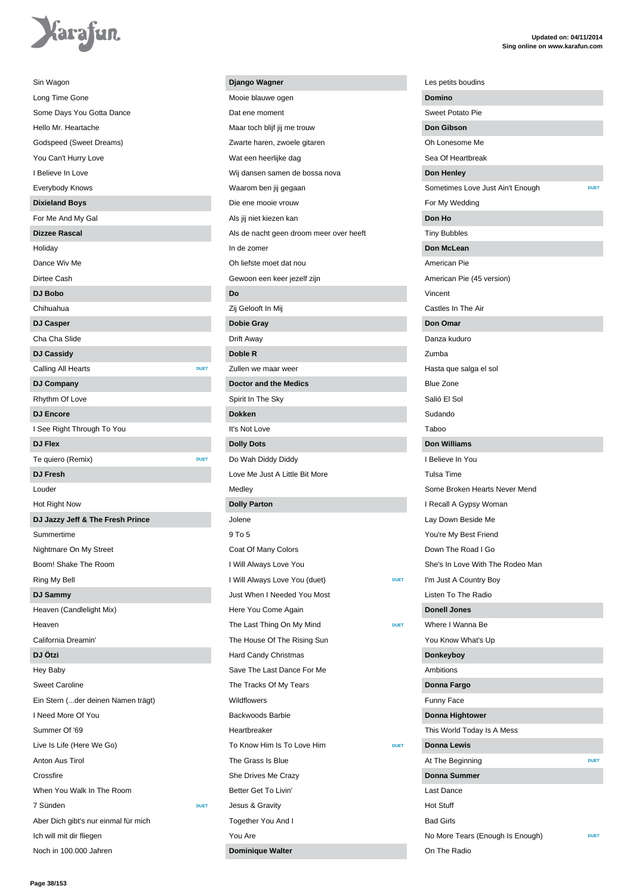Sin Wagon
Long Time Gone
Some Days You Gotta Dance
Hello Mr. Heartache
Godspeed (Sweet Dreams)
You Can't Hurry Love
I Believe In Love
Everybody Knows

**Dixieland Boys**

For Me And My Gal

**Dizzee Rascal**

Holiday
Dance Wiv Me
Dirtee Cash

**DJ Bobo**

Chihuahua

**DJ Casper**

Cha Cha Slide

**DJ Cassidy**

Calling All Hearts — DUET

**DJ Company**

Rhythm Of Love

**DJ Encore**

I See Right Through To You

**DJ Flex**

Te quiero (Remix) — DUET

**DJ Fresh**

Louder
Hot Right Now

**DJ Jazzy Jeff & The Fresh Prince**

Summertime
Nightmare On My Street
Boom! Shake The Room
Ring My Bell

**DJ Sammy**

Heaven (Candlelight Mix)
Heaven
California Dreamin'

**DJ Ötzi**

Hey Baby
Sweet Caroline
Ein Stern (...der deinen Namen trägt)
I Need More Of You
Summer Of '69
Live Is Life (Here We Go)
Anton Aus Tirol
Crossfire
When You Walk In The Room
7 Sünden — DUET
Aber Dich gibt's nur einmal für mich
Ich will mit dir fliegen
Noch in 100.000 Jahren

**Django Wagner**

Mooie blauwe ogen
Dat ene moment
Maar toch blijf jij me trouw
Zwarte haren, zwoele gitaren
Wat een heerlijke dag
Wij dansen samen de bossa nova
Waarom ben jij gegaan
Die ene mooie vrouw
Als jij niet kiezen kan
Als de nacht geen droom meer over heeft
In de zomer
Oh liefste moet dat nou
Gewoon een keer jezelf zijn

**Do**

Zij Gelooft In Mij

**Dobie Gray**

Drift Away

**Doble R**

Zullen we maar weer

**Doctor and the Medics**

Spirit In The Sky

**Dokken**

It's Not Love

**Dolly Dots**

Do Wah Diddy Diddy
Love Me Just A Little Bit More
Medley

**Dolly Parton**

Jolene
9 To 5
Coat Of Many Colors
I Will Always Love You
I Will Always Love You (duet) — DUET
Just When I Needed You Most
Here You Come Again
The Last Thing On My Mind — DUET
The House Of The Rising Sun
Hard Candy Christmas
Save The Last Dance For Me
The Tracks Of My Tears
Wildflowers
Backwoods Barbie
Heartbreaker
To Know Him Is To Love Him — DUET
The Grass Is Blue
She Drives Me Crazy
Better Get To Livin'
Jesus & Gravity
Together You And I
You Are

**Dominique Walter**

Les petits boudins

**Domino**

Sweet Potato Pie

**Don Gibson**

Oh Lonesome Me
Sea Of Heartbreak

**Don Henley**

Sometimes Love Just Ain't Enough — DUET
For My Wedding

**Don Ho**

Tiny Bubbles

**Don McLean**

American Pie
American Pie (45 version)
Vincent
Castles In The Air

**Don Omar**

Danza kuduro
Zumba
Hasta que salga el sol
Blue Zone
Salió El Sol
Sudando
Taboo

**Don Williams**

I Believe In You
Tulsa Time
Some Broken Hearts Never Mend
I Recall A Gypsy Woman
Lay Down Beside Me
You're My Best Friend
Down The Road I Go
She's In Love With The Rodeo Man
I'm Just A Country Boy
Listen To The Radio

**Donell Jones**

Where I Wanna Be
You Know What's Up

**Donkeyboy**

Ambitions

**Donna Fargo**

Funny Face

**Donna Hightower**

This World Today Is A Mess

**Donna Lewis**

At The Beginning — DUET

**Donna Summer**

Last Dance
Hot Stuff
Bad Girls
No More Tears (Enough Is Enough) — DUET
On The Radio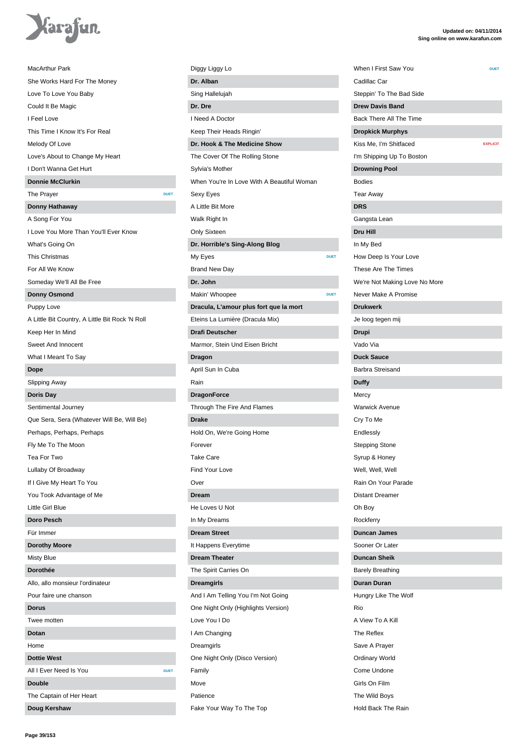MacArthur Park
She Works Hard For The Money
Love To Love You Baby
Could It Be Magic
I Feel Love
This Time I Know It's For Real
Melody Of Love
Love's About to Change My Heart
I Don't Wanna Get Hurt

**Donnie McClurkin**

The Prayer DUET

**Donny Hathaway**

A Song For You
I Love You More Than You'll Ever Know
What's Going On
This Christmas
For All We Know
Someday We'll All Be Free

**Donny Osmond**

Puppy Love
A Little Bit Country, A Little Bit Rock 'N Roll
Keep Her In Mind
Sweet And Innocent
What I Meant To Say

**Dope**

Slipping Away

**Doris Day**

Sentimental Journey
Que Sera, Sera (Whatever Will Be, Will Be)
Perhaps, Perhaps, Perhaps
Fly Me To The Moon
Tea For Two
Lullaby Of Broadway
If I Give My Heart To You
You Took Advantage of Me
Little Girl Blue

**Doro Pesch**

Für Immer

**Dorothy Moore**

Misty Blue

**Dorothée**

Allo, allo monsieur l'ordinateur
Pour faire une chanson

**Dorus**

Twee motten

**Dotan**

Home

**Dottie West**

All I Ever Need Is You DUET

**Double**

The Captain of Her Heart

**Doug Kershaw**

Diggy Liggy Lo

**Dr. Alban**

Sing Hallelujah

**Dr. Dre**

I Need A Doctor
Keep Their Heads Ringin'

**Dr. Hook & The Medicine Show**

The Cover Of The Rolling Stone
Sylvia's Mother
When You're In Love With A Beautiful Woman
Sexy Eyes
A Little Bit More
Walk Right In
Only Sixteen

**Dr. Horrible's Sing-Along Blog**

My Eyes DUET
Brand New Day

**Dr. John**

Makin' Whoopee DUET

**Dracula, L'amour plus fort que la mort**

Eteins La Lumière (Dracula Mix)

**Drafi Deutscher**

Marmor, Stein Und Eisen Bricht

**Dragon**

April Sun In Cuba
Rain

**DragonForce**

Through The Fire And Flames

**Drake**

Hold On, We're Going Home
Forever
Take Care
Find Your Love
Over

**Dream**

He Loves U Not
In My Dreams

**Dream Street**

It Happens Everytime

**Dream Theater**

The Spirit Carries On

**Dreamgirls**

And I Am Telling You I'm Not Going
One Night Only (Highlights Version)
Love You I Do
I Am Changing
Dreamgirls
One Night Only (Disco Version)
Family
Move
Patience
Fake Your Way To The Top
When I First Saw You DUET
Cadillac Car
Steppin' To The Bad Side

**Drew Davis Band**

Back There All The Time

**Dropkick Murphys**

Kiss Me, I'm Shitfaced EXPLICIT
I'm Shipping Up To Boston

**Drowning Pool**

Bodies
Tear Away

**DRS**

Gangsta Lean

**Dru Hill**

In My Bed
How Deep Is Your Love
These Are The Times
We're Not Making Love No More
Never Make A Promise

**Drukwerk**

Je loog tegen mij

**Drupi**

Vado Via

**Duck Sauce**

Barbra Streisand

**Duffy**

Mercy
Warwick Avenue
Cry To Me
Endlessly
Stepping Stone
Syrup & Honey
Well, Well, Well
Rain On Your Parade
Distant Dreamer
Oh Boy
Rockferry

**Duncan James**

Sooner Or Later

**Duncan Sheik**

Barely Breathing

**Duran Duran**

Hungry Like The Wolf
Rio
A View To A Kill
The Reflex
Save A Prayer
Ordinary World
Come Undone
Girls On Film
The Wild Boys
Hold Back The Rain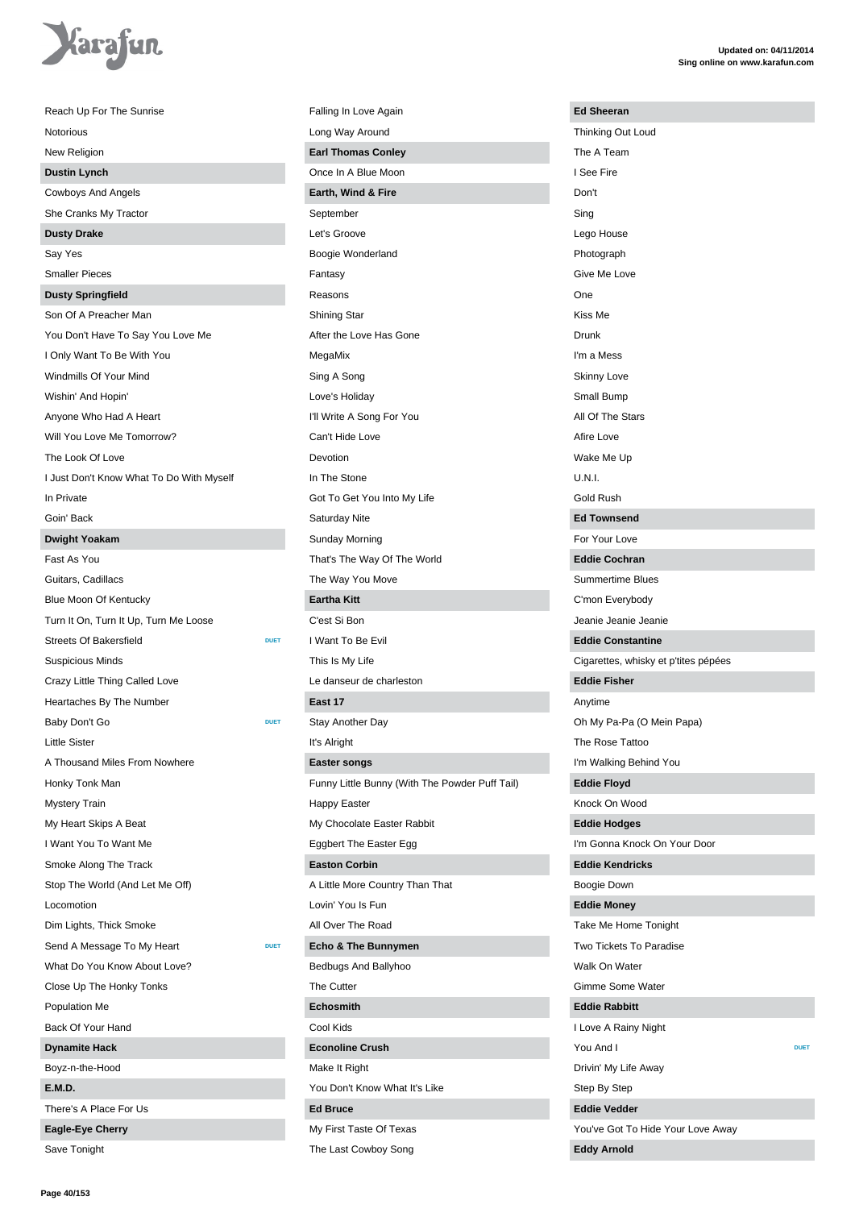Reach Up For The Sunrise
Notorious
New Religion

**Dustin Lynch**

Cowboys And Angels
She Cranks My Tractor

**Dusty Drake**

Say Yes
Smaller Pieces

**Dusty Springfield**

Son Of A Preacher Man
You Don't Have To Say You Love Me
I Only Want To Be With You
Windmills Of Your Mind
Wishin' And Hopin'
Anyone Who Had A Heart
Will You Love Me Tomorrow?
The Look Of Love
I Just Don't Know What To Do With Myself
In Private
Goin' Back

**Dwight Yoakam**

Fast As You
Guitars, Cadillacs
Blue Moon Of Kentucky
Turn It On, Turn It Up, Turn Me Loose
Streets Of Bakersfield DUET
Suspicious Minds
Crazy Little Thing Called Love
Heartaches By The Number
Baby Don't Go DUET
Little Sister
A Thousand Miles From Nowhere
Honky Tonk Man
Mystery Train
My Heart Skips A Beat
I Want You To Want Me
Smoke Along The Track
Stop The World (And Let Me Off)
Locomotion
Dim Lights, Thick Smoke
Send A Message To My Heart DUET
What Do You Know About Love?
Close Up The Honky Tonks
Population Me
Back Of Your Hand

**Dynamite Hack**

Boyz-n-the-Hood

**E.M.D.**

There's A Place For Us

**Eagle-Eye Cherry**

Save Tonight
Falling In Love Again
Long Way Around

**Earl Thomas Conley**

Once In A Blue Moon

**Earth, Wind & Fire**

September
Let's Groove
Boogie Wonderland
Fantasy
Reasons
Shining Star
After the Love Has Gone
MegaMix
Sing A Song
Love's Holiday
I'll Write A Song For You
Can't Hide Love
Devotion
In The Stone
Got To Get You Into My Life
Saturday Nite
Sunday Morning
That's The Way Of The World
The Way You Move

**Eartha Kitt**

C'est Si Bon
I Want To Be Evil
This Is My Life
Le danseur de charleston

**East 17**

Stay Another Day
It's Alright

**Easter songs**

Funny Little Bunny (With The Powder Puff Tail)
Happy Easter
My Chocolate Easter Rabbit
Eggbert The Easter Egg

**Easton Corbin**

A Little More Country Than That
Lovin' You Is Fun
All Over The Road

**Echo & The Bunnymen**

Bedbugs And Ballyhoo
The Cutter

**Echosmith**

Cool Kids

**Econoline Crush**

Make It Right
You Don't Know What It's Like

**Ed Bruce**

My First Taste Of Texas
The Last Cowboy Song

**Ed Sheeran**

Thinking Out Loud
The A Team
I See Fire
Don't
Sing
Lego House
Photograph
Give Me Love
One
Kiss Me
Drunk
I'm a Mess
Skinny Love
Small Bump
All Of The Stars
Afire Love
Wake Me Up
U.N.I.
Gold Rush

**Ed Townsend**

For Your Love

**Eddie Cochran**

Summertime Blues
C'mon Everybody
Jeanie Jeanie Jeanie

**Eddie Constantine**

Cigarettes, whisky et p'tites pépées

**Eddie Fisher**

Anytime
Oh My Pa-Pa (O Mein Papa)
The Rose Tattoo
I'm Walking Behind You

**Eddie Floyd**

Knock On Wood

**Eddie Hodges**

I'm Gonna Knock On Your Door

**Eddie Kendricks**

Boogie Down

**Eddie Money**

Take Me Home Tonight
Two Tickets To Paradise
Walk On Water
Gimme Some Water

**Eddie Rabbitt**

I Love A Rainy Night
You And I DUET
Drivin' My Life Away
Step By Step

**Eddie Vedder**

You've Got To Hide Your Love Away

**Eddy Arnold**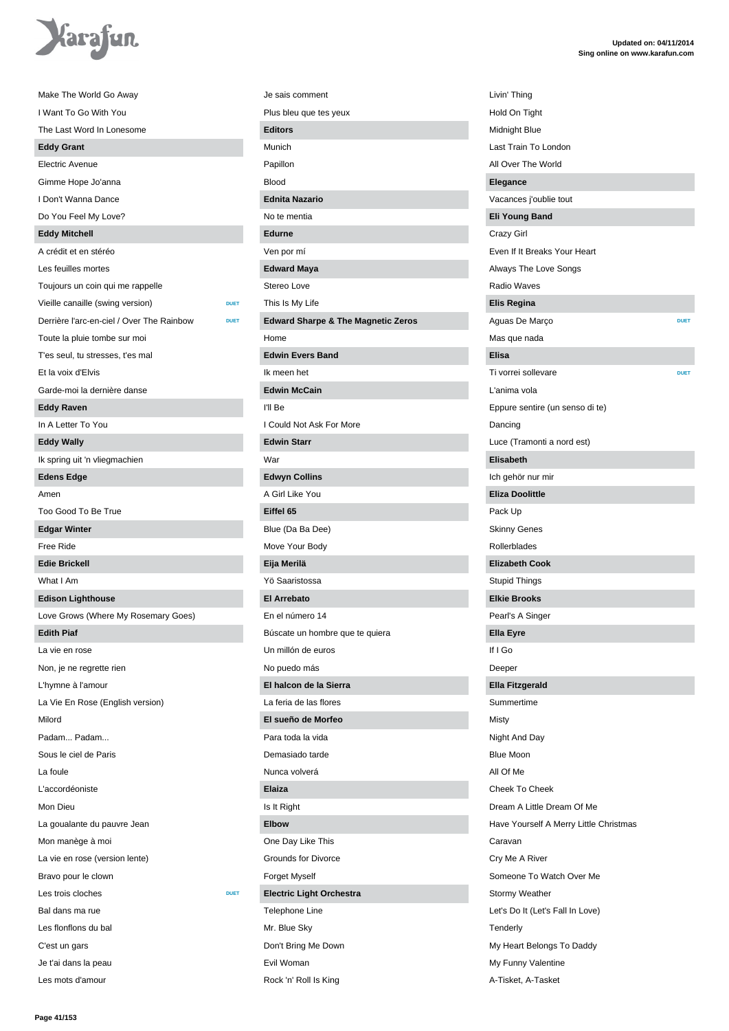Make The World Go Away
I Want To Go With You
The Last Word In Lonesome

**Eddy Grant**

Electric Avenue
Gimme Hope Jo'anna
I Don't Wanna Dance
Do You Feel My Love?

**Eddy Mitchell**

A crédit et en stéréo
Les feuilles mortes
Toujours un coin qui me rappelle
Vieille canaille (swing version) DUET
Derrière l'arc-en-ciel / Over The Rainbow DUET
Toute la pluie tombe sur moi
T'es seul, tu stresses, t'es mal
Et la voix d'Elvis
Garde-moi la dernière danse

**Eddy Raven**

In A Letter To You

**Eddy Wally**

Ik spring uit 'n vliegmachien

**Edens Edge**

Amen
Too Good To Be True

**Edgar Winter**

Free Ride

**Edie Brickell**

What I Am

**Edison Lighthouse**

Love Grows (Where My Rosemary Goes)

**Edith Piaf**

La vie en rose
Non, je ne regrette rien
L'hymne à l'amour
La Vie En Rose (English version)
Milord
Padam... Padam...
Sous le ciel de Paris
La foule
L'accordéoniste
Mon Dieu
La goualante du pauvre Jean
Mon manège à moi
La vie en rose (version lente)
Bravo pour le clown
Les trois cloches DUET
Bal dans ma rue
Les flonflons du bal
C'est un gars
Je t'ai dans la peau
Les mots d'amour
Je sais comment
Plus bleu que tes yeux

**Editors**

Munich
Papillon
Blood

**Ednita Nazario**

No te mentia

**Edurne**

Ven por mí

**Edward Maya**

Stereo Love
This Is My Life

**Edward Sharpe & The Magnetic Zeros**

Home

**Edwin Evers Band**

Ik meen het

**Edwin McCain**

I'll Be
I Could Not Ask For More

**Edwin Starr**

War

**Edwyn Collins**

A Girl Like You

**Eiffel 65**

Blue (Da Ba Dee)
Move Your Body

**Eija Merilä**

Yö Saaristossa

**El Arrebato**

En el número 14
Búscate un hombre que te quiera
Un millón de euros
No puedo más

**El halcon de la Sierra**

La feria de las flores

**El sueño de Morfeo**

Para toda la vida
Demasiado tarde
Nunca volverá

**Elaiza**

Is It Right

**Elbow**

One Day Like This
Grounds for Divorce
Forget Myself

**Electric Light Orchestra**

Telephone Line
Mr. Blue Sky
Don't Bring Me Down
Evil Woman
Rock 'n' Roll Is King
Livin' Thing
Hold On Tight
Midnight Blue
Last Train To London
All Over The World

**Elegance**

Vacances j'oublie tout

**Eli Young Band**

Crazy Girl
Even If It Breaks Your Heart
Always The Love Songs
Radio Waves

**Elis Regina**

Aguas De Março DUET
Mas que nada

**Elisa**

Ti vorrei sollevare DUET
L'anima vola
Eppure sentire (un senso di te)
Dancing
Luce (Tramonti a nord est)

**Elisabeth**

Ich gehör nur mir

**Eliza Doolittle**

Pack Up
Skinny Genes
Rollerblades

**Elizabeth Cook**

Stupid Things

**Elkie Brooks**

Pearl's A Singer

**Ella Eyre**

If I Go
Deeper

**Ella Fitzgerald**

Summertime
Misty
Night And Day
Blue Moon
All Of Me
Cheek To Cheek
Dream A Little Dream Of Me
Have Yourself A Merry Little Christmas
Caravan
Cry Me A River
Someone To Watch Over Me
Stormy Weather
Let's Do It (Let's Fall In Love)
Tenderly
My Heart Belongs To Daddy
My Funny Valentine
A-Tisket, A-Tasket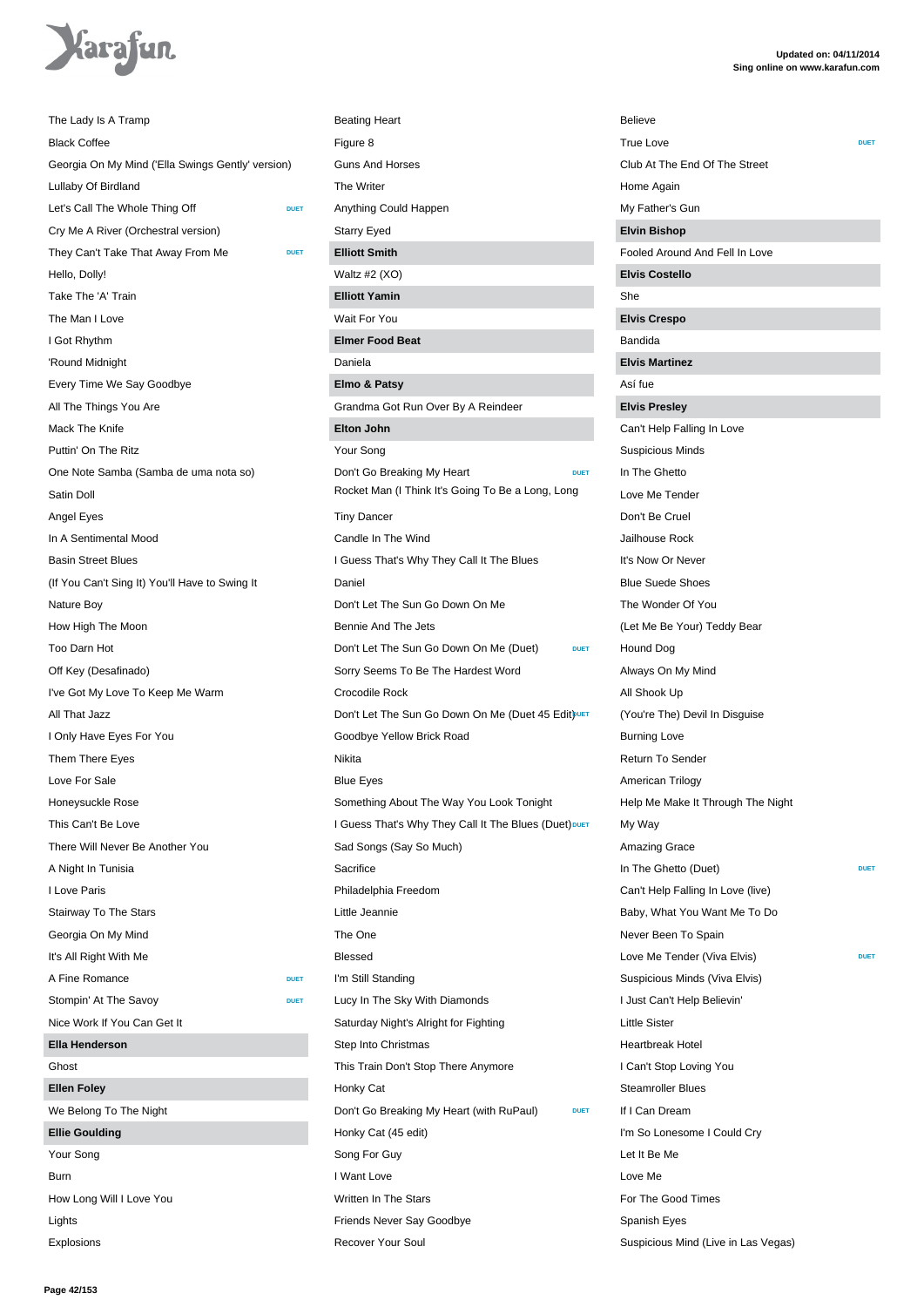The Lady Is A Tramp
Black Coffee
Georgia On My Mind ('Ella Swings Gently' version)
Lullaby Of Birdland
Let's Call The Whole Thing Off DUET
Cry Me A River (Orchestral version)
They Can't Take That Away From Me DUET
Hello, Dolly!
Take The 'A' Train
The Man I Love
I Got Rhythm
'Round Midnight
Every Time We Say Goodbye
All The Things You Are
Mack The Knife
Puttin' On The Ritz
One Note Samba (Samba de uma nota so)
Satin Doll
Angel Eyes
In A Sentimental Mood
Basin Street Blues
(If You Can't Sing It) You'll Have to Swing It
Nature Boy
How High The Moon
Too Darn Hot
Off Key (Desafinado)
I've Got My Love To Keep Me Warm
All That Jazz
I Only Have Eyes For You
Them There Eyes
Love For Sale
Honeysuckle Rose
This Can't Be Love
There Will Never Be Another You
A Night In Tunisia
I Love Paris
Stairway To The Stars
Georgia On My Mind
It's All Right With Me
A Fine Romance DUET
Stompin' At The Savoy DUET
Nice Work If You Can Get It

**Ella Henderson**

Ghost

**Ellen Foley**

We Belong To The Night

**Ellie Goulding**

Your Song
Burn
How Long Will I Love You
Lights
Explosions
Beating Heart
Figure 8
Guns And Horses
The Writer
Anything Could Happen
Starry Eyed

**Elliott Smith**

Waltz #2 (XO)

**Elliott Yamin**

Wait For You

**Elmer Food Beat**

Daniela

**Elmo & Patsy**

Grandma Got Run Over By A Reindeer

**Elton John**

Your Song
Don't Go Breaking My Heart DUET
Rocket Man (I Think It's Going To Be a Long, Long
Tiny Dancer
Candle In The Wind
I Guess That's Why They Call It The Blues
Daniel
Don't Let The Sun Go Down On Me
Bennie And The Jets
Don't Let The Sun Go Down On Me (Duet) DUET
Sorry Seems To Be The Hardest Word
Crocodile Rock
Don't Let The Sun Go Down On Me (Duet 45 Edit) DUET
Goodbye Yellow Brick Road
Nikita
Blue Eyes
Something About The Way You Look Tonight
I Guess That's Why They Call It The Blues (Duet) DUET
Sad Songs (Say So Much)
Sacrifice
Philadelphia Freedom
Little Jeannie
The One
Blessed
I'm Still Standing
Lucy In The Sky With Diamonds
Saturday Night's Alright for Fighting
Step Into Christmas
This Train Don't Stop There Anymore
Honky Cat
Don't Go Breaking My Heart (with RuPaul) DUET
Honky Cat (45 edit)
Song For Guy
I Want Love
Written In The Stars
Friends Never Say Goodbye
Recover Your Soul
Believe
True Love DUET
Club At The End Of The Street
Home Again
My Father's Gun

**Elvin Bishop**

Fooled Around And Fell In Love

**Elvis Costello**

She

**Elvis Crespo**

Bandida

**Elvis Martinez**

Así fue

**Elvis Presley**

Can't Help Falling In Love
Suspicious Minds
In The Ghetto
Love Me Tender
Don't Be Cruel
Jailhouse Rock
It's Now Or Never
Blue Suede Shoes
The Wonder Of You
(Let Me Be Your) Teddy Bear
Hound Dog
Always On My Mind
All Shook Up
(You're The) Devil In Disguise
Burning Love
Return To Sender
American Trilogy
Help Me Make It Through The Night
My Way
Amazing Grace
In The Ghetto (Duet) DUET
Can't Help Falling In Love (live)
Baby, What You Want Me To Do
Never Been To Spain
Love Me Tender (Viva Elvis) DUET
Suspicious Minds (Viva Elvis)
I Just Can't Help Believin'
Little Sister
Heartbreak Hotel
I Can't Stop Loving You
Steamroller Blues
If I Can Dream
I'm So Lonesome I Could Cry
Let It Be Me
Love Me
For The Good Times
Spanish Eyes
Suspicious Mind (Live in Las Vegas)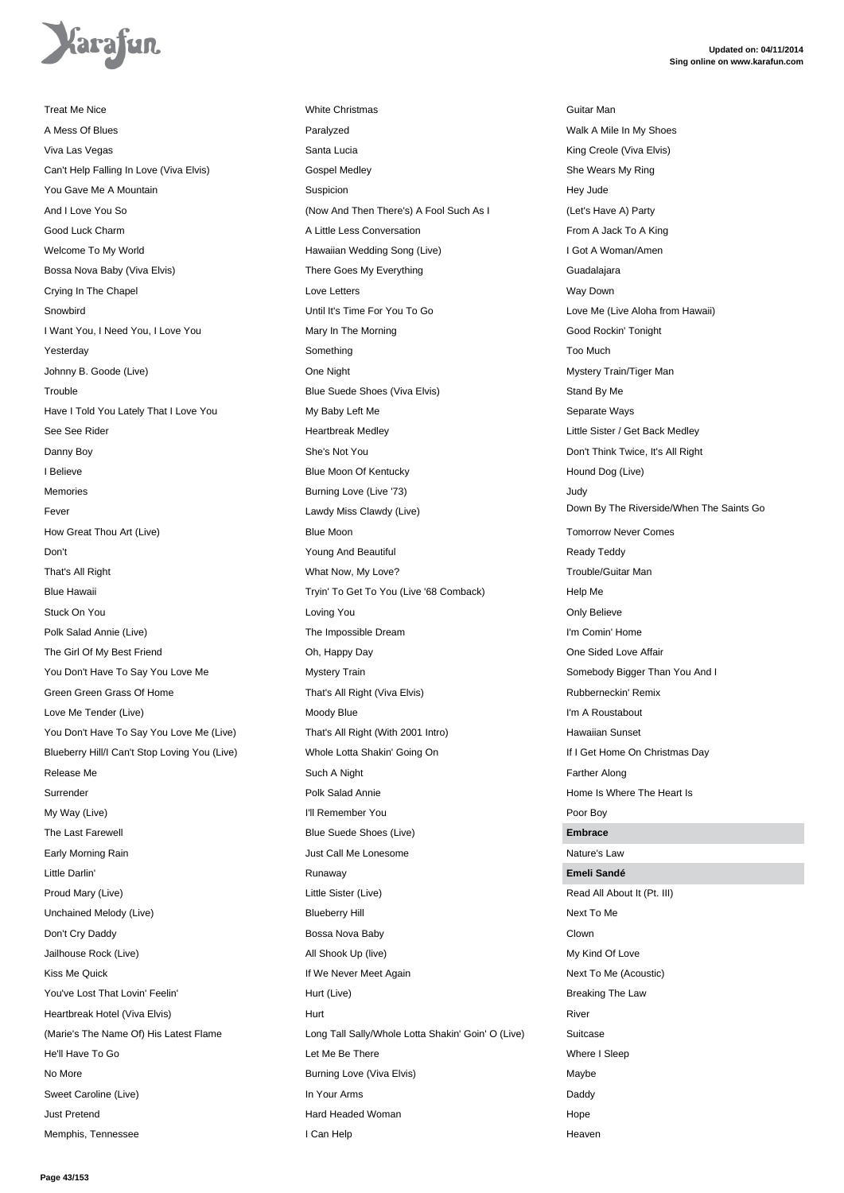Treat Me Nice
A Mess Of Blues
Viva Las Vegas
Can't Help Falling In Love (Viva Elvis)
You Gave Me A Mountain
And I Love You So
Good Luck Charm
Welcome To My World
Bossa Nova Baby (Viva Elvis)
Crying In The Chapel
Snowbird
I Want You, I Need You, I Love You
Yesterday
Johnny B. Goode (Live)
Trouble
Have I Told You Lately That I Love You
See See Rider
Danny Boy
I Believe
Memories
Fever
How Great Thou Art (Live)
Don't
That's All Right
Blue Hawaii
Stuck On You
Polk Salad Annie (Live)
The Girl Of My Best Friend
You Don't Have To Say You Love Me
Green Green Grass Of Home
Love Me Tender (Live)
You Don't Have To Say You Love Me (Live)
Blueberry Hill/I Can't Stop Loving You (Live)
Release Me
Surrender
My Way (Live)
The Last Farewell
Early Morning Rain
Little Darlin'
Proud Mary (Live)
Unchained Melody (Live)
Don't Cry Daddy
Jailhouse Rock (Live)
Kiss Me Quick
You've Lost That Lovin' Feelin'
Heartbreak Hotel (Viva Elvis)
(Marie's The Name Of) His Latest Flame
He'll Have To Go
No More
Sweet Caroline (Live)
Just Pretend
Memphis, Tennessee
White Christmas
Paralyzed
Santa Lucia
Gospel Medley
Suspicion
(Now And Then There's) A Fool Such As I
A Little Less Conversation
Hawaiian Wedding Song (Live)
There Goes My Everything
Love Letters
Until It's Time For You To Go
Mary In The Morning
Something
One Night
Blue Suede Shoes (Viva Elvis)
My Baby Left Me
Heartbreak Medley
She's Not You
Blue Moon Of Kentucky
Burning Love (Live '73)
Lawdy Miss Clawdy (Live)
Blue Moon
Young And Beautiful
What Now, My Love?
Tryin' To Get To You (Live '68 Comback)
Loving You
The Impossible Dream
Oh, Happy Day
Mystery Train
That's All Right (Viva Elvis)
Moody Blue
That's All Right (With 2001 Intro)
Whole Lotta Shakin' Going On
Such A Night
Polk Salad Annie
I'll Remember You
Blue Suede Shoes (Live)
Just Call Me Lonesome
Runaway
Little Sister (Live)
Blueberry Hill
Bossa Nova Baby
All Shook Up (live)
If We Never Meet Again
Hurt (Live)
Hurt
Long Tall Sally/Whole Lotta Shakin' Goin' O (Live)
Let Me Be There
Burning Love (Viva Elvis)
In Your Arms
Hard Headed Woman
I Can Help
Guitar Man
Walk A Mile In My Shoes
King Creole (Viva Elvis)
She Wears My Ring
Hey Jude
(Let's Have A) Party
From A Jack To A King
I Got A Woman/Amen
Guadalajara
Way Down
Love Me (Live Aloha from Hawaii)
Good Rockin' Tonight
Too Much
Mystery Train/Tiger Man
Stand By Me
Separate Ways
Little Sister / Get Back Medley
Don't Think Twice, It's All Right
Hound Dog (Live)
Judy
Down By The Riverside/When The Saints Go
Tomorrow Never Comes
Ready Teddy
Trouble/Guitar Man
Help Me
Only Believe
I'm Comin' Home
One Sided Love Affair
Somebody Bigger Than You And I
Rubberneckin' Remix
I'm A Roustabout
Hawaiian Sunset
If I Get Home On Christmas Day
Farther Along
Home Is Where The Heart Is
Poor Boy

**Embrace**

Nature's Law

**Emeli Sandé**

Read All About It (Pt. III)
Next To Me
Clown
My Kind Of Love
Next To Me (Acoustic)
Breaking The Law
River
Suitcase
Where I Sleep
Maybe
Daddy
Hope
Heaven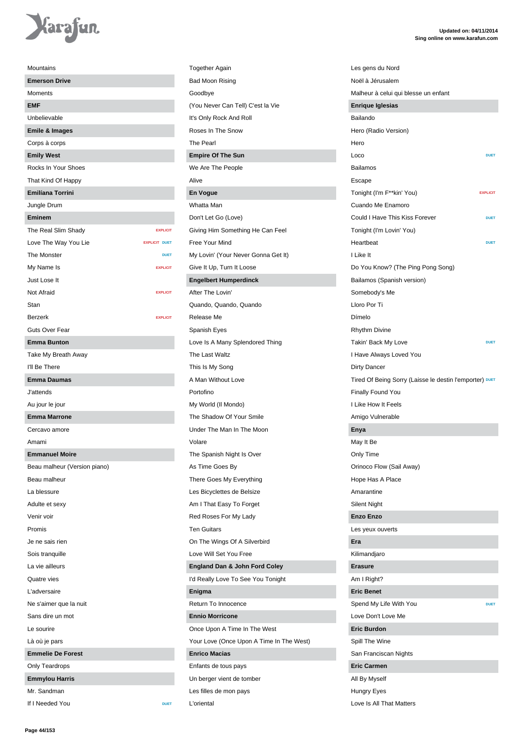Mountains

**Emerson Drive**

Moments

**EMF**

Unbelievable

**Emile & Images**

Corps à corps

**Emily West**

Rocks In Your Shoes

That Kind Of Happy

**Emiliana Torrini**

Jungle Drum

**Eminem**

The Real Slim Shady EXPLICIT

Love The Way You Lie EXPLICIT DUET

The Monster DUET

My Name Is EXPLICIT

Just Lose It

Not Afraid EXPLICIT

Stan

Berzerk EXPLICIT

Guts Over Fear

**Emma Bunton**

Take My Breath Away

I'll Be There

**Emma Daumas**

J'attends

Au jour le jour

**Emma Marrone**

Cercavo amore

Amami

**Emmanuel Moire**

Beau malheur (Version piano)

Beau malheur

La blessure

Adulte et sexy

Venir voir

Promis

Je ne sais rien

Sois tranquille

La vie ailleurs

Quatre vies

L'adversaire

Ne s'aimer que la nuit

Sans dire un mot

Le sourire

Là où je pars

**Emmelie De Forest**

Only Teardrops

**Emmylou Harris**

Mr. Sandman

If I Needed You DUET

Together Again

Bad Moon Rising

Goodbye

(You Never Can Tell) C'est la Vie

It's Only Rock And Roll

Roses In The Snow

The Pearl

**Empire Of The Sun**

We Are The People

Alive

**En Vogue**

Whatta Man

Don't Let Go (Love)

Giving Him Something He Can Feel

Free Your Mind

My Lovin' (Your Never Gonna Get It)

Give It Up, Turn It Loose

**Engelbert Humperdinck**

After The Lovin'

Quando, Quando, Quando

Release Me

Spanish Eyes

Love Is A Many Splendored Thing

The Last Waltz

This Is My Song

A Man Without Love

Portofino

My World (Il Mondo)

The Shadow Of Your Smile

Under The Man In The Moon

Volare

The Spanish Night Is Over

As Time Goes By

There Goes My Everything

Les Bicyclettes de Belsize

Am I That Easy To Forget

Red Roses For My Lady

Ten Guitars

On The Wings Of A Silverbird

Love Will Set You Free

**England Dan & John Ford Coley**

I'd Really Love To See You Tonight

**Enigma**

Return To Innocence

**Ennio Morricone**

Once Upon A Time In The West

Your Love (Once Upon A Time In The West)

**Enrico Macias**

Enfants de tous pays

Un berger vient de tomber

Les filles de mon pays

L'oriental

Les gens du Nord

Noël à Jérusalem

Malheur à celui qui blesse un enfant

**Enrique Iglesias**

Bailando

Hero (Radio Version)

Hero

Loco DUET

Bailamos

Escape

Tonight (I'm F**kin' You) EXPLICIT

Cuando Me Enamoro

Could I Have This Kiss Forever DUET

Tonight (I'm Lovin' You)

Heartbeat DUET

I Like It

Do You Know? (The Ping Pong Song)

Bailamos (Spanish version)

Somebody's Me

Lloro Por Ti

Dímelo

Rhythm Divine

Takin' Back My Love DUET

I Have Always Loved You

Dirty Dancer

Tired Of Being Sorry (Laisse le destin l'emporter) DUET

Finally Found You

I Like How It Feels

Amigo Vulnerable

**Enya**

May It Be

Only Time

Orinoco Flow (Sail Away)

Hope Has A Place

Amarantine

Silent Night

**Enzo Enzo**

Les yeux ouverts

**Era**

Kilimandjaro

**Erasure**

Am I Right?

**Eric Benet**

Spend My Life With You DUET

Love Don't Love Me

**Eric Burdon**

Spill The Wine

San Franciscan Nights

**Eric Carmen**

All By Myself

Hungry Eyes

Love Is All That Matters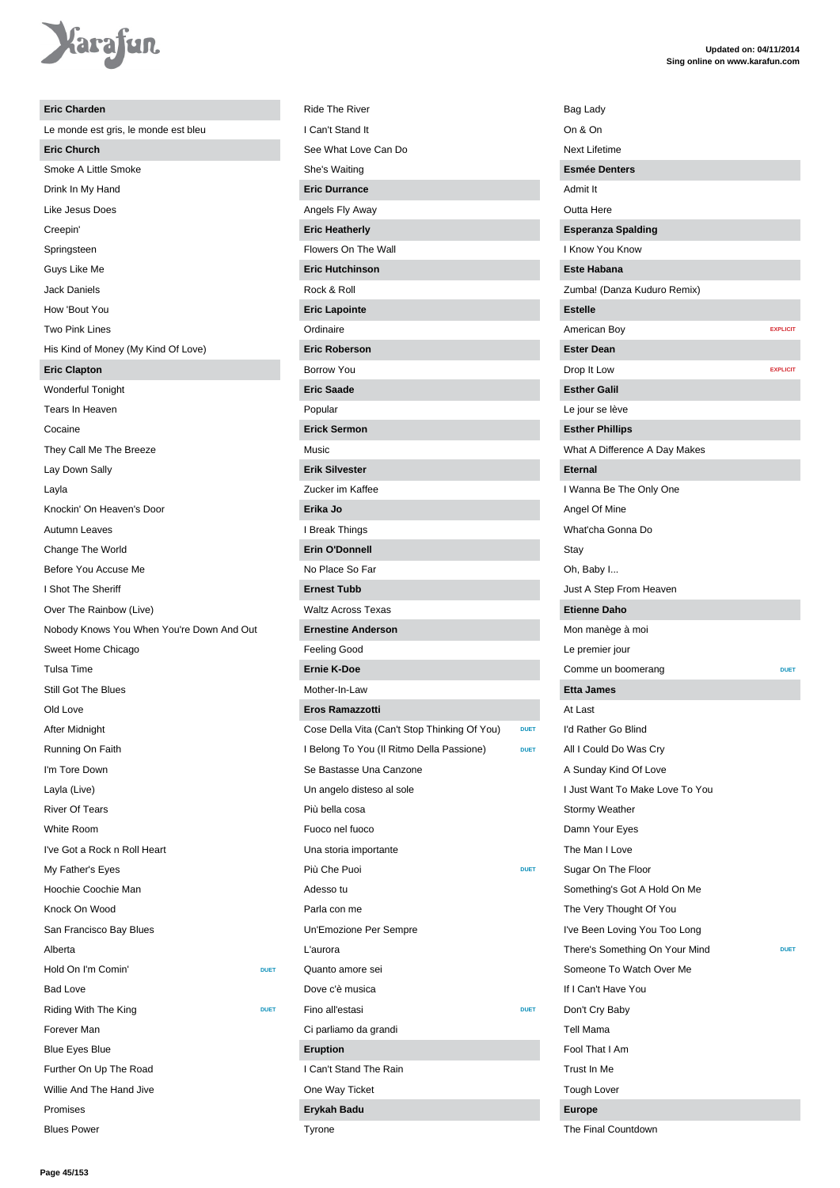## Eric Charden

Le monde est gris, le monde est bleu

## Eric Church

Smoke A Little Smoke

Drink In My Hand

Like Jesus Does

Creepin'

Springsteen

Guys Like Me

Jack Daniels

How 'Bout You

Two Pink Lines

His Kind of Money (My Kind Of Love)

## Eric Clapton

Wonderful Tonight

Tears In Heaven

Cocaine

They Call Me The Breeze

Lay Down Sally

Layla

Knockin' On Heaven's Door

Autumn Leaves

Change The World

Before You Accuse Me

I Shot The Sheriff

Over The Rainbow (Live)

Nobody Knows You When You're Down And Out

Sweet Home Chicago

Tulsa Time

Still Got The Blues

Old Love

After Midnight

Running On Faith

I'm Tore Down

Layla (Live)

River Of Tears

White Room

I've Got a Rock n Roll Heart

My Father's Eyes

Hoochie Coochie Man

Knock On Wood

San Francisco Bay Blues

Alberta

Hold On I'm Comin' DUET

Bad Love

Riding With The King DUET

Forever Man

Blue Eyes Blue

Further On Up The Road

Willie And The Hand Jive

Promises

Blues Power

Ride The River

I Can't Stand It

See What Love Can Do

She's Waiting

## Eric Durrance

Angels Fly Away

## Eric Heatherly

Flowers On The Wall

## Eric Hutchinson

Rock & Roll

## Eric Lapointe

Ordinaire

## Eric Roberson

Borrow You

## Eric Saade

Popular

## Erick Sermon

Music

## Erik Silvester

Zucker im Kaffee

## Erika Jo

I Break Things

## Erin O'Donnell

No Place So Far

## Ernest Tubb

Waltz Across Texas

## Ernestine Anderson

Feeling Good

## Ernie K-Doe

Mother-In-Law

## Eros Ramazzotti

Cose Della Vita (Can't Stop Thinking Of You) DUET

I Belong To You (Il Ritmo Della Passione) DUET

Se Bastasse Una Canzone

Un angelo disteso al sole

Più bella cosa

Fuoco nel fuoco

Una storia importante

Più Che Puoi DUET

Adesso tu

Parla con me

Un'Emozione Per Sempre

L'aurora

Quanto amore sei

Dove c'è musica

Fino all'estasi DUET

Ci parliamo da grandi

## Eruption

I Can't Stand The Rain

One Way Ticket

## Erykah Badu

Tyrone

Bag Lady

On & On

Next Lifetime

## Esmée Denters

Admit It

Outta Here

## Esperanza Spalding

I Know You Know

## Este Habana

Zumba! (Danza Kuduro Remix)

## Estelle

American Boy EXPLICIT

## Ester Dean

Drop It Low EXPLICIT

## Esther Galil

Le jour se lève

## Esther Phillips

What A Difference A Day Makes

## Eternal

I Wanna Be The Only One

Angel Of Mine

What'cha Gonna Do

Stay

Oh, Baby I...

Just A Step From Heaven

## Etienne Daho

Mon manège à moi

Le premier jour

Comme un boomerang DUET

## Etta James

At Last

I'd Rather Go Blind

All I Could Do Was Cry

A Sunday Kind Of Love

I Just Want To Make Love To You

Stormy Weather

Damn Your Eyes

The Man I Love

Sugar On The Floor

Something's Got A Hold On Me

The Very Thought Of You

I've Been Loving You Too Long

There's Something On Your Mind DUET

Someone To Watch Over Me

If I Can't Have You

Don't Cry Baby

Tell Mama

Fool That I Am

Trust In Me

Tough Lover

## Europe

The Final Countdown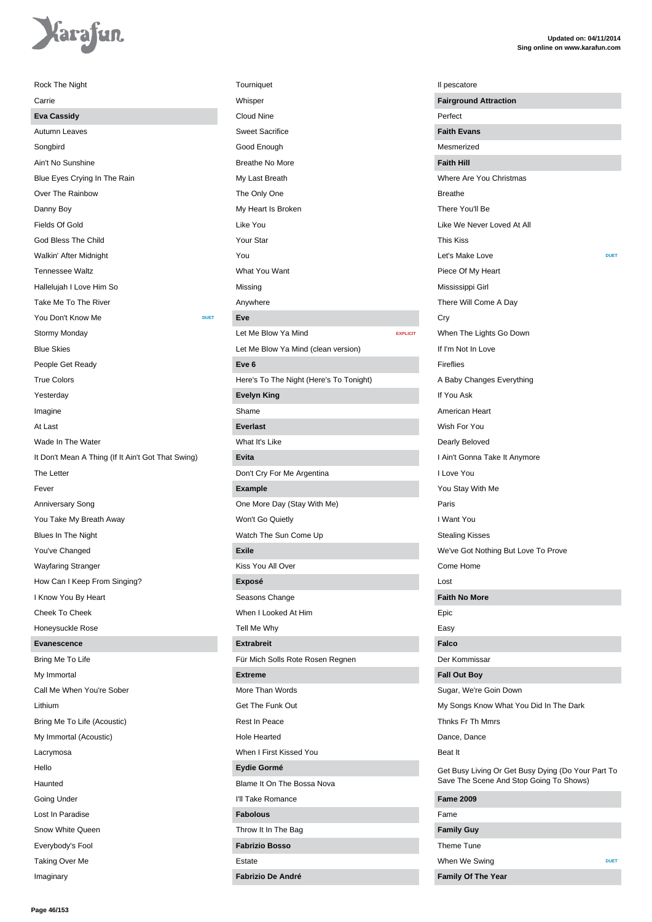Rock The Night

Carrie

## Eva Cassidy

Autumn Leaves

Songbird

Ain't No Sunshine

Blue Eyes Crying In The Rain

Over The Rainbow

Danny Boy

Fields Of Gold

God Bless The Child

Walkin' After Midnight

Tennessee Waltz

Hallelujah I Love Him So

Take Me To The River

You Don't Know Me DUET

Stormy Monday

Blue Skies

People Get Ready

True Colors

Yesterday

Imagine

At Last

Wade In The Water

It Don't Mean A Thing (If It Ain't Got That Swing)

The Letter

Fever

Anniversary Song

You Take My Breath Away

Blues In The Night

You've Changed

Wayfaring Stranger

How Can I Keep From Singing?

I Know You By Heart

Cheek To Cheek

Honeysuckle Rose

## Evanescence

Bring Me To Life

My Immortal

Call Me When You're Sober

Lithium

Bring Me To Life (Acoustic)

My Immortal (Acoustic)

Lacrymosa

Hello

Haunted

Going Under

Lost In Paradise

Snow White Queen

Everybody's Fool

Taking Over Me

Imaginary

Tourniquet

Whisper

Cloud Nine

Sweet Sacrifice

Good Enough

Breathe No More

My Last Breath

The Only One

My Heart Is Broken

Like You

Your Star

You

What You Want

Missing

Anywhere

## Eve

Let Me Blow Ya Mind EXPLICIT

Let Me Blow Ya Mind (clean version)

## Eve 6

Here's To The Night (Here's To Tonight)

## Evelyn King

Shame

## Everlast

What It's Like

## Evita

Don't Cry For Me Argentina

## Example

One More Day (Stay With Me)

Won't Go Quietly

Watch The Sun Come Up

## Exile

Kiss You All Over

## Exposé

Seasons Change

When I Looked At Him

Tell Me Why

## Extrabreit

Für Mich Solls Rote Rosen Regnen

## Extreme

More Than Words

Get The Funk Out

Rest In Peace

Hole Hearted

When I First Kissed You

## Eydie Gormé

Blame It On The Bossa Nova

I'll Take Romance

## Fabolous

Throw It In The Bag

## Fabrizio Bosso

Estate

## Fabrizio De André

Il pescatore

## Fairground Attraction

Perfect

## Faith Evans

Mesmerized

## Faith Hill

Where Are You Christmas

Breathe

There You'll Be

Like We Never Loved At All

This Kiss

Let's Make Love DUET

Piece Of My Heart

Mississippi Girl

There Will Come A Day

Cry

When The Lights Go Down

If I'm Not In Love

Fireflies

A Baby Changes Everything

If You Ask

American Heart

Wish For You

Dearly Beloved

I Ain't Gonna Take It Anymore

I Love You

You Stay With Me

Paris

I Want You

Stealing Kisses

We've Got Nothing But Love To Prove

Come Home

Lost

## Faith No More

Epic

Easy

## Falco

Der Kommissar

## Fall Out Boy

Sugar, We're Goin Down

My Songs Know What You Did In The Dark

Thnks Fr Th Mmrs

Dance, Dance

Beat It

Get Busy Living Or Get Busy Dying (Do Your Part To Save The Scene And Stop Going To Shows)

## Fame 2009

Fame

## Family Guy

Theme Tune

When We Swing DUET

## Family Of The Year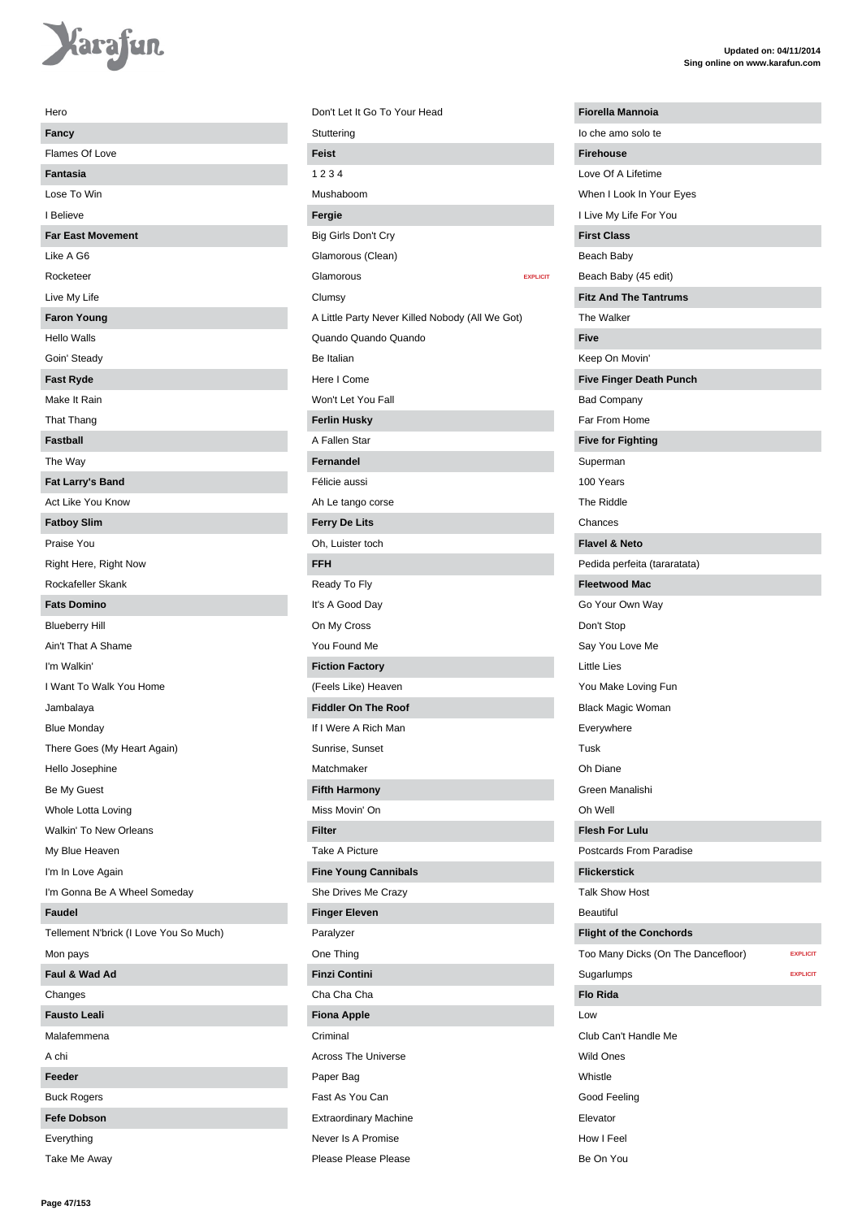Hero

**Fancy**

Flames Of Love

**Fantasia**

Lose To Win

I Believe

**Far East Movement**

Like A G6

Rocketeer

Live My Life

**Faron Young**

Hello Walls

Goin' Steady

**Fast Ryde**

Make It Rain

That Thang

**Fastball**

The Way

**Fat Larry's Band**

Act Like You Know

**Fatboy Slim**

Praise You

Right Here, Right Now

Rockafeller Skank

**Fats Domino**

Blueberry Hill

Ain't That A Shame

I'm Walkin'

I Want To Walk You Home

Jambalaya

Blue Monday

There Goes (My Heart Again)

Hello Josephine

Be My Guest

Whole Lotta Loving

Walkin' To New Orleans

My Blue Heaven

I'm In Love Again

I'm Gonna Be A Wheel Someday

**Faudel**

Tellement N'brick (I Love You So Much)

Mon pays

**Faul & Wad Ad**

Changes

**Fausto Leali**

Malafemmena

A chi

**Feeder**

Buck Rogers

**Fefe Dobson**

Everything

Take Me Away

Don't Let It Go To Your Head

Stuttering

**Feist**

1 2 3 4

Mushaboom

**Fergie**

Big Girls Don't Cry

Glamorous (Clean)

Glamorous EXPLICIT

Clumsy

A Little Party Never Killed Nobody (All We Got)

Quando Quando Quando

Be Italian

Here I Come

Won't Let You Fall

**Ferlin Husky**

A Fallen Star

**Fernandel**

Félicie aussi

Ah Le tango corse

**Ferry De Lits**

Oh, Luister toch

**FFH**

Ready To Fly

It's A Good Day

On My Cross

You Found Me

**Fiction Factory**

(Feels Like) Heaven

**Fiddler On The Roof**

If I Were A Rich Man

Sunrise, Sunset

Matchmaker

**Fifth Harmony**

Miss Movin' On

**Filter**

Take A Picture

**Fine Young Cannibals**

She Drives Me Crazy

**Finger Eleven**

Paralyzer

One Thing

**Finzi Contini**

Cha Cha Cha

**Fiona Apple**

Criminal

Across The Universe

Paper Bag

Fast As You Can

Extraordinary Machine

Never Is A Promise

Please Please Please

**Fiorella Mannoia**

Io che amo solo te

**Firehouse**

Love Of A Lifetime

When I Look In Your Eyes

I Live My Life For You

**First Class**

Beach Baby

Beach Baby (45 edit)

**Fitz And The Tantrums**

The Walker

**Five**

Keep On Movin'

**Five Finger Death Punch**

Bad Company

Far From Home

**Five for Fighting**

Superman

100 Years

The Riddle

Chances

**Flavel & Neto**

Pedida perfeita (tararatata)

**Fleetwood Mac**

Go Your Own Way

Don't Stop

Say You Love Me

Little Lies

You Make Loving Fun

Black Magic Woman

Everywhere

Tusk

Oh Diane

Green Manalishi

Oh Well

**Flesh For Lulu**

Postcards From Paradise

**Flickerstick**

Talk Show Host

Beautiful

**Flight of the Conchords**

Too Many Dicks (On The Dancefloor) EXPLICIT

Sugarlumps EXPLICIT

**Flo Rida**

Low

Club Can't Handle Me

Wild Ones

Whistle

Good Feeling

Elevator

How I Feel

Be On You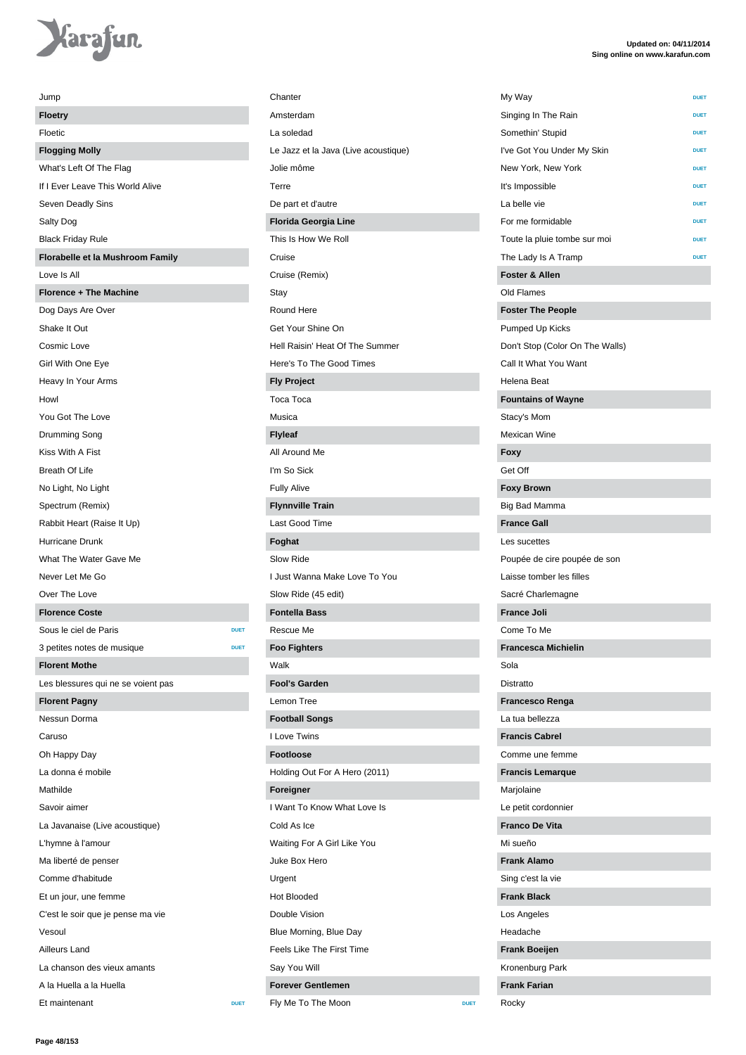Jump

## Floetry

Floetic

## Flogging Molly

What's Left Of The Flag

If I Ever Leave This World Alive

Seven Deadly Sins

Salty Dog

Black Friday Rule

## Florabelle et la Mushroom Family

Love Is All

## Florence + The Machine

Dog Days Are Over

Shake It Out

Cosmic Love

Girl With One Eye

Heavy In Your Arms

Howl

You Got The Love

Drumming Song

Kiss With A Fist

Breath Of Life

No Light, No Light

Spectrum (Remix)

Rabbit Heart (Raise It Up)

Hurricane Drunk

What The Water Gave Me

Never Let Me Go

Over The Love

## Florence Coste

Sous le ciel de Paris DUET

3 petites notes de musique DUET

## Florent Mothe

Les blessures qui ne se voient pas

## Florent Pagny

Nessun Dorma

Caruso

Oh Happy Day

La donna é mobile

Mathilde

Savoir aimer

La Javanaise (Live acoustique)

L'hymne à l'amour

Ma liberté de penser

Comme d'habitude

Et un jour, une femme

C'est le soir que je pense ma vie

Vesoul

Ailleurs Land

La chanson des vieux amants

A la Huella a la Huella

Et maintenant DUET

Chanter

Amsterdam

La soledad

Le Jazz et la Java (Live acoustique)

Jolie môme

Terre

De part et d'autre

## Florida Georgia Line

This Is How We Roll

Cruise

Cruise (Remix)

Stay

Round Here

Get Your Shine On

Hell Raisin' Heat Of The Summer

Here's To The Good Times

## Fly Project

Toca Toca

Musica

## Flyleaf

All Around Me

I'm So Sick

Fully Alive

## Flynnville Train

Last Good Time

## Foghat

Slow Ride

I Just Wanna Make Love To You

Slow Ride (45 edit)

## Fontella Bass

Rescue Me

## Foo Fighters

Walk

## Fool's Garden

Lemon Tree

## Football Songs

I Love Twins

## Footloose

Holding Out For A Hero (2011)

## Foreigner

I Want To Know What Love Is

Cold As Ice

Waiting For A Girl Like You

Juke Box Hero

Urgent

Hot Blooded

Double Vision

Blue Morning, Blue Day

Feels Like The First Time

Say You Will

## Forever Gentlemen

Fly Me To The Moon DUET

My Way DUET

Singing In The Rain DUET

Somethin' Stupid DUET

I've Got You Under My Skin DUET

New York, New York DUET

It's Impossible DUET

La belle vie DUET

For me formidable DUET

Toute la pluie tombe sur moi DUET

The Lady Is A Tramp DUET

## Foster & Allen

Old Flames

## Foster The People

Pumped Up Kicks

Don't Stop (Color On The Walls)

Call It What You Want

Helena Beat

## Fountains of Wayne

Stacy's Mom

Mexican Wine

## Foxy

Get Off

## Foxy Brown

Big Bad Mamma

## France Gall

Les sucettes

Poupée de cire poupée de son

Laisse tomber les filles

Sacré Charlemagne

## France Joli

Come To Me

## Francesca Michielin

Sola

Distratto

## Francesco Renga

La tua bellezza

## Francis Cabrel

Comme une femme

## Francis Lemarque

Marjolaine

Le petit cordonnier

## Franco De Vita

Mi sueño

## Frank Alamo

Sing c'est la vie

## Frank Black

Los Angeles

Headache

## Frank Boeijen

Kronenburg Park

## Frank Farian

Rocky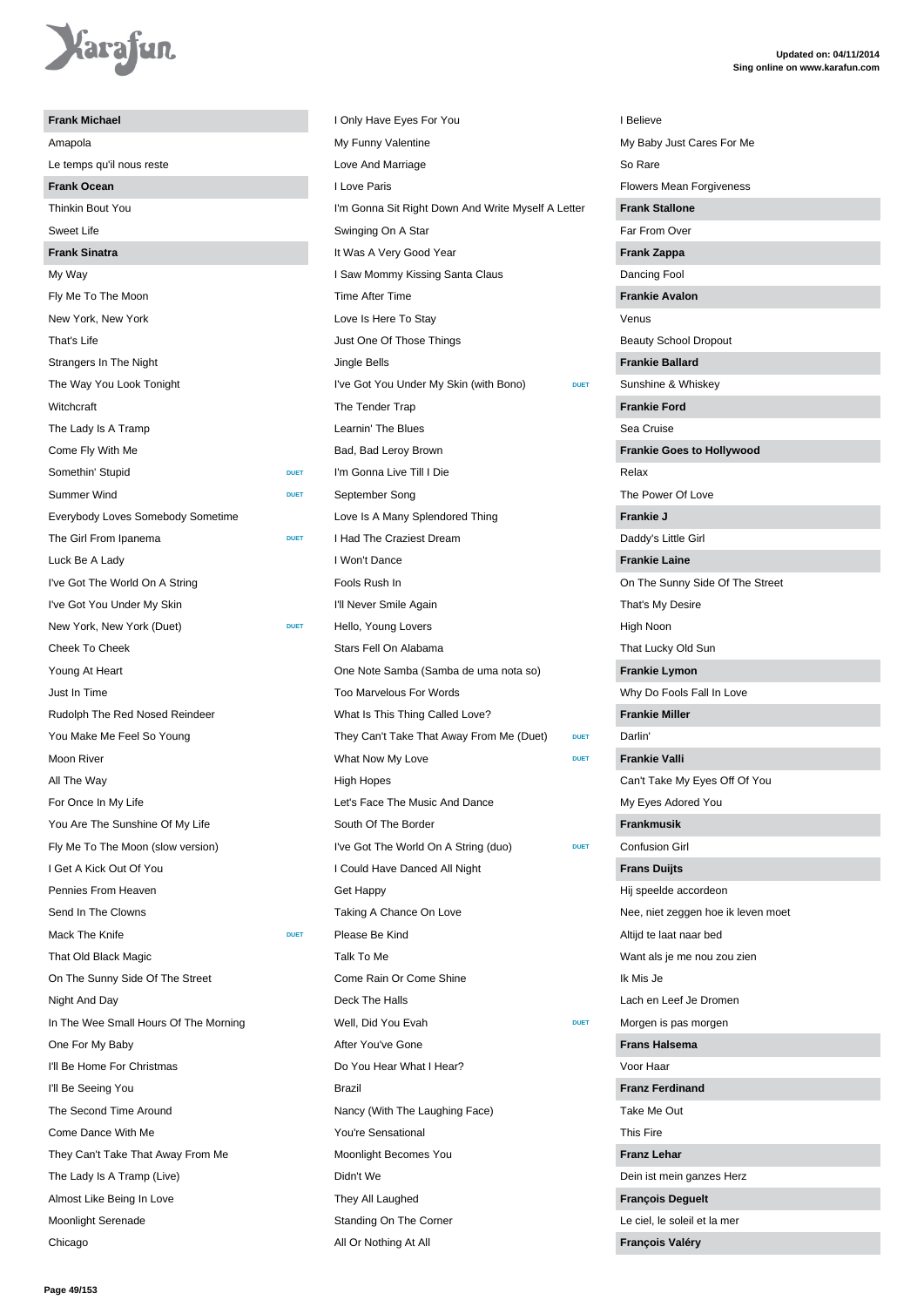**Frank Michael**

Amapola
Le temps qu'il nous reste

**Frank Ocean**

Thinkin Bout You
Sweet Life

**Frank Sinatra**

My Way
Fly Me To The Moon
New York, New York
That's Life
Strangers In The Night
The Way You Look Tonight
Witchcraft
The Lady Is A Tramp
Come Fly With Me
Somethin' Stupid — DUET
Summer Wind — DUET
Everybody Loves Somebody Sometime
The Girl From Ipanema — DUET
Luck Be A Lady
I've Got The World On A String
I've Got You Under My Skin
New York, New York (Duet) — DUET
Cheek To Cheek
Young At Heart
Just In Time
Rudolph The Red Nosed Reindeer
You Make Me Feel So Young
Moon River
All The Way
For Once In My Life
You Are The Sunshine Of My Life
Fly Me To The Moon (slow version)
I Get A Kick Out Of You
Pennies From Heaven
Send In The Clowns
Mack The Knife — DUET
That Old Black Magic
On The Sunny Side Of The Street
Night And Day
In The Wee Small Hours Of The Morning
One For My Baby
I'll Be Home For Christmas
I'll Be Seeing You
The Second Time Around
Come Dance With Me
They Can't Take That Away From Me
The Lady Is A Tramp (Live)
Almost Like Being In Love
Moonlight Serenade
Chicago
I Only Have Eyes For You
My Funny Valentine
Love And Marriage
I Love Paris
I'm Gonna Sit Right Down And Write Myself A Letter
Swinging On A Star
It Was A Very Good Year
I Saw Mommy Kissing Santa Claus
Time After Time
Love Is Here To Stay
Just One Of Those Things
Jingle Bells
I've Got You Under My Skin (with Bono) — DUET
The Tender Trap
Learnin' The Blues
Bad, Bad Leroy Brown
I'm Gonna Live Till I Die
September Song
Love Is A Many Splendored Thing
I Had The Craziest Dream
I Won't Dance
Fools Rush In
I'll Never Smile Again
Hello, Young Lovers
Stars Fell On Alabama
One Note Samba (Samba de uma nota so)
Too Marvelous For Words
What Is This Thing Called Love?
They Can't Take That Away From Me (Duet) — DUET
What Now My Love — DUET
High Hopes
Let's Face The Music And Dance
South Of The Border
I've Got The World On A String (duo) — DUET
I Could Have Danced All Night
Get Happy
Taking A Chance On Love
Please Be Kind
Talk To Me
Come Rain Or Come Shine
Deck The Halls
Well, Did You Evah — DUET
After You've Gone
Do You Hear What I Hear?
Brazil
Nancy (With The Laughing Face)
You're Sensational
Moonlight Becomes You
Didn't We
They All Laughed
Standing On The Corner
All Or Nothing At All
I Believe
My Baby Just Cares For Me
So Rare
Flowers Mean Forgiveness

**Frank Stallone**

Far From Over

**Frank Zappa**

Dancing Fool

**Frankie Avalon**

Venus
Beauty School Dropout

**Frankie Ballard**

Sunshine & Whiskey

**Frankie Ford**

Sea Cruise

**Frankie Goes to Hollywood**

Relax
The Power Of Love

**Frankie J**

Daddy's Little Girl

**Frankie Laine**

On The Sunny Side Of The Street
That's My Desire
High Noon
That Lucky Old Sun

**Frankie Lymon**

Why Do Fools Fall In Love

**Frankie Miller**

Darlin'

**Frankie Valli**

Can't Take My Eyes Off Of You
My Eyes Adored You

**Frankmusik**

Confusion Girl

**Frans Duijts**

Hij speelde accordeon
Nee, niet zeggen hoe ik leven moet
Altijd te laat naar bed
Want als je me nou zou zien
Ik Mis Je
Lach en Leef Je Dromen
Morgen is pas morgen

**Frans Halsema**

Voor Haar

**Franz Ferdinand**

Take Me Out
This Fire

**Franz Lehar**

Dein ist mein ganzes Herz

**François Deguelt**

Le ciel, le soleil et la mer

**François Valéry**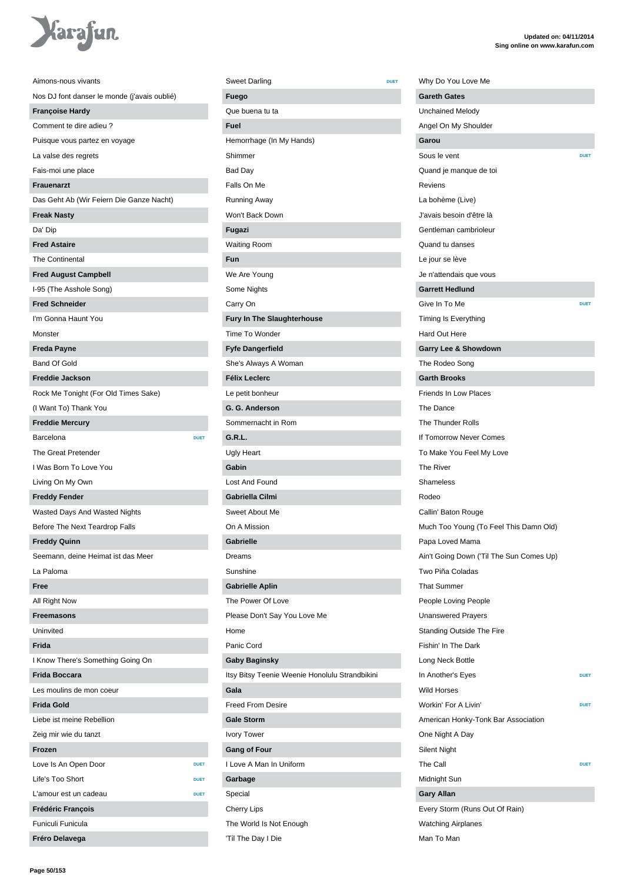Aimons-nous vivants

Nos DJ font danser le monde (j'avais oublié)

**Françoise Hardy**

Comment te dire adieu ?

Puisque vous partez en voyage

La valse des regrets

Fais-moi une place

**Frauenarzt**

Das Geht Ab (Wir Feiern Die Ganze Nacht)

**Freak Nasty**

Da' Dip

**Fred Astaire**

The Continental

**Fred August Campbell**

I-95 (The Asshole Song)

**Fred Schneider**

I'm Gonna Haunt You

Monster

**Freda Payne**

Band Of Gold

**Freddie Jackson**

Rock Me Tonight (For Old Times Sake)

(I Want To) Thank You

**Freddie Mercury**

Barcelona DUET

The Great Pretender

I Was Born To Love You

Living On My Own

**Freddy Fender**

Wasted Days And Wasted Nights

Before The Next Teardrop Falls

**Freddy Quinn**

Seemann, deine Heimat ist das Meer

La Paloma

**Free**

All Right Now

**Freemasons**

Uninvited

**Frida**

I Know There's Something Going On

**Frida Boccara**

Les moulins de mon coeur

**Frida Gold**

Liebe ist meine Rebellion

Zeig mir wie du tanzt

**Frozen**

Love Is An Open Door DUET

Life's Too Short DUET

L'amour est un cadeau DUET

**Frédéric François**

Funiculi Funicula

**Fréro Delavega**

Sweet Darling DUET

**Fuego**

Que buena tu ta

**Fuel**

Hemorrhage (In My Hands)

Shimmer

Bad Day

Falls On Me

Running Away

Won't Back Down

**Fugazi**

Waiting Room

**Fun**

We Are Young

Some Nights

Carry On

**Fury In The Slaughterhouse**

Time To Wonder

**Fyfe Dangerfield**

She's Always A Woman

**Félix Leclerc**

Le petit bonheur

**G. G. Anderson**

Sommernacht in Rom

**G.R.L.**

Ugly Heart

**Gabin**

Lost And Found

**Gabriella Cilmi**

Sweet About Me

On A Mission

**Gabrielle**

Dreams

Sunshine

**Gabrielle Aplin**

The Power Of Love

Please Don't Say You Love Me

Home

Panic Cord

**Gaby Baginsky**

Itsy Bitsy Teenie Weenie Honolulu Strandbikini

**Gala**

Freed From Desire

**Gale Storm**

Ivory Tower

**Gang of Four**

I Love A Man In Uniform

**Garbage**

Special

Cherry Lips

The World Is Not Enough

'Til The Day I Die

Why Do You Love Me

**Gareth Gates**

Unchained Melody

Angel On My Shoulder

**Garou**

Sous le vent DUET

Quand je manque de toi

Reviens

La bohème (Live)

J'avais besoin d'être là

Gentleman cambrioleur

Quand tu danses

Le jour se lève

Je n'attendais que vous

**Garrett Hedlund**

Give In To Me DUET

Timing Is Everything

Hard Out Here

**Garry Lee & Showdown**

The Rodeo Song

**Garth Brooks**

Friends In Low Places

The Dance

The Thunder Rolls

If Tomorrow Never Comes

To Make You Feel My Love

The River

Shameless

Rodeo

Callin' Baton Rouge

Much Too Young (To Feel This Damn Old)

Papa Loved Mama

Ain't Going Down ('Til The Sun Comes Up)

Two Piña Coladas

That Summer

People Loving People

Unanswered Prayers

Standing Outside The Fire

Fishin' In The Dark

Long Neck Bottle

In Another's Eyes DUET

Wild Horses

Workin' For A Livin' DUET

American Honky-Tonk Bar Association

One Night A Day

Silent Night

The Call DUET

Midnight Sun

**Gary Allan**

Every Storm (Runs Out Of Rain)

Watching Airplanes

Man To Man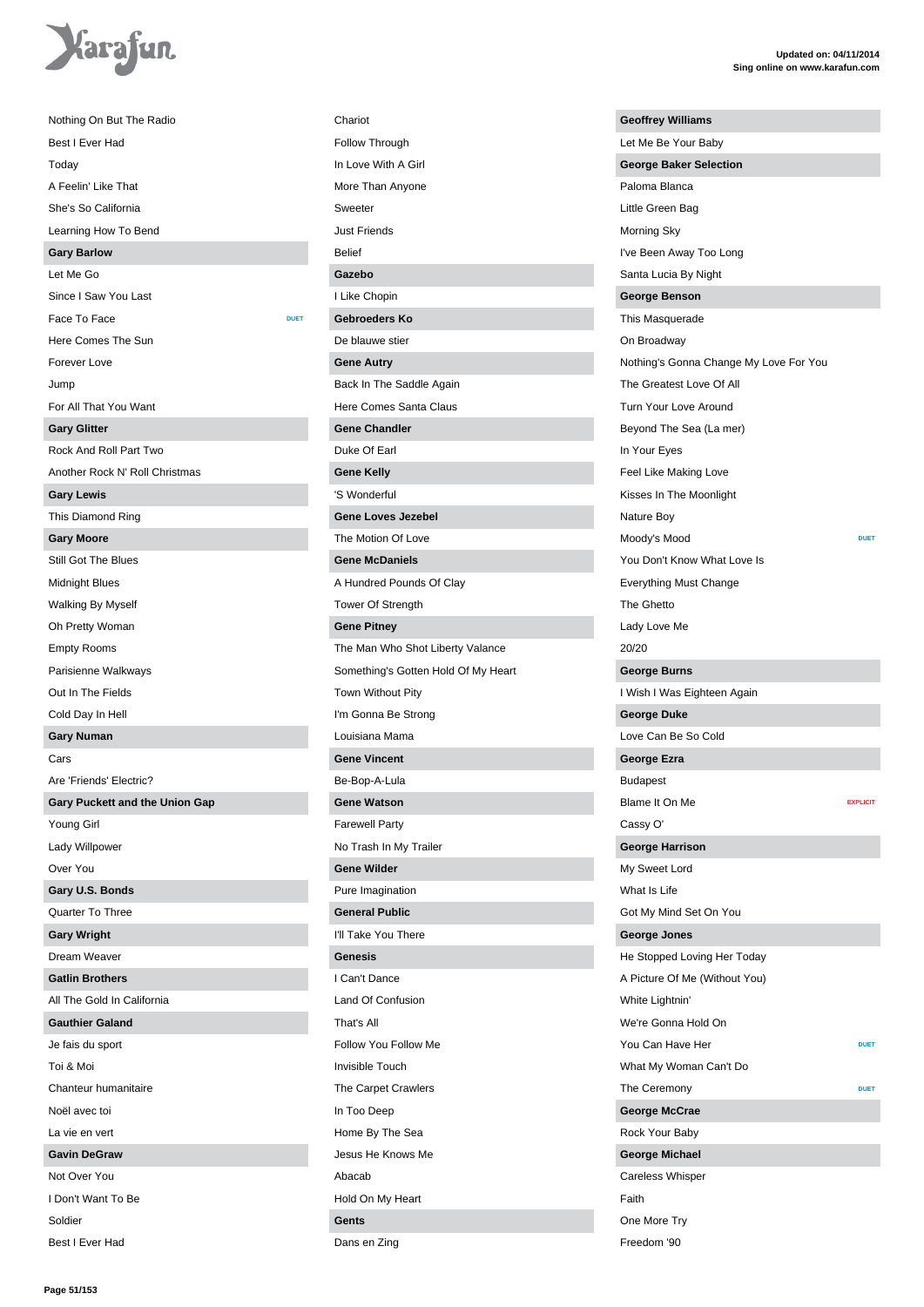Nothing On But The Radio

Best I Ever Had

Today

A Feelin' Like That

She's So California

Learning How To Bend

**Gary Barlow**

Let Me Go

Since I Saw You Last

Face To Face DUET

Here Comes The Sun

Forever Love

Jump

For All That You Want

**Gary Glitter**

Rock And Roll Part Two

Another Rock N' Roll Christmas

**Gary Lewis**

This Diamond Ring

**Gary Moore**

Still Got The Blues

Midnight Blues

Walking By Myself

Oh Pretty Woman

Empty Rooms

Parisienne Walkways

Out In The Fields

Cold Day In Hell

**Gary Numan**

Cars

Are 'Friends' Electric?

**Gary Puckett and the Union Gap**

Young Girl

Lady Willpower

Over You

**Gary U.S. Bonds**

Quarter To Three

**Gary Wright**

Dream Weaver

**Gatlin Brothers**

All The Gold In California

**Gauthier Galand**

Je fais du sport

Toi & Moi

Chanteur humanitaire

Noël avec toi

La vie en vert

**Gavin DeGraw**

Not Over You

I Don't Want To Be

Soldier

Best I Ever Had

Chariot

Follow Through

In Love With A Girl

More Than Anyone

Sweeter

Just Friends

Belief

**Gazebo**

I Like Chopin

**Gebroeders Ko**

De blauwe stier

**Gene Autry**

Back In The Saddle Again

Here Comes Santa Claus

**Gene Chandler**

Duke Of Earl

**Gene Kelly**

'S Wonderful

**Gene Loves Jezebel**

The Motion Of Love

**Gene McDaniels**

A Hundred Pounds Of Clay

Tower Of Strength

**Gene Pitney**

The Man Who Shot Liberty Valance

Something's Gotten Hold Of My Heart

Town Without Pity

I'm Gonna Be Strong

Louisiana Mama

**Gene Vincent**

Be-Bop-A-Lula

**Gene Watson**

Farewell Party

No Trash In My Trailer

**Gene Wilder**

Pure Imagination

**General Public**

I'll Take You There

**Genesis**

I Can't Dance

Land Of Confusion

That's All

Follow You Follow Me

Invisible Touch

The Carpet Crawlers

In Too Deep

Home By The Sea

Jesus He Knows Me

Abacab

Hold On My Heart

**Gents**

Dans en Zing

**Geoffrey Williams**

Let Me Be Your Baby

**George Baker Selection**

Paloma Blanca

Little Green Bag

Morning Sky

I've Been Away Too Long

Santa Lucia By Night

**George Benson**

This Masquerade

On Broadway

Nothing's Gonna Change My Love For You

The Greatest Love Of All

Turn Your Love Around

Beyond The Sea (La mer)

In Your Eyes

Feel Like Making Love

Kisses In The Moonlight

Nature Boy

Moody's Mood DUET

You Don't Know What Love Is

Everything Must Change

The Ghetto

Lady Love Me

20/20

**George Burns**

I Wish I Was Eighteen Again

**George Duke**

Love Can Be So Cold

**George Ezra**

Budapest

Blame It On Me EXPLICIT

Cassy O'

**George Harrison**

My Sweet Lord

What Is Life

Got My Mind Set On You

**George Jones**

He Stopped Loving Her Today

A Picture Of Me (Without You)

White Lightnin'

We're Gonna Hold On

You Can Have Her DUET

What My Woman Can't Do

The Ceremony DUET

**George McCrae**

Rock Your Baby

**George Michael**

Careless Whisper

Faith

One More Try

Freedom '90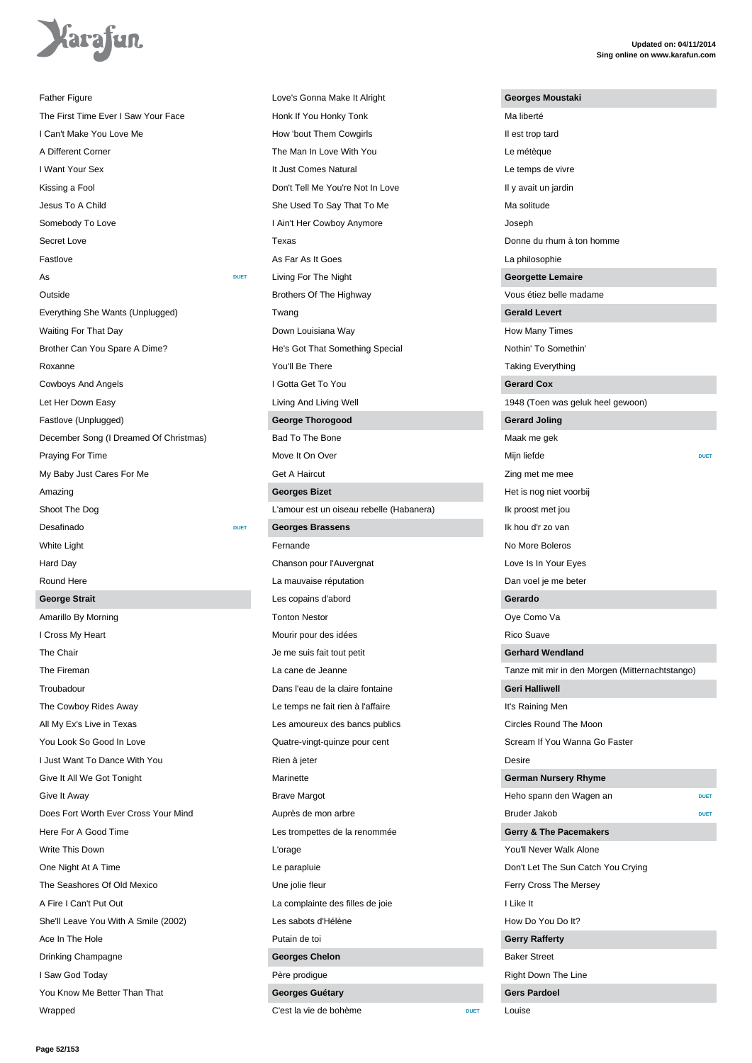Father Figure
The First Time Ever I Saw Your Face
I Can't Make You Love Me
A Different Corner
I Want Your Sex
Kissing a Fool
Jesus To A Child
Somebody To Love
Secret Love
Fastlove
As DUET
Outside
Everything She Wants (Unplugged)
Waiting For That Day
Brother Can You Spare A Dime?
Roxanne
Cowboys And Angels
Let Her Down Easy
Fastlove (Unplugged)
December Song (I Dreamed Of Christmas)
Praying For Time
My Baby Just Cares For Me
Amazing
Shoot The Dog
Desafinado DUET
White Light
Hard Day
Round Here

**George Strait**

Amarillo By Morning
I Cross My Heart
The Chair
The Fireman
Troubadour
The Cowboy Rides Away
All My Ex's Live in Texas
You Look So Good In Love
I Just Want To Dance With You
Give It All We Got Tonight
Give It Away
Does Fort Worth Ever Cross Your Mind
Here For A Good Time
Write This Down
One Night At A Time
The Seashores Of Old Mexico
A Fire I Can't Put Out
She'll Leave You With A Smile (2002)
Ace In The Hole
Drinking Champagne
I Saw God Today
You Know Me Better Than That
Wrapped
Love's Gonna Make It Alright
Honk If You Honky Tonk
How 'bout Them Cowgirls
The Man In Love With You
It Just Comes Natural
Don't Tell Me You're Not In Love
She Used To Say That To Me
I Ain't Her Cowboy Anymore
Texas
As Far As It Goes
Living For The Night
Brothers Of The Highway
Twang
Down Louisiana Way
He's Got That Something Special
You'll Be There
I Gotta Get To You
Living And Living Well

**George Thorogood**

Bad To The Bone
Move It On Over
Get A Haircut

**Georges Bizet**

L'amour est un oiseau rebelle (Habanera)

**Georges Brassens**

Fernande
Chanson pour l'Auvergnat
La mauvaise réputation
Les copains d'abord
Tonton Nestor
Mourir pour des idées
Je me suis fait tout petit
La cane de Jeanne
Dans l'eau de la claire fontaine
Le temps ne fait rien à l'affaire
Les amoureux des bancs publics
Quatre-vingt-quinze pour cent
Rien à jeter
Marinette
Brave Margot
Auprès de mon arbre
Les trompettes de la renommée
L'orage
Le parapluie
Une jolie fleur
La complainte des filles de joie
Les sabots d'Hélène
Putain de toi

**Georges Chelon**

Père prodigue

**Georges Guétary**

C'est la vie de bohème DUET

**Georges Moustaki**

Ma liberté
Il est trop tard
Le métèque
Le temps de vivre
Il y avait un jardin
Ma solitude
Joseph
Donne du rhum à ton homme
La philosophie

**Georgette Lemaire**

Vous étiez belle madame

**Gerald Levert**

How Many Times
Nothin' To Somethin'
Taking Everything

**Gerard Cox**

1948 (Toen was geluk heel gewoon)

**Gerard Joling**

Maak me gek
Mijn liefde DUET
Zing met me mee
Het is nog niet voorbij
Ik proost met jou
Ik hou d'r zo van
No More Boleros
Love Is In Your Eyes
Dan voel je me beter

**Gerardo**

Oye Como Va
Rico Suave

**Gerhard Wendland**

Tanze mit mir in den Morgen (Mitternachtstango)

**Geri Halliwell**

It's Raining Men
Circles Round The Moon
Scream If You Wanna Go Faster
Desire

**German Nursery Rhyme**

Heho spann den Wagen an DUET
Bruder Jakob DUET

**Gerry & The Pacemakers**

You'll Never Walk Alone
Don't Let The Sun Catch You Crying
Ferry Cross The Mersey
I Like It
How Do You Do It?

**Gerry Rafferty**

Baker Street
Right Down The Line

**Gers Pardoel**

Louise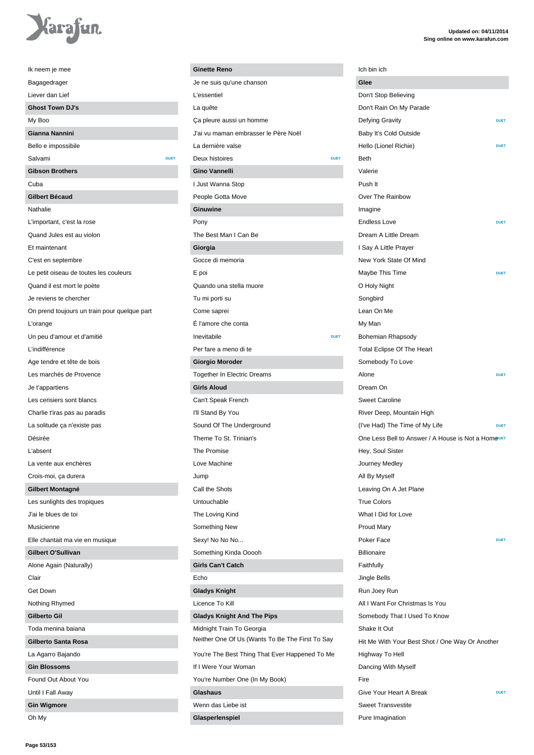Ik neem je mee

Bagagedrager

Liever dan Lief

**Ghost Town DJ's**

My Boo

**Gianna Nannini**

Bello e impossibile

Salvami DUET

**Gibson Brothers**

Cuba

**Gilbert Bécaud**

Nathalie

L'important, c'est la rose

Quand Jules est au violon

Et maintenant

C'est en septembre

Le petit oiseau de toutes les couleurs

Quand il est mort le poète

Je reviens te chercher

On prend toujours un train pour quelque part

L'orange

Un peu d'amour et d'amitié

L'indifférence

Age tendre et tête de bois

Les marchés de Provence

Je t'appartiens

Les cerisiers sont blancs

Charlie t'iras pas au paradis

La solitude ça n'existe pas

Désirée

L'absent

La vente aux enchères

Crois-moi, ça durera

**Gilbert Montagné**

Les sunlights des tropiques

J'ai le blues de toi

Musicienne

Elle chantait ma vie en musique

**Gilbert O'Sullivan**

Alone Again (Naturally)

Clair

Get Down

Nothing Rhymed

**Gilberto Gil**

Toda menina baiana

**Gilberto Santa Rosa**

La Agarro Bajando

**Gin Blossoms**

Found Out About You

Until I Fall Away

**Gin Wigmore**

Oh My

**Ginette Reno**

Je ne suis qu'une chanson

L'essentiel

La quête

Ça pleure aussi un homme

J'ai vu maman embrasser le Père Noël

La dernière valse

Deux histoires DUET

**Gino Vannelli**

I Just Wanna Stop

People Gotta Move

**Ginuwine**

Pony

The Best Man I Can Be

**Giorgia**

Gocce di memoria

E poi

Quando una stella muore

Tu mi porti su

Come saprei

É l'amore che conta

Inevitabile DUET

Per fare a meno di te

**Giorgio Moroder**

Together In Electric Dreams

**Girls Aloud**

Can't Speak French

I'll Stand By You

Sound Of The Underground

Theme To St. Trinian's

The Promise

Love Machine

Jump

Call the Shots

Untouchable

The Loving Kind

Something New

Sexy! No No No...

Something Kinda Ooooh

**Girls Can't Catch**

Echo

**Gladys Knight**

Licence To Kill

**Gladys Knight And The Pips**

Midnight Train To Georgia

Neither One Of Us (Wants To Be The First To Say

You're The Best Thing That Ever Happened To Me

If I Were Your Woman

You're Number One (In My Book)

**Glashaus**

Wenn das Liebe ist

**Glasperlenspiel**

Ich bin ich

**Glee**

Don't Stop Believing

Don't Rain On My Parade

Defying Gravity DUET

Baby It's Cold Outside

Hello (Lionel Richie) DUET

Beth

Valerie

Push It

Over The Rainbow

Imagine

Endless Love DUET

Dream A Little Dream

I Say A Little Prayer

New York State Of Mind

Maybe This Time DUET

O Holy Night

Songbird

Lean On Me

My Man

Bohemian Rhapsody

Total Eclipse Of The Heart

Somebody To Love

Alone DUET

Dream On

Sweet Caroline

River Deep, Mountain High

(I've Had) The Time of My Life DUET

One Less Bell to Answer / A House is Not a Home DUET

Hey, Soul Sister

Journey Medley

All By Myself

Leaving On A Jet Plane

True Colors

What I Did for Love

Proud Mary

Poker Face DUET

Billionaire

Faithfully

Jingle Bells

Run Joey Run

All I Want For Christmas Is You

Somebody That I Used To Know

Shake It Out

Hit Me With Your Best Shot / One Way Or Another

Highway To Hell

Dancing With Myself

Fire

Give Your Heart A Break DUET

Sweet Transvestite

Pure Imagination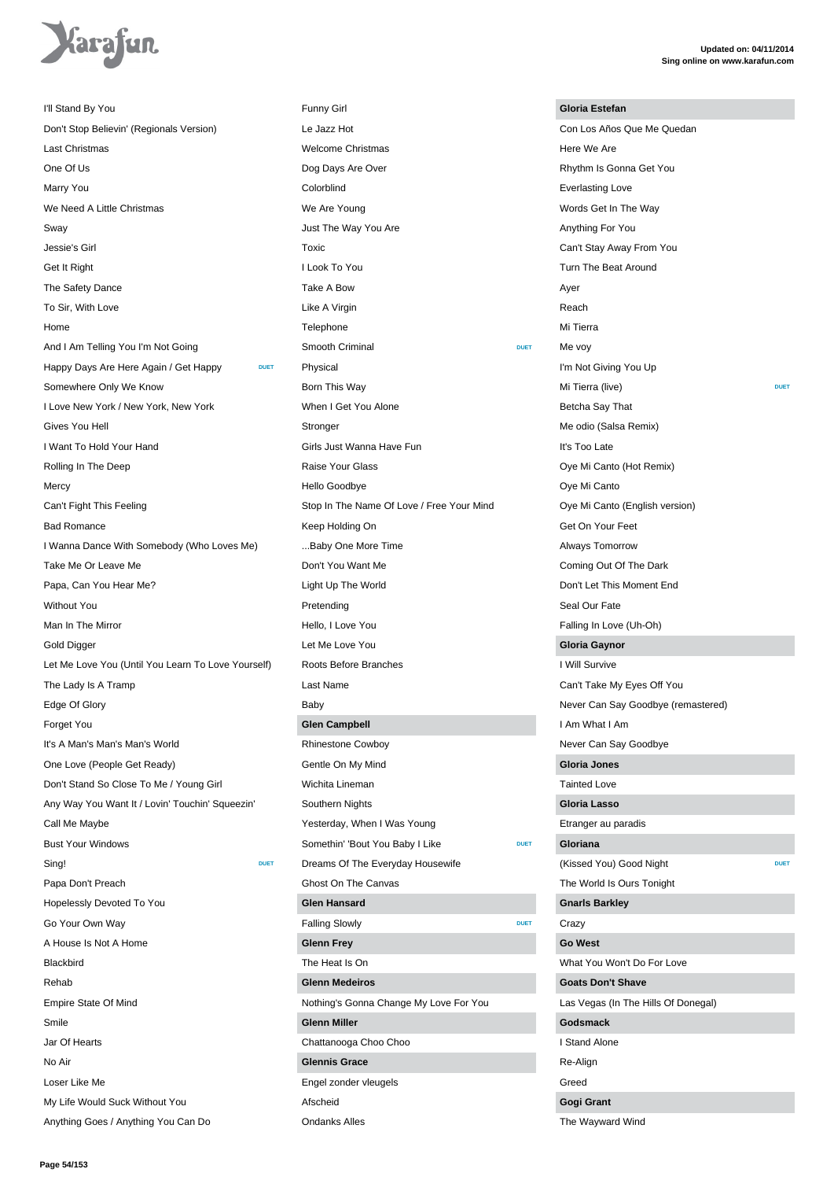I'll Stand By You
Don't Stop Believin' (Regionals Version)
Last Christmas
One Of Us
Marry You
We Need A Little Christmas
Sway
Jessie's Girl
Get It Right
The Safety Dance
To Sir, With Love
Home
And I Am Telling You I'm Not Going
Happy Days Are Here Again / Get Happy DUET
Somewhere Only We Know
I Love New York / New York, New York
Gives You Hell
I Want To Hold Your Hand
Rolling In The Deep
Mercy
Can't Fight This Feeling
Bad Romance
I Wanna Dance With Somebody (Who Loves Me)
Take Me Or Leave Me
Papa, Can You Hear Me?
Without You
Man In The Mirror
Gold Digger
Let Me Love You (Until You Learn To Love Yourself)
The Lady Is A Tramp
Edge Of Glory
Forget You
It's A Man's Man's Man's World
One Love (People Get Ready)
Don't Stand So Close To Me / Young Girl
Any Way You Want It / Lovin' Touchin' Squeezin'
Call Me Maybe
Bust Your Windows
Sing! DUET
Papa Don't Preach
Hopelessly Devoted To You
Go Your Own Way
A House Is Not A Home
Blackbird
Rehab
Empire State Of Mind
Smile
Jar Of Hearts
No Air
Loser Like Me
My Life Would Suck Without You
Anything Goes / Anything You Can Do

Funny Girl
Le Jazz Hot
Welcome Christmas
Dog Days Are Over
Colorblind
We Are Young
Just The Way You Are
Toxic
I Look To You
Take A Bow
Like A Virgin
Telephone
Smooth Criminal DUET
Physical
Born This Way
When I Get You Alone
Stronger
Girls Just Wanna Have Fun
Raise Your Glass
Hello Goodbye
Stop In The Name Of Love / Free Your Mind
Keep Holding On
...Baby One More Time
Don't You Want Me
Light Up The World
Pretending
Hello, I Love You
Let Me Love You
Roots Before Branches
Last Name
Baby

**Glen Campbell**

Rhinestone Cowboy
Gentle On My Mind
Wichita Lineman
Southern Nights
Yesterday, When I Was Young
Somethin' 'Bout You Baby I Like DUET
Dreams Of The Everyday Housewife
Ghost On The Canvas

**Glen Hansard**

Falling Slowly DUET

**Glenn Frey**

The Heat Is On

**Glenn Medeiros**

Nothing's Gonna Change My Love For You

**Glenn Miller**

Chattanooga Choo Choo

**Glennis Grace**

Engel zonder vleugels
Afscheid
Ondanks Alles

**Gloria Estefan**

Con Los Años Que Me Quedan
Here We Are
Rhythm Is Gonna Get You
Everlasting Love
Words Get In The Way
Anything For You
Can't Stay Away From You
Turn The Beat Around
Ayer
Reach
Mi Tierra
Me voy
I'm Not Giving You Up
Mi Tierra (live) DUET
Betcha Say That
Me odio (Salsa Remix)
It's Too Late
Oye Mi Canto (Hot Remix)
Oye Mi Canto
Oye Mi Canto (English version)
Get On Your Feet
Always Tomorrow
Coming Out Of The Dark
Don't Let This Moment End
Seal Our Fate
Falling In Love (Uh-Oh)

**Gloria Gaynor**

I Will Survive
Can't Take My Eyes Off You
Never Can Say Goodbye (remastered)
I Am What I Am
Never Can Say Goodbye

**Gloria Jones**

Tainted Love

**Gloria Lasso**

Etranger au paradis

**Gloriana**

(Kissed You) Good Night DUET
The World Is Ours Tonight

**Gnarls Barkley**

Crazy

**Go West**

What You Won't Do For Love

**Goats Don't Shave**

Las Vegas (In The Hills Of Donegal)

**Godsmack**

I Stand Alone
Re-Align
Greed

**Gogi Grant**

The Wayward Wind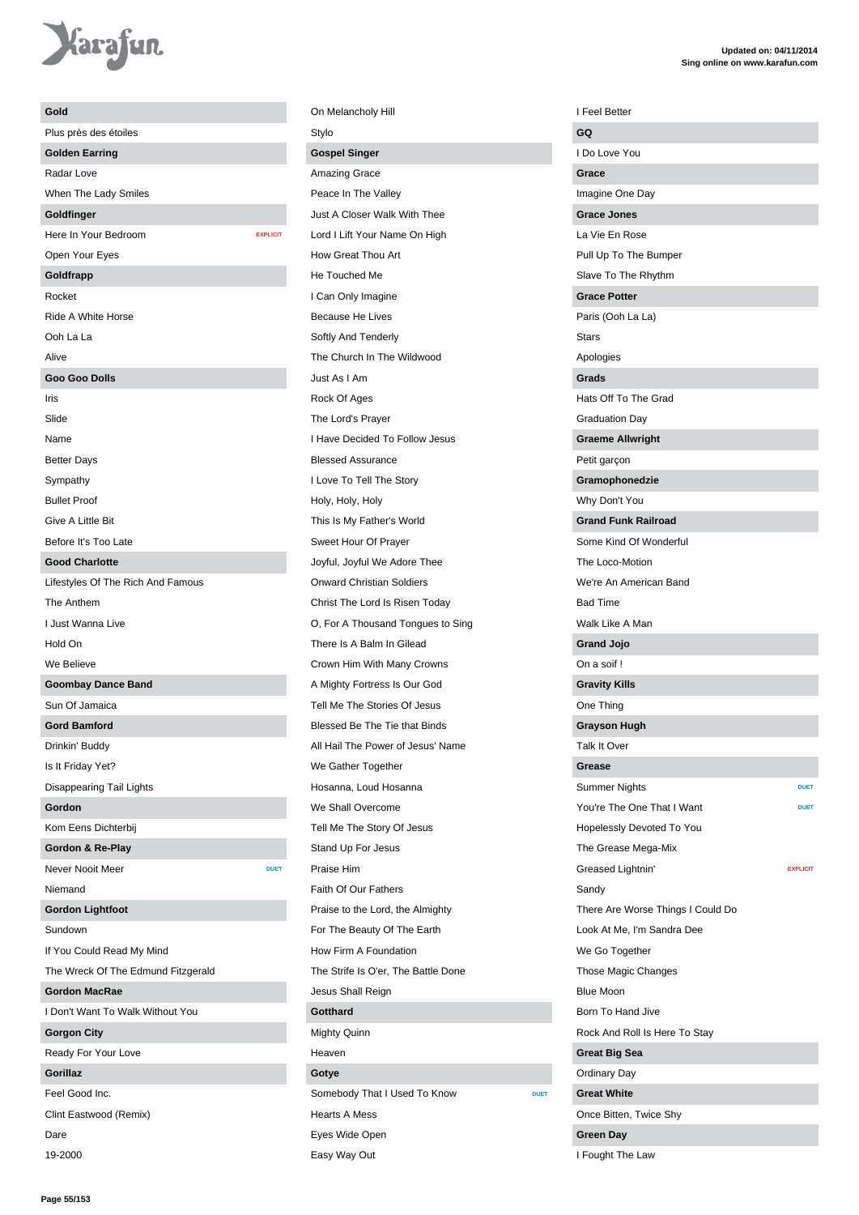## Gold

Plus près des étoiles

## Golden Earring

Radar Love

When The Lady Smiles

## Goldfinger

Here In Your Bedroom EXPLICIT

Open Your Eyes

## Goldfrapp

Rocket

Ride A White Horse

Ooh La La

Alive

## Goo Goo Dolls

Iris

Slide

Name

Better Days

Sympathy

Bullet Proof

Give A Little Bit

Before It's Too Late

## Good Charlotte

Lifestyles Of The Rich And Famous

The Anthem

I Just Wanna Live

Hold On

We Believe

## Goombay Dance Band

Sun Of Jamaica

## Gord Bamford

Drinkin' Buddy

Is It Friday Yet?

Disappearing Tail Lights

## Gordon

Kom Eens Dichterbij

## Gordon & Re-Play

Never Nooit Meer DUET

Niemand

## Gordon Lightfoot

Sundown

If You Could Read My Mind

The Wreck Of The Edmund Fitzgerald

## Gordon MacRae

I Don't Want To Walk Without You

## Gorgon City

Ready For Your Love

## Gorillaz

Feel Good Inc.

Clint Eastwood (Remix)

Dare

19-2000

On Melancholy Hill

Stylo

## Gospel Singer

Amazing Grace

Peace In The Valley

Just A Closer Walk With Thee

Lord I Lift Your Name On High

How Great Thou Art

He Touched Me

I Can Only Imagine

Because He Lives

Softly And Tenderly

The Church In The Wildwood

Just As I Am

Rock Of Ages

The Lord's Prayer

I Have Decided To Follow Jesus

Blessed Assurance

I Love To Tell The Story

Holy, Holy, Holy

This Is My Father's World

Sweet Hour Of Prayer

Joyful, Joyful We Adore Thee

Onward Christian Soldiers

Christ The Lord Is Risen Today

O, For A Thousand Tongues to Sing

There Is A Balm In Gilead

Crown Him With Many Crowns

A Mighty Fortress Is Our God

Tell Me The Stories Of Jesus

Blessed Be The Tie that Binds

All Hail The Power of Jesus' Name

We Gather Together

Hosanna, Loud Hosanna

We Shall Overcome

Tell Me The Story Of Jesus

Stand Up For Jesus

Praise Him

Faith Of Our Fathers

Praise to the Lord, the Almighty

For The Beauty Of The Earth

How Firm A Foundation

The Strife Is O'er, The Battle Done

Jesus Shall Reign

## Gotthard

Mighty Quinn

Heaven

## Gotye

Somebody That I Used To Know DUET

Hearts A Mess

Eyes Wide Open

Easy Way Out

I Feel Better

## GQ

I Do Love You

## Grace

Imagine One Day

## Grace Jones

La Vie En Rose

Pull Up To The Bumper

Slave To The Rhythm

## Grace Potter

Paris (Ooh La La)

Stars

Apologies

## Grads

Hats Off To The Grad

Graduation Day

## Graeme Allwright

Petit garçon

## Gramophonedzie

Why Don't You

## Grand Funk Railroad

Some Kind Of Wonderful

The Loco-Motion

We're An American Band

Bad Time

Walk Like A Man

## Grand Jojo

On a soif !

## Gravity Kills

One Thing

## Grayson Hugh

Talk It Over

## Grease

Summer Nights DUET

You're The One That I Want DUET

Hopelessly Devoted To You

The Grease Mega-Mix

Greased Lightnin' EXPLICIT

Sandy

There Are Worse Things I Could Do

Look At Me, I'm Sandra Dee

We Go Together

Those Magic Changes

Blue Moon

Born To Hand Jive

Rock And Roll Is Here To Stay

## Great Big Sea

Ordinary Day

## Great White

Once Bitten, Twice Shy

## Green Day

I Fought The Law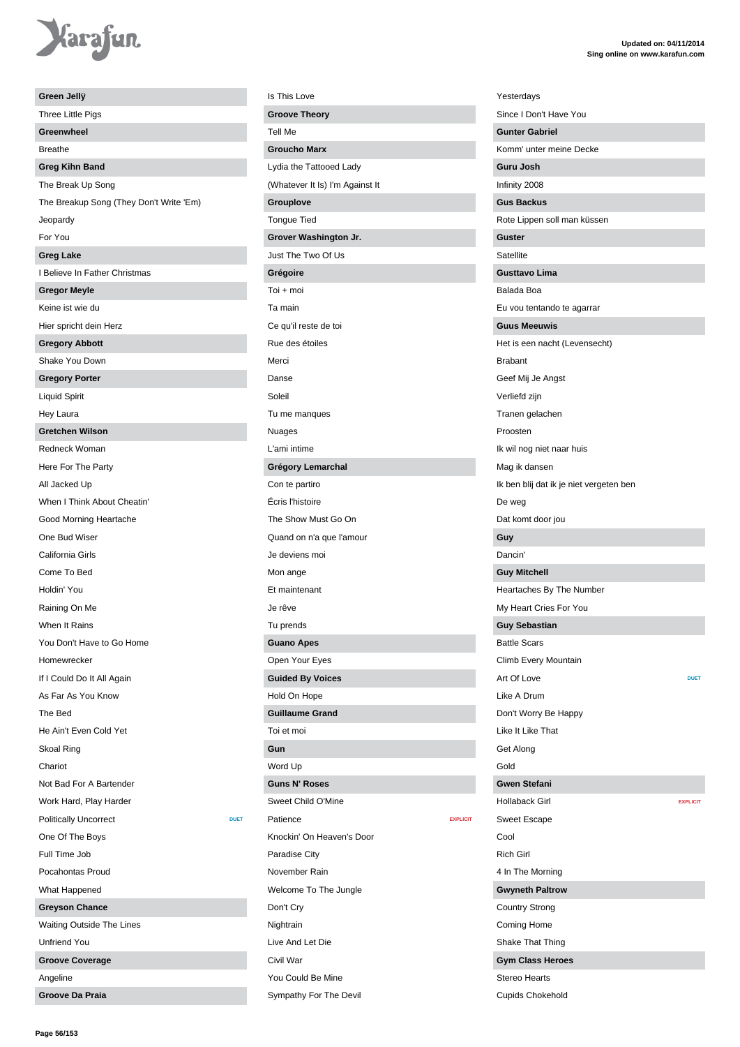**Green Jellÿ**

Three Little Pigs

**Greenwheel**

Breathe

**Greg Kihn Band**

The Break Up Song

The Breakup Song (They Don't Write 'Em)

Jeopardy

For You

**Greg Lake**

I Believe In Father Christmas

**Gregor Meyle**

Keine ist wie du

Hier spricht dein Herz

**Gregory Abbott**

Shake You Down

**Gregory Porter**

Liquid Spirit

Hey Laura

**Gretchen Wilson**

Redneck Woman

Here For The Party

All Jacked Up

When I Think About Cheatin'

Good Morning Heartache

One Bud Wiser

California Girls

Come To Bed

Holdin' You

Raining On Me

When It Rains

You Don't Have to Go Home

Homewrecker

If I Could Do It All Again

As Far As You Know

The Bed

He Ain't Even Cold Yet

Skoal Ring

Chariot

Not Bad For A Bartender

Work Hard, Play Harder

Politically Uncorrect — DUET

One Of The Boys

Full Time Job

Pocahontas Proud

What Happened

**Greyson Chance**

Waiting Outside The Lines

Unfriend You

**Groove Coverage**

Angeline

**Groove Da Praia**

Is This Love

**Groove Theory**

Tell Me

**Groucho Marx**

Lydia the Tattooed Lady

(Whatever It Is) I'm Against It

**Grouplove**

Tongue Tied

**Grover Washington Jr.**

Just The Two Of Us

**Grégoire**

Toi + moi

Ta main

Ce qu'il reste de toi

Rue des étoiles

Merci

Danse

Soleil

Tu me manques

Nuages

L'ami intime

**Grégory Lemarchal**

Con te partiro

Écris l'histoire

The Show Must Go On

Quand on n'a que l'amour

Je deviens moi

Mon ange

Et maintenant

Je rêve

Tu prends

**Guano Apes**

Open Your Eyes

**Guided By Voices**

Hold On Hope

**Guillaume Grand**

Toi et moi

**Gun**

Word Up

**Guns N' Roses**

Sweet Child O'Mine

Patience — EXPLICIT

Knockin' On Heaven's Door

Paradise City

November Rain

Welcome To The Jungle

Don't Cry

Nightrain

Live And Let Die

Civil War

You Could Be Mine

Sympathy For The Devil

Yesterdays

Since I Don't Have You

**Gunter Gabriel**

Komm' unter meine Decke

**Guru Josh**

Infinity 2008

**Gus Backus**

Rote Lippen soll man küssen

**Guster**

Satellite

**Gusttavo Lima**

Balada Boa

Eu vou tentando te agarrar

**Guus Meeuwis**

Het is een nacht (Levensecht)

Brabant

Geef Mij Je Angst

Verliefd zijn

Tranen gelachen

Proosten

Ik wil nog niet naar huis

Mag ik dansen

Ik ben blij dat ik je niet vergeten ben

De weg

Dat komt door jou

**Guy**

Dancin'

**Guy Mitchell**

Heartaches By The Number

My Heart Cries For You

**Guy Sebastian**

Battle Scars

Climb Every Mountain

Art Of Love — DUET

Like A Drum

Don't Worry Be Happy

Like It Like That

Get Along

Gold

**Gwen Stefani**

Hollaback Girl — EXPLICIT

Sweet Escape

Cool

Rich Girl

4 In The Morning

**Gwyneth Paltrow**

Country Strong

Coming Home

Shake That Thing

**Gym Class Heroes**

Stereo Hearts

Cupids Chokehold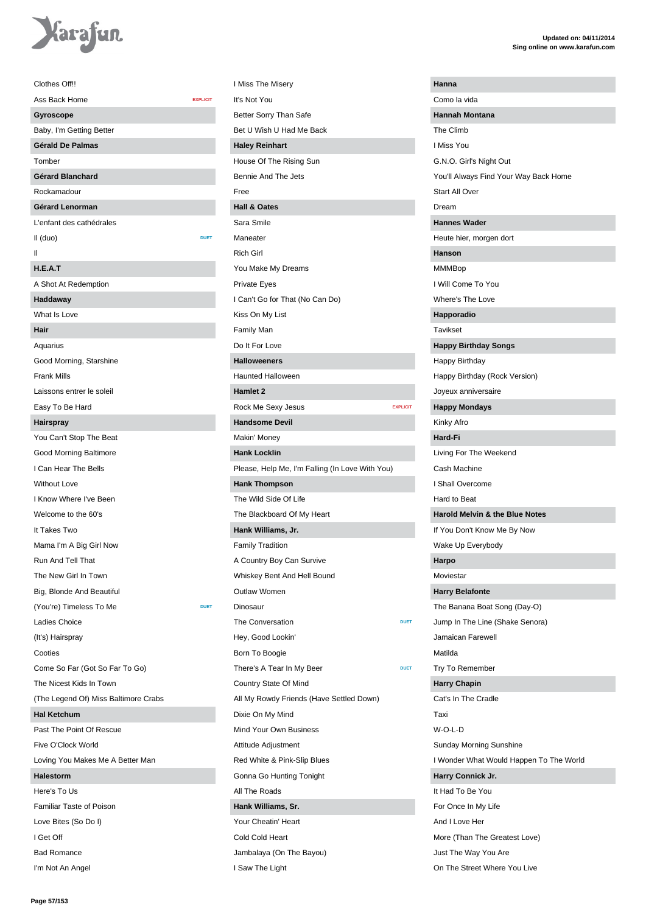Clothes Off!!

Ass Back Home EXPLICIT

**Gyroscope**

Baby, I'm Getting Better

**Gérald De Palmas**

Tomber

**Gérard Blanchard**

Rockamadour

**Gérard Lenorman**

L'enfant des cathédrales

Il (duo) DUET

Il

**H.E.A.T**

A Shot At Redemption

**Haddaway**

What Is Love

**Hair**

Aquarius

Good Morning, Starshine

Frank Mills

Laissons entrer le soleil

Easy To Be Hard

**Hairspray**

You Can't Stop The Beat

Good Morning Baltimore

I Can Hear The Bells

Without Love

I Know Where I've Been

Welcome to the 60's

It Takes Two

Mama I'm A Big Girl Now

Run And Tell That

The New Girl In Town

Big, Blonde And Beautiful

(You're) Timeless To Me DUET

Ladies Choice

(It's) Hairspray

Cooties

Come So Far (Got So Far To Go)

The Nicest Kids In Town

(The Legend Of) Miss Baltimore Crabs

**Hal Ketchum**

Past The Point Of Rescue

Five O'Clock World

Loving You Makes Me A Better Man

**Halestorm**

Here's To Us

Familiar Taste of Poison

Love Bites (So Do I)

I Get Off

Bad Romance

I'm Not An Angel

I Miss The Misery

It's Not You

Better Sorry Than Safe

Bet U Wish U Had Me Back

**Haley Reinhart**

House Of The Rising Sun

Bennie And The Jets

Free

**Hall & Oates**

Sara Smile

Maneater

Rich Girl

You Make My Dreams

Private Eyes

I Can't Go for That (No Can Do)

Kiss On My List

Family Man

Do It For Love

**Halloweeners**

Haunted Halloween

**Hamlet 2**

Rock Me Sexy Jesus EXPLICIT

**Handsome Devil**

Makin' Money

**Hank Locklin**

Please, Help Me, I'm Falling (In Love With You)

**Hank Thompson**

The Wild Side Of Life

The Blackboard Of My Heart

**Hank Williams, Jr.**

Family Tradition

A Country Boy Can Survive

Whiskey Bent And Hell Bound

Outlaw Women

Dinosaur

The Conversation DUET

Hey, Good Lookin'

Born To Boogie

There's A Tear In My Beer DUET

Country State Of Mind

All My Rowdy Friends (Have Settled Down)

Dixie On My Mind

Mind Your Own Business

Attitude Adjustment

Red White & Pink-Slip Blues

Gonna Go Hunting Tonight

All The Roads

**Hank Williams, Sr.**

Your Cheatin' Heart

Cold Cold Heart

Jambalaya (On The Bayou)

I Saw The Light

**Hanna**

Como la vida

**Hannah Montana**

The Climb

I Miss You

G.N.O. Girl's Night Out

You'll Always Find Your Way Back Home

Start All Over

Dream

**Hannes Wader**

Heute hier, morgen dort

**Hanson**

MMMBop

I Will Come To You

Where's The Love

**Happoradio**

Tavikset

**Happy Birthday Songs**

Happy Birthday

Happy Birthday (Rock Version)

Joyeux anniversaire

**Happy Mondays**

Kinky Afro

**Hard-Fi**

Living For The Weekend

Cash Machine

I Shall Overcome

Hard to Beat

**Harold Melvin & the Blue Notes**

If You Don't Know Me By Now

Wake Up Everybody

**Harpo**

Moviestar

**Harry Belafonte**

The Banana Boat Song (Day-O)

Jump In The Line (Shake Senora)

Jamaican Farewell

Matilda

Try To Remember

**Harry Chapin**

Cat's In The Cradle

Taxi

W-O-L-D

Sunday Morning Sunshine

I Wonder What Would Happen To The World

**Harry Connick Jr.**

It Had To Be You

For Once In My Life

And I Love Her

More (Than The Greatest Love)

Just The Way You Are

On The Street Where You Live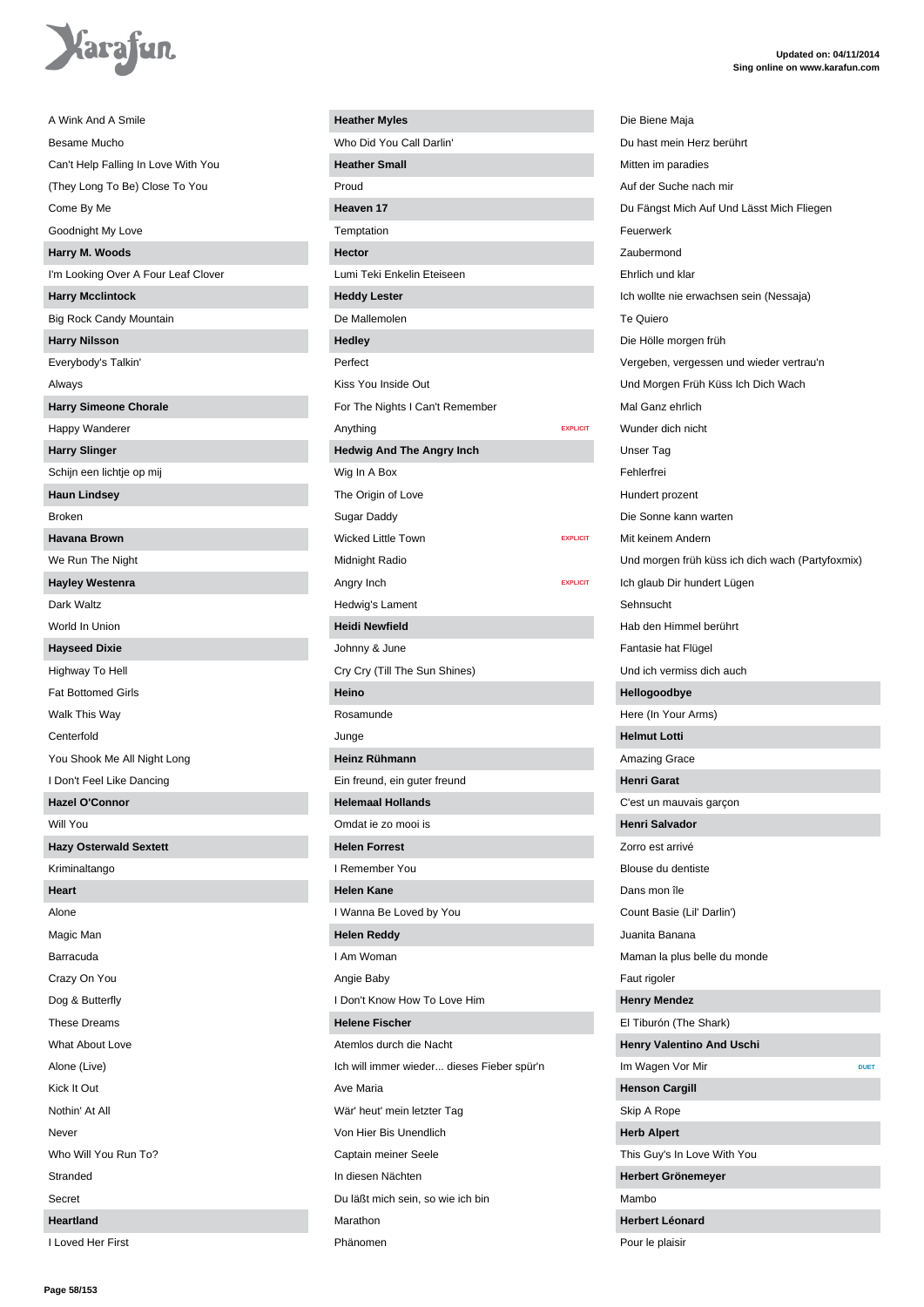A Wink And A Smile

Besame Mucho

Can't Help Falling In Love With You

(They Long To Be) Close To You

Come By Me

Goodnight My Love

**Harry M. Woods**

I'm Looking Over A Four Leaf Clover

**Harry Mcclintock**

Big Rock Candy Mountain

**Harry Nilsson**

Everybody's Talkin'

Always

**Harry Simeone Chorale**

Happy Wanderer

**Harry Slinger**

Schijn een lichtje op mij

**Haun Lindsey**

Broken

**Havana Brown**

We Run The Night

**Hayley Westenra**

Dark Waltz

World In Union

**Hayseed Dixie**

Highway To Hell

Fat Bottomed Girls

Walk This Way

Centerfold

You Shook Me All Night Long

I Don't Feel Like Dancing

**Hazel O'Connor**

Will You

**Hazy Osterwald Sextett**

Kriminaltango

**Heart**

Alone

Magic Man

Barracuda

Crazy On You

Dog & Butterfly

These Dreams

What About Love

Alone (Live)

Kick It Out

Nothin' At All

Never

Who Will You Run To?

Stranded

Secret

**Heartland**

I Loved Her First

**Heather Myles**

Who Did You Call Darlin'

**Heather Small**

Proud

**Heaven 17**

Temptation

**Hector**

Lumi Teki Enkelin Eteiseen

**Heddy Lester**

De Mallemolen

**Hedley**

Perfect

Kiss You Inside Out

For The Nights I Can't Remember

Anything EXPLICIT

**Hedwig And The Angry Inch**

Wig In A Box

The Origin of Love

Sugar Daddy

Wicked Little Town EXPLICIT

Midnight Radio

Angry Inch EXPLICIT

Hedwig's Lament

**Heidi Newfield**

Johnny & June

Cry Cry (Till The Sun Shines)

**Heino**

Rosamunde

Junge

**Heinz Rühmann**

Ein freund, ein guter freund

**Helemaal Hollands**

Omdat ie zo mooi is

**Helen Forrest**

I Remember You

**Helen Kane**

I Wanna Be Loved by You

**Helen Reddy**

I Am Woman

Angie Baby

I Don't Know How To Love Him

**Helene Fischer**

Atemlos durch die Nacht

Ich will immer wieder... dieses Fieber spür'n

Ave Maria

Wär' heut' mein letzter Tag

Von Hier Bis Unendlich

Captain meiner Seele

In diesen Nächten

Du läßt mich sein, so wie ich bin

Marathon

Phänomen

Die Biene Maja

Du hast mein Herz berührt

Mitten im paradies

Auf der Suche nach mir

Du Fängst Mich Auf Und Lässt Mich Fliegen

Feuerwerk

Zaubermond

Ehrlich und klar

Ich wollte nie erwachsen sein (Nessaja)

Te Quiero

Die Hölle morgen früh

Vergeben, vergessen und wieder vertrau'n

Und Morgen Früh Küss Ich Dich Wach

Mal Ganz ehrlich

Wunder dich nicht

Unser Tag

Fehlerfrei

Hundert prozent

Die Sonne kann warten

Mit keinem Andern

Und morgen früh küss ich dich wach (Partyfoxmix)

Ich glaub Dir hundert Lügen

Sehnsucht

Hab den Himmel berührt

Fantasie hat Flügel

Und ich vermiss dich auch

**Hellogoodbye**

Here (In Your Arms)

**Helmut Lotti**

Amazing Grace

**Henri Garat**

C'est un mauvais garçon

**Henri Salvador**

Zorro est arrivé

Blouse du dentiste

Dans mon île

Count Basie (Lil' Darlin')

Juanita Banana

Maman la plus belle du monde

Faut rigoler

**Henry Mendez**

El Tiburón (The Shark)

**Henry Valentino And Uschi**

Im Wagen Vor Mir DUET

**Henson Cargill**

Skip A Rope

**Herb Alpert**

This Guy's In Love With You

**Herbert Grönemeyer**

Mambo

**Herbert Léonard**

Pour le plaisir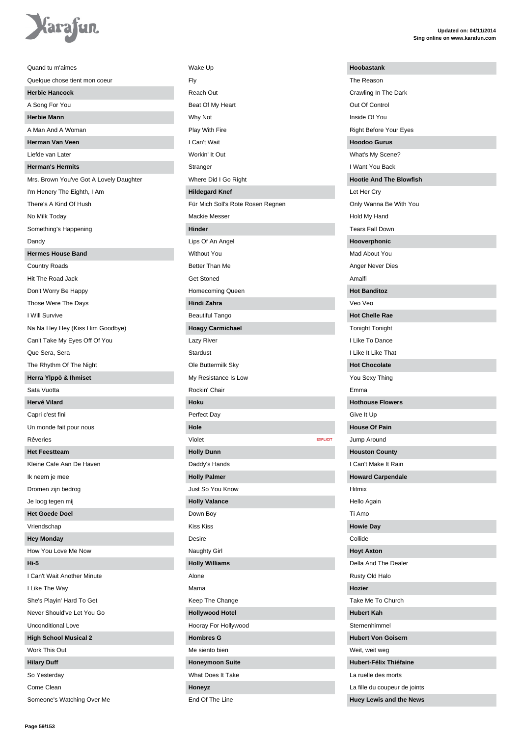Quand tu m'aimes

Quelque chose tient mon coeur

**Herbie Hancock**

A Song For You

**Herbie Mann**

A Man And A Woman

**Herman Van Veen**

Liefde van Later

**Herman's Hermits**

Mrs. Brown You've Got A Lovely Daughter

I'm Henery The Eighth, I Am

There's A Kind Of Hush

No Milk Today

Something's Happening

Dandy

**Hermes House Band**

Country Roads

Hit The Road Jack

Don't Worry Be Happy

Those Were The Days

I Will Survive

Na Na Hey Hey (Kiss Him Goodbye)

Can't Take My Eyes Off Of You

Que Sera, Sera

The Rhythm Of The Night

**Herra Ylppö & Ihmiset**

Sata Vuotta

**Hervé Vilard**

Capri c'est fini

Un monde fait pour nous

Rêveries

**Het Feestteam**

Kleine Cafe Aan De Haven

Ik neem je mee

Dromen zijn bedrog

Je loog tegen mij

**Het Goede Doel**

Vriendschap

**Hey Monday**

How You Love Me Now

**Hi-5**

I Can't Wait Another Minute

I Like The Way

She's Playin' Hard To Get

Never Should've Let You Go

Unconditional Love

**High School Musical 2**

Work This Out

**Hilary Duff**

So Yesterday

Come Clean

Someone's Watching Over Me

Wake Up

Fly

Reach Out

Beat Of My Heart

Why Not

Play With Fire

I Can't Wait

Workin' It Out

Stranger

Where Did I Go Right

**Hildegard Knef**

Für Mich Soll's Rote Rosen Regnen

Mackie Messer

**Hinder**

Lips Of An Angel

Without You

Better Than Me

Get Stoned

Homecoming Queen

**Hindi Zahra**

Beautiful Tango

**Hoagy Carmichael**

Lazy River

Stardust

Ole Buttermilk Sky

My Resistance Is Low

Rockin' Chair

**Hoku**

Perfect Day

**Hole**

Violet EXPLICIT

**Holly Dunn**

Daddy's Hands

**Holly Palmer**

Just So You Know

**Holly Valance**

Down Boy

Kiss Kiss

Desire

Naughty Girl

**Holly Williams**

Alone

Mama

Keep The Change

**Hollywood Hotel**

Hooray For Hollywood

**Hombres G**

Me siento bien

**Honeymoon Suite**

What Does It Take

**Honeyz**

End Of The Line

**Hoobastank**

The Reason

Crawling In The Dark

Out Of Control

Inside Of You

Right Before Your Eyes

**Hoodoo Gurus**

What's My Scene?

I Want You Back

**Hootie And The Blowfish**

Let Her Cry

Only Wanna Be With You

Hold My Hand

Tears Fall Down

**Hooverphonic**

Mad About You

Anger Never Dies

Amalfi

**Hot Banditoz**

Veo Veo

**Hot Chelle Rae**

Tonight Tonight

I Like To Dance

I Like It Like That

**Hot Chocolate**

You Sexy Thing

Emma

**Hothouse Flowers**

Give It Up

**House Of Pain**

Jump Around

**Houston County**

I Can't Make It Rain

**Howard Carpendale**

Hitmix

Hello Again

Ti Amo

**Howie Day**

Collide

**Hoyt Axton**

Della And The Dealer

Rusty Old Halo

**Hozier**

Take Me To Church

**Hubert Kah**

Sternenhimmel

**Hubert Von Goisern**

Weit, weit weg

**Hubert-Félix Thiéfaine**

La ruelle des morts

La fille du coupeur de joints

**Huey Lewis and the News**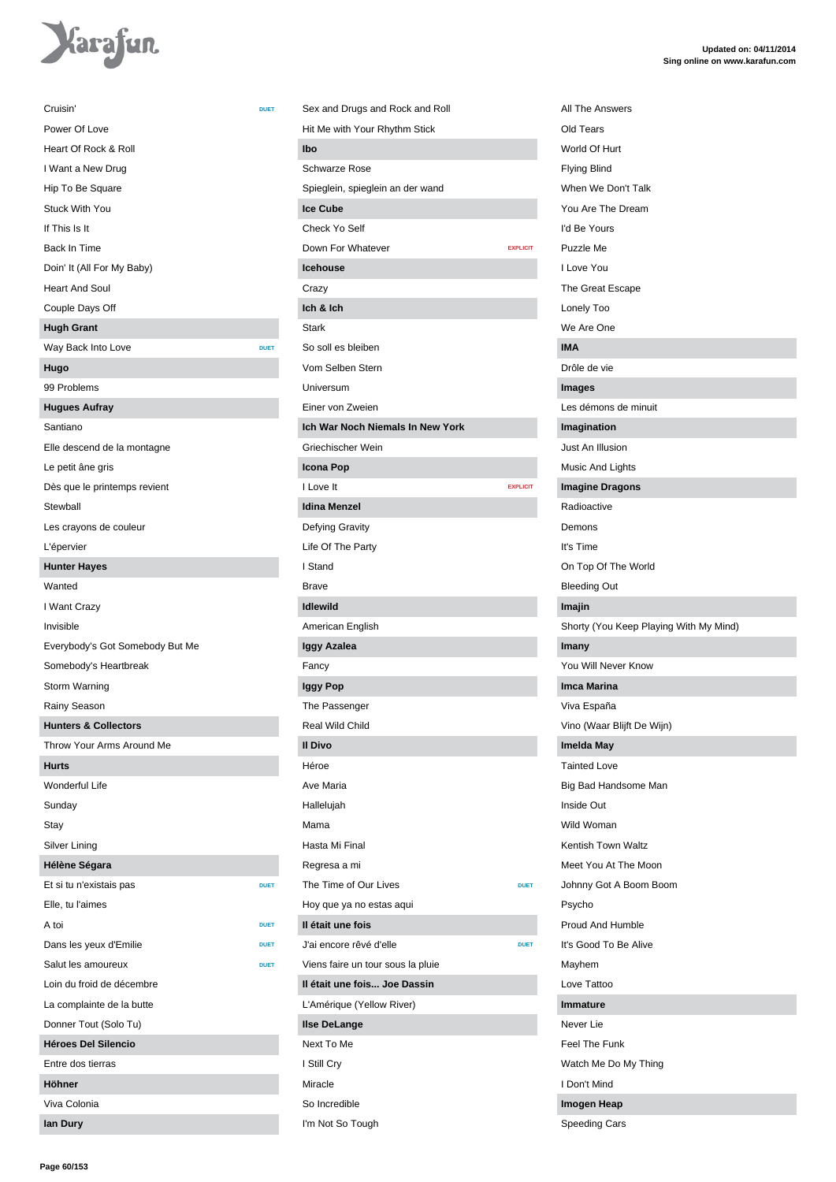Updated on: 04/11/2014
Sing online on www.karafun.com

Cruisin' DUET
Power Of Love
Heart Of Rock & Roll
I Want a New Drug
Hip To Be Square
Stuck With You
If This Is It
Back In Time
Doin' It (All For My Baby)
Heart And Soul
Couple Days Off

**Hugh Grant**

Way Back Into Love DUET

**Hugo**

99 Problems

**Hugues Aufray**

Santiano
Elle descend de la montagne
Le petit âne gris
Dès que le printemps revient
Stewball
Les crayons de couleur
L'épervier

**Hunter Hayes**

Wanted
I Want Crazy
Invisible
Everybody's Got Somebody But Me
Somebody's Heartbreak
Storm Warning
Rainy Season

**Hunters & Collectors**

Throw Your Arms Around Me

**Hurts**

Wonderful Life
Sunday
Stay
Silver Lining

**Hélène Ségara**

Et si tu n'existais pas DUET
Elle, tu l'aimes
A toi DUET
Dans les yeux d'Emilie DUET
Salut les amoureux DUET
Loin du froid de décembre
La complainte de la butte
Donner Tout (Solo Tu)

**Héroes Del Silencio**

Entre dos tierras

**Höhner**

Viva Colonia

**Ian Dury**

Sex and Drugs and Rock and Roll
Hit Me with Your Rhythm Stick

**Ibo**

Schwarze Rose
Spieglein, spieglein an der wand

**Ice Cube**

Check Yo Self
Down For Whatever EXPLICIT

**Icehouse**

Crazy

**Ich & Ich**

Stark
So soll es bleiben
Vom Selben Stern
Universum
Einer von Zweien

**Ich War Noch Niemals In New York**

Griechischer Wein

**Icona Pop**

I Love It EXPLICIT

**Idina Menzel**

Defying Gravity
Life Of The Party
I Stand
Brave

**Idlewild**

American English

**Iggy Azalea**

Fancy

**Iggy Pop**

The Passenger
Real Wild Child

**Il Divo**

Héroe
Ave Maria
Hallelujah
Mama
Hasta Mi Final
Regresa a mi
The Time of Our Lives DUET
Hoy que ya no estas aqui

**Il était une fois**

J'ai encore rêvé d'elle DUET
Viens faire un tour sous la pluie

**Il était une fois... Joe Dassin**

L'Amérique (Yellow River)

**Ilse DeLange**

Next To Me
I Still Cry
Miracle
So Incredible
I'm Not So Tough

All The Answers
Old Tears
World Of Hurt
Flying Blind
When We Don't Talk
You Are The Dream
I'd Be Yours
Puzzle Me
I Love You
The Great Escape
Lonely Too
We Are One

**IMA**

Drôle de vie

**Images**

Les démons de minuit

**Imagination**

Just An Illusion
Music And Lights

**Imagine Dragons**

Radioactive
Demons
It's Time
On Top Of The World
Bleeding Out

**Imajin**

Shorty (You Keep Playing With My Mind)

**Imany**

You Will Never Know

**Imca Marina**

Viva España
Vino (Waar Blijft De Wijn)

**Imelda May**

Tainted Love
Big Bad Handsome Man
Inside Out
Wild Woman
Kentish Town Waltz
Meet You At The Moon
Johnny Got A Boom Boom
Psycho
Proud And Humble
It's Good To Be Alive
Mayhem
Love Tattoo

**Immature**

Never Lie
Feel The Funk
Watch Me Do My Thing
I Don't Mind

**Imogen Heap**

Speeding Cars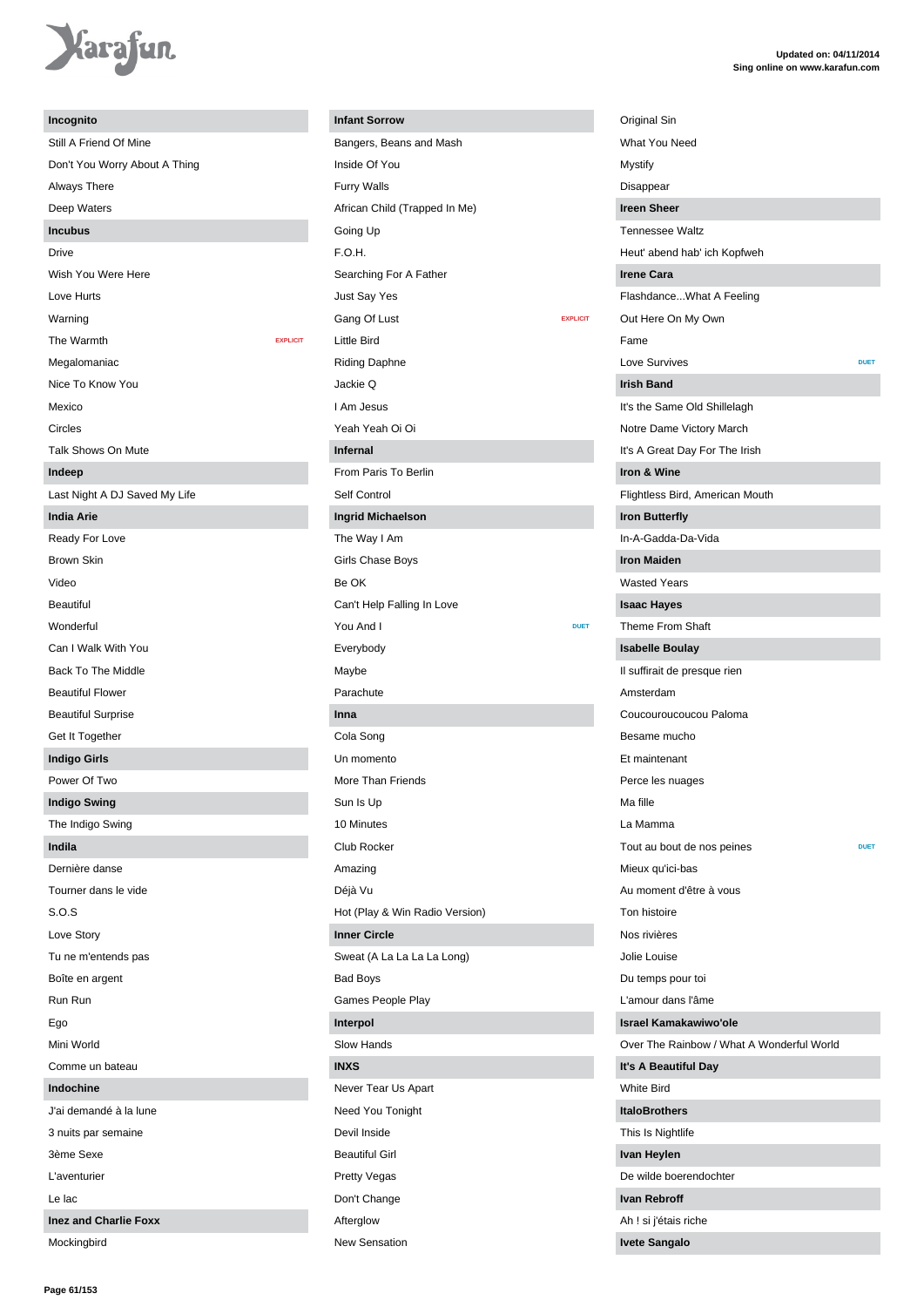### Incognito

- Still A Friend Of Mine
- Don't You Worry About A Thing
- Always There
- Deep Waters

### Incubus

- Drive
- Wish You Were Here
- Love Hurts
- Warning
- The Warmth — EXPLICIT
- Megalomaniac
- Nice To Know You
- Mexico
- Circles
- Talk Shows On Mute

### Indeep

- Last Night A DJ Saved My Life

### India Arie

- Ready For Love
- Brown Skin
- Video
- Beautiful
- Wonderful
- Can I Walk With You
- Back To The Middle
- Beautiful Flower
- Beautiful Surprise
- Get It Together

### Indigo Girls

- Power Of Two

### Indigo Swing

- The Indigo Swing

### Indila

- Dernière danse
- Tourner dans le vide
- S.O.S
- Love Story
- Tu ne m'entends pas
- Boîte en argent
- Run Run
- Ego
- Mini World
- Comme un bateau

### Indochine

- J'ai demandé à la lune
- 3 nuits par semaine
- 3ème Sexe
- L'aventurier
- Le lac

### Inez and Charlie Foxx

- Mockingbird

### Infant Sorrow

- Bangers, Beans and Mash
- Inside Of You
- Furry Walls
- African Child (Trapped In Me)
- Going Up
- F.O.H.
- Searching For A Father
- Just Say Yes
- Gang Of Lust — EXPLICIT
- Little Bird
- Riding Daphne
- Jackie Q
- I Am Jesus
- Yeah Yeah Oi Oi

### Infernal

- From Paris To Berlin
- Self Control

### Ingrid Michaelson

- The Way I Am
- Girls Chase Boys
- Be OK
- Can't Help Falling In Love
- You And I — DUET
- Everybody
- Maybe
- Parachute

### Inna

- Cola Song
- Un momento
- More Than Friends
- Sun Is Up
- 10 Minutes
- Club Rocker
- Amazing
- Déjà Vu
- Hot (Play & Win Radio Version)

### Inner Circle

- Sweat (A La La La La Long)
- Bad Boys
- Games People Play

### Interpol

- Slow Hands

### INXS

- Never Tear Us Apart
- Need You Tonight
- Devil Inside
- Beautiful Girl
- Pretty Vegas
- Don't Change
- Afterglow
- New Sensation
- Original Sin
- What You Need
- Mystify
- Disappear

### Ireen Sheer

- Tennessee Waltz
- Heut' abend hab' ich Kopfweh

### Irene Cara

- Flashdance...What A Feeling
- Out Here On My Own
- Fame
- Love Survives — DUET

### Irish Band

- It's the Same Old Shillelagh
- Notre Dame Victory March
- It's A Great Day For The Irish

### Iron & Wine

- Flightless Bird, American Mouth

### Iron Butterfly

- In-A-Gadda-Da-Vida

### Iron Maiden

- Wasted Years

### Isaac Hayes

- Theme From Shaft

### Isabelle Boulay

- Il suffirait de presque rien
- Amsterdam
- Coucouroucoucou Paloma
- Besame mucho
- Et maintenant
- Perce les nuages
- Ma fille
- La Mamma
- Tout au bout de nos peines — DUET
- Mieux qu'ici-bas
- Au moment d'être à vous
- Ton histoire
- Nos rivières
- Jolie Louise
- Du temps pour toi
- L'amour dans l'âme

### Israel Kamakawiwo'ole

- Over The Rainbow / What A Wonderful World

### It's A Beautiful Day

- White Bird

### ItaloBrothers

- This Is Nightlife

### Ivan Heylen

- De wilde boerendochter

### Ivan Rebroff

- Ah ! si j'étais riche

### Ivete Sangalo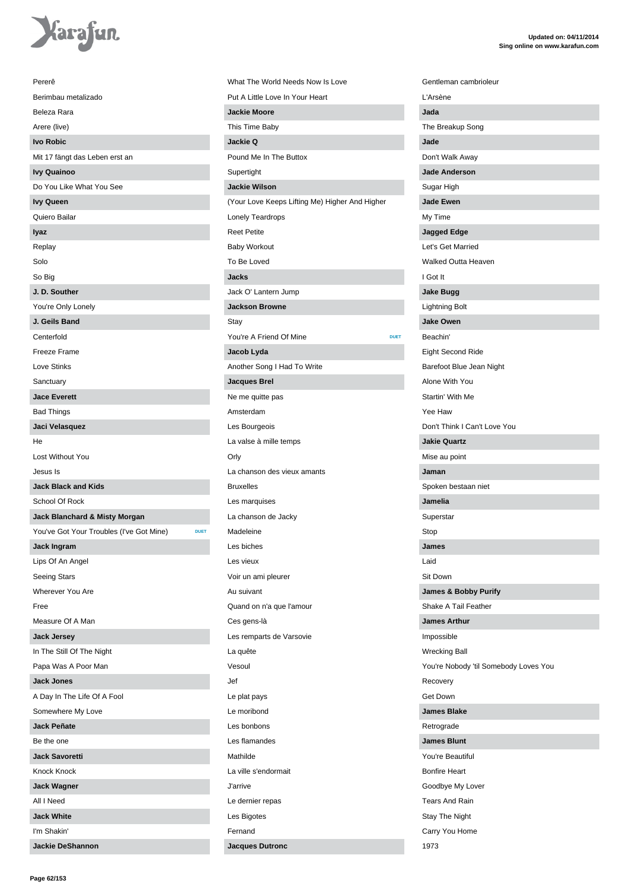Pererê

Berimbau metalizado

Beleza Rara

Arere (live)

**Ivo Robic**

Mit 17 fängt das Leben erst an

**Ivy Quainoo**

Do You Like What You See

**Ivy Queen**

Quiero Bailar

**Iyaz**

Replay

Solo

So Big

**J. D. Souther**

You're Only Lonely

**J. Geils Band**

Centerfold

Freeze Frame

Love Stinks

Sanctuary

**Jace Everett**

Bad Things

**Jaci Velasquez**

He

Lost Without You

Jesus Is

**Jack Black and Kids**

School Of Rock

**Jack Blanchard & Misty Morgan**

You've Got Your Troubles (I've Got Mine) DUET

**Jack Ingram**

Lips Of An Angel

Seeing Stars

Wherever You Are

Free

Measure Of A Man

**Jack Jersey**

In The Still Of The Night

Papa Was A Poor Man

**Jack Jones**

A Day In The Life Of A Fool

Somewhere My Love

**Jack Peñate**

Be the one

**Jack Savoretti**

Knock Knock

**Jack Wagner**

All I Need

**Jack White**

I'm Shakin'

**Jackie DeShannon**

What The World Needs Now Is Love

Put A Little Love In Your Heart

**Jackie Moore**

This Time Baby

**Jackie Q**

Pound Me In The Buttox

Supertight

**Jackie Wilson**

(Your Love Keeps Lifting Me) Higher And Higher

Lonely Teardrops

Reet Petite

Baby Workout

To Be Loved

**Jacks**

Jack O' Lantern Jump

**Jackson Browne**

Stay

You're A Friend Of Mine DUET

**Jacob Lyda**

Another Song I Had To Write

**Jacques Brel**

Ne me quitte pas

Amsterdam

Les Bourgeois

La valse à mille temps

Orly

La chanson des vieux amants

Bruxelles

Les marquises

La chanson de Jacky

Madeleine

Les biches

Les vieux

Voir un ami pleurer

Au suivant

Quand on n'a que l'amour

Ces gens-là

Les remparts de Varsovie

La quête

Vesoul

Jef

Le plat pays

Le moribond

Les bonbons

Les flamandes

Mathilde

La ville s'endormait

J'arrive

Le dernier repas

Les Bigotes

Fernand

**Jacques Dutronc**

Gentleman cambrioleur

L'Arsène

**Jada**

The Breakup Song

**Jade**

Don't Walk Away

**Jade Anderson**

Sugar High

**Jade Ewen**

My Time

**Jagged Edge**

Let's Get Married

Walked Outta Heaven

I Got It

**Jake Bugg**

Lightning Bolt

**Jake Owen**

Beachin'

Eight Second Ride

Barefoot Blue Jean Night

Alone With You

Startin' With Me

Yee Haw

Don't Think I Can't Love You

**Jakie Quartz**

Mise au point

**Jaman**

Spoken bestaan niet

**Jamelia**

Superstar

Stop

**James**

Laid

Sit Down

**James & Bobby Purify**

Shake A Tail Feather

**James Arthur**

Impossible

Wrecking Ball

You're Nobody 'til Somebody Loves You

Recovery

Get Down

**James Blake**

Retrograde

**James Blunt**

You're Beautiful

Bonfire Heart

Goodbye My Lover

Tears And Rain

Stay The Night

Carry You Home

1973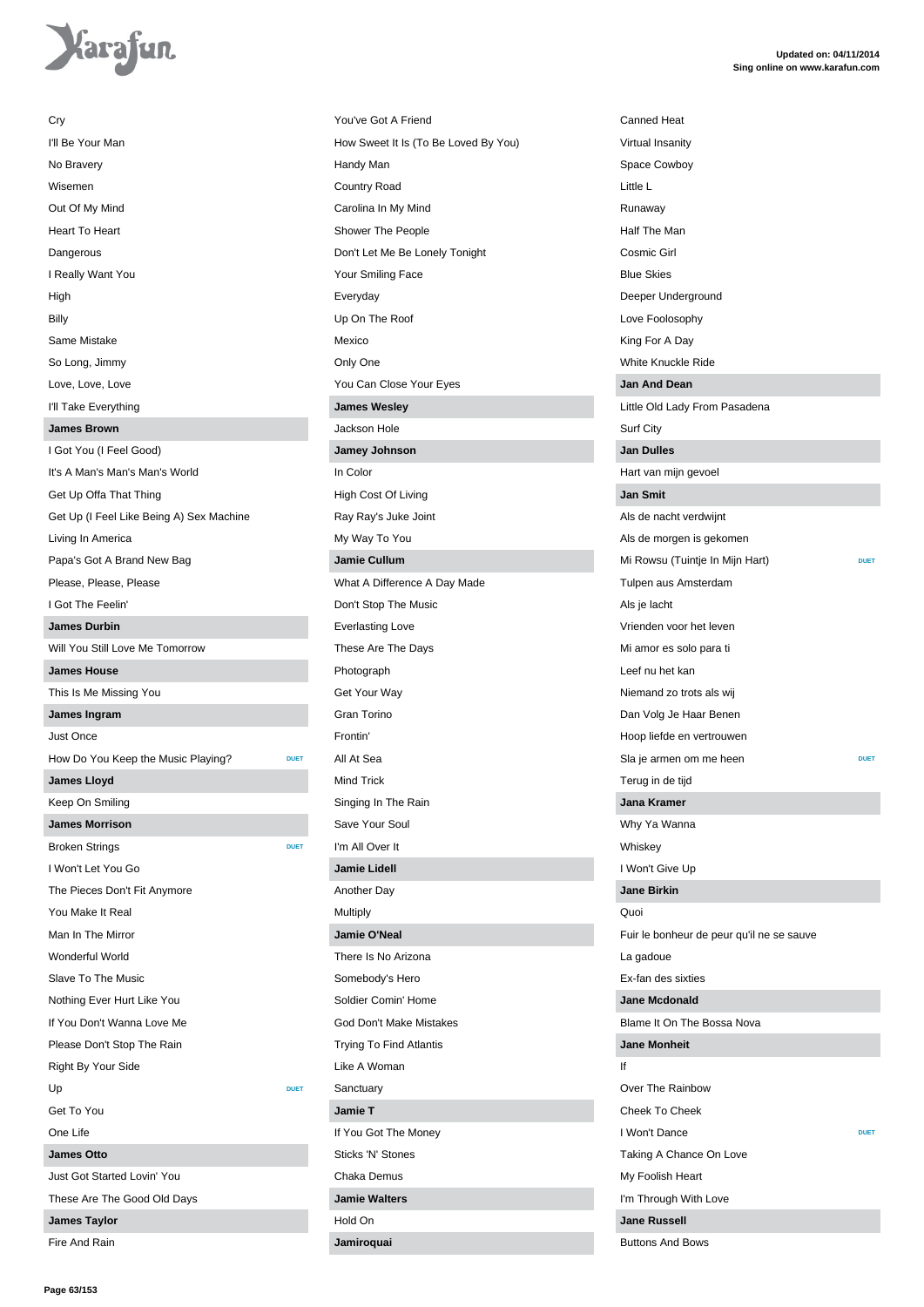Cry

I'll Be Your Man

No Bravery

Wisemen

Out Of My Mind

Heart To Heart

Dangerous

I Really Want You

High

Billy

Same Mistake

So Long, Jimmy

Love, Love, Love

I'll Take Everything

**James Brown**

I Got You (I Feel Good)

It's A Man's Man's Man's World

Get Up Offa That Thing

Get Up (I Feel Like Being A) Sex Machine

Living In America

Papa's Got A Brand New Bag

Please, Please, Please

I Got The Feelin'

**James Durbin**

Will You Still Love Me Tomorrow

**James House**

This Is Me Missing You

**James Ingram**

Just Once

How Do You Keep the Music Playing? DUET

**James Lloyd**

Keep On Smiling

**James Morrison**

Broken Strings DUET

I Won't Let You Go

The Pieces Don't Fit Anymore

You Make It Real

Man In The Mirror

Wonderful World

Slave To The Music

Nothing Ever Hurt Like You

If You Don't Wanna Love Me

Please Don't Stop The Rain

Right By Your Side

Up DUET

Get To You

One Life

**James Otto**

Just Got Started Lovin' You

These Are The Good Old Days

**James Taylor**

Fire And Rain

You've Got A Friend

How Sweet It Is (To Be Loved By You)

Handy Man

Country Road

Carolina In My Mind

Shower The People

Don't Let Me Be Lonely Tonight

Your Smiling Face

Everyday

Up On The Roof

Mexico

Only One

You Can Close Your Eyes

**James Wesley**

Jackson Hole

**Jamey Johnson**

In Color

High Cost Of Living

Ray Ray's Juke Joint

My Way To You

**Jamie Cullum**

What A Difference A Day Made

Don't Stop The Music

Everlasting Love

These Are The Days

Photograph

Get Your Way

Gran Torino

Frontin'

All At Sea

Mind Trick

Singing In The Rain

Save Your Soul

I'm All Over It

**Jamie Lidell**

Another Day

Multiply

**Jamie O'Neal**

There Is No Arizona

Somebody's Hero

Soldier Comin' Home

God Don't Make Mistakes

Trying To Find Atlantis

Like A Woman

Sanctuary

**Jamie T**

If You Got The Money

Sticks 'N' Stones

Chaka Demus

**Jamie Walters**

Hold On

**Jamiroquai**

Canned Heat

Virtual Insanity

Space Cowboy

Little L

Runaway

Half The Man

Cosmic Girl

Blue Skies

Deeper Underground

Love Foolosophy

King For A Day

White Knuckle Ride

**Jan And Dean**

Little Old Lady From Pasadena

Surf City

**Jan Dulles**

Hart van mijn gevoel

**Jan Smit**

Als de nacht verdwijnt

Als de morgen is gekomen

Mi Rowsu (Tuintje In Mijn Hart) DUET

Tulpen aus Amsterdam

Als je lacht

Vrienden voor het leven

Mi amor es solo para ti

Leef nu het kan

Niemand zo trots als wij

Dan Volg Je Haar Benen

Hoop liefde en vertrouwen

Sla je armen om me heen DUET

Terug in de tijd

**Jana Kramer**

Why Ya Wanna

Whiskey

I Won't Give Up

**Jane Birkin**

Quoi

Fuir le bonheur de peur qu'il ne se sauve

La gadoue

Ex-fan des sixties

**Jane Mcdonald**

Blame It On The Bossa Nova

**Jane Monheit**

If

Over The Rainbow

Cheek To Cheek

I Won't Dance DUET

Taking A Chance On Love

My Foolish Heart

I'm Through With Love

**Jane Russell**

Buttons And Bows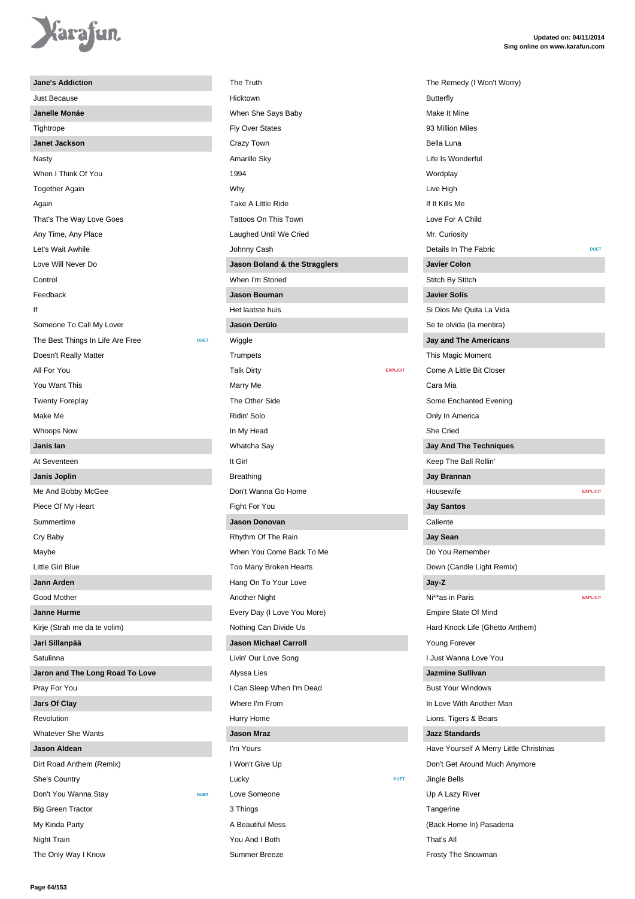## Jane's Addiction

Just Because

## Janelle Monáe

Tightrope

## Janet Jackson

Nasty

When I Think Of You

Together Again

Again

That's The Way Love Goes

Any Time, Any Place

Let's Wait Awhile

Love Will Never Do

Control

Feedback

If

Someone To Call My Lover

The Best Things In Life Are Free DUET

Doesn't Really Matter

All For You

You Want This

Twenty Foreplay

Make Me

Whoops Now

## Janis Ian

At Seventeen

## Janis Joplin

Me And Bobby McGee

Piece Of My Heart

Summertime

Cry Baby

Maybe

Little Girl Blue

## Jann Arden

Good Mother

## Janne Hurme

Kirje (Strah me da te volim)

## Jari Sillanpää

Satulinna

## Jaron and The Long Road To Love

Pray For You

## Jars Of Clay

Revolution

Whatever She Wants

## Jason Aldean

Dirt Road Anthem (Remix)

She's Country

Don't You Wanna Stay DUET

Big Green Tractor

My Kinda Party

Night Train

The Only Way I Know

The Truth

Hicktown

When She Says Baby

Fly Over States

Crazy Town

Amarillo Sky

1994

Why

Take A Little Ride

Tattoos On This Town

Laughed Until We Cried

Johnny Cash

## Jason Boland & the Stragglers

When I'm Stoned

## Jason Bouman

Het laatste huis

## Jason Derülo

Wiggle

Trumpets

Talk Dirty EXPLICIT

Marry Me

The Other Side

Ridin' Solo

In My Head

Whatcha Say

It Girl

Breathing

Don't Wanna Go Home

Fight For You

## Jason Donovan

Rhythm Of The Rain

When You Come Back To Me

Too Many Broken Hearts

Hang On To Your Love

Another Night

Every Day (I Love You More)

Nothing Can Divide Us

## Jason Michael Carroll

Livin' Our Love Song

Alyssa Lies

I Can Sleep When I'm Dead

Where I'm From

Hurry Home

## Jason Mraz

I'm Yours

I Won't Give Up

Lucky DUET

Love Someone

3 Things

A Beautiful Mess

You And I Both

Summer Breeze

The Remedy (I Won't Worry)

Butterfly

Make It Mine

93 Million Miles

Bella Luna

Life Is Wonderful

Wordplay

Live High

If It Kills Me

Love For A Child

Mr. Curiosity

Details In The Fabric DUET

## Javier Colon

Stitch By Stitch

## Javier Solís

Si Dios Me Quita La Vida

Se te olvida (la mentira)

## Jay and The Americans

This Magic Moment

Come A Little Bit Closer

Cara Mia

Some Enchanted Evening

Only In America

She Cried

## Jay And The Techniques

Keep The Ball Rollin'

## Jay Brannan

Housewife EXPLICIT

## Jay Santos

Caliente

## Jay Sean

Do You Remember

Down (Candle Light Remix)

## Jay-Z

Ni**as in Paris EXPLICIT

Empire State Of Mind

Hard Knock Life (Ghetto Anthem)

Young Forever

I Just Wanna Love You

## Jazmine Sullivan

Bust Your Windows

In Love With Another Man

Lions, Tigers & Bears

## Jazz Standards

Have Yourself A Merry Little Christmas

Don't Get Around Much Anymore

Jingle Bells

Up A Lazy River

Tangerine

(Back Home In) Pasadena

That's All

Frosty The Snowman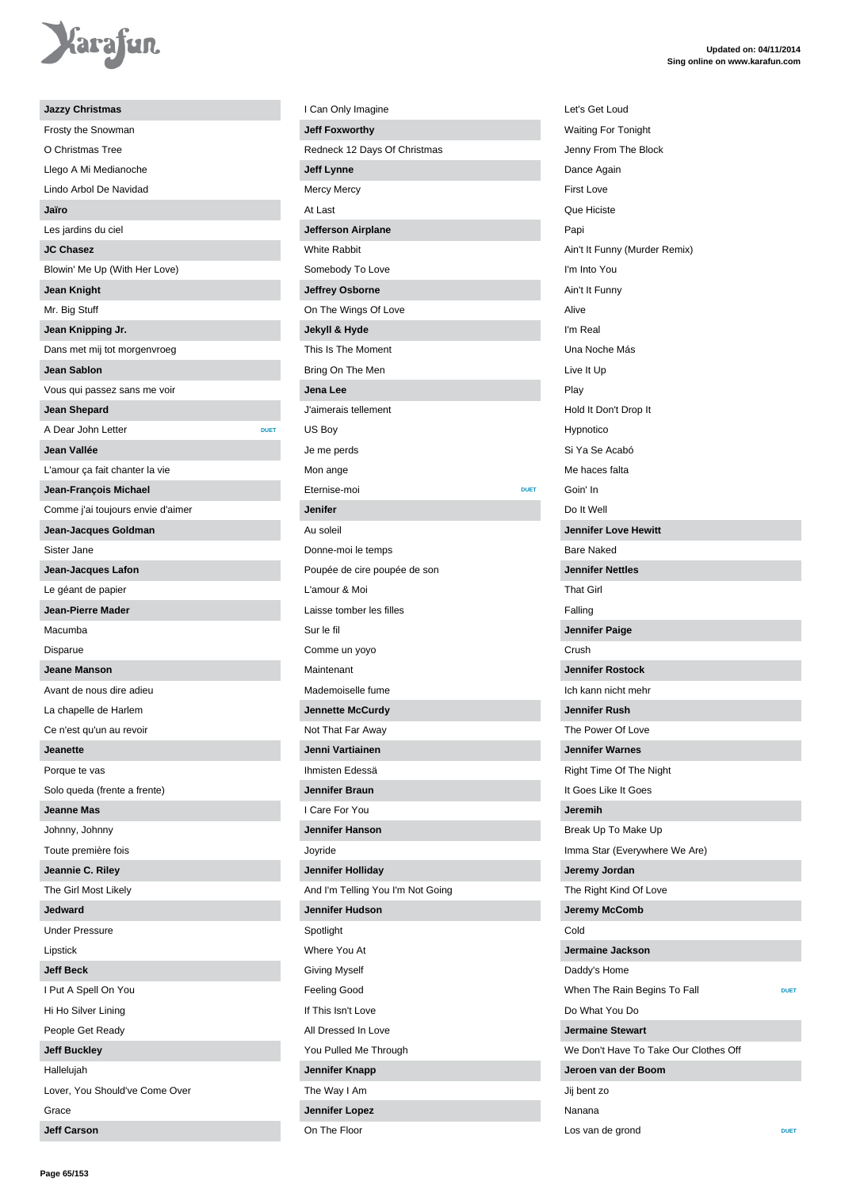**Jazzy Christmas**

Frosty the Snowman

O Christmas Tree

Llego A Mi Medianoche

Lindo Arbol De Navidad

**Jaïro**

Les jardins du ciel

**JC Chasez**

Blowin' Me Up (With Her Love)

**Jean Knight**

Mr. Big Stuff

**Jean Knipping Jr.**

Dans met mij tot morgenvroeg

**Jean Sablon**

Vous qui passez sans me voir

**Jean Shepard**

A Dear John Letter DUET

**Jean Vallée**

L'amour ça fait chanter la vie

**Jean-François Michael**

Comme j'ai toujours envie d'aimer

**Jean-Jacques Goldman**

Sister Jane

**Jean-Jacques Lafon**

Le géant de papier

**Jean-Pierre Mader**

Macumba

Disparue

**Jeane Manson**

Avant de nous dire adieu

La chapelle de Harlem

Ce n'est qu'un au revoir

**Jeanette**

Porque te vas

Solo queda (frente a frente)

**Jeanne Mas**

Johnny, Johnny

Toute première fois

**Jeannie C. Riley**

The Girl Most Likely

**Jedward**

Under Pressure

Lipstick

**Jeff Beck**

I Put A Spell On You

Hi Ho Silver Lining

People Get Ready

**Jeff Buckley**

Hallelujah

Lover, You Should've Come Over

Grace

**Jeff Carson**

I Can Only Imagine

**Jeff Foxworthy**

Redneck 12 Days Of Christmas

**Jeff Lynne**

Mercy Mercy

At Last

**Jefferson Airplane**

White Rabbit

Somebody To Love

**Jeffrey Osborne**

On The Wings Of Love

**Jekyll & Hyde**

This Is The Moment

Bring On The Men

**Jena Lee**

J'aimerais tellement

US Boy

Je me perds

Mon ange

Eternise-moi DUET

**Jenifer**

Au soleil

Donne-moi le temps

Poupée de cire poupée de son

L'amour & Moi

Laisse tomber les filles

Sur le fil

Comme un yoyo

Maintenant

Mademoiselle fume

**Jennette McCurdy**

Not That Far Away

**Jenni Vartiainen**

Ihmisten Edessä

**Jennifer Braun**

I Care For You

**Jennifer Hanson**

Joyride

**Jennifer Holliday**

And I'm Telling You I'm Not Going

**Jennifer Hudson**

Spotlight

Where You At

Giving Myself

Feeling Good

If This Isn't Love

All Dressed In Love

You Pulled Me Through

**Jennifer Knapp**

The Way I Am

**Jennifer Lopez**

On The Floor

Let's Get Loud

Waiting For Tonight

Jenny From The Block

Dance Again

First Love

Que Hiciste

Papi

Ain't It Funny (Murder Remix)

I'm Into You

Ain't It Funny

Alive

I'm Real

Una Noche Más

Live It Up

Play

Hold It Don't Drop It

Hypnotico

Si Ya Se Acabó

Me haces falta

Goin' In

Do It Well

**Jennifer Love Hewitt**

Bare Naked

**Jennifer Nettles**

That Girl

Falling

**Jennifer Paige**

Crush

**Jennifer Rostock**

Ich kann nicht mehr

**Jennifer Rush**

The Power Of Love

**Jennifer Warnes**

Right Time Of The Night

It Goes Like It Goes

**Jeremih**

Break Up To Make Up

Imma Star (Everywhere We Are)

**Jeremy Jordan**

The Right Kind Of Love

**Jeremy McComb**

Cold

**Jermaine Jackson**

Daddy's Home

When The Rain Begins To Fall DUET

Do What You Do

**Jermaine Stewart**

We Don't Have To Take Our Clothes Off

**Jeroen van der Boom**

Jij bent zo

Nanana

Los van de grond DUET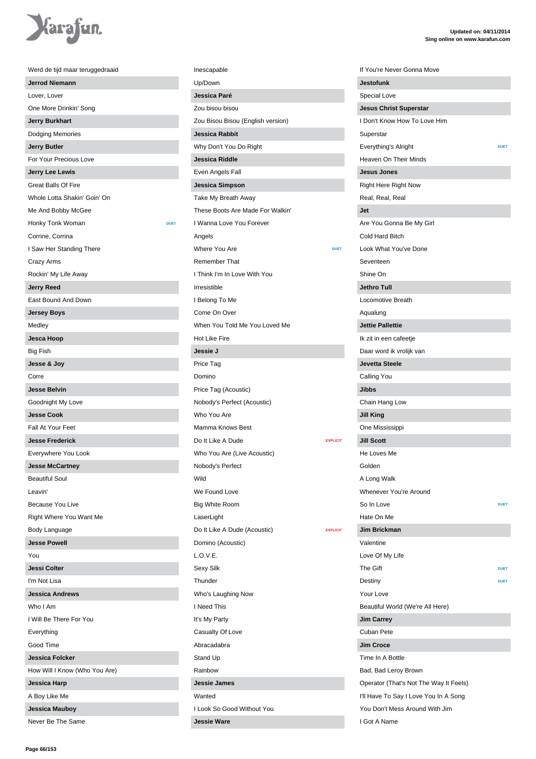Werd de tijd maar teruggedraaid

**Jerrod Niemann**

Lover, Lover

One More Drinkin' Song

**Jerry Burkhart**

Dodging Memories

**Jerry Butler**

For Your Precious Love

**Jerry Lee Lewis**

Great Balls Of Fire

Whole Lotta Shakin' Goin' On

Me And Bobby McGee

Honky Tonk Woman — DUET

Corrine, Corrina

I Saw Her Standing There

Crazy Arms

Rockin' My Life Away

**Jerry Reed**

East Bound And Down

**Jersey Boys**

Medley

**Jesca Hoop**

Big Fish

**Jesse & Joy**

Corre

**Jesse Belvin**

Goodnight My Love

**Jesse Cook**

Fall At Your Feet

**Jesse Frederick**

Everywhere You Look

**Jesse McCartney**

Beautiful Soul

Leavin'

Because You Live

Right Where You Want Me

Body Language

**Jesse Powell**

You

**Jessi Colter**

I'm Not Lisa

**Jessica Andrews**

Who I Am

I Will Be There For You

Everything

Good Time

**Jessica Folcker**

How Will I Know (Who You Are)

**Jessica Harp**

A Boy Like Me

**Jessica Mauboy**

Never Be The Same

Inescapable

Up/Down

**Jessica Paré**

Zou bisou bisou

Zou Bisou Bisou (English version)

**Jessica Rabbit**

Why Don't You Do Right

**Jessica Riddle**

Even Angels Fall

**Jessica Simpson**

Take My Breath Away

These Boots Are Made For Walkin'

I Wanna Love You Forever

Angels

Where You Are — DUET

Remember That

I Think I'm In Love With You

Irresistible

I Belong To Me

Come On Over

When You Told Me You Loved Me

Hot Like Fire

**Jessie J**

Price Tag

Domino

Price Tag (Acoustic)

Nobody's Perfect (Acoustic)

Who You Are

Mamma Knows Best

Do It Like A Dude — EXPLICIT

Who You Are (Live Acoustic)

Nobody's Perfect

Wild

We Found Love

Big White Room

LaserLight

Do It Like A Dude (Acoustic) — EXPLICIT

Domino (Acoustic)

L.O.V.E.

Sexy Silk

Thunder

Who's Laughing Now

I Need This

It's My Party

Casualty Of Love

Abracadabra

Stand Up

Rainbow

**Jessie James**

Wanted

I Look So Good Without You

**Jessie Ware**

If You're Never Gonna Move

**Jestofunk**

Special Love

**Jesus Christ Superstar**

I Don't Know How To Love Him

Superstar

Everything's Alright — DUET

Heaven On Their Minds

**Jesus Jones**

Right Here Right Now

Real, Real, Real

**Jet**

Are You Gonna Be My Girl

Cold Hard Bitch

Look What You've Done

Seventeen

Shine On

**Jethro Tull**

Locomotive Breath

Aqualung

**Jettie Pallettie**

Ik zit in een cafeetje

Daar word ik vrolijk van

**Jevetta Steele**

Calling You

**Jibbs**

Chain Hang Low

**Jill King**

One Mississippi

**Jill Scott**

He Loves Me

Golden

A Long Walk

Whenever You're Around

So In Love — DUET

Hate On Me

**Jim Brickman**

Valentine

Love Of My Life

The Gift — DUET

Destiny — DUET

Your Love

Beautiful World (We're All Here)

**Jim Carrey**

Cuban Pete

**Jim Croce**

Time In A Bottle

Bad, Bad Leroy Brown

Operator (That's Not The Way It Feels)

I'll Have To Say I Love You In A Song

You Don't Mess Around With Jim

I Got A Name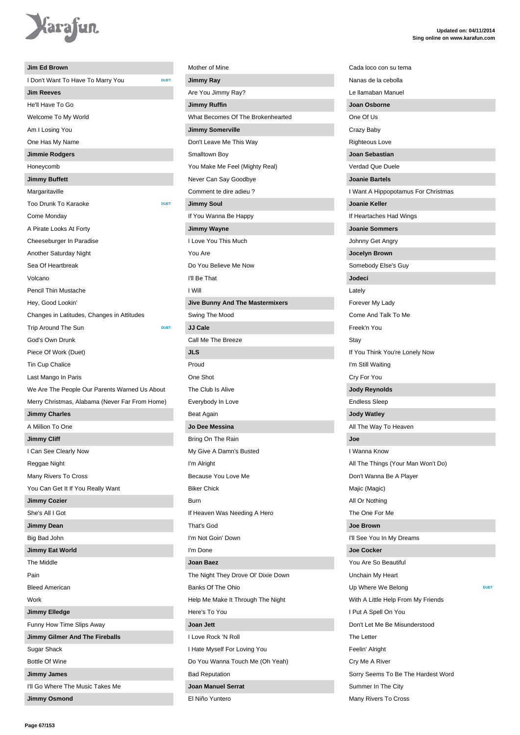Updated on: 04/11/2014
Sing online on www.karafun.com

**Jim Ed Brown**

I Don't Want To Have To Marry You DUET

**Jim Reeves**

He'll Have To Go

Welcome To My World

Am I Losing You

One Has My Name

**Jimmie Rodgers**

Honeycomb

**Jimmy Buffett**

Margaritaville

Too Drunk To Karaoke DUET

Come Monday

A Pirate Looks At Forty

Cheeseburger In Paradise

Another Saturday Night

Sea Of Heartbreak

Volcano

Pencil Thin Mustache

Hey, Good Lookin'

Changes in Latitudes, Changes in Attitudes

Trip Around The Sun DUET

God's Own Drunk

Piece Of Work (Duet)

Tin Cup Chalice

Last Mango In Paris

We Are The People Our Parents Warned Us About

Merry Christmas, Alabama (Never Far From Home)

**Jimmy Charles**

A Million To One

**Jimmy Cliff**

I Can See Clearly Now

Reggae Night

Many Rivers To Cross

You Can Get It If You Really Want

**Jimmy Cozier**

She's All I Got

**Jimmy Dean**

Big Bad John

**Jimmy Eat World**

The Middle

Pain

Bleed American

Work

**Jimmy Elledge**

Funny How Time Slips Away

**Jimmy Gilmer And The Fireballs**

Sugar Shack

Bottle Of Wine

**Jimmy James**

I'll Go Where The Music Takes Me

**Jimmy Osmond**

Mother of Mine

**Jimmy Ray**

Are You Jimmy Ray?

**Jimmy Ruffin**

What Becomes Of The Brokenhearted

**Jimmy Somerville**

Don't Leave Me This Way

Smalltown Boy

You Make Me Feel (Mighty Real)

Never Can Say Goodbye

Comment te dire adieu ?

**Jimmy Soul**

If You Wanna Be Happy

**Jimmy Wayne**

I Love You This Much

You Are

Do You Believe Me Now

I'll Be That

I Will

**Jive Bunny And The Mastermixers**

Swing The Mood

**JJ Cale**

Call Me The Breeze

**JLS**

Proud

One Shot

The Club Is Alive

Everybody In Love

Beat Again

**Jo Dee Messina**

Bring On The Rain

My Give A Damn's Busted

I'm Alright

Because You Love Me

Biker Chick

Burn

If Heaven Was Needing A Hero

That's God

I'm Not Goin' Down

I'm Done

**Joan Baez**

The Night They Drove Ol' Dixie Down

Banks Of The Ohio

Help Me Make It Through The Night

Here's To You

**Joan Jett**

I Love Rock 'N Roll

I Hate Myself For Loving You

Do You Wanna Touch Me (Oh Yeah)

Bad Reputation

**Joan Manuel Serrat**

El Niño Yuntero

Cada loco con su tema

Nanas de la cebolla

Le llamaban Manuel

**Joan Osborne**

One Of Us

Crazy Baby

Righteous Love

**Joan Sebastian**

Verdad Que Duele

**Joanie Bartels**

I Want A Hippopotamus For Christmas

**Joanie Keller**

If Heartaches Had Wings

**Joanie Sommers**

Johnny Get Angry

**Jocelyn Brown**

Somebody Else's Guy

**Jodeci**

Lately

Forever My Lady

Come And Talk To Me

Freek'n You

Stay

If You Think You're Lonely Now

I'm Still Waiting

Cry For You

**Jody Reynolds**

Endless Sleep

**Jody Watley**

All The Way To Heaven

**Joe**

I Wanna Know

All The Things (Your Man Won't Do)

Don't Wanna Be A Player

Majic (Magic)

All Or Nothing

The One For Me

**Joe Brown**

I'll See You In My Dreams

**Joe Cocker**

You Are So Beautiful

Unchain My Heart

Up Where We Belong DUET

With A Little Help From My Friends

I Put A Spell On You

Don't Let Me Be Misunderstood

The Letter

Feelin' Alright

Cry Me A River

Sorry Seems To Be The Hardest Word

Summer In The City

Many Rivers To Cross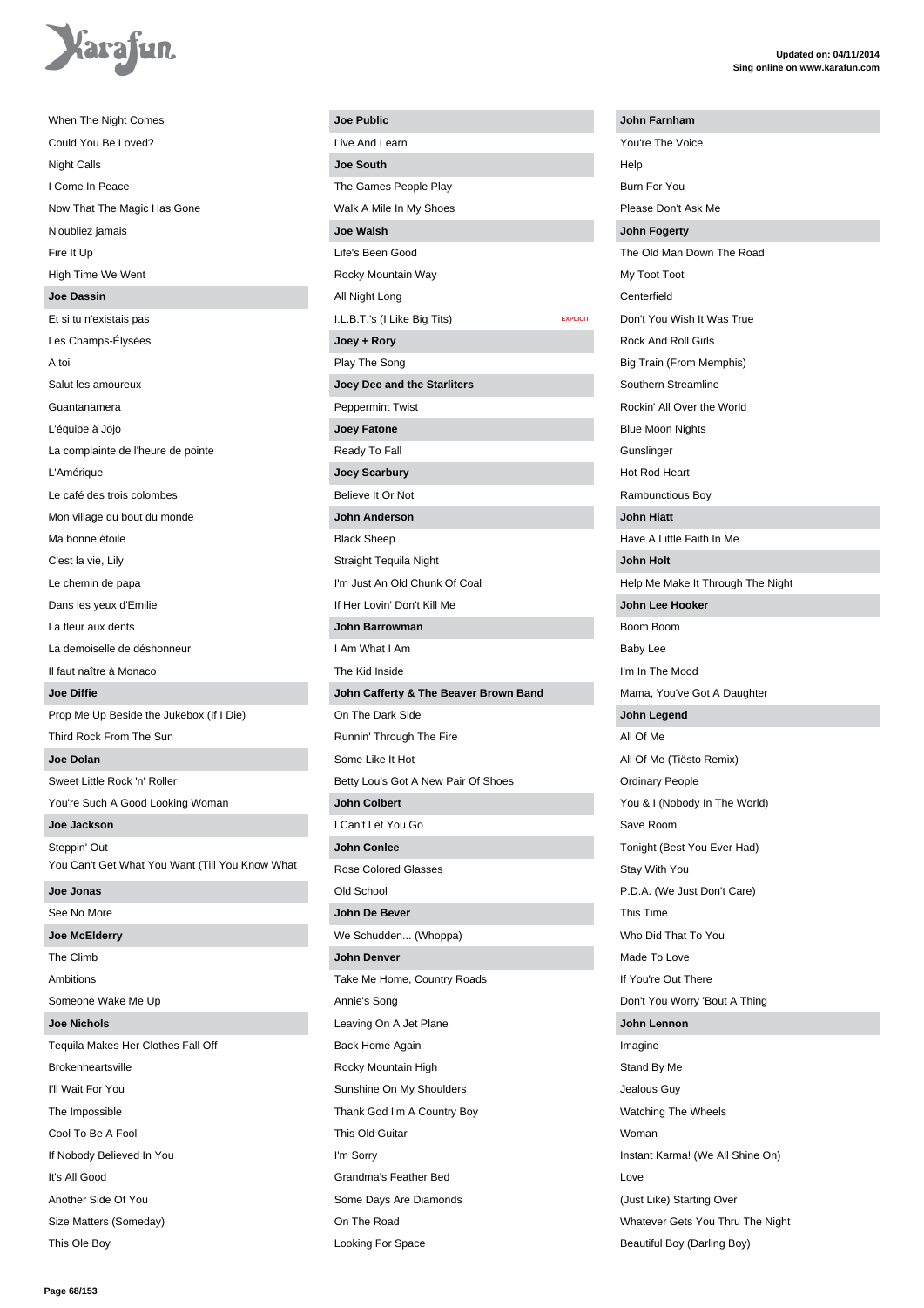When The Night Comes

Could You Be Loved?

Night Calls

I Come In Peace

Now That The Magic Has Gone

N'oubliez jamais

Fire It Up

High Time We Went

**Joe Dassin**

Et si tu n'existais pas

Les Champs-Élysées

A toi

Salut les amoureux

Guantanamera

L'équipe à Jojo

La complainte de l'heure de pointe

L'Amérique

Le café des trois colombes

Mon village du bout du monde

Ma bonne étoile

C'est la vie, Lily

Le chemin de papa

Dans les yeux d'Emilie

La fleur aux dents

La demoiselle de déshonneur

Il faut naître à Monaco

**Joe Diffie**

Prop Me Up Beside the Jukebox (If I Die)

Third Rock From The Sun

**Joe Dolan**

Sweet Little Rock 'n' Roller

You're Such A Good Looking Woman

**Joe Jackson**

Steppin' Out

You Can't Get What You Want (Till You Know What

**Joe Jonas**

See No More

**Joe McElderry**

The Climb

Ambitions

Someone Wake Me Up

**Joe Nichols**

Tequila Makes Her Clothes Fall Off

Brokenheartsville

I'll Wait For You

The Impossible

Cool To Be A Fool

If Nobody Believed In You

It's All Good

Another Side Of You

Size Matters (Someday)

This Ole Boy

**Joe Public**

Live And Learn

**Joe South**

The Games People Play

Walk A Mile In My Shoes

**Joe Walsh**

Life's Been Good

Rocky Mountain Way

All Night Long

I.L.B.T.'s (I Like Big Tits) EXPLICIT

**Joey + Rory**

Play The Song

**Joey Dee and the Starliters**

Peppermint Twist

**Joey Fatone**

Ready To Fall

**Joey Scarbury**

Believe It Or Not

**John Anderson**

Black Sheep

Straight Tequila Night

I'm Just An Old Chunk Of Coal

If Her Lovin' Don't Kill Me

**John Barrowman**

I Am What I Am

The Kid Inside

**John Cafferty & The Beaver Brown Band**

On The Dark Side

Runnin' Through The Fire

Some Like It Hot

Betty Lou's Got A New Pair Of Shoes

**John Colbert**

I Can't Let You Go

**John Conlee**

Rose Colored Glasses

Old School

**John De Bever**

We Schudden... (Whoppa)

**John Denver**

Take Me Home, Country Roads

Annie's Song

Leaving On A Jet Plane

Back Home Again

Rocky Mountain High

Sunshine On My Shoulders

Thank God I'm A Country Boy

This Old Guitar

I'm Sorry

Grandma's Feather Bed

Some Days Are Diamonds

On The Road

Looking For Space

**John Farnham**

You're The Voice

Help

Burn For You

Please Don't Ask Me

**John Fogerty**

The Old Man Down The Road

My Toot Toot

Centerfield

Don't You Wish It Was True

Rock And Roll Girls

Big Train (From Memphis)

Southern Streamline

Rockin' All Over the World

Blue Moon Nights

Gunslinger

Hot Rod Heart

Rambunctious Boy

**John Hiatt**

Have A Little Faith In Me

**John Holt**

Help Me Make It Through The Night

**John Lee Hooker**

Boom Boom

Baby Lee

I'm In The Mood

Mama, You've Got A Daughter

**John Legend**

All Of Me

All Of Me (Tiësto Remix)

Ordinary People

You & I (Nobody In The World)

Save Room

Tonight (Best You Ever Had)

Stay With You

P.D.A. (We Just Don't Care)

This Time

Who Did That To You

Made To Love

If You're Out There

Don't You Worry 'Bout A Thing

**John Lennon**

Imagine

Stand By Me

Jealous Guy

Watching The Wheels

Woman

Instant Karma! (We All Shine On)

Love

(Just Like) Starting Over

Whatever Gets You Thru The Night

Beautiful Boy (Darling Boy)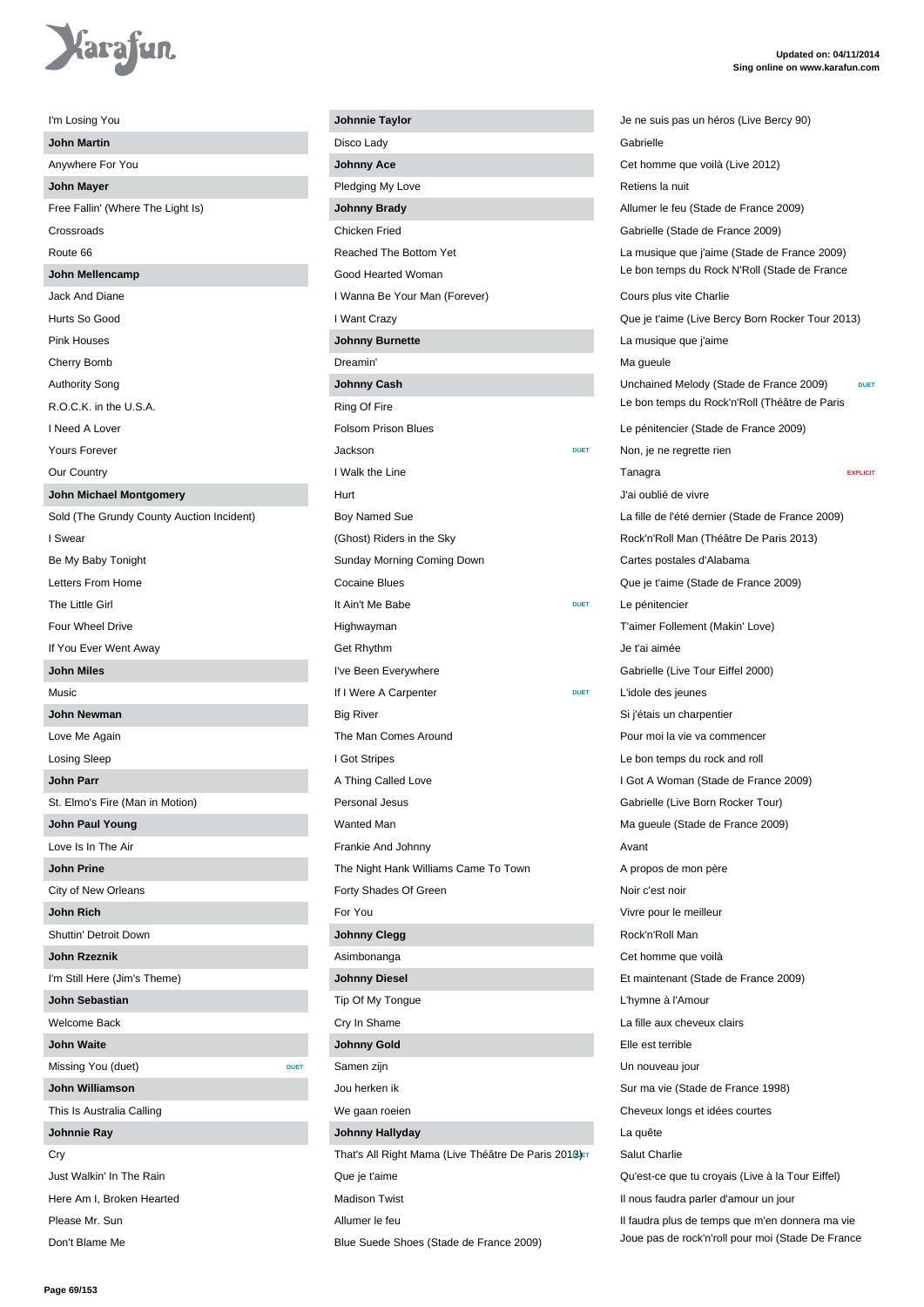I'm Losing You

**John Martin**

Anywhere For You

**John Mayer**

Free Fallin' (Where The Light Is)

Crossroads

Route 66

**John Mellencamp**

Jack And Diane

Hurts So Good

Pink Houses

Cherry Bomb

Authority Song

R.O.C.K. in the U.S.A.

I Need A Lover

Yours Forever

Our Country

**John Michael Montgomery**

Sold (The Grundy County Auction Incident)

I Swear

Be My Baby Tonight

Letters From Home

The Little Girl

Four Wheel Drive

If You Ever Went Away

**John Miles**

Music

**John Newman**

Love Me Again

Losing Sleep

**John Parr**

St. Elmo's Fire (Man in Motion)

**John Paul Young**

Love Is In The Air

**John Prine**

City of New Orleans

**John Rich**

Shuttin' Detroit Down

**John Rzeznik**

I'm Still Here (Jim's Theme)

**John Sebastian**

Welcome Back

**John Waite**

Missing You (duet) DUET

**John Williamson**

This Is Australia Calling

**Johnnie Ray**

Cry

Just Walkin' In The Rain

Here Am I, Broken Hearted

Please Mr. Sun

Don't Blame Me

**Johnnie Taylor**

Disco Lady

**Johnny Ace**

Pledging My Love

**Johnny Brady**

Chicken Fried

Reached The Bottom Yet

Good Hearted Woman

I Wanna Be Your Man (Forever)

I Want Crazy

**Johnny Burnette**

Dreamin'

**Johnny Cash**

Ring Of Fire

Folsom Prison Blues

Jackson DUET

I Walk the Line

Hurt

Boy Named Sue

(Ghost) Riders in the Sky

Sunday Morning Coming Down

Cocaine Blues

It Ain't Me Babe DUET

Highwayman

Get Rhythm

I've Been Everywhere

If I Were A Carpenter DUET

Big River

The Man Comes Around

I Got Stripes

A Thing Called Love

Personal Jesus

Wanted Man

Frankie And Johnny

The Night Hank Williams Came To Town

Forty Shades Of Green

For You

**Johnny Clegg**

Asimbonanga

**Johnny Diesel**

Tip Of My Tongue

Cry In Shame

**Johnny Gold**

Samen zijn

Jou herken ik

We gaan roeien

**Johnny Hallyday**

That's All Right Mama (Live Théâtre De Paris 2013) DUET

Que je t'aime

Madison Twist

Allumer le feu

Blue Suede Shoes (Stade de France 2009)

Je ne suis pas un héros (Live Bercy 90)

Gabrielle

Cet homme que voilà (Live 2012)

Retiens la nuit

Allumer le feu (Stade de France 2009)

Gabrielle (Stade de France 2009)

La musique que j'aime (Stade de France 2009)

Le bon temps du Rock N'Roll (Stade de France

Cours plus vite Charlie

Que je t'aime (Live Bercy Born Rocker Tour 2013)

La musique que j'aime

Ma gueule

Unchained Melody (Stade de France 2009) DUET

Le bon temps du Rock'n'Roll (Théâtre de Paris

Le pénitencier (Stade de France 2009)

Non, je ne regrette rien

Tanagra EXPLICIT

J'ai oublié de vivre

La fille de l'été dernier (Stade de France 2009)

Rock'n'Roll Man (Théâtre De Paris 2013)

Cartes postales d'Alabama

Que je t'aime (Stade de France 2009)

Le pénitencier

T'aimer Follement (Makin' Love)

Je t'ai aimée

Gabrielle (Live Tour Eiffel 2000)

L'idole des jeunes

Si j'étais un charpentier

Pour moi la vie va commencer

Le bon temps du rock and roll

I Got A Woman (Stade de France 2009)

Gabrielle (Live Born Rocker Tour)

Ma gueule (Stade de France 2009)

Avant

A propos de mon père

Noir c'est noir

Vivre pour le meilleur

Rock'n'Roll Man

Cet homme que voilà

Et maintenant (Stade de France 2009)

L'hymne à l'Amour

La fille aux cheveux clairs

Elle est terrible

Un nouveau jour

Sur ma vie (Stade de France 1998)

Cheveux longs et idées courtes

La quête

Salut Charlie

Qu'est-ce que tu croyais (Live à la Tour Eiffel)

Il nous faudra parler d'amour un jour

Il faudra plus de temps que m'en donnera ma vie

Joue pas de rock'n'roll pour moi (Stade De France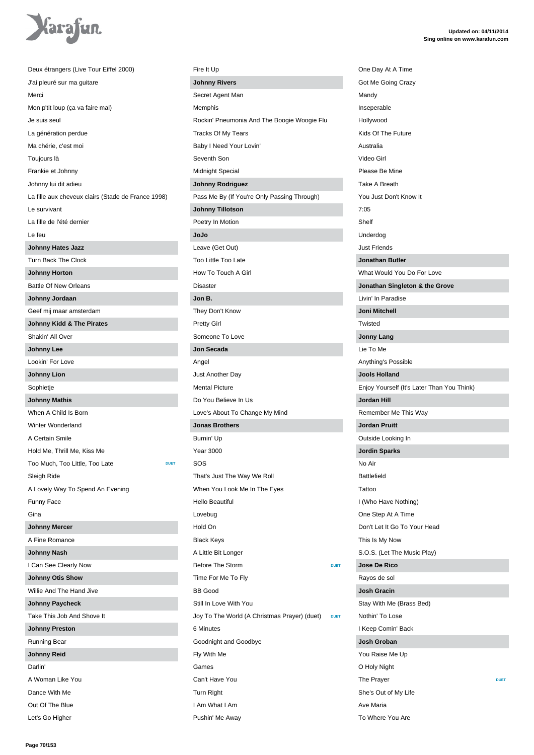Deux étrangers (Live Tour Eiffel 2000)
J'ai pleuré sur ma guitare
Merci
Mon p'tit loup (ça va faire mal)
Je suis seul
La génération perdue
Ma chérie, c'est moi
Toujours là
Frankie et Johnny
Johnny lui dit adieu
La fille aux cheveux clairs (Stade de France 1998)
Le survivant
La fille de l'été dernier
Le feu

**Johnny Hates Jazz**

Turn Back The Clock

**Johnny Horton**

Battle Of New Orleans

**Johnny Jordaan**

Geef mij maar amsterdam

**Johnny Kidd & The Pirates**

Shakin' All Over

**Johnny Lee**

Lookin' For Love

**Johnny Lion**

Sophietje

**Johnny Mathis**

When A Child Is Born
Winter Wonderland
A Certain Smile
Hold Me, Thrill Me, Kiss Me
Too Much, Too Little, Too Late — DUET
Sleigh Ride
A Lovely Way To Spend An Evening
Funny Face
Gina

**Johnny Mercer**

A Fine Romance

**Johnny Nash**

I Can See Clearly Now

**Johnny Otis Show**

Willie And The Hand Jive

**Johnny Paycheck**

Take This Job And Shove It

**Johnny Preston**

Running Bear

**Johnny Reid**

Darlin'
A Woman Like You
Dance With Me
Out Of The Blue
Let's Go Higher
Fire It Up

**Johnny Rivers**

Secret Agent Man
Memphis
Rockin' Pneumonia And The Boogie Woogie Flu
Tracks Of My Tears
Baby I Need Your Lovin'
Seventh Son
Midnight Special

**Johnny Rodriguez**

Pass Me By (If You're Only Passing Through)

**Johnny Tillotson**

Poetry In Motion

**JoJo**

Leave (Get Out)
Too Little Too Late
How To Touch A Girl
Disaster

**Jon B.**

They Don't Know
Pretty Girl
Someone To Love

**Jon Secada**

Angel
Just Another Day
Mental Picture
Do You Believe In Us
Love's About To Change My Mind

**Jonas Brothers**

Burnin' Up
Year 3000
SOS
That's Just The Way We Roll
When You Look Me In The Eyes
Hello Beautiful
Lovebug
Hold On
Black Keys
A Little Bit Longer
Before The Storm — DUET
Time For Me To Fly
BB Good
Still In Love With You
Joy To The World (A Christmas Prayer) (duet) — DUET
6 Minutes
Goodnight and Goodbye
Fly With Me
Games
Can't Have You
Turn Right
I Am What I Am
Pushin' Me Away
One Day At A Time
Got Me Going Crazy
Mandy
Inseperable
Hollywood
Kids Of The Future
Australia
Video Girl
Please Be Mine
Take A Breath
You Just Don't Know It
7:05
Shelf
Underdog
Just Friends

**Jonathan Butler**

What Would You Do For Love

**Jonathan Singleton & the Grove**

Livin' In Paradise

**Joni Mitchell**

Twisted

**Jonny Lang**

Lie To Me
Anything's Possible

**Jools Holland**

Enjoy Yourself (It's Later Than You Think)

**Jordan Hill**

Remember Me This Way

**Jordan Pruitt**

Outside Looking In

**Jordin Sparks**

No Air
Battlefield
Tattoo
I (Who Have Nothing)
One Step At A Time
Don't Let It Go To Your Head
This Is My Now
S.O.S. (Let The Music Play)

**Jose De Rico**

Rayos de sol

**Josh Gracin**

Stay With Me (Brass Bed)
Nothin' To Lose
I Keep Comin' Back

**Josh Groban**

You Raise Me Up
O Holy Night
The Prayer — DUET
She's Out of My Life
Ave Maria
To Where You Are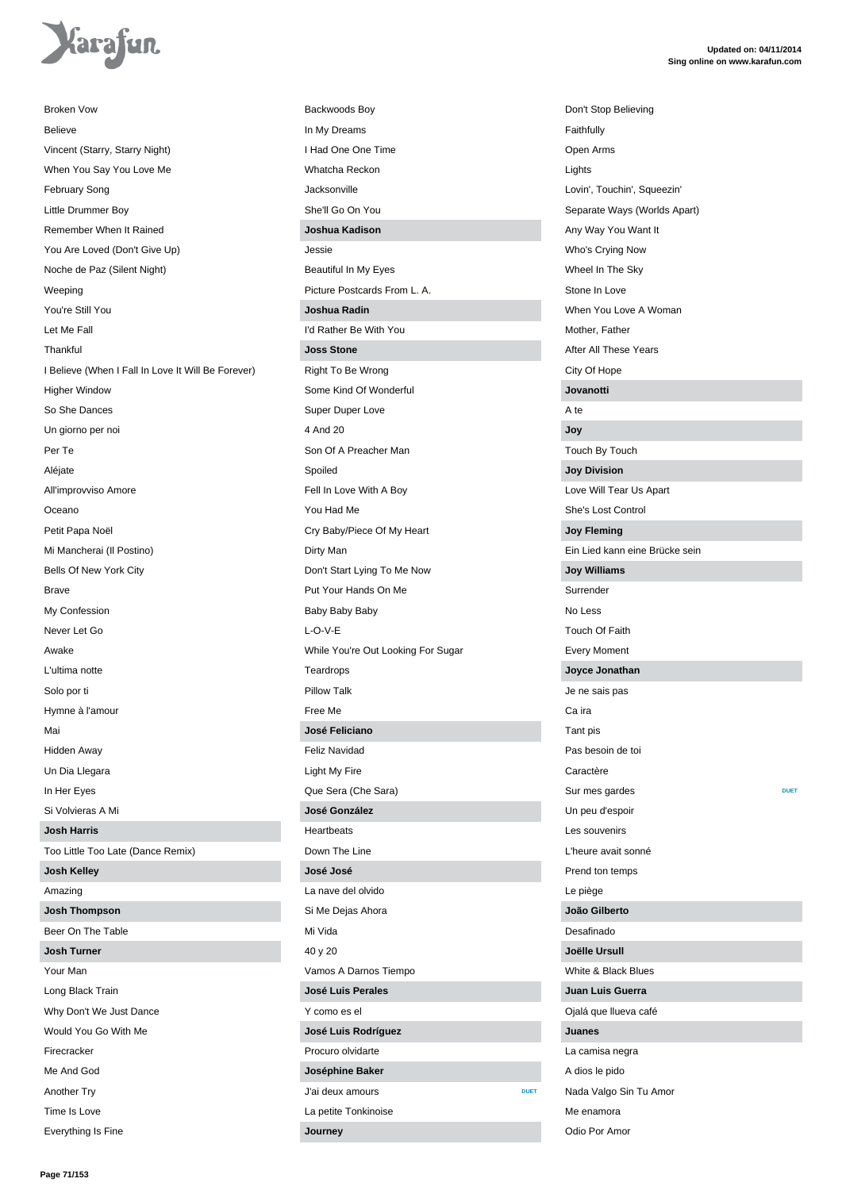Broken Vow

Believe

Vincent (Starry, Starry Night)

When You Say You Love Me

February Song

Little Drummer Boy

Remember When It Rained

You Are Loved (Don't Give Up)

Noche de Paz (Silent Night)

Weeping

You're Still You

Let Me Fall

Thankful

I Believe (When I Fall In Love It Will Be Forever)

Higher Window

So She Dances

Un giorno per noi

Per Te

Aléjate

All'improvviso Amore

Oceano

Petit Papa Noël

Mi Mancherai (Il Postino)

Bells Of New York City

Brave

My Confession

Never Let Go

Awake

L'ultima notte

Solo por ti

Hymne à l'amour

Mai

Hidden Away

Un Dia Llegara

In Her Eyes

Si Volvieras A Mi

**Josh Harris**

Too Little Too Late (Dance Remix)

**Josh Kelley**

Amazing

**Josh Thompson**

Beer On The Table

**Josh Turner**

Your Man

Long Black Train

Why Don't We Just Dance

Would You Go With Me

Firecracker

Me And God

Another Try

Time Is Love

Everything Is Fine

Backwoods Boy

In My Dreams

I Had One One Time

Whatcha Reckon

Jacksonville

She'll Go On You

**Joshua Kadison**

Jessie

Beautiful In My Eyes

Picture Postcards From L. A.

**Joshua Radin**

I'd Rather Be With You

**Joss Stone**

Right To Be Wrong

Some Kind Of Wonderful

Super Duper Love

4 And 20

Son Of A Preacher Man

Spoiled

Fell In Love With A Boy

You Had Me

Cry Baby/Piece Of My Heart

Dirty Man

Don't Start Lying To Me Now

Put Your Hands On Me

Baby Baby Baby

L-O-V-E

While You're Out Looking For Sugar

Teardrops

Pillow Talk

Free Me

**José Feliciano**

Feliz Navidad

Light My Fire

Que Sera (Che Sara)

**José González**

Heartbeats

Down The Line

**José José**

La nave del olvido

Si Me Dejas Ahora

Mi Vida

40 y 20

Vamos A Darnos Tiempo

**José Luis Perales**

Y como es el

**José Luis Rodríguez**

Procuro olvidarte

**Joséphine Baker**

J'ai deux amours DUET

La petite Tonkinoise

**Journey**

Don't Stop Believing

Faithfully

Open Arms

Lights

Lovin', Touchin', Squeezin'

Separate Ways (Worlds Apart)

Any Way You Want It

Who's Crying Now

Wheel In The Sky

Stone In Love

When You Love A Woman

Mother, Father

After All These Years

City Of Hope

**Jovanotti**

A te

**Joy**

Touch By Touch

**Joy Division**

Love Will Tear Us Apart

She's Lost Control

**Joy Fleming**

Ein Lied kann eine Brücke sein

**Joy Williams**

Surrender

No Less

Touch Of Faith

Every Moment

**Joyce Jonathan**

Je ne sais pas

Ca ira

Tant pis

Pas besoin de toi

Caractère

Sur mes gardes DUET

Un peu d'espoir

Les souvenirs

L'heure avait sonné

Prend ton temps

Le piège

**João Gilberto**

Desafinado

**Joëlle Ursull**

White & Black Blues

**Juan Luis Guerra**

Ojalá que llueva café

**Juanes**

La camisa negra

A dios le pido

Nada Valgo Sin Tu Amor

Me enamora

Odio Por Amor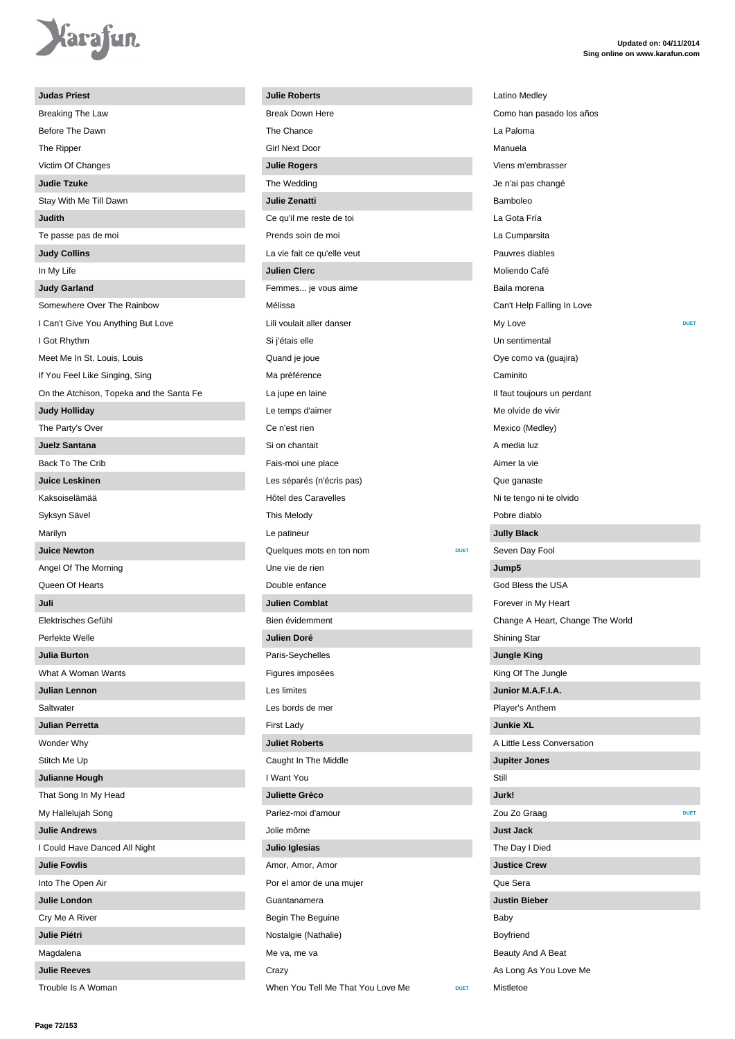**Judas Priest**

Breaking The Law
Before The Dawn
The Ripper
Victim Of Changes

**Judie Tzuke**

Stay With Me Till Dawn

**Judith**

Te passe pas de moi

**Judy Collins**

In My Life

**Judy Garland**

Somewhere Over The Rainbow
I Can't Give You Anything But Love
I Got Rhythm
Meet Me In St. Louis, Louis
If You Feel Like Singing, Sing
On the Atchison, Topeka and the Santa Fe

**Judy Holliday**

The Party's Over

**Juelz Santana**

Back To The Crib

**Juice Leskinen**

Kaksoiselämää
Syksyn Sävel
Marilyn

**Juice Newton**

Angel Of The Morning
Queen Of Hearts

**Juli**

Elektrisches Gefühl
Perfekte Welle

**Julia Burton**

What A Woman Wants

**Julian Lennon**

Saltwater

**Julian Perretta**

Wonder Why
Stitch Me Up

**Julianne Hough**

That Song In My Head
My Hallelujah Song

**Julie Andrews**

I Could Have Danced All Night

**Julie Fowlis**

Into The Open Air

**Julie London**

Cry Me A River

**Julie Piétri**

Magdalena

**Julie Reeves**

Trouble Is A Woman

**Julie Roberts**

Break Down Here
The Chance
Girl Next Door

**Julie Rogers**

The Wedding

**Julie Zenatti**

Ce qu'il me reste de toi
Prends soin de moi
La vie fait ce qu'elle veut

**Julien Clerc**

Femmes... je vous aime
Mélissa
Lili voulait aller danser
Si j'étais elle
Quand je joue
Ma préférence
La jupe en laine
Le temps d'aimer
Ce n'est rien
Si on chantait
Fais-moi une place
Les séparés (n'écris pas)
Hôtel des Caravelles
This Melody
Le patineur
Quelques mots en ton nom DUET
Une vie de rien
Double enfance

**Julien Comblat**

Bien évidemment

**Julien Doré**

Paris-Seychelles
Figures imposées
Les limites
Les bords de mer
First Lady

**Juliet Roberts**

Caught In The Middle
I Want You

**Juliette Gréco**

Parlez-moi d'amour
Jolie môme

**Julio Iglesias**

Amor, Amor, Amor
Por el amor de una mujer
Guantanamera
Begin The Beguine
Nostalgie (Nathalie)
Me va, me va
Crazy
When You Tell Me That You Love Me DUET
Latino Medley
Como han pasado los años
La Paloma
Manuela
Viens m'embrasser
Je n'ai pas changé
Bamboleo
La Gota Fría
La Cumparsita
Pauvres diables
Moliendo Café
Baila morena
Can't Help Falling In Love
My Love DUET
Un sentimental
Oye como va (guajira)
Caminito
Il faut toujours un perdant
Me olvide de vivir
Mexico (Medley)
A media luz
Aimer la vie
Que ganaste
Ni te tengo ni te olvido
Pobre diablo

**Jully Black**

Seven Day Fool

**Jump5**

God Bless the USA
Forever in My Heart
Change A Heart, Change The World
Shining Star

**Jungle King**

King Of The Jungle

**Junior M.A.F.I.A.**

Player's Anthem

**Junkie XL**

A Little Less Conversation

**Jupiter Jones**

Still

**Jurk!**

Zou Zo Graag DUET

**Just Jack**

The Day I Died

**Justice Crew**

Que Sera

**Justin Bieber**

Baby
Boyfriend
Beauty And A Beat
As Long As You Love Me
Mistletoe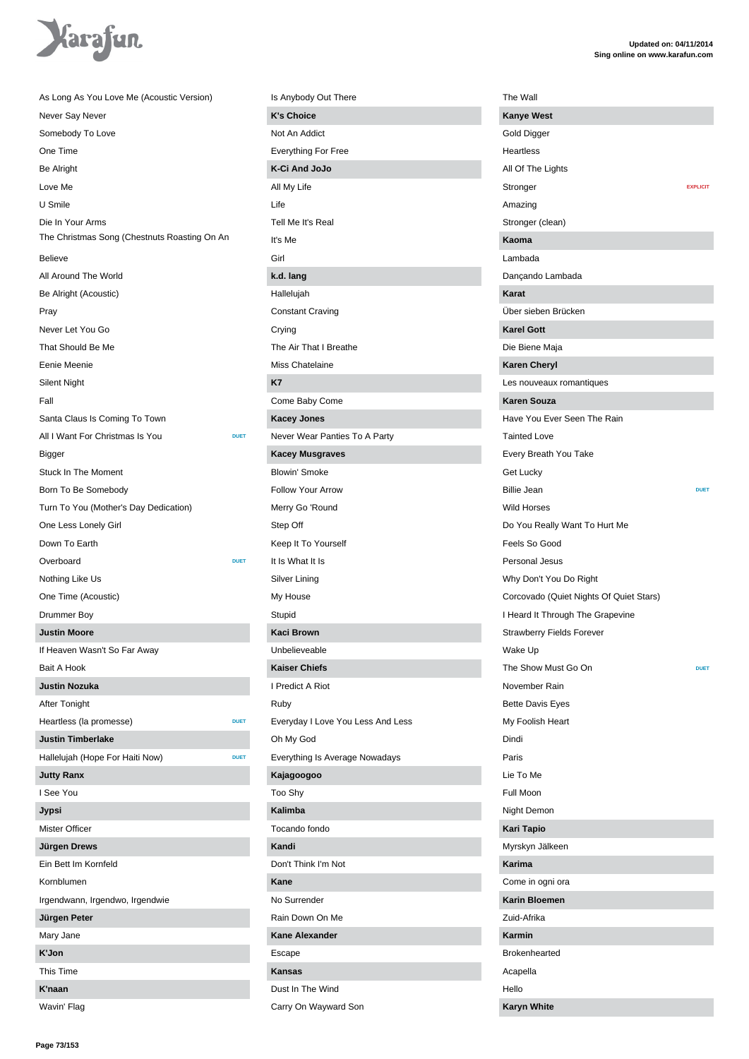As Long As You Love Me (Acoustic Version)
Never Say Never
Somebody To Love
One Time
Be Alright
Love Me
U Smile
Die In Your Arms
The Christmas Song (Chestnuts Roasting On An
Believe
All Around The World
Be Alright (Acoustic)
Pray
Never Let You Go
That Should Be Me
Eenie Meenie
Silent Night
Fall
Santa Claus Is Coming To Town
All I Want For Christmas Is You — DUET
Bigger
Stuck In The Moment
Born To Be Somebody
Turn To You (Mother's Day Dedication)
One Less Lonely Girl
Down To Earth
Overboard — DUET
Nothing Like Us
One Time (Acoustic)
Drummer Boy

**Justin Moore**

If Heaven Wasn't So Far Away
Bait A Hook

**Justin Nozuka**

After Tonight
Heartless (la promesse) — DUET

**Justin Timberlake**

Hallelujah (Hope For Haiti Now) — DUET

**Jutty Ranx**

I See You

**Jypsi**

Mister Officer

**Jürgen Drews**

Ein Bett Im Kornfeld
Kornblumen
Irgendwann, Irgendwo, Irgendwie

**Jürgen Peter**

Mary Jane

**K'Jon**

This Time

**K'naan**

Wavin' Flag
Is Anybody Out There

**K's Choice**

Not An Addict
Everything For Free

**K-Ci And JoJo**

All My Life
Life
Tell Me It's Real
It's Me
Girl

**k.d. lang**

Hallelujah
Constant Craving
Crying
The Air That I Breathe
Miss Chatelaine

**K7**

Come Baby Come

**Kacey Jones**

Never Wear Panties To A Party

**Kacey Musgraves**

Blowin' Smoke
Follow Your Arrow
Merry Go 'Round
Step Off
Keep It To Yourself
It Is What It Is
Silver Lining
My House
Stupid

**Kaci Brown**

Unbelieveable

**Kaiser Chiefs**

I Predict A Riot
Ruby
Everyday I Love You Less And Less
Oh My God
Everything Is Average Nowadays

**Kajagoogoo**

Too Shy

**Kalimba**

Tocando fondo

**Kandi**

Don't Think I'm Not

**Kane**

No Surrender
Rain Down On Me

**Kane Alexander**

Escape

**Kansas**

Dust In The Wind
Carry On Wayward Son
The Wall

**Kanye West**

Gold Digger
Heartless
All Of The Lights
Stronger — EXPLICIT
Amazing
Stronger (clean)

**Kaoma**

Lambada
Dançando Lambada

**Karat**

Über sieben Brücken

**Karel Gott**

Die Biene Maja

**Karen Cheryl**

Les nouveaux romantiques

**Karen Souza**

Have You Ever Seen The Rain
Tainted Love
Every Breath You Take
Get Lucky
Billie Jean — DUET
Wild Horses
Do You Really Want To Hurt Me
Feels So Good
Personal Jesus
Why Don't You Do Right
Corcovado (Quiet Nights Of Quiet Stars)
I Heard It Through The Grapevine
Strawberry Fields Forever
Wake Up
The Show Must Go On — DUET
November Rain
Bette Davis Eyes
My Foolish Heart
Dindi
Paris
Lie To Me
Full Moon
Night Demon

**Kari Tapio**

Myrskyn Jälkeen

**Karima**

Come in ogni ora

**Karin Bloemen**

Zuid-Afrika

**Karmin**

Brokenhearted
Acapella
Hello

**Karyn White**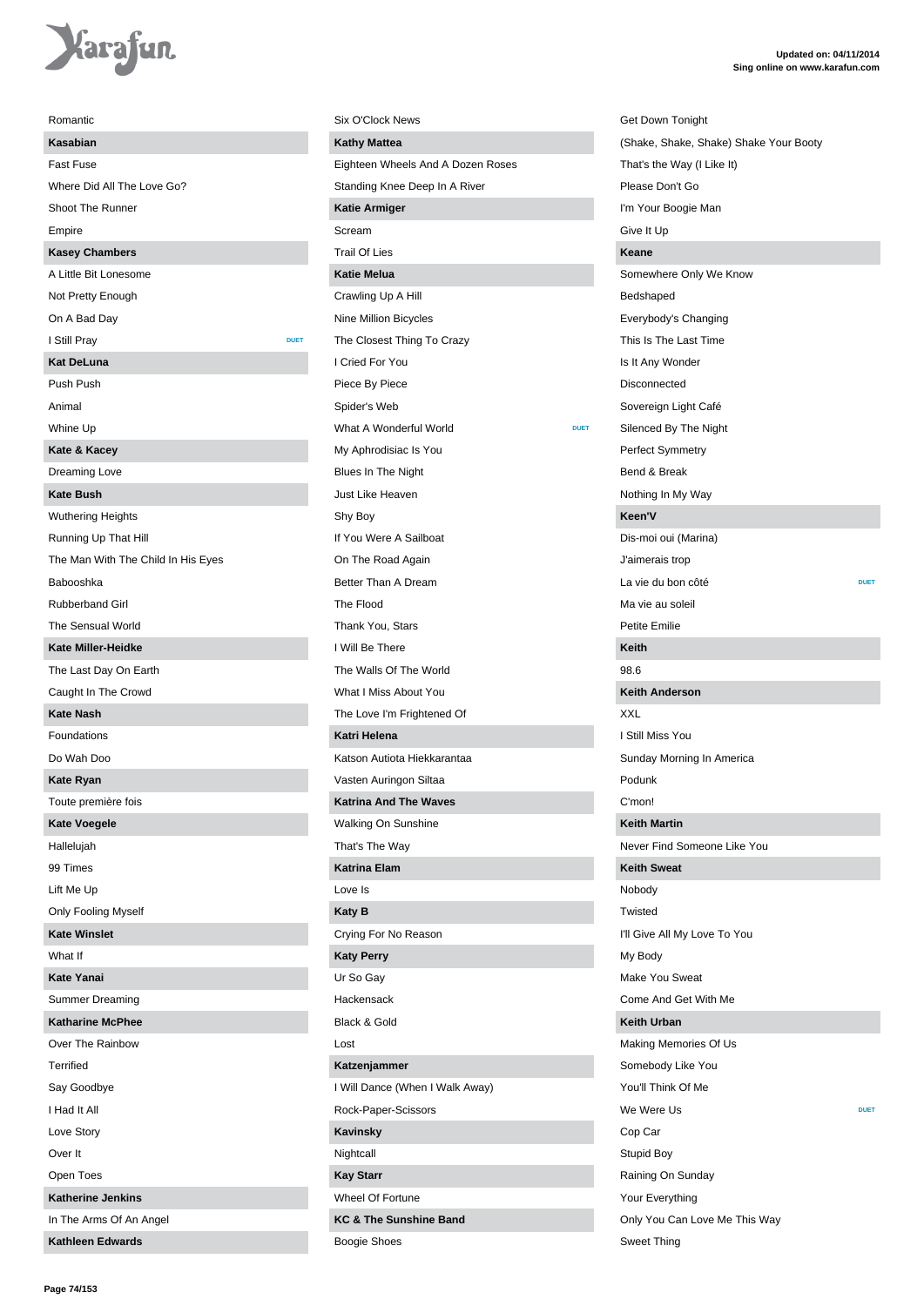Romantic

**Kasabian**

Fast Fuse

Where Did All The Love Go?

Shoot The Runner

Empire

**Kasey Chambers**

A Little Bit Lonesome

Not Pretty Enough

On A Bad Day

I Still Pray — DUET

**Kat DeLuna**

Push Push

Animal

Whine Up

**Kate & Kacey**

Dreaming Love

**Kate Bush**

Wuthering Heights

Running Up That Hill

The Man With The Child In His Eyes

Babooshka

Rubberband Girl

The Sensual World

**Kate Miller-Heidke**

The Last Day On Earth

Caught In The Crowd

**Kate Nash**

Foundations

Do Wah Doo

**Kate Ryan**

Toute première fois

**Kate Voegele**

Hallelujah

99 Times

Lift Me Up

Only Fooling Myself

**Kate Winslet**

What If

**Kate Yanai**

Summer Dreaming

**Katharine McPhee**

Over The Rainbow

Terrified

Say Goodbye

I Had It All

Love Story

Over It

Open Toes

**Katherine Jenkins**

In The Arms Of An Angel

**Kathleen Edwards**

Six O'Clock News

**Kathy Mattea**

Eighteen Wheels And A Dozen Roses

Standing Knee Deep In A River

**Katie Armiger**

Scream

Trail Of Lies

**Katie Melua**

Crawling Up A Hill

Nine Million Bicycles

The Closest Thing To Crazy

I Cried For You

Piece By Piece

Spider's Web

What A Wonderful World — DUET

My Aphrodisiac Is You

Blues In The Night

Just Like Heaven

Shy Boy

If You Were A Sailboat

On The Road Again

Better Than A Dream

The Flood

Thank You, Stars

I Will Be There

The Walls Of The World

What I Miss About You

The Love I'm Frightened Of

**Katri Helena**

Katson Autiota Hiekkarantaa

Vasten Auringon Siltaa

**Katrina And The Waves**

Walking On Sunshine

That's The Way

**Katrina Elam**

Love Is

**Katy B**

Crying For No Reason

**Katy Perry**

Ur So Gay

Hackensack

Black & Gold

Lost

**Katzenjammer**

I Will Dance (When I Walk Away)

Rock-Paper-Scissors

**Kavinsky**

Nightcall

**Kay Starr**

Wheel Of Fortune

**KC & The Sunshine Band**

Boogie Shoes

Get Down Tonight

(Shake, Shake, Shake) Shake Your Booty

That's the Way (I Like It)

Please Don't Go

I'm Your Boogie Man

Give It Up

**Keane**

Somewhere Only We Know

Bedshaped

Everybody's Changing

This Is The Last Time

Is It Any Wonder

Disconnected

Sovereign Light Café

Silenced By The Night

Perfect Symmetry

Bend & Break

Nothing In My Way

**Keen'V**

Dis-moi oui (Marina)

J'aimerais trop

La vie du bon côté — DUET

Ma vie au soleil

Petite Emilie

**Keith**

98.6

**Keith Anderson**

XXL

I Still Miss You

Sunday Morning In America

Podunk

C'mon!

**Keith Martin**

Never Find Someone Like You

**Keith Sweat**

Nobody

Twisted

I'll Give All My Love To You

My Body

Make You Sweat

Come And Get With Me

**Keith Urban**

Making Memories Of Us

Somebody Like You

You'll Think Of Me

We Were Us — DUET

Cop Car

Stupid Boy

Raining On Sunday

Your Everything

Only You Can Love Me This Way

Sweet Thing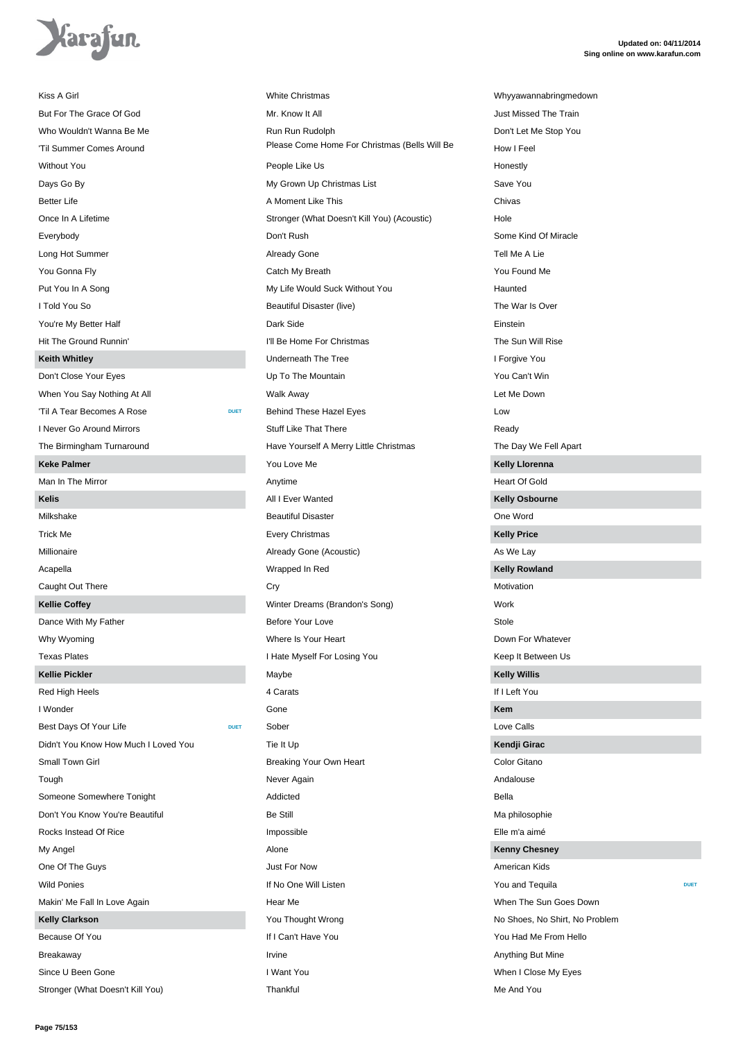Kiss A Girl
But For The Grace Of God
Who Wouldn't Wanna Be Me
'Til Summer Comes Around
Without You
Days Go By
Better Life
Once In A Lifetime
Everybody
Long Hot Summer
You Gonna Fly
Put You In A Song
I Told You So
You're My Better Half
Hit The Ground Runnin'

**Keith Whitley**

Don't Close Your Eyes
When You Say Nothing At All
'Til A Tear Becomes A Rose — DUET
I Never Go Around Mirrors
The Birmingham Turnaround

**Keke Palmer**

Man In The Mirror

**Kelis**

Milkshake
Trick Me
Millionaire
Acapella
Caught Out There

**Kellie Coffey**

Dance With My Father
Why Wyoming
Texas Plates

**Kellie Pickler**

Red High Heels
I Wonder
Best Days Of Your Life — DUET
Didn't You Know How Much I Loved You
Small Town Girl
Tough
Someone Somewhere Tonight
Don't You Know You're Beautiful
Rocks Instead Of Rice
My Angel
One Of The Guys
Wild Ponies
Makin' Me Fall In Love Again

**Kelly Clarkson**

Because Of You
Breakaway
Since U Been Gone
Stronger (What Doesn't Kill You)
White Christmas
Mr. Know It All
Run Run Rudolph
Please Come Home For Christmas (Bells Will Be
People Like Us
My Grown Up Christmas List
A Moment Like This
Stronger (What Doesn't Kill You) (Acoustic)
Don't Rush
Already Gone
Catch My Breath
My Life Would Suck Without You
Beautiful Disaster (live)
Dark Side
I'll Be Home For Christmas
Underneath The Tree
Up To The Mountain
Walk Away
Behind These Hazel Eyes
Stuff Like That There
Have Yourself A Merry Little Christmas
You Love Me
Anytime
All I Ever Wanted
Beautiful Disaster
Every Christmas
Already Gone (Acoustic)
Wrapped In Red
Cry
Winter Dreams (Brandon's Song)
Before Your Love
Where Is Your Heart
I Hate Myself For Losing You
Maybe
4 Carats
Gone
Sober
Tie It Up
Breaking Your Own Heart
Never Again
Addicted
Be Still
Impossible
Alone
Just For Now
If No One Will Listen
Hear Me
You Thought Wrong
If I Can't Have You
Irvine
I Want You
Thankful
Whyyawannabringmedown
Just Missed The Train
Don't Let Me Stop You
How I Feel
Honestly
Save You
Chivas
Hole
Some Kind Of Miracle
Tell Me A Lie
You Found Me
Haunted
The War Is Over
Einstein
The Sun Will Rise
I Forgive You
You Can't Win
Let Me Down
Low
Ready
The Day We Fell Apart

**Kelly Llorenna**

Heart Of Gold

**Kelly Osbourne**

One Word

**Kelly Price**

As We Lay

**Kelly Rowland**

Motivation
Work
Stole
Down For Whatever
Keep It Between Us

**Kelly Willis**

If I Left You

**Kem**

Love Calls

**Kendji Girac**

Color Gitano
Andalouse
Bella
Ma philosophie
Elle m'a aimé

**Kenny Chesney**

American Kids
You and Tequila — DUET
When The Sun Goes Down
No Shoes, No Shirt, No Problem
You Had Me From Hello
Anything But Mine
When I Close My Eyes
Me And You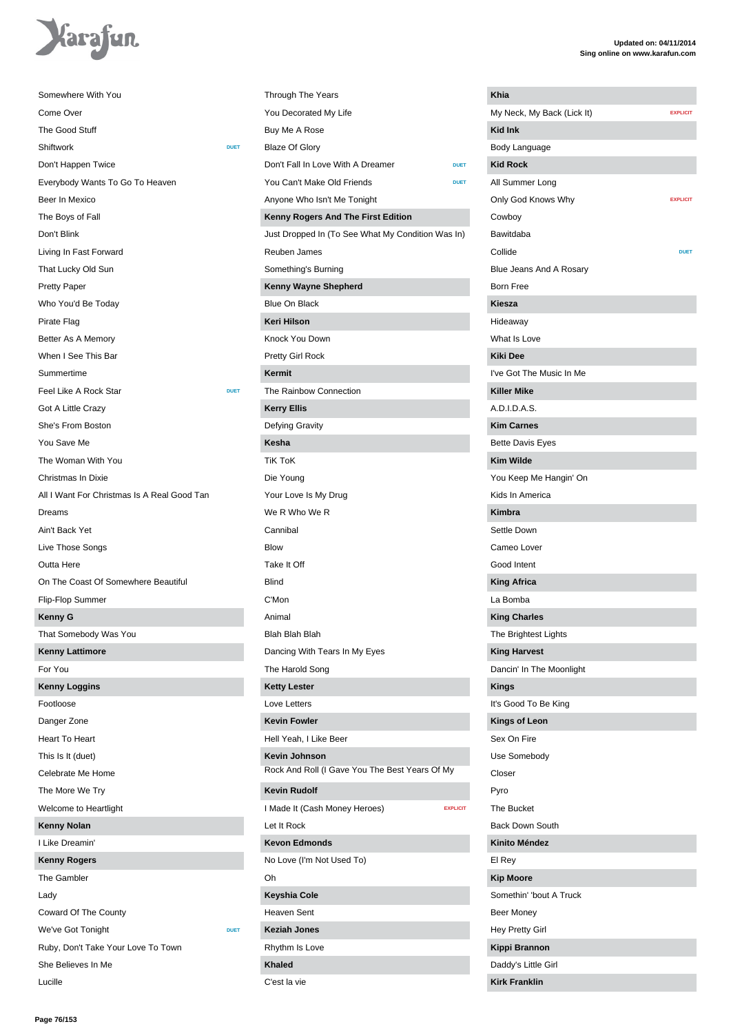Somewhere With You
Come Over
The Good Stuff
Shiftwork DUET
Don't Happen Twice
Everybody Wants To Go To Heaven
Beer In Mexico
The Boys of Fall
Don't Blink
Living In Fast Forward
That Lucky Old Sun
Pretty Paper
Who You'd Be Today
Pirate Flag
Better As A Memory
When I See This Bar
Summertime
Feel Like A Rock Star DUET
Got A Little Crazy
She's From Boston
You Save Me
The Woman With You
Christmas In Dixie
All I Want For Christmas Is A Real Good Tan
Dreams
Ain't Back Yet
Live Those Songs
Outta Here
On The Coast Of Somewhere Beautiful
Flip-Flop Summer

**Kenny G**

That Somebody Was You

**Kenny Lattimore**

For You

**Kenny Loggins**

Footloose
Danger Zone
Heart To Heart
This Is It (duet)
Celebrate Me Home
The More We Try
Welcome to Heartlight

**Kenny Nolan**

I Like Dreamin'

**Kenny Rogers**

The Gambler
Lady
Coward Of The County
We've Got Tonight DUET
Ruby, Don't Take Your Love To Town
She Believes In Me
Lucille
Through The Years
You Decorated My Life
Buy Me A Rose
Blaze Of Glory
Don't Fall In Love With A Dreamer DUET
You Can't Make Old Friends DUET
Anyone Who Isn't Me Tonight

**Kenny Rogers And The First Edition**

Just Dropped In (To See What My Condition Was In)
Reuben James
Something's Burning

**Kenny Wayne Shepherd**

Blue On Black

**Keri Hilson**

Knock You Down
Pretty Girl Rock

**Kermit**

The Rainbow Connection

**Kerry Ellis**

Defying Gravity

**Kesha**

TiK ToK
Die Young
Your Love Is My Drug
We R Who We R
Cannibal
Blow
Take It Off
Blind
C'Mon
Animal
Blah Blah Blah
Dancing With Tears In My Eyes
The Harold Song

**Ketty Lester**

Love Letters

**Kevin Fowler**

Hell Yeah, I Like Beer

**Kevin Johnson**

Rock And Roll (I Gave You The Best Years Of My

**Kevin Rudolf**

I Made It (Cash Money Heroes) EXPLICIT
Let It Rock

**Kevon Edmonds**

No Love (I'm Not Used To)
Oh

**Keyshia Cole**

Heaven Sent

**Keziah Jones**

Rhythm Is Love

**Khaled**

C'est la vie

**Khia**

My Neck, My Back (Lick It) EXPLICIT

**Kid Ink**

Body Language

**Kid Rock**

All Summer Long
Only God Knows Why EXPLICIT
Cowboy
Bawitdaba
Collide DUET
Blue Jeans And A Rosary
Born Free

**Kiesza**

Hideaway
What Is Love

**Kiki Dee**

I've Got The Music In Me

**Killer Mike**

A.D.I.D.A.S.

**Kim Carnes**

Bette Davis Eyes

**Kim Wilde**

You Keep Me Hangin' On
Kids In America

**Kimbra**

Settle Down
Cameo Lover
Good Intent

**King Africa**

La Bomba

**King Charles**

The Brightest Lights

**King Harvest**

Dancin' In The Moonlight

**Kings**

It's Good To Be King

**Kings of Leon**

Sex On Fire
Use Somebody
Closer
Pyro
The Bucket
Back Down South

**Kinito Méndez**

El Rey

**Kip Moore**

Somethin' 'bout A Truck
Beer Money
Hey Pretty Girl

**Kippi Brannon**

Daddy's Little Girl

**Kirk Franklin**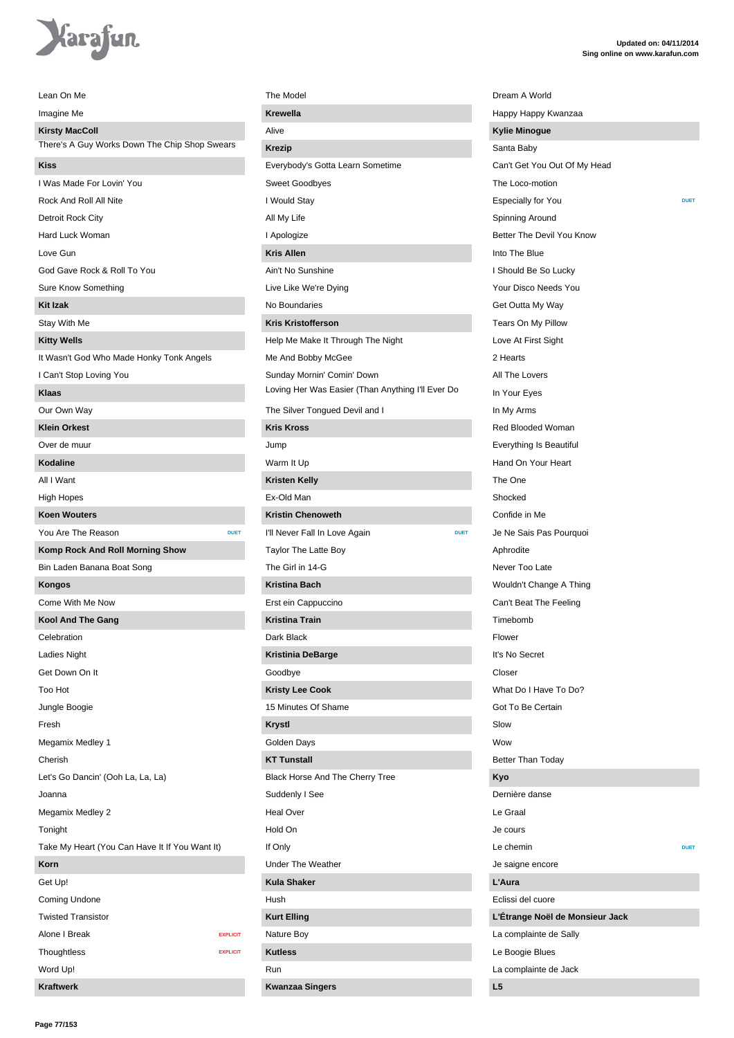Lean On Me

Imagine Me

**Kirsty MacColl**

There's A Guy Works Down The Chip Shop Swears

**Kiss**

I Was Made For Lovin' You

Rock And Roll All Nite

Detroit Rock City

Hard Luck Woman

Love Gun

God Gave Rock & Roll To You

Sure Know Something

**Kit Izak**

Stay With Me

**Kitty Wells**

It Wasn't God Who Made Honky Tonk Angels

I Can't Stop Loving You

**Klaas**

Our Own Way

**Klein Orkest**

Over de muur

**Kodaline**

All I Want

High Hopes

**Koen Wouters**

You Are The Reason DUET

**Komp Rock And Roll Morning Show**

Bin Laden Banana Boat Song

**Kongos**

Come With Me Now

**Kool And The Gang**

Celebration

Ladies Night

Get Down On It

Too Hot

Jungle Boogie

Fresh

Megamix Medley 1

Cherish

Let's Go Dancin' (Ooh La, La, La)

Joanna

Megamix Medley 2

Tonight

Take My Heart (You Can Have It If You Want It)

**Korn**

Get Up!

Coming Undone

Twisted Transistor

Alone I Break EXPLICIT

Thoughtless EXPLICIT

Word Up!

**Kraftwerk**

The Model

**Krewella**

Alive

**Krezip**

Everybody's Gotta Learn Sometime

Sweet Goodbyes

I Would Stay

All My Life

I Apologize

**Kris Allen**

Ain't No Sunshine

Live Like We're Dying

No Boundaries

**Kris Kristofferson**

Help Me Make It Through The Night

Me And Bobby McGee

Sunday Mornin' Comin' Down

Loving Her Was Easier (Than Anything I'll Ever Do

The Silver Tongued Devil and I

**Kris Kross**

Jump

Warm It Up

**Kristen Kelly**

Ex-Old Man

**Kristin Chenoweth**

I'll Never Fall In Love Again DUET

Taylor The Latte Boy

The Girl in 14-G

**Kristina Bach**

Erst ein Cappuccino

**Kristina Train**

Dark Black

**Kristinia DeBarge**

Goodbye

**Kristy Lee Cook**

15 Minutes Of Shame

**Krystl**

Golden Days

**KT Tunstall**

Black Horse And The Cherry Tree

Suddenly I See

Heal Over

Hold On

If Only

Under The Weather

**Kula Shaker**

Hush

**Kurt Elling**

Nature Boy

**Kutless**

Run

**Kwanzaa Singers**

Dream A World

Happy Happy Kwanzaa

**Kylie Minogue**

Santa Baby

Can't Get You Out Of My Head

The Loco-motion

Especially for You DUET

Spinning Around

Better The Devil You Know

Into The Blue

I Should Be So Lucky

Your Disco Needs You

Get Outta My Way

Tears On My Pillow

Love At First Sight

2 Hearts

All The Lovers

In Your Eyes

In My Arms

Red Blooded Woman

Everything Is Beautiful

Hand On Your Heart

The One

Shocked

Confide in Me

Je Ne Sais Pas Pourquoi

Aphrodite

Never Too Late

Wouldn't Change A Thing

Can't Beat The Feeling

Timebomb

Flower

It's No Secret

Closer

What Do I Have To Do?

Got To Be Certain

Slow

Wow

Better Than Today

**Kyo**

Dernière danse

Le Graal

Je cours

Le chemin DUET

Je saigne encore

**L'Aura**

Eclissi del cuore

**L'Étrange Noël de Monsieur Jack**

La complainte de Sally

Le Boogie Blues

La complainte de Jack

**L5**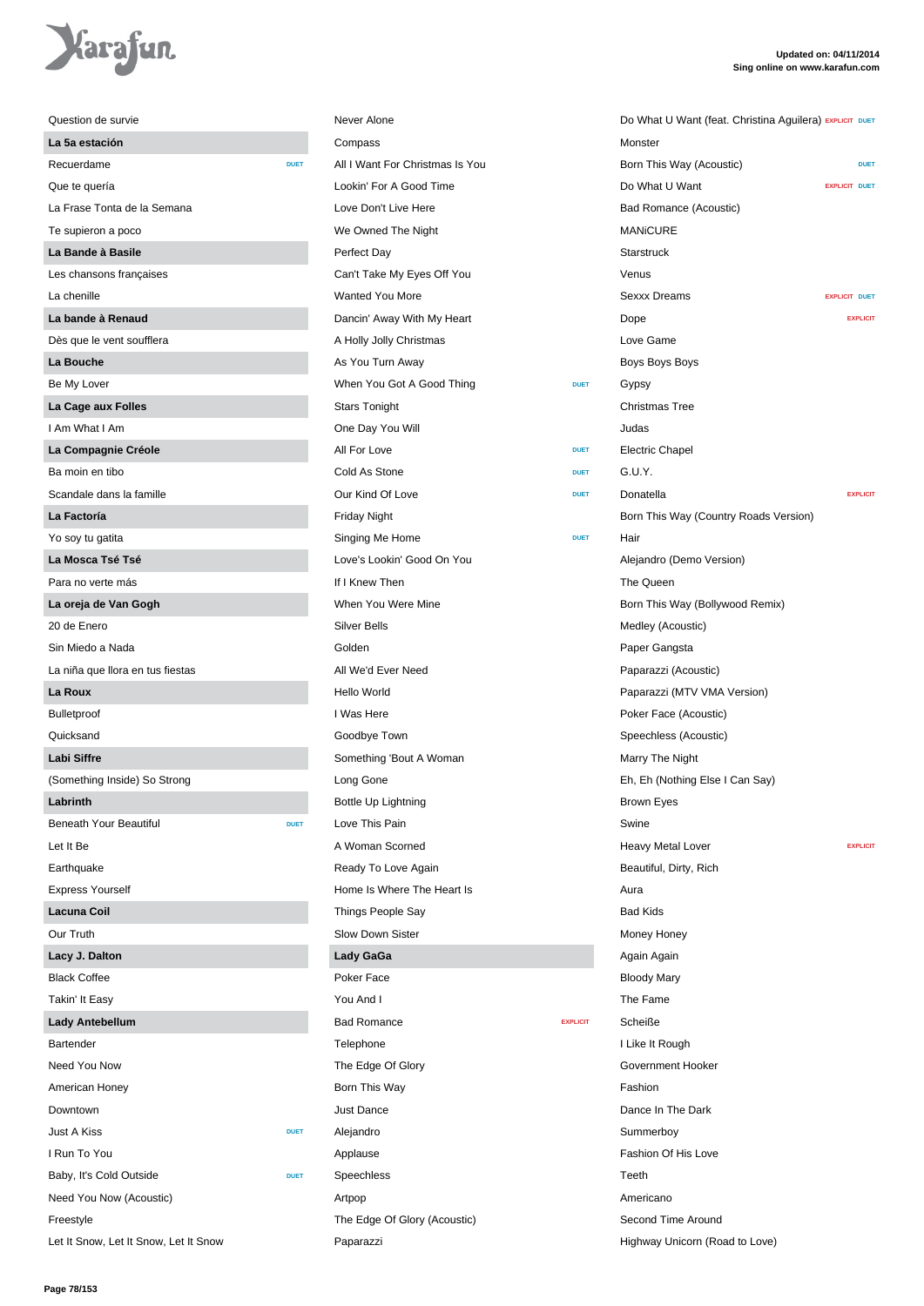Question de survie

**La 5a estación**

Recuerdame DUET

Que te quería

La Frase Tonta de la Semana

Te supieron a poco

**La Bande à Basile**

Les chansons françaises

La chenille

**La bande à Renaud**

Dès que le vent soufflera

**La Bouche**

Be My Lover

**La Cage aux Folles**

I Am What I Am

**La Compagnie Créole**

Ba moin en tibo

Scandale dans la famille

**La Factoría**

Yo soy tu gatita

**La Mosca Tsé Tsé**

Para no verte más

**La oreja de Van Gogh**

20 de Enero

Sin Miedo a Nada

La niña que llora en tus fiestas

**La Roux**

Bulletproof

Quicksand

**Labi Siffre**

(Something Inside) So Strong

**Labrinth**

Beneath Your Beautiful DUET

Let It Be

Earthquake

Express Yourself

**Lacuna Coil**

Our Truth

**Lacy J. Dalton**

Black Coffee

Takin' It Easy

**Lady Antebellum**

Bartender

Need You Now

American Honey

Downtown

Just A Kiss DUET

I Run To You

Baby, It's Cold Outside DUET

Need You Now (Acoustic)

Freestyle

Let It Snow, Let It Snow, Let It Snow

Never Alone

Compass

All I Want For Christmas Is You

Lookin' For A Good Time

Love Don't Live Here

We Owned The Night

Perfect Day

Can't Take My Eyes Off You

Wanted You More

Dancin' Away With My Heart

A Holly Jolly Christmas

As You Turn Away

When You Got A Good Thing DUET

Stars Tonight

One Day You Will

All For Love DUET

Cold As Stone DUET

Our Kind Of Love DUET

Friday Night

Singing Me Home DUET

Love's Lookin' Good On You

If I Knew Then

When You Were Mine

Silver Bells

Golden

All We'd Ever Need

Hello World

I Was Here

Goodbye Town

Something 'Bout A Woman

Long Gone

Bottle Up Lightning

Love This Pain

A Woman Scorned

Ready To Love Again

Home Is Where The Heart Is

Things People Say

Slow Down Sister

**Lady GaGa**

Poker Face

You And I

Bad Romance EXPLICIT

Telephone

The Edge Of Glory

Born This Way

Just Dance

Alejandro

Applause

Speechless

Artpop

The Edge Of Glory (Acoustic)

Paparazzi

Do What U Want (feat. Christina Aguilera) EXPLICIT DUET

Monster

Born This Way (Acoustic) DUET

Do What U Want EXPLICIT DUET

Bad Romance (Acoustic)

MANiCURE

Starstruck

Venus

Sexxx Dreams EXPLICIT DUET

Dope EXPLICIT

Love Game

Boys Boys Boys

Gypsy

Christmas Tree

Judas

Electric Chapel

G.U.Y.

Donatella EXPLICIT

Born This Way (Country Roads Version)

Hair

Alejandro (Demo Version)

The Queen

Born This Way (Bollywood Remix)

Medley (Acoustic)

Paper Gangsta

Paparazzi (Acoustic)

Paparazzi (MTV VMA Version)

Poker Face (Acoustic)

Speechless (Acoustic)

Marry The Night

Eh, Eh (Nothing Else I Can Say)

Brown Eyes

Swine

Heavy Metal Lover EXPLICIT

Beautiful, Dirty, Rich

Aura

Bad Kids

Money Honey

Again Again

Bloody Mary

The Fame

Scheiße

I Like It Rough

Government Hooker

Fashion

Dance In The Dark

Summerboy

Fashion Of His Love

Teeth

Americano

Second Time Around

Highway Unicorn (Road to Love)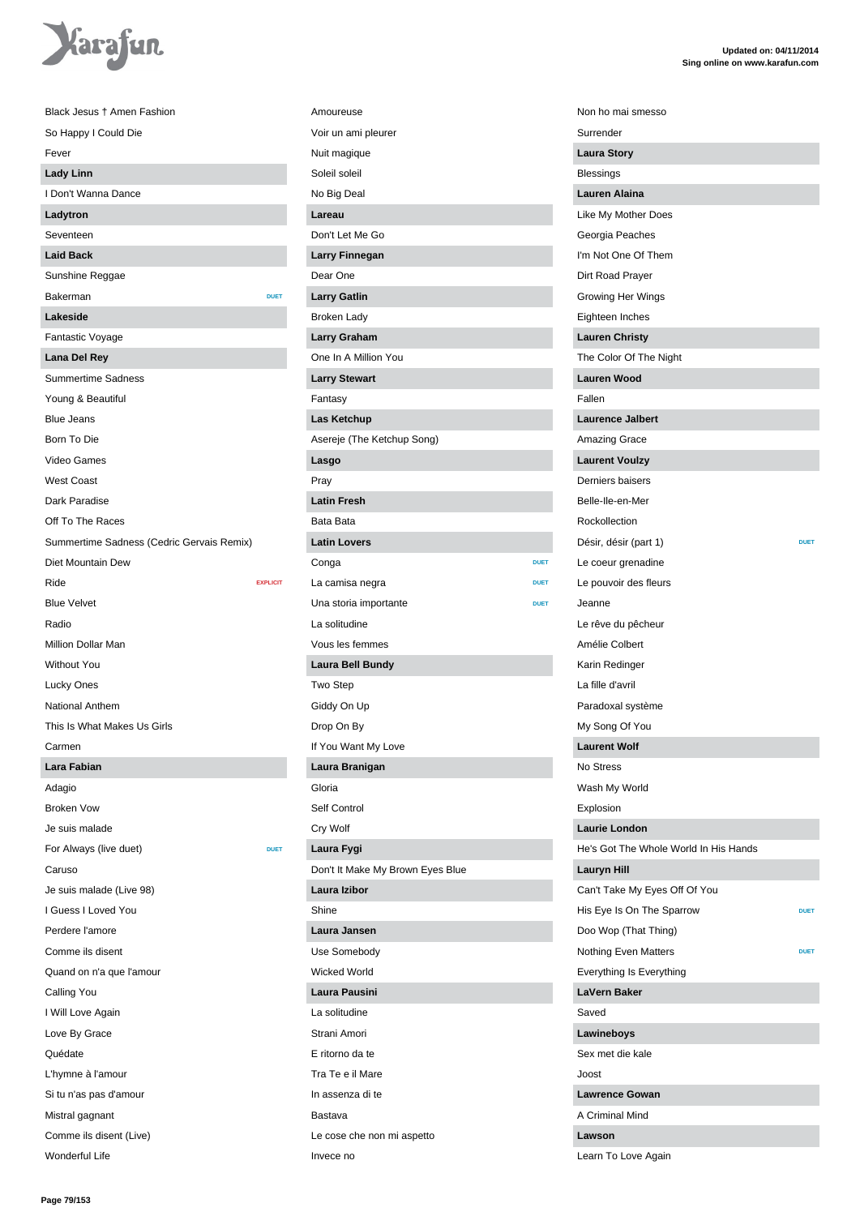Black Jesus † Amen Fashion

So Happy I Could Die

Fever

**Lady Linn**

I Don't Wanna Dance

**Ladytron**

Seventeen

**Laid Back**

Sunshine Reggae

Bakerman DUET

**Lakeside**

Fantastic Voyage

**Lana Del Rey**

Summertime Sadness

Young & Beautiful

Blue Jeans

Born To Die

Video Games

West Coast

Dark Paradise

Off To The Races

Summertime Sadness (Cedric Gervais Remix)

Diet Mountain Dew

Ride EXPLICIT

Blue Velvet

Radio

Million Dollar Man

Without You

Lucky Ones

National Anthem

This Is What Makes Us Girls

Carmen

**Lara Fabian**

Adagio

Broken Vow

Je suis malade

For Always (live duet) DUET

Caruso

Je suis malade (Live 98)

I Guess I Loved You

Perdere l'amore

Comme ils disent

Quand on n'a que l'amour

Calling You

I Will Love Again

Love By Grace

Quédate

L'hymne à l'amour

Si tu n'as pas d'amour

Mistral gagnant

Comme ils disent (Live)

Wonderful Life

Amoureuse

Voir un ami pleurer

Nuit magique

Soleil soleil

No Big Deal

**Lareau**

Don't Let Me Go

**Larry Finnegan**

Dear One

**Larry Gatlin**

Broken Lady

**Larry Graham**

One In A Million You

**Larry Stewart**

Fantasy

**Las Ketchup**

Asereje (The Ketchup Song)

**Lasgo**

Pray

**Latin Fresh**

Bata Bata

**Latin Lovers**

Conga DUET

La camisa negra DUET

Una storia importante DUET

La solitudine

Vous les femmes

**Laura Bell Bundy**

Two Step

Giddy On Up

Drop On By

If You Want My Love

**Laura Branigan**

Gloria

Self Control

Cry Wolf

**Laura Fygi**

Don't It Make My Brown Eyes Blue

**Laura Izibor**

Shine

**Laura Jansen**

Use Somebody

Wicked World

**Laura Pausini**

La solitudine

Strani Amori

E ritorno da te

Tra Te e il Mare

In assenza di te

Bastava

Le cose che non mi aspetto

Invece no

Non ho mai smesso

Surrender

**Laura Story**

Blessings

**Lauren Alaina**

Like My Mother Does

Georgia Peaches

I'm Not One Of Them

Dirt Road Prayer

Growing Her Wings

Eighteen Inches

**Lauren Christy**

The Color Of The Night

**Lauren Wood**

Fallen

**Laurence Jalbert**

Amazing Grace

**Laurent Voulzy**

Derniers baisers

Belle-Ile-en-Mer

Rockollection

Désir, désir (part 1) DUET

Le coeur grenadine

Le pouvoir des fleurs

Jeanne

Le rêve du pêcheur

Amélie Colbert

Karin Redinger

La fille d'avril

Paradoxal système

My Song Of You

**Laurent Wolf**

No Stress

Wash My World

Explosion

**Laurie London**

He's Got The Whole World In His Hands

**Lauryn Hill**

Can't Take My Eyes Off Of You

His Eye Is On The Sparrow DUET

Doo Wop (That Thing)

Nothing Even Matters DUET

Everything Is Everything

**LaVern Baker**

Saved

**Lawineboys**

Sex met die kale

Joost

**Lawrence Gowan**

A Criminal Mind

**Lawson**

Learn To Love Again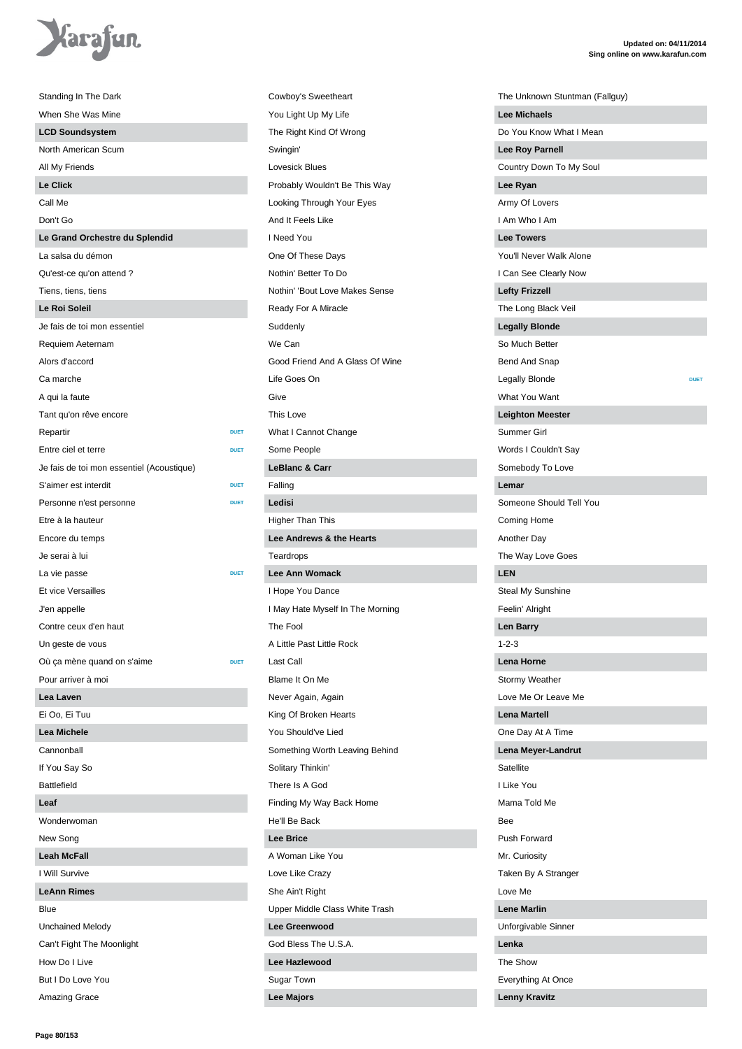Standing In The Dark

When She Was Mine

**LCD Soundsystem**

North American Scum

All My Friends

**Le Click**

Call Me

Don't Go

**Le Grand Orchestre du Splendid**

La salsa du démon

Qu'est-ce qu'on attend ?

Tiens, tiens, tiens

**Le Roi Soleil**

Je fais de toi mon essentiel

Requiem Aeternam

Alors d'accord

Ca marche

A qui la faute

Tant qu'on rêve encore

Repartir DUET

Entre ciel et terre DUET

Je fais de toi mon essentiel (Acoustique)

S'aimer est interdit DUET

Personne n'est personne DUET

Etre à la hauteur

Encore du temps

Je serai à lui

La vie passe DUET

Et vice Versailles

J'en appelle

Contre ceux d'en haut

Un geste de vous

Où ça mène quand on s'aime DUET

Pour arriver à moi

**Lea Laven**

Ei Oo, Ei Tuu

**Lea Michele**

Cannonball

If You Say So

Battlefield

**Leaf**

Wonderwoman

New Song

**Leah McFall**

I Will Survive

**LeAnn Rimes**

Blue

Unchained Melody

Can't Fight The Moonlight

How Do I Live

But I Do Love You

Amazing Grace

Cowboy's Sweetheart

You Light Up My Life

The Right Kind Of Wrong

Swingin'

Lovesick Blues

Probably Wouldn't Be This Way

Looking Through Your Eyes

And It Feels Like

I Need You

One Of These Days

Nothin' Better To Do

Nothin' 'Bout Love Makes Sense

Ready For A Miracle

Suddenly

We Can

Good Friend And A Glass Of Wine

Life Goes On

Give

This Love

What I Cannot Change

Some People

**LeBlanc & Carr**

Falling

**Ledisi**

Higher Than This

**Lee Andrews & the Hearts**

Teardrops

**Lee Ann Womack**

I Hope You Dance

I May Hate Myself In The Morning

The Fool

A Little Past Little Rock

Last Call

Blame It On Me

Never Again, Again

King Of Broken Hearts

You Should've Lied

Something Worth Leaving Behind

Solitary Thinkin'

There Is A God

Finding My Way Back Home

He'll Be Back

**Lee Brice**

A Woman Like You

Love Like Crazy

She Ain't Right

Upper Middle Class White Trash

**Lee Greenwood**

God Bless The U.S.A.

**Lee Hazlewood**

Sugar Town

**Lee Majors**

The Unknown Stuntman (Fallguy)

**Lee Michaels**

Do You Know What I Mean

**Lee Roy Parnell**

Country Down To My Soul

**Lee Ryan**

Army Of Lovers

I Am Who I Am

**Lee Towers**

You'll Never Walk Alone

I Can See Clearly Now

**Lefty Frizzell**

The Long Black Veil

**Legally Blonde**

So Much Better

Bend And Snap

Legally Blonde DUET

What You Want

**Leighton Meester**

Summer Girl

Words I Couldn't Say

Somebody To Love

**Lemar**

Someone Should Tell You

Coming Home

Another Day

The Way Love Goes

**LEN**

Steal My Sunshine

Feelin' Alright

**Len Barry**

1-2-3

**Lena Horne**

Stormy Weather

Love Me Or Leave Me

**Lena Martell**

One Day At A Time

**Lena Meyer-Landrut**

Satellite

I Like You

Mama Told Me

Bee

Push Forward

Mr. Curiosity

Taken By A Stranger

Love Me

**Lene Marlin**

Unforgivable Sinner

**Lenka**

The Show

Everything At Once

**Lenny Kravitz**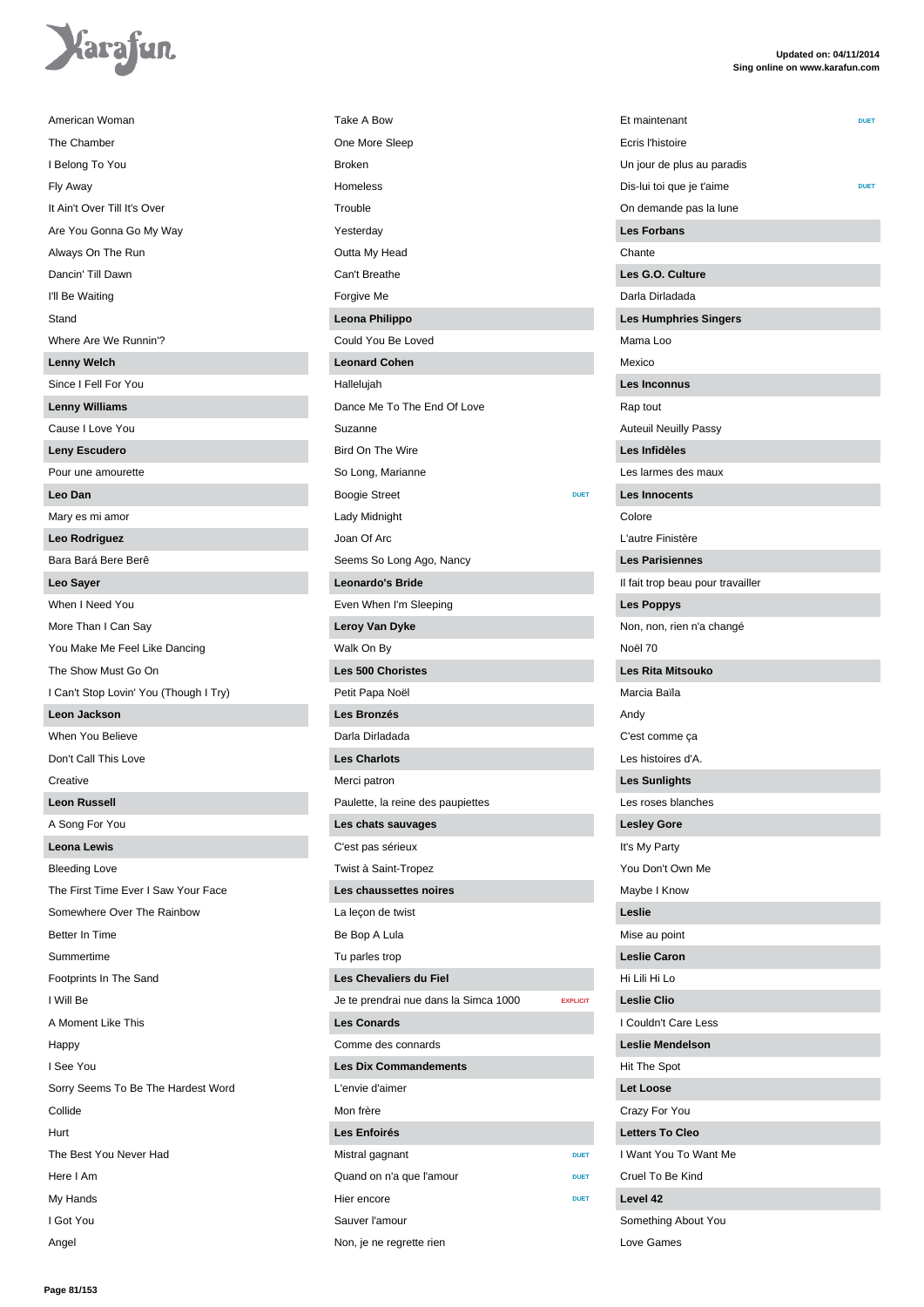American Woman
The Chamber
I Belong To You
Fly Away
It Ain't Over Till It's Over
Are You Gonna Go My Way
Always On The Run
Dancin' Till Dawn
I'll Be Waiting
Stand
Where Are We Runnin'?

**Lenny Welch**

Since I Fell For You

**Lenny Williams**

Cause I Love You

**Leny Escudero**

Pour une amourette

**Leo Dan**

Mary es mi amor

**Leo Rodriguez**

Bara Bará Bere Berê

**Leo Sayer**

When I Need You
More Than I Can Say
You Make Me Feel Like Dancing
The Show Must Go On
I Can't Stop Lovin' You (Though I Try)

**Leon Jackson**

When You Believe
Don't Call This Love
Creative

**Leon Russell**

A Song For You

**Leona Lewis**

Bleeding Love
The First Time Ever I Saw Your Face
Somewhere Over The Rainbow
Better In Time
Summertime
Footprints In The Sand
I Will Be
A Moment Like This
Happy
I See You
Sorry Seems To Be The Hardest Word
Collide
Hurt
The Best You Never Had
Here I Am
My Hands
I Got You
Angel
Take A Bow
One More Sleep
Broken
Homeless
Trouble
Yesterday
Outta My Head
Can't Breathe
Forgive Me

**Leona Philippo**

Could You Be Loved

**Leonard Cohen**

Hallelujah
Dance Me To The End Of Love
Suzanne
Bird On The Wire
So Long, Marianne
Boogie Street DUET
Lady Midnight
Joan Of Arc
Seems So Long Ago, Nancy

**Leonardo's Bride**

Even When I'm Sleeping

**Leroy Van Dyke**

Walk On By

**Les 500 Choristes**

Petit Papa Noël

**Les Bronzés**

Darla Dirladada

**Les Charlots**

Merci patron
Paulette, la reine des paupiettes

**Les chats sauvages**

C'est pas sérieux
Twist à Saint-Tropez

**Les chaussettes noires**

La leçon de twist
Be Bop A Lula
Tu parles trop

**Les Chevaliers du Fiel**

Je te prendrai nue dans la Simca 1000 EXPLICIT

**Les Conards**

Comme des connards

**Les Dix Commandements**

L'envie d'aimer
Mon frère

**Les Enfoirés**

Mistral gagnant DUET
Quand on n'a que l'amour DUET
Hier encore DUET
Sauver l'amour
Non, je ne regrette rien
Et maintenant DUET
Ecris l'histoire
Un jour de plus au paradis
Dis-lui toi que je t'aime DUET
On demande pas la lune

**Les Forbans**

Chante

**Les G.O. Culture**

Darla Dirladada

**Les Humphries Singers**

Mama Loo
Mexico

**Les Inconnus**

Rap tout
Auteuil Neuilly Passy

**Les Infidèles**

Les larmes des maux

**Les Innocents**

Colore
L'autre Finistère

**Les Parisiennes**

Il fait trop beau pour travailler

**Les Poppys**

Non, non, rien n'a changé
Noël 70

**Les Rita Mitsouko**

Marcia Baïla
Andy
C'est comme ça
Les histoires d'A.

**Les Sunlights**

Les roses blanches

**Lesley Gore**

It's My Party
You Don't Own Me
Maybe I Know

**Leslie**

Mise au point

**Leslie Caron**

Hi Lili Hi Lo

**Leslie Clio**

I Couldn't Care Less

**Leslie Mendelson**

Hit The Spot

**Let Loose**

Crazy For You

**Letters To Cleo**

I Want You To Want Me
Cruel To Be Kind

**Level 42**

Something About You
Love Games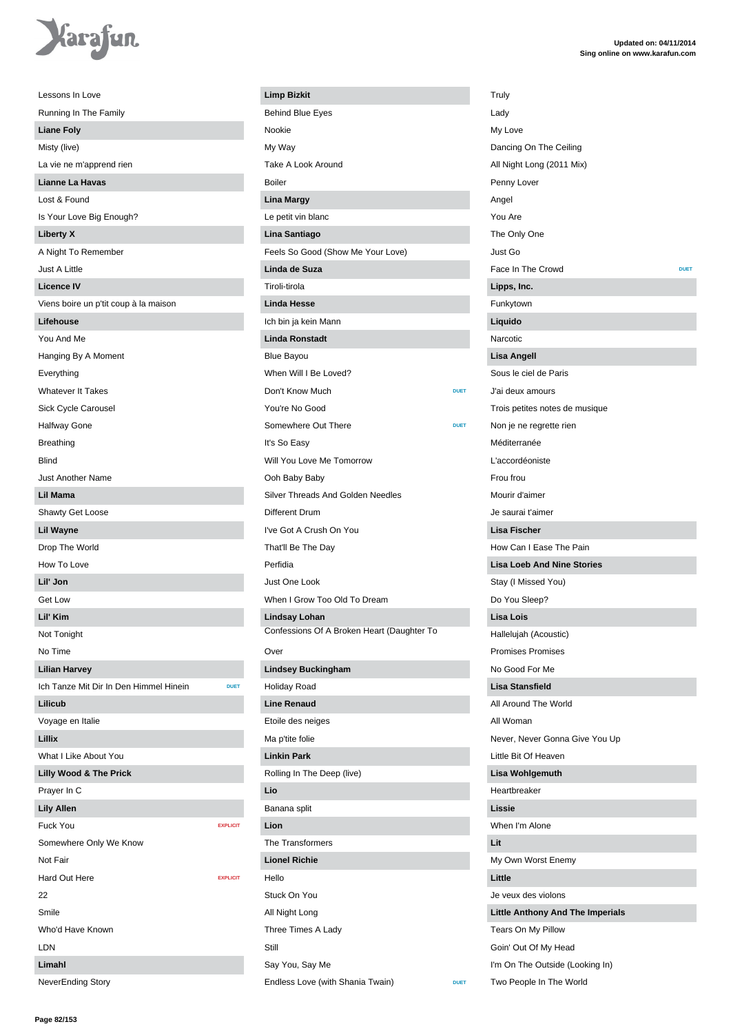Lessons In Love

Running In The Family

**Liane Foly**

Misty (live)

La vie ne m'apprend rien

**Lianne La Havas**

Lost & Found

Is Your Love Big Enough?

**Liberty X**

A Night To Remember

Just A Little

**Licence IV**

Viens boire un p'tit coup à la maison

**Lifehouse**

You And Me

Hanging By A Moment

Everything

Whatever It Takes

Sick Cycle Carousel

Halfway Gone

Breathing

Blind

Just Another Name

**Lil Mama**

Shawty Get Loose

**Lil Wayne**

Drop The World

How To Love

**Lil' Jon**

Get Low

**Lil' Kim**

Not Tonight

No Time

**Lilian Harvey**

Ich Tanze Mit Dir In Den Himmel Hinein — DUET

**Lilicub**

Voyage en Italie

**Lillix**

What I Like About You

**Lilly Wood & The Prick**

Prayer In C

**Lily Allen**

Fuck You — EXPLICIT

Somewhere Only We Know

Not Fair

Hard Out Here — EXPLICIT

22

Smile

Who'd Have Known

LDN

**Limahl**

NeverEnding Story

**Limp Bizkit**

Behind Blue Eyes

Nookie

My Way

Take A Look Around

Boiler

**Lina Margy**

Le petit vin blanc

**Lina Santiago**

Feels So Good (Show Me Your Love)

**Linda de Suza**

Tiroli-tirola

**Linda Hesse**

Ich bin ja kein Mann

**Linda Ronstadt**

Blue Bayou

When Will I Be Loved?

Don't Know Much — DUET

You're No Good

Somewhere Out There — DUET

It's So Easy

Will You Love Me Tomorrow

Ooh Baby Baby

Silver Threads And Golden Needles

Different Drum

I've Got A Crush On You

That'll Be The Day

Perfidia

Just One Look

When I Grow Too Old To Dream

**Lindsay Lohan**

Confessions Of A Broken Heart (Daughter To Over

**Lindsey Buckingham**

Holiday Road

**Line Renaud**

Etoile des neiges

Ma p'tite folie

**Linkin Park**

Rolling In The Deep (live)

**Lio**

Banana split

**Lion**

The Transformers

**Lionel Richie**

Hello

Stuck On You

All Night Long

Three Times A Lady

Still

Say You, Say Me

Endless Love (with Shania Twain) — DUET

Truly

Lady

My Love

Dancing On The Ceiling

All Night Long (2011 Mix)

Penny Lover

Angel

You Are

The Only One

Just Go

Face In The Crowd — DUET

**Lipps, Inc.**

Funkytown

**Liquido**

Narcotic

**Lisa Angell**

Sous le ciel de Paris

J'ai deux amours

Trois petites notes de musique

Non je ne regrette rien

Méditerranée

L'accordéoniste

Frou frou

Mourir d'aimer

Je saurai t'aimer

**Lisa Fischer**

How Can I Ease The Pain

**Lisa Loeb And Nine Stories**

Stay (I Missed You)

Do You Sleep?

**Lisa Lois**

Hallelujah (Acoustic)

Promises Promises

No Good For Me

**Lisa Stansfield**

All Around The World

All Woman

Never, Never Gonna Give You Up

Little Bit Of Heaven

**Lisa Wohlgemuth**

Heartbreaker

**Lissie**

When I'm Alone

**Lit**

My Own Worst Enemy

**Little**

Je veux des violons

**Little Anthony And The Imperials**

Tears On My Pillow

Goin' Out Of My Head

I'm On The Outside (Looking In)

Two People In The World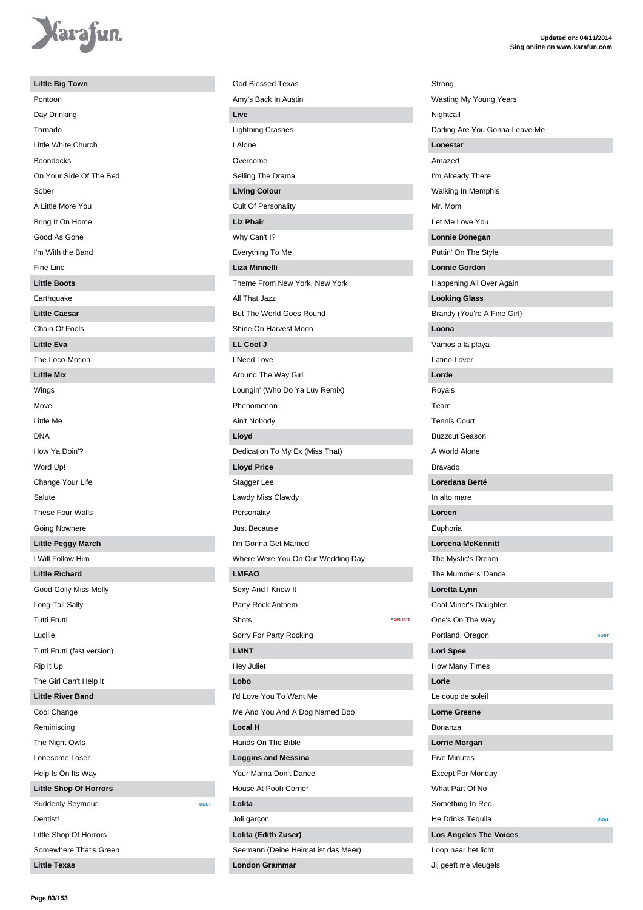**Little Big Town**

Pontoon
Day Drinking
Tornado
Little White Church
Boondocks
On Your Side Of The Bed
Sober
A Little More You
Bring It On Home
Good As Gone
I'm With the Band
Fine Line

**Little Boots**

Earthquake

**Little Caesar**

Chain Of Fools

**Little Eva**

The Loco-Motion

**Little Mix**

Wings
Move
Little Me
DNA
How Ya Doin'?
Word Up!
Change Your Life
Salute
These Four Walls
Going Nowhere

**Little Peggy March**

I Will Follow Him

**Little Richard**

Good Golly Miss Molly
Long Tall Sally
Tutti Frutti
Lucille
Tutti Frutti (fast version)
Rip It Up
The Girl Can't Help It

**Little River Band**

Cool Change
Reminiscing
The Night Owls
Lonesome Loser
Help Is On Its Way

**Little Shop Of Horrors**

Suddenly Seymour — DUET
Dentist!
Little Shop Of Horrors
Somewhere That's Green

**Little Texas**

God Blessed Texas
Amy's Back In Austin

**Live**

Lightning Crashes
I Alone
Overcome
Selling The Drama

**Living Colour**

Cult Of Personality

**Liz Phair**

Why Can't I?
Everything To Me

**Liza Minnelli**

Theme From New York, New York
All That Jazz
But The World Goes Round
Shine On Harvest Moon

**LL Cool J**

I Need Love
Around The Way Girl
Loungin' (Who Do Ya Luv Remix)
Phenomenon
Ain't Nobody

**Lloyd**

Dedication To My Ex (Miss That)

**Lloyd Price**

Stagger Lee
Lawdy Miss Clawdy
Personality
Just Because
I'm Gonna Get Married
Where Were You On Our Wedding Day

**LMFAO**

Sexy And I Know It
Party Rock Anthem
Shots — EXPLICIT
Sorry For Party Rocking

**LMNT**

Hey Juliet

**Lobo**

I'd Love You To Want Me
Me And You And A Dog Named Boo

**Local H**

Hands On The Bible

**Loggins and Messina**

Your Mama Don't Dance
House At Pooh Corner

**Lolita**

Joli garçon

**Lolita (Edith Zuser)**

Seemann (Deine Heimat ist das Meer)

**London Grammar**

Strong
Wasting My Young Years
Nightcall
Darling Are You Gonna Leave Me

**Lonestar**

Amazed
I'm Already There
Walking In Memphis
Mr. Mom
Let Me Love You

**Lonnie Donegan**

Puttin' On The Style

**Lonnie Gordon**

Happening All Over Again

**Looking Glass**

Brandy (You're A Fine Girl)

**Loona**

Vamos a la playa
Latino Lover

**Lorde**

Royals
Team
Tennis Court
Buzzcut Season
A World Alone
Bravado

**Loredana Berté**

In alto mare

**Loreen**

Euphoria

**Loreena McKennitt**

The Mystic's Dream
The Mummers' Dance

**Loretta Lynn**

Coal Miner's Daughter
One's On The Way
Portland, Oregon — DUET

**Lori Spee**

How Many Times

**Lorie**

Le coup de soleil

**Lorne Greene**

Bonanza

**Lorrie Morgan**

Five Minutes
Except For Monday
What Part Of No
Something In Red
He Drinks Tequila — DUET

**Los Angeles The Voices**

Loop naar het licht
Jij geeft me vleugels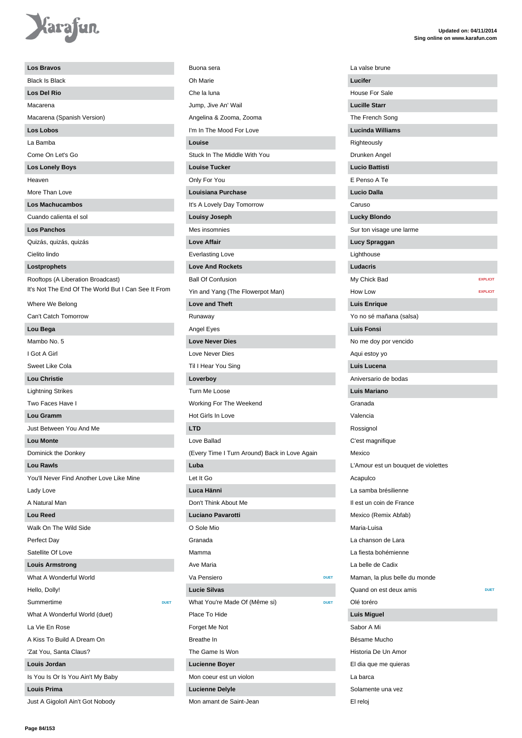**Los Bravos**

Black Is Black

**Los Del Rio**

Macarena

Macarena (Spanish Version)

**Los Lobos**

La Bamba

Come On Let's Go

**Los Lonely Boys**

Heaven

More Than Love

**Los Machucambos**

Cuando calienta el sol

**Los Panchos**

Quizás, quizás, quizás

Cielito lindo

**Lostprophets**

Rooftops (A Liberation Broadcast)

It's Not The End Of The World But I Can See It From

Where We Belong

Can't Catch Tomorrow

**Lou Bega**

Mambo No. 5

I Got A Girl

Sweet Like Cola

**Lou Christie**

Lightning Strikes

Two Faces Have I

**Lou Gramm**

Just Between You And Me

**Lou Monte**

Dominick the Donkey

**Lou Rawls**

You'll Never Find Another Love Like Mine

Lady Love

A Natural Man

**Lou Reed**

Walk On The Wild Side

Perfect Day

Satellite Of Love

**Louis Armstrong**

What A Wonderful World

Hello, Dolly!

Summertime DUET

What A Wonderful World (duet)

La Vie En Rose

A Kiss To Build A Dream On

'Zat You, Santa Claus?

**Louis Jordan**

Is You Is Or Is You Ain't My Baby

**Louis Prima**

Just A Gigolo/I Ain't Got Nobody

Buona sera

Oh Marie

Che la luna

Jump, Jive An' Wail

Angelina & Zooma, Zooma

I'm In The Mood For Love

**Louise**

Stuck In The Middle With You

**Louise Tucker**

Only For You

**Louisiana Purchase**

It's A Lovely Day Tomorrow

**Louisy Joseph**

Mes insomnies

**Love Affair**

Everlasting Love

**Love And Rockets**

Ball Of Confusion

Yin and Yang (The Flowerpot Man)

**Love and Theft**

Runaway

Angel Eyes

**Love Never Dies**

Love Never Dies

Til I Hear You Sing

**Loverboy**

Turn Me Loose

Working For The Weekend

Hot Girls In Love

**LTD**

Love Ballad

(Every Time I Turn Around) Back in Love Again

**Luba**

Let It Go

**Luca Hänni**

Don't Think About Me

**Luciano Pavarotti**

O Sole Mio

Granada

Mamma

Ave Maria

Va Pensiero DUET

**Lucie Silvas**

What You're Made Of (Même si) DUET

Place To Hide

Forget Me Not

Breathe In

The Game Is Won

**Lucienne Boyer**

Mon coeur est un violon

**Lucienne Delyle**

Mon amant de Saint-Jean

La valse brune

**Lucifer**

House For Sale

**Lucille Starr**

The French Song

**Lucinda Williams**

Righteously

Drunken Angel

**Lucio Battisti**

E Penso A Te

**Lucio Dalla**

Caruso

**Lucky Blondo**

Sur ton visage une larme

**Lucy Spraggan**

Lighthouse

**Ludacris**

My Chick Bad EXPLICIT

How Low EXPLICIT

**Luis Enrique**

Yo no sé mañana (salsa)

**Luis Fonsi**

No me doy por vencido

Aqui estoy yo

**Luis Lucena**

Aniversario de bodas

**Luis Mariano**

Granada

Valencia

Rossignol

C'est magnifique

Mexico

L'Amour est un bouquet de violettes

Acapulco

La samba brésilienne

Il est un coin de France

Mexico (Remix Abfab)

Maria-Luisa

La chanson de Lara

La fiesta bohémienne

La belle de Cadix

Maman, la plus belle du monde

Quand on est deux amis DUET

Olé toréro

**Luis Miguel**

Sabor A Mi

Bésame Mucho

Historia De Un Amor

El dia que me quieras

La barca

Solamente una vez

El reloj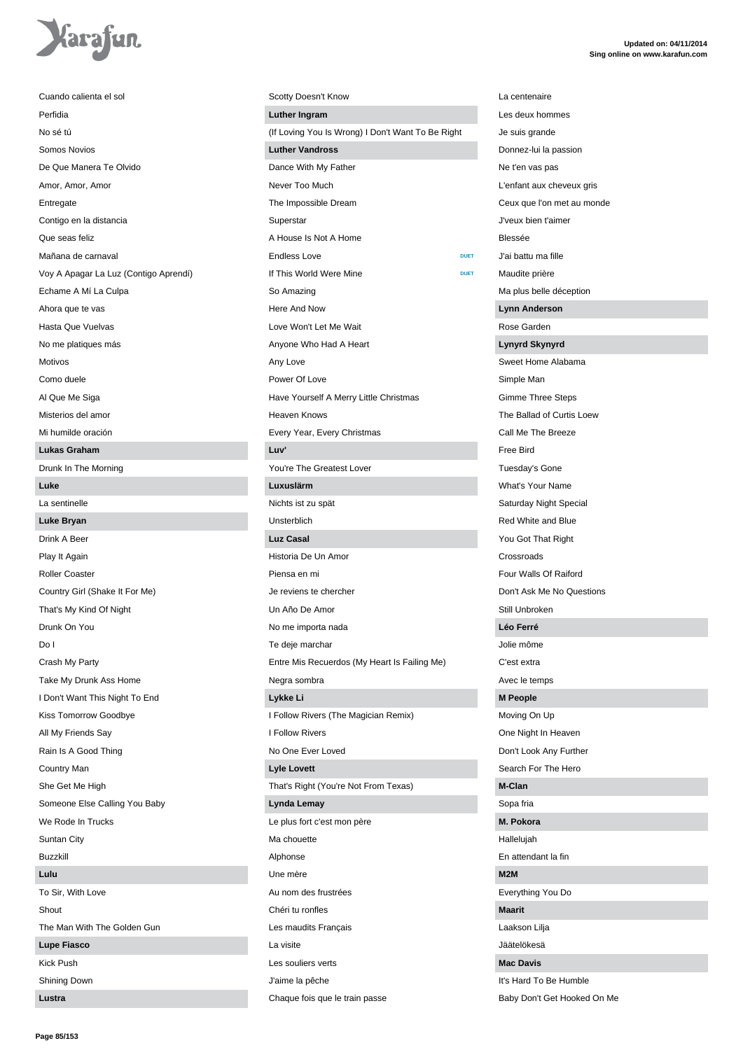Cuando calienta el sol

Perfidia

No sé tú

Somos Novios

De Que Manera Te Olvido

Amor, Amor, Amor

Entregate

Contigo en la distancia

Que seas feliz

Mañana de carnaval

Voy A Apagar La Luz (Contigo Aprendí)

Echame A Mí La Culpa

Ahora que te vas

Hasta Que Vuelvas

No me platiques más

Motivos

Como duele

Al Que Me Siga

Misterios del amor

Mi humilde oración

**Lukas Graham**

Drunk In The Morning

**Luke**

La sentinelle

**Luke Bryan**

Drink A Beer

Play It Again

Roller Coaster

Country Girl (Shake It For Me)

That's My Kind Of Night

Drunk On You

Do I

Crash My Party

Take My Drunk Ass Home

I Don't Want This Night To End

Kiss Tomorrow Goodbye

All My Friends Say

Rain Is A Good Thing

Country Man

She Get Me High

Someone Else Calling You Baby

We Rode In Trucks

Suntan City

Buzzkill

**Lulu**

To Sir, With Love

Shout

The Man With The Golden Gun

**Lupe Fiasco**

Kick Push

Shining Down

**Lustra**

Scotty Doesn't Know

**Luther Ingram**

(If Loving You Is Wrong) I Don't Want To Be Right

**Luther Vandross**

Dance With My Father

Never Too Much

The Impossible Dream

Superstar

A House Is Not A Home

Endless Love DUET

If This World Were Mine DUET

So Amazing

Here And Now

Love Won't Let Me Wait

Anyone Who Had A Heart

Any Love

Power Of Love

Have Yourself A Merry Little Christmas

Heaven Knows

Every Year, Every Christmas

**Luv'**

You're The Greatest Lover

**Luxuslärm**

Nichts ist zu spät

Unsterblich

**Luz Casal**

Historia De Un Amor

Piensa en mi

Je reviens te chercher

Un Año De Amor

No me importa nada

Te deje marchar

Entre Mis Recuerdos (My Heart Is Failing Me)

Negra sombra

**Lykke Li**

I Follow Rivers (The Magician Remix)

I Follow Rivers

No One Ever Loved

**Lyle Lovett**

That's Right (You're Not From Texas)

**Lynda Lemay**

Le plus fort c'est mon père

Ma chouette

Alphonse

Une mère

Au nom des frustrées

Chéri tu ronfles

Les maudits Français

La visite

Les souliers verts

J'aime la pêche

Chaque fois que le train passe

La centenaire

Les deux hommes

Je suis grande

Donnez-lui la passion

Ne t'en vas pas

L'enfant aux cheveux gris

Ceux que l'on met au monde

J'veux bien t'aimer

Blessée

J'ai battu ma fille

Maudite prière

Ma plus belle déception

**Lynn Anderson**

Rose Garden

**Lynyrd Skynyrd**

Sweet Home Alabama

Simple Man

Gimme Three Steps

The Ballad of Curtis Loew

Call Me The Breeze

Free Bird

Tuesday's Gone

What's Your Name

Saturday Night Special

Red White and Blue

You Got That Right

Crossroads

Four Walls Of Raiford

Don't Ask Me No Questions

Still Unbroken

**Léo Ferré**

Jolie môme

C'est extra

Avec le temps

**M People**

Moving On Up

One Night In Heaven

Don't Look Any Further

Search For The Hero

**M-Clan**

Sopa fria

**M. Pokora**

Hallelujah

En attendant la fin

**M2M**

Everything You Do

**Maarit**

Laakson Lilja

Jäätelökesä

**Mac Davis**

It's Hard To Be Humble

Baby Don't Get Hooked On Me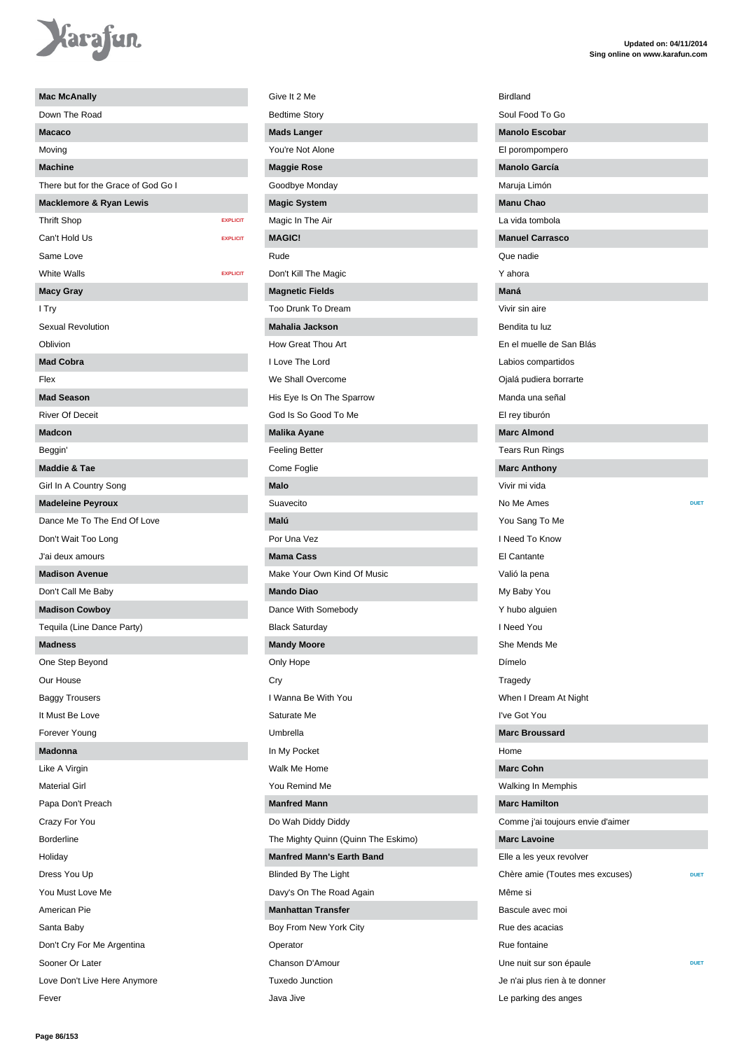**Mac McAnally**

Down The Road

**Macaco**

Moving

**Machine**

There but for the Grace of God Go I

**Macklemore & Ryan Lewis**

Thrift Shop EXPLICIT

Can't Hold Us EXPLICIT

Same Love

White Walls EXPLICIT

**Macy Gray**

I Try

Sexual Revolution

Oblivion

**Mad Cobra**

Flex

**Mad Season**

River Of Deceit

**Madcon**

Beggin'

**Maddie & Tae**

Girl In A Country Song

**Madeleine Peyroux**

Dance Me To The End Of Love

Don't Wait Too Long

J'ai deux amours

**Madison Avenue**

Don't Call Me Baby

**Madison Cowboy**

Tequila (Line Dance Party)

**Madness**

One Step Beyond

Our House

Baggy Trousers

It Must Be Love

Forever Young

**Madonna**

Like A Virgin

Material Girl

Papa Don't Preach

Crazy For You

Borderline

Holiday

Dress You Up

You Must Love Me

American Pie

Santa Baby

Don't Cry For Me Argentina

Sooner Or Later

Love Don't Live Here Anymore

Fever

Give It 2 Me

Bedtime Story

**Mads Langer**

You're Not Alone

**Maggie Rose**

Goodbye Monday

**Magic System**

Magic In The Air

**MAGIC!**

Rude

Don't Kill The Magic

**Magnetic Fields**

Too Drunk To Dream

**Mahalia Jackson**

How Great Thou Art

I Love The Lord

We Shall Overcome

His Eye Is On The Sparrow

God Is So Good To Me

**Malika Ayane**

Feeling Better

Come Foglie

**Malo**

Suavecito

**Malú**

Por Una Vez

**Mama Cass**

Make Your Own Kind Of Music

**Mando Diao**

Dance With Somebody

Black Saturday

**Mandy Moore**

Only Hope

Cry

I Wanna Be With You

Saturate Me

Umbrella

In My Pocket

Walk Me Home

You Remind Me

**Manfred Mann**

Do Wah Diddy Diddy

The Mighty Quinn (Quinn The Eskimo)

**Manfred Mann's Earth Band**

Blinded By The Light

Davy's On The Road Again

**Manhattan Transfer**

Boy From New York City

Operator

Chanson D'Amour

Tuxedo Junction

Java Jive

Birdland

Soul Food To Go

**Manolo Escobar**

El porompompero

**Manolo García**

Maruja Limón

**Manu Chao**

La vida tombola

**Manuel Carrasco**

Que nadie

Y ahora

**Maná**

Vivir sin aire

Bendita tu luz

En el muelle de San Blás

Labios compartidos

Ojalá pudiera borrarte

Manda una señal

El rey tiburón

**Marc Almond**

Tears Run Rings

**Marc Anthony**

Vivir mi vida

No Me Ames DUET

You Sang To Me

I Need To Know

El Cantante

Valió la pena

My Baby You

Y hubo alguien

I Need You

She Mends Me

Dímelo

Tragedy

When I Dream At Night

I've Got You

**Marc Broussard**

Home

**Marc Cohn**

Walking In Memphis

**Marc Hamilton**

Comme j'ai toujours envie d'aimer

**Marc Lavoine**

Elle a les yeux revolver

Chère amie (Toutes mes excuses) DUET

Même si

Bascule avec moi

Rue des acacias

Rue fontaine

Une nuit sur son épaule DUET

Je n'ai plus rien à te donner

Le parking des anges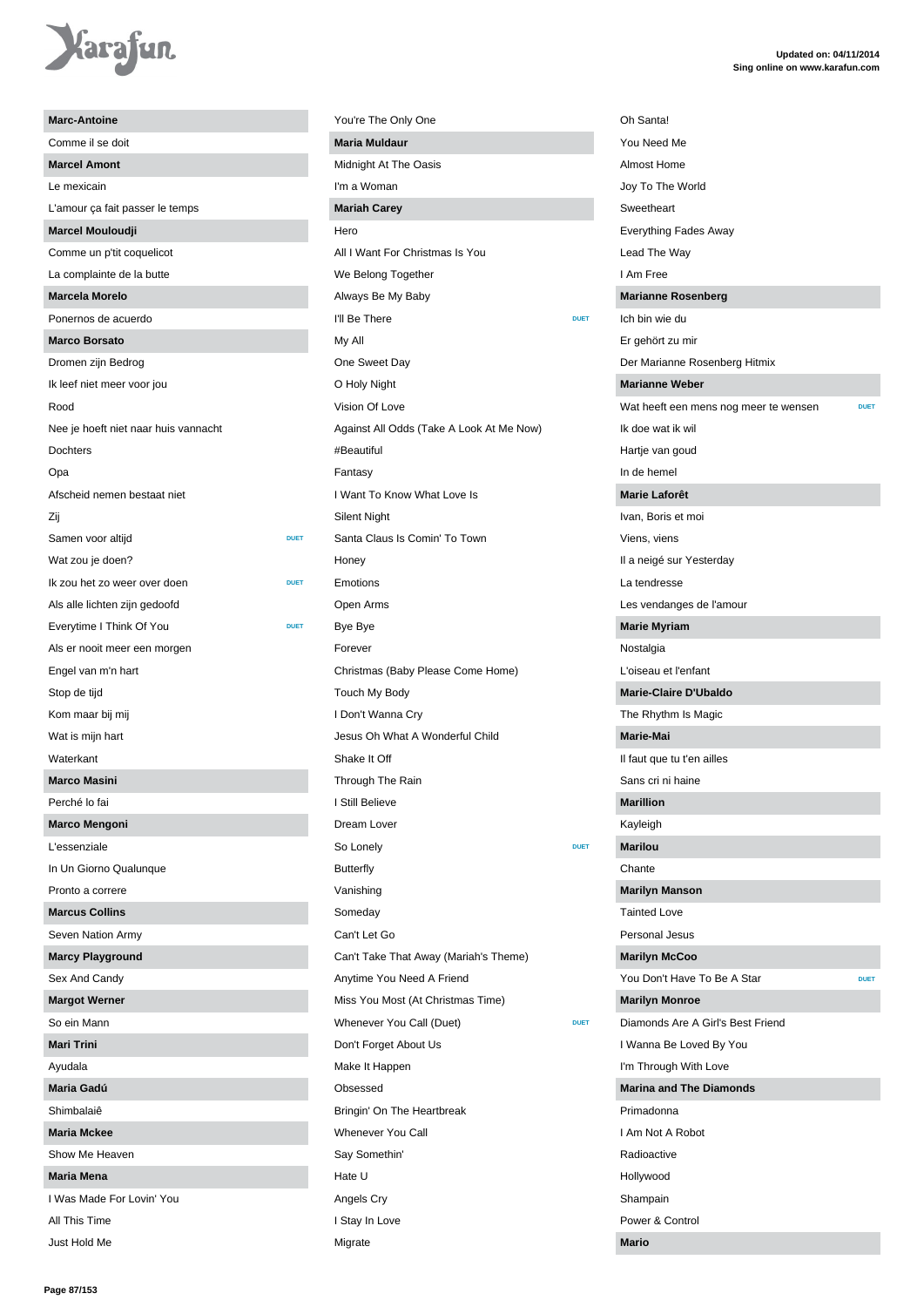**Marc-Antoine**

Comme il se doit

**Marcel Amont**

Le mexicain

L'amour ça fait passer le temps

**Marcel Mouloudji**

Comme un p'tit coquelicot

La complainte de la butte

**Marcela Morelo**

Ponernos de acuerdo

**Marco Borsato**

Dromen zijn Bedrog

Ik leef niet meer voor jou

Rood

Nee je hoeft niet naar huis vannacht

Dochters

Opa

Afscheid nemen bestaat niet

Zij

Samen voor altijd — DUET

Wat zou je doen?

Ik zou het zo weer over doen — DUET

Als alle lichten zijn gedoofd

Everytime I Think Of You — DUET

Als er nooit meer een morgen

Engel van m'n hart

Stop de tijd

Kom maar bij mij

Wat is mijn hart

Waterkant

**Marco Masini**

Perché lo fai

**Marco Mengoni**

L'essenziale

In Un Giorno Qualunque

Pronto a correre

**Marcus Collins**

Seven Nation Army

**Marcy Playground**

Sex And Candy

**Margot Werner**

So ein Mann

**Mari Trini**

Ayudala

**Maria Gadú**

Shimbalaiê

**Maria Mckee**

Show Me Heaven

**Maria Mena**

I Was Made For Lovin' You

All This Time

Just Hold Me

You're The Only One

**Maria Muldaur**

Midnight At The Oasis

I'm a Woman

**Mariah Carey**

Hero

All I Want For Christmas Is You

We Belong Together

Always Be My Baby

I'll Be There — DUET

My All

One Sweet Day

O Holy Night

Vision Of Love

Against All Odds (Take A Look At Me Now)

#Beautiful

Fantasy

I Want To Know What Love Is

Silent Night

Santa Claus Is Comin' To Town

Honey

Emotions

Open Arms

Bye Bye

Forever

Christmas (Baby Please Come Home)

Touch My Body

I Don't Wanna Cry

Jesus Oh What A Wonderful Child

Shake It Off

Through The Rain

I Still Believe

Dream Lover

So Lonely — DUET

Butterfly

Vanishing

Someday

Can't Let Go

Can't Take That Away (Mariah's Theme)

Anytime You Need A Friend

Miss You Most (At Christmas Time)

Whenever You Call (Duet) — DUET

Don't Forget About Us

Make It Happen

Obsessed

Bringin' On The Heartbreak

Whenever You Call

Say Somethin'

Hate U

Angels Cry

I Stay In Love

Migrate

Oh Santa!

You Need Me

Almost Home

Joy To The World

Sweetheart

Everything Fades Away

Lead The Way

I Am Free

**Marianne Rosenberg**

Ich bin wie du

Er gehört zu mir

Der Marianne Rosenberg Hitmix

**Marianne Weber**

Wat heeft een mens nog meer te wensen — DUET

Ik doe wat ik wil

Hartje van goud

In de hemel

**Marie Laforêt**

Ivan, Boris et moi

Viens, viens

Il a neigé sur Yesterday

La tendresse

Les vendanges de l'amour

**Marie Myriam**

Nostalgia

L'oiseau et l'enfant

**Marie-Claire D'Ubaldo**

The Rhythm Is Magic

**Marie-Mai**

Il faut que tu t'en ailles

Sans cri ni haine

**Marillion**

Kayleigh

**Marilou**

Chante

**Marilyn Manson**

Tainted Love

Personal Jesus

**Marilyn McCoo**

You Don't Have To Be A Star — DUET

**Marilyn Monroe**

Diamonds Are A Girl's Best Friend

I Wanna Be Loved By You

I'm Through With Love

**Marina and The Diamonds**

Primadonna

I Am Not A Robot

Radioactive

Hollywood

Shampain

Power & Control

**Mario**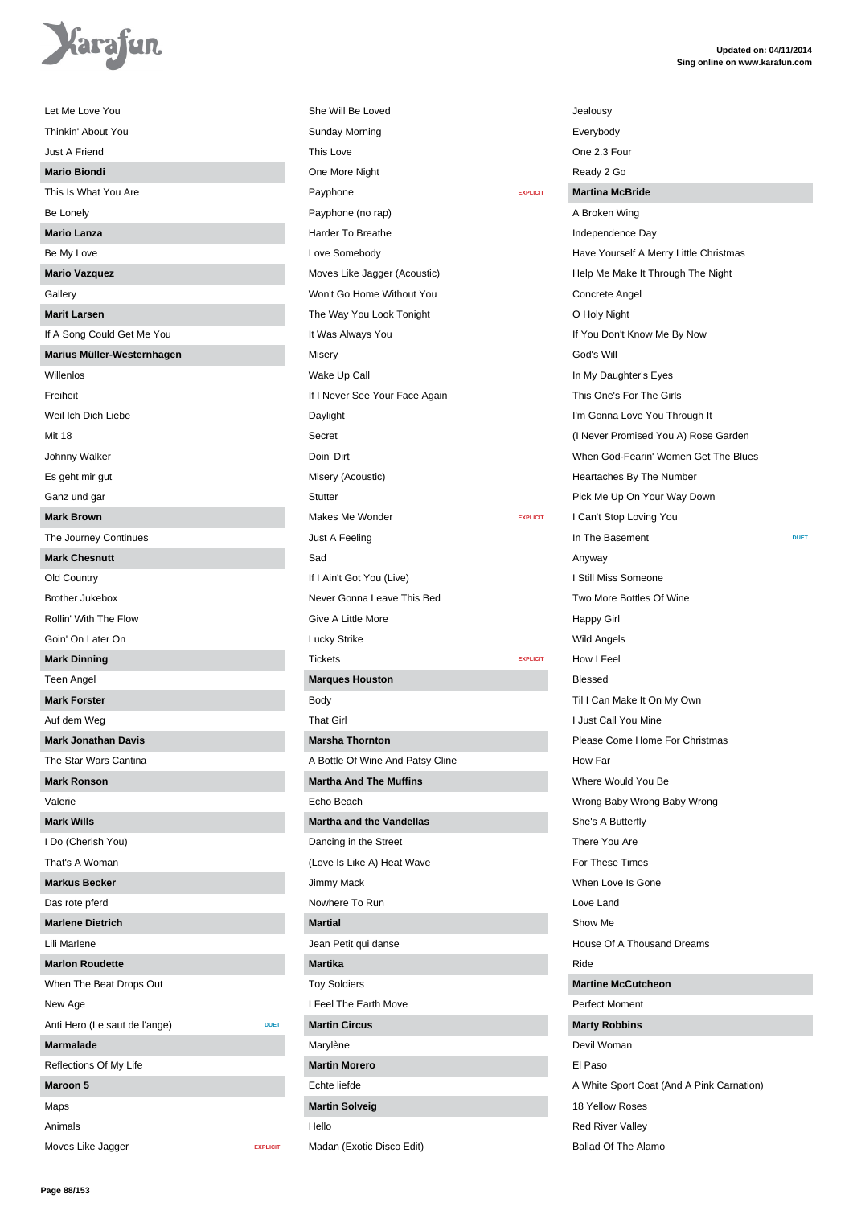Let Me Love You
Thinkin' About You
Just A Friend

**Mario Biondi**

This Is What You Are
Be Lonely

**Mario Lanza**

Be My Love

**Mario Vazquez**

Gallery

**Marit Larsen**

If A Song Could Get Me You

**Marius Müller-Westernhagen**

Willenlos
Freiheit
Weil Ich Dich Liebe
Mit 18
Johnny Walker
Es geht mir gut
Ganz und gar

**Mark Brown**

The Journey Continues

**Mark Chesnutt**

Old Country
Brother Jukebox
Rollin' With The Flow
Goin' On Later On

**Mark Dinning**

Teen Angel

**Mark Forster**

Auf dem Weg

**Mark Jonathan Davis**

The Star Wars Cantina

**Mark Ronson**

Valerie

**Mark Wills**

I Do (Cherish You)
That's A Woman

**Markus Becker**

Das rote pferd

**Marlene Dietrich**

Lili Marlene

**Marlon Roudette**

When The Beat Drops Out
New Age
Anti Hero (Le saut de l'ange) DUET

**Marmalade**

Reflections Of My Life

**Maroon 5**

Maps
Animals
Moves Like Jagger EXPLICIT
She Will Be Loved
Sunday Morning
This Love
One More Night
Payphone EXPLICIT
Payphone (no rap)
Harder To Breathe
Love Somebody
Moves Like Jagger (Acoustic)
Won't Go Home Without You
The Way You Look Tonight
It Was Always You
Misery
Wake Up Call
If I Never See Your Face Again
Daylight
Secret
Doin' Dirt
Misery (Acoustic)
Stutter
Makes Me Wonder EXPLICIT
Just A Feeling
Sad
If I Ain't Got You (Live)
Never Gonna Leave This Bed
Give A Little More
Lucky Strike
Tickets EXPLICIT

**Marques Houston**

Body
That Girl

**Marsha Thornton**

A Bottle Of Wine And Patsy Cline

**Martha And The Muffins**

Echo Beach

**Martha and the Vandellas**

Dancing in the Street
(Love Is Like A) Heat Wave
Jimmy Mack
Nowhere To Run

**Martial**

Jean Petit qui danse

**Martika**

Toy Soldiers
I Feel The Earth Move

**Martin Circus**

Marylène

**Martin Morero**

Echte liefde

**Martin Solveig**

Hello
Madan (Exotic Disco Edit)
Jealousy
Everybody
One 2.3 Four
Ready 2 Go

**Martina McBride**

A Broken Wing
Independence Day
Have Yourself A Merry Little Christmas
Help Me Make It Through The Night
Concrete Angel
O Holy Night
If You Don't Know Me By Now
God's Will
In My Daughter's Eyes
This One's For The Girls
I'm Gonna Love You Through It
(I Never Promised You A) Rose Garden
When God-Fearin' Women Get The Blues
Heartaches By The Number
Pick Me Up On Your Way Down
I Can't Stop Loving You
In The Basement DUET
Anyway
I Still Miss Someone
Two More Bottles Of Wine
Happy Girl
Wild Angels
How I Feel
Blessed
Til I Can Make It On My Own
I Just Call You Mine
Please Come Home For Christmas
How Far
Where Would You Be
Wrong Baby Wrong Baby Wrong
She's A Butterfly
There You Are
For These Times
When Love Is Gone
Love Land
Show Me
House Of A Thousand Dreams
Ride

**Martine McCutcheon**

Perfect Moment

**Marty Robbins**

Devil Woman
El Paso
A White Sport Coat (And A Pink Carnation)
18 Yellow Roses
Red River Valley
Ballad Of The Alamo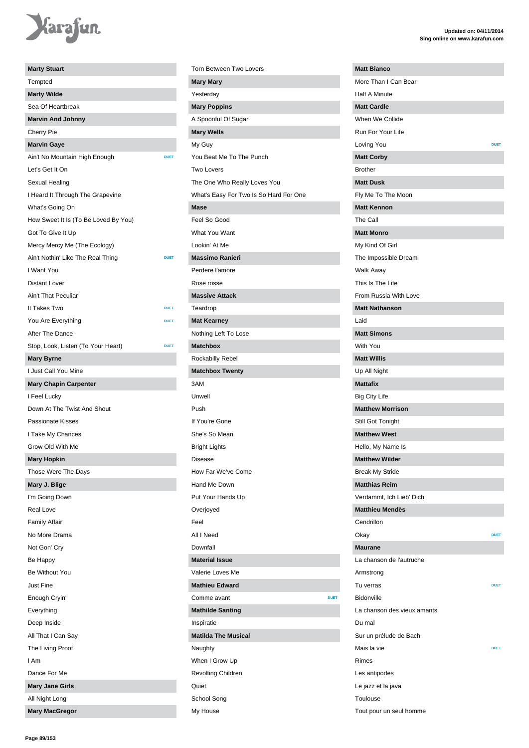Updated on: 04/11/2014
Sing online on www.karafun.com

**Marty Stuart**
- Tempted

**Marty Wilde**
- Sea Of Heartbreak

**Marvin And Johnny**
- Cherry Pie

**Marvin Gaye**
- Ain't No Mountain High Enough — DUET
- Let's Get It On
- Sexual Healing
- I Heard It Through The Grapevine
- What's Going On
- How Sweet It Is (To Be Loved By You)
- Got To Give It Up
- Mercy Mercy Me (The Ecology)
- Ain't Nothin' Like The Real Thing — DUET
- I Want You
- Distant Lover
- Ain't That Peculiar
- It Takes Two — DUET
- You Are Everything — DUET
- After The Dance
- Stop, Look, Listen (To Your Heart) — DUET

**Mary Byrne**
- I Just Call You Mine

**Mary Chapin Carpenter**
- I Feel Lucky
- Down At The Twist And Shout
- Passionate Kisses
- I Take My Chances
- Grow Old With Me

**Mary Hopkin**
- Those Were The Days

**Mary J. Blige**
- I'm Going Down
- Real Love
- Family Affair
- No More Drama
- Not Gon' Cry
- Be Happy
- Be Without You
- Just Fine
- Enough Cryin'
- Everything
- Deep Inside
- All That I Can Say
- The Living Proof
- I Am
- Dance For Me

**Mary Jane Girls**
- All Night Long

**Mary MacGregor**
- Torn Between Two Lovers

**Mary Mary**
- Yesterday

**Mary Poppins**
- A Spoonful Of Sugar

**Mary Wells**
- My Guy
- You Beat Me To The Punch
- Two Lovers
- The One Who Really Loves You
- What's Easy For Two Is So Hard For One

**Mase**
- Feel So Good
- What You Want
- Lookin' At Me

**Massimo Ranieri**
- Perdere l'amore
- Rose rosse

**Massive Attack**
- Teardrop

**Mat Kearney**
- Nothing Left To Lose

**Matchbox**
- Rockabilly Rebel

**Matchbox Twenty**
- 3AM
- Unwell
- Push
- If You're Gone
- She's So Mean
- Bright Lights
- Disease
- How Far We've Come
- Hand Me Down
- Put Your Hands Up
- Overjoyed
- Feel
- All I Need
- Downfall

**Material Issue**
- Valerie Loves Me

**Mathieu Edward**
- Comme avant — DUET

**Mathilde Santing**
- Inspiratie

**Matilda The Musical**
- Naughty
- When I Grow Up
- Revolting Children
- Quiet
- School Song
- My House

**Matt Bianco**
- More Than I Can Bear
- Half A Minute

**Matt Cardle**
- When We Collide
- Run For Your Life
- Loving You — DUET

**Matt Corby**
- Brother

**Matt Dusk**
- Fly Me To The Moon

**Matt Kennon**
- The Call

**Matt Monro**
- My Kind Of Girl
- The Impossible Dream
- Walk Away
- This Is The Life
- From Russia With Love

**Matt Nathanson**
- Laid

**Matt Simons**
- With You

**Matt Willis**
- Up All Night

**Mattafix**
- Big City Life

**Matthew Morrison**
- Still Got Tonight

**Matthew West**
- Hello, My Name Is

**Matthew Wilder**
- Break My Stride

**Matthias Reim**
- Verdammt, Ich Lieb' Dich

**Matthieu Mendès**
- Cendrillon
- Okay — DUET

**Maurane**
- La chanson de l'autruche
- Armstrong
- Tu verras — DUET
- Bidonville
- La chanson des vieux amants
- Du mal
- Sur un prélude de Bach
- Mais la vie — DUET
- Rimes
- Les antipodes
- Le jazz et la java
- Toulouse
- Tout pour un seul homme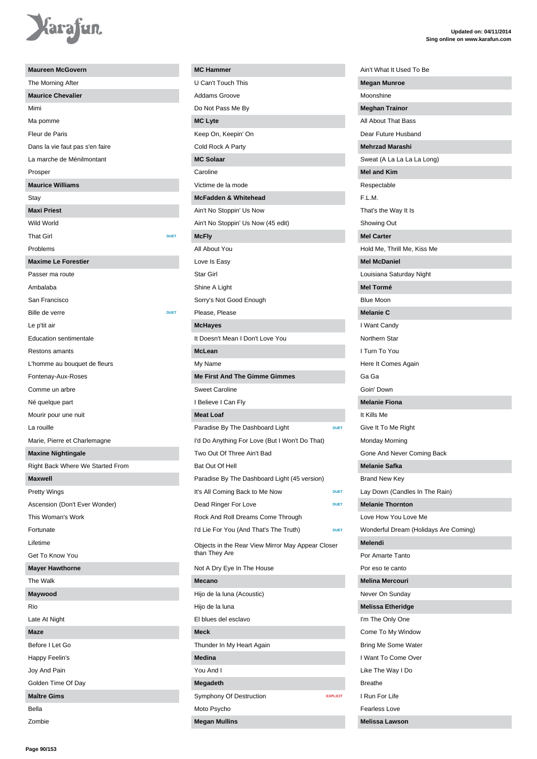Updated on: 04/11/2014
Sing online on www.karafun.com

**Maureen McGovern**

The Morning After

**Maurice Chevalier**

Mimi

Ma pomme

Fleur de Paris

Dans la vie faut pas s'en faire

La marche de Ménilmontant

Prosper

**Maurice Williams**

Stay

**Maxi Priest**

Wild World

That Girl DUET

Problems

**Maxime Le Forestier**

Passer ma route

Ambalaba

San Francisco

Bille de verre DUET

Le p'tit air

Education sentimentale

Restons amants

L'homme au bouquet de fleurs

Fontenay-Aux-Roses

Comme un arbre

Né quelque part

Mourir pour une nuit

La rouille

Marie, Pierre et Charlemagne

**Maxine Nightingale**

Right Back Where We Started From

**Maxwell**

Pretty Wings

Ascension (Don't Ever Wonder)

This Woman's Work

Fortunate

Lifetime

Get To Know You

**Mayer Hawthorne**

The Walk

**Maywood**

Rio

Late At Night

**Maze**

Before I Let Go

Happy Feelin's

Joy And Pain

Golden Time Of Day

**Maître Gims**

Bella

Zombie

**MC Hammer**

U Can't Touch This

Addams Groove

Do Not Pass Me By

**MC Lyte**

Keep On, Keepin' On

Cold Rock A Party

**MC Solaar**

Caroline

Victime de la mode

**McFadden & Whitehead**

Ain't No Stoppin' Us Now

Ain't No Stoppin' Us Now (45 edit)

**McFly**

All About You

Love Is Easy

Star Girl

Shine A Light

Sorry's Not Good Enough

Please, Please

**McHayes**

It Doesn't Mean I Don't Love You

**McLean**

My Name

**Me First And The Gimme Gimmes**

Sweet Caroline

I Believe I Can Fly

**Meat Loaf**

Paradise By The Dashboard Light DUET

I'd Do Anything For Love (But I Won't Do That)

Two Out Of Three Ain't Bad

Bat Out Of Hell

Paradise By The Dashboard Light (45 version)

It's All Coming Back to Me Now DUET

Dead Ringer For Love DUET

Rock And Roll Dreams Come Through

I'd Lie For You (And That's The Truth) DUET

Objects in the Rear View Mirror May Appear Closer than They Are

Not A Dry Eye In The House

**Mecano**

Hijo de la luna (Acoustic)

Hijo de la luna

El blues del esclavo

**Meck**

Thunder In My Heart Again

**Medina**

You And I

**Megadeth**

Symphony Of Destruction EXPLICIT

Moto Psycho

**Megan Mullins**

Ain't What It Used To Be

**Megan Munroe**

Moonshine

**Meghan Trainor**

All About That Bass

Dear Future Husband

**Mehrzad Marashi**

Sweat (A La La La La Long)

**Mel and Kim**

Respectable

F.L.M.

That's the Way It Is

Showing Out

**Mel Carter**

Hold Me, Thrill Me, Kiss Me

**Mel McDaniel**

Louisiana Saturday Night

**Mel Tormé**

Blue Moon

**Melanie C**

I Want Candy

Northern Star

I Turn To You

Here It Comes Again

Ga Ga

Goin' Down

**Melanie Fiona**

It Kills Me

Give It To Me Right

Monday Morning

Gone And Never Coming Back

**Melanie Safka**

Brand New Key

Lay Down (Candles In The Rain)

**Melanie Thornton**

Love How You Love Me

Wonderful Dream (Holidays Are Coming)

**Melendi**

Por Amarte Tanto

Por eso te canto

**Melina Mercouri**

Never On Sunday

**Melissa Etheridge**

I'm The Only One

Come To My Window

Bring Me Some Water

I Want To Come Over

Like The Way I Do

Breathe

I Run For Life

Fearless Love

**Melissa Lawson**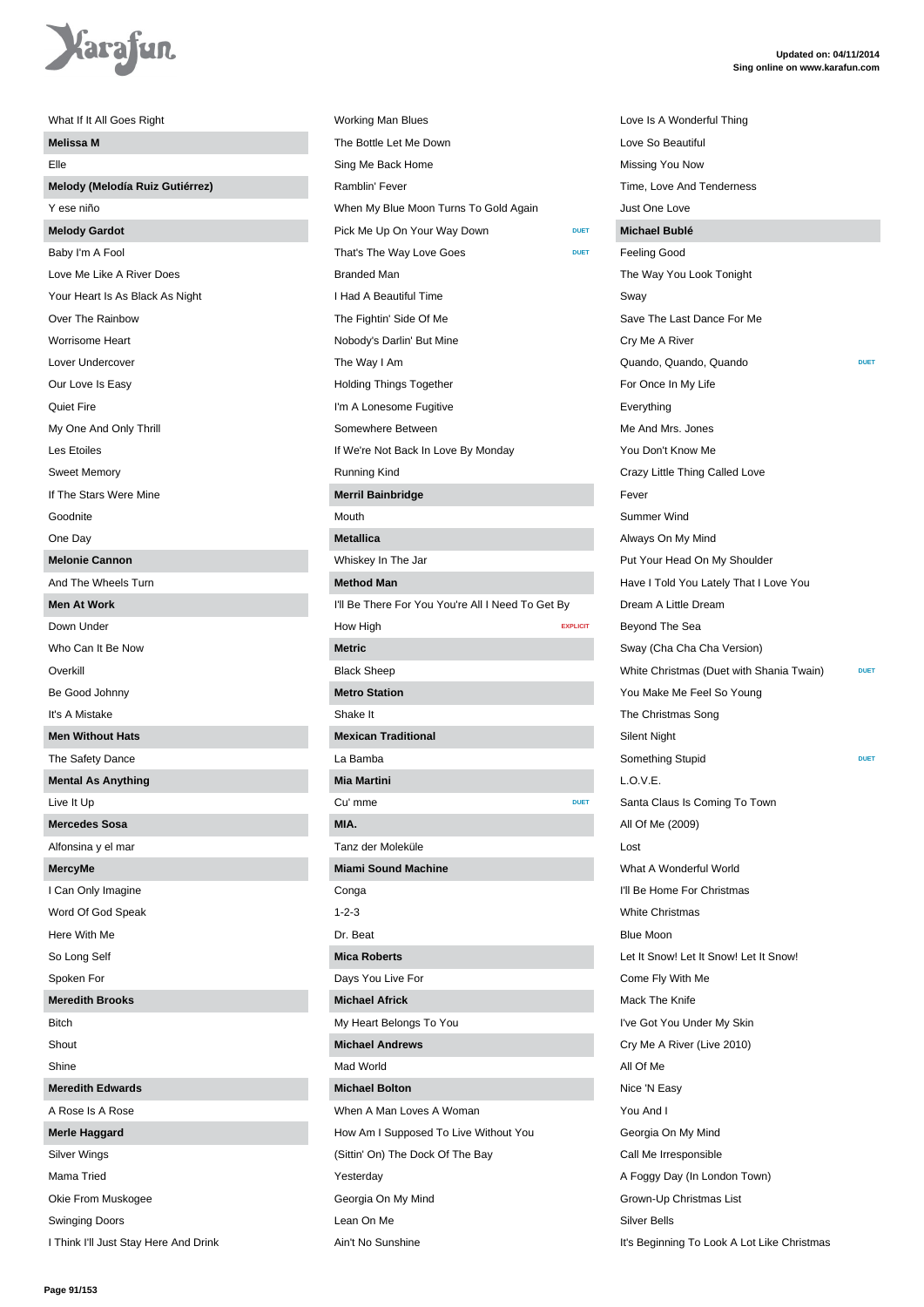What If It All Goes Right

**Melissa M**

Elle

**Melody (Melodía Ruiz Gutiérrez)**

Y ese niño

**Melody Gardot**

Baby I'm A Fool
Love Me Like A River Does
Your Heart Is As Black As Night
Over The Rainbow
Worrisome Heart
Lover Undercover
Our Love Is Easy
Quiet Fire
My One And Only Thrill
Les Etoiles
Sweet Memory
If The Stars Were Mine
Goodnite
One Day

**Melonie Cannon**

And The Wheels Turn

**Men At Work**

Down Under
Who Can It Be Now
Overkill
Be Good Johnny
It's A Mistake

**Men Without Hats**

The Safety Dance

**Mental As Anything**

Live It Up

**Mercedes Sosa**

Alfonsina y el mar

**MercyMe**

I Can Only Imagine
Word Of God Speak
Here With Me
So Long Self
Spoken For

**Meredith Brooks**

Bitch
Shout
Shine

**Meredith Edwards**

A Rose Is A Rose

**Merle Haggard**

Silver Wings
Mama Tried
Okie From Muskogee
Swinging Doors
I Think I'll Just Stay Here And Drink
Working Man Blues
The Bottle Let Me Down
Sing Me Back Home
Ramblin' Fever
When My Blue Moon Turns To Gold Again
Pick Me Up On Your Way Down DUET
That's The Way Love Goes DUET
Branded Man
I Had A Beautiful Time
The Fightin' Side Of Me
Nobody's Darlin' But Mine
The Way I Am
Holding Things Together
I'm A Lonesome Fugitive
Somewhere Between
If We're Not Back In Love By Monday
Running Kind

**Merril Bainbridge**

Mouth

**Metallica**

Whiskey In The Jar

**Method Man**

I'll Be There For You You're All I Need To Get By
How High EXPLICIT

**Metric**

Black Sheep

**Metro Station**

Shake It

**Mexican Traditional**

La Bamba

**Mia Martini**

Cu' mme DUET

**MIA.**

Tanz der Moleküle

**Miami Sound Machine**

Conga
1-2-3
Dr. Beat

**Mica Roberts**

Days You Live For

**Michael Africk**

My Heart Belongs To You

**Michael Andrews**

Mad World

**Michael Bolton**

When A Man Loves A Woman
How Am I Supposed To Live Without You
(Sittin' On) The Dock Of The Bay
Yesterday
Georgia On My Mind
Lean On Me
Ain't No Sunshine
Love Is A Wonderful Thing
Love So Beautiful
Missing You Now
Time, Love And Tenderness
Just One Love

**Michael Bublé**

Feeling Good
The Way You Look Tonight
Sway
Save The Last Dance For Me
Cry Me A River
Quando, Quando, Quando DUET
For Once In My Life
Everything
Me And Mrs. Jones
You Don't Know Me
Crazy Little Thing Called Love
Fever
Summer Wind
Always On My Mind
Put Your Head On My Shoulder
Have I Told You Lately That I Love You
Dream A Little Dream
Beyond The Sea
Sway (Cha Cha Cha Version)
White Christmas (Duet with Shania Twain) DUET
You Make Me Feel So Young
The Christmas Song
Silent Night
Something Stupid DUET
L.O.V.E.
Santa Claus Is Coming To Town
All Of Me (2009)
Lost
What A Wonderful World
I'll Be Home For Christmas
White Christmas
Blue Moon
Let It Snow! Let It Snow! Let It Snow!
Come Fly With Me
Mack The Knife
I've Got You Under My Skin
Cry Me A River (Live 2010)
All Of Me
Nice 'N Easy
You And I
Georgia On My Mind
Call Me Irresponsible
A Foggy Day (In London Town)
Grown-Up Christmas List
Silver Bells
It's Beginning To Look A Lot Like Christmas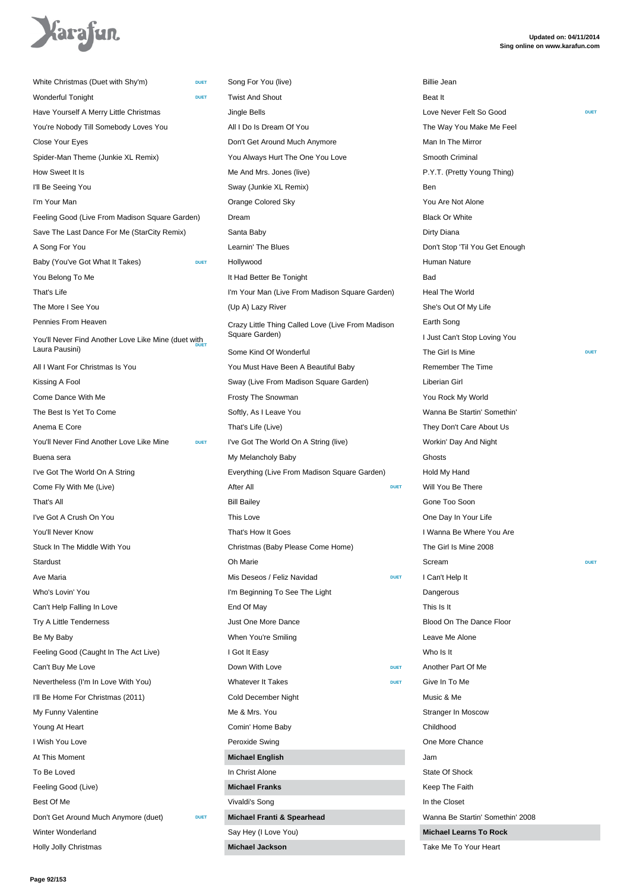White Christmas (Duet with Shy'm) DUET
Wonderful Tonight DUET
Have Yourself A Merry Little Christmas
You're Nobody Till Somebody Loves You
Close Your Eyes
Spider-Man Theme (Junkie XL Remix)
How Sweet It Is
I'll Be Seeing You
I'm Your Man
Feeling Good (Live From Madison Square Garden)
Save The Last Dance For Me (StarCity Remix)
A Song For You
Baby (You've Got What It Takes) DUET
You Belong To Me
That's Life
The More I See You
Pennies From Heaven
You'll Never Find Another Love Like Mine (duet with Laura Pausini) DUET
All I Want For Christmas Is You
Kissing A Fool
Come Dance With Me
The Best Is Yet To Come
Anema E Core
You'll Never Find Another Love Like Mine DUET
Buena sera
I've Got The World On A String
Come Fly With Me (Live)
That's All
I've Got A Crush On You
You'll Never Know
Stuck In The Middle With You
Stardust
Ave Maria
Who's Lovin' You
Can't Help Falling In Love
Try A Little Tenderness
Be My Baby
Feeling Good (Caught In The Act Live)
Can't Buy Me Love
Nevertheless (I'm In Love With You)
I'll Be Home For Christmas (2011)
My Funny Valentine
Young At Heart
I Wish You Love
At This Moment
To Be Loved
Feeling Good (Live)
Best Of Me
Don't Get Around Much Anymore (duet) DUET
Winter Wonderland
Holly Jolly Christmas

Song For You (live)
Twist And Shout
Jingle Bells
All I Do Is Dream Of You
Don't Get Around Much Anymore
You Always Hurt The One You Love
Me And Mrs. Jones (live)
Sway (Junkie XL Remix)
Orange Colored Sky
Dream
Santa Baby
Learnin' The Blues
Hollywood
It Had Better Be Tonight
I'm Your Man (Live From Madison Square Garden)
(Up A) Lazy River
Crazy Little Thing Called Love (Live From Madison Square Garden)
Some Kind Of Wonderful
You Must Have Been A Beautiful Baby
Sway (Live From Madison Square Garden)
Frosty The Snowman
Softly, As I Leave You
That's Life (Live)
I've Got The World On A String (live)
My Melancholy Baby
Everything (Live From Madison Square Garden)
After All DUET
Bill Bailey
This Love
That's How It Goes
Christmas (Baby Please Come Home)
Oh Marie
Mis Deseos / Feliz Navidad DUET
I'm Beginning To See The Light
End Of May
Just One More Dance
When You're Smiling
I Got It Easy
Down With Love DUET
Whatever It Takes DUET
Cold December Night
Me & Mrs. You
Comin' Home Baby
Peroxide Swing

**Michael English**

In Christ Alone

**Michael Franks**

Vivaldi's Song

**Michael Franti & Spearhead**

Say Hey (I Love You)

**Michael Jackson**

Billie Jean
Beat It
Love Never Felt So Good DUET
The Way You Make Me Feel
Man In The Mirror
Smooth Criminal
P.Y.T. (Pretty Young Thing)
Ben
You Are Not Alone
Black Or White
Dirty Diana
Don't Stop 'Til You Get Enough
Human Nature
Bad
Heal The World
She's Out Of My Life
Earth Song
I Just Can't Stop Loving You
The Girl Is Mine DUET
Remember The Time
Liberian Girl
You Rock My World
Wanna Be Startin' Somethin'
They Don't Care About Us
Workin' Day And Night
Ghosts
Hold My Hand
Will You Be There
Gone Too Soon
One Day In Your Life
I Wanna Be Where You Are
The Girl Is Mine 2008
Scream DUET
I Can't Help It
Dangerous
This Is It
Blood On The Dance Floor
Leave Me Alone
Who Is It
Another Part Of Me
Give In To Me
Music & Me
Stranger In Moscow
Childhood
One More Chance
Jam
State Of Shock
Keep The Faith
In the Closet
Wanna Be Startin' Somethin' 2008

**Michael Learns To Rock**

Take Me To Your Heart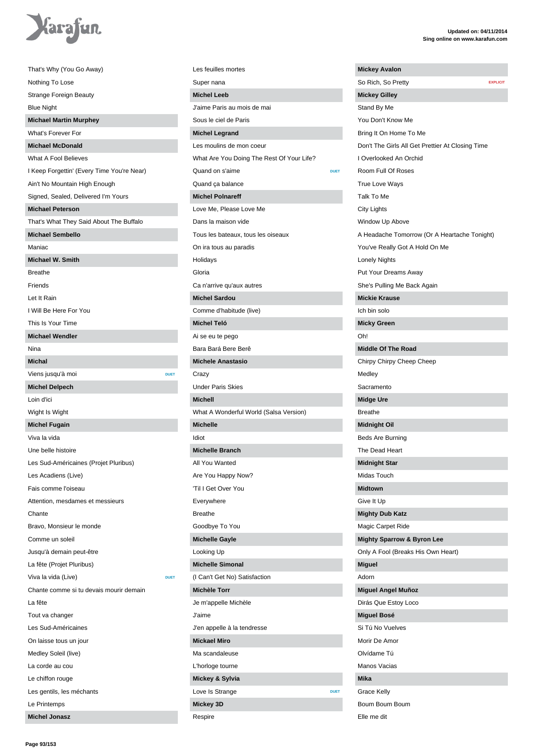That's Why (You Go Away)
Nothing To Lose
Strange Foreign Beauty
Blue Night

**Michael Martin Murphey**

What's Forever For

**Michael McDonald**

What A Fool Believes
I Keep Forgettin' (Every Time You're Near)
Ain't No Mountain High Enough
Signed, Sealed, Delivered I'm Yours

**Michael Peterson**

That's What They Said About The Buffalo

**Michael Sembello**

Maniac

**Michael W. Smith**

Breathe
Friends
Let It Rain
I Will Be Here For You
This Is Your Time

**Michael Wendler**

Nina

**Michal**

Viens jusqu'à moi DUET

**Michel Delpech**

Loin d'ici
Wight Is Wight

**Michel Fugain**

Viva la vida
Une belle histoire
Les Sud-Américaines (Projet Pluribus)
Les Acadiens (Live)
Fais comme l'oiseau
Attention, mesdames et messieurs
Chante
Bravo, Monsieur le monde
Comme un soleil
Jusqu'à demain peut-être
La fête (Projet Pluribus)
Viva la vida (Live) DUET
Chante comme si tu devais mourir demain
La fête
Tout va changer
Les Sud-Américaines
On laisse tous un jour
Medley Soleil (live)
La corde au cou
Le chiffon rouge
Les gentils, les méchants
Le Printemps

**Michel Jonasz**

Les feuilles mortes
Super nana

**Michel Leeb**

J'aime Paris au mois de mai
Sous le ciel de Paris

**Michel Legrand**

Les moulins de mon coeur
What Are You Doing The Rest Of Your Life?
Quand on s'aime DUET
Quand ça balance

**Michel Polnareff**

Love Me, Please Love Me
Dans la maison vide
Tous les bateaux, tous les oiseaux
On ira tous au paradis
Holidays
Gloria
Ca n'arrive qu'aux autres

**Michel Sardou**

Comme d'habitude (live)

**Michel Teló**

Ai se eu te pego
Bara Bará Bere Berê

**Michele Anastasio**

Crazy
Under Paris Skies

**Michell**

What A Wonderful World (Salsa Version)

**Michelle**

Idiot

**Michelle Branch**

All You Wanted
Are You Happy Now?
'Til I Get Over You
Everywhere
Breathe
Goodbye To You

**Michelle Gayle**

Looking Up

**Michelle Simonal**

(I Can't Get No) Satisfaction

**Michèle Torr**

Je m'appelle Michèle
J'aime
J'en appelle à la tendresse

**Mickael Miro**

Ma scandaleuse
L'horloge tourne

**Mickey & Sylvia**

Love Is Strange DUET

**Mickey 3D**

Respire

**Mickey Avalon**

So Rich, So Pretty EXPLICIT

**Mickey Gilley**

Stand By Me
You Don't Know Me
Bring It On Home To Me
Don't The Girls All Get Prettier At Closing Time
I Overlooked An Orchid
Room Full Of Roses
True Love Ways
Talk To Me
City Lights
Window Up Above
A Headache Tomorrow (Or A Heartache Tonight)
You've Really Got A Hold On Me
Lonely Nights
Put Your Dreams Away
She's Pulling Me Back Again

**Mickie Krause**

Ich bin solo

**Micky Green**

Oh!

**Middle Of The Road**

Chirpy Chirpy Cheep Cheep
Medley
Sacramento

**Midge Ure**

Breathe

**Midnight Oil**

Beds Are Burning
The Dead Heart

**Midnight Star**

Midas Touch

**Midtown**

Give It Up

**Mighty Dub Katz**

Magic Carpet Ride

**Mighty Sparrow & Byron Lee**

Only A Fool (Breaks His Own Heart)

**Miguel**

Adorn

**Miguel Angel Muñoz**

Dirás Que Estoy Loco

**Miguel Bosé**

Si Tú No Vuelves
Morir De Amor
Olvídame Tú
Manos Vacias

**Mika**

Grace Kelly
Boum Boum Boum
Elle me dit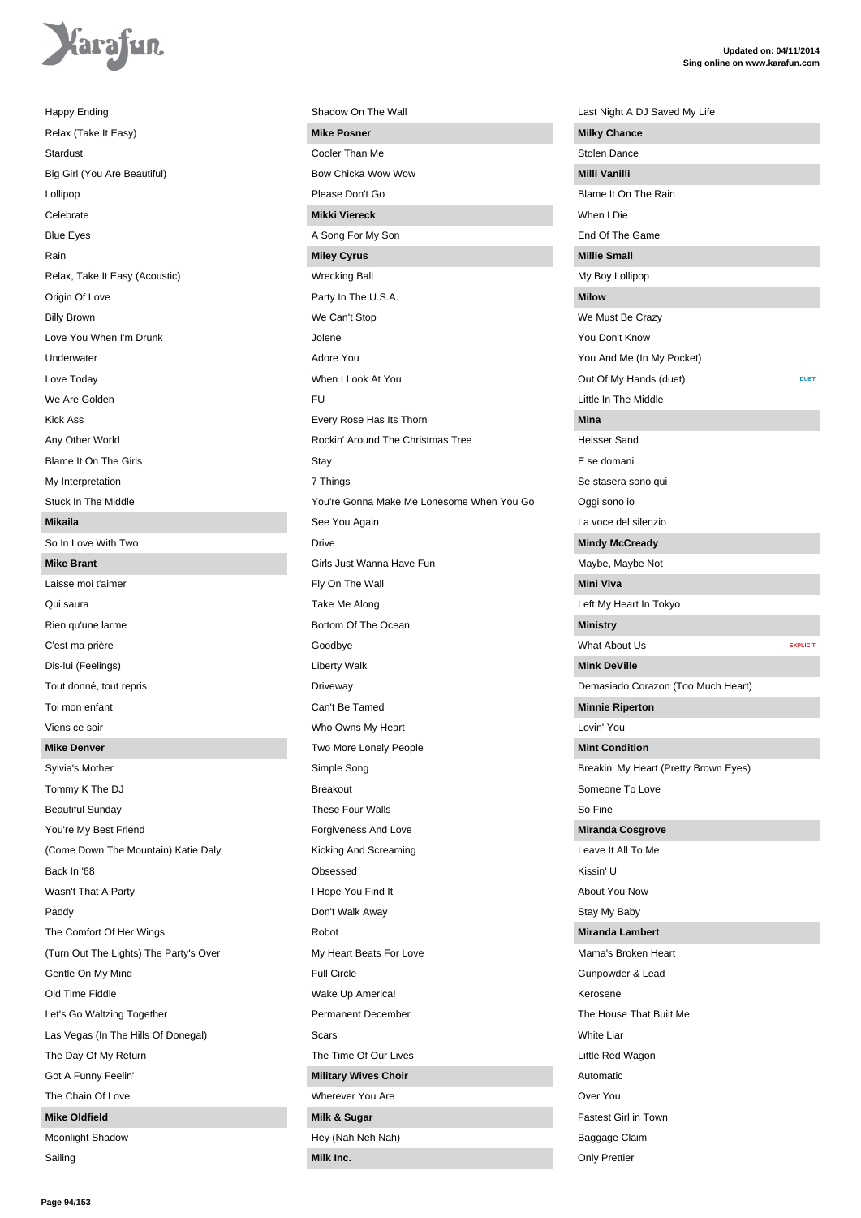Happy Ending
Relax (Take It Easy)
Stardust
Big Girl (You Are Beautiful)
Lollipop
Celebrate
Blue Eyes
Rain
Relax, Take It Easy (Acoustic)
Origin Of Love
Billy Brown
Love You When I'm Drunk
Underwater
Love Today
We Are Golden
Kick Ass
Any Other World
Blame It On The Girls
My Interpretation
Stuck In The Middle

**Mikaila**

So In Love With Two

**Mike Brant**

Laisse moi t'aimer
Qui saura
Rien qu'une larme
C'est ma prière
Dis-lui (Feelings)
Tout donné, tout repris
Toi mon enfant
Viens ce soir

**Mike Denver**

Sylvia's Mother
Tommy K The DJ
Beautiful Sunday
You're My Best Friend
(Come Down The Mountain) Katie Daly
Back In '68
Wasn't That A Party
Paddy
The Comfort Of Her Wings
(Turn Out The Lights) The Party's Over
Gentle On My Mind
Old Time Fiddle
Let's Go Waltzing Together
Las Vegas (In The Hills Of Donegal)
The Day Of My Return
Got A Funny Feelin'
The Chain Of Love

**Mike Oldfield**

Moonlight Shadow
Sailing
Shadow On The Wall

**Mike Posner**

Cooler Than Me
Bow Chicka Wow Wow
Please Don't Go

**Mikki Viereck**

A Song For My Son

**Miley Cyrus**

Wrecking Ball
Party In The U.S.A.
We Can't Stop
Jolene
Adore You
When I Look At You
FU
Every Rose Has Its Thorn
Rockin' Around The Christmas Tree
Stay
7 Things
You're Gonna Make Me Lonesome When You Go
See You Again
Drive
Girls Just Wanna Have Fun
Fly On The Wall
Take Me Along
Bottom Of The Ocean
Goodbye
Liberty Walk
Driveway
Can't Be Tamed
Who Owns My Heart
Two More Lonely People
Simple Song
Breakout
These Four Walls
Forgiveness And Love
Kicking And Screaming
Obsessed
I Hope You Find It
Don't Walk Away
Robot
My Heart Beats For Love
Full Circle
Wake Up America!
Permanent December
Scars
The Time Of Our Lives

**Military Wives Choir**

Wherever You Are

**Milk & Sugar**

Hey (Nah Neh Nah)

**Milk Inc.**

Last Night A DJ Saved My Life

**Milky Chance**

Stolen Dance

**Milli Vanilli**

Blame It On The Rain
When I Die
End Of The Game

**Millie Small**

My Boy Lollipop

**Milow**

We Must Be Crazy
You Don't Know
You And Me (In My Pocket)
Out Of My Hands (duet) DUET
Little In The Middle

**Mina**

Heisser Sand
E se domani
Se stasera sono qui
Oggi sono io
La voce del silenzio

**Mindy McCready**

Maybe, Maybe Not

**Mini Viva**

Left My Heart In Tokyo

**Ministry**

What About Us EXPLICIT

**Mink DeVille**

Demasiado Corazon (Too Much Heart)

**Minnie Riperton**

Lovin' You

**Mint Condition**

Breakin' My Heart (Pretty Brown Eyes)
Someone To Love
So Fine

**Miranda Cosgrove**

Leave It All To Me
Kissin' U
About You Now
Stay My Baby

**Miranda Lambert**

Mama's Broken Heart
Gunpowder & Lead
Kerosene
The House That Built Me
White Liar
Little Red Wagon
Automatic
Over You
Fastest Girl in Town
Baggage Claim
Only Prettier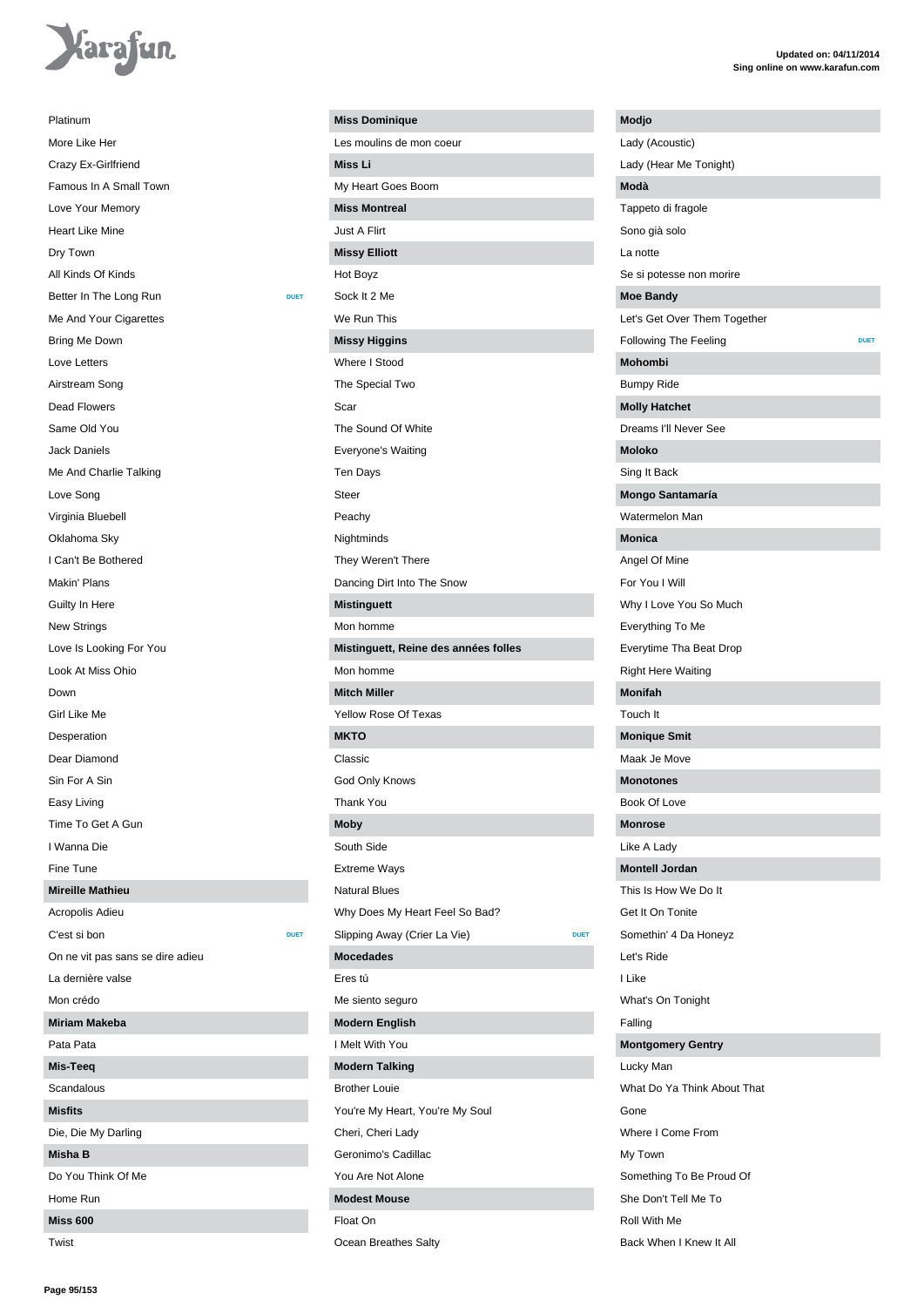Platinum
More Like Her
Crazy Ex-Girlfriend
Famous In A Small Town
Love Your Memory
Heart Like Mine
Dry Town
All Kinds Of Kinds
Better In The Long Run (DUET)
Me And Your Cigarettes
Bring Me Down
Love Letters
Airstream Song
Dead Flowers
Same Old You
Jack Daniels
Me And Charlie Talking
Love Song
Virginia Bluebell
Oklahoma Sky
I Can't Be Bothered
Makin' Plans
Guilty In Here
New Strings
Love Is Looking For You
Look At Miss Ohio
Down
Girl Like Me
Desperation
Dear Diamond
Sin For A Sin
Easy Living
Time To Get A Gun
I Wanna Die
Fine Tune

**Mireille Mathieu**

Acropolis Adieu
C'est si bon (DUET)
On ne vit pas sans se dire adieu
La dernière valse
Mon crédo

**Miriam Makeba**

Pata Pata

**Mis-Teeq**

Scandalous

**Misfits**

Die, Die My Darling

**Misha B**

Do You Think Of Me
Home Run

**Miss 600**

Twist

**Miss Dominique**

Les moulins de mon coeur

**Miss Li**

My Heart Goes Boom

**Miss Montreal**

Just A Flirt

**Missy Elliott**

Hot Boyz
Sock It 2 Me
We Run This

**Missy Higgins**

Where I Stood
The Special Two
Scar
The Sound Of White
Everyone's Waiting
Ten Days
Steer
Peachy
Nightminds
They Weren't There
Dancing Dirt Into The Snow

**Mistinguett**

Mon homme

**Mistinguett, Reine des années folles**

Mon homme

**Mitch Miller**

Yellow Rose Of Texas

**MKTO**

Classic
God Only Knows
Thank You

**Moby**

South Side
Extreme Ways
Natural Blues
Why Does My Heart Feel So Bad?
Slipping Away (Crier La Vie) (DUET)

**Mocedades**

Eres tú
Me siento seguro

**Modern English**

I Melt With You

**Modern Talking**

Brother Louie
You're My Heart, You're My Soul
Cheri, Cheri Lady
Geronimo's Cadillac
You Are Not Alone

**Modest Mouse**

Float On
Ocean Breathes Salty

**Modjo**

Lady (Acoustic)
Lady (Hear Me Tonight)

**Modà**

Tappeto di fragole
Sono già solo
La notte
Se si potesse non morire

**Moe Bandy**

Let's Get Over Them Together
Following The Feeling (DUET)

**Mohombi**

Bumpy Ride

**Molly Hatchet**

Dreams I'll Never See

**Moloko**

Sing It Back

**Mongo Santamaría**

Watermelon Man

**Monica**

Angel Of Mine
For You I Will
Why I Love You So Much
Everything To Me
Everytime Tha Beat Drop
Right Here Waiting

**Monifah**

Touch It

**Monique Smit**

Maak Je Move

**Monotones**

Book Of Love

**Monrose**

Like A Lady

**Montell Jordan**

This Is How We Do It
Get It On Tonite
Somethin' 4 Da Honeyz
Let's Ride
I Like
What's On Tonight
Falling

**Montgomery Gentry**

Lucky Man
What Do Ya Think About That
Gone
Where I Come From
My Town
Something To Be Proud Of
She Don't Tell Me To
Roll With Me
Back When I Knew It All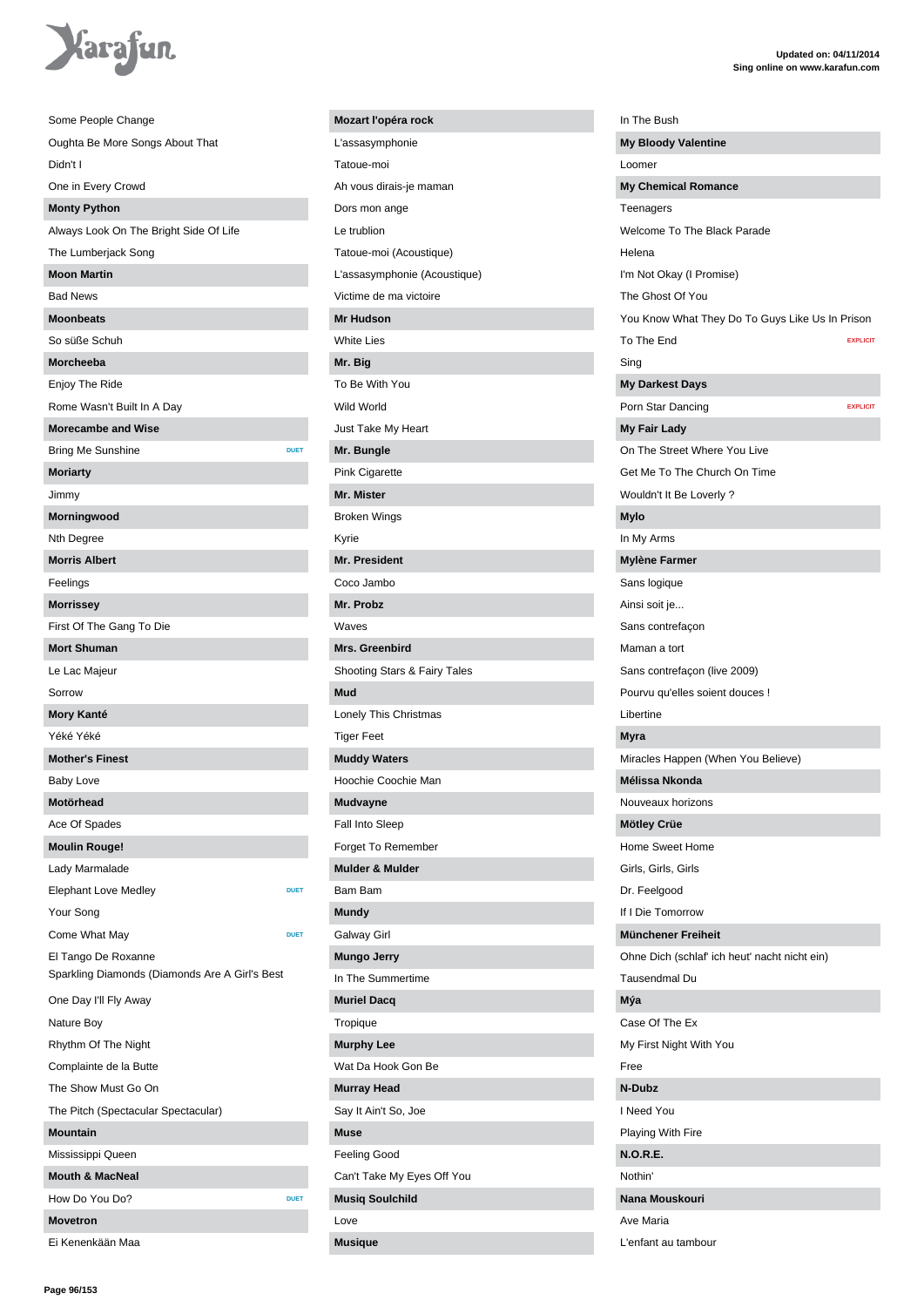Some People Change
Oughta Be More Songs About That
Didn't I
One in Every Crowd

**Monty Python**

Always Look On The Bright Side Of Life
The Lumberjack Song

**Moon Martin**

Bad News

**Moonbeats**

So süße Schuh

**Morcheeba**

Enjoy The Ride
Rome Wasn't Built In A Day

**Morecambe and Wise**

Bring Me Sunshine — DUET

**Moriarty**

Jimmy

**Morningwood**

Nth Degree

**Morris Albert**

Feelings

**Morrissey**

First Of The Gang To Die

**Mort Shuman**

Le Lac Majeur
Sorrow

**Mory Kanté**

Yéké Yéké

**Mother's Finest**

Baby Love

**Motörhead**

Ace Of Spades

**Moulin Rouge!**

Lady Marmalade
Elephant Love Medley — DUET
Your Song
Come What May — DUET
El Tango De Roxanne
Sparkling Diamonds (Diamonds Are A Girl's Best
One Day I'll Fly Away
Nature Boy
Rhythm Of The Night
Complainte de la Butte
The Show Must Go On
The Pitch (Spectacular Spectacular)

**Mountain**

Mississippi Queen

**Mouth & MacNeal**

How Do You Do? — DUET

**Movetron**

Ei Kenenkään Maa

**Mozart l'opéra rock**

L'assasymphonie
Tatoue-moi
Ah vous dirais-je maman
Dors mon ange
Le trublion
Tatoue-moi (Acoustique)
L'assasymphonie (Acoustique)
Victime de ma victoire

**Mr Hudson**

White Lies

**Mr. Big**

To Be With You
Wild World
Just Take My Heart

**Mr. Bungle**

Pink Cigarette

**Mr. Mister**

Broken Wings
Kyrie

**Mr. President**

Coco Jambo

**Mr. Probz**

Waves

**Mrs. Greenbird**

Shooting Stars & Fairy Tales

**Mud**

Lonely This Christmas
Tiger Feet

**Muddy Waters**

Hoochie Coochie Man

**Mudvayne**

Fall Into Sleep
Forget To Remember

**Mulder & Mulder**

Bam Bam

**Mundy**

Galway Girl

**Mungo Jerry**

In The Summertime

**Muriel Dacq**

Tropique

**Murphy Lee**

Wat Da Hook Gon Be

**Murray Head**

Say It Ain't So, Joe

**Muse**

Feeling Good
Can't Take My Eyes Off You

**Musiq Soulchild**

Love

**Musique**

In The Bush

**My Bloody Valentine**

Loomer

**My Chemical Romance**

Teenagers
Welcome To The Black Parade
Helena
I'm Not Okay (I Promise)
The Ghost Of You
You Know What They Do To Guys Like Us In Prison
To The End — EXPLICIT
Sing

**My Darkest Days**

Porn Star Dancing — EXPLICIT

**My Fair Lady**

On The Street Where You Live
Get Me To The Church On Time
Wouldn't It Be Loverly ?

**Mylo**

In My Arms

**Mylène Farmer**

Sans logique
Ainsi soit je...
Sans contrefaçon
Maman a tort
Sans contrefaçon (live 2009)
Pourvu qu'elles soient douces !
Libertine

**Myra**

Miracles Happen (When You Believe)

**Mélissa Nkonda**

Nouveaux horizons

**Mötley Crüe**

Home Sweet Home
Girls, Girls, Girls
Dr. Feelgood
If I Die Tomorrow

**Münchener Freiheit**

Ohne Dich (schlaf' ich heut' nacht nicht ein)
Tausendmal Du

**Mýa**

Case Of The Ex
My First Night With You
Free

**N-Dubz**

I Need You
Playing With Fire

**N.O.R.E.**

Nothin'

**Nana Mouskouri**

Ave Maria
L'enfant au tambour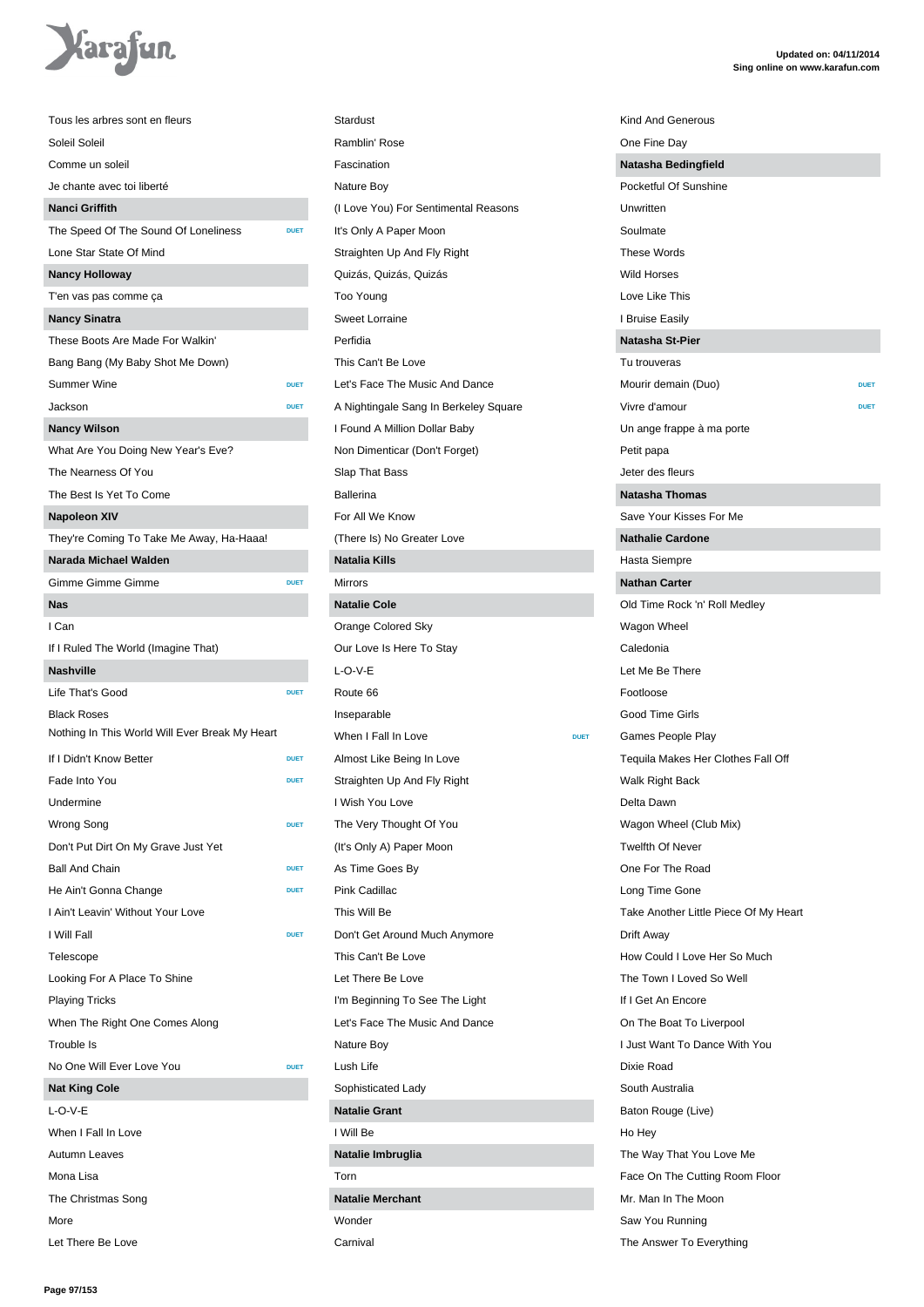Tous les arbres sont en fleurs

Soleil Soleil

Comme un soleil

Je chante avec toi liberté

**Nanci Griffith**

The Speed Of The Sound Of Loneliness DUET

Lone Star State Of Mind

**Nancy Holloway**

T'en vas pas comme ça

**Nancy Sinatra**

These Boots Are Made For Walkin'

Bang Bang (My Baby Shot Me Down)

Summer Wine DUET

Jackson DUET

**Nancy Wilson**

What Are You Doing New Year's Eve?

The Nearness Of You

The Best Is Yet To Come

**Napoleon XIV**

They're Coming To Take Me Away, Ha-Haaa!

**Narada Michael Walden**

Gimme Gimme Gimme DUET

**Nas**

I Can

If I Ruled The World (Imagine That)

**Nashville**

Life That's Good DUET

Black Roses

Nothing In This World Will Ever Break My Heart

If I Didn't Know Better DUET

Fade Into You DUET

Undermine

Wrong Song DUET

Don't Put Dirt On My Grave Just Yet

Ball And Chain DUET

He Ain't Gonna Change DUET

I Ain't Leavin' Without Your Love

I Will Fall DUET

Telescope

Looking For A Place To Shine

Playing Tricks

When The Right One Comes Along

Trouble Is

No One Will Ever Love You DUET

**Nat King Cole**

L-O-V-E

When I Fall In Love

Autumn Leaves

Mona Lisa

The Christmas Song

More

Let There Be Love

Stardust

Ramblin' Rose

Fascination

Nature Boy

(I Love You) For Sentimental Reasons

It's Only A Paper Moon

Straighten Up And Fly Right

Quizás, Quizás, Quizás

Too Young

Sweet Lorraine

Perfidia

This Can't Be Love

Let's Face The Music And Dance

A Nightingale Sang In Berkeley Square

I Found A Million Dollar Baby

Non Dimenticar (Don't Forget)

Slap That Bass

Ballerina

For All We Know

(There Is) No Greater Love

**Natalia Kills**

Mirrors

**Natalie Cole**

Orange Colored Sky

Our Love Is Here To Stay

L-O-V-E

Route 66

Inseparable

When I Fall In Love DUET

Almost Like Being In Love

Straighten Up And Fly Right

I Wish You Love

The Very Thought Of You

(It's Only A) Paper Moon

As Time Goes By

Pink Cadillac

This Will Be

Don't Get Around Much Anymore

This Can't Be Love

Let There Be Love

I'm Beginning To See The Light

Let's Face The Music And Dance

Nature Boy

Lush Life

Sophisticated Lady

**Natalie Grant**

I Will Be

**Natalie Imbruglia**

Torn

**Natalie Merchant**

Wonder

Carnival

Kind And Generous

One Fine Day

**Natasha Bedingfield**

Pocketful Of Sunshine

Unwritten

Soulmate

These Words

Wild Horses

Love Like This

I Bruise Easily

**Natasha St-Pier**

Tu trouveras

Mourir demain (Duo) DUET

Vivre d'amour DUET

Un ange frappe à ma porte

Petit papa

Jeter des fleurs

**Natasha Thomas**

Save Your Kisses For Me

**Nathalie Cardone**

Hasta Siempre

**Nathan Carter**

Old Time Rock 'n' Roll Medley

Wagon Wheel

Caledonia

Let Me Be There

Footloose

Good Time Girls

Games People Play

Tequila Makes Her Clothes Fall Off

Walk Right Back

Delta Dawn

Wagon Wheel (Club Mix)

Twelfth Of Never

One For The Road

Long Time Gone

Take Another Little Piece Of My Heart

Drift Away

How Could I Love Her So Much

The Town I Loved So Well

If I Get An Encore

On The Boat To Liverpool

I Just Want To Dance With You

Dixie Road

South Australia

Baton Rouge (Live)

Ho Hey

The Way That You Love Me

Face On The Cutting Room Floor

Mr. Man In The Moon

Saw You Running

The Answer To Everything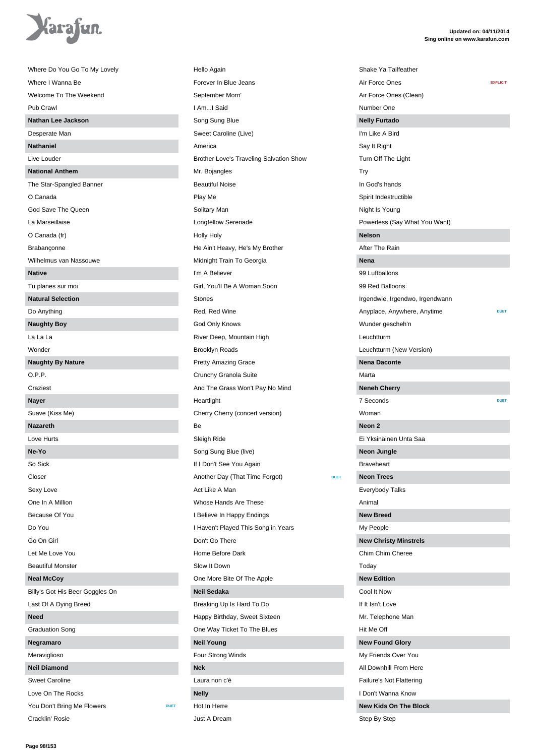Where Do You Go To My Lovely
Where I Wanna Be
Welcome To The Weekend
Pub Crawl

**Nathan Lee Jackson**

Desperate Man

**Nathaniel**

Live Louder

**National Anthem**

The Star-Spangled Banner
O Canada
God Save The Queen
La Marseillaise
O Canada (fr)
Brabançonne
Wilhelmus van Nassouwe

**Native**

Tu planes sur moi

**Natural Selection**

Do Anything

**Naughty Boy**

La La La
Wonder

**Naughty By Nature**

O.P.P.
Craziest

**Nayer**

Suave (Kiss Me)

**Nazareth**

Love Hurts

**Ne-Yo**

So Sick
Closer
Sexy Love
One In A Million
Because Of You
Do You
Go On Girl
Let Me Love You
Beautiful Monster

**Neal McCoy**

Billy's Got His Beer Goggles On
Last Of A Dying Breed

**Need**

Graduation Song

**Negramaro**

Meraviglioso

**Neil Diamond**

Sweet Caroline
Love On The Rocks
You Don't Bring Me Flowers DUET
Cracklin' Rosie
Hello Again
Forever In Blue Jeans
September Morn'
I Am...I Said
Song Sung Blue
Sweet Caroline (Live)
America
Brother Love's Traveling Salvation Show
Mr. Bojangles
Beautiful Noise
Play Me
Solitary Man
Longfellow Serenade
Holly Holy
He Ain't Heavy, He's My Brother
Midnight Train To Georgia
I'm A Believer
Girl, You'll Be A Woman Soon
Stones
Red, Red Wine
God Only Knows
River Deep, Mountain High
Brooklyn Roads
Pretty Amazing Grace
Crunchy Granola Suite
And The Grass Won't Pay No Mind
Heartlight
Cherry Cherry (concert version)
Be
Sleigh Ride
Song Sung Blue (live)
If I Don't See You Again
Another Day (That Time Forgot) DUET
Act Like A Man
Whose Hands Are These
I Believe In Happy Endings
I Haven't Played This Song in Years
Don't Go There
Home Before Dark
Slow It Down
One More Bite Of The Apple

**Neil Sedaka**

Breaking Up Is Hard To Do
Happy Birthday, Sweet Sixteen
One Way Ticket To The Blues

**Neil Young**

Four Strong Winds

**Nek**

Laura non c'è

**Nelly**

Hot In Herre
Just A Dream
Shake Ya Tailfeather
Air Force Ones EXPLICIT
Air Force Ones (Clean)
Number One

**Nelly Furtado**

I'm Like A Bird
Say It Right
Turn Off The Light
Try
In God's hands
Spirit Indestructible
Night Is Young
Powerless (Say What You Want)

**Nelson**

After The Rain

**Nena**

99 Luftballons
99 Red Balloons
Irgendwie, Irgendwo, Irgendwann
Anyplace, Anywhere, Anytime DUET
Wunder gescheh'n
Leuchtturm
Leuchtturm (New Version)

**Nena Daconte**

Marta

**Neneh Cherry**

7 Seconds DUET
Woman

**Neon 2**

Ei Yksinäinen Unta Saa

**Neon Jungle**

Braveheart

**Neon Trees**

Everybody Talks
Animal

**New Breed**

My People

**New Christy Minstrels**

Chim Chim Cheree
Today

**New Edition**

Cool It Now
If It Isn't Love
Mr. Telephone Man
Hit Me Off

**New Found Glory**

My Friends Over You
All Downhill From Here
Failure's Not Flattering
I Don't Wanna Know

**New Kids On The Block**

Step By Step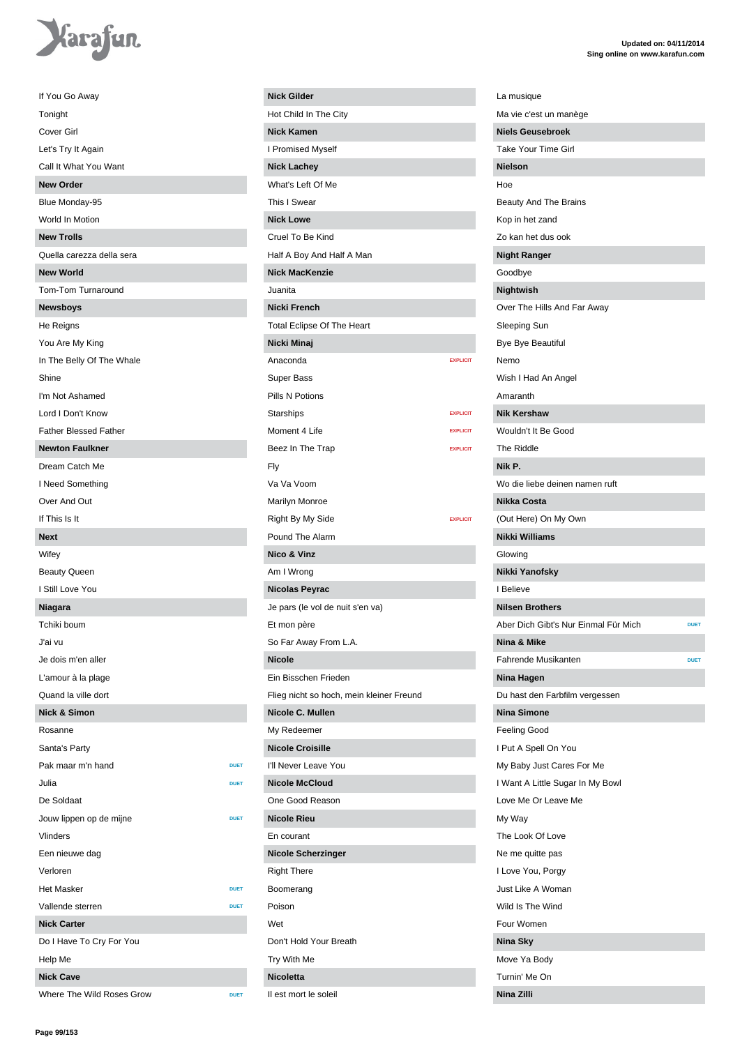If You Go Away
Tonight
Cover Girl
Let's Try It Again
Call It What You Want

**New Order**

Blue Monday-95
World In Motion

**New Trolls**

Quella carezza della sera

**New World**

Tom-Tom Turnaround

**Newsboys**

He Reigns
You Are My King
In The Belly Of The Whale
Shine
I'm Not Ashamed
Lord I Don't Know
Father Blessed Father

**Newton Faulkner**

Dream Catch Me
I Need Something
Over And Out
If This Is It

**Next**

Wifey
Beauty Queen
I Still Love You

**Niagara**

Tchiki boum
J'ai vu
Je dois m'en aller
L'amour à la plage
Quand la ville dort

**Nick & Simon**

Rosanne
Santa's Party
Pak maar m'n hand — DUET
Julia — DUET
De Soldaat
Jouw lippen op de mijne — DUET
Vlinders
Een nieuwe dag
Verloren
Het Masker — DUET
Vallende sterren — DUET

**Nick Carter**

Do I Have To Cry For You
Help Me

**Nick Cave**

Where The Wild Roses Grow — DUET

**Nick Gilder**

Hot Child In The City

**Nick Kamen**

I Promised Myself

**Nick Lachey**

What's Left Of Me
This I Swear

**Nick Lowe**

Cruel To Be Kind
Half A Boy And Half A Man

**Nick MacKenzie**

Juanita

**Nicki French**

Total Eclipse Of The Heart

**Nicki Minaj**

Anaconda — EXPLICIT
Super Bass
Pills N Potions
Starships — EXPLICIT
Moment 4 Life — EXPLICIT
Beez In The Trap — EXPLICIT
Fly
Va Va Voom
Marilyn Monroe
Right By My Side — EXPLICIT
Pound The Alarm

**Nico & Vinz**

Am I Wrong

**Nicolas Peyrac**

Je pars (le vol de nuit s'en va)
Et mon père
So Far Away From L.A.

**Nicole**

Ein Bisschen Frieden
Flieg nicht so hoch, mein kleiner Freund

**Nicole C. Mullen**

My Redeemer

**Nicole Croisille**

I'll Never Leave You

**Nicole McCloud**

One Good Reason

**Nicole Rieu**

En courant

**Nicole Scherzinger**

Right There
Boomerang
Poison
Wet
Don't Hold Your Breath
Try With Me

**Nicoletta**

Il est mort le soleil
La musique
Ma vie c'est un manège

**Niels Geusebroek**

Take Your Time Girl

**Nielson**

Hoe
Beauty And The Brains
Kop in het zand
Zo kan het dus ook

**Night Ranger**

Goodbye

**Nightwish**

Over The Hills And Far Away
Sleeping Sun
Bye Bye Beautiful
Nemo
Wish I Had An Angel
Amaranth

**Nik Kershaw**

Wouldn't It Be Good
The Riddle

**Nik P.**

Wo die liebe deinen namen ruft

**Nikka Costa**

(Out Here) On My Own

**Nikki Williams**

Glowing

**Nikki Yanofsky**

I Believe

**Nilsen Brothers**

Aber Dich Gibt's Nur Einmal Für Mich — DUET

**Nina & Mike**

Fahrende Musikanten — DUET

**Nina Hagen**

Du hast den Farbfilm vergessen

**Nina Simone**

Feeling Good
I Put A Spell On You
My Baby Just Cares For Me
I Want A Little Sugar In My Bowl
Love Me Or Leave Me
My Way
The Look Of Love
Ne me quitte pas
I Love You, Porgy
Just Like A Woman
Wild Is The Wind
Four Women

**Nina Sky**

Move Ya Body
Turnin' Me On

**Nina Zilli**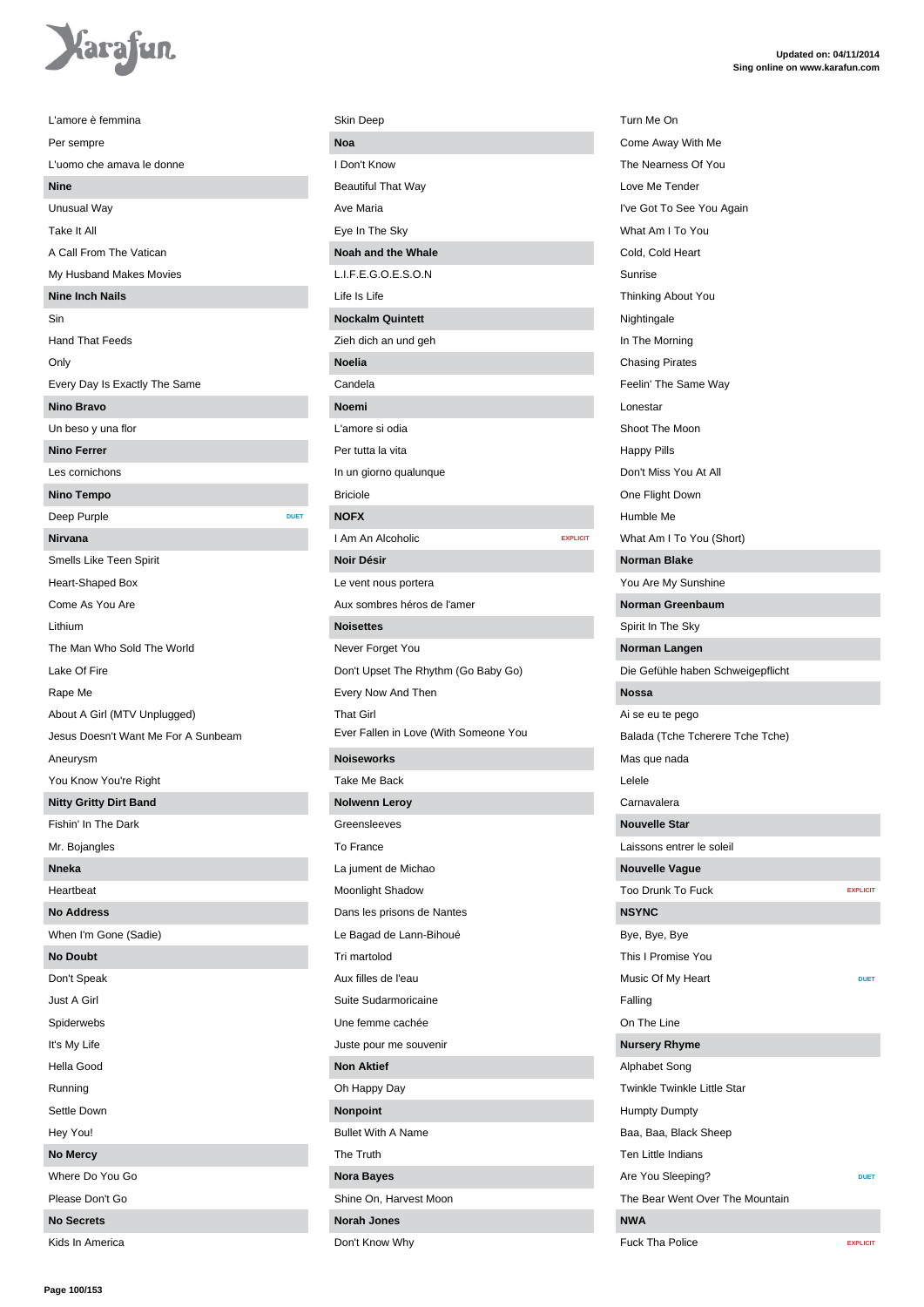L'amore è femmina

Per sempre

L'uomo che amava le donne

**Nine**

Unusual Way

Take It All

A Call From The Vatican

My Husband Makes Movies

**Nine Inch Nails**

Sin

Hand That Feeds

Only

Every Day Is Exactly The Same

**Nino Bravo**

Un beso y una flor

**Nino Ferrer**

Les cornichons

**Nino Tempo**

Deep Purple — DUET

**Nirvana**

Smells Like Teen Spirit

Heart-Shaped Box

Come As You Are

Lithium

The Man Who Sold The World

Lake Of Fire

Rape Me

About A Girl (MTV Unplugged)

Jesus Doesn't Want Me For A Sunbeam

Aneurysm

You Know You're Right

**Nitty Gritty Dirt Band**

Fishin' In The Dark

Mr. Bojangles

**Nneka**

Heartbeat

**No Address**

When I'm Gone (Sadie)

**No Doubt**

Don't Speak

Just A Girl

Spiderwebs

It's My Life

Hella Good

Running

Settle Down

Hey You!

**No Mercy**

Where Do You Go

Please Don't Go

**No Secrets**

Kids In America

Skin Deep

**Noa**

I Don't Know

Beautiful That Way

Ave Maria

Eye In The Sky

**Noah and the Whale**

L.I.F.E.G.O.E.S.O.N

Life Is Life

**Nockalm Quintett**

Zieh dich an und geh

**Noelia**

Candela

**Noemi**

L'amore si odia

Per tutta la vita

In un giorno qualunque

Briciole

**NOFX**

I Am An Alcoholic — EXPLICIT

**Noir Désir**

Le vent nous portera

Aux sombres héros de l'amer

**Noisettes**

Never Forget You

Don't Upset The Rhythm (Go Baby Go)

Every Now And Then

That Girl

Ever Fallen in Love (With Someone You

**Noiseworks**

Take Me Back

**Nolwenn Leroy**

Greensleeves

To France

La jument de Michao

Moonlight Shadow

Dans les prisons de Nantes

Le Bagad de Lann-Bihoué

Tri martolod

Aux filles de l'eau

Suite Sudarmoricaine

Une femme cachée

Juste pour me souvenir

**Non Aktief**

Oh Happy Day

**Nonpoint**

Bullet With A Name

The Truth

**Nora Bayes**

Shine On, Harvest Moon

**Norah Jones**

Don't Know Why

Turn Me On

Come Away With Me

The Nearness Of You

Love Me Tender

I've Got To See You Again

What Am I To You

Cold, Cold Heart

Sunrise

Thinking About You

Nightingale

In The Morning

Chasing Pirates

Feelin' The Same Way

Lonestar

Shoot The Moon

Happy Pills

Don't Miss You At All

One Flight Down

Humble Me

What Am I To You (Short)

**Norman Blake**

You Are My Sunshine

**Norman Greenbaum**

Spirit In The Sky

**Norman Langen**

Die Gefühle haben Schweigepflicht

**Nossa**

Ai se eu te pego

Balada (Tche Tcherere Tche Tche)

Mas que nada

Lelele

Carnavalera

**Nouvelle Star**

Laissons entrer le soleil

**Nouvelle Vague**

Too Drunk To Fuck — EXPLICIT

**NSYNC**

Bye, Bye, Bye

This I Promise You

Music Of My Heart — DUET

Falling

On The Line

**Nursery Rhyme**

Alphabet Song

Twinkle Twinkle Little Star

Humpty Dumpty

Baa, Baa, Black Sheep

Ten Little Indians

Are You Sleeping? — DUET

The Bear Went Over The Mountain

**NWA**

Fuck Tha Police — EXPLICIT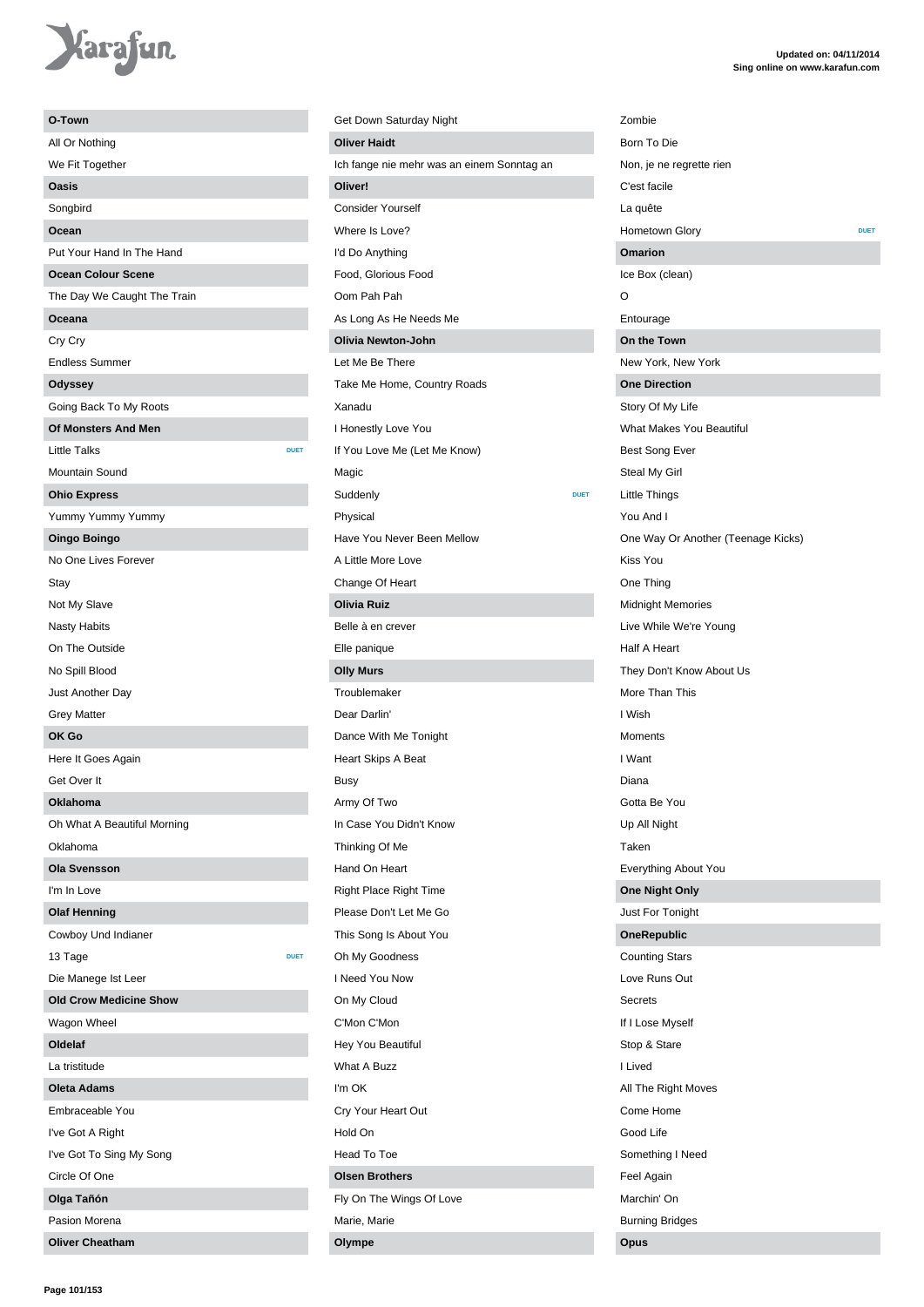## O-Town

- All Or Nothing
- We Fit Together

## Oasis

- Songbird

## Ocean

- Put Your Hand In The Hand

## Ocean Colour Scene

- The Day We Caught The Train

## Oceana

- Cry Cry
- Endless Summer

## Odyssey

- Going Back To My Roots

## Of Monsters And Men

- Little Talks DUET
- Mountain Sound

## Ohio Express

- Yummy Yummy Yummy

## Oingo Boingo

- No One Lives Forever
- Stay
- Not My Slave
- Nasty Habits
- On The Outside
- No Spill Blood
- Just Another Day
- Grey Matter

## OK Go

- Here It Goes Again
- Get Over It

## Oklahoma

- Oh What A Beautiful Morning
- Oklahoma

## Ola Svensson

- I'm In Love

## Olaf Henning

- Cowboy Und Indianer
- 13 Tage DUET
- Die Manege Ist Leer

## Old Crow Medicine Show

- Wagon Wheel

## Oldelaf

- La tristitude

## Oleta Adams

- Embraceable You
- I've Got A Right
- I've Got To Sing My Song
- Circle Of One

## Olga Tañón

- Pasion Morena

## Oliver Cheatham

- Get Down Saturday Night

## Oliver Haidt

- Ich fange nie mehr was an einem Sonntag an

## Oliver!

- Consider Yourself
- Where Is Love?
- I'd Do Anything
- Food, Glorious Food
- Oom Pah Pah
- As Long As He Needs Me

## Olivia Newton-John

- Let Me Be There
- Take Me Home, Country Roads
- Xanadu
- I Honestly Love You
- If You Love Me (Let Me Know)
- Magic
- Suddenly DUET
- Physical
- Have You Never Been Mellow
- A Little More Love
- Change Of Heart

## Olivia Ruiz

- Belle à en crever
- Elle panique

## Olly Murs

- Troublemaker
- Dear Darlin'
- Dance With Me Tonight
- Heart Skips A Beat
- Busy
- Army Of Two
- In Case You Didn't Know
- Thinking Of Me
- Hand On Heart
- Right Place Right Time
- Please Don't Let Me Go
- This Song Is About You
- Oh My Goodness
- I Need You Now
- On My Cloud
- C'Mon C'Mon
- Hey You Beautiful
- What A Buzz
- I'm OK
- Cry Your Heart Out
- Hold On
- Head To Toe

## Olsen Brothers

- Fly On The Wings Of Love
- Marie, Marie

## Olympe

- Zombie
- Born To Die
- Non, je ne regrette rien
- C'est facile
- La quête
- Hometown Glory DUET

## Omarion

- Ice Box (clean)
- O
- Entourage

## On the Town

- New York, New York

## One Direction

- Story Of My Life
- What Makes You Beautiful
- Best Song Ever
- Steal My Girl
- Little Things
- You And I
- One Way Or Another (Teenage Kicks)
- Kiss You
- One Thing
- Midnight Memories
- Live While We're Young
- Half A Heart
- They Don't Know About Us
- More Than This
- I Wish
- Moments
- I Want
- Diana
- Gotta Be You
- Up All Night
- Taken
- Everything About You

## One Night Only

- Just For Tonight

## OneRepublic

- Counting Stars
- Love Runs Out
- Secrets
- If I Lose Myself
- Stop & Stare
- I Lived
- All The Right Moves
- Come Home
- Good Life
- Something I Need
- Feel Again
- Marchin' On
- Burning Bridges

## Opus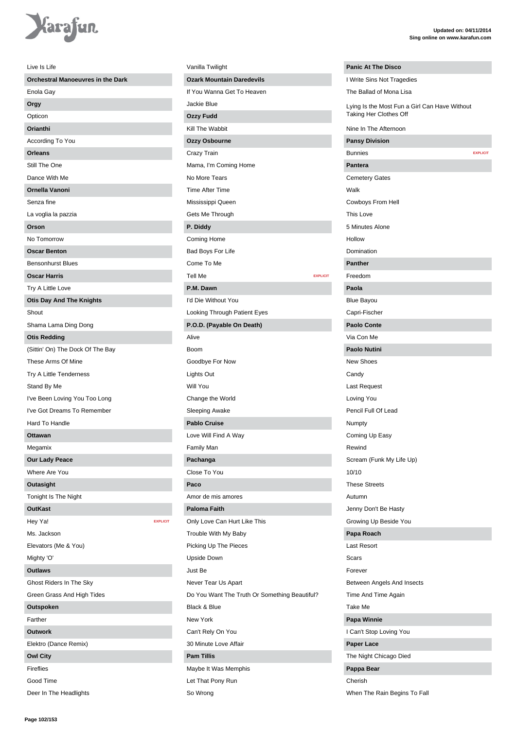Live Is Life

**Orchestral Manoeuvres in the Dark**

Enola Gay

**Orgy**

Opticon

**Orianthi**

According To You

**Orleans**

Still The One

Dance With Me

**Ornella Vanoni**

Senza fine

La voglia la pazzia

**Orson**

No Tomorrow

**Oscar Benton**

Bensonhurst Blues

**Oscar Harris**

Try A Little Love

**Otis Day And The Knights**

Shout

Shama Lama Ding Dong

**Otis Redding**

(Sittin' On) The Dock Of The Bay

These Arms Of Mine

Try A Little Tenderness

Stand By Me

I've Been Loving You Too Long

I've Got Dreams To Remember

Hard To Handle

**Ottawan**

Megamix

**Our Lady Peace**

Where Are You

**Outasight**

Tonight Is The Night

**OutKast**

Hey Ya! EXPLICIT

Ms. Jackson

Elevators (Me & You)

Mighty 'O'

**Outlaws**

Ghost Riders In The Sky

Green Grass And High Tides

**Outspoken**

Farther

**Outwork**

Elektro (Dance Remix)

**Owl City**

Fireflies

Good Time

Deer In The Headlights

Vanilla Twilight

**Ozark Mountain Daredevils**

If You Wanna Get To Heaven

Jackie Blue

**Ozzy Fudd**

Kill The Wabbit

**Ozzy Osbourne**

Crazy Train

Mama, I'm Coming Home

No More Tears

Time After Time

Mississippi Queen

Gets Me Through

**P. Diddy**

Coming Home

Bad Boys For Life

Come To Me

Tell Me EXPLICIT

**P.M. Dawn**

I'd Die Without You

Looking Through Patient Eyes

**P.O.D. (Payable On Death)**

Alive

Boom

Goodbye For Now

Lights Out

Will You

Change the World

Sleeping Awake

**Pablo Cruise**

Love Will Find A Way

Family Man

**Pachanga**

Close To You

**Paco**

Amor de mis amores

**Paloma Faith**

Only Love Can Hurt Like This

Trouble With My Baby

Picking Up The Pieces

Upside Down

Just Be

Never Tear Us Apart

Do You Want The Truth Or Something Beautiful?

Black & Blue

New York

Can't Rely On You

30 Minute Love Affair

**Pam Tillis**

Maybe It Was Memphis

Let That Pony Run

So Wrong

**Panic At The Disco**

I Write Sins Not Tragedies

The Ballad of Mona Lisa

Lying Is the Most Fun a Girl Can Have Without Taking Her Clothes Off

Nine In The Afternoon

**Pansy Division**

Bunnies EXPLICIT

**Pantera**

Cemetery Gates

Walk

Cowboys From Hell

This Love

5 Minutes Alone

Hollow

Domination

**Panther**

Freedom

**Paola**

Blue Bayou

Capri-Fischer

**Paolo Conte**

Via Con Me

**Paolo Nutini**

New Shoes

Candy

Last Request

Loving You

Pencil Full Of Lead

Numpty

Coming Up Easy

Rewind

Scream (Funk My Life Up)

10/10

These Streets

Autumn

Jenny Don't Be Hasty

Growing Up Beside You

**Papa Roach**

Last Resort

Scars

Forever

Between Angels And Insects

Time And Time Again

Take Me

**Papa Winnie**

I Can't Stop Loving You

**Paper Lace**

The Night Chicago Died

**Pappa Bear**

Cherish

When The Rain Begins To Fall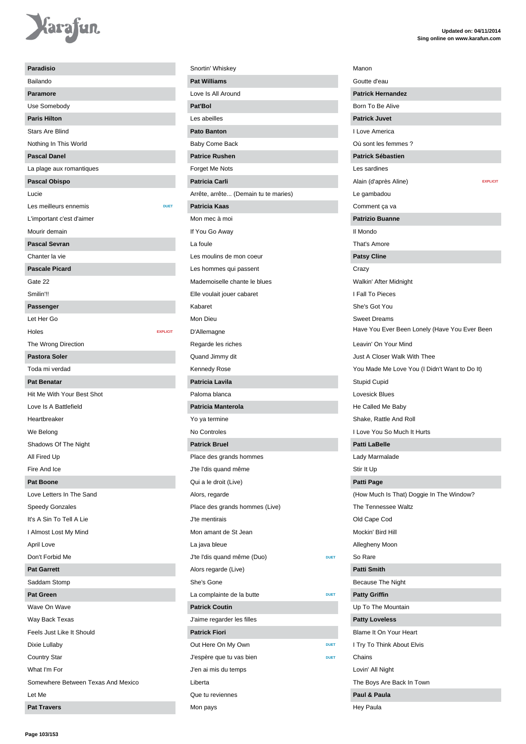## Paradisio

- Bailando

## Paramore

- Use Somebody

## Paris Hilton

- Stars Are Blind
- Nothing In This World

## Pascal Danel

- La plage aux romantiques

## Pascal Obispo

- Lucie
- Les meilleurs ennemis — DUET
- L'important c'est d'aimer
- Mourir demain

## Pascal Sevran

- Chanter la vie

## Pascale Picard

- Gate 22
- Smilin'!!

## Passenger

- Let Her Go
- Holes — EXPLICIT
- The Wrong Direction

## Pastora Soler

- Toda mi verdad

## Pat Benatar

- Hit Me With Your Best Shot
- Love Is A Battlefield
- Heartbreaker
- We Belong
- Shadows Of The Night
- All Fired Up
- Fire And Ice

## Pat Boone

- Love Letters In The Sand
- Speedy Gonzales
- It's A Sin To Tell A Lie
- I Almost Lost My Mind
- April Love
- Don't Forbid Me

## Pat Garrett

- Saddam Stomp

## Pat Green

- Wave On Wave
- Way Back Texas
- Feels Just Like It Should
- Dixie Lullaby
- Country Star
- What I'm For
- Somewhere Between Texas And Mexico
- Let Me

## Pat Travers

- Snortin' Whiskey

## Pat Williams

- Love Is All Around

## Pat'Bol

- Les abeilles

## Pato Banton

- Baby Come Back

## Patrice Rushen

- Forget Me Nots

## Patricia Carli

- Arrête, arrête... (Demain tu te maries)

## Patricia Kaas

- Mon mec à moi
- If You Go Away
- La foule
- Les moulins de mon coeur
- Les hommes qui passent
- Mademoiselle chante le blues
- Elle voulait jouer cabaret
- Kabaret
- Mon Dieu
- D'Allemagne
- Regarde les riches
- Quand Jimmy dit
- Kennedy Rose

## Patricia Lavila

- Paloma blanca

## Patricia Manterola

- Yo ya termine
- No Controles

## Patrick Bruel

- Place des grands hommes
- J'te l'dis quand même
- Qui a le droit (Live)
- Alors, regarde
- Place des grands hommes (Live)
- J'te mentirais
- Mon amant de St Jean
- La java bleue
- J'te l'dis quand même (Duo) — DUET
- Alors regarde (Live)
- She's Gone
- La complainte de la butte — DUET

## Patrick Coutin

- J'aime regarder les filles

## Patrick Fiori

- Out Here On My Own — DUET
- J'espère que tu vas bien — DUET
- J'en ai mis du temps
- Liberta
- Que tu reviennes
- Mon pays
- Manon
- Goutte d'eau

## Patrick Hernandez

- Born To Be Alive

## Patrick Juvet

- I Love America
- Où sont les femmes ?

## Patrick Sébastien

- Les sardines
- Alain (d'après Aline) — EXPLICIT
- Le gambadou
- Comment ça va

## Patrizio Buanne

- Il Mondo
- That's Amore

## Patsy Cline

- Crazy
- Walkin' After Midnight
- I Fall To Pieces
- She's Got You
- Sweet Dreams
- Have You Ever Been Lonely (Have You Ever Been
- Leavin' On Your Mind
- Just A Closer Walk With Thee
- You Made Me Love You (I Didn't Want to Do It)
- Stupid Cupid
- Lovesick Blues
- He Called Me Baby
- Shake, Rattle And Roll
- I Love You So Much It Hurts

## Patti LaBelle

- Lady Marmalade
- Stir It Up

## Patti Page

- (How Much Is That) Doggie In The Window?
- The Tennessee Waltz
- Old Cape Cod
- Mockin' Bird Hill
- Allegheny Moon
- So Rare

## Patti Smith

- Because The Night

## Patty Griffin

- Up To The Mountain

## Patty Loveless

- Blame It On Your Heart
- I Try To Think About Elvis
- Chains
- Lovin' All Night
- The Boys Are Back In Town

## Paul & Paula

- Hey Paula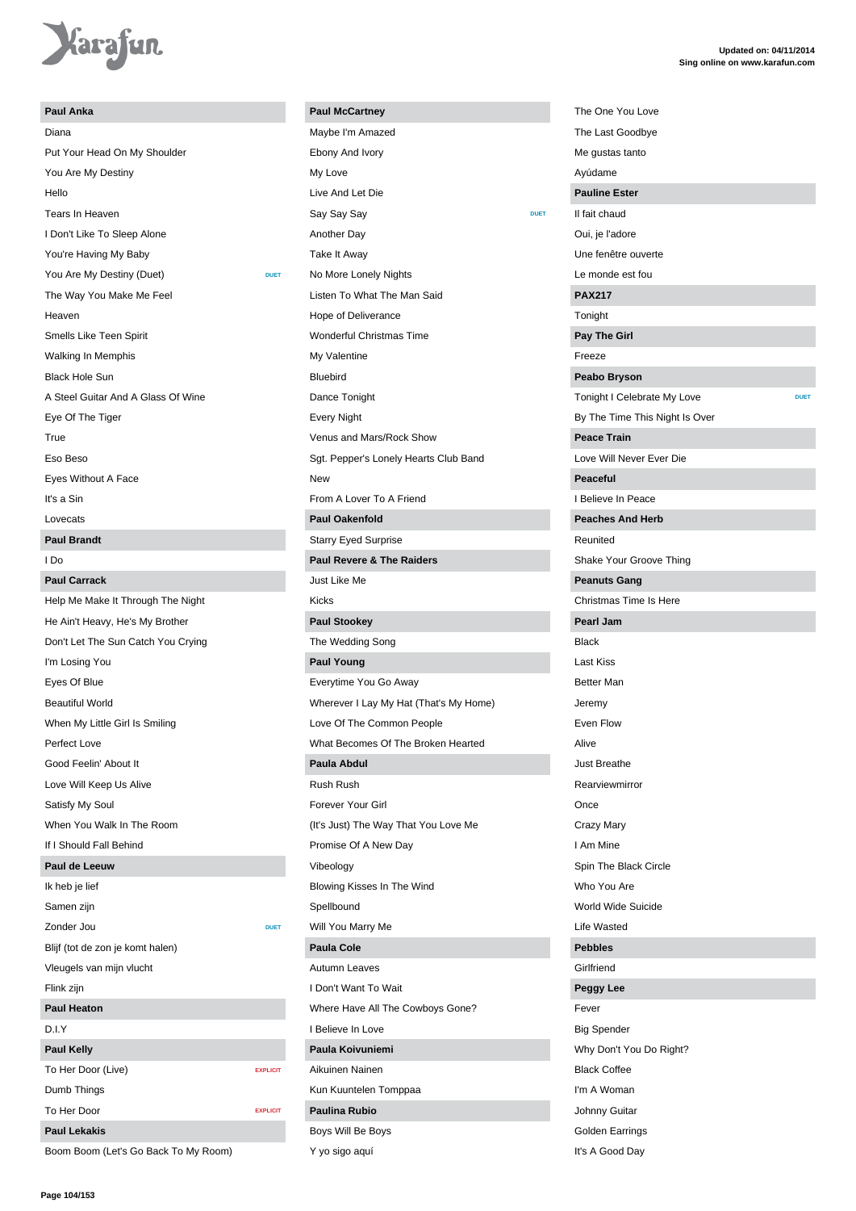## Paul Anka

- Diana
- Put Your Head On My Shoulder
- You Are My Destiny
- Hello
- Tears In Heaven
- I Don't Like To Sleep Alone
- You're Having My Baby
- You Are My Destiny (Duet) DUET
- The Way You Make Me Feel
- Heaven
- Smells Like Teen Spirit
- Walking In Memphis
- Black Hole Sun
- A Steel Guitar And A Glass Of Wine
- Eye Of The Tiger
- True
- Eso Beso
- Eyes Without A Face
- It's a Sin
- Lovecats

## Paul Brandt

- I Do

## Paul Carrack

- Help Me Make It Through The Night
- He Ain't Heavy, He's My Brother
- Don't Let The Sun Catch You Crying
- I'm Losing You
- Eyes Of Blue
- Beautiful World
- When My Little Girl Is Smiling
- Perfect Love
- Good Feelin' About It
- Love Will Keep Us Alive
- Satisfy My Soul
- When You Walk In The Room
- If I Should Fall Behind

## Paul de Leeuw

- Ik heb je lief
- Samen zijn
- Zonder Jou DUET
- Blijf (tot de zon je komt halen)
- Vleugels van mijn vlucht
- Flink zijn

## Paul Heaton

- D.I.Y

## Paul Kelly

- To Her Door (Live) EXPLICIT
- Dumb Things
- To Her Door EXPLICIT

## Paul Lekakis

- Boom Boom (Let's Go Back To My Room)

## Paul McCartney

- Maybe I'm Amazed
- Ebony And Ivory
- My Love
- Live And Let Die
- Say Say Say DUET
- Another Day
- Take It Away
- No More Lonely Nights
- Listen To What The Man Said
- Hope of Deliverance
- Wonderful Christmas Time
- My Valentine
- Bluebird
- Dance Tonight
- Every Night
- Venus and Mars/Rock Show
- Sgt. Pepper's Lonely Hearts Club Band
- New
- From A Lover To A Friend

## Paul Oakenfold

- Starry Eyed Surprise

## Paul Revere & The Raiders

- Just Like Me
- Kicks

## Paul Stookey

- The Wedding Song

## Paul Young

- Everytime You Go Away
- Wherever I Lay My Hat (That's My Home)
- Love Of The Common People
- What Becomes Of The Broken Hearted

## Paula Abdul

- Rush Rush
- Forever Your Girl
- (It's Just) The Way That You Love Me
- Promise Of A New Day
- Vibeology
- Blowing Kisses In The Wind
- Spellbound
- Will You Marry Me

## Paula Cole

- Autumn Leaves
- I Don't Want To Wait
- Where Have All The Cowboys Gone?
- I Believe In Love

## Paula Koivuniemi

- Aikuinen Nainen
- Kun Kuuntelen Tomppaa

## Paulina Rubio

- Boys Will Be Boys
- Y yo sigo aquí
- The One You Love
- The Last Goodbye
- Me gustas tanto
- Ayúdame

## Pauline Ester

- Il fait chaud
- Oui, je l'adore
- Une fenêtre ouverte
- Le monde est fou

## PAX217

- Tonight

## Pay The Girl

- Freeze

## Peabo Bryson

- Tonight I Celebrate My Love DUET
- By The Time This Night Is Over

## Peace Train

- Love Will Never Ever Die

## Peaceful

- I Believe In Peace

## Peaches And Herb

- Reunited
- Shake Your Groove Thing

## Peanuts Gang

- Christmas Time Is Here

## Pearl Jam

- Black
- Last Kiss
- Better Man
- Jeremy
- Even Flow
- Alive
- Just Breathe
- Rearviewmirror
- Once
- Crazy Mary
- I Am Mine
- Spin The Black Circle
- Who You Are
- World Wide Suicide
- Life Wasted

## Pebbles

- Girlfriend

## Peggy Lee

- Fever
- Big Spender
- Why Don't You Do Right?
- Black Coffee
- I'm A Woman
- Johnny Guitar
- Golden Earrings
- It's A Good Day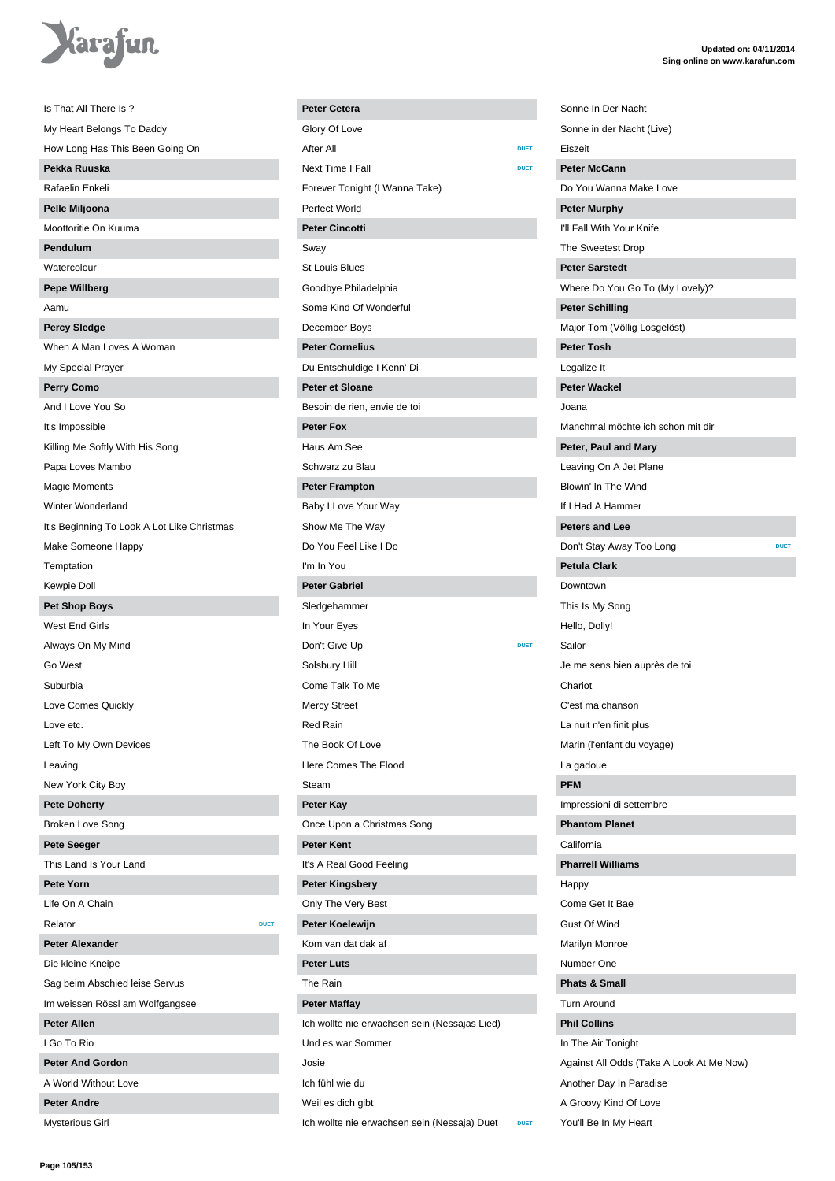Is That All There Is ?

My Heart Belongs To Daddy

How Long Has This Been Going On

**Pekka Ruuska**

Rafaelin Enkeli

**Pelle Miljoona**

Moottoritie On Kuuma

**Pendulum**

Watercolour

**Pepe Willberg**

Aamu

**Percy Sledge**

When A Man Loves A Woman

My Special Prayer

**Perry Como**

And I Love You So

It's Impossible

Killing Me Softly With His Song

Papa Loves Mambo

Magic Moments

Winter Wonderland

It's Beginning To Look A Lot Like Christmas

Make Someone Happy

Temptation

Kewpie Doll

**Pet Shop Boys**

West End Girls

Always On My Mind

Go West

Suburbia

Love Comes Quickly

Love etc.

Left To My Own Devices

Leaving

New York City Boy

**Pete Doherty**

Broken Love Song

**Pete Seeger**

This Land Is Your Land

**Pete Yorn**

Life On A Chain

Relator DUET

**Peter Alexander**

Die kleine Kneipe

Sag beim Abschied leise Servus

Im weissen Rössl am Wolfgangsee

**Peter Allen**

I Go To Rio

**Peter And Gordon**

A World Without Love

**Peter Andre**

Mysterious Girl

**Peter Cetera**

Glory Of Love

After All DUET

Next Time I Fall DUET

Forever Tonight (I Wanna Take)

Perfect World

**Peter Cincotti**

Sway

St Louis Blues

Goodbye Philadelphia

Some Kind Of Wonderful

December Boys

**Peter Cornelius**

Du Entschuldige I Kenn' Di

**Peter et Sloane**

Besoin de rien, envie de toi

**Peter Fox**

Haus Am See

Schwarz zu Blau

**Peter Frampton**

Baby I Love Your Way

Show Me The Way

Do You Feel Like I Do

I'm In You

**Peter Gabriel**

Sledgehammer

In Your Eyes

Don't Give Up DUET

Solsbury Hill

Come Talk To Me

Mercy Street

Red Rain

The Book Of Love

Here Comes The Flood

Steam

**Peter Kay**

Once Upon a Christmas Song

**Peter Kent**

It's A Real Good Feeling

**Peter Kingsbery**

Only The Very Best

**Peter Koelewijn**

Kom van dat dak af

**Peter Luts**

The Rain

**Peter Maffay**

Ich wollte nie erwachsen sein (Nessajas Lied)

Und es war Sommer

Josie

Ich fühl wie du

Weil es dich gibt

Ich wollte nie erwachsen sein (Nessaja) Duet DUET

Sonne In Der Nacht

Sonne in der Nacht (Live)

Eiszeit

**Peter McCann**

Do You Wanna Make Love

**Peter Murphy**

I'll Fall With Your Knife

The Sweetest Drop

**Peter Sarstedt**

Where Do You Go To (My Lovely)?

**Peter Schilling**

Major Tom (Völlig Losgelöst)

**Peter Tosh**

Legalize It

**Peter Wackel**

Joana

Manchmal möchte ich schon mit dir

**Peter, Paul and Mary**

Leaving On A Jet Plane

Blowin' In The Wind

If I Had A Hammer

**Peters and Lee**

Don't Stay Away Too Long DUET

**Petula Clark**

Downtown

This Is My Song

Hello, Dolly!

Sailor

Je me sens bien auprès de toi

Chariot

C'est ma chanson

La nuit n'en finit plus

Marin (l'enfant du voyage)

La gadoue

**PFM**

Impressioni di settembre

**Phantom Planet**

California

**Pharrell Williams**

Happy

Come Get It Bae

Gust Of Wind

Marilyn Monroe

Number One

**Phats & Small**

Turn Around

**Phil Collins**

In The Air Tonight

Against All Odds (Take A Look At Me Now)

Another Day In Paradise

A Groovy Kind Of Love

You'll Be In My Heart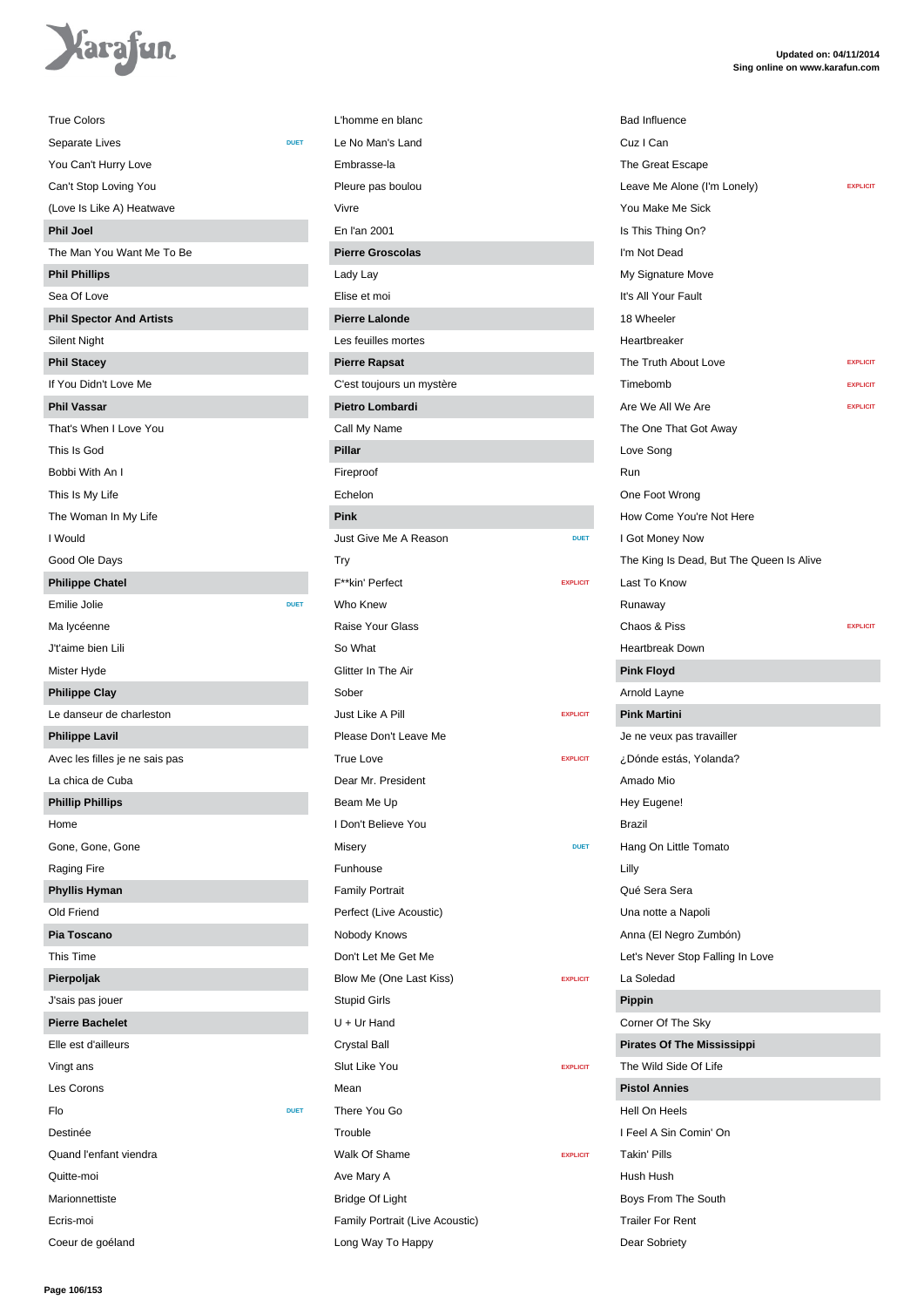True Colors
Separate Lives DUET
You Can't Hurry Love
Can't Stop Loving You
(Love Is Like A) Heatwave

**Phil Joel**

The Man You Want Me To Be

**Phil Phillips**

Sea Of Love

**Phil Spector And Artists**

Silent Night

**Phil Stacey**

If You Didn't Love Me

**Phil Vassar**

That's When I Love You
This Is God
Bobbi With An I
This Is My Life
The Woman In My Life
I Would
Good Ole Days

**Philippe Chatel**

Emilie Jolie DUET
Ma lycéenne
J't'aime bien Lili
Mister Hyde

**Philippe Clay**

Le danseur de charleston

**Philippe Lavil**

Avec les filles je ne sais pas
La chica de Cuba

**Phillip Phillips**

Home
Gone, Gone, Gone
Raging Fire

**Phyllis Hyman**

Old Friend

**Pia Toscano**

This Time

**Pierpoljak**

J'sais pas jouer

**Pierre Bachelet**

Elle est d'ailleurs
Vingt ans
Les Corons
Flo DUET
Destinée
Quand l'enfant viendra
Quitte-moi
Marionnettiste
Ecris-moi
Coeur de goéland
L'homme en blanc
Le No Man's Land
Embrasse-la
Pleure pas boulou
Vivre
En l'an 2001

**Pierre Groscolas**

Lady Lay
Elise et moi

**Pierre Lalonde**

Les feuilles mortes

**Pierre Rapsat**

C'est toujours un mystère

**Pietro Lombardi**

Call My Name

**Pillar**

Fireproof
Echelon

**Pink**

Just Give Me A Reason DUET
Try
F**kin' Perfect EXPLICIT
Who Knew
Raise Your Glass
So What
Glitter In The Air
Sober
Just Like A Pill EXPLICIT
Please Don't Leave Me
True Love EXPLICIT
Dear Mr. President
Beam Me Up
I Don't Believe You
Misery DUET
Funhouse
Family Portrait
Perfect (Live Acoustic)
Nobody Knows
Don't Let Me Get Me
Blow Me (One Last Kiss) EXPLICIT
Stupid Girls
U + Ur Hand
Crystal Ball
Slut Like You EXPLICIT
Mean
There You Go
Trouble
Walk Of Shame EXPLICIT
Ave Mary A
Bridge Of Light
Family Portrait (Live Acoustic)
Long Way To Happy
Bad Influence
Cuz I Can
The Great Escape
Leave Me Alone (I'm Lonely) EXPLICIT
You Make Me Sick
Is This Thing On?
I'm Not Dead
My Signature Move
It's All Your Fault
18 Wheeler
Heartbreaker
The Truth About Love EXPLICIT
Timebomb EXPLICIT
Are We All We Are EXPLICIT
The One That Got Away
Love Song
Run
One Foot Wrong
How Come You're Not Here
I Got Money Now
The King Is Dead, But The Queen Is Alive
Last To Know
Runaway
Chaos & Piss EXPLICIT
Heartbreak Down

**Pink Floyd**

Arnold Layne

**Pink Martini**

Je ne veux pas travailler
¿Dónde estás, Yolanda?
Amado Mio
Hey Eugene!
Brazil
Hang On Little Tomato
Lilly
Qué Sera Sera
Una notte a Napoli
Anna (El Negro Zumbón)
Let's Never Stop Falling In Love
La Soledad

**Pippin**

Corner Of The Sky

**Pirates Of The Mississippi**

The Wild Side Of Life

**Pistol Annies**

Hell On Heels
I Feel A Sin Comin' On
Takin' Pills
Hush Hush
Boys From The South
Trailer For Rent
Dear Sobriety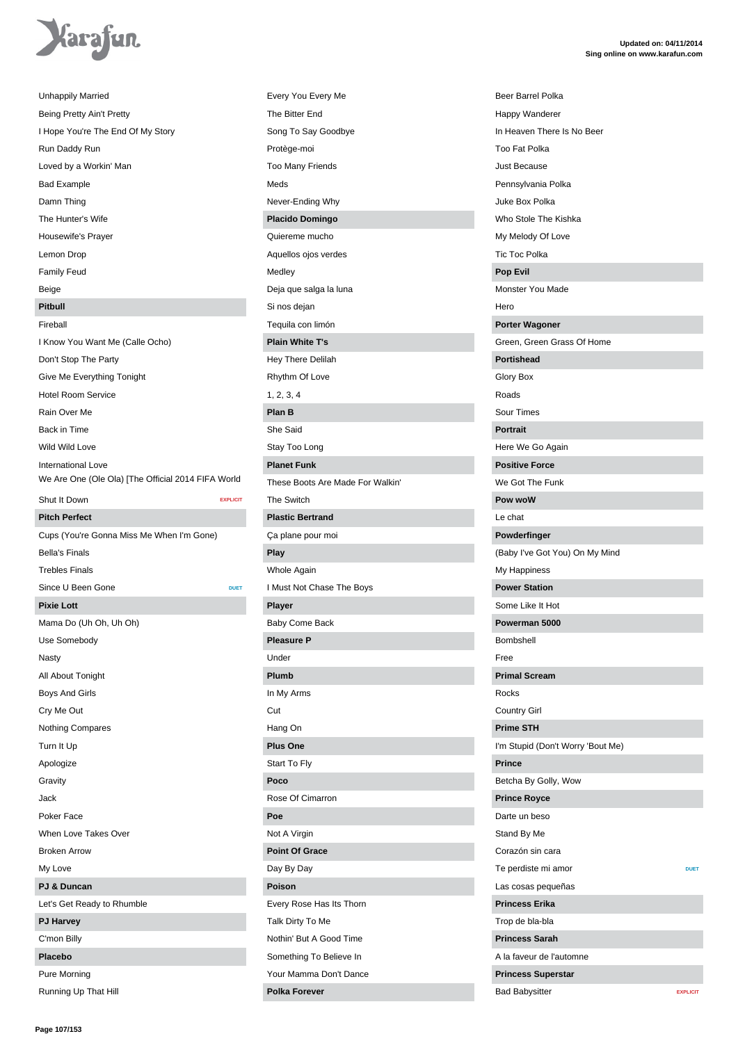Unhappily Married

Being Pretty Ain't Pretty

I Hope You're The End Of My Story

Run Daddy Run

Loved by a Workin' Man

Bad Example

Damn Thing

The Hunter's Wife

Housewife's Prayer

Lemon Drop

Family Feud

Beige

**Pitbull**

Fireball

I Know You Want Me (Calle Ocho)

Don't Stop The Party

Give Me Everything Tonight

Hotel Room Service

Rain Over Me

Back in Time

Wild Wild Love

International Love

We Are One (Ole Ola) [The Official 2014 FIFA World

Shut It Down EXPLICIT

**Pitch Perfect**

Cups (You're Gonna Miss Me When I'm Gone)

Bella's Finals

Trebles Finals

Since U Been Gone DUET

**Pixie Lott**

Mama Do (Uh Oh, Uh Oh)

Use Somebody

Nasty

All About Tonight

Boys And Girls

Cry Me Out

Nothing Compares

Turn It Up

Apologize

Gravity

Jack

Poker Face

When Love Takes Over

Broken Arrow

My Love

**PJ & Duncan**

Let's Get Ready to Rhumble

**PJ Harvey**

C'mon Billy

**Placebo**

Pure Morning

Running Up That Hill

Every You Every Me

The Bitter End

Song To Say Goodbye

Protège-moi

Too Many Friends

Meds

Never-Ending Why

**Placido Domingo**

Quiereme mucho

Aquellos ojos verdes

Medley

Deja que salga la luna

Si nos dejan

Tequila con limón

**Plain White T's**

Hey There Delilah

Rhythm Of Love

1, 2, 3, 4

**Plan B**

She Said

Stay Too Long

**Planet Funk**

These Boots Are Made For Walkin'

The Switch

**Plastic Bertrand**

Ça plane pour moi

**Play**

Whole Again

I Must Not Chase The Boys

**Player**

Baby Come Back

**Pleasure P**

Under

**Plumb**

In My Arms

Cut

Hang On

**Plus One**

Start To Fly

**Poco**

Rose Of Cimarron

**Poe**

Not A Virgin

**Point Of Grace**

Day By Day

**Poison**

Every Rose Has Its Thorn

Talk Dirty To Me

Nothin' But A Good Time

Something To Believe In

Your Mamma Don't Dance

**Polka Forever**

Beer Barrel Polka

Happy Wanderer

In Heaven There Is No Beer

Too Fat Polka

Just Because

Pennsylvania Polka

Juke Box Polka

Who Stole The Kishka

My Melody Of Love

Tic Toc Polka

**Pop Evil**

Monster You Made

Hero

**Porter Wagoner**

Green, Green Grass Of Home

**Portishead**

Glory Box

Roads

Sour Times

**Portrait**

Here We Go Again

**Positive Force**

We Got The Funk

**Pow woW**

Le chat

**Powderfinger**

(Baby I've Got You) On My Mind

My Happiness

**Power Station**

Some Like It Hot

**Powerman 5000**

Bombshell

Free

**Primal Scream**

Rocks

Country Girl

**Prime STH**

I'm Stupid (Don't Worry 'Bout Me)

**Prince**

Betcha By Golly, Wow

**Prince Royce**

Darte un beso

Stand By Me

Corazón sin cara

Te perdiste mi amor DUET

Las cosas pequeñas

**Princess Erika**

Trop de bla-bla

**Princess Sarah**

A la faveur de l'automne

**Princess Superstar**

Bad Babysitter EXPLICIT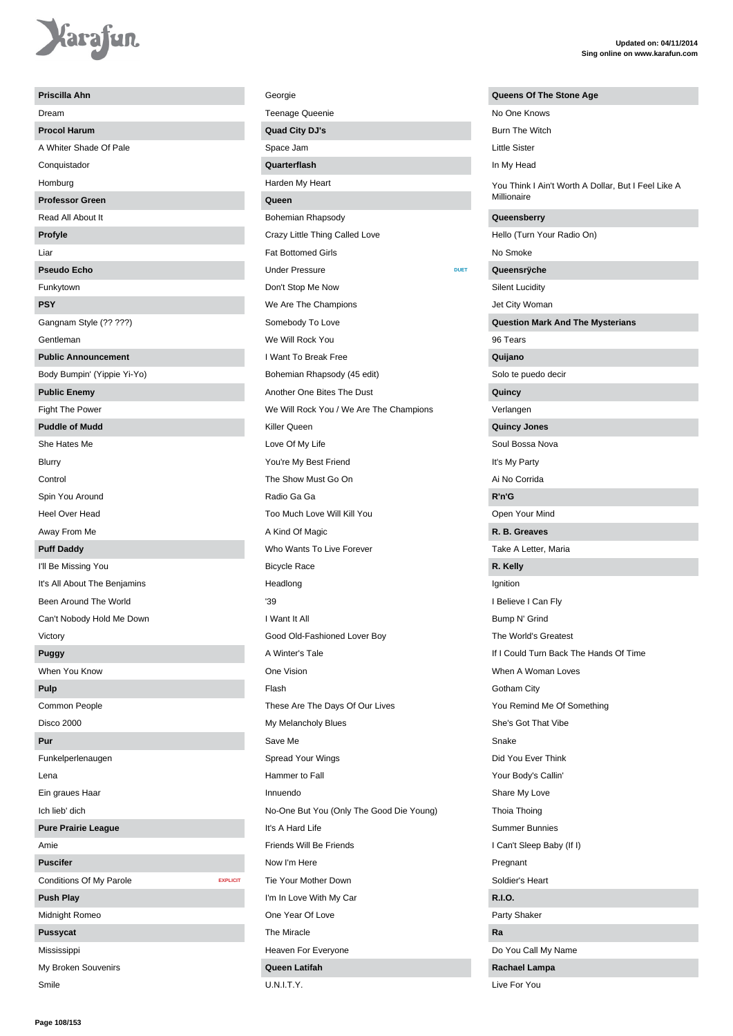**Priscilla Ahn**

Dream

**Procol Harum**

A Whiter Shade Of Pale

Conquistador

Homburg

**Professor Green**

Read All About It

**Profyle**

Liar

**Pseudo Echo**

Funkytown

**PSY**

Gangnam Style (?? ???)

Gentleman

**Public Announcement**

Body Bumpin' (Yippie Yi-Yo)

**Public Enemy**

Fight The Power

**Puddle of Mudd**

She Hates Me

Blurry

Control

Spin You Around

Heel Over Head

Away From Me

**Puff Daddy**

I'll Be Missing You

It's All About The Benjamins

Been Around The World

Can't Nobody Hold Me Down

Victory

**Puggy**

When You Know

**Pulp**

Common People

Disco 2000

**Pur**

Funkelperlenaugen

Lena

Ein graues Haar

Ich lieb' dich

**Pure Prairie League**

Amie

**Puscifer**

Conditions Of My Parole EXPLICIT

**Push Play**

Midnight Romeo

**Pussycat**

Mississippi

My Broken Souvenirs

Smile

Georgie

Teenage Queenie

**Quad City DJ's**

Space Jam

**Quarterflash**

Harden My Heart

**Queen**

Bohemian Rhapsody

Crazy Little Thing Called Love

Fat Bottomed Girls

Under Pressure DUET

Don't Stop Me Now

We Are The Champions

Somebody To Love

We Will Rock You

I Want To Break Free

Bohemian Rhapsody (45 edit)

Another One Bites The Dust

We Will Rock You / We Are The Champions

Killer Queen

Love Of My Life

You're My Best Friend

The Show Must Go On

Radio Ga Ga

Too Much Love Will Kill You

A Kind Of Magic

Who Wants To Live Forever

Bicycle Race

Headlong

'39

I Want It All

Good Old-Fashioned Lover Boy

A Winter's Tale

One Vision

Flash

These Are The Days Of Our Lives

My Melancholy Blues

Save Me

Spread Your Wings

Hammer to Fall

Innuendo

No-One But You (Only The Good Die Young)

It's A Hard Life

Friends Will Be Friends

Now I'm Here

Tie Your Mother Down

I'm In Love With My Car

One Year Of Love

The Miracle

Heaven For Everyone

**Queen Latifah**

U.N.I.T.Y.

**Queens Of The Stone Age**

No One Knows

Burn The Witch

Little Sister

In My Head

You Think I Ain't Worth A Dollar, But I Feel Like A Millionaire

**Queensberry**

Hello (Turn Your Radio On)

No Smoke

**Queensrÿche**

Silent Lucidity

Jet City Woman

**Question Mark And The Mysterians**

96 Tears

**Quijano**

Solo te puedo decir

**Quincy**

Verlangen

**Quincy Jones**

Soul Bossa Nova

It's My Party

Ai No Corrida

**R'n'G**

Open Your Mind

**R. B. Greaves**

Take A Letter, Maria

**R. Kelly**

Ignition

I Believe I Can Fly

Bump N' Grind

The World's Greatest

If I Could Turn Back The Hands Of Time

When A Woman Loves

Gotham City

You Remind Me Of Something

She's Got That Vibe

Snake

Did You Ever Think

Your Body's Callin'

Share My Love

Thoia Thoing

Summer Bunnies

I Can't Sleep Baby (If I)

Pregnant

Soldier's Heart

**R.I.O.**

Party Shaker

**Ra**

Do You Call My Name

**Rachael Lampa**

Live For You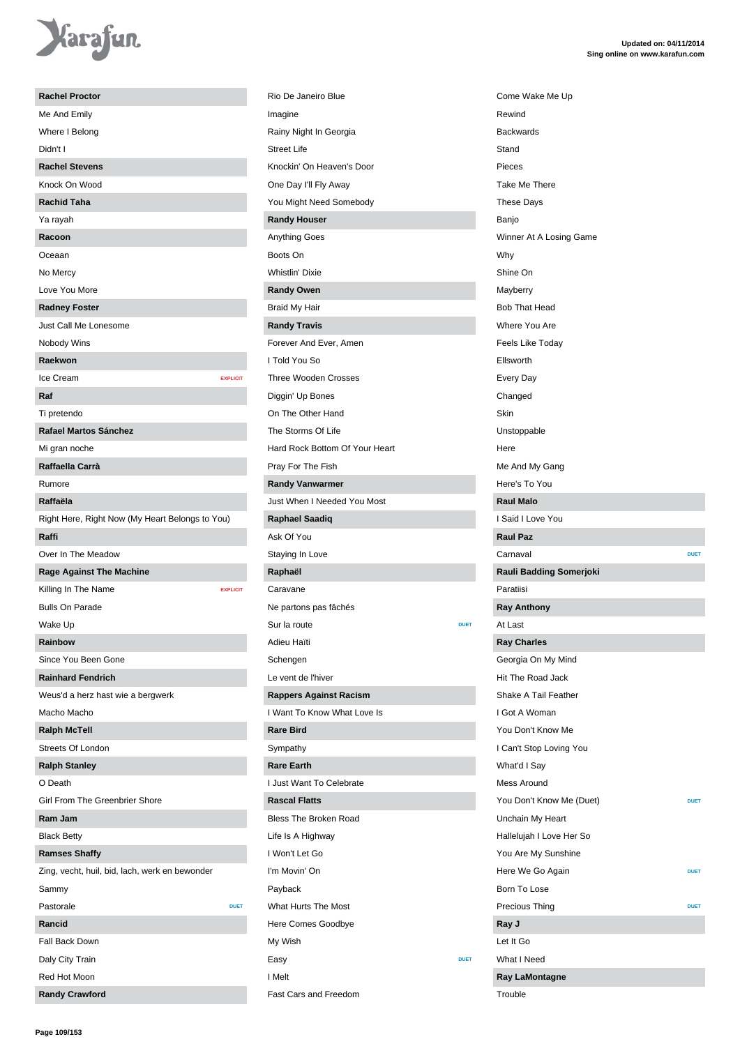Updated on: 04/11/2014
Sing online on www.karafun.com

**Rachel Proctor**

Me And Emily

Where I Belong

Didn't I

**Rachel Stevens**

Knock On Wood

**Rachid Taha**

Ya rayah

**Racoon**

Oceaan

No Mercy

Love You More

**Radney Foster**

Just Call Me Lonesome

Nobody Wins

**Raekwon**

Ice Cream — EXPLICIT

**Raf**

Ti pretendo

**Rafael Martos Sánchez**

Mi gran noche

**Raffaella Carrà**

Rumore

**Raffaëla**

Right Here, Right Now (My Heart Belongs to You)

**Raffi**

Over In The Meadow

**Rage Against The Machine**

Killing In The Name — EXPLICIT

Bulls On Parade

Wake Up

**Rainbow**

Since You Been Gone

**Rainhard Fendrich**

Weus'd a herz hast wie a bergwerk

Macho Macho

**Ralph McTell**

Streets Of London

**Ralph Stanley**

O Death

Girl From The Greenbrier Shore

**Ram Jam**

Black Betty

**Ramses Shaffy**

Zing, vecht, huil, bid, lach, werk en bewonder

Sammy

Pastorale — DUET

**Rancid**

Fall Back Down

Daly City Train

Red Hot Moon

**Randy Crawford**

Rio De Janeiro Blue

Imagine

Rainy Night In Georgia

Street Life

Knockin' On Heaven's Door

One Day I'll Fly Away

You Might Need Somebody

**Randy Houser**

Anything Goes

Boots On

Whistlin' Dixie

**Randy Owen**

Braid My Hair

**Randy Travis**

Forever And Ever, Amen

I Told You So

Three Wooden Crosses

Diggin' Up Bones

On The Other Hand

The Storms Of Life

Hard Rock Bottom Of Your Heart

Pray For The Fish

**Randy Vanwarmer**

Just When I Needed You Most

**Raphael Saadiq**

Ask Of You

Staying In Love

**Raphaël**

Caravane

Ne partons pas fâchés

Sur la route — DUET

Adieu Haïti

Schengen

Le vent de l'hiver

**Rappers Against Racism**

I Want To Know What Love Is

**Rare Bird**

Sympathy

**Rare Earth**

I Just Want To Celebrate

**Rascal Flatts**

Bless The Broken Road

Life Is A Highway

I Won't Let Go

I'm Movin' On

Payback

What Hurts The Most

Here Comes Goodbye

My Wish

Easy — DUET

I Melt

Fast Cars and Freedom

Come Wake Me Up

Rewind

Backwards

Stand

Pieces

Take Me There

These Days

Banjo

Winner At A Losing Game

Why

Shine On

Mayberry

Bob That Head

Where You Are

Feels Like Today

Ellsworth

Every Day

Changed

Skin

Unstoppable

Here

Me And My Gang

Here's To You

**Raul Malo**

I Said I Love You

**Raul Paz**

Carnaval — DUET

**Rauli Badding Somerjoki**

Paratiisi

**Ray Anthony**

At Last

**Ray Charles**

Georgia On My Mind

Hit The Road Jack

Shake A Tail Feather

I Got A Woman

You Don't Know Me

I Can't Stop Loving You

What'd I Say

Mess Around

You Don't Know Me (Duet) — DUET

Unchain My Heart

Hallelujah I Love Her So

You Are My Sunshine

Here We Go Again — DUET

Born To Lose

Precious Thing — DUET

**Ray J**

Let It Go

What I Need

**Ray LaMontagne**

Trouble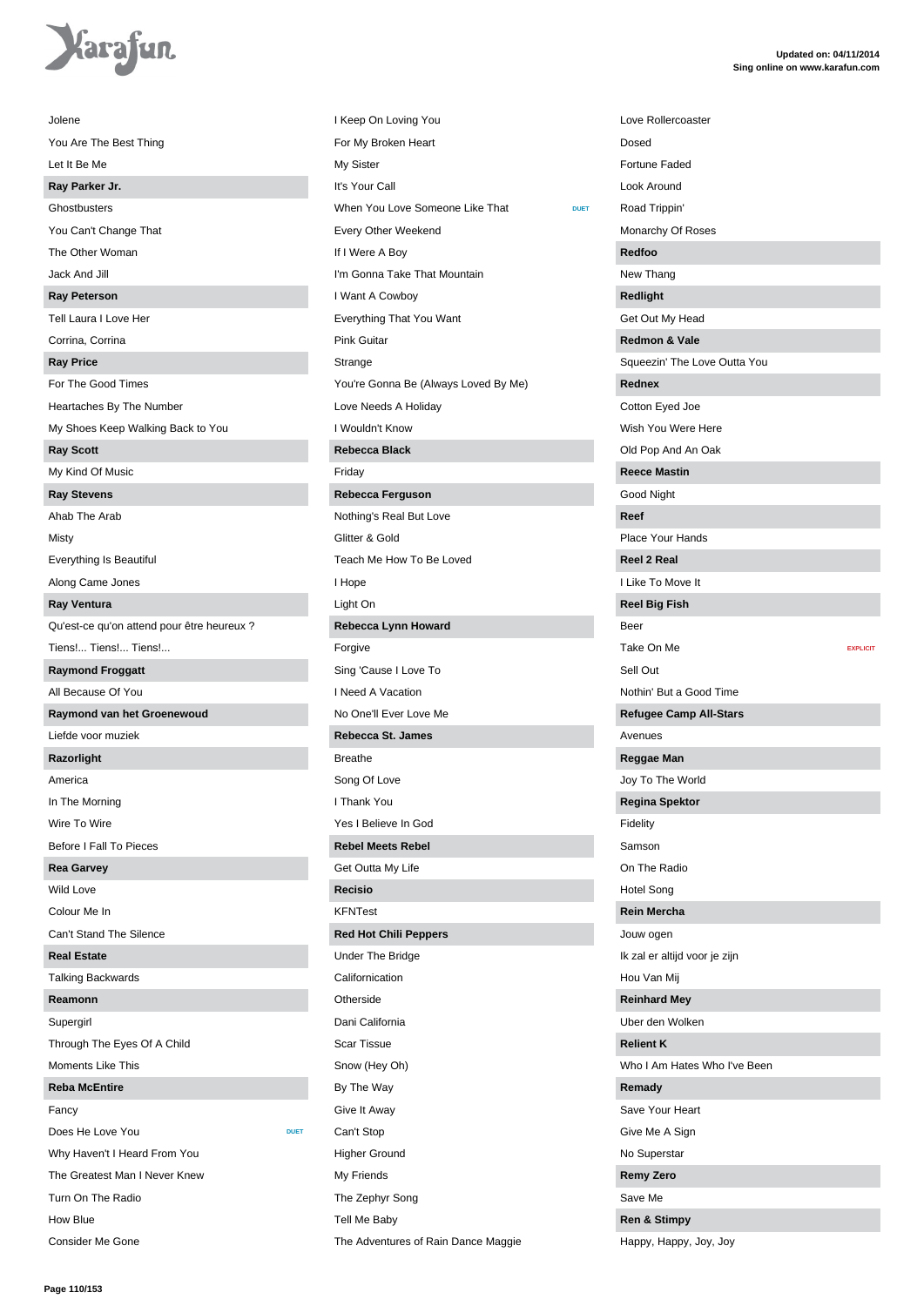Jolene

You Are The Best Thing

Let It Be Me

**Ray Parker Jr.**

Ghostbusters

You Can't Change That

The Other Woman

Jack And Jill

**Ray Peterson**

Tell Laura I Love Her

Corrina, Corrina

**Ray Price**

For The Good Times

Heartaches By The Number

My Shoes Keep Walking Back to You

**Ray Scott**

My Kind Of Music

**Ray Stevens**

Ahab The Arab

Misty

Everything Is Beautiful

Along Came Jones

**Ray Ventura**

Qu'est-ce qu'on attend pour être heureux ?

Tiens!... Tiens!... Tiens!...

**Raymond Froggatt**

All Because Of You

**Raymond van het Groenewoud**

Liefde voor muziek

**Razorlight**

America

In The Morning

Wire To Wire

Before I Fall To Pieces

**Rea Garvey**

Wild Love

Colour Me In

Can't Stand The Silence

**Real Estate**

Talking Backwards

**Reamonn**

Supergirl

Through The Eyes Of A Child

Moments Like This

**Reba McEntire**

Fancy

Does He Love You — DUET

Why Haven't I Heard From You

The Greatest Man I Never Knew

Turn On The Radio

How Blue

Consider Me Gone

I Keep On Loving You

For My Broken Heart

My Sister

It's Your Call

When You Love Someone Like That — DUET

Every Other Weekend

If I Were A Boy

I'm Gonna Take That Mountain

I Want A Cowboy

Everything That You Want

Pink Guitar

Strange

You're Gonna Be (Always Loved By Me)

Love Needs A Holiday

I Wouldn't Know

**Rebecca Black**

Friday

**Rebecca Ferguson**

Nothing's Real But Love

Glitter & Gold

Teach Me How To Be Loved

I Hope

Light On

**Rebecca Lynn Howard**

Forgive

Sing 'Cause I Love To

I Need A Vacation

No One'll Ever Love Me

**Rebecca St. James**

Breathe

Song Of Love

I Thank You

Yes I Believe In God

**Rebel Meets Rebel**

Get Outta My Life

**Recisio**

KFNTest

**Red Hot Chili Peppers**

Under The Bridge

Californication

Otherside

Dani California

Scar Tissue

Snow (Hey Oh)

By The Way

Give It Away

Can't Stop

Higher Ground

My Friends

The Zephyr Song

Tell Me Baby

The Adventures of Rain Dance Maggie

Love Rollercoaster

Dosed

Fortune Faded

Look Around

Road Trippin'

Monarchy Of Roses

**Redfoo**

New Thang

**Redlight**

Get Out My Head

**Redmon & Vale**

Squeezin' The Love Outta You

**Rednex**

Cotton Eyed Joe

Wish You Were Here

Old Pop And An Oak

**Reece Mastin**

Good Night

**Reef**

Place Your Hands

**Reel 2 Real**

I Like To Move It

**Reel Big Fish**

Beer

Take On Me — EXPLICIT

Sell Out

Nothin' But a Good Time

**Refugee Camp All-Stars**

Avenues

**Reggae Man**

Joy To The World

**Regina Spektor**

Fidelity

Samson

On The Radio

Hotel Song

**Rein Mercha**

Jouw ogen

Ik zal er altijd voor je zijn

Hou Van Mij

**Reinhard Mey**

Uber den Wolken

**Relient K**

Who I Am Hates Who I've Been

**Remady**

Save Your Heart

Give Me A Sign

No Superstar

**Remy Zero**

Save Me

**Ren & Stimpy**

Happy, Happy, Joy, Joy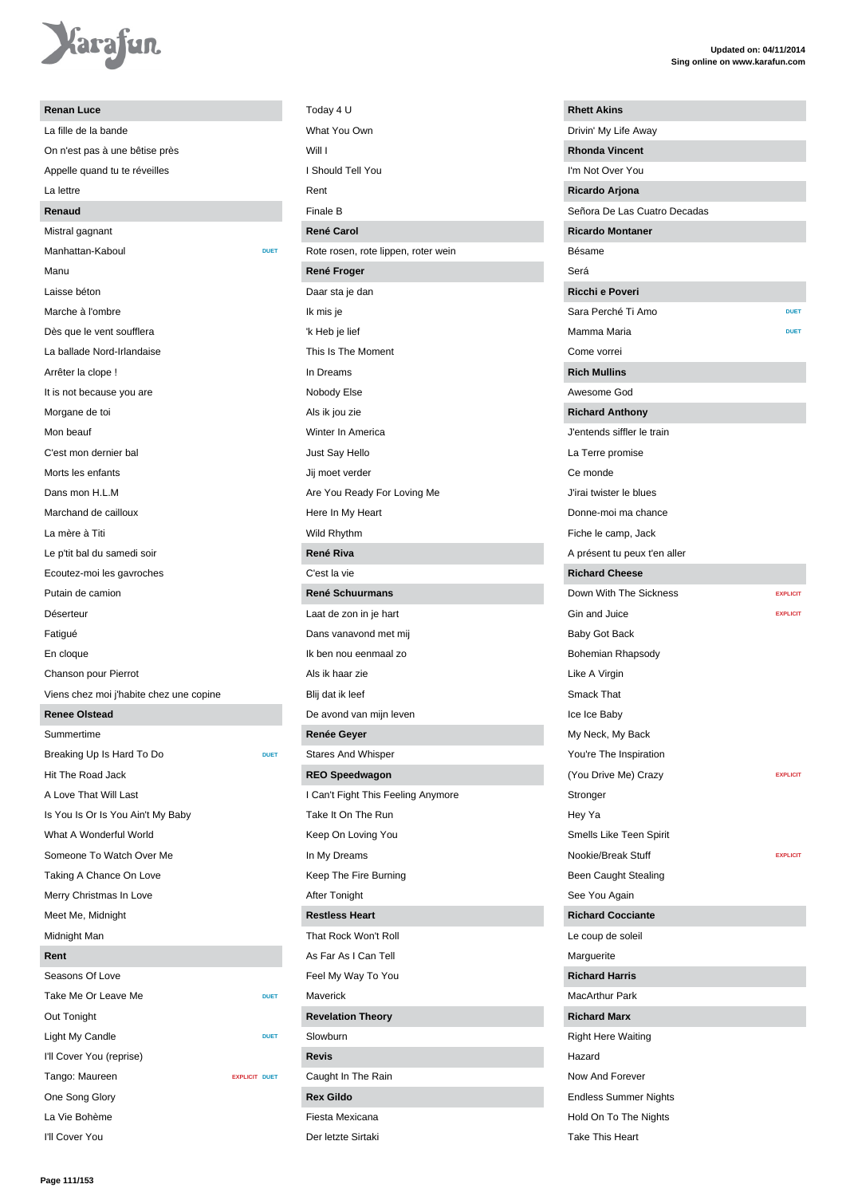## Renan Luce

- La fille de la bande
- On n'est pas à une bêtise près
- Appelle quand tu te réveilles
- La lettre

## Renaud

- Mistral gagnant
- Manhattan-Kaboul DUET
- Manu
- Laisse béton
- Marche à l'ombre
- Dès que le vent soufflera
- La ballade Nord-Irlandaise
- Arrêter la clope !
- It is not because you are
- Morgane de toi
- Mon beauf
- C'est mon dernier bal
- Morts les enfants
- Dans mon H.L.M
- Marchand de cailloux
- La mère à Titi
- Le p'tit bal du samedi soir
- Ecoutez-moi les gavroches
- Putain de camion
- Déserteur
- Fatigué
- En cloque
- Chanson pour Pierrot
- Viens chez moi j'habite chez une copine

## Renee Olstead

- Summertime
- Breaking Up Is Hard To Do DUET
- Hit The Road Jack
- A Love That Will Last
- Is You Is Or Is You Ain't My Baby
- What A Wonderful World
- Someone To Watch Over Me
- Taking A Chance On Love
- Merry Christmas In Love
- Meet Me, Midnight
- Midnight Man

## Rent

- Seasons Of Love
- Take Me Or Leave Me DUET
- Out Tonight
- Light My Candle DUET
- I'll Cover You (reprise)
- Tango: Maureen EXPLICIT DUET
- One Song Glory
- La Vie Bohème
- I'll Cover You
- Today 4 U
- What You Own
- Will I
- I Should Tell You
- Rent
- Finale B

## René Carol

- Rote rosen, rote lippen, roter wein

## René Froger

- Daar sta je dan
- Ik mis je
- 'k Heb je lief
- This Is The Moment
- In Dreams
- Nobody Else
- Als ik jou zie
- Winter In America
- Just Say Hello
- Jij moet verder
- Are You Ready For Loving Me
- Here In My Heart
- Wild Rhythm

## René Riva

- C'est la vie

## René Schuurmans

- Laat de zon in je hart
- Dans vanavond met mij
- Ik ben nou eenmaal zo
- Als ik haar zie
- Blij dat ik leef
- De avond van mijn leven

## Renée Geyer

- Stares And Whisper

## REO Speedwagon

- I Can't Fight This Feeling Anymore
- Take It On The Run
- Keep On Loving You
- In My Dreams
- Keep The Fire Burning
- After Tonight

## Restless Heart

- That Rock Won't Roll
- As Far As I Can Tell
- Feel My Way To You
- Maverick

## Revelation Theory

- Slowburn

## Revis

- Caught In The Rain

## Rex Gildo

- Fiesta Mexicana
- Der letzte Sirtaki

## Rhett Akins

- Drivin' My Life Away

## Rhonda Vincent

- I'm Not Over You

## Ricardo Arjona

- Señora De Las Cuatro Decadas

## Ricardo Montaner

- Bésame
- Será

## Ricchi e Poveri

- Sara Perché Ti Amo DUET
- Mamma Maria DUET
- Come vorrei

## Rich Mullins

- Awesome God

## Richard Anthony

- J'entends siffler le train
- La Terre promise
- Ce monde
- J'irai twister le blues
- Donne-moi ma chance
- Fiche le camp, Jack
- A présent tu peux t'en aller

## Richard Cheese

- Down With The Sickness EXPLICIT
- Gin and Juice EXPLICIT
- Baby Got Back
- Bohemian Rhapsody
- Like A Virgin
- Smack That
- Ice Ice Baby
- My Neck, My Back
- You're The Inspiration
- (You Drive Me) Crazy EXPLICIT
- Stronger
- Hey Ya
- Smells Like Teen Spirit
- Nookie/Break Stuff EXPLICIT
- Been Caught Stealing
- See You Again

## Richard Cocciante

- Le coup de soleil
- Marguerite

## Richard Harris

- MacArthur Park

## Richard Marx

- Right Here Waiting
- Hazard
- Now And Forever
- Endless Summer Nights
- Hold On To The Nights
- Take This Heart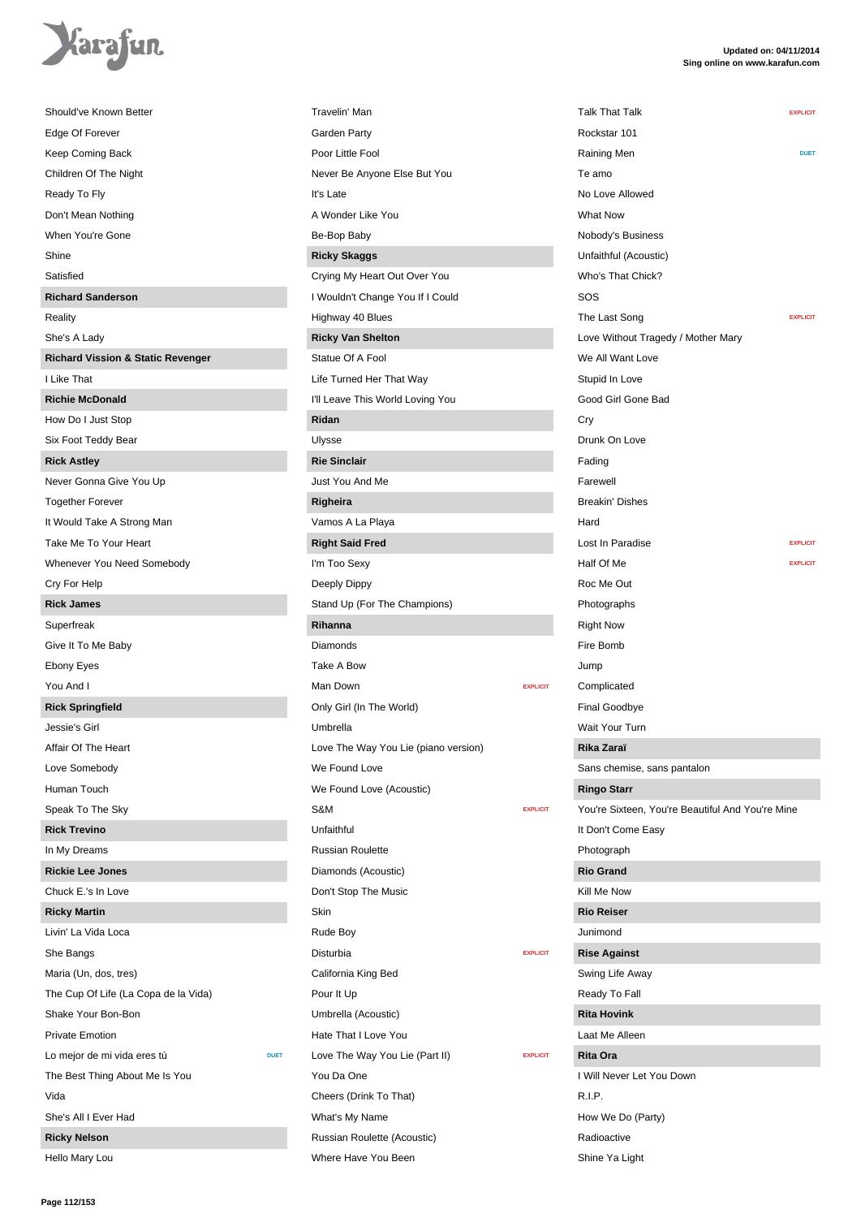Should've Known Better
Edge Of Forever
Keep Coming Back
Children Of The Night
Ready To Fly
Don't Mean Nothing
When You're Gone
Shine
Satisfied

**Richard Sanderson**

Reality
She's A Lady

**Richard Vission & Static Revenger**

I Like That

**Richie McDonald**

How Do I Just Stop
Six Foot Teddy Bear

**Rick Astley**

Never Gonna Give You Up
Together Forever
It Would Take A Strong Man
Take Me To Your Heart
Whenever You Need Somebody
Cry For Help

**Rick James**

Superfreak
Give It To Me Baby
Ebony Eyes
You And I

**Rick Springfield**

Jessie's Girl
Affair Of The Heart
Love Somebody
Human Touch
Speak To The Sky

**Rick Trevino**

In My Dreams

**Rickie Lee Jones**

Chuck E.'s In Love

**Ricky Martin**

Livin' La Vida Loca
She Bangs
Maria (Un, dos, tres)
The Cup Of Life (La Copa de la Vida)
Shake Your Bon-Bon
Private Emotion
Lo mejor de mi vida eres tú — DUET
The Best Thing About Me Is You
Vida
She's All I Ever Had

**Ricky Nelson**

Hello Mary Lou
Travelin' Man
Garden Party
Poor Little Fool
Never Be Anyone Else But You
It's Late
A Wonder Like You
Be-Bop Baby

**Ricky Skaggs**

Crying My Heart Out Over You
I Wouldn't Change You If I Could
Highway 40 Blues

**Ricky Van Shelton**

Statue Of A Fool
Life Turned Her That Way
I'll Leave This World Loving You

**Ridan**

Ulysse

**Rie Sinclair**

Just You And Me

**Righeira**

Vamos A La Playa

**Right Said Fred**

I'm Too Sexy
Deeply Dippy
Stand Up (For The Champions)

**Rihanna**

Diamonds
Take A Bow
Man Down — EXPLICIT
Only Girl (In The World)
Umbrella
Love The Way You Lie (piano version)
We Found Love
We Found Love (Acoustic)
S&M — EXPLICIT
Unfaithful
Russian Roulette
Diamonds (Acoustic)
Don't Stop The Music
Skin
Rude Boy
Disturbia — EXPLICIT
California King Bed
Pour It Up
Umbrella (Acoustic)
Hate That I Love You
Love The Way You Lie (Part II) — EXPLICIT
You Da One
Cheers (Drink To That)
What's My Name
Russian Roulette (Acoustic)
Where Have You Been
Talk That Talk — EXPLICIT
Rockstar 101
Raining Men — DUET
Te amo
No Love Allowed
What Now
Nobody's Business
Unfaithful (Acoustic)
Who's That Chick?
SOS
The Last Song — EXPLICIT
Love Without Tragedy / Mother Mary
We All Want Love
Stupid In Love
Good Girl Gone Bad
Cry
Drunk On Love
Fading
Farewell
Breakin' Dishes
Hard
Lost In Paradise — EXPLICIT
Half Of Me — EXPLICIT
Roc Me Out
Photographs
Right Now
Fire Bomb
Jump
Complicated
Final Goodbye
Wait Your Turn

**Rika Zaraï**

Sans chemise, sans pantalon

**Ringo Starr**

You're Sixteen, You're Beautiful And You're Mine
It Don't Come Easy
Photograph

**Rio Grand**

Kill Me Now

**Rio Reiser**

Junimond

**Rise Against**

Swing Life Away
Ready To Fall

**Rita Hovink**

Laat Me Alleen

**Rita Ora**

I Will Never Let You Down
R.I.P.
How We Do (Party)
Radioactive
Shine Ya Light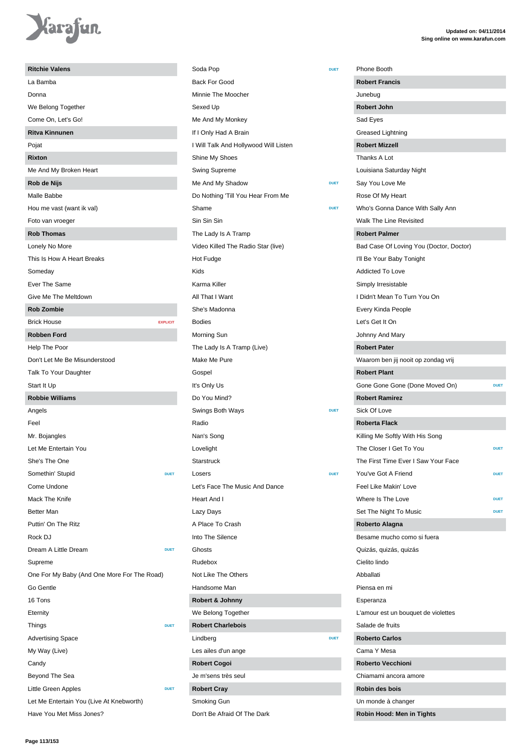## Ritchie Valens

- La Bamba
- Donna
- We Belong Together
- Come On, Let's Go!

## Ritva Kinnunen

- Pojat

## Rixton

- Me And My Broken Heart

## Rob de Nijs

- Malle Babbe
- Hou me vast (want ik val)
- Foto van vroeger

## Rob Thomas

- Lonely No More
- This Is How A Heart Breaks
- Someday
- Ever The Same
- Give Me The Meltdown

## Rob Zombie

- Brick House — EXPLICIT

## Robben Ford

- Help The Poor
- Don't Let Me Be Misunderstood
- Talk To Your Daughter
- Start It Up

## Robbie Williams

- Angels
- Feel
- Mr. Bojangles
- Let Me Entertain You
- She's The One
- Somethin' Stupid — DUET
- Come Undone
- Mack The Knife
- Better Man
- Puttin' On The Ritz
- Rock DJ
- Dream A Little Dream — DUET
- Supreme
- One For My Baby (And One More For The Road)
- Go Gentle
- 16 Tons
- Eternity
- Things — DUET
- Advertising Space
- My Way (Live)
- Candy
- Beyond The Sea
- Little Green Apples — DUET
- Let Me Entertain You (Live At Knebworth)
- Have You Met Miss Jones?
- Soda Pop — DUET
- Back For Good
- Minnie The Moocher
- Sexed Up
- Me And My Monkey
- If I Only Had A Brain
- I Will Talk And Hollywood Will Listen
- Shine My Shoes
- Swing Supreme
- Me And My Shadow — DUET
- Do Nothing 'Till You Hear From Me
- Shame — DUET
- Sin Sin Sin
- The Lady Is A Tramp
- Video Killed The Radio Star (live)
- Hot Fudge
- Kids
- Karma Killer
- All That I Want
- She's Madonna
- Bodies
- Morning Sun
- The Lady Is A Tramp (Live)
- Make Me Pure
- Gospel
- It's Only Us
- Do You Mind?
- Swings Both Ways — DUET
- Radio
- Nan's Song
- Lovelight
- Starstruck
- Losers — DUET
- Let's Face The Music And Dance
- Heart And I
- Lazy Days
- A Place To Crash
- Into The Silence
- Ghosts
- Rudebox
- Not Like The Others
- Handsome Man

## Robert & Johnny

- We Belong Together

## Robert Charlebois

- Lindberg — DUET
- Les ailes d'un ange

## Robert Cogoi

- Je m'sens très seul

## Robert Cray

- Smoking Gun
- Don't Be Afraid Of The Dark
- Phone Booth

## Robert Francis

- Junebug

## Robert John

- Sad Eyes
- Greased Lightning

## Robert Mizzell

- Thanks A Lot
- Louisiana Saturday Night
- Say You Love Me
- Rose Of My Heart
- Who's Gonna Dance With Sally Ann
- Walk The Line Revisited

## Robert Palmer

- Bad Case Of Loving You (Doctor, Doctor)
- I'll Be Your Baby Tonight
- Addicted To Love
- Simply Irresistable
- I Didn't Mean To Turn You On
- Every Kinda People
- Let's Get It On
- Johnny And Mary

## Robert Pater

- Waarom ben jij nooit op zondag vrij

## Robert Plant

- Gone Gone Gone (Done Moved On) — DUET

## Robert Ramirez

- Sick Of Love

## Roberta Flack

- Killing Me Softly With His Song
- The Closer I Get To You — DUET
- The First Time Ever I Saw Your Face
- You've Got A Friend — DUET
- Feel Like Makin' Love
- Where Is The Love — DUET
- Set The Night To Music — DUET

## Roberto Alagna

- Besame mucho como si fuera
- Quizás, quizás, quizás
- Cielito lindo
- Abballati
- Piensa en mi
- Esperanza
- L'amour est un bouquet de violettes
- Salade de fruits

## Roberto Carlos

- Cama Y Mesa

## Roberto Vecchioni

- Chiamami ancora amore

## Robin des bois

- Un monde à changer

## Robin Hood: Men in Tights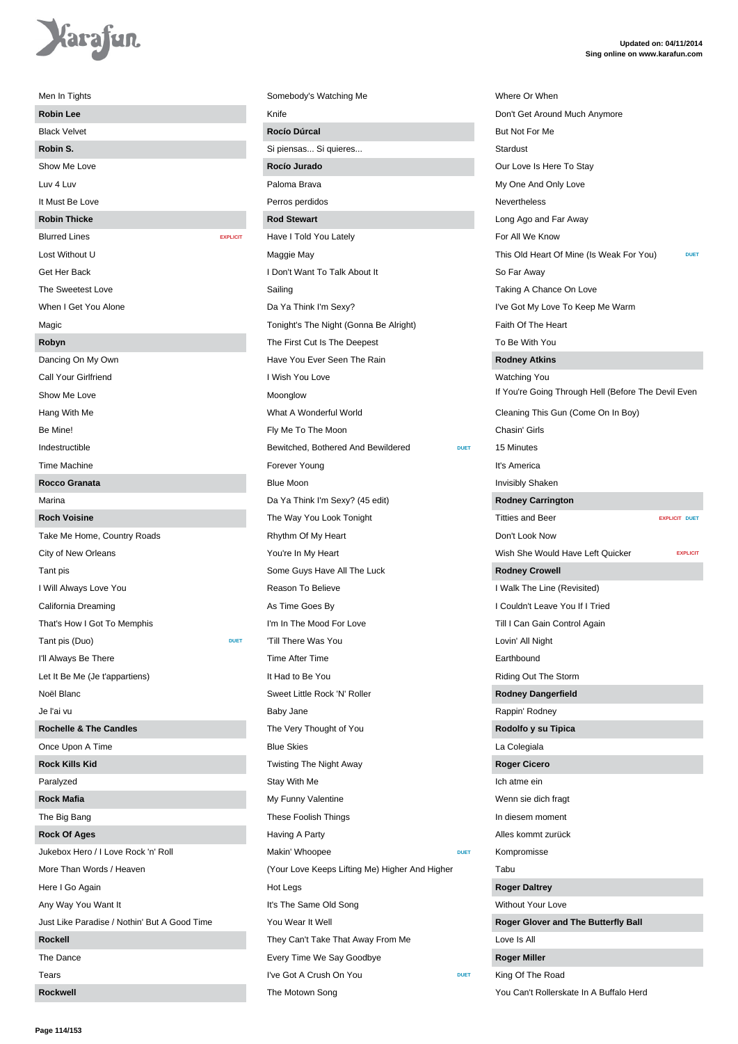Men In Tights

**Robin Lee**

Black Velvet

**Robin S.**

Show Me Love

Luv 4 Luv

It Must Be Love

**Robin Thicke**

Blurred Lines EXPLICIT

Lost Without U

Get Her Back

The Sweetest Love

When I Get You Alone

Magic

**Robyn**

Dancing On My Own

Call Your Girlfriend

Show Me Love

Hang With Me

Be Mine!

Indestructible

Time Machine

**Rocco Granata**

Marina

**Roch Voisine**

Take Me Home, Country Roads

City of New Orleans

Tant pis

I Will Always Love You

California Dreaming

That's How I Got To Memphis

Tant pis (Duo) DUET

I'll Always Be There

Let It Be Me (Je t'appartiens)

Noël Blanc

Je l'ai vu

**Rochelle & The Candles**

Once Upon A Time

**Rock Kills Kid**

Paralyzed

**Rock Mafia**

The Big Bang

**Rock Of Ages**

Jukebox Hero / I Love Rock 'n' Roll

More Than Words / Heaven

Here I Go Again

Any Way You Want It

Just Like Paradise / Nothin' But A Good Time

**Rockell**

The Dance

Tears

**Rockwell**

Somebody's Watching Me

Knife

**Rocío Dúrcal**

Si piensas... Si quieres...

**Rocío Jurado**

Paloma Brava

Perros perdidos

**Rod Stewart**

Have I Told You Lately

Maggie May

I Don't Want To Talk About It

Sailing

Da Ya Think I'm Sexy?

Tonight's The Night (Gonna Be Alright)

The First Cut Is The Deepest

Have You Ever Seen The Rain

I Wish You Love

Moonglow

What A Wonderful World

Fly Me To The Moon

Bewitched, Bothered And Bewildered DUET

Forever Young

Blue Moon

Da Ya Think I'm Sexy? (45 edit)

The Way You Look Tonight

Rhythm Of My Heart

You're In My Heart

Some Guys Have All The Luck

Reason To Believe

As Time Goes By

I'm In The Mood For Love

'Till There Was You

Time After Time

It Had to Be You

Sweet Little Rock 'N' Roller

Baby Jane

The Very Thought of You

Blue Skies

Twisting The Night Away

Stay With Me

My Funny Valentine

These Foolish Things

Having A Party

Makin' Whoopee DUET

(Your Love Keeps Lifting Me) Higher And Higher

Hot Legs

It's The Same Old Song

You Wear It Well

They Can't Take That Away From Me

Every Time We Say Goodbye

I've Got A Crush On You DUET

The Motown Song

Where Or When

Don't Get Around Much Anymore

But Not For Me

Stardust

Our Love Is Here To Stay

My One And Only Love

Nevertheless

Long Ago and Far Away

For All We Know

This Old Heart Of Mine (Is Weak For You) DUET

So Far Away

Taking A Chance On Love

I've Got My Love To Keep Me Warm

Faith Of The Heart

To Be With You

**Rodney Atkins**

Watching You

If You're Going Through Hell (Before The Devil Even

Cleaning This Gun (Come On In Boy)

Chasin' Girls

15 Minutes

It's America

Invisibly Shaken

**Rodney Carrington**

Titties and Beer EXPLICIT DUET

Don't Look Now

Wish She Would Have Left Quicker EXPLICIT

**Rodney Crowell**

I Walk The Line (Revisited)

I Couldn't Leave You If I Tried

Till I Can Gain Control Again

Lovin' All Night

Earthbound

Riding Out The Storm

**Rodney Dangerfield**

Rappin' Rodney

**Rodolfo y su Tipica**

La Colegiala

**Roger Cicero**

Ich atme ein

Wenn sie dich fragt

In diesem moment

Alles kommt zurück

Kompromisse

Tabu

**Roger Daltrey**

Without Your Love

**Roger Glover and The Butterfly Ball**

Love Is All

**Roger Miller**

King Of The Road

You Can't Rollerskate In A Buffalo Herd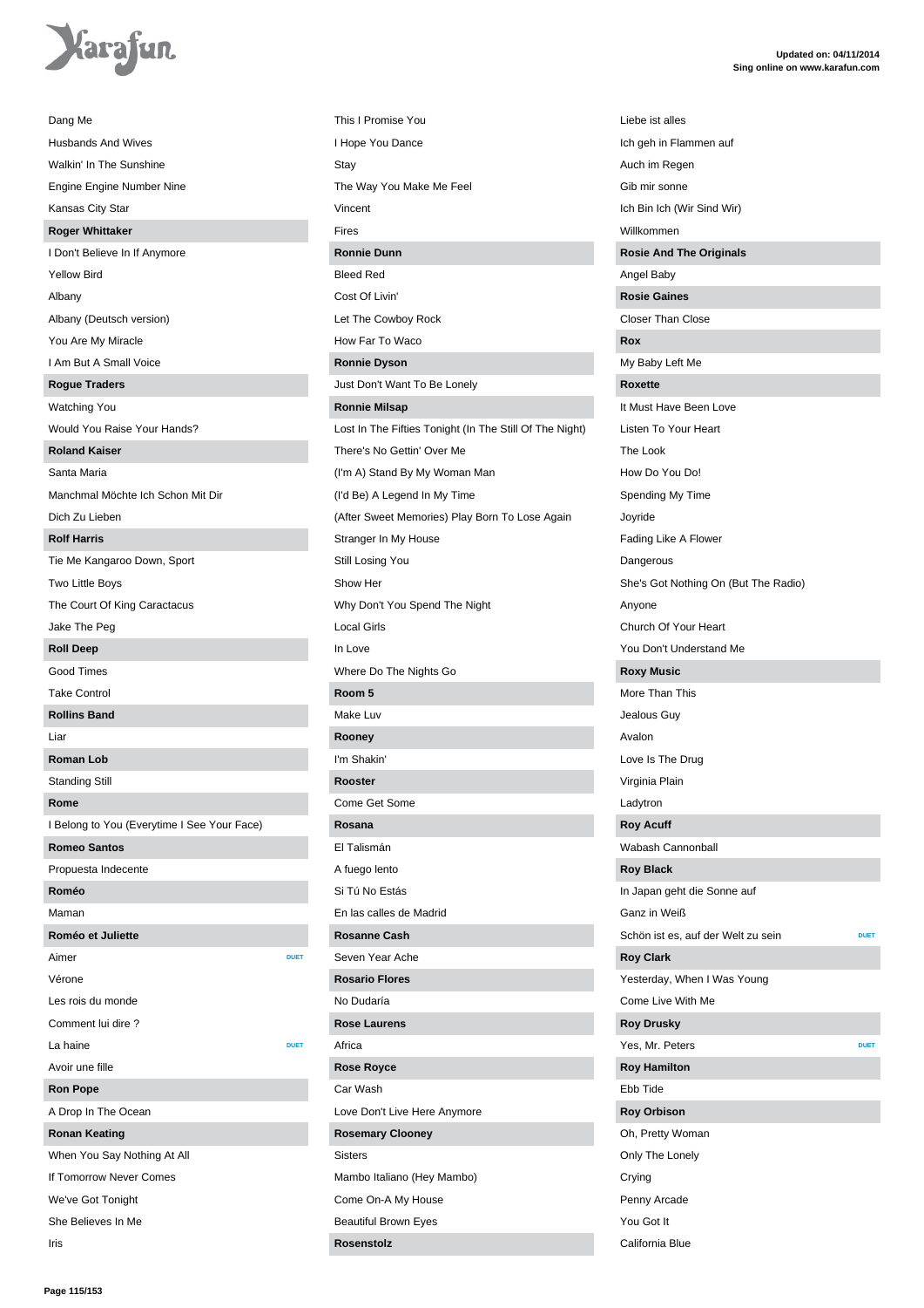Dang Me
Husbands And Wives
Walkin' In The Sunshine
Engine Engine Number Nine
Kansas City Star

**Roger Whittaker**

I Don't Believe In If Anymore
Yellow Bird
Albany
Albany (Deutsch version)
You Are My Miracle
I Am But A Small Voice

**Rogue Traders**

Watching You
Would You Raise Your Hands?

**Roland Kaiser**

Santa Maria
Manchmal Möchte Ich Schon Mit Dir
Dich Zu Lieben

**Rolf Harris**

Tie Me Kangaroo Down, Sport
Two Little Boys
The Court Of King Caractacus
Jake The Peg

**Roll Deep**

Good Times
Take Control

**Rollins Band**

Liar

**Roman Lob**

Standing Still

**Rome**

I Belong to You (Everytime I See Your Face)

**Romeo Santos**

Propuesta Indecente

**Roméo**

Maman

**Roméo et Juliette**

Aimer — DUET
Vérone
Les rois du monde
Comment lui dire ?
La haine — DUET
Avoir une fille

**Ron Pope**

A Drop In The Ocean

**Ronan Keating**

When You Say Nothing At All
If Tomorrow Never Comes
We've Got Tonight
She Believes In Me
Iris
This I Promise You
I Hope You Dance
Stay
The Way You Make Me Feel
Vincent
Fires

**Ronnie Dunn**

Bleed Red
Cost Of Livin'
Let The Cowboy Rock
How Far To Waco

**Ronnie Dyson**

Just Don't Want To Be Lonely

**Ronnie Milsap**

Lost In The Fifties Tonight (In The Still Of The Night)
There's No Gettin' Over Me
(I'm A) Stand By My Woman Man
(I'd Be) A Legend In My Time
(After Sweet Memories) Play Born To Lose Again
Stranger In My House
Still Losing You
Show Her
Why Don't You Spend The Night
Local Girls
In Love
Where Do The Nights Go

**Room 5**

Make Luv

**Rooney**

I'm Shakin'

**Rooster**

Come Get Some

**Rosana**

El Talismán
A fuego lento
Si Tú No Estás
En las calles de Madrid

**Rosanne Cash**

Seven Year Ache

**Rosario Flores**

No Dudaría

**Rose Laurens**

Africa

**Rose Royce**

Car Wash
Love Don't Live Here Anymore

**Rosemary Clooney**

Sisters
Mambo Italiano (Hey Mambo)
Come On-A My House
Beautiful Brown Eyes

**Rosenstolz**

Liebe ist alles
Ich geh in Flammen auf
Auch im Regen
Gib mir sonne
Ich Bin Ich (Wir Sind Wir)
Willkommen

**Rosie And The Originals**

Angel Baby

**Rosie Gaines**

Closer Than Close

**Rox**

My Baby Left Me

**Roxette**

It Must Have Been Love
Listen To Your Heart
The Look
How Do You Do!
Spending My Time
Joyride
Fading Like A Flower
Dangerous
She's Got Nothing On (But The Radio)
Anyone
Church Of Your Heart
You Don't Understand Me

**Roxy Music**

More Than This
Jealous Guy
Avalon
Love Is The Drug
Virginia Plain
Ladytron

**Roy Acuff**

Wabash Cannonball

**Roy Black**

In Japan geht die Sonne auf
Ganz in Weiß
Schön ist es, auf der Welt zu sein — DUET

**Roy Clark**

Yesterday, When I Was Young
Come Live With Me

**Roy Drusky**

Yes, Mr. Peters — DUET

**Roy Hamilton**

Ebb Tide

**Roy Orbison**

Oh, Pretty Woman
Only The Lonely
Crying
Penny Arcade
You Got It
California Blue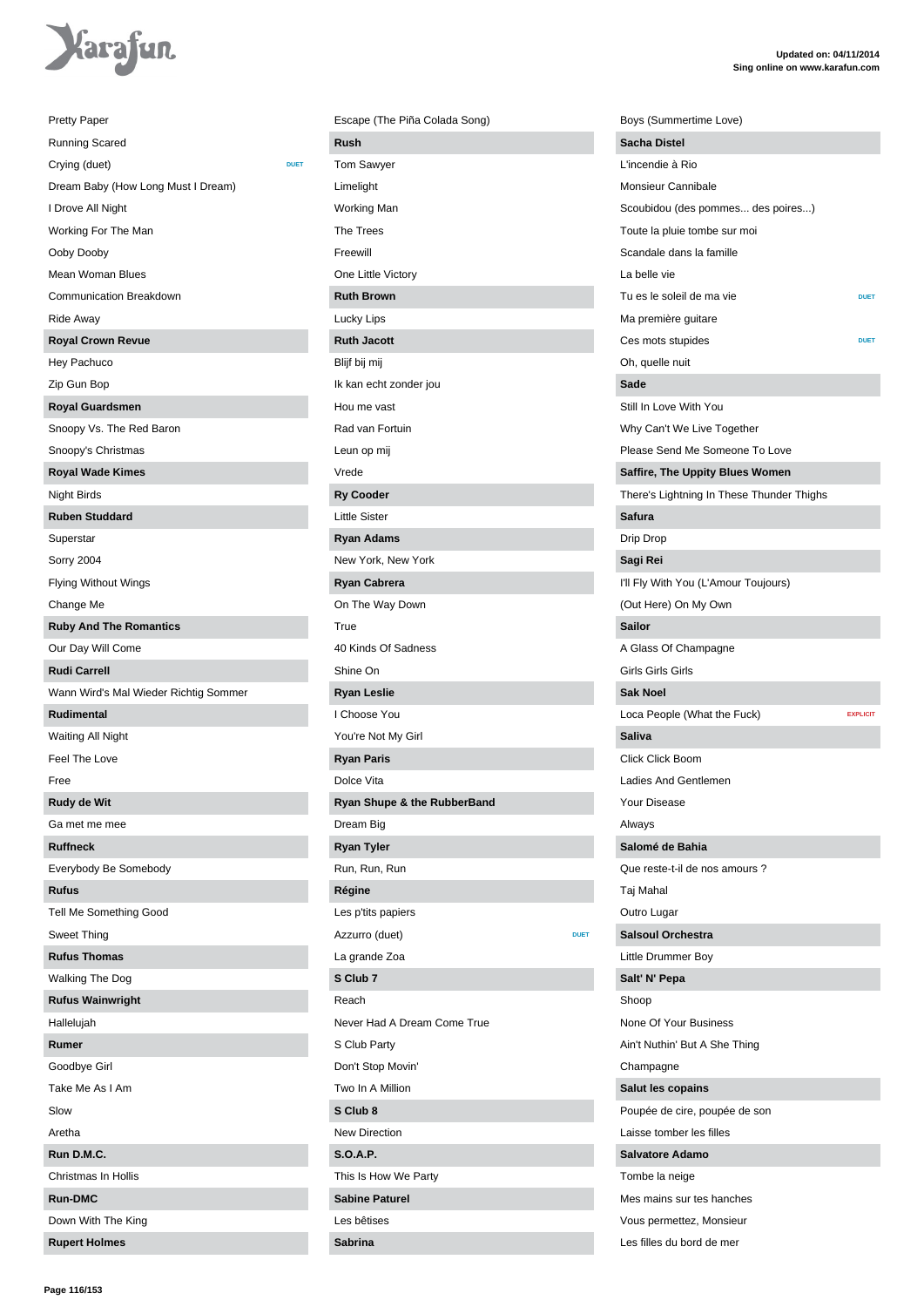Pretty Paper

Running Scared

Crying (duet) DUET

Dream Baby (How Long Must I Dream)

I Drove All Night

Working For The Man

Ooby Dooby

Mean Woman Blues

Communication Breakdown

Ride Away

**Royal Crown Revue**

Hey Pachuco

Zip Gun Bop

**Royal Guardsmen**

Snoopy Vs. The Red Baron

Snoopy's Christmas

**Royal Wade Kimes**

Night Birds

**Ruben Studdard**

Superstar

Sorry 2004

Flying Without Wings

Change Me

**Ruby And The Romantics**

Our Day Will Come

**Rudi Carrell**

Wann Wird's Mal Wieder Richtig Sommer

**Rudimental**

Waiting All Night

Feel The Love

Free

**Rudy de Wit**

Ga met me mee

**Ruffneck**

Everybody Be Somebody

**Rufus**

Tell Me Something Good

Sweet Thing

**Rufus Thomas**

Walking The Dog

**Rufus Wainwright**

Hallelujah

**Rumer**

Goodbye Girl

Take Me As I Am

Slow

Aretha

**Run D.M.C.**

Christmas In Hollis

**Run-DMC**

Down With The King

**Rupert Holmes**

Escape (The Piña Colada Song)

**Rush**

Tom Sawyer

Limelight

Working Man

The Trees

Freewill

One Little Victory

**Ruth Brown**

Lucky Lips

**Ruth Jacott**

Blijf bij mij

Ik kan echt zonder jou

Hou me vast

Rad van Fortuin

Leun op mij

Vrede

**Ry Cooder**

Little Sister

**Ryan Adams**

New York, New York

**Ryan Cabrera**

On The Way Down

True

40 Kinds Of Sadness

Shine On

**Ryan Leslie**

I Choose You

You're Not My Girl

**Ryan Paris**

Dolce Vita

**Ryan Shupe & the RubberBand**

Dream Big

**Ryan Tyler**

Run, Run, Run

**Régine**

Les p'tits papiers

Azzurro (duet) DUET

La grande Zoa

**S Club 7**

Reach

Never Had A Dream Come True

S Club Party

Don't Stop Movin'

Two In A Million

**S Club 8**

New Direction

**S.O.A.P.**

This Is How We Party

**Sabine Paturel**

Les bêtises

**Sabrina**

Boys (Summertime Love)

**Sacha Distel**

L'incendie à Rio

Monsieur Cannibale

Scoubidou (des pommes... des poires...)

Toute la pluie tombe sur moi

Scandale dans la famille

La belle vie

Tu es le soleil de ma vie DUET

Ma première guitare

Ces mots stupides DUET

Oh, quelle nuit

**Sade**

Still In Love With You

Why Can't We Live Together

Please Send Me Someone To Love

**Saffire, The Uppity Blues Women**

There's Lightning In These Thunder Thighs

**Safura**

Drip Drop

**Sagi Rei**

I'll Fly With You (L'Amour Toujours)

(Out Here) On My Own

**Sailor**

A Glass Of Champagne

Girls Girls Girls

**Sak Noel**

Loca People (What the Fuck) EXPLICIT

**Saliva**

Click Click Boom

Ladies And Gentlemen

Your Disease

Always

**Salomé de Bahia**

Que reste-t-il de nos amours ?

Taj Mahal

Outro Lugar

**Salsoul Orchestra**

Little Drummer Boy

**Salt' N' Pepa**

Shoop

None Of Your Business

Ain't Nuthin' But A She Thing

Champagne

**Salut les copains**

Poupée de cire, poupée de son

Laisse tomber les filles

**Salvatore Adamo**

Tombe la neige

Mes mains sur tes hanches

Vous permettez, Monsieur

Les filles du bord de mer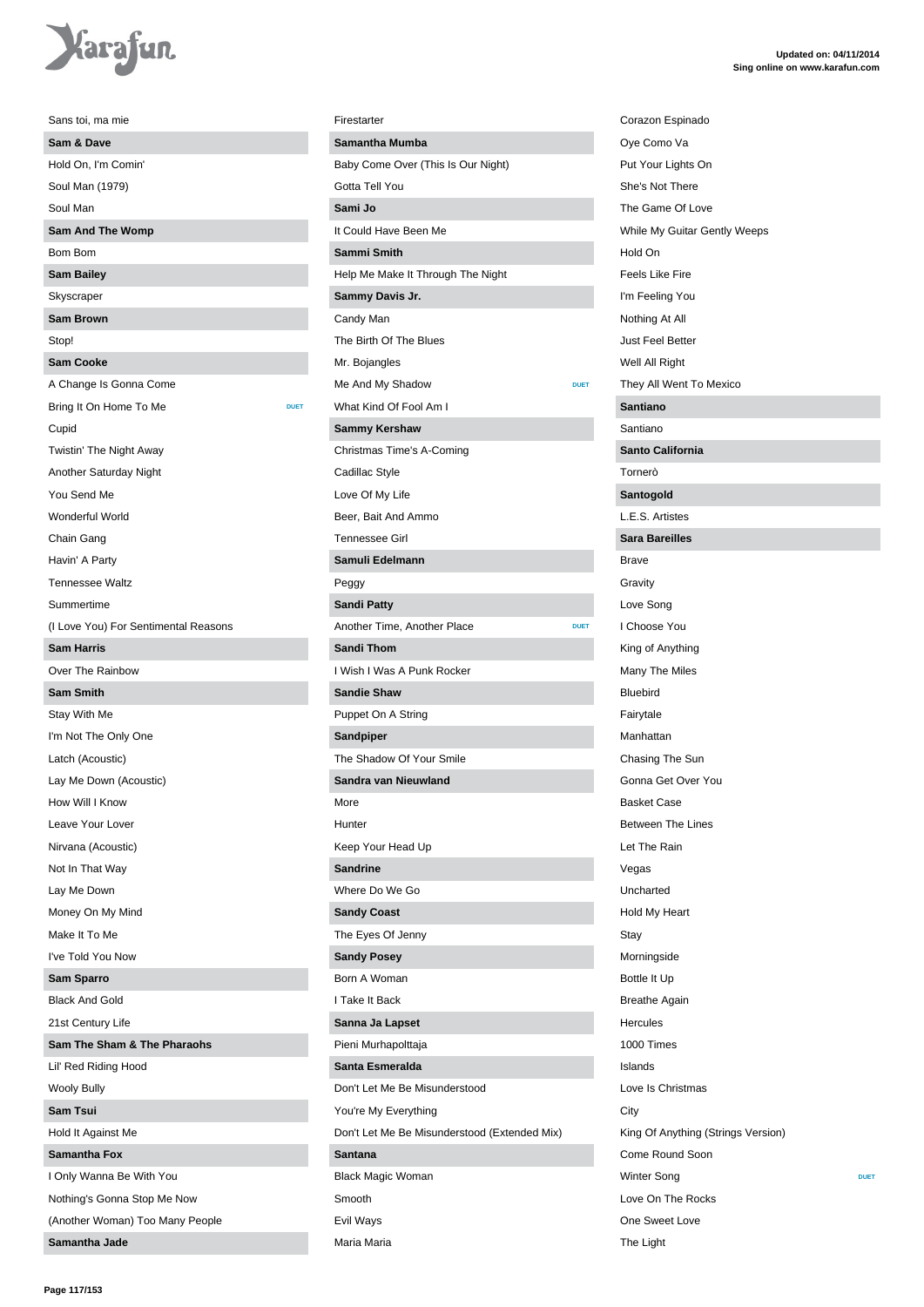Sans toi, ma mie

**Sam & Dave**

Hold On, I'm Comin'

Soul Man (1979)

Soul Man

**Sam And The Womp**

Bom Bom

**Sam Bailey**

Skyscraper

**Sam Brown**

Stop!

**Sam Cooke**

A Change Is Gonna Come

Bring It On Home To Me DUET

Cupid

Twistin' The Night Away

Another Saturday Night

You Send Me

Wonderful World

Chain Gang

Havin' A Party

Tennessee Waltz

Summertime

(I Love You) For Sentimental Reasons

**Sam Harris**

Over The Rainbow

**Sam Smith**

Stay With Me

I'm Not The Only One

Latch (Acoustic)

Lay Me Down (Acoustic)

How Will I Know

Leave Your Lover

Nirvana (Acoustic)

Not In That Way

Lay Me Down

Money On My Mind

Make It To Me

I've Told You Now

**Sam Sparro**

Black And Gold

21st Century Life

**Sam The Sham & The Pharaohs**

Lil' Red Riding Hood

Wooly Bully

**Sam Tsui**

Hold It Against Me

**Samantha Fox**

I Only Wanna Be With You

Nothing's Gonna Stop Me Now

(Another Woman) Too Many People

**Samantha Jade**

Firestarter

**Samantha Mumba**

Baby Come Over (This Is Our Night)

Gotta Tell You

**Sami Jo**

It Could Have Been Me

**Sammi Smith**

Help Me Make It Through The Night

**Sammy Davis Jr.**

Candy Man

The Birth Of The Blues

Mr. Bojangles

Me And My Shadow DUET

What Kind Of Fool Am I

**Sammy Kershaw**

Christmas Time's A-Coming

Cadillac Style

Love Of My Life

Beer, Bait And Ammo

Tennessee Girl

**Samuli Edelmann**

Peggy

**Sandi Patty**

Another Time, Another Place DUET

**Sandi Thom**

I Wish I Was A Punk Rocker

**Sandie Shaw**

Puppet On A String

**Sandpiper**

The Shadow Of Your Smile

**Sandra van Nieuwland**

More

Hunter

Keep Your Head Up

**Sandrine**

Where Do We Go

**Sandy Coast**

The Eyes Of Jenny

**Sandy Posey**

Born A Woman

I Take It Back

**Sanna Ja Lapset**

Pieni Murhapolttaja

**Santa Esmeralda**

Don't Let Me Be Misunderstood

You're My Everything

Don't Let Me Be Misunderstood (Extended Mix)

**Santana**

Black Magic Woman

Smooth

Evil Ways

Maria Maria

Corazon Espinado

Oye Como Va

Put Your Lights On

She's Not There

The Game Of Love

While My Guitar Gently Weeps

Hold On

Feels Like Fire

I'm Feeling You

Nothing At All

Just Feel Better

Well All Right

They All Went To Mexico

**Santiano**

Santiano

**Santo California**

Tornerò

**Santogold**

L.E.S. Artistes

**Sara Bareilles**

Brave

Gravity

Love Song

I Choose You

King of Anything

Many The Miles

Bluebird

Fairytale

Manhattan

Chasing The Sun

Gonna Get Over You

Basket Case

Between The Lines

Let The Rain

Vegas

Uncharted

Hold My Heart

Stay

Morningside

Bottle It Up

Breathe Again

Hercules

1000 Times

Islands

Love Is Christmas

City

King Of Anything (Strings Version)

Come Round Soon

Winter Song DUET

Love On The Rocks

One Sweet Love

The Light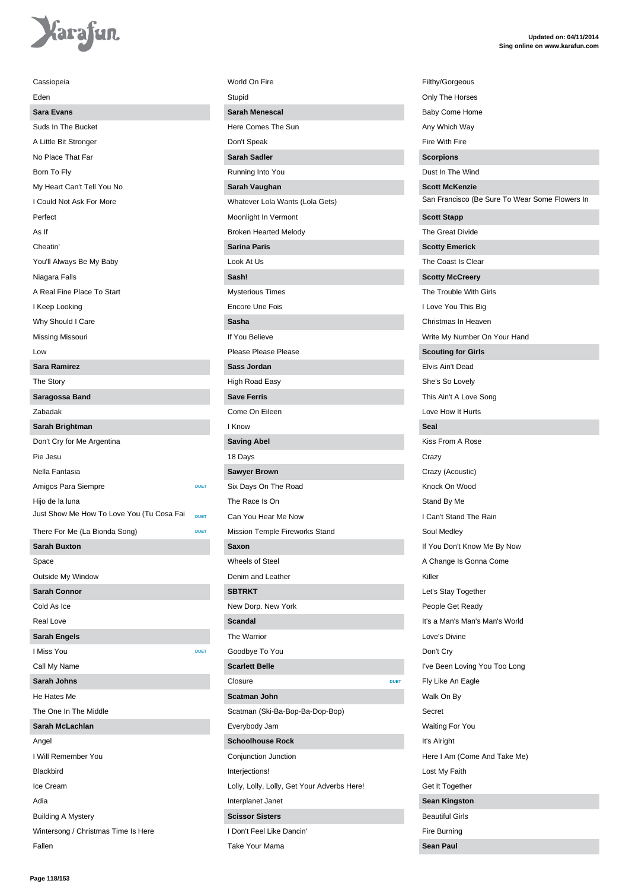Cassiopeia

Eden

**Sara Evans**

Suds In The Bucket

A Little Bit Stronger

No Place That Far

Born To Fly

My Heart Can't Tell You No

I Could Not Ask For More

Perfect

As If

Cheatin'

You'll Always Be My Baby

Niagara Falls

A Real Fine Place To Start

I Keep Looking

Why Should I Care

Missing Missouri

Low

**Sara Ramirez**

The Story

**Saragossa Band**

Zabadak

**Sarah Brightman**

Don't Cry for Me Argentina

Pie Jesu

Nella Fantasia

Amigos Para Siempre DUET

Hijo de la luna

Just Show Me How To Love You (Tu Cosa Fai DUET

There For Me (La Bionda Song) DUET

**Sarah Buxton**

Space

Outside My Window

**Sarah Connor**

Cold As Ice

Real Love

**Sarah Engels**

I Miss You DUET

Call My Name

**Sarah Johns**

He Hates Me

The One In The Middle

**Sarah McLachlan**

Angel

I Will Remember You

Blackbird

Ice Cream

Adia

Building A Mystery

Wintersong / Christmas Time Is Here

Fallen

World On Fire

Stupid

**Sarah Menescal**

Here Comes The Sun

Don't Speak

**Sarah Sadler**

Running Into You

**Sarah Vaughan**

Whatever Lola Wants (Lola Gets)

Moonlight In Vermont

Broken Hearted Melody

**Sarina Paris**

Look At Us

**Sash!**

Mysterious Times

Encore Une Fois

**Sasha**

If You Believe

Please Please Please

**Sass Jordan**

High Road Easy

**Save Ferris**

Come On Eileen

I Know

**Saving Abel**

18 Days

**Sawyer Brown**

Six Days On The Road

The Race Is On

Can You Hear Me Now

Mission Temple Fireworks Stand

**Saxon**

Wheels of Steel

Denim and Leather

**SBTRKT**

New Dorp. New York

**Scandal**

The Warrior

Goodbye To You

**Scarlett Belle**

Closure DUET

**Scatman John**

Scatman (Ski-Ba-Bop-Ba-Dop-Bop)

Everybody Jam

**Schoolhouse Rock**

Conjunction Junction

Interjections!

Lolly, Lolly, Lolly, Get Your Adverbs Here!

Interplanet Janet

**Scissor Sisters**

I Don't Feel Like Dancin'

Take Your Mama

Filthy/Gorgeous

Only The Horses

Baby Come Home

Any Which Way

Fire With Fire

**Scorpions**

Dust In The Wind

**Scott McKenzie**

San Francisco (Be Sure To Wear Some Flowers In

**Scott Stapp**

The Great Divide

**Scotty Emerick**

The Coast Is Clear

**Scotty McCreery**

The Trouble With Girls

I Love You This Big

Christmas In Heaven

Write My Number On Your Hand

**Scouting for Girls**

Elvis Ain't Dead

She's So Lovely

This Ain't A Love Song

Love How It Hurts

**Seal**

Kiss From A Rose

Crazy

Crazy (Acoustic)

Knock On Wood

Stand By Me

I Can't Stand The Rain

Soul Medley

If You Don't Know Me By Now

A Change Is Gonna Come

Killer

Let's Stay Together

People Get Ready

It's a Man's Man's Man's World

Love's Divine

Don't Cry

I've Been Loving You Too Long

Fly Like An Eagle

Walk On By

Secret

Waiting For You

It's Alright

Here I Am (Come And Take Me)

Lost My Faith

Get It Together

**Sean Kingston**

Beautiful Girls

Fire Burning

**Sean Paul**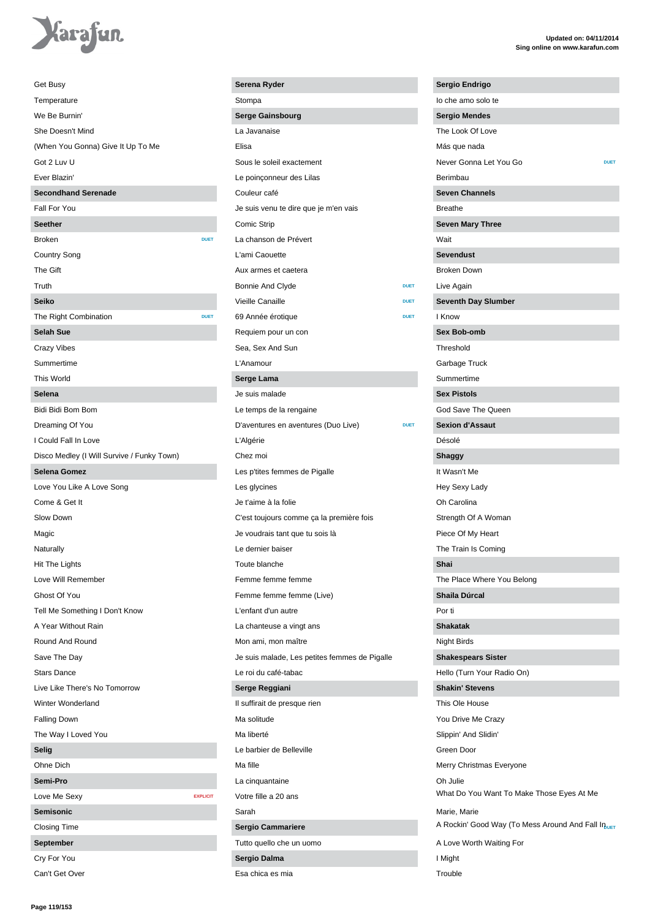Get Busy
Temperature
We Be Burnin'
She Doesn't Mind
(When You Gonna) Give It Up To Me
Got 2 Luv U
Ever Blazin'

**Secondhand Serenade**

Fall For You

**Seether**

Broken DUET
Country Song
The Gift
Truth

**Seiko**

The Right Combination DUET

**Selah Sue**

Crazy Vibes
Summertime
This World

**Selena**

Bidi Bidi Bom Bom
Dreaming Of You
I Could Fall In Love
Disco Medley (I Will Survive / Funky Town)

**Selena Gomez**

Love You Like A Love Song
Come & Get It
Slow Down
Magic
Naturally
Hit The Lights
Love Will Remember
Ghost Of You
Tell Me Something I Don't Know
A Year Without Rain
Round And Round
Save The Day
Stars Dance
Live Like There's No Tomorrow
Winter Wonderland
Falling Down
The Way I Loved You

**Selig**

Ohne Dich

**Semi-Pro**

Love Me Sexy EXPLICIT

**Semisonic**

Closing Time

**September**

Cry For You
Can't Get Over

**Serena Ryder**

Stompa

**Serge Gainsbourg**

La Javanaise
Elisa
Sous le soleil exactement
Le poinçonneur des Lilas
Couleur café
Je suis venu te dire que je m'en vais
Comic Strip
La chanson de Prévert
L'ami Caouette
Aux armes et caetera
Bonnie And Clyde DUET
Vieille Canaille DUET
69 Année érotique DUET
Requiem pour un con
Sea, Sex And Sun
L'Anamour

**Serge Lama**

Je suis malade
Le temps de la rengaine
D'aventures en aventures (Duo Live) DUET
L'Algérie
Chez moi
Les p'tites femmes de Pigalle
Les glycines
Je t'aime à la folie
C'est toujours comme ça la première fois
Je voudrais tant que tu sois là
Le dernier baiser
Toute blanche
Femme femme femme
Femme femme femme (Live)
L'enfant d'un autre
La chanteuse a vingt ans
Mon ami, mon maître
Je suis malade, Les petites femmes de Pigalle
Le roi du café-tabac

**Serge Reggiani**

Il suffirait de presque rien
Ma solitude
Ma liberté
Le barbier de Belleville
Ma fille
La cinquantaine
Votre fille a 20 ans
Sarah

**Sergio Cammariere**

Tutto quello che un uomo

**Sergio Dalma**

Esa chica es mia

**Sergio Endrigo**

Io che amo solo te

**Sergio Mendes**

The Look Of Love
Más que nada
Never Gonna Let You Go DUET
Berimbau

**Seven Channels**

Breathe

**Seven Mary Three**

Wait

**Sevendust**

Broken Down
Live Again

**Seventh Day Slumber**

I Know

**Sex Bob-omb**

Threshold
Garbage Truck
Summertime

**Sex Pistols**

God Save The Queen

**Sexion d'Assaut**

Désolé

**Shaggy**

It Wasn't Me
Hey Sexy Lady
Oh Carolina
Strength Of A Woman
Piece Of My Heart
The Train Is Coming

**Shai**

The Place Where You Belong

**Shaila Dúrcal**

Por ti

**Shakatak**

Night Birds

**Shakespears Sister**

Hello (Turn Your Radio On)

**Shakin' Stevens**

This Ole House
You Drive Me Crazy
Slippin' And Slidin'
Green Door
Merry Christmas Everyone
Oh Julie
What Do You Want To Make Those Eyes At Me
Marie, Marie
A Rockin' Good Way (To Mess Around And Fall In DUET
A Love Worth Waiting For
I Might
Trouble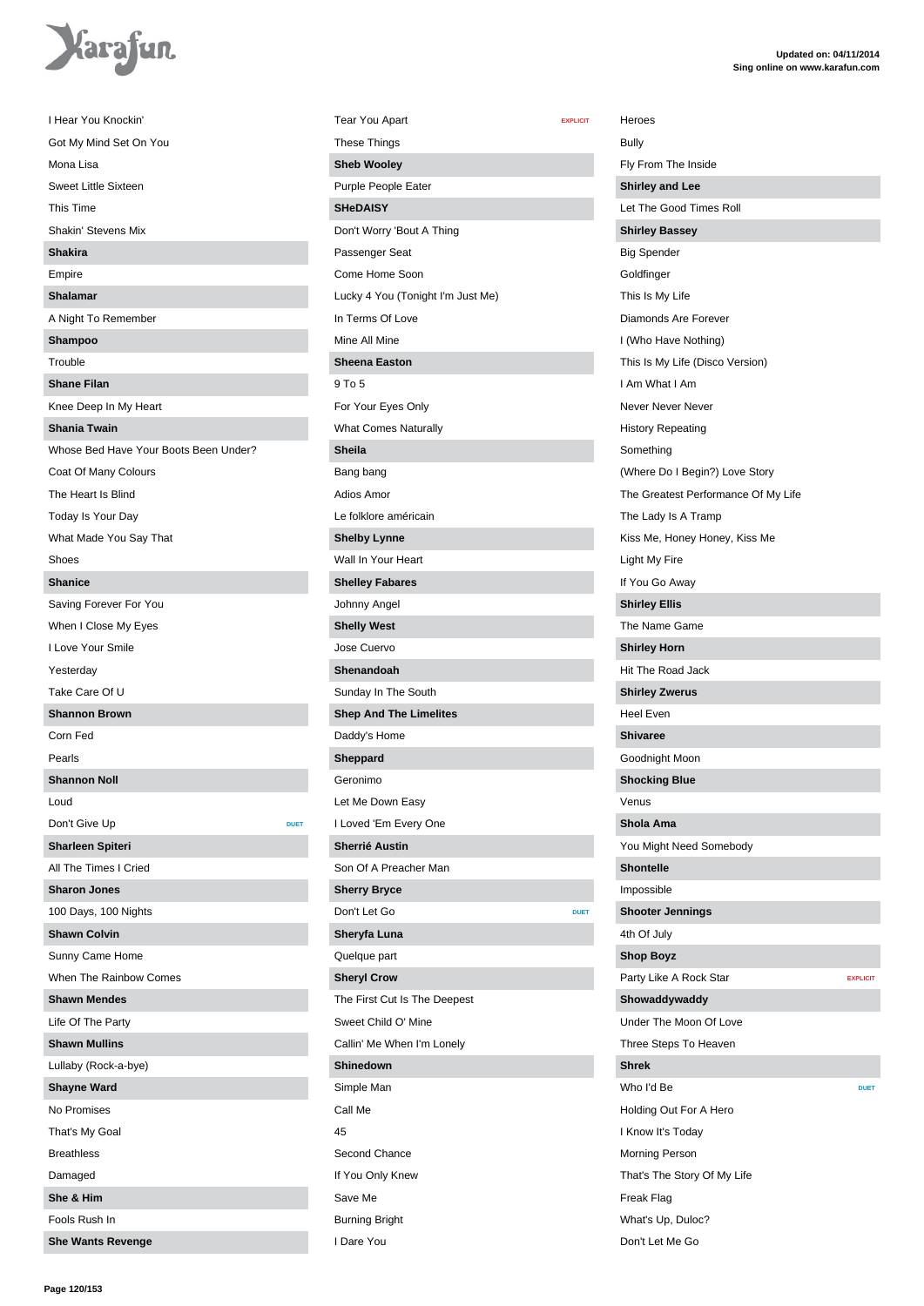I Hear You Knockin'
Got My Mind Set On You
Mona Lisa
Sweet Little Sixteen
This Time
Shakin' Stevens Mix

**Shakira**

Empire

**Shalamar**

A Night To Remember

**Shampoo**

Trouble

**Shane Filan**

Knee Deep In My Heart

**Shania Twain**

Whose Bed Have Your Boots Been Under?
Coat Of Many Colours
The Heart Is Blind
Today Is Your Day
What Made You Say That
Shoes

**Shanice**

Saving Forever For You
When I Close My Eyes
I Love Your Smile
Yesterday
Take Care Of U

**Shannon Brown**

Corn Fed
Pearls

**Shannon Noll**

Loud
Don't Give Up DUET

**Sharleen Spiteri**

All The Times I Cried

**Sharon Jones**

100 Days, 100 Nights

**Shawn Colvin**

Sunny Came Home
When The Rainbow Comes

**Shawn Mendes**

Life Of The Party

**Shawn Mullins**

Lullaby (Rock-a-bye)

**Shayne Ward**

No Promises
That's My Goal
Breathless
Damaged

**She & Him**

Fools Rush In

**She Wants Revenge**

Tear You Apart EXPLICIT
These Things

**Sheb Wooley**

Purple People Eater

**SHeDAISY**

Don't Worry 'Bout A Thing
Passenger Seat
Come Home Soon
Lucky 4 You (Tonight I'm Just Me)
In Terms Of Love
Mine All Mine

**Sheena Easton**

9 To 5
For Your Eyes Only
What Comes Naturally

**Sheila**

Bang bang
Adios Amor
Le folklore américain

**Shelby Lynne**

Wall In Your Heart

**Shelley Fabares**

Johnny Angel

**Shelly West**

Jose Cuervo

**Shenandoah**

Sunday In The South

**Shep And The Limelites**

Daddy's Home

**Sheppard**

Geronimo
Let Me Down Easy
I Loved 'Em Every One

**Sherrié Austin**

Son Of A Preacher Man

**Sherry Bryce**

Don't Let Go DUET

**Sheryfa Luna**

Quelque part

**Sheryl Crow**

The First Cut Is The Deepest
Sweet Child O' Mine
Callin' Me When I'm Lonely

**Shinedown**

Simple Man
Call Me
45
Second Chance
If You Only Knew
Save Me
Burning Bright
I Dare You
Heroes
Bully
Fly From The Inside

**Shirley and Lee**

Let The Good Times Roll

**Shirley Bassey**

Big Spender
Goldfinger
This Is My Life
Diamonds Are Forever
I (Who Have Nothing)
This Is My Life (Disco Version)
I Am What I Am
Never Never Never
History Repeating
Something
(Where Do I Begin?) Love Story
The Greatest Performance Of My Life
The Lady Is A Tramp
Kiss Me, Honey Honey, Kiss Me
Light My Fire
If You Go Away

**Shirley Ellis**

The Name Game

**Shirley Horn**

Hit The Road Jack

**Shirley Zwerus**

Heel Even

**Shivaree**

Goodnight Moon

**Shocking Blue**

Venus

**Shola Ama**

You Might Need Somebody

**Shontelle**

Impossible

**Shooter Jennings**

4th Of July

**Shop Boyz**

Party Like A Rock Star EXPLICIT

**Showaddywaddy**

Under The Moon Of Love
Three Steps To Heaven

**Shrek**

Who I'd Be DUET
Holding Out For A Hero
I Know It's Today
Morning Person
That's The Story Of My Life
Freak Flag
What's Up, Duloc?
Don't Let Me Go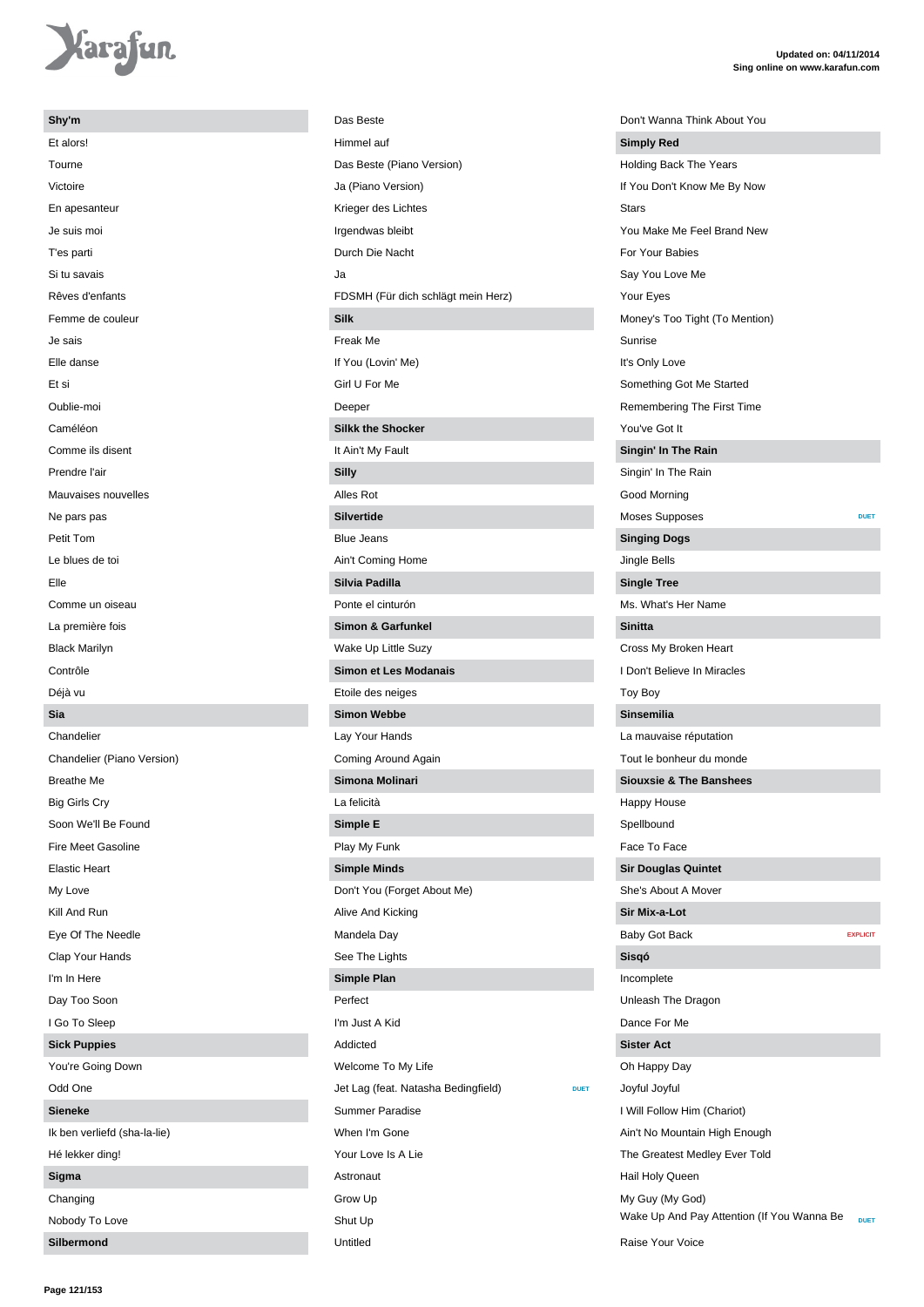## Shy'm

- Et alors!
- Tourne
- Victoire
- En apesanteur
- Je suis moi
- T'es parti
- Si tu savais
- Rêves d'enfants
- Femme de couleur
- Je sais
- Elle danse
- Et si
- Oublie-moi
- Caméléon
- Comme ils disent
- Prendre l'air
- Mauvaises nouvelles
- Ne pars pas
- Petit Tom
- Le blues de toi
- Elle
- Comme un oiseau
- La première fois
- Black Marilyn
- Contrôle
- Déjà vu

## Sia

- Chandelier
- Chandelier (Piano Version)
- Breathe Me
- Big Girls Cry
- Soon We'll Be Found
- Fire Meet Gasoline
- Elastic Heart
- My Love
- Kill And Run
- Eye Of The Needle
- Clap Your Hands
- I'm In Here
- Day Too Soon
- I Go To Sleep

## Sick Puppies

- You're Going Down
- Odd One

## Sieneke

- Ik ben verliefd (sha-la-lie)
- Hé lekker ding!

## Sigma

- Changing
- Nobody To Love

## Silbermond

- Das Beste
- Himmel auf
- Das Beste (Piano Version)
- Ja (Piano Version)
- Krieger des Lichtes
- Irgendwas bleibt
- Durch Die Nacht
- Ja
- FDSMH (Für dich schlägt mein Herz)

## Silk

- Freak Me
- If You (Lovin' Me)
- Girl U For Me
- Deeper

## Silkk the Shocker

- It Ain't My Fault

## Silly

- Alles Rot

## Silvertide

- Blue Jeans
- Ain't Coming Home

## Silvia Padilla

- Ponte el cinturón

## Simon & Garfunkel

- Wake Up Little Suzy

## Simon et Les Modanais

- Etoile des neiges

## Simon Webbe

- Lay Your Hands
- Coming Around Again

## Simona Molinari

- La felicità

## Simple E

- Play My Funk

## Simple Minds

- Don't You (Forget About Me)
- Alive And Kicking
- Mandela Day
- See The Lights

## Simple Plan

- Perfect
- I'm Just A Kid
- Addicted
- Welcome To My Life
- Jet Lag (feat. Natasha Bedingfield) DUET
- Summer Paradise
- When I'm Gone
- Your Love Is A Lie
- Astronaut
- Grow Up
- Shut Up
- Untitled
- Don't Wanna Think About You

## Simply Red

- Holding Back The Years
- If You Don't Know Me By Now
- Stars
- You Make Me Feel Brand New
- For Your Babies
- Say You Love Me
- Your Eyes
- Money's Too Tight (To Mention)
- Sunrise
- It's Only Love
- Something Got Me Started
- Remembering The First Time
- You've Got It

## Singin' In The Rain

- Singin' In The Rain
- Good Morning
- Moses Supposes DUET

## Singing Dogs

- Jingle Bells

## Single Tree

- Ms. What's Her Name

## Sinitta

- Cross My Broken Heart
- I Don't Believe In Miracles
- Toy Boy

## Sinsemilia

- La mauvaise réputation
- Tout le bonheur du monde

## Siouxsie & The Banshees

- Happy House
- Spellbound
- Face To Face

## Sir Douglas Quintet

- She's About A Mover

## Sir Mix-a-Lot

- Baby Got Back EXPLICIT

## Sisqó

- Incomplete
- Unleash The Dragon
- Dance For Me

## Sister Act

- Oh Happy Day
- Joyful Joyful
- I Will Follow Him (Chariot)
- Ain't No Mountain High Enough
- The Greatest Medley Ever Told
- Hail Holy Queen
- My Guy (My God)
- Wake Up And Pay Attention (If You Wanna Be DUET
- Raise Your Voice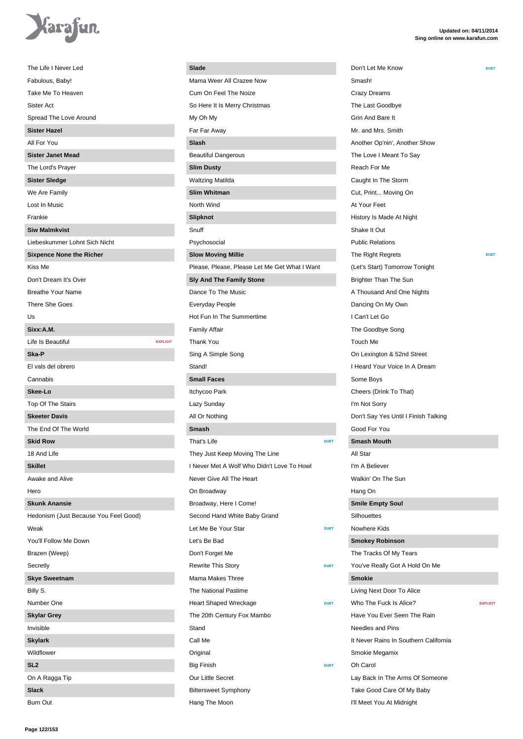The Life I Never Led
Fabulous, Baby!
Take Me To Heaven
Sister Act
Spread The Love Around

**Sister Hazel**

All For You

**Sister Janet Mead**

The Lord's Prayer

**Sister Sledge**

We Are Family
Lost In Music
Frankie

**Siw Malmkvist**

Liebeskummer Lohnt Sich Nicht

**Sixpence None the Richer**

Kiss Me
Don't Dream It's Over
Breathe Your Name
There She Goes
Us

**Sixx:A.M.**

Life Is Beautiful EXPLICIT

**Ska-P**

El vals del obrero
Cannabis

**Skee-Lo**

Top Of The Stairs

**Skeeter Davis**

The End Of The World

**Skid Row**

18 And Life

**Skillet**

Awake and Alive
Hero

**Skunk Anansie**

Hedonism (Just Because You Feel Good)
Weak
You'll Follow Me Down
Brazen (Weep)
Secretly

**Skye Sweetnam**

Billy S.
Number One

**Skylar Grey**

Invisible

**Skylark**

Wildflower

**SL2**

On A Ragga Tip

**Slack**

Burn Out

**Slade**

Mama Weer All Crazee Now
Cum On Feel The Noize
So Here It Is Merry Christmas
My Oh My
Far Far Away

**Slash**

Beautiful Dangerous

**Slim Dusty**

Waltzing Matilda

**Slim Whitman**

North Wind

**Slipknot**

Snuff
Psychosocial

**Slow Moving Millie**

Please, Please, Please Let Me Get What I Want

**Sly And The Family Stone**

Dance To The Music
Everyday People
Hot Fun In The Summertime
Family Affair
Thank You
Sing A Simple Song
Stand!

**Small Faces**

Itchycoo Park
Lazy Sunday
All Or Nothing

**Smash**

That's Life DUET
They Just Keep Moving The Line
I Never Met A Wolf Who Didn't Love To Howl
Never Give All The Heart
On Broadway
Broadway, Here I Come!
Second Hand White Baby Grand
Let Me Be Your Star DUET
Let's Be Bad
Don't Forget Me
Rewrite This Story DUET
Mama Makes Three
The National Pastime
Heart Shaped Wreckage DUET
The 20th Century Fox Mambo
Stand
Call Me
Original
Big Finish DUET
Our Little Secret
Bittersweet Symphony
Hang The Moon
Don't Let Me Know DUET
Smash!
Crazy Dreams
The Last Goodbye
Grin And Bare It
Mr. and Mrs. Smith
Another Op'nin', Another Show
The Love I Meant To Say
Reach For Me
Caught In The Storm
Cut, Print... Moving On
At Your Feet
History Is Made At Night
Shake It Out
Public Relations
The Right Regrets DUET
(Let's Start) Tomorrow Tonight
Brighter Than The Sun
A Thousand And One Nights
Dancing On My Own
I Can't Let Go
The Goodbye Song
Touch Me
On Lexington & 52nd Street
I Heard Your Voice In A Dream
Some Boys
Cheers (Drink To That)
I'm Not Sorry
Don't Say Yes Until I Finish Talking
Good For You

**Smash Mouth**

All Star
I'm A Believer
Walkin' On The Sun
Hang On

**Smile Empty Soul**

Silhouettes
Nowhere Kids

**Smokey Robinson**

The Tracks Of My Tears
You've Really Got A Hold On Me

**Smokie**

Living Next Door To Alice
Who The Fuck Is Alice? EXPLICIT
Have You Ever Seen The Rain
Needles and Pins
It Never Rains In Southern California
Smokie Megamix
Oh Carol
Lay Back In The Arms Of Someone
Take Good Care Of My Baby
I'll Meet You At Midnight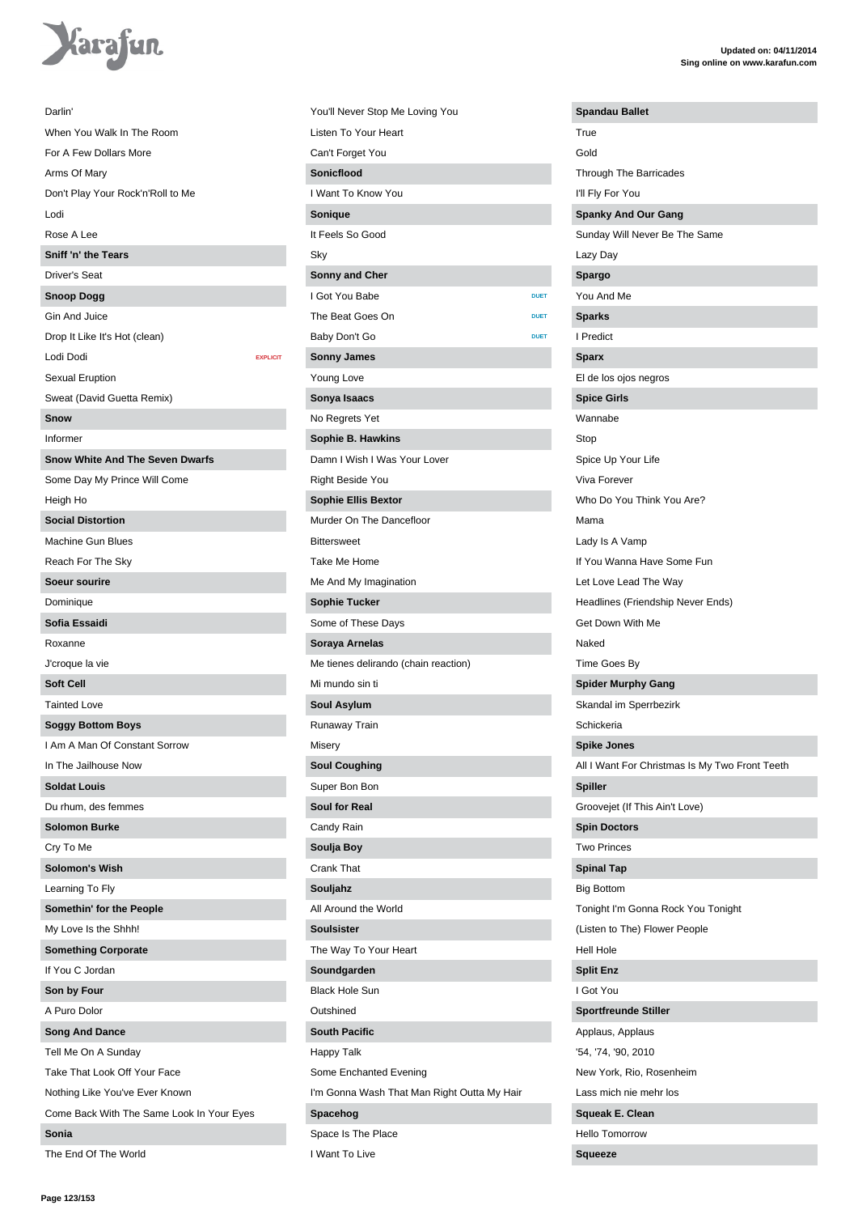Darlin'

When You Walk In The Room

For A Few Dollars More

Arms Of Mary

Don't Play Your Rock'n'Roll to Me

Lodi

Rose A Lee

**Sniff 'n' the Tears**

Driver's Seat

**Snoop Dogg**

Gin And Juice

Drop It Like It's Hot (clean)

Lodi Dodi EXPLICIT

Sexual Eruption

Sweat (David Guetta Remix)

**Snow**

Informer

**Snow White And The Seven Dwarfs**

Some Day My Prince Will Come

Heigh Ho

**Social Distortion**

Machine Gun Blues

Reach For The Sky

**Soeur sourire**

Dominique

**Sofia Essaidi**

Roxanne

J'croque la vie

**Soft Cell**

Tainted Love

**Soggy Bottom Boys**

I Am A Man Of Constant Sorrow

In The Jailhouse Now

**Soldat Louis**

Du rhum, des femmes

**Solomon Burke**

Cry To Me

**Solomon's Wish**

Learning To Fly

**Somethin' for the People**

My Love Is the Shhh!

**Something Corporate**

If You C Jordan

**Son by Four**

A Puro Dolor

**Song And Dance**

Tell Me On A Sunday

Take That Look Off Your Face

Nothing Like You've Ever Known

Come Back With The Same Look In Your Eyes

**Sonia**

The End Of The World

You'll Never Stop Me Loving You

Listen To Your Heart

Can't Forget You

**Sonicflood**

I Want To Know You

**Sonique**

It Feels So Good

Sky

**Sonny and Cher**

I Got You Babe DUET

The Beat Goes On DUET

Baby Don't Go DUET

**Sonny James**

Young Love

**Sonya Isaacs**

No Regrets Yet

**Sophie B. Hawkins**

Damn I Wish I Was Your Lover

Right Beside You

**Sophie Ellis Bextor**

Murder On The Dancefloor

Bittersweet

Take Me Home

Me And My Imagination

**Sophie Tucker**

Some of These Days

**Soraya Arnelas**

Me tienes delirando (chain reaction)

Mi mundo sin ti

**Soul Asylum**

Runaway Train

Misery

**Soul Coughing**

Super Bon Bon

**Soul for Real**

Candy Rain

**Soulja Boy**

Crank That

**Souljahz**

All Around the World

**Soulsister**

The Way To Your Heart

**Soundgarden**

Black Hole Sun

Outshined

**South Pacific**

Happy Talk

Some Enchanted Evening

I'm Gonna Wash That Man Right Outta My Hair

**Spacehog**

Space Is The Place

I Want To Live

**Spandau Ballet**

True

Gold

Through The Barricades

I'll Fly For You

**Spanky And Our Gang**

Sunday Will Never Be The Same

Lazy Day

**Spargo**

You And Me

**Sparks**

I Predict

**Sparx**

El de los ojos negros

**Spice Girls**

Wannabe

Stop

Spice Up Your Life

Viva Forever

Who Do You Think You Are?

Mama

Lady Is A Vamp

If You Wanna Have Some Fun

Let Love Lead The Way

Headlines (Friendship Never Ends)

Get Down With Me

Naked

Time Goes By

**Spider Murphy Gang**

Skandal im Sperrbezirk

Schickeria

**Spike Jones**

All I Want For Christmas Is My Two Front Teeth

**Spiller**

Groovejet (If This Ain't Love)

**Spin Doctors**

Two Princes

**Spinal Tap**

Big Bottom

Tonight I'm Gonna Rock You Tonight

(Listen to The) Flower People

Hell Hole

**Split Enz**

I Got You

**Sportfreunde Stiller**

Applaus, Applaus

'54, '74, '90, 2010

New York, Rio, Rosenheim

Lass mich nie mehr los

**Squeak E. Clean**

Hello Tomorrow

**Squeeze**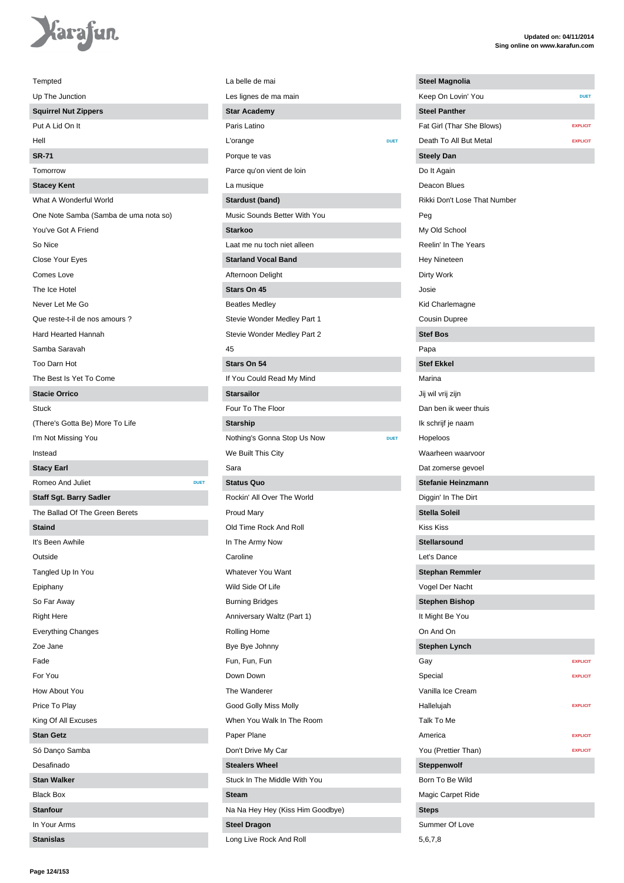Tempted

Up The Junction

**Squirrel Nut Zippers**

Put A Lid On It

Hell

**SR-71**

Tomorrow

**Stacey Kent**

What A Wonderful World

One Note Samba (Samba de uma nota so)

You've Got A Friend

So Nice

Close Your Eyes

Comes Love

The Ice Hotel

Never Let Me Go

Que reste-t-il de nos amours ?

Hard Hearted Hannah

Samba Saravah

Too Darn Hot

The Best Is Yet To Come

**Stacie Orrico**

Stuck

(There's Gotta Be) More To Life

I'm Not Missing You

Instead

**Stacy Earl**

Romeo And Juliet DUET

**Staff Sgt. Barry Sadler**

The Ballad Of The Green Berets

**Staind**

It's Been Awhile

Outside

Tangled Up In You

Epiphany

So Far Away

Right Here

Everything Changes

Zoe Jane

Fade

For You

How About You

Price To Play

King Of All Excuses

**Stan Getz**

Só Danço Samba

Desafinado

**Stan Walker**

Black Box

**Stanfour**

In Your Arms

**Stanislas**

La belle de mai

Les lignes de ma main

**Star Academy**

Paris Latino

L'orange DUET

Porque te vas

Parce qu'on vient de loin

La musique

**Stardust (band)**

Music Sounds Better With You

**Starkoo**

Laat me nu toch niet alleen

**Starland Vocal Band**

Afternoon Delight

**Stars On 45**

Beatles Medley

Stevie Wonder Medley Part 1

Stevie Wonder Medley Part 2

45

**Stars On 54**

If You Could Read My Mind

**Starsailor**

Four To The Floor

**Starship**

Nothing's Gonna Stop Us Now DUET

We Built This City

Sara

**Status Quo**

Rockin' All Over The World

Proud Mary

Old Time Rock And Roll

In The Army Now

Caroline

Whatever You Want

Wild Side Of Life

Burning Bridges

Anniversary Waltz (Part 1)

Rolling Home

Bye Bye Johnny

Fun, Fun, Fun

Down Down

The Wanderer

Good Golly Miss Molly

When You Walk In The Room

Paper Plane

Don't Drive My Car

**Stealers Wheel**

Stuck In The Middle With You

**Steam**

Na Na Hey Hey (Kiss Him Goodbye)

**Steel Dragon**

Long Live Rock And Roll

**Steel Magnolia**

Keep On Lovin' You DUET

**Steel Panther**

Fat Girl (Thar She Blows) EXPLICIT

Death To All But Metal EXPLICIT

**Steely Dan**

Do It Again

Deacon Blues

Rikki Don't Lose That Number

Peg

My Old School

Reelin' In The Years

Hey Nineteen

Dirty Work

Josie

Kid Charlemagne

Cousin Dupree

**Stef Bos**

Papa

**Stef Ekkel**

Marina

Jij wil vrij zijn

Dan ben ik weer thuis

Ik schrijf je naam

Hopeloos

Waarheen waarvoor

Dat zomerse gevoel

**Stefanie Heinzmann**

Diggin' In The Dirt

**Stella Soleil**

Kiss Kiss

**Stellarsound**

Let's Dance

**Stephan Remmler**

Vogel Der Nacht

**Stephen Bishop**

It Might Be You

On And On

**Stephen Lynch**

Gay EXPLICIT

Special EXPLICIT

Vanilla Ice Cream

Hallelujah EXPLICIT

Talk To Me

America EXPLICIT

You (Prettier Than) EXPLICIT

**Steppenwolf**

Born To Be Wild

Magic Carpet Ride

**Steps**

Summer Of Love

5,6,7,8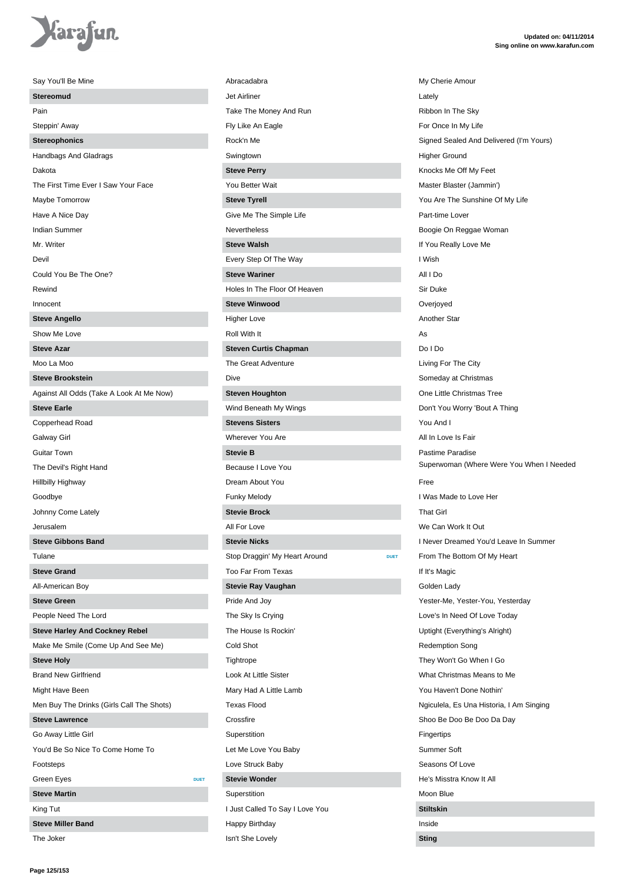Say You'll Be Mine

**Stereomud**

Pain

Steppin' Away

**Stereophonics**

Handbags And Gladrags

Dakota

The First Time Ever I Saw Your Face

Maybe Tomorrow

Have A Nice Day

Indian Summer

Mr. Writer

Devil

Could You Be The One?

Rewind

Innocent

**Steve Angello**

Show Me Love

**Steve Azar**

Moo La Moo

**Steve Brookstein**

Against All Odds (Take A Look At Me Now)

**Steve Earle**

Copperhead Road

Galway Girl

Guitar Town

The Devil's Right Hand

Hillbilly Highway

Goodbye

Johnny Come Lately

Jerusalem

**Steve Gibbons Band**

Tulane

**Steve Grand**

All-American Boy

**Steve Green**

People Need The Lord

**Steve Harley And Cockney Rebel**

Make Me Smile (Come Up And See Me)

**Steve Holy**

Brand New Girlfriend

Might Have Been

Men Buy The Drinks (Girls Call The Shots)

**Steve Lawrence**

Go Away Little Girl

You'd Be So Nice To Come Home To

Footsteps

Green Eyes DUET

**Steve Martin**

King Tut

**Steve Miller Band**

The Joker

Abracadabra

Jet Airliner

Take The Money And Run

Fly Like An Eagle

Rock'n Me

Swingtown

**Steve Perry**

You Better Wait

**Steve Tyrell**

Give Me The Simple Life

Nevertheless

**Steve Walsh**

Every Step Of The Way

**Steve Wariner**

Holes In The Floor Of Heaven

**Steve Winwood**

Higher Love

Roll With It

**Steven Curtis Chapman**

The Great Adventure

Dive

**Steven Houghton**

Wind Beneath My Wings

**Stevens Sisters**

Wherever You Are

**Stevie B**

Because I Love You

Dream About You

Funky Melody

**Stevie Brock**

All For Love

**Stevie Nicks**

Stop Draggin' My Heart Around DUET

Too Far From Texas

**Stevie Ray Vaughan**

Pride And Joy

The Sky Is Crying

The House Is Rockin'

Cold Shot

Tightrope

Look At Little Sister

Mary Had A Little Lamb

Texas Flood

Crossfire

Superstition

Let Me Love You Baby

Love Struck Baby

**Stevie Wonder**

Superstition

I Just Called To Say I Love You

Happy Birthday

Isn't She Lovely

My Cherie Amour

Lately

Ribbon In The Sky

For Once In My Life

Signed Sealed And Delivered (I'm Yours)

Higher Ground

Knocks Me Off My Feet

Master Blaster (Jammin')

You Are The Sunshine Of My Life

Part-time Lover

Boogie On Reggae Woman

If You Really Love Me

I Wish

All I Do

Sir Duke

Overjoyed

Another Star

As

Do I Do

Living For The City

Someday at Christmas

One Little Christmas Tree

Don't You Worry 'Bout A Thing

You And I

All In Love Is Fair

Pastime Paradise

Superwoman (Where Were You When I Needed

Free

I Was Made to Love Her

That Girl

We Can Work It Out

I Never Dreamed You'd Leave In Summer

From The Bottom Of My Heart

If It's Magic

Golden Lady

Yester-Me, Yester-You, Yesterday

Love's In Need Of Love Today

Uptight (Everything's Alright)

Redemption Song

They Won't Go When I Go

What Christmas Means to Me

You Haven't Done Nothin'

Ngiculela, Es Una Historia, I Am Singing

Shoo Be Doo Be Doo Da Day

Fingertips

Summer Soft

Seasons Of Love

He's Misstra Know It All

Moon Blue

**Stiltskin**

Inside

**Sting**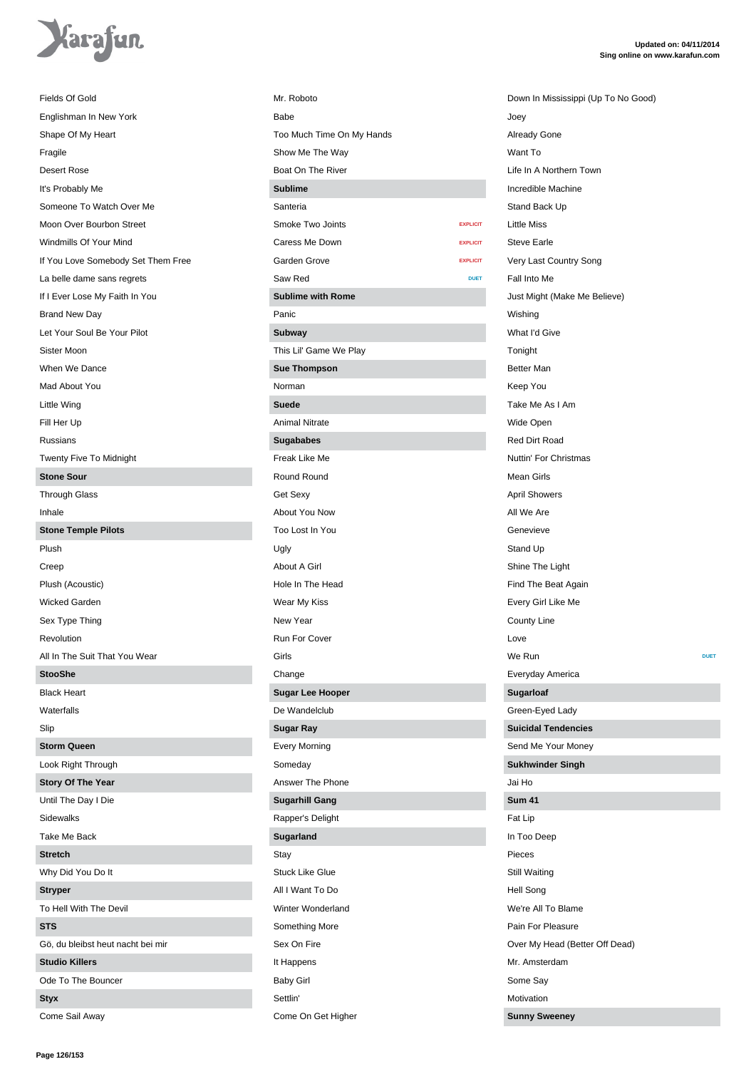Fields Of Gold
Englishman In New York
Shape Of My Heart
Fragile
Desert Rose
It's Probably Me
Someone To Watch Over Me
Moon Over Bourbon Street
Windmills Of Your Mind
If You Love Somebody Set Them Free
La belle dame sans regrets
If I Ever Lose My Faith In You
Brand New Day
Let Your Soul Be Your Pilot
Sister Moon
When We Dance
Mad About You
Little Wing
Fill Her Up
Russians
Twenty Five To Midnight

**Stone Sour**

Through Glass
Inhale

**Stone Temple Pilots**

Plush
Creep
Plush (Acoustic)
Wicked Garden
Sex Type Thing
Revolution
All In The Suit That You Wear

**StooShe**

Black Heart
Waterfalls
Slip

**Storm Queen**

Look Right Through

**Story Of The Year**

Until The Day I Die
Sidewalks
Take Me Back

**Stretch**

Why Did You Do It

**Stryper**

To Hell With The Devil

**STS**

Gö, du bleibst heut nacht bei mir

**Studio Killers**

Ode To The Bouncer

**Styx**

Come Sail Away
Mr. Roboto
Babe
Too Much Time On My Hands
Show Me The Way
Boat On The River

**Sublime**

Santeria
Smoke Two Joints EXPLICIT
Caress Me Down EXPLICIT
Garden Grove EXPLICIT
Saw Red DUET

**Sublime with Rome**

Panic

**Subway**

This Lil' Game We Play

**Sue Thompson**

Norman

**Suede**

Animal Nitrate

**Sugababes**

Freak Like Me
Round Round
Get Sexy
About You Now
Too Lost In You
Ugly
About A Girl
Hole In The Head
Wear My Kiss
New Year
Run For Cover
Girls
Change

**Sugar Lee Hooper**

De Wandelclub

**Sugar Ray**

Every Morning
Someday
Answer The Phone

**Sugarhill Gang**

Rapper's Delight

**Sugarland**

Stay
Stuck Like Glue
All I Want To Do
Winter Wonderland
Something More
Sex On Fire
It Happens
Baby Girl
Settlin'
Come On Get Higher
Down In Mississippi (Up To No Good)
Joey
Already Gone
Want To
Life In A Northern Town
Incredible Machine
Stand Back Up
Little Miss
Steve Earle
Very Last Country Song
Fall Into Me
Just Might (Make Me Believe)
Wishing
What I'd Give
Tonight
Better Man
Keep You
Take Me As I Am
Wide Open
Red Dirt Road
Nuttin' For Christmas
Mean Girls
April Showers
All We Are
Genevieve
Stand Up
Shine The Light
Find The Beat Again
Every Girl Like Me
County Line
Love
We Run DUET
Everyday America

**Sugarloaf**

Green-Eyed Lady

**Suicidal Tendencies**

Send Me Your Money

**Sukhwinder Singh**

Jai Ho

**Sum 41**

Fat Lip
In Too Deep
Pieces
Still Waiting
Hell Song
We're All To Blame
Pain For Pleasure
Over My Head (Better Off Dead)
Mr. Amsterdam
Some Say
Motivation

**Sunny Sweeney**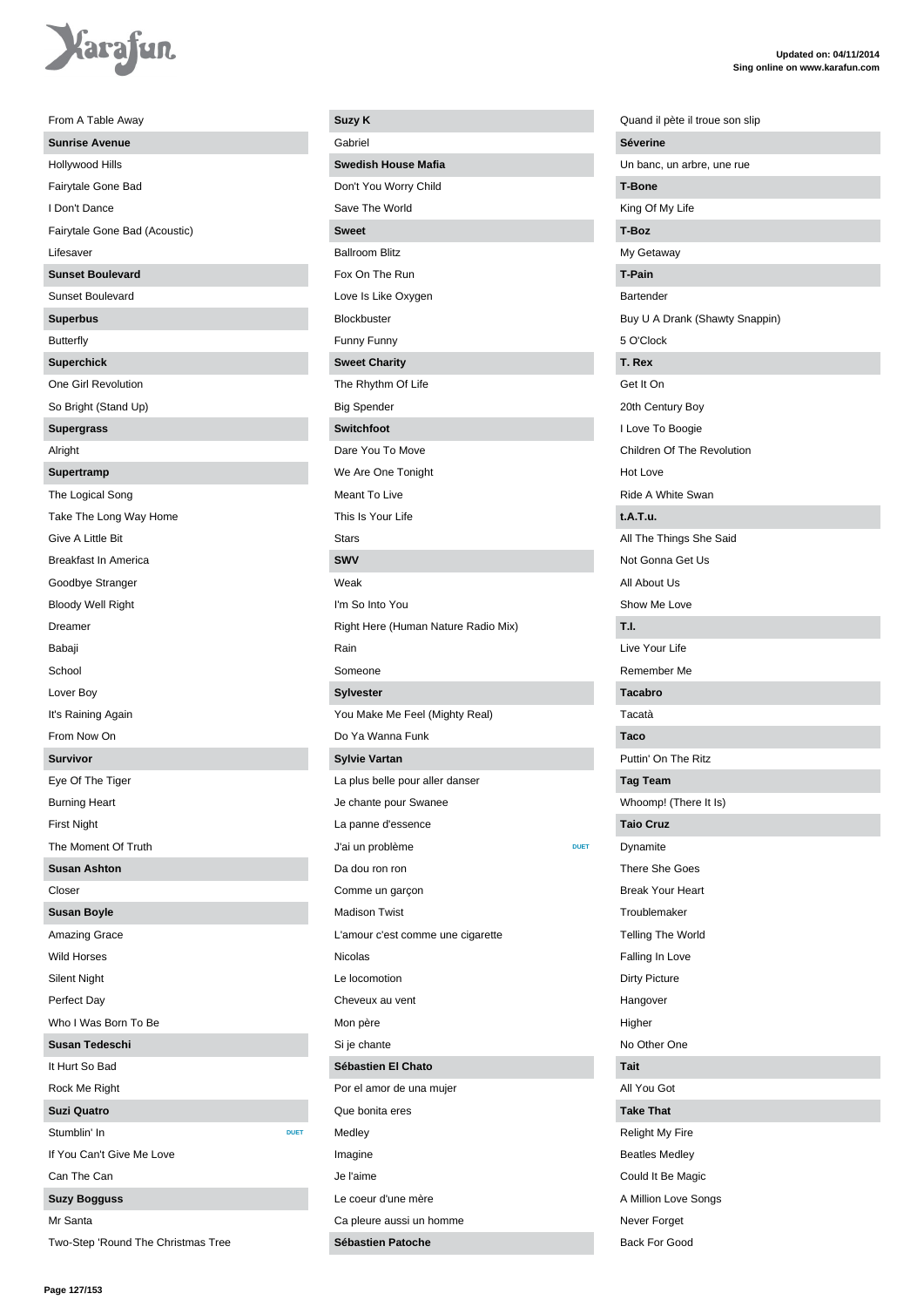From A Table Away

**Sunrise Avenue**

Hollywood Hills
Fairytale Gone Bad
I Don't Dance
Fairytale Gone Bad (Acoustic)
Lifesaver

**Sunset Boulevard**

Sunset Boulevard

**Superbus**

Butterfly

**Superchick**

One Girl Revolution
So Bright (Stand Up)

**Supergrass**

Alright

**Supertramp**

The Logical Song
Take The Long Way Home
Give A Little Bit
Breakfast In America
Goodbye Stranger
Bloody Well Right
Dreamer
Babaji
School
Lover Boy
It's Raining Again
From Now On

**Survivor**

Eye Of The Tiger
Burning Heart
First Night
The Moment Of Truth

**Susan Ashton**

Closer

**Susan Boyle**

Amazing Grace
Wild Horses
Silent Night
Perfect Day
Who I Was Born To Be

**Susan Tedeschi**

It Hurt So Bad
Rock Me Right

**Suzi Quatro**

Stumblin' In — DUET
If You Can't Give Me Love
Can The Can

**Suzy Bogguss**

Mr Santa
Two-Step 'Round The Christmas Tree

**Suzy K**

Gabriel

**Swedish House Mafia**

Don't You Worry Child
Save The World

**Sweet**

Ballroom Blitz
Fox On The Run
Love Is Like Oxygen
Blockbuster
Funny Funny

**Sweet Charity**

The Rhythm Of Life
Big Spender

**Switchfoot**

Dare You To Move
We Are One Tonight
Meant To Live
This Is Your Life
Stars

**SWV**

Weak
I'm So Into You
Right Here (Human Nature Radio Mix)
Rain
Someone

**Sylvester**

You Make Me Feel (Mighty Real)
Do Ya Wanna Funk

**Sylvie Vartan**

La plus belle pour aller danser
Je chante pour Swanee
La panne d'essence
J'ai un problème — DUET
Da dou ron ron
Comme un garçon
Madison Twist
L'amour c'est comme une cigarette
Nicolas
Le locomotion
Cheveux au vent
Mon père
Si je chante

**Sébastien El Chato**

Por el amor de una mujer
Que bonita eres
Medley
Imagine
Je l'aime
Le coeur d'une mère
Ca pleure aussi un homme

**Sébastien Patoche**

Quand il pète il troue son slip

**Séverine**

Un banc, un arbre, une rue

**T-Bone**

King Of My Life

**T-Boz**

My Getaway

**T-Pain**

Bartender
Buy U A Drank (Shawty Snappin)
5 O'Clock

**T. Rex**

Get It On
20th Century Boy
I Love To Boogie
Children Of The Revolution
Hot Love
Ride A White Swan

**t.A.T.u.**

All The Things She Said
Not Gonna Get Us
All About Us
Show Me Love

**T.I.**

Live Your Life
Remember Me

**Tacabro**

Tacatà

**Taco**

Puttin' On The Ritz

**Tag Team**

Whoomp! (There It Is)

**Taio Cruz**

Dynamite
There She Goes
Break Your Heart
Troublemaker
Telling The World
Falling In Love
Dirty Picture
Hangover
Higher
No Other One

**Tait**

All You Got

**Take That**

Relight My Fire
Beatles Medley
Could It Be Magic
A Million Love Songs
Never Forget
Back For Good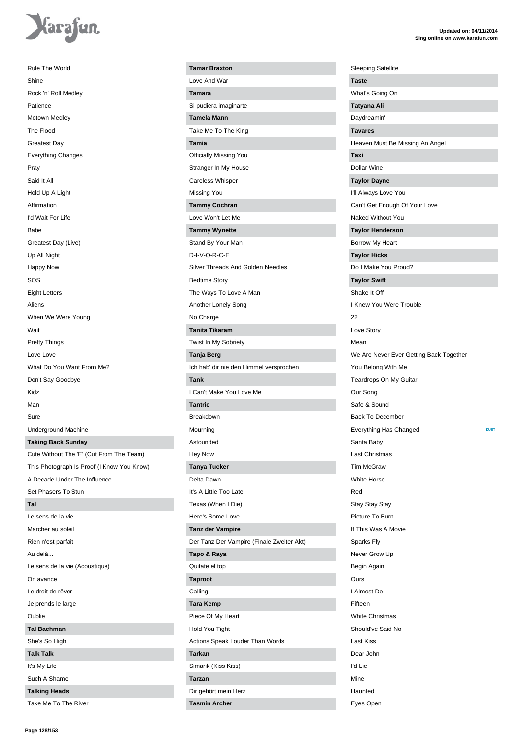Rule The World
Shine
Rock 'n' Roll Medley
Patience
Motown Medley
The Flood
Greatest Day
Everything Changes
Pray
Said It All
Hold Up A Light
Affirmation
I'd Wait For Life
Babe
Greatest Day (Live)
Up All Night
Happy Now
SOS
Eight Letters
Aliens
When We Were Young
Wait
Pretty Things
Love Love
What Do You Want From Me?
Don't Say Goodbye
Kidz
Man
Sure
Underground Machine

**Taking Back Sunday**

Cute Without The 'E' (Cut From The Team)
This Photograph Is Proof (I Know You Know)
A Decade Under The Influence
Set Phasers To Stun

**Tal**

Le sens de la vie
Marcher au soleil
Rien n'est parfait
Au delà...
Le sens de la vie (Acoustique)
On avance
Le droit de rêver
Je prends le large
Oublie

**Tal Bachman**

She's So High

**Talk Talk**

It's My Life
Such A Shame

**Talking Heads**

Take Me To The River

**Tamar Braxton**

Love And War

**Tamara**

Si pudiera imaginarte

**Tamela Mann**

Take Me To The King

**Tamia**

Officially Missing You
Stranger In My House
Careless Whisper
Missing You

**Tammy Cochran**

Love Won't Let Me

**Tammy Wynette**

Stand By Your Man
D-I-V-O-R-C-E
Silver Threads And Golden Needles
Bedtime Story
The Ways To Love A Man
Another Lonely Song
No Charge

**Tanita Tikaram**

Twist In My Sobriety

**Tanja Berg**

Ich hab' dir nie den Himmel versprochen

**Tank**

I Can't Make You Love Me

**Tantric**

Breakdown
Mourning
Astounded
Hey Now

**Tanya Tucker**

Delta Dawn
It's A Little Too Late
Texas (When I Die)
Here's Some Love

**Tanz der Vampire**

Der Tanz Der Vampire (Finale Zweiter Akt)

**Tapo & Raya**

Quitate el top

**Taproot**

Calling

**Tara Kemp**

Piece Of My Heart
Hold You Tight
Actions Speak Louder Than Words

**Tarkan**

Simarik (Kiss Kiss)

**Tarzan**

Dir gehört mein Herz

**Tasmin Archer**

Sleeping Satellite

**Taste**

What's Going On

**Tatyana Ali**

Daydreamin'

**Tavares**

Heaven Must Be Missing An Angel

**Taxi**

Dollar Wine

**Taylor Dayne**

I'll Always Love You
Can't Get Enough Of Your Love
Naked Without You

**Taylor Henderson**

Borrow My Heart

**Taylor Hicks**

Do I Make You Proud?

**Taylor Swift**

Shake It Off
I Knew You Were Trouble
22
Love Story
Mean
We Are Never Ever Getting Back Together
You Belong With Me
Teardrops On My Guitar
Our Song
Safe & Sound
Back To December
Everything Has Changed — DUET
Santa Baby
Last Christmas
Tim McGraw
White Horse
Red
Stay Stay Stay
Picture To Burn
If This Was A Movie
Sparks Fly
Never Grow Up
Begin Again
Ours
I Almost Do
Fifteen
White Christmas
Should've Said No
Last Kiss
Dear John
I'd Lie
Mine
Haunted
Eyes Open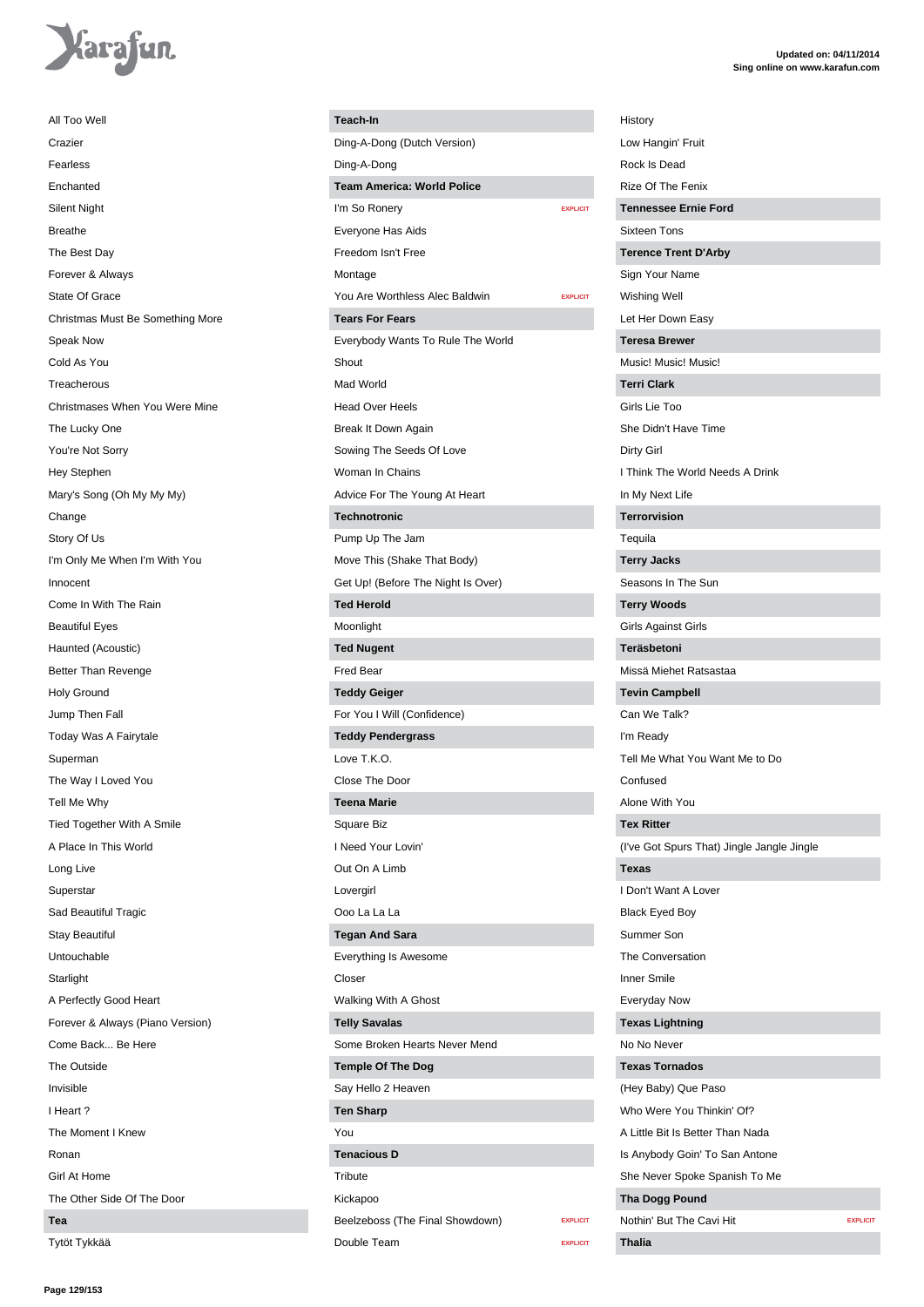All Too Well
Crazier
Fearless
Enchanted
Silent Night
Breathe
The Best Day
Forever & Always
State Of Grace
Christmas Must Be Something More
Speak Now
Cold As You
Treacherous
Christmases When You Were Mine
The Lucky One
You're Not Sorry
Hey Stephen
Mary's Song (Oh My My My)
Change
Story Of Us
I'm Only Me When I'm With You
Innocent
Come In With The Rain
Beautiful Eyes
Haunted (Acoustic)
Better Than Revenge
Holy Ground
Jump Then Fall
Today Was A Fairytale
Superman
The Way I Loved You
Tell Me Why
Tied Together With A Smile
A Place In This World
Long Live
Superstar
Sad Beautiful Tragic
Stay Beautiful
Untouchable
Starlight
A Perfectly Good Heart
Forever & Always (Piano Version)
Come Back... Be Here
The Outside
Invisible
I Heart ?
The Moment I Knew
Ronan
Girl At Home
The Other Side Of The Door

**Tea**

Tytöt Tykkää

**Teach-In**

Ding-A-Dong (Dutch Version)
Ding-A-Dong

**Team America: World Police**

I'm So Ronery — EXPLICIT
Everyone Has Aids
Freedom Isn't Free
Montage
You Are Worthless Alec Baldwin — EXPLICIT

**Tears For Fears**

Everybody Wants To Rule The World
Shout
Mad World
Head Over Heels
Break It Down Again
Sowing The Seeds Of Love
Woman In Chains
Advice For The Young At Heart

**Technotronic**

Pump Up The Jam
Move This (Shake That Body)
Get Up! (Before The Night Is Over)

**Ted Herold**

Moonlight

**Ted Nugent**

Fred Bear

**Teddy Geiger**

For You I Will (Confidence)

**Teddy Pendergrass**

Love T.K.O.
Close The Door

**Teena Marie**

Square Biz
I Need Your Lovin'
Out On A Limb
Lovergirl
Ooo La La La

**Tegan And Sara**

Everything Is Awesome
Closer
Walking With A Ghost

**Telly Savalas**

Some Broken Hearts Never Mend

**Temple Of The Dog**

Say Hello 2 Heaven

**Ten Sharp**

You

**Tenacious D**

Tribute
Kickapoo
Beelzeboss (The Final Showdown) — EXPLICIT
Double Team — EXPLICIT

History
Low Hangin' Fruit
Rock Is Dead
Rize Of The Fenix

**Tennessee Ernie Ford**

Sixteen Tons

**Terence Trent D'Arby**

Sign Your Name
Wishing Well
Let Her Down Easy

**Teresa Brewer**

Music! Music! Music!

**Terri Clark**

Girls Lie Too
She Didn't Have Time
Dirty Girl
I Think The World Needs A Drink
In My Next Life

**Terrorvision**

Tequila

**Terry Jacks**

Seasons In The Sun

**Terry Woods**

Girls Against Girls

**Teräsbetoni**

Missä Miehet Ratsastaa

**Tevin Campbell**

Can We Talk?
I'm Ready
Tell Me What You Want Me to Do
Confused
Alone With You

**Tex Ritter**

(I've Got Spurs That) Jingle Jangle Jingle

**Texas**

I Don't Want A Lover
Black Eyed Boy
Summer Son
The Conversation
Inner Smile
Everyday Now

**Texas Lightning**

No No Never

**Texas Tornados**

(Hey Baby) Que Paso
Who Were You Thinkin' Of?
A Little Bit Is Better Than Nada
Is Anybody Goin' To San Antone
She Never Spoke Spanish To Me

**Tha Dogg Pound**

Nothin' But The Cavi Hit — EXPLICIT

**Thalia**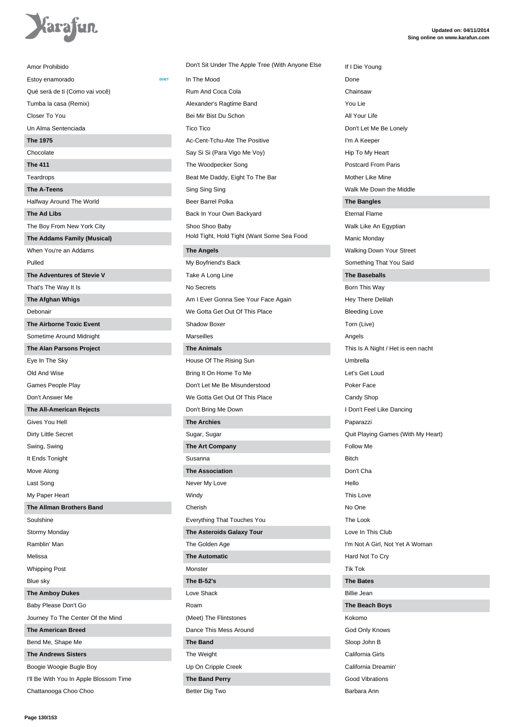Amor Prohibido

Estoy enamorado DUET

Qué será de ti (Como vai você)

Tumba la casa (Remix)

Closer To You

Un Alma Sentenciada

**The 1975**

Chocolate

**The 411**

Teardrops

**The A-Teens**

Halfway Around The World

**The Ad Libs**

The Boy From New York City

**The Addams Family (Musical)**

When You're an Addams

Pulled

**The Adventures of Stevie V**

That's The Way It Is

**The Afghan Whigs**

Debonair

**The Airborne Toxic Event**

Sometime Around Midnight

**The Alan Parsons Project**

Eye In The Sky

Old And Wise

Games People Play

Don't Answer Me

**The All-American Rejects**

Gives You Hell

Dirty Little Secret

Swing, Swing

It Ends Tonight

Move Along

Last Song

My Paper Heart

**The Allman Brothers Band**

Soulshine

Stormy Monday

Ramblin' Man

Melissa

Whipping Post

Blue sky

**The Amboy Dukes**

Baby Please Don't Go

Journey To The Center Of the Mind

**The American Breed**

Bend Me, Shape Me

**The Andrews Sisters**

Boogie Woogie Bugle Boy

I'll Be With You In Apple Blossom Time

Chattanooga Choo Choo

Don't Sit Under The Apple Tree (With Anyone Else

In The Mood

Rum And Coca Cola

Alexander's Ragtime Band

Bei Mir Bist Du Schon

Tico Tico

Ac-Cent-Tchu-Ate The Positive

Say Si Si (Para Vigo Me Voy)

The Woodpecker Song

Beat Me Daddy, Eight To The Bar

Sing Sing Sing

Beer Barrel Polka

Back In Your Own Backyard

Shoo Shoo Baby

Hold Tight, Hold Tight (Want Some Sea Food

**The Angels**

My Boyfriend's Back

Take A Long Line

No Secrets

Am I Ever Gonna See Your Face Again

We Gotta Get Out Of This Place

Shadow Boxer

Marseilles

**The Animals**

House Of The Rising Sun

Bring It On Home To Me

Don't Let Me Be Misunderstood

We Gotta Get Out Of This Place

Don't Bring Me Down

**The Archies**

Sugar, Sugar

**The Art Company**

Susanna

**The Association**

Never My Love

Windy

Cherish

Everything That Touches You

**The Asteroids Galaxy Tour**

The Golden Age

**The Automatic**

Monster

**The B-52's**

Love Shack

Roam

(Meet) The Flintstones

Dance This Mess Around

**The Band**

The Weight

Up On Cripple Creek

**The Band Perry**

Better Dig Two

If I Die Young

Done

Chainsaw

You Lie

All Your Life

Don't Let Me Be Lonely

I'm A Keeper

Hip To My Heart

Postcard From Paris

Mother Like Mine

Walk Me Down the Middle

**The Bangles**

Eternal Flame

Walk Like An Egyptian

Manic Monday

Walking Down Your Street

Something That You Said

**The Baseballs**

Born This Way

Hey There Delilah

Bleeding Love

Torn (Live)

Angels

This Is A Night / Het is een nacht

Umbrella

Let's Get Loud

Poker Face

Candy Shop

I Don't Feel Like Dancing

Paparazzi

Quit Playing Games (With My Heart)

Follow Me

Bitch

Don't Cha

Hello

This Love

No One

The Look

Love In This Club

I'm Not A Girl, Not Yet A Woman

Hard Not To Cry

Tik Tok

**The Bates**

Billie Jean

**The Beach Boys**

Kokomo

God Only Knows

Sloop John B

California Girls

California Dreamin'

Good Vibrations

Barbara Ann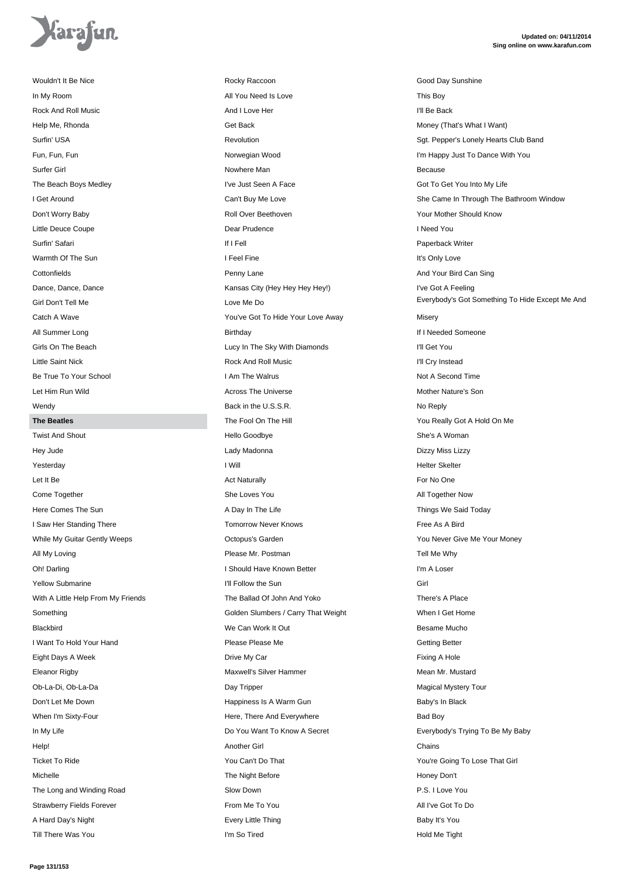Wouldn't It Be Nice
In My Room
Rock And Roll Music
Help Me, Rhonda
Surfin' USA
Fun, Fun, Fun
Surfer Girl
The Beach Boys Medley
I Get Around
Don't Worry Baby
Little Deuce Coupe
Surfin' Safari
Warmth Of The Sun
Cottonfields
Dance, Dance, Dance
Girl Don't Tell Me
Catch A Wave
All Summer Long
Girls On The Beach
Little Saint Nick
Be True To Your School
Let Him Run Wild
Wendy

**The Beatles**

Twist And Shout
Hey Jude
Yesterday
Let It Be
Come Together
Here Comes The Sun
I Saw Her Standing There
While My Guitar Gently Weeps
All My Loving
Oh! Darling
Yellow Submarine
With A Little Help From My Friends
Something
Blackbird
I Want To Hold Your Hand
Eight Days A Week
Eleanor Rigby
Ob-La-Di, Ob-La-Da
Don't Let Me Down
When I'm Sixty-Four
In My Life
Help!
Ticket To Ride
Michelle
The Long and Winding Road
Strawberry Fields Forever
A Hard Day's Night
Till There Was You
Rocky Raccoon
All You Need Is Love
And I Love Her
Get Back
Revolution
Norwegian Wood
Nowhere Man
I've Just Seen A Face
Can't Buy Me Love
Roll Over Beethoven
Dear Prudence
If I Fell
I Feel Fine
Penny Lane
Kansas City (Hey Hey Hey Hey!)
Love Me Do
You've Got To Hide Your Love Away
Birthday
Lucy In The Sky With Diamonds
Rock And Roll Music
I Am The Walrus
Across The Universe
Back in the U.S.S.R.
The Fool On The Hill
Hello Goodbye
Lady Madonna
I Will
Act Naturally
She Loves You
A Day In The Life
Tomorrow Never Knows
Octopus's Garden
Please Mr. Postman
I Should Have Known Better
I'll Follow the Sun
The Ballad Of John And Yoko
Golden Slumbers / Carry That Weight
We Can Work It Out
Please Please Me
Drive My Car
Maxwell's Silver Hammer
Day Tripper
Happiness Is A Warm Gun
Here, There And Everywhere
Do You Want To Know A Secret
Another Girl
You Can't Do That
The Night Before
Slow Down
From Me To You
Every Little Thing
I'm So Tired
Good Day Sunshine
This Boy
I'll Be Back
Money (That's What I Want)
Sgt. Pepper's Lonely Hearts Club Band
I'm Happy Just To Dance With You
Because
Got To Get You Into My Life
She Came In Through The Bathroom Window
Your Mother Should Know
I Need You
Paperback Writer
It's Only Love
And Your Bird Can Sing
I've Got A Feeling
Everybody's Got Something To Hide Except Me And Misery
If I Needed Someone
I'll Get You
I'll Cry Instead
Not A Second Time
Mother Nature's Son
No Reply
You Really Got A Hold On Me
She's A Woman
Dizzy Miss Lizzy
Helter Skelter
For No One
All Together Now
Things We Said Today
Free As A Bird
You Never Give Me Your Money
Tell Me Why
I'm A Loser
Girl
There's A Place
When I Get Home
Besame Mucho
Getting Better
Fixing A Hole
Mean Mr. Mustard
Magical Mystery Tour
Baby's In Black
Bad Boy
Everybody's Trying To Be My Baby
Chains
You're Going To Lose That Girl
Honey Don't
P.S. I Love You
All I've Got To Do
Baby It's You
Hold Me Tight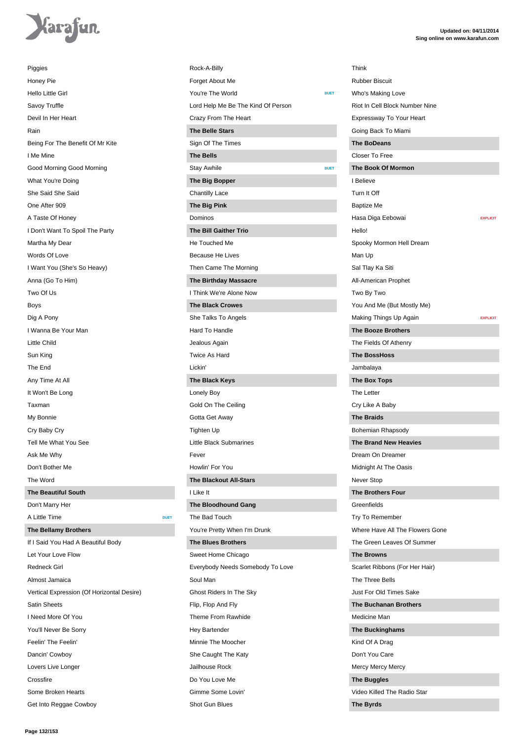Piggies
Honey Pie
Hello Little Girl
Savoy Truffle
Devil In Her Heart
Rain
Being For The Benefit Of Mr Kite
I Me Mine
Good Morning Good Morning
What You're Doing
She Said She Said
One After 909
A Taste Of Honey
I Don't Want To Spoil The Party
Martha My Dear
Words Of Love
I Want You (She's So Heavy)
Anna (Go To Him)
Two Of Us
Boys
Dig A Pony
I Wanna Be Your Man
Little Child
Sun King
The End
Any Time At All
It Won't Be Long
Taxman
My Bonnie
Cry Baby Cry
Tell Me What You See
Ask Me Why
Don't Bother Me
The Word

**The Beautiful South**

Don't Marry Her
A Little Time DUET

**The Bellamy Brothers**

If I Said You Had A Beautiful Body
Let Your Love Flow
Redneck Girl
Almost Jamaica
Vertical Expression (Of Horizontal Desire)
Satin Sheets
I Need More Of You
You'll Never Be Sorry
Feelin' The Feelin'
Dancin' Cowboy
Lovers Live Longer
Crossfire
Some Broken Hearts
Get Into Reggae Cowboy

Rock-A-Billy
Forget About Me
You're The World DUET
Lord Help Me Be The Kind Of Person
Crazy From The Heart

**The Belle Stars**

Sign Of The Times

**The Bells**

Stay Awhile DUET

**The Big Bopper**

Chantilly Lace

**The Big Pink**

Dominos

**The Bill Gaither Trio**

He Touched Me
Because He Lives
Then Came The Morning

**The Birthday Massacre**

I Think We're Alone Now

**The Black Crowes**

She Talks To Angels
Hard To Handle
Jealous Again
Twice As Hard
Lickin'

**The Black Keys**

Lonely Boy
Gold On The Ceiling
Gotta Get Away
Tighten Up
Little Black Submarines
Fever
Howlin' For You

**The Blackout All-Stars**

I Like It

**The Bloodhound Gang**

The Bad Touch
You're Pretty When I'm Drunk

**The Blues Brothers**

Sweet Home Chicago
Everybody Needs Somebody To Love
Soul Man
Ghost Riders In The Sky
Flip, Flop And Fly
Theme From Rawhide
Hey Bartender
Minnie The Moocher
She Caught The Katy
Jailhouse Rock
Do You Love Me
Gimme Some Lovin'
Shot Gun Blues

Think
Rubber Biscuit
Who's Making Love
Riot In Cell Block Number Nine
Expressway To Your Heart
Going Back To Miami

**The BoDeans**

Closer To Free

**The Book Of Mormon**

I Believe
Turn It Off
Baptize Me
Hasa Diga Eebowai EXPLICIT
Hello!
Spooky Mormon Hell Dream
Man Up
Sal Tlay Ka Siti
All-American Prophet
Two By Two
You And Me (But Mostly Me)
Making Things Up Again EXPLICIT

**The Booze Brothers**

The Fields Of Athenry

**The BossHoss**

Jambalaya

**The Box Tops**

The Letter
Cry Like A Baby

**The Braids**

Bohemian Rhapsody

**The Brand New Heavies**

Dream On Dreamer
Midnight At The Oasis
Never Stop

**The Brothers Four**

Greenfields
Try To Remember
Where Have All The Flowers Gone
The Green Leaves Of Summer

**The Browns**

Scarlet Ribbons (For Her Hair)
The Three Bells
Just For Old Times Sake

**The Buchanan Brothers**

Medicine Man

**The Buckinghams**

Kind Of A Drag
Don't You Care
Mercy Mercy Mercy

**The Buggles**

Video Killed The Radio Star

**The Byrds**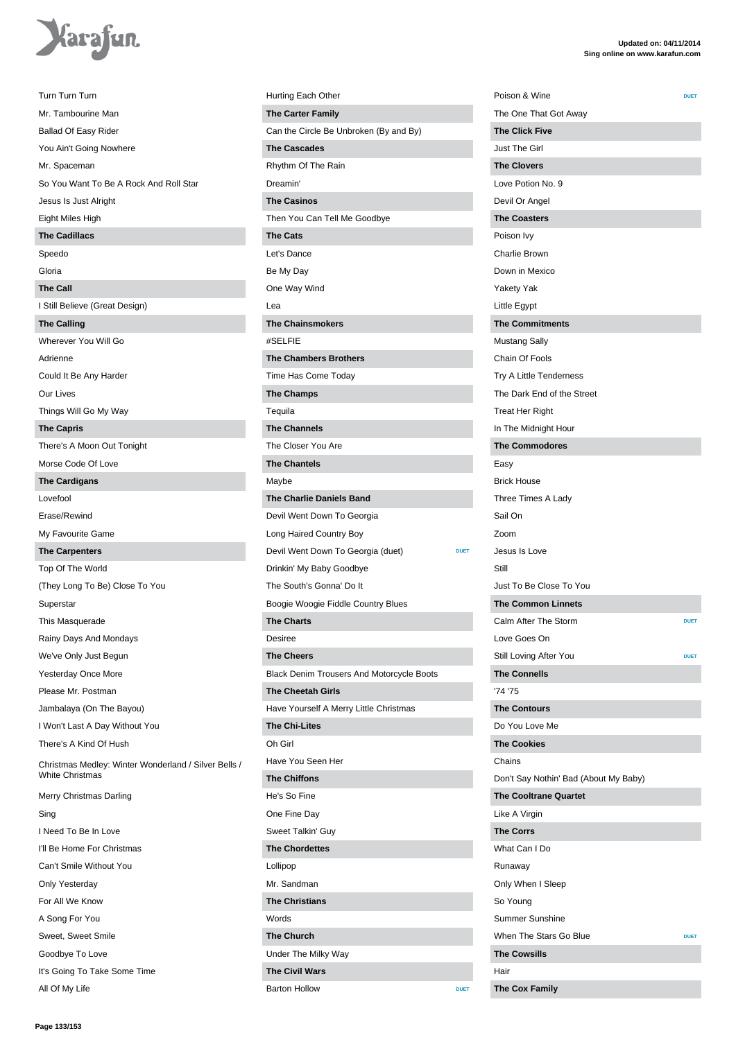Turn Turn Turn

Mr. Tambourine Man

Ballad Of Easy Rider

You Ain't Going Nowhere

Mr. Spaceman

So You Want To Be A Rock And Roll Star

Jesus Is Just Alright

Eight Miles High

**The Cadillacs**

Speedo

Gloria

**The Call**

I Still Believe (Great Design)

**The Calling**

Wherever You Will Go

Adrienne

Could It Be Any Harder

Our Lives

Things Will Go My Way

**The Capris**

There's A Moon Out Tonight

Morse Code Of Love

**The Cardigans**

Lovefool

Erase/Rewind

My Favourite Game

**The Carpenters**

Top Of The World

(They Long To Be) Close To You

Superstar

This Masquerade

Rainy Days And Mondays

We've Only Just Begun

Yesterday Once More

Please Mr. Postman

Jambalaya (On The Bayou)

I Won't Last A Day Without You

There's A Kind Of Hush

Christmas Medley: Winter Wonderland / Silver Bells / White Christmas

Merry Christmas Darling

Sing

I Need To Be In Love

I'll Be Home For Christmas

Can't Smile Without You

Only Yesterday

For All We Know

A Song For You

Sweet, Sweet Smile

Goodbye To Love

It's Going To Take Some Time

All Of My Life

Hurting Each Other

**The Carter Family**

Can the Circle Be Unbroken (By and By)

**The Cascades**

Rhythm Of The Rain

Dreamin'

**The Casinos**

Then You Can Tell Me Goodbye

**The Cats**

Let's Dance

Be My Day

One Way Wind

Lea

**The Chainsmokers**

#SELFIE

**The Chambers Brothers**

Time Has Come Today

**The Champs**

Tequila

**The Channels**

The Closer You Are

**The Chantels**

Maybe

**The Charlie Daniels Band**

Devil Went Down To Georgia

Long Haired Country Boy

Devil Went Down To Georgia (duet) DUET

Drinkin' My Baby Goodbye

The South's Gonna' Do It

Boogie Woogie Fiddle Country Blues

**The Charts**

Desiree

**The Cheers**

Black Denim Trousers And Motorcycle Boots

**The Cheetah Girls**

Have Yourself A Merry Little Christmas

**The Chi-Lites**

Oh Girl

Have You Seen Her

**The Chiffons**

He's So Fine

One Fine Day

Sweet Talkin' Guy

**The Chordettes**

Lollipop

Mr. Sandman

**The Christians**

Words

**The Church**

Under The Milky Way

**The Civil Wars**

Barton Hollow DUET

Poison & Wine DUET

The One That Got Away

**The Click Five**

Just The Girl

**The Clovers**

Love Potion No. 9

Devil Or Angel

**The Coasters**

Poison Ivy

Charlie Brown

Down in Mexico

Yakety Yak

Little Egypt

**The Commitments**

Mustang Sally

Chain Of Fools

Try A Little Tenderness

The Dark End of the Street

Treat Her Right

In The Midnight Hour

**The Commodores**

Easy

Brick House

Three Times A Lady

Sail On

Zoom

Jesus Is Love

Still

Just To Be Close To You

**The Common Linnets**

Calm After The Storm DUET

Love Goes On

Still Loving After You DUET

**The Connells**

'74 '75

**The Contours**

Do You Love Me

**The Cookies**

Chains

Don't Say Nothin' Bad (About My Baby)

**The Cooltrane Quartet**

Like A Virgin

**The Corrs**

What Can I Do

Runaway

Only When I Sleep

So Young

Summer Sunshine

When The Stars Go Blue DUET

**The Cowsills**

Hair

**The Cox Family**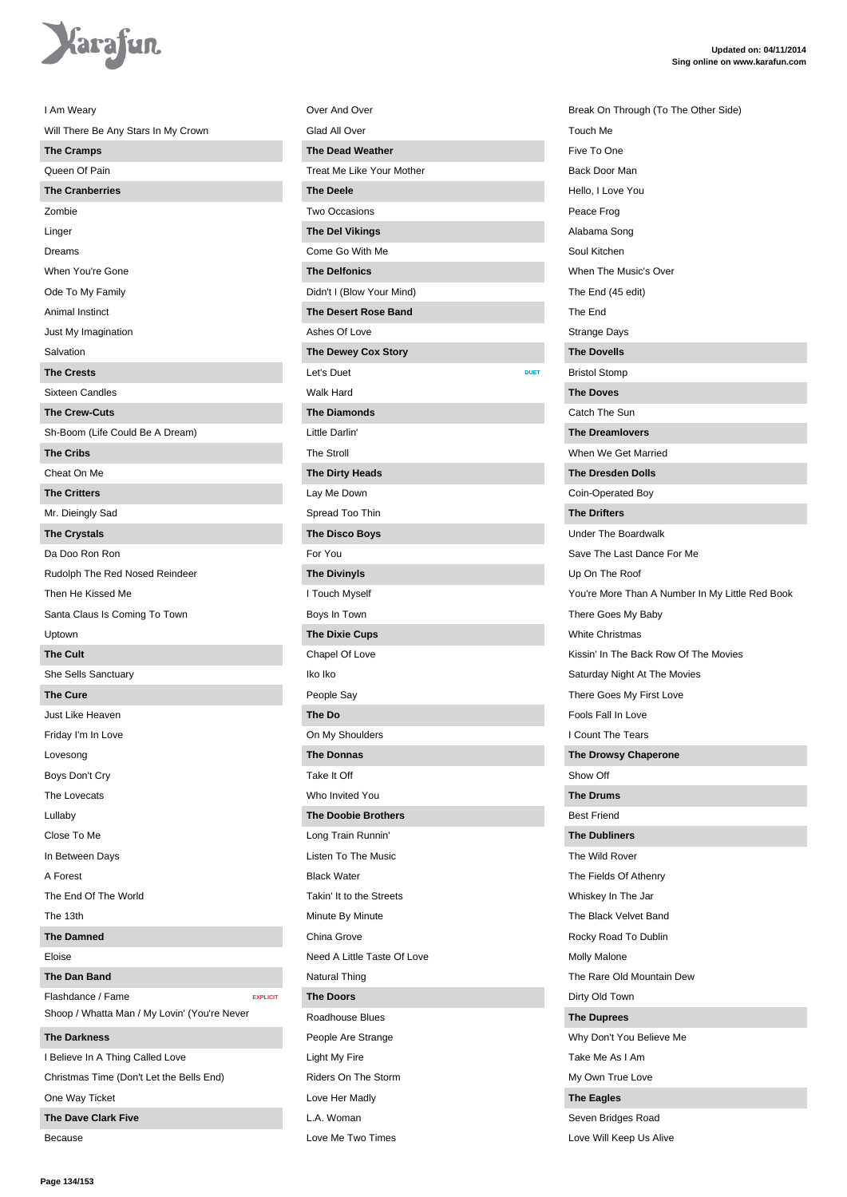I Am Weary

Will There Be Any Stars In My Crown

**The Cramps**

Queen Of Pain

**The Cranberries**

Zombie

Linger

Dreams

When You're Gone

Ode To My Family

Animal Instinct

Just My Imagination

Salvation

**The Crests**

Sixteen Candles

**The Crew-Cuts**

Sh-Boom (Life Could Be A Dream)

**The Cribs**

Cheat On Me

**The Critters**

Mr. Dieingly Sad

**The Crystals**

Da Doo Ron Ron

Rudolph The Red Nosed Reindeer

Then He Kissed Me

Santa Claus Is Coming To Town

Uptown

**The Cult**

She Sells Sanctuary

**The Cure**

Just Like Heaven

Friday I'm In Love

Lovesong

Boys Don't Cry

The Lovecats

Lullaby

Close To Me

In Between Days

A Forest

The End Of The World

The 13th

**The Damned**

Eloise

**The Dan Band**

Flashdance / Fame EXPLICIT

Shoop / Whatta Man / My Lovin' (You're Never

**The Darkness**

I Believe In A Thing Called Love

Christmas Time (Don't Let the Bells End)

One Way Ticket

**The Dave Clark Five**

Because

Over And Over

Glad All Over

**The Dead Weather**

Treat Me Like Your Mother

**The Deele**

Two Occasions

**The Del Vikings**

Come Go With Me

**The Delfonics**

Didn't I (Blow Your Mind)

**The Desert Rose Band**

Ashes Of Love

**The Dewey Cox Story**

Let's Duet DUET

Walk Hard

**The Diamonds**

Little Darlin'

The Stroll

**The Dirty Heads**

Lay Me Down

Spread Too Thin

**The Disco Boys**

For You

**The Divinyls**

I Touch Myself

Boys In Town

**The Dixie Cups**

Chapel Of Love

Iko Iko

People Say

**The Do**

On My Shoulders

**The Donnas**

Take It Off

Who Invited You

**The Doobie Brothers**

Long Train Runnin'

Listen To The Music

Black Water

Takin' It to the Streets

Minute By Minute

China Grove

Need A Little Taste Of Love

Natural Thing

**The Doors**

Roadhouse Blues

People Are Strange

Light My Fire

Riders On The Storm

Love Her Madly

L.A. Woman

Love Me Two Times

Break On Through (To The Other Side)

Touch Me

Five To One

Back Door Man

Hello, I Love You

Peace Frog

Alabama Song

Soul Kitchen

When The Music's Over

The End (45 edit)

The End

Strange Days

**The Dovells**

Bristol Stomp

**The Doves**

Catch The Sun

**The Dreamlovers**

When We Get Married

**The Dresden Dolls**

Coin-Operated Boy

**The Drifters**

Under The Boardwalk

Save The Last Dance For Me

Up On The Roof

You're More Than A Number In My Little Red Book

There Goes My Baby

White Christmas

Kissin' In The Back Row Of The Movies

Saturday Night At The Movies

There Goes My First Love

Fools Fall In Love

I Count The Tears

**The Drowsy Chaperone**

Show Off

**The Drums**

Best Friend

**The Dubliners**

The Wild Rover

The Fields Of Athenry

Whiskey In The Jar

The Black Velvet Band

Rocky Road To Dublin

Molly Malone

The Rare Old Mountain Dew

Dirty Old Town

**The Duprees**

Why Don't You Believe Me

Take Me As I Am

My Own True Love

**The Eagles**

Seven Bridges Road

Love Will Keep Us Alive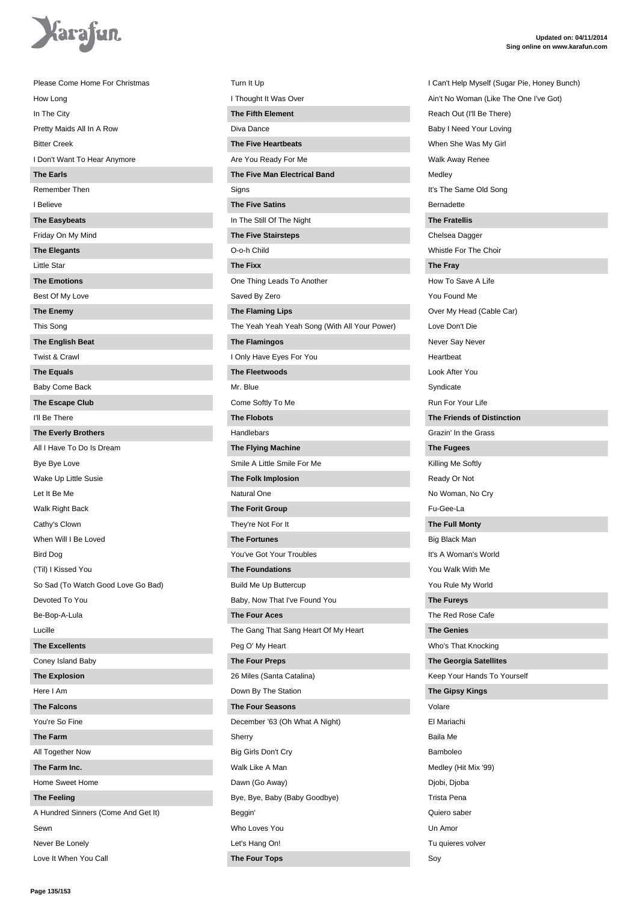Please Come Home For Christmas

How Long

In The City

Pretty Maids All In A Row

Bitter Creek

I Don't Want To Hear Anymore

**The Earls**

Remember Then

I Believe

**The Easybeats**

Friday On My Mind

**The Elegants**

Little Star

**The Emotions**

Best Of My Love

**The Enemy**

This Song

**The English Beat**

Twist & Crawl

**The Equals**

Baby Come Back

**The Escape Club**

I'll Be There

**The Everly Brothers**

All I Have To Do Is Dream

Bye Bye Love

Wake Up Little Susie

Let It Be Me

Walk Right Back

Cathy's Clown

When Will I Be Loved

Bird Dog

('Til) I Kissed You

So Sad (To Watch Good Love Go Bad)

Devoted To You

Be-Bop-A-Lula

Lucille

**The Excellents**

Coney Island Baby

**The Explosion**

Here I Am

**The Falcons**

You're So Fine

**The Farm**

All Together Now

**The Farm Inc.**

Home Sweet Home

**The Feeling**

A Hundred Sinners (Come And Get It)

Sewn

Never Be Lonely

Love It When You Call

Turn It Up

I Thought It Was Over

**The Fifth Element**

Diva Dance

**The Five Heartbeats**

Are You Ready For Me

**The Five Man Electrical Band**

Signs

**The Five Satins**

In The Still Of The Night

**The Five Stairsteps**

O-o-h Child

**The Fixx**

One Thing Leads To Another

Saved By Zero

**The Flaming Lips**

The Yeah Yeah Yeah Song (With All Your Power)

**The Flamingos**

I Only Have Eyes For You

**The Fleetwoods**

Mr. Blue

Come Softly To Me

**The Flobots**

Handlebars

**The Flying Machine**

Smile A Little Smile For Me

**The Folk Implosion**

Natural One

**The Forit Group**

They're Not For It

**The Fortunes**

You've Got Your Troubles

**The Foundations**

Build Me Up Buttercup

Baby, Now That I've Found You

**The Four Aces**

The Gang That Sang Heart Of My Heart

Peg O' My Heart

**The Four Preps**

26 Miles (Santa Catalina)

Down By The Station

**The Four Seasons**

December '63 (Oh What A Night)

Sherry

Big Girls Don't Cry

Walk Like A Man

Dawn (Go Away)

Bye, Bye, Baby (Baby Goodbye)

Beggin'

Who Loves You

Let's Hang On!

**The Four Tops**

I Can't Help Myself (Sugar Pie, Honey Bunch)

Ain't No Woman (Like The One I've Got)

Reach Out (I'll Be There)

Baby I Need Your Loving

When She Was My Girl

Walk Away Renee

Medley

It's The Same Old Song

Bernadette

**The Fratellis**

Chelsea Dagger

Whistle For The Choir

**The Fray**

How To Save A Life

You Found Me

Over My Head (Cable Car)

Love Don't Die

Never Say Never

Heartbeat

Look After You

Syndicate

Run For Your Life

**The Friends of Distinction**

Grazin' In the Grass

**The Fugees**

Killing Me Softly

Ready Or Not

No Woman, No Cry

Fu-Gee-La

**The Full Monty**

Big Black Man

It's A Woman's World

You Walk With Me

You Rule My World

**The Fureys**

The Red Rose Cafe

**The Genies**

Who's That Knocking

**The Georgia Satellites**

Keep Your Hands To Yourself

**The Gipsy Kings**

Volare

El Mariachi

Baila Me

Bamboleo

Medley (Hit Mix '99)

Djobi, Djoba

Trista Pena

Quiero saber

Un Amor

Tu quieres volver

Soy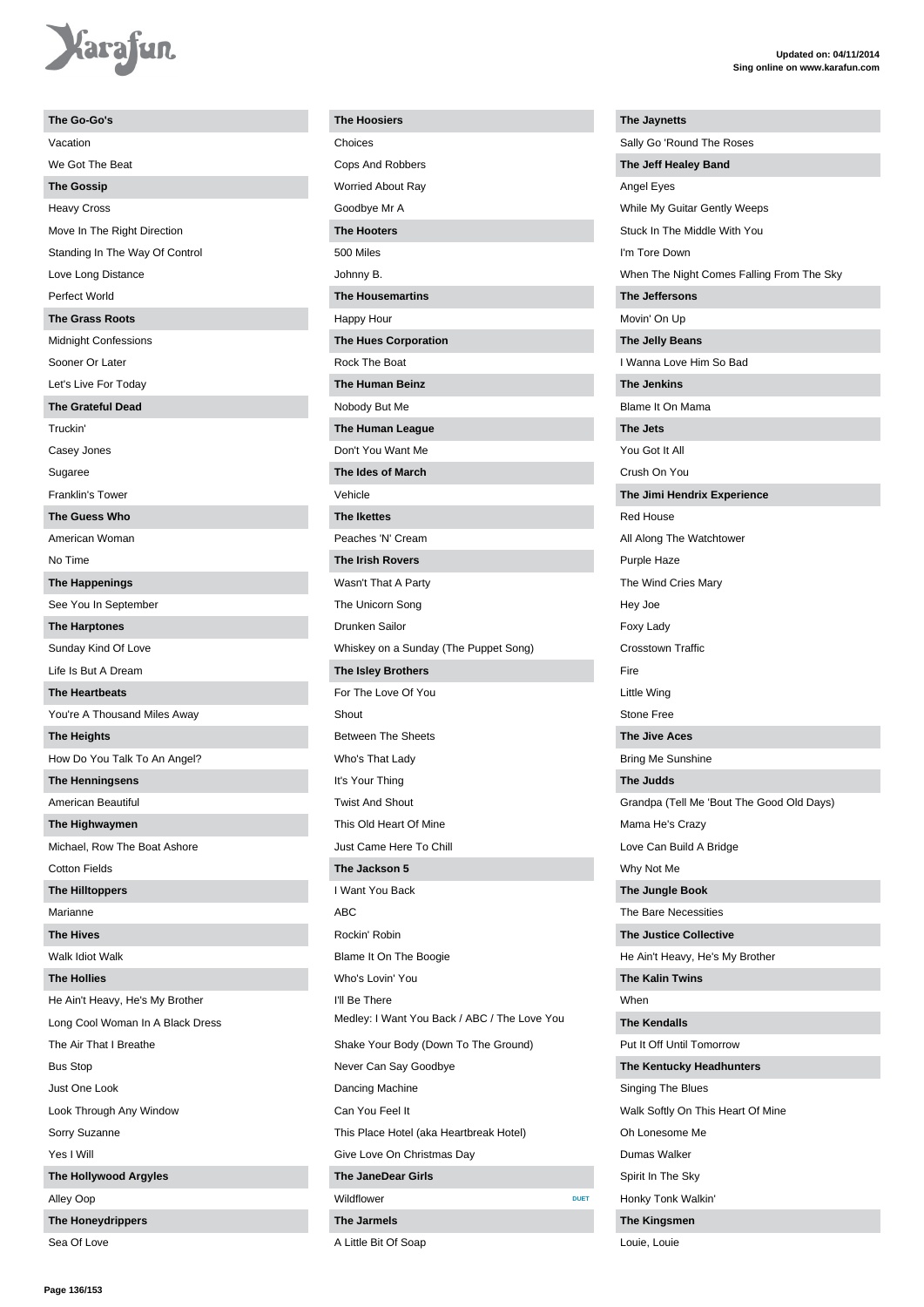## The Go-Go's

Vacation

We Got The Beat

## The Gossip

Heavy Cross

Move In The Right Direction

Standing In The Way Of Control

Love Long Distance

Perfect World

## The Grass Roots

Midnight Confessions

Sooner Or Later

Let's Live For Today

## The Grateful Dead

Truckin'

Casey Jones

Sugaree

Franklin's Tower

## The Guess Who

American Woman

No Time

## The Happenings

See You In September

## The Harptones

Sunday Kind Of Love

Life Is But A Dream

## The Heartbeats

You're A Thousand Miles Away

## The Heights

How Do You Talk To An Angel?

## The Henningsens

American Beautiful

## The Highwaymen

Michael, Row The Boat Ashore

Cotton Fields

## The Hilltoppers

Marianne

## The Hives

Walk Idiot Walk

## The Hollies

He Ain't Heavy, He's My Brother

Long Cool Woman In A Black Dress

The Air That I Breathe

Bus Stop

Just One Look

Look Through Any Window

Sorry Suzanne

Yes I Will

## The Hollywood Argyles

Alley Oop

## The Honeydrippers

Sea Of Love

## The Hoosiers

Choices

Cops And Robbers

Worried About Ray

Goodbye Mr A

## The Hooters

500 Miles

Johnny B.

## The Housemartins

Happy Hour

## The Hues Corporation

Rock The Boat

## The Human Beinz

Nobody But Me

## The Human League

Don't You Want Me

## The Ides of March

Vehicle

## The Ikettes

Peaches 'N' Cream

## The Irish Rovers

Wasn't That A Party

The Unicorn Song

Drunken Sailor

Whiskey on a Sunday (The Puppet Song)

## The Isley Brothers

For The Love Of You

Shout

Between The Sheets

Who's That Lady

It's Your Thing

Twist And Shout

This Old Heart Of Mine

Just Came Here To Chill

## The Jackson 5

I Want You Back

ABC

Rockin' Robin

Blame It On The Boogie

Who's Lovin' You

I'll Be There

Medley: I Want You Back / ABC / The Love You

Shake Your Body (Down To The Ground)

Never Can Say Goodbye

Dancing Machine

Can You Feel It

This Place Hotel (aka Heartbreak Hotel)

Give Love On Christmas Day

## The JaneDear Girls

Wildflower DUET

## The Jarmels

A Little Bit Of Soap

## The Jaynetts

Sally Go 'Round The Roses

## The Jeff Healey Band

Angel Eyes

While My Guitar Gently Weeps

Stuck In The Middle With You

I'm Tore Down

When The Night Comes Falling From The Sky

## The Jeffersons

Movin' On Up

## The Jelly Beans

I Wanna Love Him So Bad

## The Jenkins

Blame It On Mama

## The Jets

You Got It All

Crush On You

## The Jimi Hendrix Experience

Red House

All Along The Watchtower

Purple Haze

The Wind Cries Mary

Hey Joe

Foxy Lady

Crosstown Traffic

Fire

Little Wing

Stone Free

## The Jive Aces

Bring Me Sunshine

## The Judds

Grandpa (Tell Me 'Bout The Good Old Days)

Mama He's Crazy

Love Can Build A Bridge

Why Not Me

## The Jungle Book

The Bare Necessities

## The Justice Collective

He Ain't Heavy, He's My Brother

## The Kalin Twins

When

## The Kendalls

Put It Off Until Tomorrow

## The Kentucky Headhunters

Singing The Blues

Walk Softly On This Heart Of Mine

Oh Lonesome Me

Dumas Walker

Spirit In The Sky

Honky Tonk Walkin'

## The Kingsmen

Louie, Louie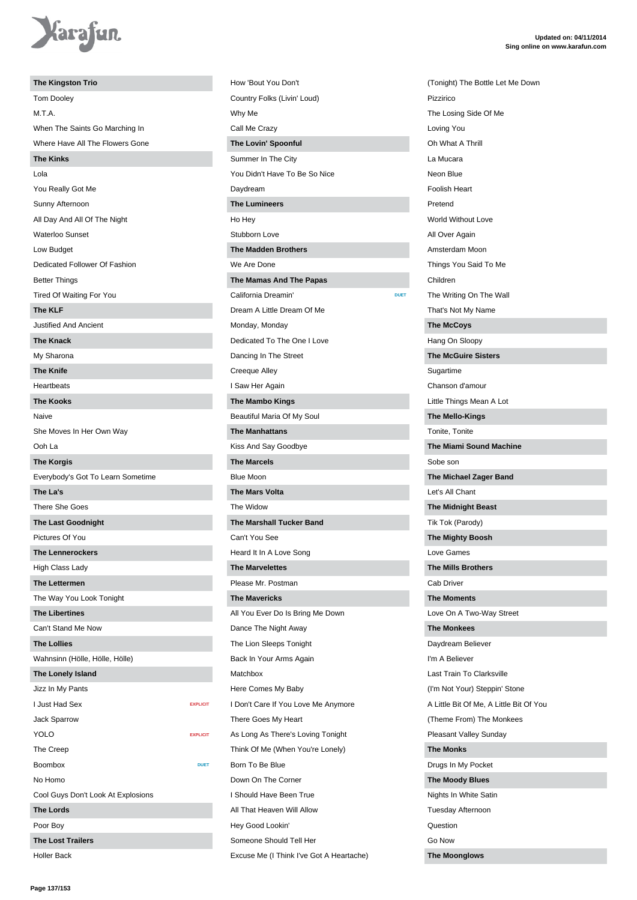## The Kingston Trio

- Tom Dooley
- M.T.A.
- When The Saints Go Marching In
- Where Have All The Flowers Gone

## The Kinks

- Lola
- You Really Got Me
- Sunny Afternoon
- All Day And All Of The Night
- Waterloo Sunset
- Low Budget
- Dedicated Follower Of Fashion
- Better Things
- Tired Of Waiting For You

## The KLF

- Justified And Ancient

## The Knack

- My Sharona

## The Knife

- Heartbeats

## The Kooks

- Naive
- She Moves In Her Own Way
- Ooh La

## The Korgis

- Everybody's Got To Learn Sometime

## The La's

- There She Goes

## The Last Goodnight

- Pictures Of You

## The Lennerockers

- High Class Lady

## The Lettermen

- The Way You Look Tonight

## The Libertines

- Can't Stand Me Now

## The Lollies

- Wahnsinn (Hölle, Hölle, Hölle)

## The Lonely Island

- Jizz In My Pants
- I Just Had Sex — EXPLICIT
- Jack Sparrow
- YOLO — EXPLICIT
- The Creep
- Boombox — DUET
- No Homo
- Cool Guys Don't Look At Explosions

## The Lords

- Poor Boy

## The Lost Trailers

- Holler Back
- How 'Bout You Don't
- Country Folks (Livin' Loud)
- Why Me
- Call Me Crazy

## The Lovin' Spoonful

- Summer In The City
- You Didn't Have To Be So Nice
- Daydream

## The Lumineers

- Ho Hey
- Stubborn Love

## The Madden Brothers

- We Are Done

## The Mamas And The Papas

- California Dreamin' — DUET
- Dream A Little Dream Of Me
- Monday, Monday
- Dedicated To The One I Love
- Dancing In The Street
- Creeque Alley
- I Saw Her Again

## The Mambo Kings

- Beautiful Maria Of My Soul

## The Manhattans

- Kiss And Say Goodbye

## The Marcels

- Blue Moon

## The Mars Volta

- The Widow

## The Marshall Tucker Band

- Can't You See
- Heard It In A Love Song

## The Marvelettes

- Please Mr. Postman

## The Mavericks

- All You Ever Do Is Bring Me Down
- Dance The Night Away
- The Lion Sleeps Tonight
- Back In Your Arms Again
- Matchbox
- Here Comes My Baby
- I Don't Care If You Love Me Anymore
- There Goes My Heart
- As Long As There's Loving Tonight
- Think Of Me (When You're Lonely)
- Born To Be Blue
- Down On The Corner
- I Should Have Been True
- All That Heaven Will Allow
- Hey Good Lookin'
- Someone Should Tell Her
- Excuse Me (I Think I've Got A Heartache)
- (Tonight) The Bottle Let Me Down
- Pizzirico
- The Losing Side Of Me
- Loving You
- Oh What A Thrill
- La Mucara
- Neon Blue
- Foolish Heart
- Pretend
- World Without Love
- All Over Again
- Amsterdam Moon
- Things You Said To Me
- Children
- The Writing On The Wall
- That's Not My Name

## The McCoys

- Hang On Sloopy

## The McGuire Sisters

- Sugartime
- Chanson d'amour
- Little Things Mean A Lot

## The Mello-Kings

- Tonite, Tonite

## The Miami Sound Machine

- Sobe son

## The Michael Zager Band

- Let's All Chant

## The Midnight Beast

- Tik Tok (Parody)

## The Mighty Boosh

- Love Games

## The Mills Brothers

- Cab Driver

## The Moments

- Love On A Two-Way Street

## The Monkees

- Daydream Believer
- I'm A Believer
- Last Train To Clarksville
- (I'm Not Your) Steppin' Stone
- A Little Bit Of Me, A Little Bit Of You
- (Theme From) The Monkees
- Pleasant Valley Sunday

## The Monks

- Drugs In My Pocket

## The Moody Blues

- Nights In White Satin
- Tuesday Afternoon
- Question
- Go Now

## The Moonglows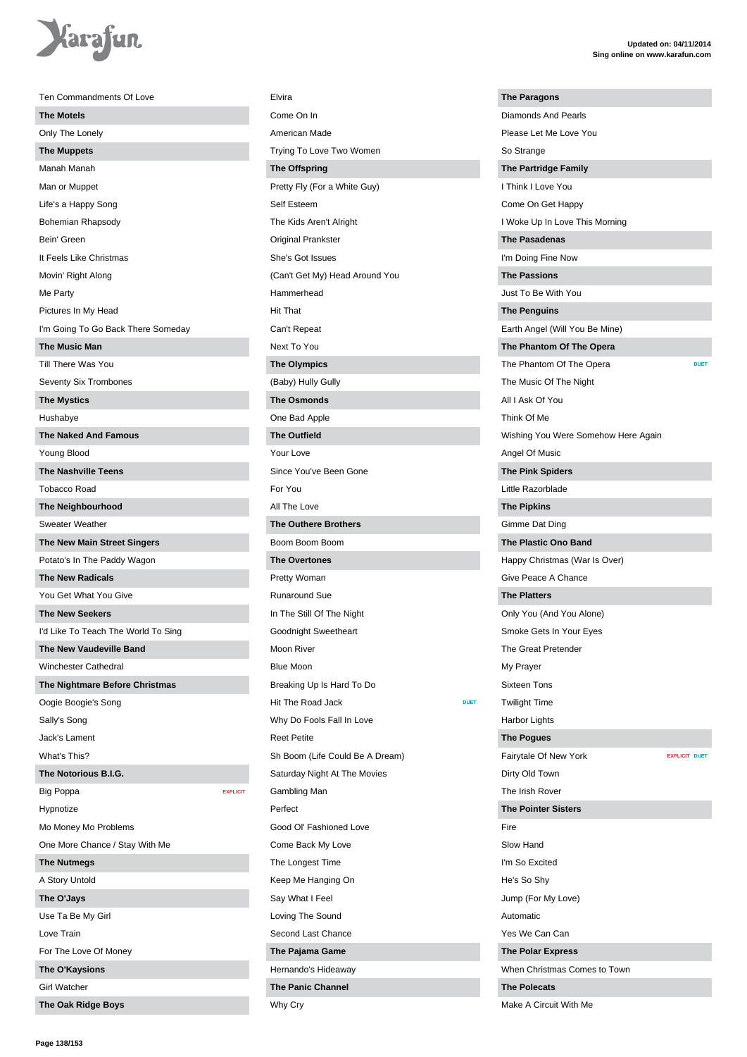Ten Commandments Of Love

**The Motels**

Only The Lonely

**The Muppets**

Manah Manah

Man or Muppet

Life's a Happy Song

Bohemian Rhapsody

Bein' Green

It Feels Like Christmas

Movin' Right Along

Me Party

Pictures In My Head

I'm Going To Go Back There Someday

**The Music Man**

Till There Was You

Seventy Six Trombones

**The Mystics**

Hushabye

**The Naked And Famous**

Young Blood

**The Nashville Teens**

Tobacco Road

**The Neighbourhood**

Sweater Weather

**The New Main Street Singers**

Potato's In The Paddy Wagon

**The New Radicals**

You Get What You Give

**The New Seekers**

I'd Like To Teach The World To Sing

**The New Vaudeville Band**

Winchester Cathedral

**The Nightmare Before Christmas**

Oogie Boogie's Song

Sally's Song

Jack's Lament

What's This?

**The Notorious B.I.G.**

Big Poppa EXPLICIT

Hypnotize

Mo Money Mo Problems

One More Chance / Stay With Me

**The Nutmegs**

A Story Untold

**The O'Jays**

Use Ta Be My Girl

Love Train

For The Love Of Money

**The O'Kaysions**

Girl Watcher

**The Oak Ridge Boys**

Elvira

Come On In

American Made

Trying To Love Two Women

**The Offspring**

Pretty Fly (For a White Guy)

Self Esteem

The Kids Aren't Alright

Original Prankster

She's Got Issues

(Can't Get My) Head Around You

Hammerhead

Hit That

Can't Repeat

Next To You

**The Olympics**

(Baby) Hully Gully

**The Osmonds**

One Bad Apple

**The Outfield**

Your Love

Since You've Been Gone

For You

All The Love

**The Outhere Brothers**

Boom Boom Boom

**The Overtones**

Pretty Woman

Runaround Sue

In The Still Of The Night

Goodnight Sweetheart

Moon River

Blue Moon

Breaking Up Is Hard To Do

Hit The Road Jack DUET

Why Do Fools Fall In Love

Reet Petite

Sh Boom (Life Could Be A Dream)

Saturday Night At The Movies

Gambling Man

Perfect

Good Ol' Fashioned Love

Come Back My Love

The Longest Time

Keep Me Hanging On

Say What I Feel

Loving The Sound

Second Last Chance

**The Pajama Game**

Hernando's Hideaway

**The Panic Channel**

Why Cry

**The Paragons**

Diamonds And Pearls

Please Let Me Love You

So Strange

**The Partridge Family**

I Think I Love You

Come On Get Happy

I Woke Up In Love This Morning

**The Pasadenas**

I'm Doing Fine Now

**The Passions**

Just To Be With You

**The Penguins**

Earth Angel (Will You Be Mine)

**The Phantom Of The Opera**

The Phantom Of The Opera DUET

The Music Of The Night

All I Ask Of You

Think Of Me

Wishing You Were Somehow Here Again

Angel Of Music

**The Pink Spiders**

Little Razorblade

**The Pipkins**

Gimme Dat Ding

**The Plastic Ono Band**

Happy Christmas (War Is Over)

Give Peace A Chance

**The Platters**

Only You (And You Alone)

Smoke Gets In Your Eyes

The Great Pretender

My Prayer

Sixteen Tons

Twilight Time

Harbor Lights

**The Pogues**

Fairytale Of New York EXPLICIT DUET

Dirty Old Town

The Irish Rover

**The Pointer Sisters**

Fire

Slow Hand

I'm So Excited

He's So Shy

Jump (For My Love)

Automatic

Yes We Can Can

**The Polar Express**

When Christmas Comes to Town

**The Polecats**

Make A Circuit With Me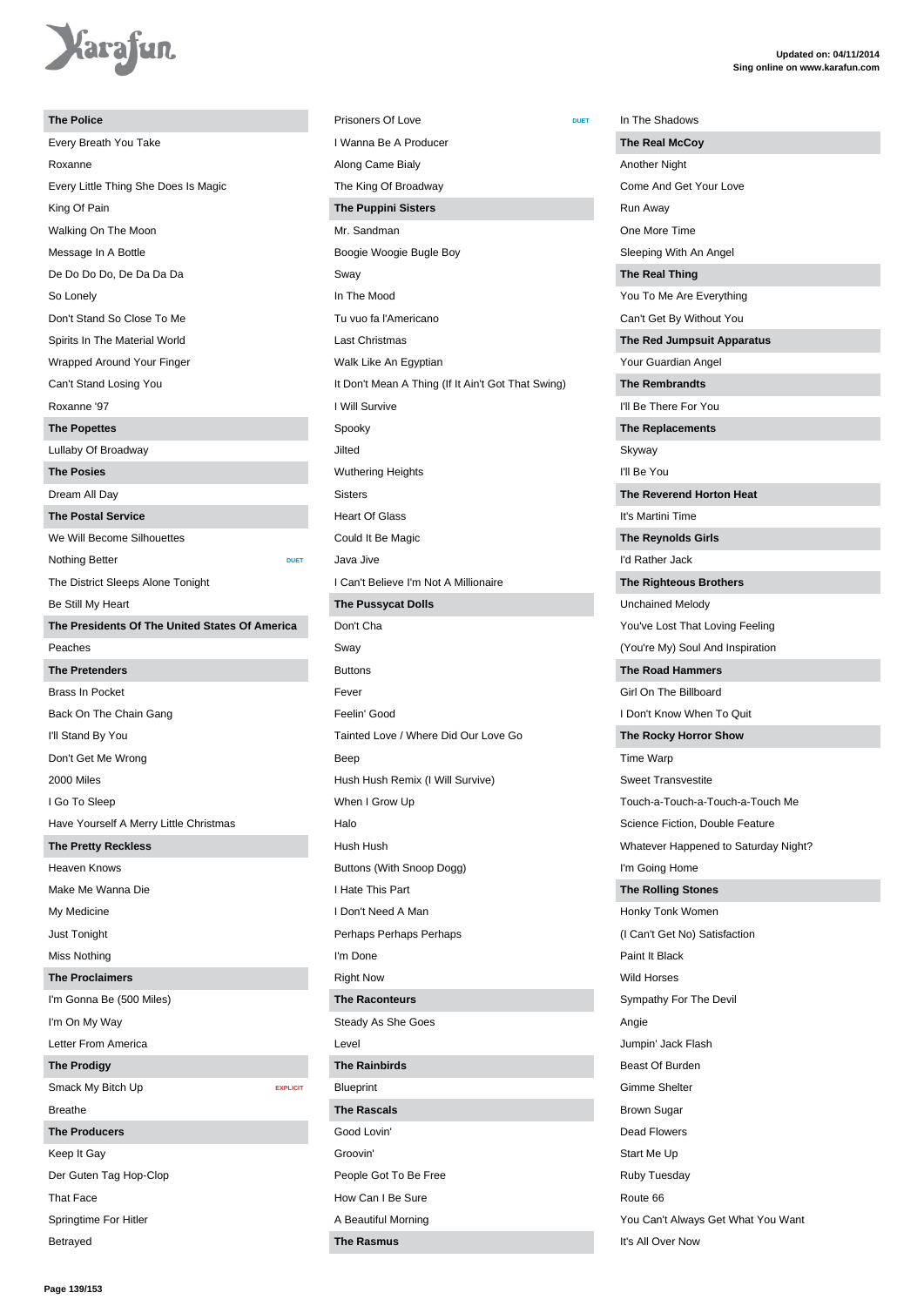### The Police

- Every Breath You Take
- Roxanne
- Every Little Thing She Does Is Magic
- King Of Pain
- Walking On The Moon
- Message In A Bottle
- De Do Do Do, De Da Da Da
- So Lonely
- Don't Stand So Close To Me
- Spirits In The Material World
- Wrapped Around Your Finger
- Can't Stand Losing You
- Roxanne '97

### The Popettes

- Lullaby Of Broadway

### The Posies

- Dream All Day

### The Postal Service

- We Will Become Silhouettes
- Nothing Better DUET
- The District Sleeps Alone Tonight
- Be Still My Heart

### The Presidents Of The United States Of America

- Peaches

### The Pretenders

- Brass In Pocket
- Back On The Chain Gang
- I'll Stand By You
- Don't Get Me Wrong
- 2000 Miles
- I Go To Sleep
- Have Yourself A Merry Little Christmas

### The Pretty Reckless

- Heaven Knows
- Make Me Wanna Die
- My Medicine
- Just Tonight
- Miss Nothing

### The Proclaimers

- I'm Gonna Be (500 Miles)
- I'm On My Way
- Letter From America

### The Prodigy

- Smack My Bitch Up EXPLICIT
- Breathe

### The Producers

- Keep It Gay
- Der Guten Tag Hop-Clop
- That Face
- Springtime For Hitler
- Betrayed
- Prisoners Of Love DUET
- I Wanna Be A Producer
- Along Came Bialy
- The King Of Broadway

### The Puppini Sisters

- Mr. Sandman
- Boogie Woogie Bugle Boy
- Sway
- In The Mood
- Tu vuo fa l'Americano
- Last Christmas
- Walk Like An Egyptian
- It Don't Mean A Thing (If It Ain't Got That Swing)
- I Will Survive
- Spooky
- Jilted
- Wuthering Heights
- Sisters
- Heart Of Glass
- Could It Be Magic
- Java Jive
- I Can't Believe I'm Not A Millionaire

### The Pussycat Dolls

- Don't Cha
- Sway
- Buttons
- Fever
- Feelin' Good
- Tainted Love / Where Did Our Love Go
- Beep
- Hush Hush Remix (I Will Survive)
- When I Grow Up
- Halo
- Hush Hush
- Buttons (With Snoop Dogg)
- I Hate This Part
- I Don't Need A Man
- Perhaps Perhaps Perhaps
- I'm Done
- Right Now

### The Raconteurs

- Steady As She Goes
- Level

### The Rainbirds

- Blueprint

### The Rascals

- Good Lovin'
- Groovin'
- People Got To Be Free
- How Can I Be Sure
- A Beautiful Morning

### The Rasmus

- In The Shadows

### The Real McCoy

- Another Night
- Come And Get Your Love
- Run Away
- One More Time
- Sleeping With An Angel

### The Real Thing

- You To Me Are Everything
- Can't Get By Without You

### The Red Jumpsuit Apparatus

- Your Guardian Angel

### The Rembrandts

- I'll Be There For You

### The Replacements

- Skyway
- I'll Be You

### The Reverend Horton Heat

- It's Martini Time

### The Reynolds Girls

- I'd Rather Jack

### The Righteous Brothers

- Unchained Melody
- You've Lost That Loving Feeling
- (You're My) Soul And Inspiration

### The Road Hammers

- Girl On The Billboard
- I Don't Know When To Quit

### The Rocky Horror Show

- Time Warp
- Sweet Transvestite
- Touch-a-Touch-a-Touch-a-Touch Me
- Science Fiction, Double Feature
- Whatever Happened to Saturday Night?
- I'm Going Home

### The Rolling Stones

- Honky Tonk Women
- (I Can't Get No) Satisfaction
- Paint It Black
- Wild Horses
- Sympathy For The Devil
- Angie
- Jumpin' Jack Flash
- Beast Of Burden
- Gimme Shelter
- Brown Sugar
- Dead Flowers
- Start Me Up
- Ruby Tuesday
- Route 66
- You Can't Always Get What You Want
- It's All Over Now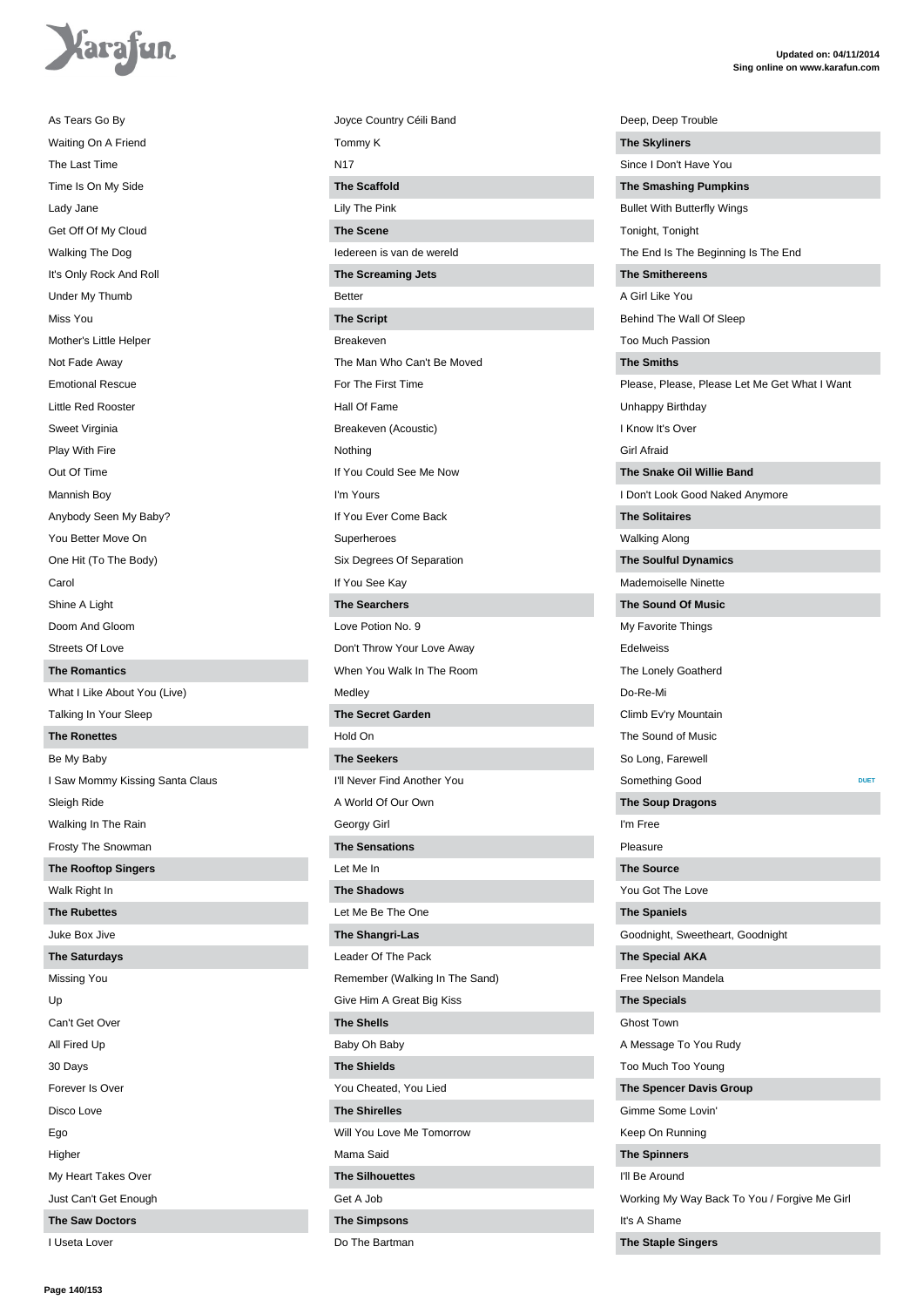As Tears Go By

Waiting On A Friend

The Last Time

Time Is On My Side

Lady Jane

Get Off Of My Cloud

Walking The Dog

It's Only Rock And Roll

Under My Thumb

Miss You

Mother's Little Helper

Not Fade Away

Emotional Rescue

Little Red Rooster

Sweet Virginia

Play With Fire

Out Of Time

Mannish Boy

Anybody Seen My Baby?

You Better Move On

One Hit (To The Body)

Carol

Shine A Light

Doom And Gloom

Streets Of Love

**The Romantics**

What I Like About You (Live)

Talking In Your Sleep

**The Ronettes**

Be My Baby

I Saw Mommy Kissing Santa Claus

Sleigh Ride

Walking In The Rain

Frosty The Snowman

**The Rooftop Singers**

Walk Right In

**The Rubettes**

Juke Box Jive

**The Saturdays**

Missing You

Up

Can't Get Over

All Fired Up

30 Days

Forever Is Over

Disco Love

Ego

Higher

My Heart Takes Over

Just Can't Get Enough

**The Saw Doctors**

I Useta Lover

Joyce Country Céili Band

Tommy K

N17

**The Scaffold**

Lily The Pink

**The Scene**

Iedereen is van de wereld

**The Screaming Jets**

Better

**The Script**

Breakeven

The Man Who Can't Be Moved

For The First Time

Hall Of Fame

Breakeven (Acoustic)

Nothing

If You Could See Me Now

I'm Yours

If You Ever Come Back

Superheroes

Six Degrees Of Separation

If You See Kay

**The Searchers**

Love Potion No. 9

Don't Throw Your Love Away

When You Walk In The Room

Medley

**The Secret Garden**

Hold On

**The Seekers**

I'll Never Find Another You

A World Of Our Own

Georgy Girl

**The Sensations**

Let Me In

**The Shadows**

Let Me Be The One

**The Shangri-Las**

Leader Of The Pack

Remember (Walking In The Sand)

Give Him A Great Big Kiss

**The Shells**

Baby Oh Baby

**The Shields**

You Cheated, You Lied

**The Shirelles**

Will You Love Me Tomorrow

Mama Said

**The Silhouettes**

Get A Job

**The Simpsons**

Do The Bartman

Deep, Deep Trouble

**The Skyliners**

Since I Don't Have You

**The Smashing Pumpkins**

Bullet With Butterfly Wings

Tonight, Tonight

The End Is The Beginning Is The End

**The Smithereens**

A Girl Like You

Behind The Wall Of Sleep

Too Much Passion

**The Smiths**

Please, Please, Please Let Me Get What I Want

Unhappy Birthday

I Know It's Over

Girl Afraid

**The Snake Oil Willie Band**

I Don't Look Good Naked Anymore

**The Solitaires**

Walking Along

**The Soulful Dynamics**

Mademoiselle Ninette

**The Sound Of Music**

My Favorite Things

Edelweiss

The Lonely Goatherd

Do-Re-Mi

Climb Ev'ry Mountain

The Sound of Music

So Long, Farewell

Something Good — DUET

**The Soup Dragons**

I'm Free

Pleasure

**The Source**

You Got The Love

**The Spaniels**

Goodnight, Sweetheart, Goodnight

**The Special AKA**

Free Nelson Mandela

**The Specials**

Ghost Town

A Message To You Rudy

Too Much Too Young

**The Spencer Davis Group**

Gimme Some Lovin'

Keep On Running

**The Spinners**

I'll Be Around

Working My Way Back To You / Forgive Me Girl

It's A Shame

**The Staple Singers**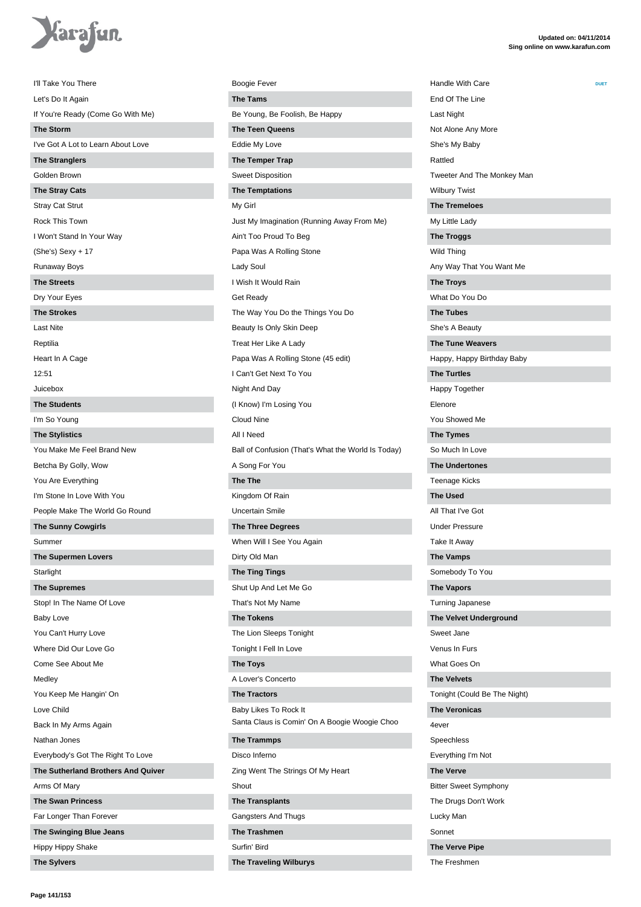I'll Take You There

Let's Do It Again

If You're Ready (Come Go With Me)

**The Storm**

I've Got A Lot to Learn About Love

**The Stranglers**

Golden Brown

**The Stray Cats**

Stray Cat Strut

Rock This Town

I Won't Stand In Your Way

(She's) Sexy + 17

Runaway Boys

**The Streets**

Dry Your Eyes

**The Strokes**

Last Nite

Reptilia

Heart In A Cage

12:51

Juicebox

**The Students**

I'm So Young

**The Stylistics**

You Make Me Feel Brand New

Betcha By Golly, Wow

You Are Everything

I'm Stone In Love With You

People Make The World Go Round

**The Sunny Cowgirls**

Summer

**The Supermen Lovers**

Starlight

**The Supremes**

Stop! In The Name Of Love

Baby Love

You Can't Hurry Love

Where Did Our Love Go

Come See About Me

Medley

You Keep Me Hangin' On

Love Child

Back In My Arms Again

Nathan Jones

Everybody's Got The Right To Love

**The Sutherland Brothers And Quiver**

Arms Of Mary

**The Swan Princess**

Far Longer Than Forever

**The Swinging Blue Jeans**

Hippy Hippy Shake

**The Sylvers**

Boogie Fever

**The Tams**

Be Young, Be Foolish, Be Happy

**The Teen Queens**

Eddie My Love

**The Temper Trap**

Sweet Disposition

**The Temptations**

My Girl

Just My Imagination (Running Away From Me)

Ain't Too Proud To Beg

Papa Was A Rolling Stone

Lady Soul

I Wish It Would Rain

Get Ready

The Way You Do the Things You Do

Beauty Is Only Skin Deep

Treat Her Like A Lady

Papa Was A Rolling Stone (45 edit)

I Can't Get Next To You

Night And Day

(I Know) I'm Losing You

Cloud Nine

All I Need

Ball of Confusion (That's What the World Is Today)

A Song For You

**The The**

Kingdom Of Rain

Uncertain Smile

**The Three Degrees**

When Will I See You Again

Dirty Old Man

**The Ting Tings**

Shut Up And Let Me Go

That's Not My Name

**The Tokens**

The Lion Sleeps Tonight

Tonight I Fell In Love

**The Toys**

A Lover's Concerto

**The Tractors**

Baby Likes To Rock It

Santa Claus is Comin' On A Boogie Woogie Choo

**The Trammps**

Disco Inferno

Zing Went The Strings Of My Heart

Shout

**The Transplants**

Gangsters And Thugs

**The Trashmen**

Surfin' Bird

**The Traveling Wilburys**

Handle With Care — DUET

End Of The Line

Last Night

Not Alone Any More

She's My Baby

Rattled

Tweeter And The Monkey Man

Wilbury Twist

**The Tremeloes**

My Little Lady

**The Troggs**

Wild Thing

Any Way That You Want Me

**The Troys**

What Do You Do

**The Tubes**

She's A Beauty

**The Tune Weavers**

Happy, Happy Birthday Baby

**The Turtles**

Happy Together

Elenore

You Showed Me

**The Tymes**

So Much In Love

**The Undertones**

Teenage Kicks

**The Used**

All That I've Got

Under Pressure

Take It Away

**The Vamps**

Somebody To You

**The Vapors**

Turning Japanese

**The Velvet Underground**

Sweet Jane

Venus In Furs

What Goes On

**The Velvets**

Tonight (Could Be The Night)

**The Veronicas**

4ever

Speechless

Everything I'm Not

**The Verve**

Bitter Sweet Symphony

The Drugs Don't Work

Lucky Man

Sonnet

**The Verve Pipe**

The Freshmen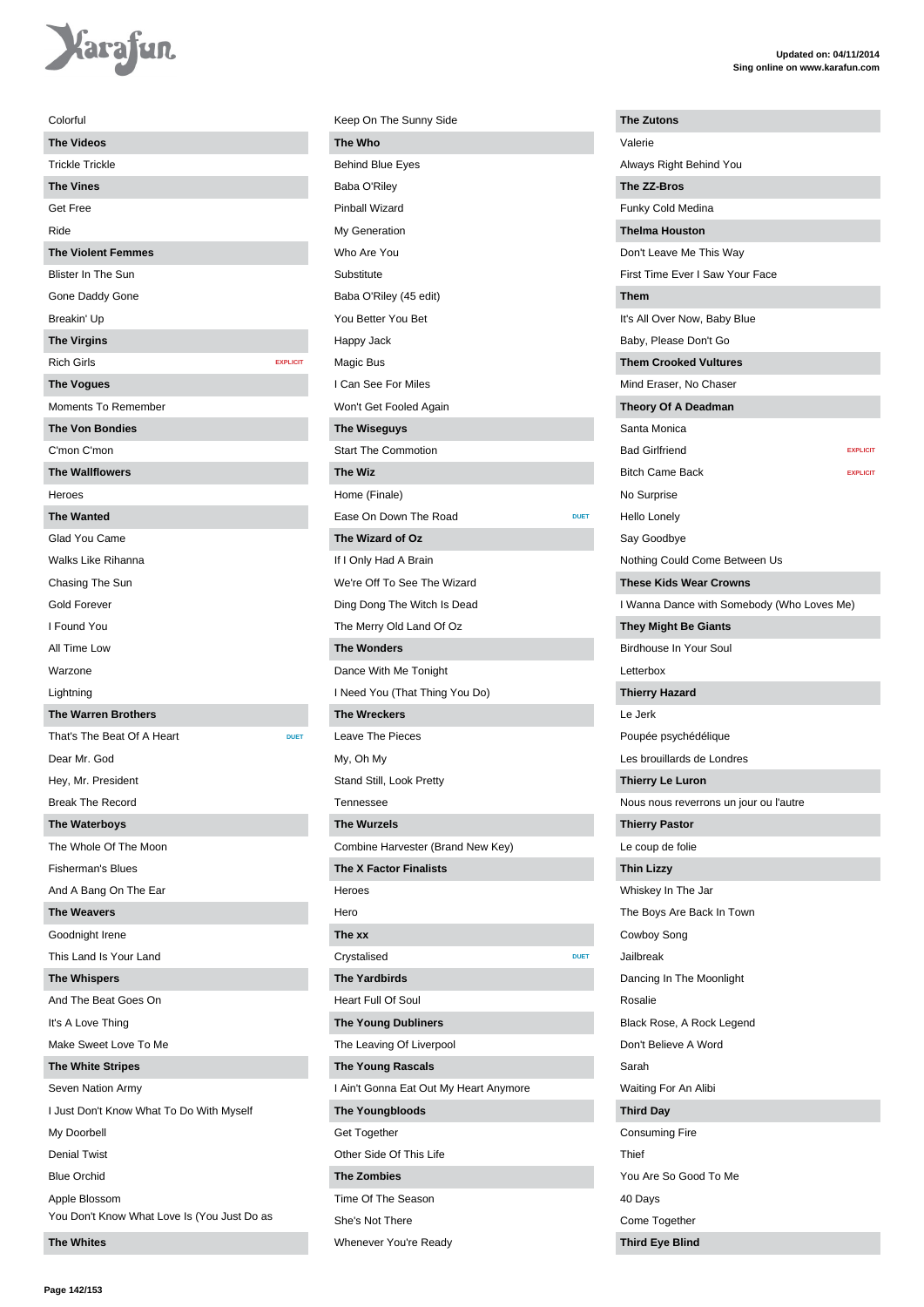Colorful

**The Videos**

Trickle Trickle

**The Vines**

Get Free

Ride

**The Violent Femmes**

Blister In The Sun

Gone Daddy Gone

Breakin' Up

**The Virgins**

Rich Girls EXPLICIT

**The Vogues**

Moments To Remember

**The Von Bondies**

C'mon C'mon

**The Wallflowers**

Heroes

**The Wanted**

Glad You Came

Walks Like Rihanna

Chasing The Sun

Gold Forever

I Found You

All Time Low

Warzone

Lightning

**The Warren Brothers**

That's The Beat Of A Heart DUET

Dear Mr. God

Hey, Mr. President

Break The Record

**The Waterboys**

The Whole Of The Moon

Fisherman's Blues

And A Bang On The Ear

**The Weavers**

Goodnight Irene

This Land Is Your Land

**The Whispers**

And The Beat Goes On

It's A Love Thing

Make Sweet Love To Me

**The White Stripes**

Seven Nation Army

I Just Don't Know What To Do With Myself

My Doorbell

Denial Twist

Blue Orchid

Apple Blossom

You Don't Know What Love Is (You Just Do as

**The Whites**

Keep On The Sunny Side

**The Who**

Behind Blue Eyes

Baba O'Riley

Pinball Wizard

My Generation

Who Are You

Substitute

Baba O'Riley (45 edit)

You Better You Bet

Happy Jack

Magic Bus

I Can See For Miles

Won't Get Fooled Again

**The Wiseguys**

Start The Commotion

**The Wiz**

Home (Finale)

Ease On Down The Road DUET

**The Wizard of Oz**

If I Only Had A Brain

We're Off To See The Wizard

Ding Dong The Witch Is Dead

The Merry Old Land Of Oz

**The Wonders**

Dance With Me Tonight

I Need You (That Thing You Do)

**The Wreckers**

Leave The Pieces

My, Oh My

Stand Still, Look Pretty

Tennessee

**The Wurzels**

Combine Harvester (Brand New Key)

**The X Factor Finalists**

Heroes

Hero

**The xx**

Crystalised DUET

**The Yardbirds**

Heart Full Of Soul

**The Young Dubliners**

The Leaving Of Liverpool

**The Young Rascals**

I Ain't Gonna Eat Out My Heart Anymore

**The Youngbloods**

Get Together

Other Side Of This Life

**The Zombies**

Time Of The Season

She's Not There

Whenever You're Ready

**The Zutons**

Valerie

Always Right Behind You

**The ZZ-Bros**

Funky Cold Medina

**Thelma Houston**

Don't Leave Me This Way

First Time Ever I Saw Your Face

**Them**

It's All Over Now, Baby Blue

Baby, Please Don't Go

**Them Crooked Vultures**

Mind Eraser, No Chaser

**Theory Of A Deadman**

Santa Monica

Bad Girlfriend EXPLICIT

Bitch Came Back EXPLICIT

No Surprise

Hello Lonely

Say Goodbye

Nothing Could Come Between Us

**These Kids Wear Crowns**

I Wanna Dance with Somebody (Who Loves Me)

**They Might Be Giants**

Birdhouse In Your Soul

Letterbox

**Thierry Hazard**

Le Jerk

Poupée psychédélique

Les brouillards de Londres

**Thierry Le Luron**

Nous nous reverrons un jour ou l'autre

**Thierry Pastor**

Le coup de folie

**Thin Lizzy**

Whiskey In The Jar

The Boys Are Back In Town

Cowboy Song

Jailbreak

Dancing In The Moonlight

Rosalie

Black Rose, A Rock Legend

Don't Believe A Word

Sarah

Waiting For An Alibi

**Third Day**

Consuming Fire

Thief

You Are So Good To Me

40 Days

Come Together

**Third Eye Blind**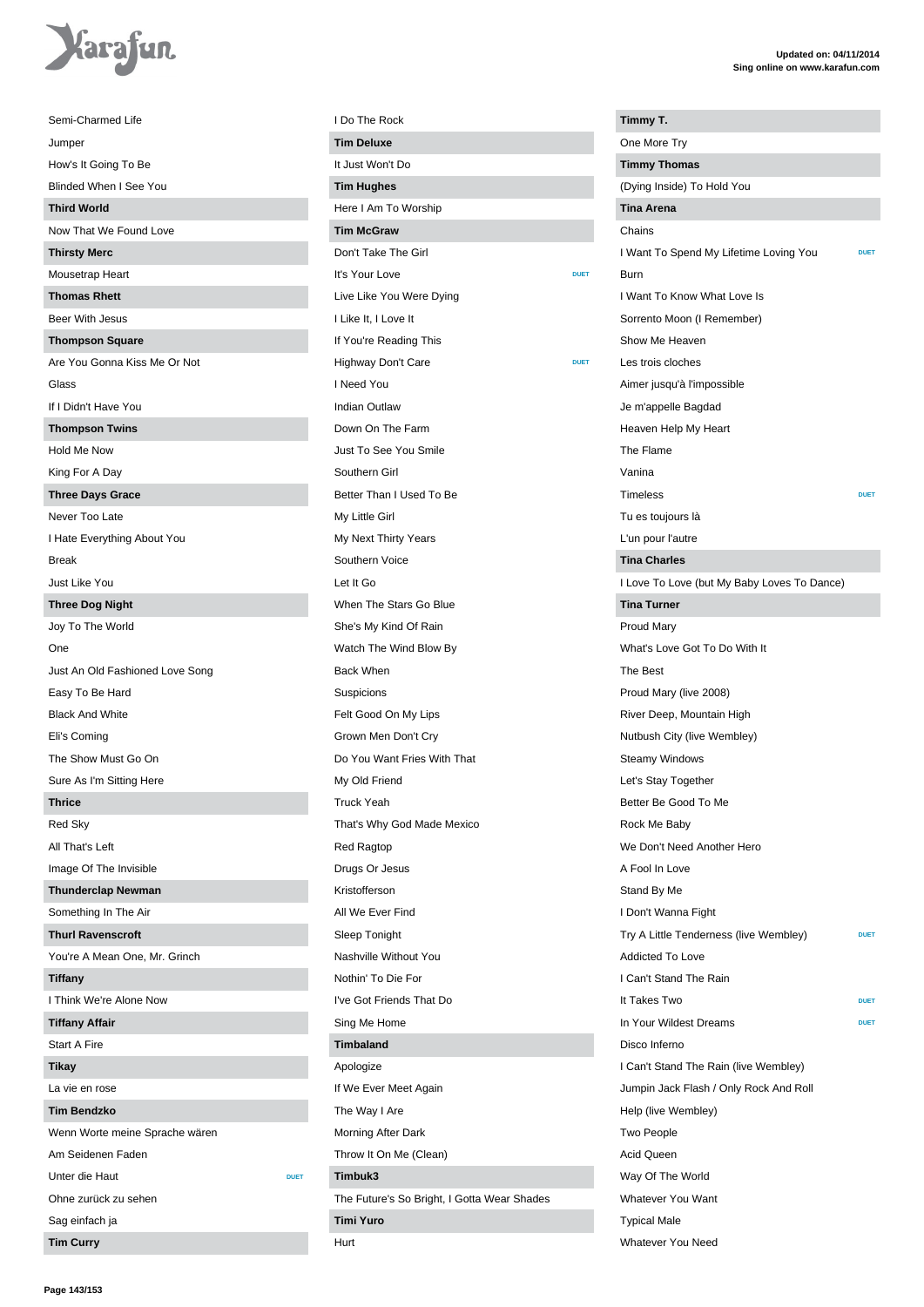Semi-Charmed Life
Jumper
How's It Going To Be
Blinded When I See You

**Third World**

Now That We Found Love

**Thirsty Merc**

Mousetrap Heart

**Thomas Rhett**

Beer With Jesus

**Thompson Square**

Are You Gonna Kiss Me Or Not
Glass
If I Didn't Have You

**Thompson Twins**

Hold Me Now
King For A Day

**Three Days Grace**

Never Too Late
I Hate Everything About You
Break
Just Like You

**Three Dog Night**

Joy To The World
One
Just An Old Fashioned Love Song
Easy To Be Hard
Black And White
Eli's Coming
The Show Must Go On
Sure As I'm Sitting Here

**Thrice**

Red Sky
All That's Left
Image Of The Invisible

**Thunderclap Newman**

Something In The Air

**Thurl Ravenscroft**

You're A Mean One, Mr. Grinch

**Tiffany**

I Think We're Alone Now

**Tiffany Affair**

Start A Fire

**Tikay**

La vie en rose

**Tim Bendzko**

Wenn Worte meine Sprache wären
Am Seidenen Faden
Unter die Haut DUET
Ohne zurück zu sehen
Sag einfach ja

**Tim Curry**

I Do The Rock

**Tim Deluxe**

It Just Won't Do

**Tim Hughes**

Here I Am To Worship

**Tim McGraw**

Don't Take The Girl
It's Your Love DUET
Live Like You Were Dying
I Like It, I Love It
If You're Reading This
Highway Don't Care DUET
I Need You
Indian Outlaw
Down On The Farm
Just To See You Smile
Southern Girl
Better Than I Used To Be
My Little Girl
My Next Thirty Years
Southern Voice
Let It Go
When The Stars Go Blue
She's My Kind Of Rain
Watch The Wind Blow By
Back When
Suspicions
Felt Good On My Lips
Grown Men Don't Cry
Do You Want Fries With That
My Old Friend
Truck Yeah
That's Why God Made Mexico
Red Ragtop
Drugs Or Jesus
Kristofferson
All We Ever Find
Sleep Tonight
Nashville Without You
Nothin' To Die For
I've Got Friends That Do
Sing Me Home

**Timbaland**

Apologize
If We Ever Meet Again
The Way I Are
Morning After Dark
Throw It On Me (Clean)

**Timbuk3**

The Future's So Bright, I Gotta Wear Shades

**Timi Yuro**

Hurt

**Timmy T.**

One More Try

**Timmy Thomas**

(Dying Inside) To Hold You

**Tina Arena**

Chains
I Want To Spend My Lifetime Loving You DUET
Burn
I Want To Know What Love Is
Sorrento Moon (I Remember)
Show Me Heaven
Les trois cloches
Aimer jusqu'à l'impossible
Je m'appelle Bagdad
Heaven Help My Heart
The Flame
Vanina
Timeless DUET
Tu es toujours là
L'un pour l'autre

**Tina Charles**

I Love To Love (but My Baby Loves To Dance)

**Tina Turner**

Proud Mary
What's Love Got To Do With It
The Best
Proud Mary (live 2008)
River Deep, Mountain High
Nutbush City (live Wembley)
Steamy Windows
Let's Stay Together
Better Be Good To Me
Rock Me Baby
We Don't Need Another Hero
A Fool In Love
Stand By Me
I Don't Wanna Fight
Try A Little Tenderness (live Wembley) DUET
Addicted To Love
I Can't Stand The Rain
It Takes Two DUET
In Your Wildest Dreams DUET
Disco Inferno
I Can't Stand The Rain (live Wembley)
Jumpin Jack Flash / Only Rock And Roll
Help (live Wembley)
Two People
Acid Queen
Way Of The World
Whatever You Want
Typical Male
Whatever You Need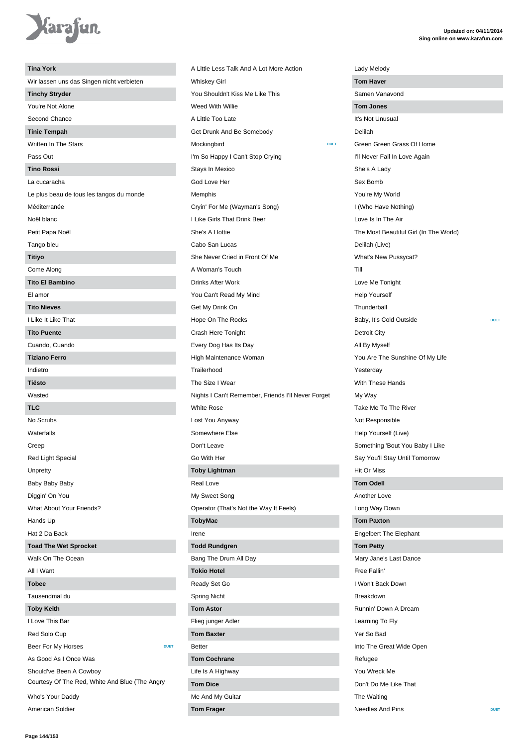## Tina York

Wir lassen uns das Singen nicht verbieten

## Tinchy Stryder

You're Not Alone

Second Chance

## Tinie Tempah

Written In The Stars

Pass Out

## Tino Rossi

La cucaracha

Le plus beau de tous les tangos du monde

Méditerranée

Noël blanc

Petit Papa Noël

Tango bleu

## Titiyo

Come Along

## Tito El Bambino

El amor

## Tito Nieves

I Like It Like That

## Tito Puente

Cuando, Cuando

## Tiziano Ferro

Indietro

## Tiësto

Wasted

## TLC

No Scrubs

Waterfalls

Creep

Red Light Special

Unpretty

Baby Baby Baby

Diggin' On You

What About Your Friends?

Hands Up

Hat 2 Da Back

## Toad The Wet Sprocket

Walk On The Ocean

All I Want

## Tobee

Tausendmal du

## Toby Keith

I Love This Bar

Red Solo Cup

Beer For My Horses DUET

As Good As I Once Was

Should've Been A Cowboy

Courtesy Of The Red, White And Blue (The Angry

Who's Your Daddy

American Soldier

A Little Less Talk And A Lot More Action

Whiskey Girl

You Shouldn't Kiss Me Like This

Weed With Willie

A Little Too Late

Get Drunk And Be Somebody

Mockingbird DUET

I'm So Happy I Can't Stop Crying

Stays In Mexico

God Love Her

Memphis

Cryin' For Me (Wayman's Song)

I Like Girls That Drink Beer

She's A Hottie

Cabo San Lucas

She Never Cried in Front Of Me

A Woman's Touch

Drinks After Work

You Can't Read My Mind

Get My Drink On

Hope On The Rocks

Crash Here Tonight

Every Dog Has Its Day

High Maintenance Woman

Trailerhood

The Size I Wear

Nights I Can't Remember, Friends I'll Never Forget

White Rose

Lost You Anyway

Somewhere Else

Don't Leave

Go With Her

## Toby Lightman

Real Love

My Sweet Song

Operator (That's Not the Way It Feels)

## TobyMac

Irene

## Todd Rundgren

Bang The Drum All Day

## Tokio Hotel

Ready Set Go

Spring Nicht

## Tom Astor

Flieg junger Adler

## Tom Baxter

Better

## Tom Cochrane

Life Is A Highway

## Tom Dice

Me And My Guitar

## Tom Frager

Lady Melody

## Tom Haver

Samen Vanavond

## Tom Jones

It's Not Unusual

Delilah

Green Green Grass Of Home

I'll Never Fall In Love Again

She's A Lady

Sex Bomb

You're My World

I (Who Have Nothing)

Love Is In The Air

The Most Beautiful Girl (In The World)

Delilah (Live)

What's New Pussycat?

Till

Love Me Tonight

Help Yourself

Thunderball

Baby, It's Cold Outside DUET

Detroit City

All By Myself

You Are The Sunshine Of My Life

Yesterday

With These Hands

My Way

Take Me To The River

Not Responsible

Help Yourself (Live)

Something 'Bout You Baby I Like

Say You'll Stay Until Tomorrow

Hit Or Miss

## Tom Odell

Another Love

Long Way Down

## Tom Paxton

Engelbert The Elephant

## Tom Petty

Mary Jane's Last Dance

Free Fallin'

I Won't Back Down

Breakdown

Runnin' Down A Dream

Learning To Fly

Yer So Bad

Into The Great Wide Open

Refugee

You Wreck Me

Don't Do Me Like That

The Waiting

Needles And Pins DUET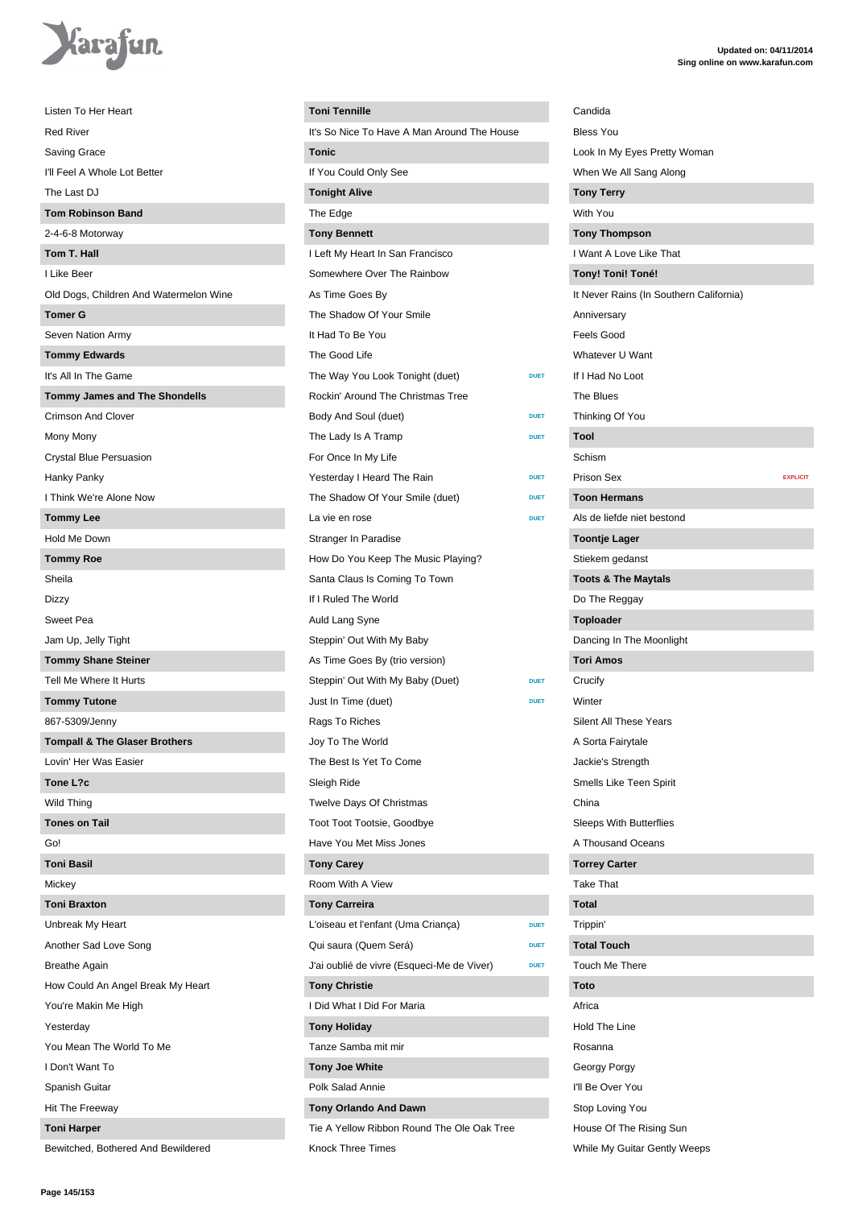Listen To Her Heart
Red River
Saving Grace
I'll Feel A Whole Lot Better
The Last DJ

**Tom Robinson Band**

2-4-6-8 Motorway

**Tom T. Hall**

I Like Beer
Old Dogs, Children And Watermelon Wine

**Tomer G**

Seven Nation Army

**Tommy Edwards**

It's All In The Game

**Tommy James and The Shondells**

Crimson And Clover
Mony Mony
Crystal Blue Persuasion
Hanky Panky
I Think We're Alone Now

**Tommy Lee**

Hold Me Down

**Tommy Roe**

Sheila
Dizzy
Sweet Pea
Jam Up, Jelly Tight

**Tommy Shane Steiner**

Tell Me Where It Hurts

**Tommy Tutone**

867-5309/Jenny

**Tompall & The Glaser Brothers**

Lovin' Her Was Easier

**Tone L?c**

Wild Thing

**Tones on Tail**

Go!

**Toni Basil**

Mickey

**Toni Braxton**

Unbreak My Heart
Another Sad Love Song
Breathe Again
How Could An Angel Break My Heart
You're Makin Me High
Yesterday
You Mean The World To Me
I Don't Want To
Spanish Guitar
Hit The Freeway

**Toni Harper**

Bewitched, Bothered And Bewildered

**Toni Tennille**

It's So Nice To Have A Man Around The House

**Tonic**

If You Could Only See

**Tonight Alive**

The Edge

**Tony Bennett**

I Left My Heart In San Francisco
Somewhere Over The Rainbow
As Time Goes By
The Shadow Of Your Smile
It Had To Be You
The Good Life
The Way You Look Tonight (duet) DUET
Rockin' Around The Christmas Tree
Body And Soul (duet) DUET
The Lady Is A Tramp DUET
For Once In My Life
Yesterday I Heard The Rain DUET
The Shadow Of Your Smile (duet) DUET
La vie en rose DUET
Stranger In Paradise
How Do You Keep The Music Playing?
Santa Claus Is Coming To Town
If I Ruled The World
Auld Lang Syne
Steppin' Out With My Baby
As Time Goes By (trio version)
Steppin' Out With My Baby (Duet) DUET
Just In Time (duet) DUET
Rags To Riches
Joy To The World
The Best Is Yet To Come
Sleigh Ride
Twelve Days Of Christmas
Toot Toot Tootsie, Goodbye
Have You Met Miss Jones

**Tony Carey**

Room With A View

**Tony Carreira**

L'oiseau et l'enfant (Uma Criança) DUET
Qui saura (Quem Será) DUET
J'ai oublié de vivre (Esqueci-Me de Viver) DUET

**Tony Christie**

I Did What I Did For Maria

**Tony Holiday**

Tanze Samba mit mir

**Tony Joe White**

Polk Salad Annie

**Tony Orlando And Dawn**

Tie A Yellow Ribbon Round The Ole Oak Tree
Knock Three Times
Candida
Bless You
Look In My Eyes Pretty Woman
When We All Sang Along

**Tony Terry**

With You

**Tony Thompson**

I Want A Love Like That

**Tony! Toni! Toné!**

It Never Rains (In Southern California)
Anniversary
Feels Good
Whatever U Want
If I Had No Loot
The Blues
Thinking Of You

**Tool**

Schism
Prison Sex EXPLICIT

**Toon Hermans**

Als de liefde niet bestond

**Toontje Lager**

Stiekem gedanst

**Toots & The Maytals**

Do The Reggay

**Toploader**

Dancing In The Moonlight

**Tori Amos**

Crucify
Winter
Silent All These Years
A Sorta Fairytale
Jackie's Strength
Smells Like Teen Spirit
China
Sleeps With Butterflies
A Thousand Oceans

**Torrey Carter**

Take That

**Total**

Trippin'

**Total Touch**

Touch Me There

**Toto**

Africa
Hold The Line
Rosanna
Georgy Porgy
I'll Be Over You
Stop Loving You
House Of The Rising Sun
While My Guitar Gently Weeps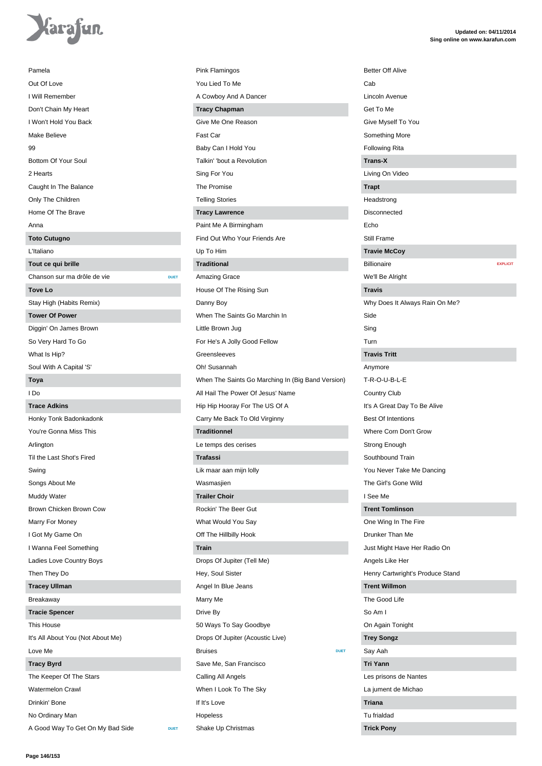Pamela
Out Of Love
I Will Remember
Don't Chain My Heart
I Won't Hold You Back
Make Believe
99
Bottom Of Your Soul
2 Hearts
Caught In The Balance
Only The Children
Home Of The Brave
Anna

**Toto Cutugno**

L'Italiano

**Tout ce qui brille**

Chanson sur ma drôle de vie DUET

**Tove Lo**

Stay High (Habits Remix)

**Tower Of Power**

Diggin' On James Brown
So Very Hard To Go
What Is Hip?
Soul With A Capital 'S'

**Toya**

I Do

**Trace Adkins**

Honky Tonk Badonkadonk
You're Gonna Miss This
Arlington
Til the Last Shot's Fired
Swing
Songs About Me
Muddy Water
Brown Chicken Brown Cow
Marry For Money
I Got My Game On
I Wanna Feel Something
Ladies Love Country Boys
Then They Do

**Tracey Ullman**

Breakaway

**Tracie Spencer**

This House
It's All About You (Not About Me)
Love Me

**Tracy Byrd**

The Keeper Of The Stars
Watermelon Crawl
Drinkin' Bone
No Ordinary Man
A Good Way To Get On My Bad Side DUET
Pink Flamingos
You Lied To Me
A Cowboy And A Dancer

**Tracy Chapman**

Give Me One Reason
Fast Car
Baby Can I Hold You
Talkin' 'bout a Revolution
Sing For You
The Promise
Telling Stories

**Tracy Lawrence**

Paint Me A Birmingham
Find Out Who Your Friends Are
Up To Him

**Traditional**

Amazing Grace
House Of The Rising Sun
Danny Boy
When The Saints Go Marchin In
Little Brown Jug
For He's A Jolly Good Fellow
Greensleeves
Oh! Susannah
When The Saints Go Marching In (Big Band Version)
All Hail The Power Of Jesus' Name
Hip Hip Hooray For The US Of A
Carry Me Back To Old Virginny

**Traditionnel**

Le temps des cerises

**Trafassi**

Lik maar aan mijn lolly
Wasmasjien

**Trailer Choir**

Rockin' The Beer Gut
What Would You Say
Off The Hillbilly Hook

**Train**

Drops Of Jupiter (Tell Me)
Hey, Soul Sister
Angel In Blue Jeans
Marry Me
Drive By
50 Ways To Say Goodbye
Drops Of Jupiter (Acoustic Live)
Bruises DUET
Save Me, San Francisco
Calling All Angels
When I Look To The Sky
If It's Love
Hopeless
Shake Up Christmas
Better Off Alive
Cab
Lincoln Avenue
Get To Me
Give Myself To You
Something More
Following Rita

**Trans-X**

Living On Video

**Trapt**

Headstrong
Disconnected
Echo
Still Frame

**Travie McCoy**

Billionaire EXPLICIT
We'll Be Alright

**Travis**

Why Does It Always Rain On Me?
Side
Sing
Turn

**Travis Tritt**

Anymore
T-R-O-U-B-L-E
Country Club
It's A Great Day To Be Alive
Best Of Intentions
Where Corn Don't Grow
Strong Enough
Southbound Train
You Never Take Me Dancing
The Girl's Gone Wild
I See Me

**Trent Tomlinson**

One Wing In The Fire
Drunker Than Me
Just Might Have Her Radio On
Angels Like Her
Henry Cartwright's Produce Stand

**Trent Willmon**

The Good Life
So Am I
On Again Tonight

**Trey Songz**

Say Aah

**Tri Yann**

Les prisons de Nantes
La jument de Michao

**Triana**

Tu frialdad

**Trick Pony**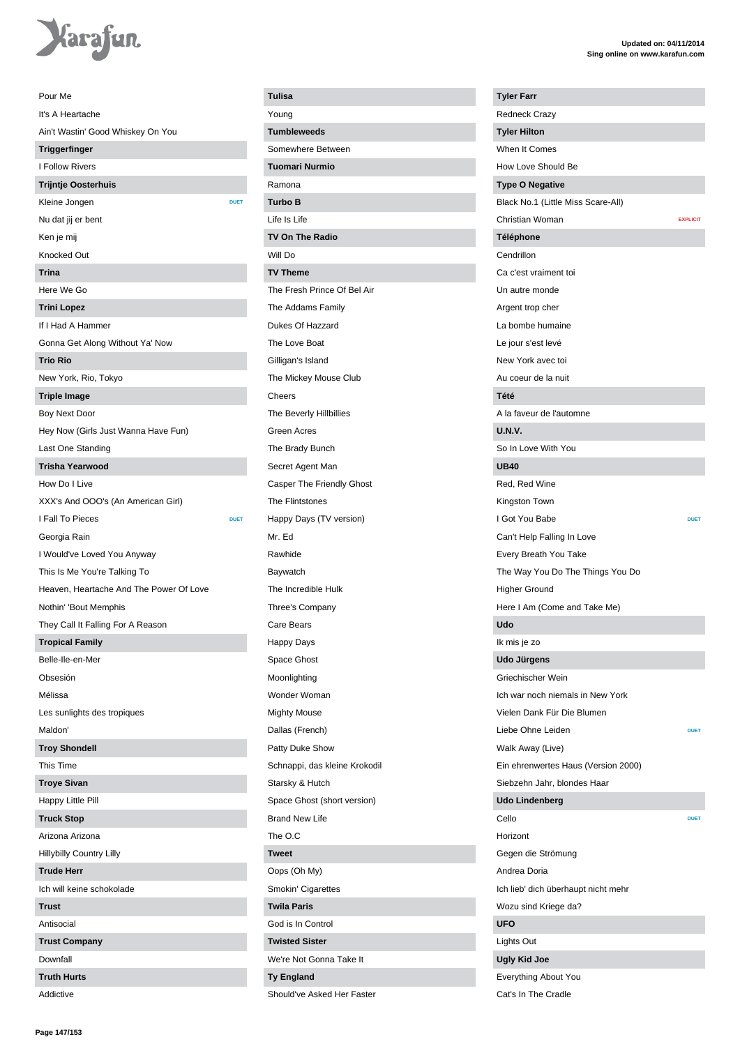Pour Me

It's A Heartache

Ain't Wastin' Good Whiskey On You

**Triggerfinger**

I Follow Rivers

**Trijntje Oosterhuis**

Kleine Jongen DUET

Nu dat jij er bent

Ken je mij

Knocked Out

**Trina**

Here We Go

**Trini Lopez**

If I Had A Hammer

Gonna Get Along Without Ya' Now

**Trio Rio**

New York, Rio, Tokyo

**Triple Image**

Boy Next Door

Hey Now (Girls Just Wanna Have Fun)

Last One Standing

**Trisha Yearwood**

How Do I Live

XXX's And OOO's (An American Girl)

I Fall To Pieces DUET

Georgia Rain

I Would've Loved You Anyway

This Is Me You're Talking To

Heaven, Heartache And The Power Of Love

Nothin' 'Bout Memphis

They Call It Falling For A Reason

**Tropical Family**

Belle-Ile-en-Mer

Obsesión

Mélissa

Les sunlights des tropiques

Maldon'

**Troy Shondell**

This Time

**Troye Sivan**

Happy Little Pill

**Truck Stop**

Arizona Arizona

Hillybilly Country Lilly

**Trude Herr**

Ich will keine schokolade

**Trust**

Antisocial

**Trust Company**

Downfall

**Truth Hurts**

Addictive

**Tulisa**

Young

**Tumbleweeds**

Somewhere Between

**Tuomari Nurmio**

Ramona

**Turbo B**

Life Is Life

**TV On The Radio**

Will Do

**TV Theme**

The Fresh Prince Of Bel Air

The Addams Family

Dukes Of Hazzard

The Love Boat

Gilligan's Island

The Mickey Mouse Club

Cheers

The Beverly Hillbillies

Green Acres

The Brady Bunch

Secret Agent Man

Casper The Friendly Ghost

The Flintstones

Happy Days (TV version)

Mr. Ed

Rawhide

Baywatch

The Incredible Hulk

Three's Company

Care Bears

Happy Days

Space Ghost

Moonlighting

Wonder Woman

Mighty Mouse

Dallas (French)

Patty Duke Show

Schnappi, das kleine Krokodil

Starsky & Hutch

Space Ghost (short version)

Brand New Life

The O.C

**Tweet**

Oops (Oh My)

Smokin' Cigarettes

**Twila Paris**

God is In Control

**Twisted Sister**

We're Not Gonna Take It

**Ty England**

Should've Asked Her Faster

**Tyler Farr**

Redneck Crazy

**Tyler Hilton**

When It Comes

How Love Should Be

**Type O Negative**

Black No.1 (Little Miss Scare-All)

Christian Woman EXPLICIT

**Téléphone**

Cendrillon

Ca c'est vraiment toi

Un autre monde

Argent trop cher

La bombe humaine

Le jour s'est levé

New York avec toi

Au coeur de la nuit

**Tété**

A la faveur de l'automne

**U.N.V.**

So In Love With You

**UB40**

Red, Red Wine

Kingston Town

I Got You Babe DUET

Can't Help Falling In Love

Every Breath You Take

The Way You Do The Things You Do

Higher Ground

Here I Am (Come and Take Me)

**Udo**

Ik mis je zo

**Udo Jürgens**

Griechischer Wein

Ich war noch niemals in New York

Vielen Dank Für Die Blumen

Liebe Ohne Leiden DUET

Walk Away (Live)

Ein ehrenwertes Haus (Version 2000)

Siebzehn Jahr, blondes Haar

**Udo Lindenberg**

Cello DUET

Horizont

Gegen die Strömung

Andrea Doria

Ich lieb' dich überhaupt nicht mehr

Wozu sind Kriege da?

**UFO**

Lights Out

**Ugly Kid Joe**

Everything About You

Cat's In The Cradle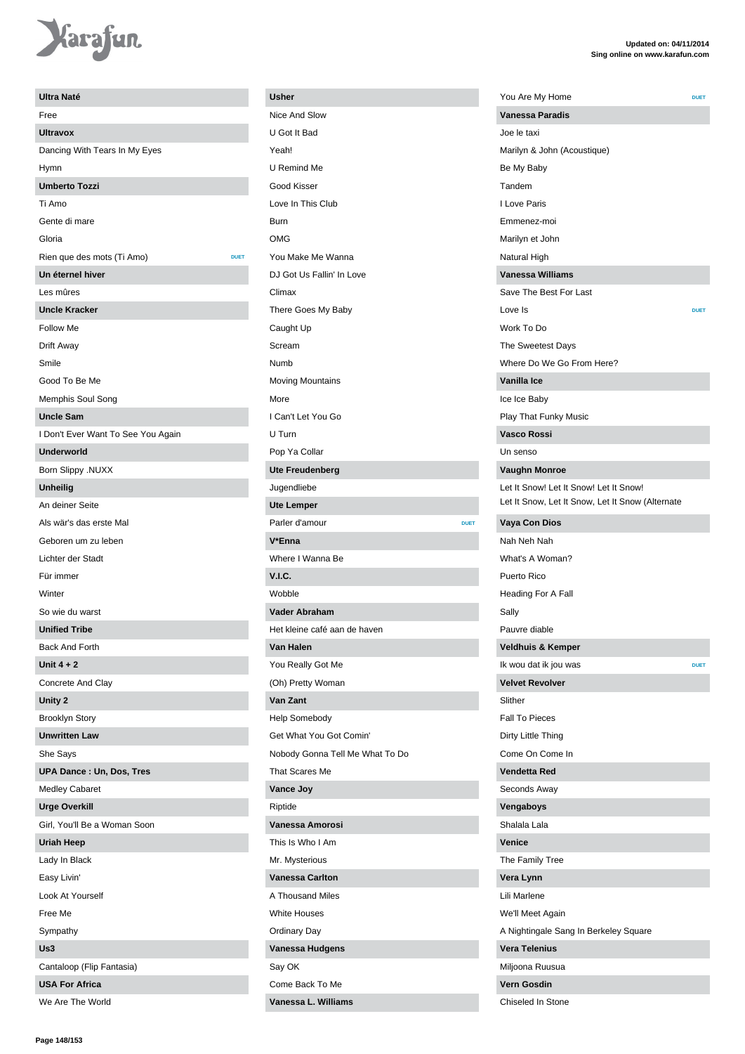**Ultra Naté**

Free

**Ultravox**

Dancing With Tears In My Eyes

Hymn

**Umberto Tozzi**

Ti Amo

Gente di mare

Gloria

Rien que des mots (Ti Amo) DUET

**Un éternel hiver**

Les mûres

**Uncle Kracker**

Follow Me

Drift Away

Smile

Good To Be Me

Memphis Soul Song

**Uncle Sam**

I Don't Ever Want To See You Again

**Underworld**

Born Slippy .NUXX

**Unheilig**

An deiner Seite

Als wär's das erste Mal

Geboren um zu leben

Lichter der Stadt

Für immer

Winter

So wie du warst

**Unified Tribe**

Back And Forth

**Unit 4 + 2**

Concrete And Clay

**Unity 2**

Brooklyn Story

**Unwritten Law**

She Says

**UPA Dance : Un, Dos, Tres**

Medley Cabaret

**Urge Overkill**

Girl, You'll Be a Woman Soon

**Uriah Heep**

Lady In Black

Easy Livin'

Look At Yourself

Free Me

Sympathy

**Us3**

Cantaloop (Flip Fantasia)

**USA For Africa**

We Are The World

**Usher**

Nice And Slow

U Got It Bad

Yeah!

U Remind Me

Good Kisser

Love In This Club

Burn

OMG

You Make Me Wanna

DJ Got Us Fallin' In Love

Climax

There Goes My Baby

Caught Up

Scream

Numb

Moving Mountains

More

I Can't Let You Go

U Turn

Pop Ya Collar

**Ute Freudenberg**

Jugendliebe

**Ute Lemper**

Parler d'amour DUET

**V*Enna**

Where I Wanna Be

**V.I.C.**

Wobble

**Vader Abraham**

Het kleine café aan de haven

**Van Halen**

You Really Got Me

(Oh) Pretty Woman

**Van Zant**

Help Somebody

Get What You Got Comin'

Nobody Gonna Tell Me What To Do

That Scares Me

**Vance Joy**

Riptide

**Vanessa Amorosi**

This Is Who I Am

Mr. Mysterious

**Vanessa Carlton**

A Thousand Miles

White Houses

Ordinary Day

**Vanessa Hudgens**

Say OK

Come Back To Me

**Vanessa L. Williams**

You Are My Home DUET

**Vanessa Paradis**

Joe le taxi

Marilyn & John (Acoustique)

Be My Baby

Tandem

I Love Paris

Emmenez-moi

Marilyn et John

Natural High

**Vanessa Williams**

Save The Best For Last

Love Is DUET

Work To Do

The Sweetest Days

Where Do We Go From Here?

**Vanilla Ice**

Ice Ice Baby

Play That Funky Music

**Vasco Rossi**

Un senso

**Vaughn Monroe**

Let It Snow! Let It Snow! Let It Snow!

Let It Snow, Let It Snow, Let It Snow (Alternate

**Vaya Con Dios**

Nah Neh Nah

What's A Woman?

Puerto Rico

Heading For A Fall

Sally

Pauvre diable

**Veldhuis & Kemper**

Ik wou dat ik jou was DUET

**Velvet Revolver**

Slither

Fall To Pieces

Dirty Little Thing

Come On Come In

**Vendetta Red**

Seconds Away

**Vengaboys**

Shalala Lala

**Venice**

The Family Tree

**Vera Lynn**

Lili Marlene

We'll Meet Again

A Nightingale Sang In Berkeley Square

**Vera Telenius**

Miljoona Ruusua

**Vern Gosdin**

Chiseled In Stone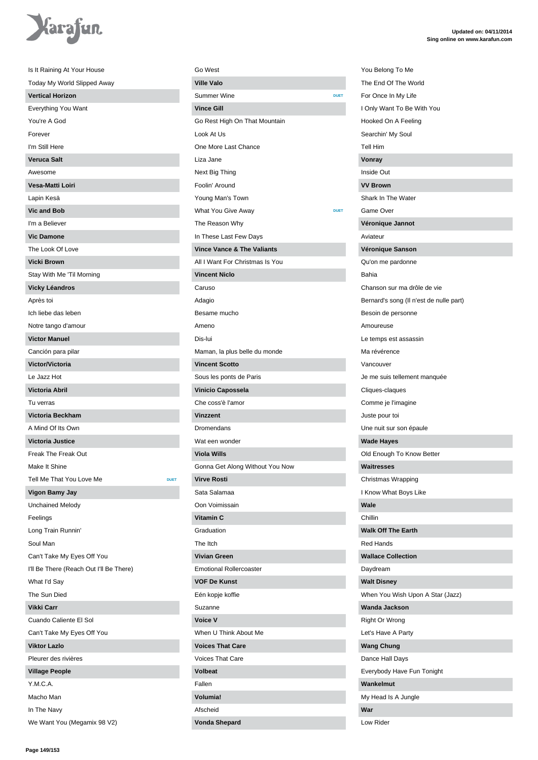Is It Raining At Your House

Today My World Slipped Away

**Vertical Horizon**

Everything You Want

You're A God

Forever

I'm Still Here

**Veruca Salt**

Awesome

**Vesa-Matti Loiri**

Lapin Kesä

**Vic and Bob**

I'm a Believer

**Vic Damone**

The Look Of Love

**Vicki Brown**

Stay With Me 'Til Morning

**Vicky Léandros**

Après toi

Ich liebe das leben

Notre tango d'amour

**Victor Manuel**

Canción para pilar

**Victor/Victoria**

Le Jazz Hot

**Victoria Abril**

Tu verras

**Victoria Beckham**

A Mind Of Its Own

**Victoria Justice**

Freak The Freak Out

Make It Shine

Tell Me That You Love Me DUET

**Vigon Bamy Jay**

Unchained Melody

Feelings

Long Train Runnin'

Soul Man

Can't Take My Eyes Off You

I'll Be There (Reach Out I'll Be There)

What I'd Say

The Sun Died

**Vikki Carr**

Cuando Caliente El Sol

Can't Take My Eyes Off You

**Viktor Lazlo**

Pleurer des rivières

**Village People**

Y.M.C.A.

Macho Man

In The Navy

We Want You (Megamix 98 V2)

Go West

**Ville Valo**

Summer Wine DUET

**Vince Gill**

Go Rest High On That Mountain

Look At Us

One More Last Chance

Liza Jane

Next Big Thing

Foolin' Around

Young Man's Town

What You Give Away DUET

The Reason Why

In These Last Few Days

**Vince Vance & The Valiants**

All I Want For Christmas Is You

**Vincent Niclo**

Caruso

Adagio

Besame mucho

Ameno

Dis-lui

Maman, la plus belle du monde

**Vincent Scotto**

Sous les ponts de Paris

**Vinicio Capossela**

Che coss'è l'amor

**Vinzzent**

Dromendans

Wat een wonder

**Viola Wills**

Gonna Get Along Without You Now

**Virve Rosti**

Sata Salamaa

Oon Voimissain

**Vitamin C**

Graduation

The Itch

**Vivian Green**

Emotional Rollercoaster

**VOF De Kunst**

Eén kopje koffie

Suzanne

**Voice V**

When U Think About Me

**Voices That Care**

Voices That Care

**Volbeat**

Fallen

**Volumia!**

Afscheid

**Vonda Shepard**

You Belong To Me

The End Of The World

For Once In My Life

I Only Want To Be With You

Hooked On A Feeling

Searchin' My Soul

Tell Him

**Vonray**

Inside Out

**VV Brown**

Shark In The Water

Game Over

**Véronique Jannot**

Aviateur

**Véronique Sanson**

Qu'on me pardonne

Bahia

Chanson sur ma drôle de vie

Bernard's song (Il n'est de nulle part)

Besoin de personne

Amoureuse

Le temps est assassin

Ma révérence

Vancouver

Je me suis tellement manquée

Cliques-claques

Comme je l'imagine

Juste pour toi

Une nuit sur son épaule

**Wade Hayes**

Old Enough To Know Better

**Waitresses**

Christmas Wrapping

I Know What Boys Like

**Wale**

Chillin

**Walk Off The Earth**

Red Hands

**Wallace Collection**

Daydream

**Walt Disney**

When You Wish Upon A Star (Jazz)

**Wanda Jackson**

Right Or Wrong

Let's Have A Party

**Wang Chung**

Dance Hall Days

Everybody Have Fun Tonight

**Wankelmut**

My Head Is A Jungle

**War**

Low Rider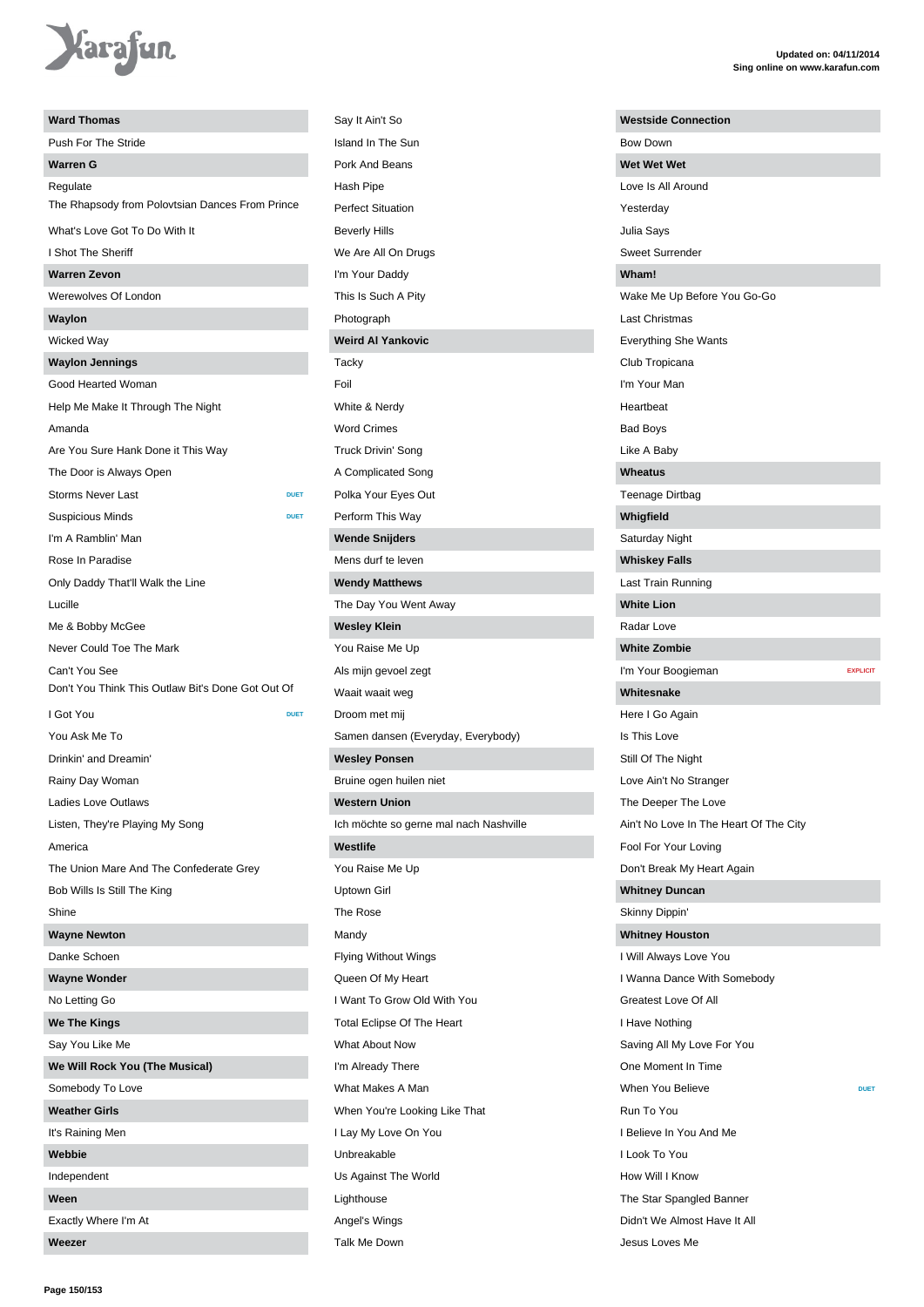Updated on: 04/11/2014
Sing online on www.karafun.com

### Ward Thomas

- Push For The Stride

### Warren G

- Regulate
- The Rhapsody from Polovtsian Dances From Prince
- What's Love Got To Do With It
- I Shot The Sheriff

### Warren Zevon

- Werewolves Of London

### Waylon

- Wicked Way

### Waylon Jennings

- Good Hearted Woman
- Help Me Make It Through The Night
- Amanda
- Are You Sure Hank Done it This Way
- The Door is Always Open
- Storms Never Last — DUET
- Suspicious Minds — DUET
- I'm A Ramblin' Man
- Rose In Paradise
- Only Daddy That'll Walk the Line
- Lucille
- Me & Bobby McGee
- Never Could Toe The Mark
- Can't You See
- Don't You Think This Outlaw Bit's Done Got Out Of
- I Got You — DUET
- You Ask Me To
- Drinkin' and Dreamin'
- Rainy Day Woman
- Ladies Love Outlaws
- Listen, They're Playing My Song
- America
- The Union Mare And The Confederate Grey
- Bob Wills Is Still The King
- Shine

### Wayne Newton

- Danke Schoen

### Wayne Wonder

- No Letting Go

### We The Kings

- Say You Like Me

### We Will Rock You (The Musical)

- Somebody To Love

### Weather Girls

- It's Raining Men

### Webbie

- Independent

### Ween

- Exactly Where I'm At

### Weezer

- Say It Ain't So
- Island In The Sun
- Pork And Beans
- Hash Pipe
- Perfect Situation
- Beverly Hills
- We Are All On Drugs
- I'm Your Daddy
- This Is Such A Pity
- Photograph

### Weird Al Yankovic

- Tacky
- Foil
- White & Nerdy
- Word Crimes
- Truck Drivin' Song
- A Complicated Song
- Polka Your Eyes Out
- Perform This Way

### Wende Snijders

- Mens durf te leven

### Wendy Matthews

- The Day You Went Away

### Wesley Klein

- You Raise Me Up
- Als mijn gevoel zegt
- Waait waait weg
- Droom met mij
- Samen dansen (Everyday, Everybody)

### Wesley Ponsen

- Bruine ogen huilen niet

### Western Union

- Ich möchte so gerne mal nach Nashville

### Westlife

- You Raise Me Up
- Uptown Girl
- The Rose
- Mandy
- Flying Without Wings
- Queen Of My Heart
- I Want To Grow Old With You
- Total Eclipse Of The Heart
- What About Now
- I'm Already There
- What Makes A Man
- When You're Looking Like That
- I Lay My Love On You
- Unbreakable
- Us Against The World
- Lighthouse
- Angel's Wings
- Talk Me Down

### Westside Connection

- Bow Down

### Wet Wet Wet

- Love Is All Around
- Yesterday
- Julia Says
- Sweet Surrender

### Wham!

- Wake Me Up Before You Go-Go
- Last Christmas
- Everything She Wants
- Club Tropicana
- I'm Your Man
- Heartbeat
- Bad Boys
- Like A Baby

### Wheatus

- Teenage Dirtbag

### Whigfield

- Saturday Night

### Whiskey Falls

- Last Train Running

### White Lion

- Radar Love

### White Zombie

- I'm Your Boogieman — EXPLICIT

### Whitesnake

- Here I Go Again
- Is This Love
- Still Of The Night
- Love Ain't No Stranger
- The Deeper The Love
- Ain't No Love In The Heart Of The City
- Fool For Your Loving
- Don't Break My Heart Again

### Whitney Duncan

- Skinny Dippin'

### Whitney Houston

- I Will Always Love You
- I Wanna Dance With Somebody
- Greatest Love Of All
- I Have Nothing
- Saving All My Love For You
- One Moment In Time
- When You Believe — DUET
- Run To You
- I Believe In You And Me
- I Look To You
- How Will I Know
- The Star Spangled Banner
- Didn't We Almost Have It All
- Jesus Loves Me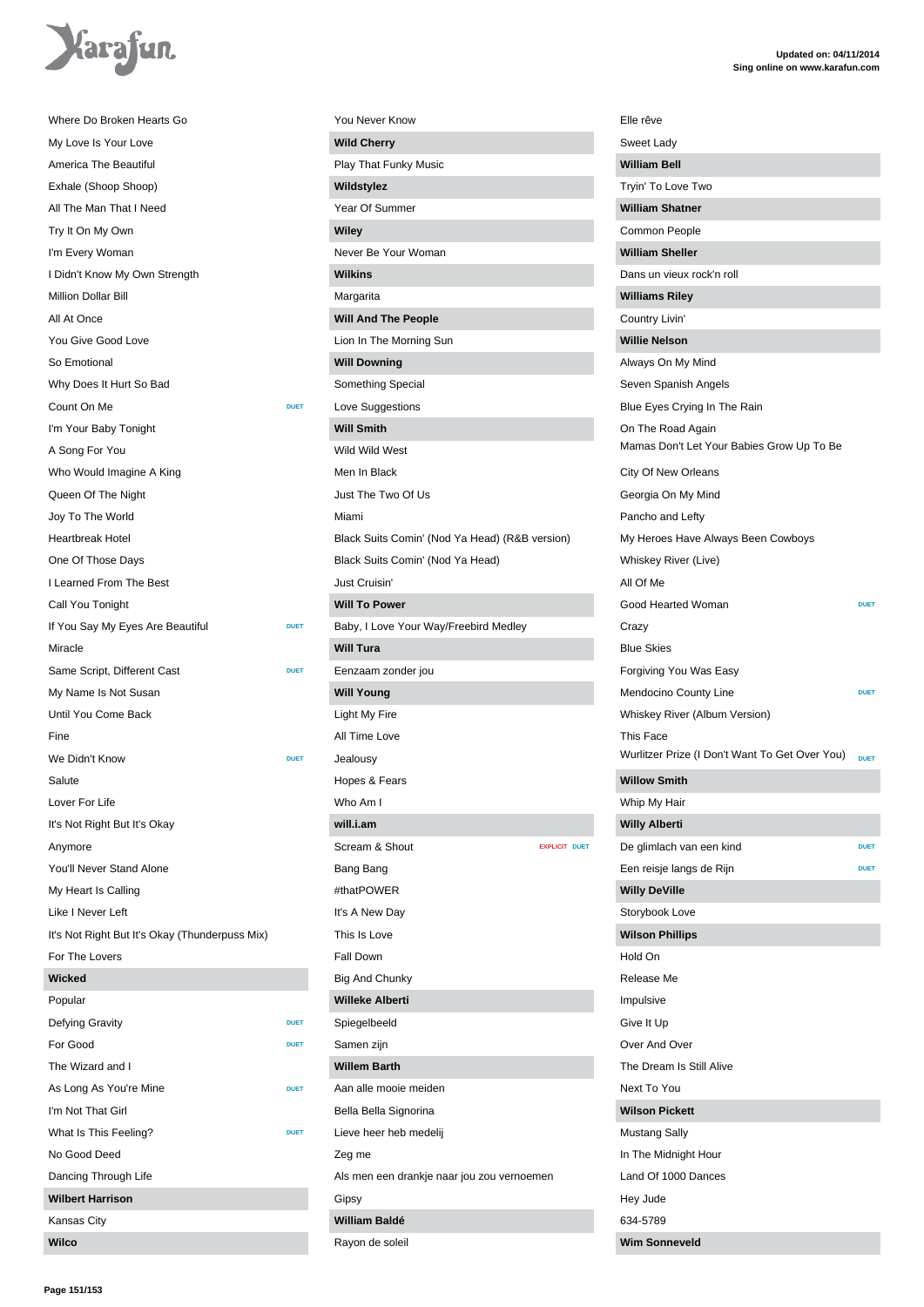Where Do Broken Hearts Go
My Love Is Your Love
America The Beautiful
Exhale (Shoop Shoop)
All The Man That I Need
Try It On My Own
I'm Every Woman
I Didn't Know My Own Strength
Million Dollar Bill
All At Once
You Give Good Love
So Emotional
Why Does It Hurt So Bad
Count On Me — DUET
I'm Your Baby Tonight
A Song For You
Who Would Imagine A King
Queen Of The Night
Joy To The World
Heartbreak Hotel
One Of Those Days
I Learned From The Best
Call You Tonight
If You Say My Eyes Are Beautiful — DUET
Miracle
Same Script, Different Cast — DUET
My Name Is Not Susan
Until You Come Back
Fine
We Didn't Know — DUET
Salute
Lover For Life
It's Not Right But It's Okay
Anymore
You'll Never Stand Alone
My Heart Is Calling
Like I Never Left
It's Not Right But It's Okay (Thunderpuss Mix)
For The Lovers

**Wicked**

Popular
Defying Gravity — DUET
For Good — DUET
The Wizard and I
As Long As You're Mine — DUET
I'm Not That Girl
What Is This Feeling? — DUET
No Good Deed
Dancing Through Life

**Wilbert Harrison**

Kansas City

**Wilco**

You Never Know

**Wild Cherry**

Play That Funky Music

**Wildstylez**

Year Of Summer

**Wiley**

Never Be Your Woman

**Wilkins**

Margarita

**Will And The People**

Lion In The Morning Sun

**Will Downing**

Something Special
Love Suggestions

**Will Smith**

Wild Wild West
Men In Black
Just The Two Of Us
Miami
Black Suits Comin' (Nod Ya Head) (R&B version)
Black Suits Comin' (Nod Ya Head)
Just Cruisin'

**Will To Power**

Baby, I Love Your Way/Freebird Medley

**Will Tura**

Eenzaam zonder jou

**Will Young**

Light My Fire
All Time Love
Jealousy
Hopes & Fears
Who Am I

**will.i.am**

Scream & Shout — EXPLICIT DUET
Bang Bang
#thatPOWER
It's A New Day
This Is Love
Fall Down
Big And Chunky

**Willeke Alberti**

Spiegelbeeld
Samen zijn

**Willem Barth**

Aan alle mooie meiden
Bella Bella Signorina
Lieve heer heb medelij
Zeg me
Als men een drankje naar jou zou vernoemen
Gipsy

**William Baldé**

Rayon de soleil
Elle rêve
Sweet Lady

**William Bell**

Tryin' To Love Two

**William Shatner**

Common People

**William Sheller**

Dans un vieux rock'n roll

**Williams Riley**

Country Livin'

**Willie Nelson**

Always On My Mind
Seven Spanish Angels
Blue Eyes Crying In The Rain
On The Road Again
Mamas Don't Let Your Babies Grow Up To Be
City Of New Orleans
Georgia On My Mind
Pancho and Lefty
My Heroes Have Always Been Cowboys
Whiskey River (Live)
All Of Me
Good Hearted Woman — DUET
Crazy
Blue Skies
Forgiving You Was Easy
Mendocino County Line — DUET
Whiskey River (Album Version)
This Face
Wurlitzer Prize (I Don't Want To Get Over You) — DUET

**Willow Smith**

Whip My Hair

**Willy Alberti**

De glimlach van een kind — DUET
Een reisje langs de Rijn — DUET

**Willy DeVille**

Storybook Love

**Wilson Phillips**

Hold On
Release Me
Impulsive
Give It Up
Over And Over
The Dream Is Still Alive
Next To You

**Wilson Pickett**

Mustang Sally
In The Midnight Hour
Land Of 1000 Dances
Hey Jude
634-5789

**Wim Sonneveld**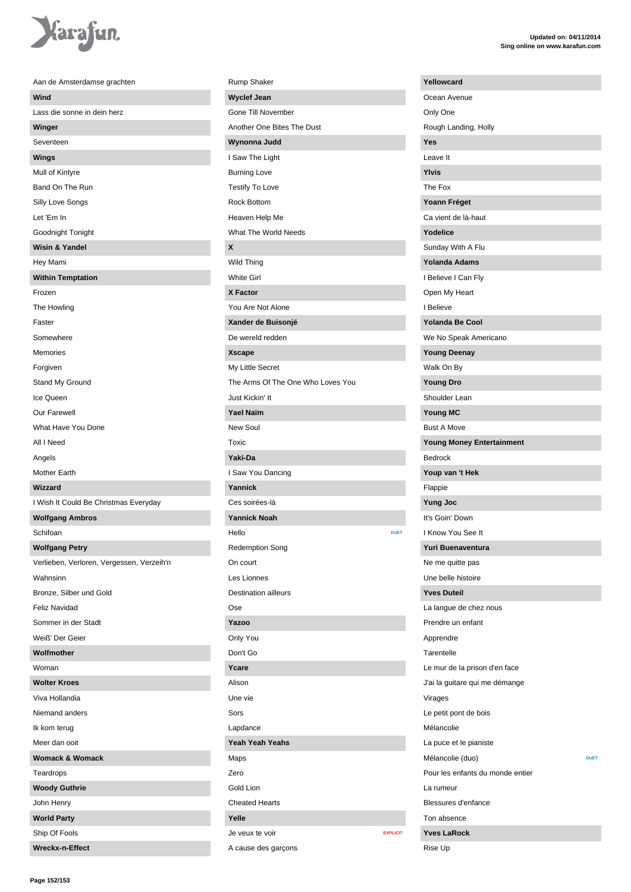Aan de Amsterdamse grachten

**Wind**

Lass die sonne in dein herz

**Winger**

Seventeen

**Wings**

Mull of Kintyre

Band On The Run

Silly Love Songs

Let 'Em In

Goodnight Tonight

**Wisin & Yandel**

Hey Mami

**Within Temptation**

Frozen

The Howling

Faster

Somewhere

Memories

Forgiven

Stand My Ground

Ice Queen

Our Farewell

What Have You Done

All I Need

Angels

Mother Earth

**Wizzard**

I Wish It Could Be Christmas Everyday

**Wolfgang Ambros**

Schifoan

**Wolfgang Petry**

Verlieben, Verloren, Vergessen, Verzeih'n

Wahnsinn

Bronze, Silber und Gold

Feliz Navidad

Sommer in der Stadt

Weiß' Der Geier

**Wolfmother**

Woman

**Wolter Kroes**

Viva Hollandia

Niemand anders

Ik kom terug

Meer dan ooit

**Womack & Womack**

Teardrops

**Woody Guthrie**

John Henry

**World Party**

Ship Of Fools

**Wreckx-n-Effect**

Rump Shaker

**Wyclef Jean**

Gone Till November

Another One Bites The Dust

**Wynonna Judd**

I Saw The Light

Burning Love

Testify To Love

Rock Bottom

Heaven Help Me

What The World Needs

**X**

Wild Thing

White Girl

**X Factor**

You Are Not Alone

**Xander de Buisonjé**

De wereld redden

**Xscape**

My Little Secret

The Arms Of The One Who Loves You

Just Kickin' It

**Yael Naïm**

New Soul

Toxic

**Yaki-Da**

I Saw You Dancing

**Yannick**

Ces soirées-là

**Yannick Noah**

Hello — DUET

Redemption Song

On court

Les Lionnes

Destination ailleurs

Ose

**Yazoo**

Only You

Don't Go

**Ycare**

Alison

Une vie

Sors

Lapdance

**Yeah Yeah Yeahs**

Maps

Zero

Gold Lion

Cheated Hearts

**Yelle**

Je veux te voir — EXPLICIT

A cause des garçons

**Yellowcard**

Ocean Avenue

Only One

Rough Landing, Holly

**Yes**

Leave It

**Ylvis**

The Fox

**Yoann Fréget**

Ca vient de là-haut

**Yodelice**

Sunday With A Flu

**Yolanda Adams**

I Believe I Can Fly

Open My Heart

I Believe

**Yolanda Be Cool**

We No Speak Americano

**Young Deenay**

Walk On By

**Young Dro**

Shoulder Lean

**Young MC**

Bust A Move

**Young Money Entertainment**

Bedrock

**Youp van 't Hek**

Flappie

**Yung Joc**

It's Goin' Down

I Know You See It

**Yuri Buenaventura**

Ne me quitte pas

Une belle histoire

**Yves Duteil**

La langue de chez nous

Prendre un enfant

Apprendre

Tarentelle

Le mur de la prison d'en face

J'ai la guitare qui me démange

Virages

Le petit pont de bois

Mélancolie

La puce et le pianiste

Mélancolie (duo) — DUET

Pour les enfants du monde entier

La rumeur

Blessures d'enfance

Ton absence

**Yves LaRock**

Rise Up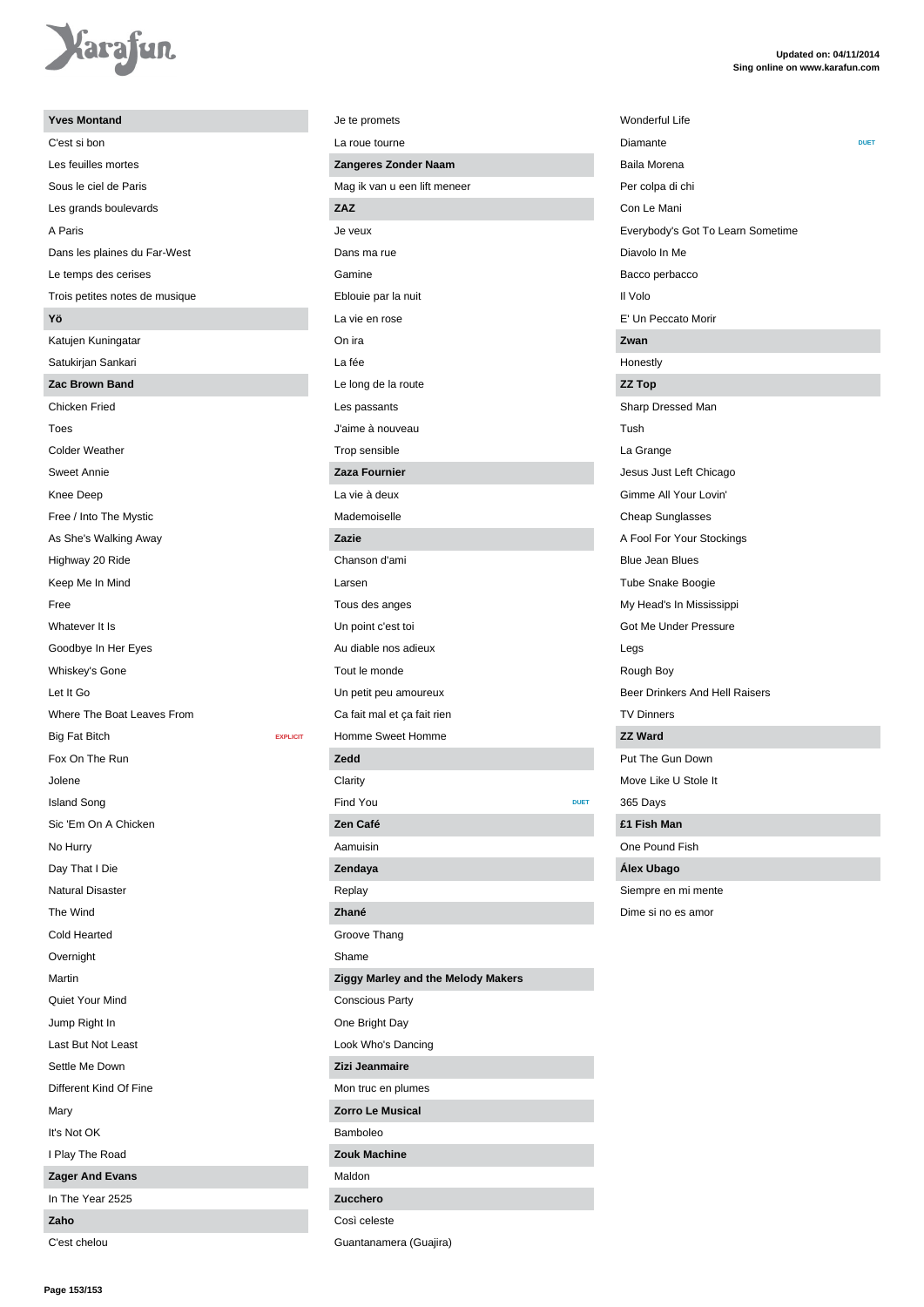Updated on: 04/11/2014
Sing online on www.karafun.com

## Yves Montand

C'est si bon
Les feuilles mortes
Sous le ciel de Paris
Les grands boulevards
A Paris
Dans les plaines du Far-West
Le temps des cerises
Trois petites notes de musique

## Yö

Katujen Kuningatar
Satukirjan Sankari

## Zac Brown Band

Chicken Fried
Toes
Colder Weather
Sweet Annie
Knee Deep
Free / Into The Mystic
As She's Walking Away
Highway 20 Ride
Keep Me In Mind
Free
Whatever It Is
Goodbye In Her Eyes
Whiskey's Gone
Let It Go
Where The Boat Leaves From
Big Fat Bitch EXPLICIT
Fox On The Run
Jolene
Island Song
Sic 'Em On A Chicken
No Hurry
Day That I Die
Natural Disaster
The Wind
Cold Hearted
Overnight
Martin
Quiet Your Mind
Jump Right In
Last But Not Least
Settle Me Down
Different Kind Of Fine
Mary
It's Not OK
I Play The Road

## Zager And Evans

In The Year 2525

## Zaho

C'est chelou
Je te promets
La roue tourne

## Zangeres Zonder Naam

Mag ik van u een lift meneer

## ZAZ

Je veux
Dans ma rue
Gamine
Eblouie par la nuit
La vie en rose
On ira
La fée
Le long de la route
Les passants
J'aime à nouveau
Trop sensible

## Zaza Fournier

La vie à deux
Mademoiselle

## Zazie

Chanson d'ami
Larsen
Tous des anges
Un point c'est toi
Au diable nos adieux
Tout le monde
Un petit peu amoureux
Ca fait mal et ça fait rien
Homme Sweet Homme

## Zedd

Clarity
Find You DUET

## Zen Café

Aamuisin

## Zendaya

Replay

## Zhané

Groove Thang
Shame

## Ziggy Marley and the Melody Makers

Conscious Party
One Bright Day
Look Who's Dancing

## Zizi Jeanmaire

Mon truc en plumes

## Zorro Le Musical

Bamboleo

## Zouk Machine

Maldon

## Zucchero

Così celeste
Guantanamera (Guajira)
Wonderful Life
Diamante DUET
Baila Morena
Per colpa di chi
Con Le Mani
Everybody's Got To Learn Sometime
Diavolo In Me
Bacco perbacco
Il Volo
E' Un Peccato Morir

## Zwan

Honestly

## ZZ Top

Sharp Dressed Man
Tush
La Grange
Jesus Just Left Chicago
Gimme All Your Lovin'
Cheap Sunglasses
A Fool For Your Stockings
Blue Jean Blues
Tube Snake Boogie
My Head's In Mississippi
Got Me Under Pressure
Legs
Rough Boy
Beer Drinkers And Hell Raisers
TV Dinners

## ZZ Ward

Put The Gun Down
Move Like U Stole It
365 Days

## £1 Fish Man

One Pound Fish

## Álex Ubago

Siempre en mi mente
Dime si no es amor